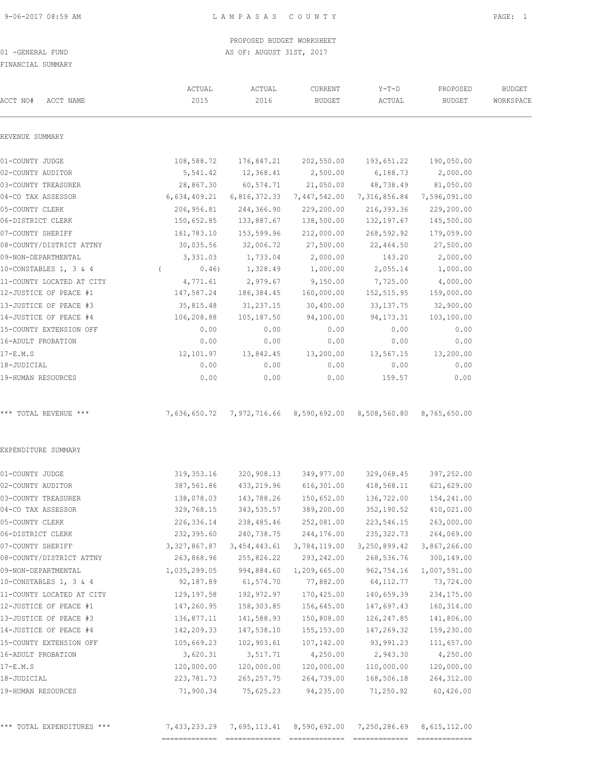LAMPASAS COUNTY

PROPOSED BUDGET WORKSHEET

01 -GENERAL FUND — AS OF: AUGUST 31ST, 2017

FINANCIAL SUMMARY

| ACCT NO# ACCT NAME | ACTUAL 2015 | ACTUAL 2016 | CURRENT BUDGET | Y-T-D ACTUAL | PROPOSED BUDGET | BUDGET WORKSPACE |
|---|---|---|---|---|---|---|
| **REVENUE SUMMARY** | | | | | | |
| 01-COUNTY JUDGE | 108,588.72 | 176,847.21 | 202,550.00 | 193,651.22 | 190,050.00 | |
| 02-COUNTY AUDITOR | 5,541.42 | 12,368.41 | 2,500.00 | 6,188.73 | 2,000.00 | |
| 03-COUNTY TREASURER | 28,867.30 | 60,574.71 | 21,050.00 | 48,738.49 | 81,050.00 | |
| 04-CO TAX ASSESSOR | 6,634,409.21 | 6,816,372.33 | 7,447,542.00 | 7,316,856.84 | 7,596,091.00 | |
| 05-COUNTY CLERK | 206,956.81 | 244,366.90 | 229,200.00 | 216,393.36 | 229,200.00 | |
| 06-DISTRICT CLERK | 150,652.85 | 133,887.67 | 138,500.00 | 132,197.67 | 145,500.00 | |
| 07-COUNTY SHERIFF | 161,783.10 | 153,599.96 | 212,000.00 | 268,592.92 | 179,059.00 | |
| 08-COUNTY/DISTRICT ATTNY | 30,035.56 | 32,006.72 | 27,500.00 | 22,464.50 | 27,500.00 | |
| 09-NON-DEPARTMENTAL | 3,331.03 | 1,733.04 | 2,000.00 | 143.20 | 2,000.00 | |
| 10-CONSTABLES 1, 3 & 4 | ( 0.46) | 1,328.49 | 1,000.00 | 2,055.14 | 1,000.00 | |
| 11-COUNTY LOCATED AT CITY | 4,771.61 | 2,979.67 | 9,150.00 | 7,725.00 | 4,000.00 | |
| 12-JUSTICE OF PEACE #1 | 147,587.24 | 186,384.45 | 160,000.00 | 152,515.95 | 159,000.00 | |
| 13-JUSTICE OF PEACE #3 | 35,815.48 | 31,237.15 | 30,400.00 | 33,137.75 | 32,900.00 | |
| 14-JUSTICE OF PEACE #4 | 106,208.88 | 105,187.50 | 94,100.00 | 94,173.31 | 103,100.00 | |
| 15-COUNTY EXTENSION OFF | 0.00 | 0.00 | 0.00 | 0.00 | 0.00 | |
| 16-ADULT PROBATION | 0.00 | 0.00 | 0.00 | 0.00 | 0.00 | |
| 17-E.M.S | 12,101.97 | 13,842.45 | 13,200.00 | 13,567.15 | 13,200.00 | |
| 18-JUDICIAL | 0.00 | 0.00 | 0.00 | 0.00 | 0.00 | |
| 19-HUMAN RESOURCES | 0.00 | 0.00 | 0.00 | 159.57 | 0.00 | |
| *** TOTAL REVENUE *** | 7,636,650.72 | 7,972,716.66 | 8,590,692.00 | 8,508,560.80 | 8,765,650.00 | |
| **EXPENDITURE SUMMARY** | | | | | | |
| 01-COUNTY JUDGE | 319,353.16 | 320,908.13 | 349,977.00 | 329,068.45 | 397,252.00 | |
| 02-COUNTY AUDITOR | 387,561.86 | 433,219.96 | 616,301.00 | 418,568.11 | 621,629.00 | |
| 03-COUNTY TREASURER | 138,078.03 | 143,788.26 | 150,652.00 | 136,722.00 | 154,241.00 | |
| 04-CO TAX ASSESSOR | 329,768.15 | 343,535.57 | 389,200.00 | 352,190.52 | 410,021.00 | |
| 05-COUNTY CLERK | 226,336.14 | 238,485.46 | 252,081.00 | 223,546.15 | 263,000.00 | |
| 06-DISTRICT CLERK | 232,395.60 | 240,738.75 | 244,176.00 | 235,322.73 | 264,069.00 | |
| 07-COUNTY SHERIFF | 3,327,867.87 | 3,454,443.61 | 3,784,119.00 | 3,250,899.42 | 3,867,266.00 | |
| 08-COUNTY/DISTRICT ATTNY | 263,868.96 | 255,826.22 | 293,242.00 | 268,536.76 | 300,149.00 | |
| 09-NON-DEPARTMENTAL | 1,035,299.05 | 994,884.60 | 1,209,665.00 | 962,754.16 | 1,007,591.00 | |
| 10-CONSTABLES 1, 3 & 4 | 92,187.89 | 61,574.70 | 77,882.00 | 64,112.77 | 73,724.00 | |
| 11-COUNTY LOCATED AT CITY | 129,197.58 | 192,972.97 | 170,425.00 | 140,659.39 | 234,175.00 | |
| 12-JUSTICE OF PEACE #1 | 147,260.95 | 158,303.85 | 156,645.00 | 147,697.43 | 160,314.00 | |
| 13-JUSTICE OF PEACE #3 | 136,877.11 | 141,588.93 | 150,808.00 | 126,247.85 | 141,806.00 | |
| 14-JUSTICE OF PEACE #4 | 142,209.33 | 147,538.10 | 155,153.00 | 147,269.32 | 159,230.00 | |
| 15-COUNTY EXTENSION OFF | 105,669.23 | 102,903.61 | 107,142.00 | 93,991.23 | 111,657.00 | |
| 16-ADULT PROBATION | 3,620.31 | 3,517.71 | 4,250.00 | 2,943.30 | 4,250.00 | |
| 17-E.M.S | 120,000.00 | 120,000.00 | 120,000.00 | 110,000.00 | 120,000.00 | |
| 18-JUDICIAL | 223,781.73 | 265,257.75 | 264,739.00 | 168,506.18 | 264,312.00 | |
| 19-HUMAN RESOURCES | 71,900.34 | 75,625.23 | 94,235.00 | 71,250.92 | 60,426.00 | |
| *** TOTAL EXPENDITURES *** | 7,433,233.29 | 7,695,113.41 | 8,590,692.00 | 7,250,286.69 | 8,615,112.00 | |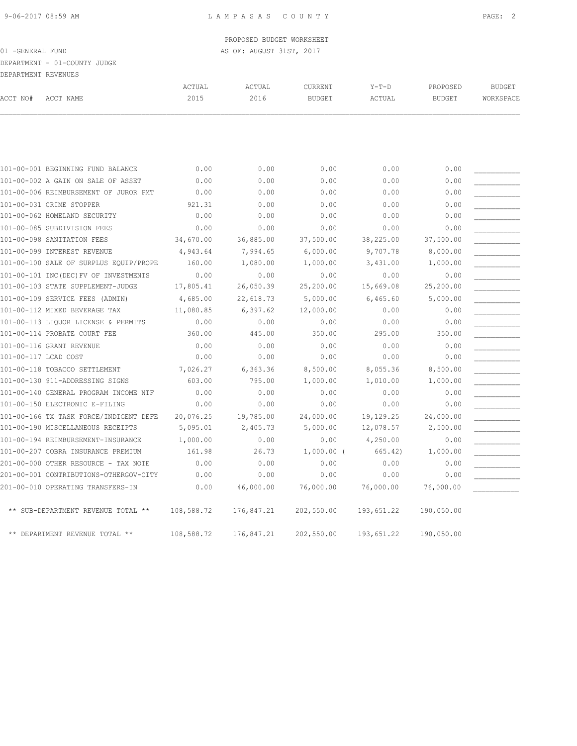PROPOSED BUDGET WORKSHEET

01 -GENERAL FUND — AS OF: AUGUST 31ST, 2017

DEPARTMENT - 01-COUNTY JUDGE

DEPARTMENT REVENUES

| ACCT NO# | ACCT NAME | ACTUAL 2015 | ACTUAL 2016 | CURRENT BUDGET | Y-T-D ACTUAL | PROPOSED BUDGET | BUDGET WORKSPACE |
|---|---|---|---|---|---|---|---|
| 101-00-001 | BEGINNING FUND BALANCE | 0.00 | 0.00 | 0.00 | 0.00 | 0.00 | ___________ |
| 101-00-002 | A GAIN ON SALE OF ASSET | 0.00 | 0.00 | 0.00 | 0.00 | 0.00 | ___________ |
| 101-00-006 | REIMBURSEMENT OF JUROR PMT | 0.00 | 0.00 | 0.00 | 0.00 | 0.00 | ___________ |
| 101-00-031 | CRIME STOPPER | 921.31 | 0.00 | 0.00 | 0.00 | 0.00 | ___________ |
| 101-00-062 | HOMELAND SECURITY | 0.00 | 0.00 | 0.00 | 0.00 | 0.00 | ___________ |
| 101-00-085 | SUBDIVISION FEES | 0.00 | 0.00 | 0.00 | 0.00 | 0.00 | ___________ |
| 101-00-098 | SANITATION FEES | 34,670.00 | 36,885.00 | 37,500.00 | 38,225.00 | 37,500.00 | ___________ |
| 101-00-099 | INTEREST REVENUE | 4,943.64 | 7,994.65 | 6,000.00 | 9,707.78 | 8,000.00 | ___________ |
| 101-00-100 | SALE OF SURPLUS EQUIP/PROPE | 160.00 | 1,080.00 | 1,000.00 | 3,431.00 | 1,000.00 | ___________ |
| 101-00-101 | INC(DEC)FV OF INVESTMENTS | 0.00 | 0.00 | 0.00 | 0.00 | 0.00 | ___________ |
| 101-00-103 | STATE SUPPLEMENT-JUDGE | 17,805.41 | 26,050.39 | 25,200.00 | 15,669.08 | 25,200.00 | ___________ |
| 101-00-109 | SERVICE FEES (ADMIN) | 4,685.00 | 22,618.73 | 5,000.00 | 6,465.60 | 5,000.00 | ___________ |
| 101-00-112 | MIXED BEVERAGE TAX | 11,080.85 | 6,397.62 | 12,000.00 | 0.00 | 0.00 | ___________ |
| 101-00-113 | LIQUOR LICENSE & PERMITS | 0.00 | 0.00 | 0.00 | 0.00 | 0.00 | ___________ |
| 101-00-114 | PROBATE COURT FEE | 360.00 | 445.00 | 350.00 | 295.00 | 350.00 | ___________ |
| 101-00-116 | GRANT REVENUE | 0.00 | 0.00 | 0.00 | 0.00 | 0.00 | ___________ |
| 101-00-117 | LCAD COST | 0.00 | 0.00 | 0.00 | 0.00 | 0.00 | ___________ |
| 101-00-118 | TOBACCO SETTLEMENT | 7,026.27 | 6,363.36 | 8,500.00 | 8,055.36 | 8,500.00 | ___________ |
| 101-00-130 | 911-ADDRESSING SIGNS | 603.00 | 795.00 | 1,000.00 | 1,010.00 | 1,000.00 | ___________ |
| 101-00-140 | GENERAL PROGRAM INCOME NTF | 0.00 | 0.00 | 0.00 | 0.00 | 0.00 | ___________ |
| 101-00-150 | ELECTRONIC E-FILING | 0.00 | 0.00 | 0.00 | 0.00 | 0.00 | ___________ |
| 101-00-166 | TX TASK FORCE/INDIGENT DEFE | 20,076.25 | 19,785.00 | 24,000.00 | 19,129.25 | 24,000.00 | ___________ |
| 101-00-190 | MISCELLANEOUS RECEIPTS | 5,095.01 | 2,405.73 | 5,000.00 | 12,078.57 | 2,500.00 | ___________ |
| 101-00-194 | REIMBURSEMENT-INSURANCE | 1,000.00 | 0.00 | 0.00 | 4,250.00 | 0.00 | ___________ |
| 101-00-207 | COBRA INSURANCE PREMIUM | 161.98 | 26.73 | 1,000.00 | ( 665.42) | 1,000.00 | ___________ |
| 201-00-000 | OTHER RESOURCE - TAX NOTE | 0.00 | 0.00 | 0.00 | 0.00 | 0.00 | ___________ |
| 201-00-001 | CONTRIBUTIONS-OTHERGOV-CITY | 0.00 | 0.00 | 0.00 | 0.00 | 0.00 | ___________ |
| 201-00-010 | OPERATING TRANSFERS-IN | 0.00 | 46,000.00 | 76,000.00 | 76,000.00 | 76,000.00 | ___________ |
| | ** SUB-DEPARTMENT REVENUE TOTAL ** | 108,588.72 | 176,847.21 | 202,550.00 | 193,651.22 | 190,050.00 | |
| | ** DEPARTMENT REVENUE TOTAL ** | 108,588.72 | 176,847.21 | 202,550.00 | 193,651.22 | 190,050.00 | |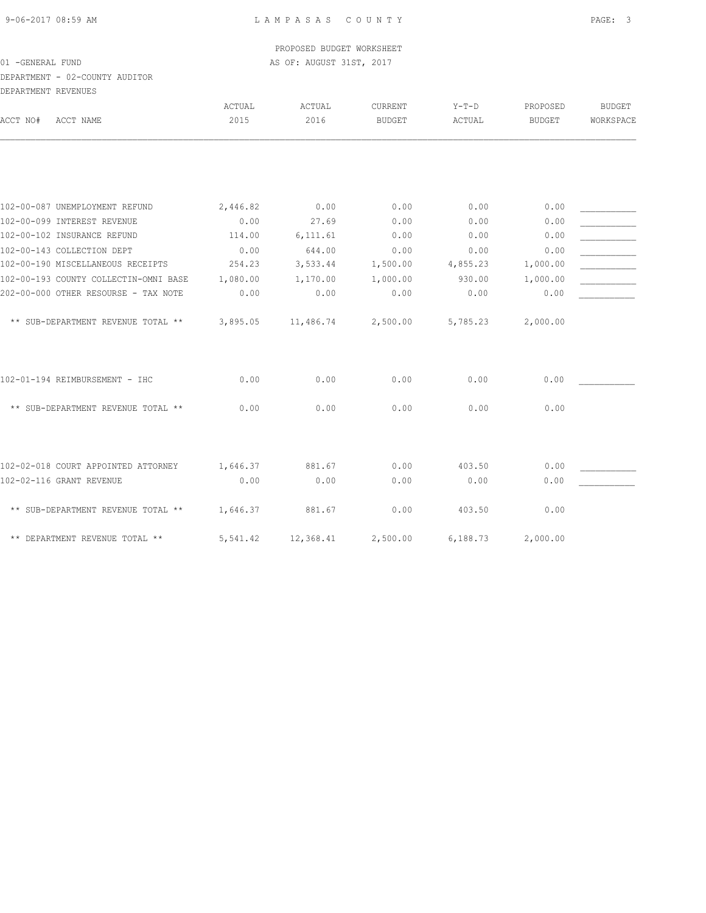PROPOSED BUDGET WORKSHEET

01 -GENERAL FUND — AS OF: AUGUST 31ST, 2017

DEPARTMENT - 02-COUNTY AUDITOR

DEPARTMENT REVENUES

| ACCT NO# ACCT NAME | ACTUAL 2015 | ACTUAL 2016 | CURRENT BUDGET | Y-T-D ACTUAL | PROPOSED BUDGET | BUDGET WORKSPACE |
|---|---|---|---|---|---|---|
| 102-00-087 UNEMPLOYMENT REFUND | 2,446.82 | 0.00 | 0.00 | 0.00 | 0.00 | ___________ |
| 102-00-099 INTEREST REVENUE | 0.00 | 27.69 | 0.00 | 0.00 | 0.00 | ___________ |
| 102-00-102 INSURANCE REFUND | 114.00 | 6,111.61 | 0.00 | 0.00 | 0.00 | ___________ |
| 102-00-143 COLLECTION DEPT | 0.00 | 644.00 | 0.00 | 0.00 | 0.00 | ___________ |
| 102-00-190 MISCELLANEOUS RECEIPTS | 254.23 | 3,533.44 | 1,500.00 | 4,855.23 | 1,000.00 | ___________ |
| 102-00-193 COUNTY COLLECTIN-OMNI BASE | 1,080.00 | 1,170.00 | 1,000.00 | 930.00 | 1,000.00 | ___________ |
| 202-00-000 OTHER RESOURSE - TAX NOTE | 0.00 | 0.00 | 0.00 | 0.00 | 0.00 | ___________ |
| ** SUB-DEPARTMENT REVENUE TOTAL ** | 3,895.05 | 11,486.74 | 2,500.00 | 5,785.23 | 2,000.00 | |
| 102-01-194 REIMBURSEMENT - IHC | 0.00 | 0.00 | 0.00 | 0.00 | 0.00 | ___________ |
| ** SUB-DEPARTMENT REVENUE TOTAL ** | 0.00 | 0.00 | 0.00 | 0.00 | 0.00 | |
| 102-02-018 COURT APPOINTED ATTORNEY | 1,646.37 | 881.67 | 0.00 | 403.50 | 0.00 | ___________ |
| 102-02-116 GRANT REVENUE | 0.00 | 0.00 | 0.00 | 0.00 | 0.00 | ___________ |
| ** SUB-DEPARTMENT REVENUE TOTAL ** | 1,646.37 | 881.67 | 0.00 | 403.50 | 0.00 | |
| ** DEPARTMENT REVENUE TOTAL ** | 5,541.42 | 12,368.41 | 2,500.00 | 6,188.73 | 2,000.00 | |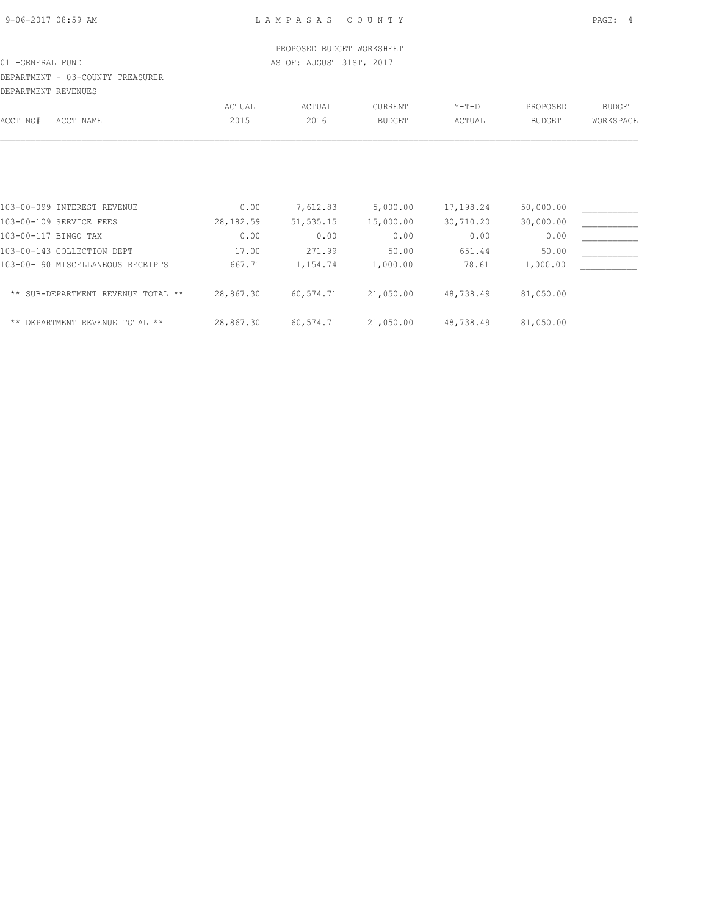PROPOSED BUDGET WORKSHEET

01 -GENERAL FUND — AS OF: AUGUST 31ST, 2017

DEPARTMENT - 03-COUNTY TREASURER

DEPARTMENT REVENUES

| ACCT NO# | ACCT NAME | ACTUAL 2015 | ACTUAL 2016 | CURRENT BUDGET | Y-T-D ACTUAL | PROPOSED BUDGET | BUDGET WORKSPACE |
|---|---|---|---|---|---|---|---|
| 103-00-099 | INTEREST REVENUE | 0.00 | 7,612.83 | 5,000.00 | 17,198.24 | 50,000.00 | ___________ |
| 103-00-109 | SERVICE FEES | 28,182.59 | 51,535.15 | 15,000.00 | 30,710.20 | 30,000.00 | ___________ |
| 103-00-117 | BINGO TAX | 0.00 | 0.00 | 0.00 | 0.00 | 0.00 | ___________ |
| 103-00-143 | COLLECTION DEPT | 17.00 | 271.99 | 50.00 | 651.44 | 50.00 | ___________ |
| 103-00-190 | MISCELLANEOUS RECEIPTS | 667.71 | 1,154.74 | 1,000.00 | 178.61 | 1,000.00 | ___________ |
| | ** SUB-DEPARTMENT REVENUE TOTAL ** | 28,867.30 | 60,574.71 | 21,050.00 | 48,738.49 | 81,050.00 | |
| | ** DEPARTMENT REVENUE TOTAL ** | 28,867.30 | 60,574.71 | 21,050.00 | 48,738.49 | 81,050.00 | |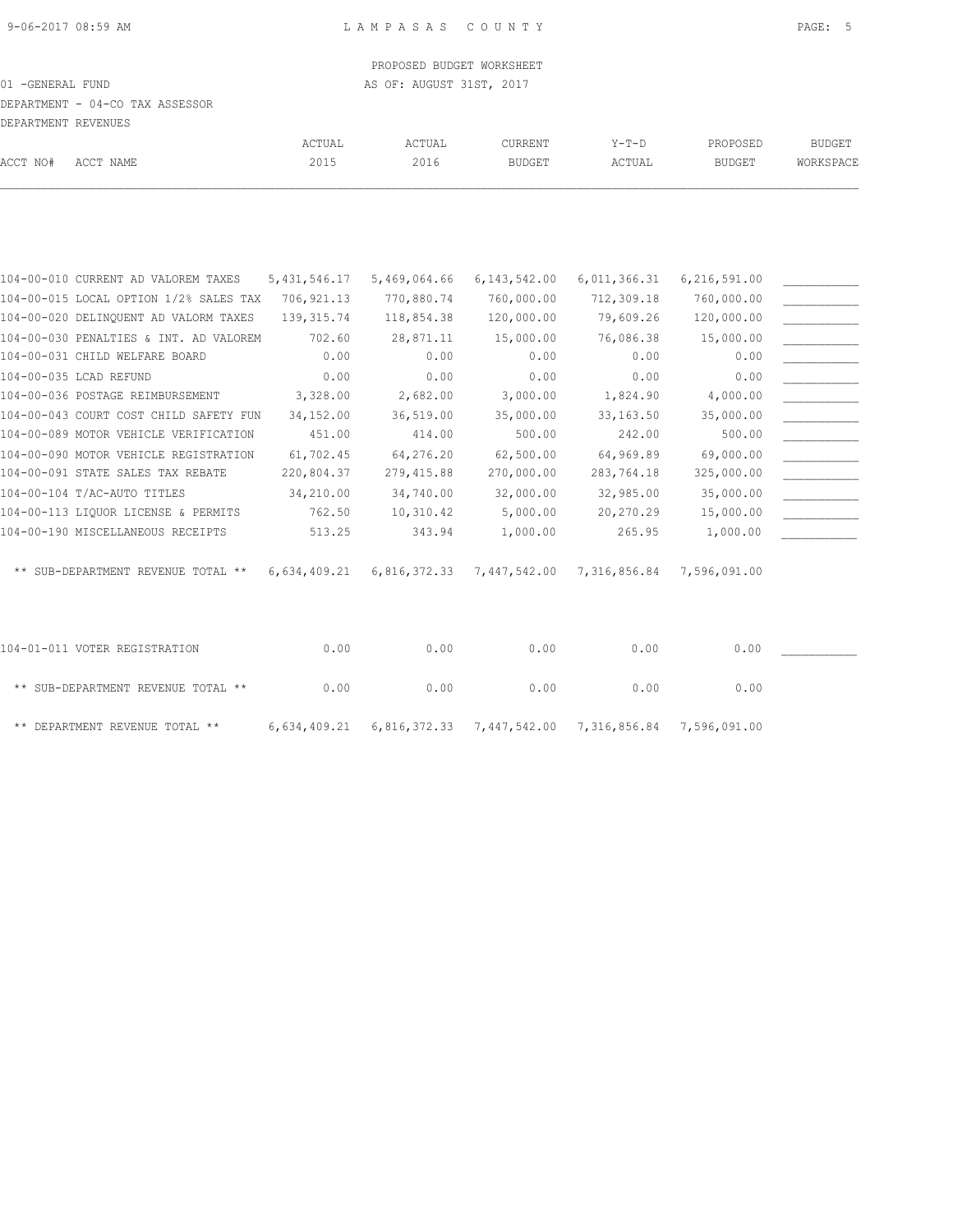PROPOSED BUDGET WORKSHEET

01 -GENERAL FUND AS OF: AUGUST 31ST, 2017

DEPARTMENT - 04-CO TAX ASSESSOR

DEPARTMENT REVENUES

| ACCT NO# | ACCT NAME | ACTUAL 2015 | ACTUAL 2016 | CURRENT BUDGET | Y-T-D ACTUAL | PROPOSED BUDGET | BUDGET WORKSPACE |
|---|---|---|---|---|---|---|---|
| 104-00-010 | CURRENT AD VALOREM TAXES | 5,431,546.17 | 5,469,064.66 | 6,143,542.00 | 6,011,366.31 | 6,216,591.00 | ___________ |
| 104-00-015 | LOCAL OPTION 1/2% SALES TAX | 706,921.13 | 770,880.74 | 760,000.00 | 712,309.18 | 760,000.00 | ___________ |
| 104-00-020 | DELINQUENT AD VALORM TAXES | 139,315.74 | 118,854.38 | 120,000.00 | 79,609.26 | 120,000.00 | ___________ |
| 104-00-030 | PENALTIES & INT. AD VALOREM | 702.60 | 28,871.11 | 15,000.00 | 76,086.38 | 15,000.00 | ___________ |
| 104-00-031 | CHILD WELFARE BOARD | 0.00 | 0.00 | 0.00 | 0.00 | 0.00 | ___________ |
| 104-00-035 | LCAD REFUND | 0.00 | 0.00 | 0.00 | 0.00 | 0.00 | ___________ |
| 104-00-036 | POSTAGE REIMBURSEMENT | 3,328.00 | 2,682.00 | 3,000.00 | 1,824.90 | 4,000.00 | ___________ |
| 104-00-043 | COURT COST CHILD SAFETY FUN | 34,152.00 | 36,519.00 | 35,000.00 | 33,163.50 | 35,000.00 | ___________ |
| 104-00-089 | MOTOR VEHICLE VERIFICATION | 451.00 | 414.00 | 500.00 | 242.00 | 500.00 | ___________ |
| 104-00-090 | MOTOR VEHICLE REGISTRATION | 61,702.45 | 64,276.20 | 62,500.00 | 64,969.89 | 69,000.00 | ___________ |
| 104-00-091 | STATE SALES TAX REBATE | 220,804.37 | 279,415.88 | 270,000.00 | 283,764.18 | 325,000.00 | ___________ |
| 104-00-104 | T/AC-AUTO TITLES | 34,210.00 | 34,740.00 | 32,000.00 | 32,985.00 | 35,000.00 | ___________ |
| 104-00-113 | LIQUOR LICENSE & PERMITS | 762.50 | 10,310.42 | 5,000.00 | 20,270.29 | 15,000.00 | ___________ |
| 104-00-190 | MISCELLANEOUS RECEIPTS | 513.25 | 343.94 | 1,000.00 | 265.95 | 1,000.00 | ___________ |
| | ** SUB-DEPARTMENT REVENUE TOTAL ** | 6,634,409.21 | 6,816,372.33 | 7,447,542.00 | 7,316,856.84 | 7,596,091.00 | |
| 104-01-011 | VOTER REGISTRATION | 0.00 | 0.00 | 0.00 | 0.00 | 0.00 | ___________ |
| | ** SUB-DEPARTMENT REVENUE TOTAL ** | 0.00 | 0.00 | 0.00 | 0.00 | 0.00 | |
| | ** DEPARTMENT REVENUE TOTAL ** | 6,634,409.21 | 6,816,372.33 | 7,447,542.00 | 7,316,856.84 | 7,596,091.00 | |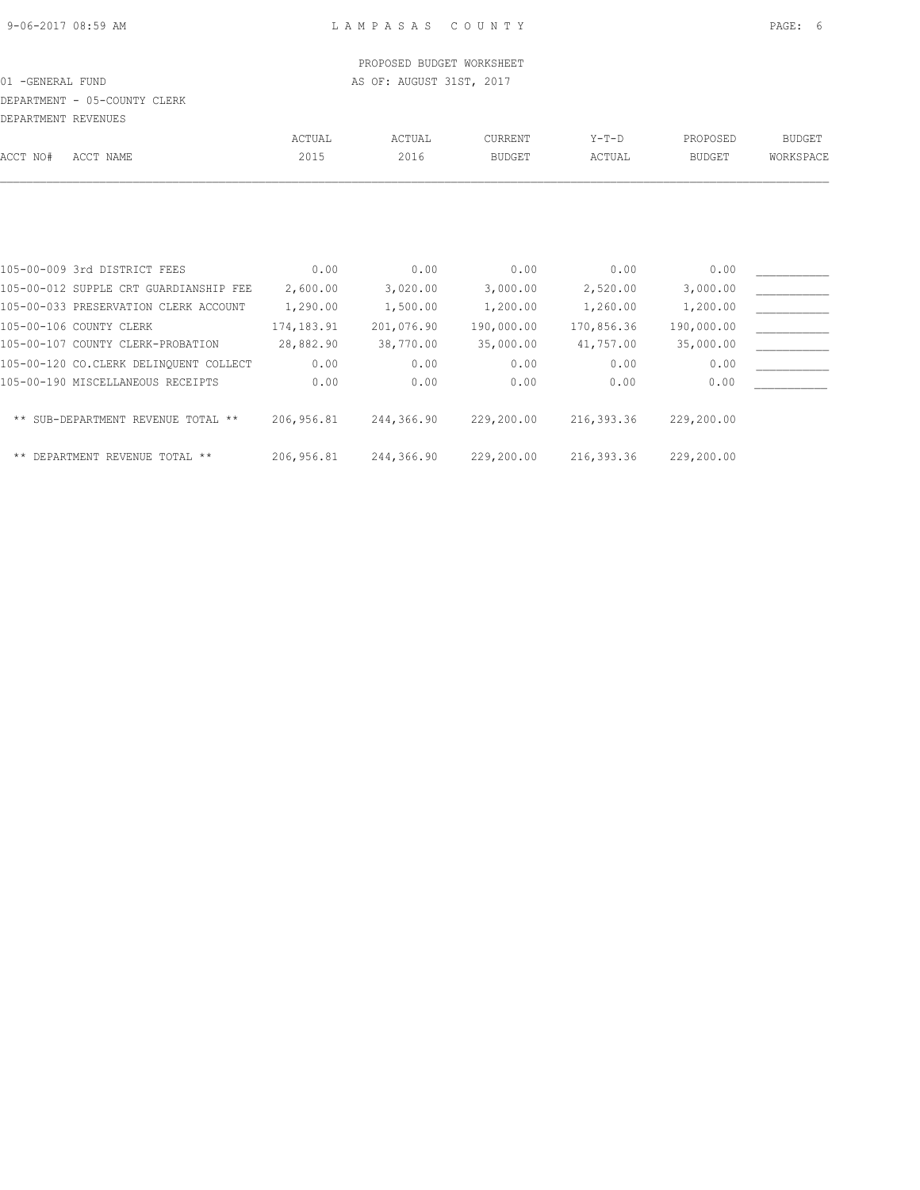PROPOSED BUDGET WORKSHEET

01 -GENERAL FUND AS OF: AUGUST 31ST, 2017

DEPARTMENT - 05-COUNTY CLERK

DEPARTMENT REVENUES

| ACCT NO# ACCT NAME | ACTUAL 2015 | ACTUAL 2016 | CURRENT BUDGET | Y-T-D ACTUAL | PROPOSED BUDGET | BUDGET WORKSPACE |
|---|---|---|---|---|---|---|
| 105-00-009 3rd DISTRICT FEES | 0.00 | 0.00 | 0.00 | 0.00 | 0.00 | ___________ |
| 105-00-012 SUPPLE CRT GUARDIANSHIP FEE | 2,600.00 | 3,020.00 | 3,000.00 | 2,520.00 | 3,000.00 | ___________ |
| 105-00-033 PRESERVATION CLERK ACCOUNT | 1,290.00 | 1,500.00 | 1,200.00 | 1,260.00 | 1,200.00 | ___________ |
| 105-00-106 COUNTY CLERK | 174,183.91 | 201,076.90 | 190,000.00 | 170,856.36 | 190,000.00 | ___________ |
| 105-00-107 COUNTY CLERK-PROBATION | 28,882.90 | 38,770.00 | 35,000.00 | 41,757.00 | 35,000.00 | ___________ |
| 105-00-120 CO.CLERK DELINQUENT COLLECT | 0.00 | 0.00 | 0.00 | 0.00 | 0.00 | ___________ |
| 105-00-190 MISCELLANEOUS RECEIPTS | 0.00 | 0.00 | 0.00 | 0.00 | 0.00 | ___________ |
| ** SUB-DEPARTMENT REVENUE TOTAL ** | 206,956.81 | 244,366.90 | 229,200.00 | 216,393.36 | 229,200.00 | |
| ** DEPARTMENT REVENUE TOTAL ** | 206,956.81 | 244,366.90 | 229,200.00 | 216,393.36 | 229,200.00 | |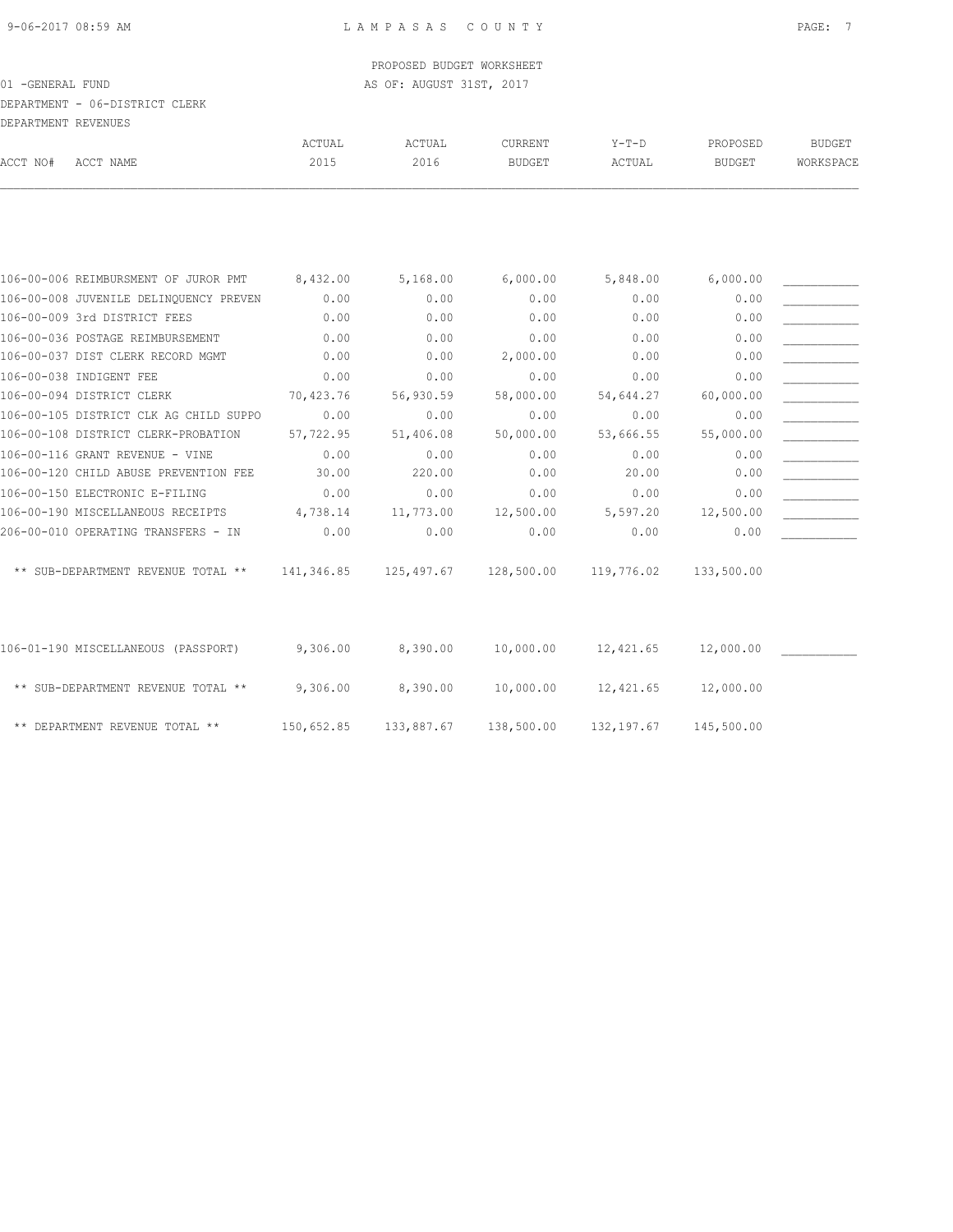PROPOSED BUDGET WORKSHEET

01 -GENERAL FUND AS OF: AUGUST 31ST, 2017

DEPARTMENT - 06-DISTRICT CLERK

DEPARTMENT REVENUES

| ACCT NO# ACCT NAME | ACTUAL 2015 | ACTUAL 2016 | CURRENT BUDGET | Y-T-D ACTUAL | PROPOSED BUDGET | BUDGET WORKSPACE |
|---|---|---|---|---|---|---|
| 106-00-006 REIMBURSMENT OF JUROR PMT | 8,432.00 | 5,168.00 | 6,000.00 | 5,848.00 | 6,000.00 | ___________ |
| 106-00-008 JUVENILE DELINQUENCY PREVEN | 0.00 | 0.00 | 0.00 | 0.00 | 0.00 | ___________ |
| 106-00-009 3rd DISTRICT FEES | 0.00 | 0.00 | 0.00 | 0.00 | 0.00 | ___________ |
| 106-00-036 POSTAGE REIMBURSEMENT | 0.00 | 0.00 | 0.00 | 0.00 | 0.00 | ___________ |
| 106-00-037 DIST CLERK RECORD MGMT | 0.00 | 0.00 | 2,000.00 | 0.00 | 0.00 | ___________ |
| 106-00-038 INDIGENT FEE | 0.00 | 0.00 | 0.00 | 0.00 | 0.00 | ___________ |
| 106-00-094 DISTRICT CLERK | 70,423.76 | 56,930.59 | 58,000.00 | 54,644.27 | 60,000.00 | ___________ |
| 106-00-105 DISTRICT CLK AG CHILD SUPPO | 0.00 | 0.00 | 0.00 | 0.00 | 0.00 | ___________ |
| 106-00-108 DISTRICT CLERK-PROBATION | 57,722.95 | 51,406.08 | 50,000.00 | 53,666.55 | 55,000.00 | ___________ |
| 106-00-116 GRANT REVENUE - VINE | 0.00 | 0.00 | 0.00 | 0.00 | 0.00 | ___________ |
| 106-00-120 CHILD ABUSE PREVENTION FEE | 30.00 | 220.00 | 0.00 | 20.00 | 0.00 | ___________ |
| 106-00-150 ELECTRONIC E-FILING | 0.00 | 0.00 | 0.00 | 0.00 | 0.00 | ___________ |
| 106-00-190 MISCELLANEOUS RECEIPTS | 4,738.14 | 11,773.00 | 12,500.00 | 5,597.20 | 12,500.00 | ___________ |
| 206-00-010 OPERATING TRANSFERS - IN | 0.00 | 0.00 | 0.00 | 0.00 | 0.00 | ___________ |
| ** SUB-DEPARTMENT REVENUE TOTAL ** | 141,346.85 | 125,497.67 | 128,500.00 | 119,776.02 | 133,500.00 | |
| 106-01-190 MISCELLANEOUS (PASSPORT) | 9,306.00 | 8,390.00 | 10,000.00 | 12,421.65 | 12,000.00 | ___________ |
| ** SUB-DEPARTMENT REVENUE TOTAL ** | 9,306.00 | 8,390.00 | 10,000.00 | 12,421.65 | 12,000.00 | |
| ** DEPARTMENT REVENUE TOTAL ** | 150,652.85 | 133,887.67 | 138,500.00 | 132,197.67 | 145,500.00 | |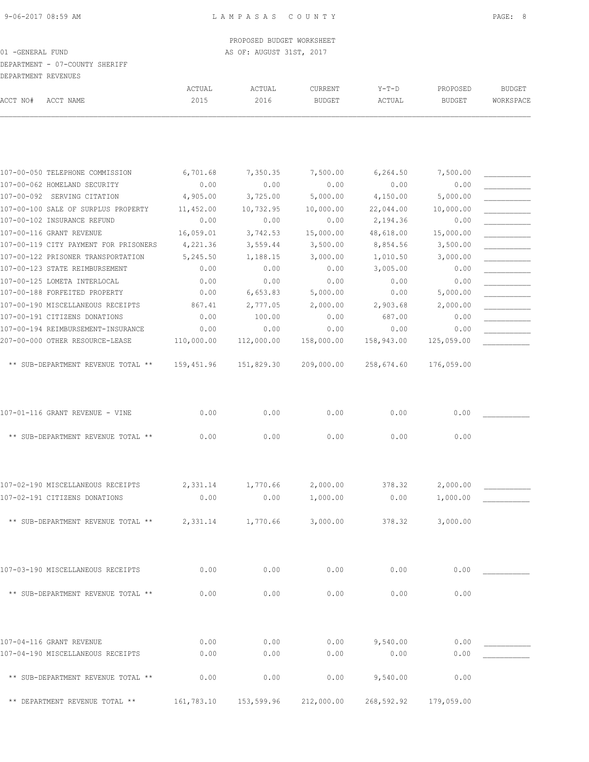PROPOSED BUDGET WORKSHEET

01 -GENERAL FUND AS OF: AUGUST 31ST, 2017

DEPARTMENT - 07-COUNTY SHERIFF

DEPARTMENT REVENUES

| ACCT NO# ACCT NAME | ACTUAL 2015 | ACTUAL 2016 | CURRENT BUDGET | Y-T-D ACTUAL | PROPOSED BUDGET | BUDGET WORKSPACE |
|---|---|---|---|---|---|---|
| 107-00-050 TELEPHONE COMMISSION | 6,701.68 | 7,350.35 | 7,500.00 | 6,264.50 | 7,500.00 | ___________ |
| 107-00-062 HOMELAND SECURITY | 0.00 | 0.00 | 0.00 | 0.00 | 0.00 | ___________ |
| 107-00-092 SERVING CITATION | 4,905.00 | 3,725.00 | 5,000.00 | 4,150.00 | 5,000.00 | ___________ |
| 107-00-100 SALE OF SURPLUS PROPERTY | 11,452.00 | 10,732.95 | 10,000.00 | 22,044.00 | 10,000.00 | ___________ |
| 107-00-102 INSURANCE REFUND | 0.00 | 0.00 | 0.00 | 2,194.36 | 0.00 | ___________ |
| 107-00-116 GRANT REVENUE | 16,059.01 | 3,742.53 | 15,000.00 | 48,618.00 | 15,000.00 | ___________ |
| 107-00-119 CITY PAYMENT FOR PRISONERS | 4,221.36 | 3,559.44 | 3,500.00 | 8,854.56 | 3,500.00 | ___________ |
| 107-00-122 PRISONER TRANSPORTATION | 5,245.50 | 1,188.15 | 3,000.00 | 1,010.50 | 3,000.00 | ___________ |
| 107-00-123 STATE REIMBURSEMENT | 0.00 | 0.00 | 0.00 | 3,005.00 | 0.00 | ___________ |
| 107-00-125 LOMETA INTERLOCAL | 0.00 | 0.00 | 0.00 | 0.00 | 0.00 | ___________ |
| 107-00-188 FORFEITED PROPERTY | 0.00 | 6,653.83 | 5,000.00 | 0.00 | 5,000.00 | ___________ |
| 107-00-190 MISCELLANEOUS RECEIPTS | 867.41 | 2,777.05 | 2,000.00 | 2,903.68 | 2,000.00 | ___________ |
| 107-00-191 CITIZENS DONATIONS | 0.00 | 100.00 | 0.00 | 687.00 | 0.00 | ___________ |
| 107-00-194 REIMBURSEMENT-INSURANCE | 0.00 | 0.00 | 0.00 | 0.00 | 0.00 | ___________ |
| 207-00-000 OTHER RESOURCE-LEASE | 110,000.00 | 112,000.00 | 158,000.00 | 158,943.00 | 125,059.00 | ___________ |
| ** SUB-DEPARTMENT REVENUE TOTAL ** | 159,451.96 | 151,829.30 | 209,000.00 | 258,674.60 | 176,059.00 | |
| 107-01-116 GRANT REVENUE - VINE | 0.00 | 0.00 | 0.00 | 0.00 | 0.00 | ___________ |
| ** SUB-DEPARTMENT REVENUE TOTAL ** | 0.00 | 0.00 | 0.00 | 0.00 | 0.00 | |
| 107-02-190 MISCELLANEOUS RECEIPTS | 2,331.14 | 1,770.66 | 2,000.00 | 378.32 | 2,000.00 | ___________ |
| 107-02-191 CITIZENS DONATIONS | 0.00 | 0.00 | 1,000.00 | 0.00 | 1,000.00 | ___________ |
| ** SUB-DEPARTMENT REVENUE TOTAL ** | 2,331.14 | 1,770.66 | 3,000.00 | 378.32 | 3,000.00 | |
| 107-03-190 MISCELLANEOUS RECEIPTS | 0.00 | 0.00 | 0.00 | 0.00 | 0.00 | ___________ |
| ** SUB-DEPARTMENT REVENUE TOTAL ** | 0.00 | 0.00 | 0.00 | 0.00 | 0.00 | |
| 107-04-116 GRANT REVENUE | 0.00 | 0.00 | 0.00 | 9,540.00 | 0.00 | ___________ |
| 107-04-190 MISCELLANEOUS RECEIPTS | 0.00 | 0.00 | 0.00 | 0.00 | 0.00 | ___________ |
| ** SUB-DEPARTMENT REVENUE TOTAL ** | 0.00 | 0.00 | 0.00 | 9,540.00 | 0.00 | |
| ** DEPARTMENT REVENUE TOTAL ** | 161,783.10 | 153,599.96 | 212,000.00 | 268,592.92 | 179,059.00 | |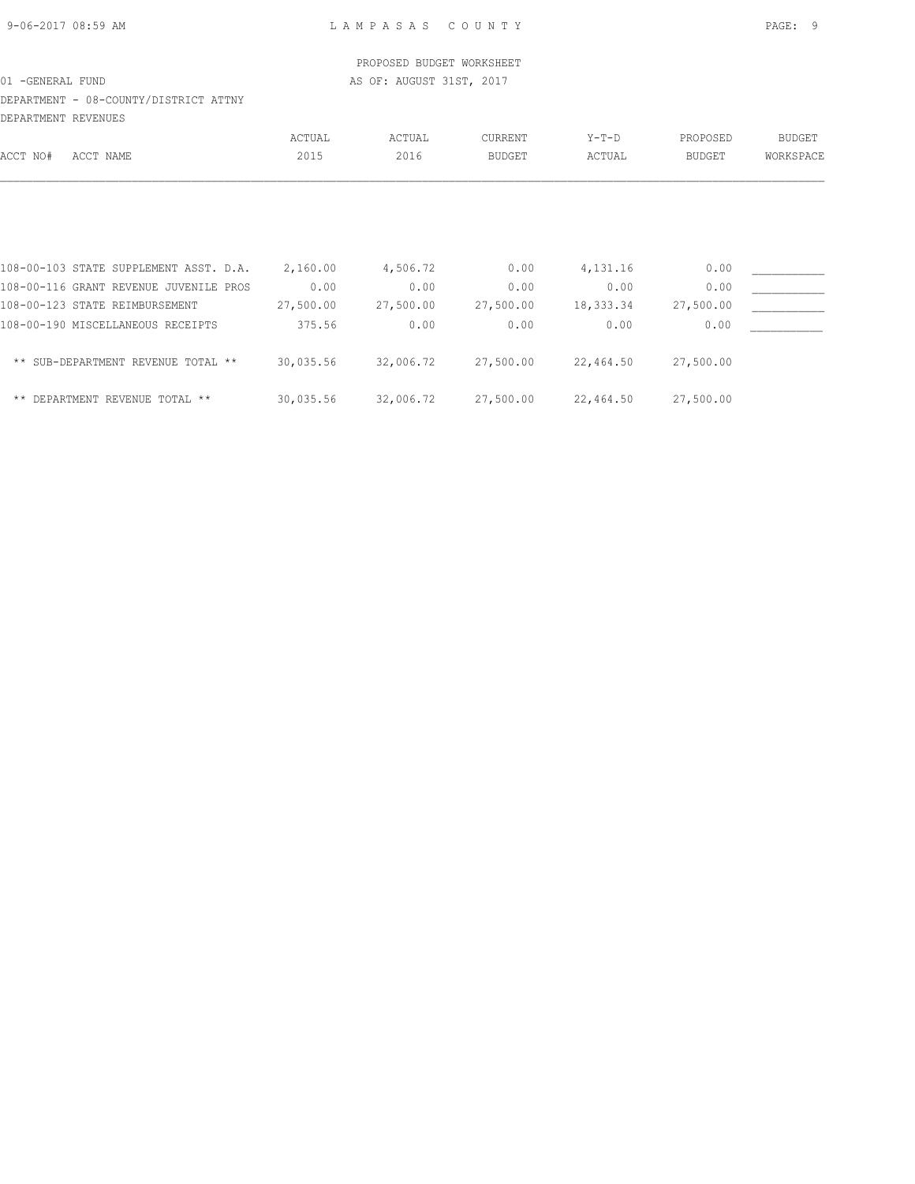LAMPASAS COUNTY

PROPOSED BUDGET WORKSHEET

01 -GENERAL FUND

AS OF: AUGUST 31ST, 2017

DEPARTMENT - 08-COUNTY/DISTRICT ATTNY

DEPARTMENT REVENUES

| ACCT NO# ACCT NAME | ACTUAL 2015 | ACTUAL 2016 | CURRENT BUDGET | Y-T-D ACTUAL | PROPOSED BUDGET | BUDGET WORKSPACE |
|---|---|---|---|---|---|---|
| 108-00-103 STATE SUPPLEMENT ASST. D.A. | 2,160.00 | 4,506.72 | 0.00 | 4,131.16 | 0.00 | ___________ |
| 108-00-116 GRANT REVENUE JUVENILE PROS | 0.00 | 0.00 | 0.00 | 0.00 | 0.00 | ___________ |
| 108-00-123 STATE REIMBURSEMENT | 27,500.00 | 27,500.00 | 27,500.00 | 18,333.34 | 27,500.00 | ___________ |
| 108-00-190 MISCELLANEOUS RECEIPTS | 375.56 | 0.00 | 0.00 | 0.00 | 0.00 | ___________ |
| ** SUB-DEPARTMENT REVENUE TOTAL ** | 30,035.56 | 32,006.72 | 27,500.00 | 22,464.50 | 27,500.00 | |
| ** DEPARTMENT REVENUE TOTAL ** | 30,035.56 | 32,006.72 | 27,500.00 | 22,464.50 | 27,500.00 | |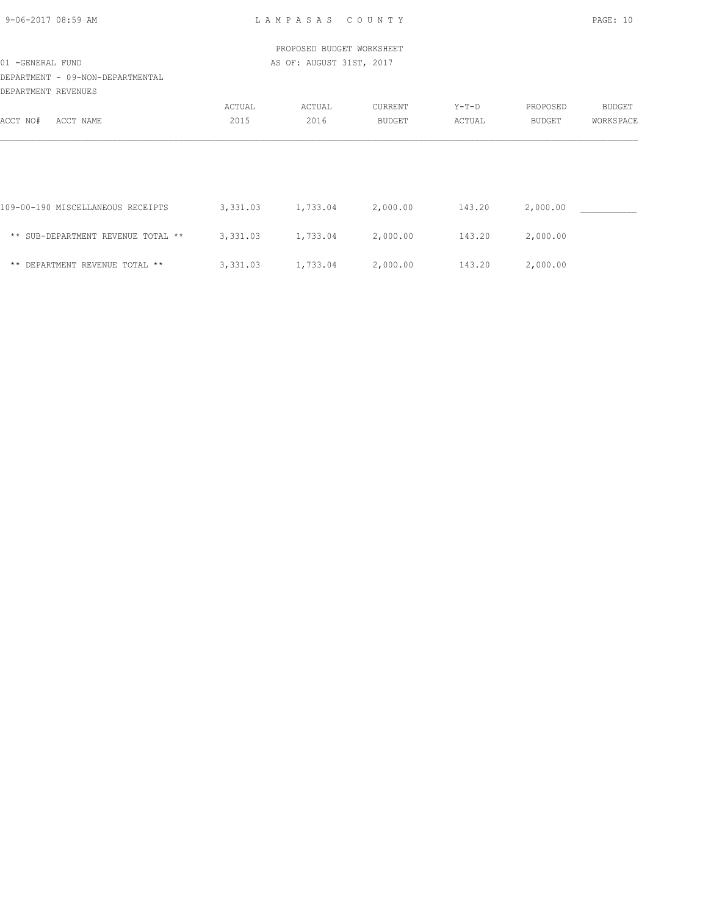PROPOSED BUDGET WORKSHEET

01 -GENERAL FUND — AS OF: AUGUST 31ST, 2017

DEPARTMENT - 09-NON-DEPARTMENTAL

DEPARTMENT REVENUES

| ACCT NO# ACCT NAME | ACTUAL 2015 | ACTUAL 2016 | CURRENT BUDGET | Y-T-D ACTUAL | PROPOSED BUDGET | BUDGET WORKSPACE |
|---|---|---|---|---|---|---|
| 109-00-190 MISCELLANEOUS RECEIPTS | 3,331.03 | 1,733.04 | 2,000.00 | 143.20 | 2,000.00 | __________ |
| ** SUB-DEPARTMENT REVENUE TOTAL ** | 3,331.03 | 1,733.04 | 2,000.00 | 143.20 | 2,000.00 | |
| ** DEPARTMENT REVENUE TOTAL ** | 3,331.03 | 1,733.04 | 2,000.00 | 143.20 | 2,000.00 | |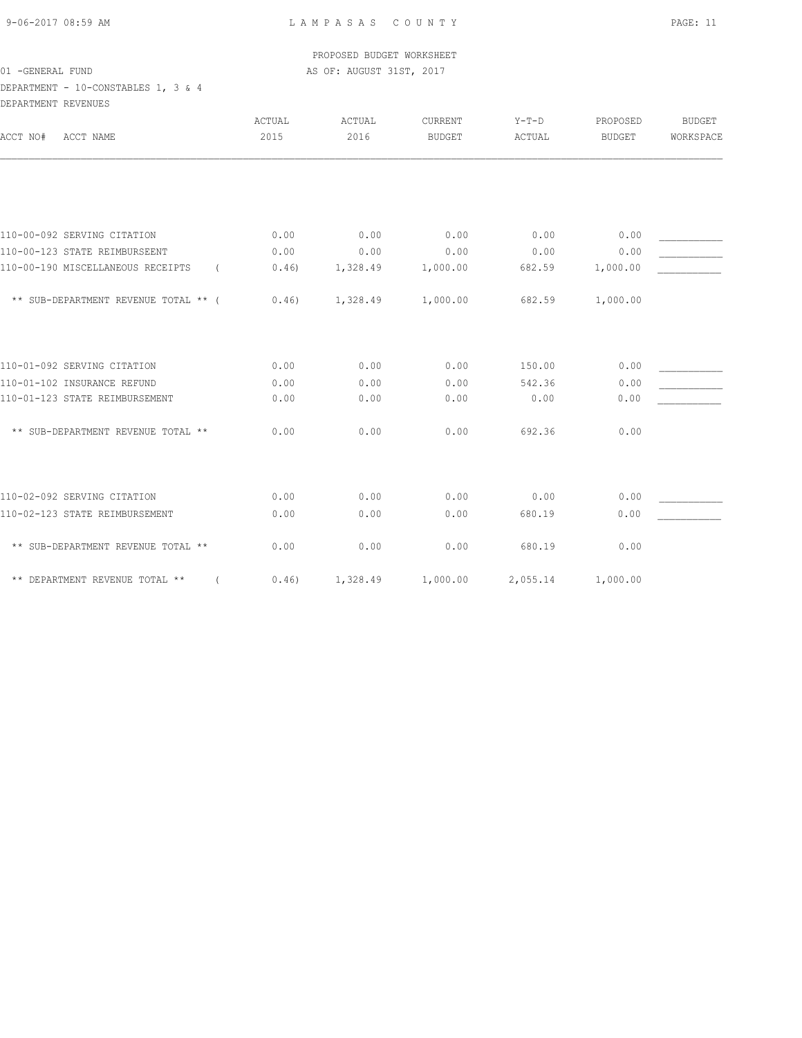PROPOSED BUDGET WORKSHEET

01 -GENERAL FUND — AS OF: AUGUST 31ST, 2017

DEPARTMENT - 10-CONSTABLES 1, 3 & 4

DEPARTMENT REVENUES

| ACCT NO# ACCT NAME | ACTUAL 2015 | ACTUAL 2016 | CURRENT BUDGET | Y-T-D ACTUAL | PROPOSED BUDGET | BUDGET WORKSPACE |
|---|---|---|---|---|---|---|
| 110-00-092 SERVING CITATION | 0.00 | 0.00 | 0.00 | 0.00 | 0.00 | ___________ |
| 110-00-123 STATE REIMBURSEENT | 0.00 | 0.00 | 0.00 | 0.00 | 0.00 | ___________ |
| 110-00-190 MISCELLANEOUS RECEIPTS | ( 0.46) | 1,328.49 | 1,000.00 | 682.59 | 1,000.00 | ___________ |
| ** SUB-DEPARTMENT REVENUE TOTAL ** | ( 0.46) | 1,328.49 | 1,000.00 | 682.59 | 1,000.00 | |
| 110-01-092 SERVING CITATION | 0.00 | 0.00 | 0.00 | 150.00 | 0.00 | ___________ |
| 110-01-102 INSURANCE REFUND | 0.00 | 0.00 | 0.00 | 542.36 | 0.00 | ___________ |
| 110-01-123 STATE REIMBURSEMENT | 0.00 | 0.00 | 0.00 | 0.00 | 0.00 | ___________ |
| ** SUB-DEPARTMENT REVENUE TOTAL ** | 0.00 | 0.00 | 0.00 | 692.36 | 0.00 | |
| 110-02-092 SERVING CITATION | 0.00 | 0.00 | 0.00 | 0.00 | 0.00 | ___________ |
| 110-02-123 STATE REIMBURSEMENT | 0.00 | 0.00 | 0.00 | 680.19 | 0.00 | ___________ |
| ** SUB-DEPARTMENT REVENUE TOTAL ** | 0.00 | 0.00 | 0.00 | 680.19 | 0.00 | |
| ** DEPARTMENT REVENUE TOTAL ** | ( 0.46) | 1,328.49 | 1,000.00 | 2,055.14 | 1,000.00 | |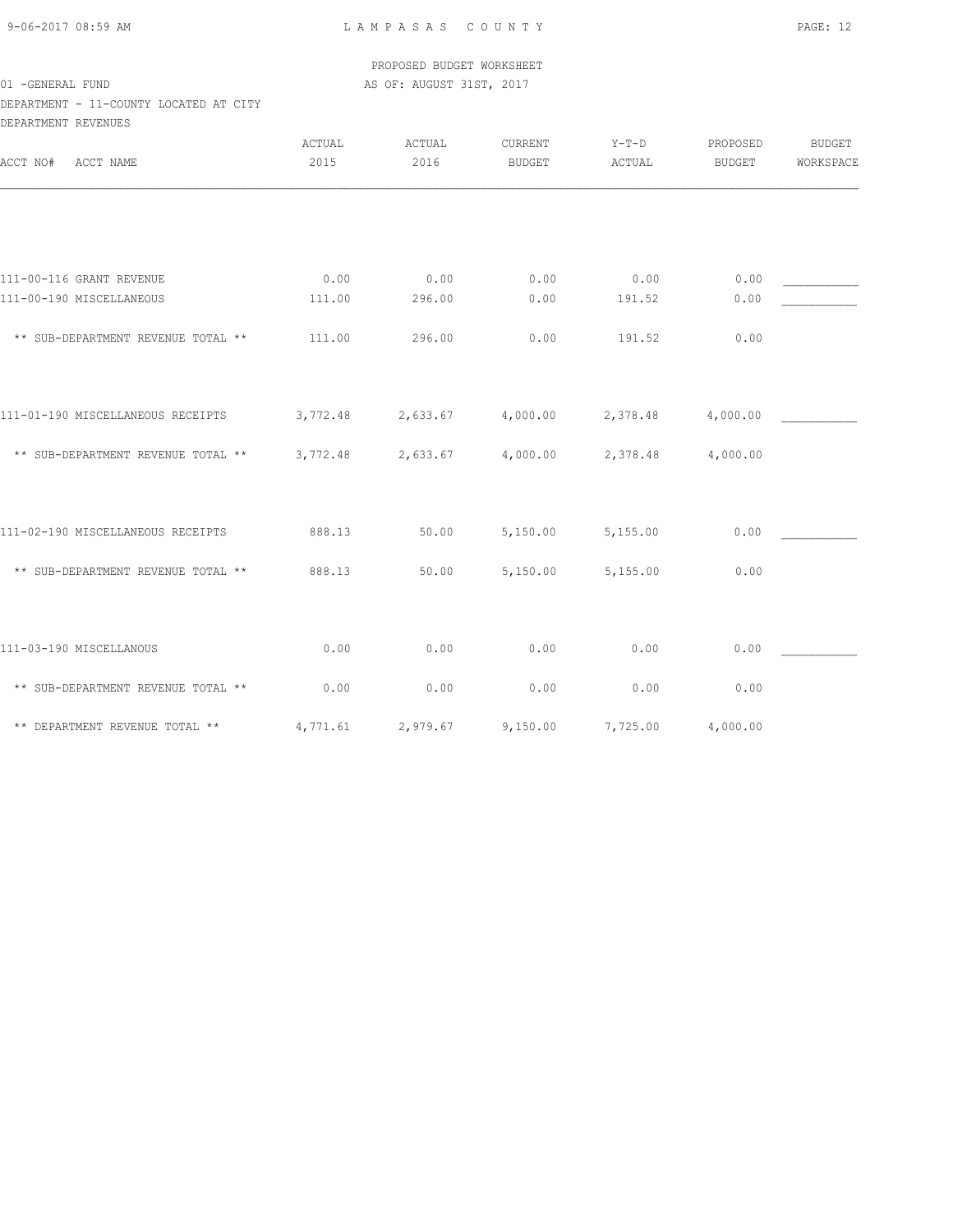PROPOSED BUDGET WORKSHEET

01 -GENERAL FUND — AS OF: AUGUST 31ST, 2017

DEPARTMENT - 11-COUNTY LOCATED AT CITY

DEPARTMENT REVENUES

| ACCT NO# ACCT NAME | ACTUAL 2015 | ACTUAL 2016 | CURRENT BUDGET | Y-T-D ACTUAL | PROPOSED BUDGET | BUDGET WORKSPACE |
|---|---|---|---|---|---|---|
| 111-00-116 GRANT REVENUE | 0.00 | 0.00 | 0.00 | 0.00 | 0.00 | ___________ |
| 111-00-190 MISCELLANEOUS | 111.00 | 296.00 | 0.00 | 191.52 | 0.00 | ___________ |
| ** SUB-DEPARTMENT REVENUE TOTAL ** | 111.00 | 296.00 | 0.00 | 191.52 | 0.00 | |
| 111-01-190 MISCELLANEOUS RECEIPTS | 3,772.48 | 2,633.67 | 4,000.00 | 2,378.48 | 4,000.00 | ___________ |
| ** SUB-DEPARTMENT REVENUE TOTAL ** | 3,772.48 | 2,633.67 | 4,000.00 | 2,378.48 | 4,000.00 | |
| 111-02-190 MISCELLANEOUS RECEIPTS | 888.13 | 50.00 | 5,150.00 | 5,155.00 | 0.00 | ___________ |
| ** SUB-DEPARTMENT REVENUE TOTAL ** | 888.13 | 50.00 | 5,150.00 | 5,155.00 | 0.00 | |
| 111-03-190 MISCELLANOUS | 0.00 | 0.00 | 0.00 | 0.00 | 0.00 | ___________ |
| ** SUB-DEPARTMENT REVENUE TOTAL ** | 0.00 | 0.00 | 0.00 | 0.00 | 0.00 | |
| ** DEPARTMENT REVENUE TOTAL ** | 4,771.61 | 2,979.67 | 9,150.00 | 7,725.00 | 4,000.00 | |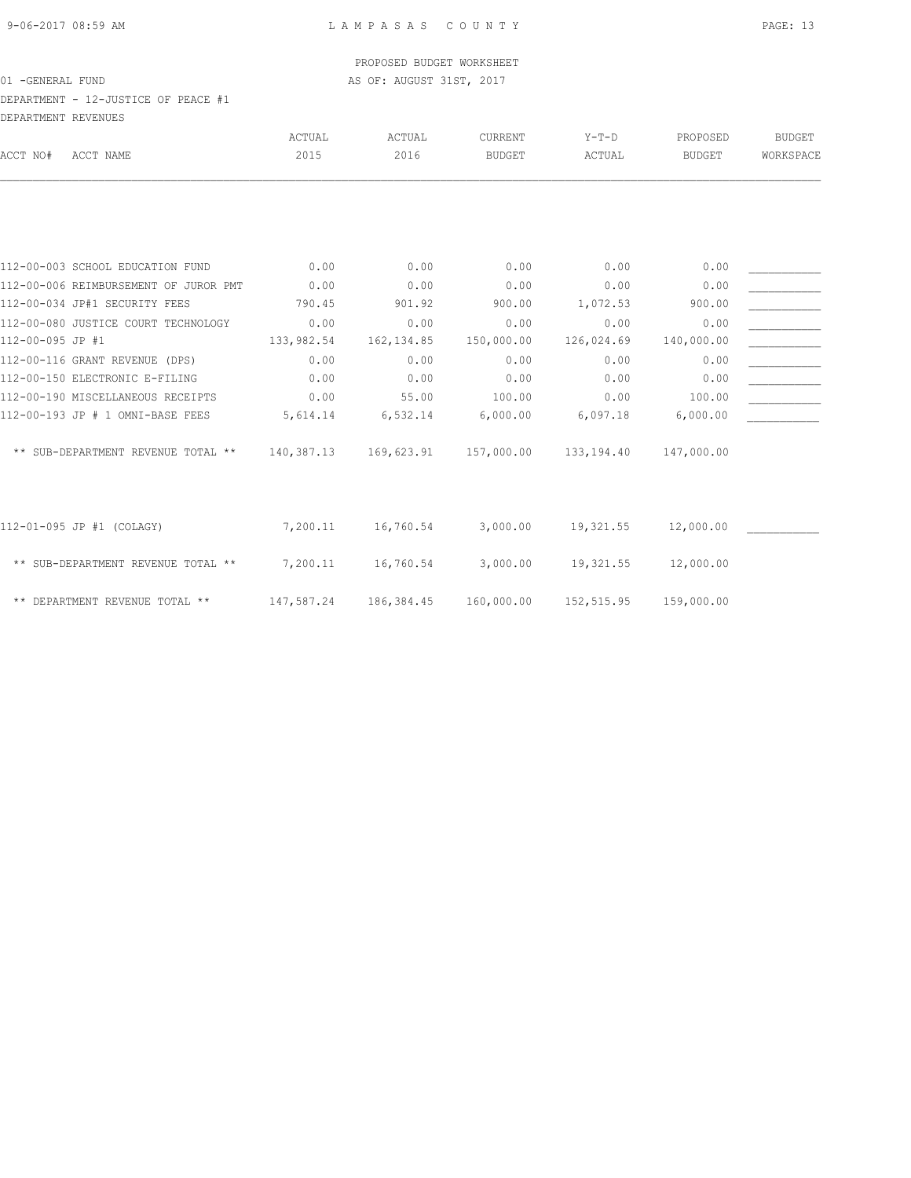PROPOSED BUDGET WORKSHEET

01 -GENERAL FUND — AS OF: AUGUST 31ST, 2017

DEPARTMENT - 12-JUSTICE OF PEACE #1

DEPARTMENT REVENUES

| ACCT NO# ACCT NAME | ACTUAL 2015 | ACTUAL 2016 | CURRENT BUDGET | Y-T-D ACTUAL | PROPOSED BUDGET | BUDGET WORKSPACE |
|---|---|---|---|---|---|---|
| 112-00-003 SCHOOL EDUCATION FUND | 0.00 | 0.00 | 0.00 | 0.00 | 0.00 | ___________ |
| 112-00-006 REIMBURSEMENT OF JUROR PMT | 0.00 | 0.00 | 0.00 | 0.00 | 0.00 | ___________ |
| 112-00-034 JP#1 SECURITY FEES | 790.45 | 901.92 | 900.00 | 1,072.53 | 900.00 | ___________ |
| 112-00-080 JUSTICE COURT TECHNOLOGY | 0.00 | 0.00 | 0.00 | 0.00 | 0.00 | ___________ |
| 112-00-095 JP #1 | 133,982.54 | 162,134.85 | 150,000.00 | 126,024.69 | 140,000.00 | ___________ |
| 112-00-116 GRANT REVENUE (DPS) | 0.00 | 0.00 | 0.00 | 0.00 | 0.00 | ___________ |
| 112-00-150 ELECTRONIC E-FILING | 0.00 | 0.00 | 0.00 | 0.00 | 0.00 | ___________ |
| 112-00-190 MISCELLANEOUS RECEIPTS | 0.00 | 55.00 | 100.00 | 0.00 | 100.00 | ___________ |
| 112-00-193 JP # 1 OMNI-BASE FEES | 5,614.14 | 6,532.14 | 6,000.00 | 6,097.18 | 6,000.00 | ___________ |
| ** SUB-DEPARTMENT REVENUE TOTAL ** | 140,387.13 | 169,623.91 | 157,000.00 | 133,194.40 | 147,000.00 | |
| 112-01-095 JP #1 (COLAGY) | 7,200.11 | 16,760.54 | 3,000.00 | 19,321.55 | 12,000.00 | ___________ |
| ** SUB-DEPARTMENT REVENUE TOTAL ** | 7,200.11 | 16,760.54 | 3,000.00 | 19,321.55 | 12,000.00 | |
| ** DEPARTMENT REVENUE TOTAL ** | 147,587.24 | 186,384.45 | 160,000.00 | 152,515.95 | 159,000.00 | |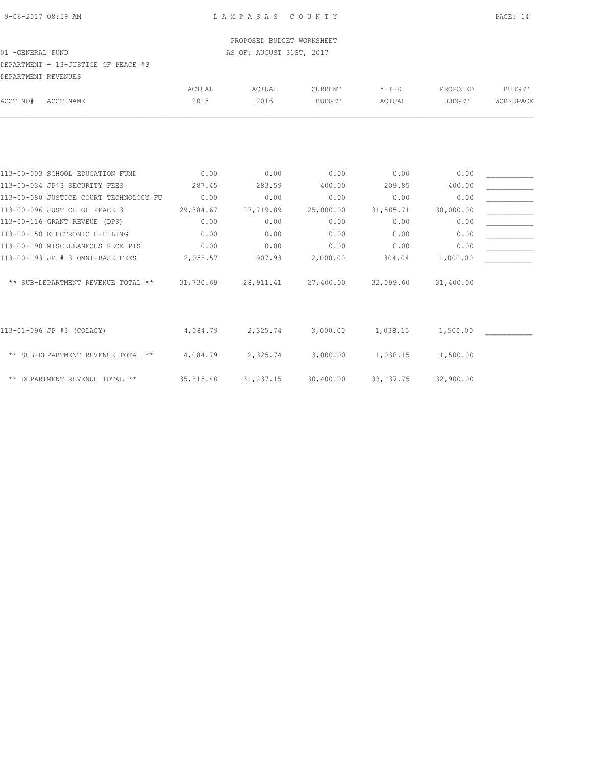LAMPASAS COUNTY

PROPOSED BUDGET WORKSHEET

01 -GENERAL FUND — AS OF: AUGUST 31ST, 2017

DEPARTMENT - 13-JUSTICE OF PEACE #3

DEPARTMENT REVENUES

| ACCT NO# ACCT NAME | ACTUAL 2015 | ACTUAL 2016 | CURRENT BUDGET | Y-T-D ACTUAL | PROPOSED BUDGET | BUDGET WORKSPACE |
|---|---|---|---|---|---|---|
| 113-00-003 SCHOOL EDUCATION FUND | 0.00 | 0.00 | 0.00 | 0.00 | 0.00 | ___________ |
| 113-00-034 JP#3 SECURITY FEES | 287.45 | 283.59 | 400.00 | 209.85 | 400.00 | ___________ |
| 113-00-080 JUSTICE COURT TECHNOLOGY FU | 0.00 | 0.00 | 0.00 | 0.00 | 0.00 | ___________ |
| 113-00-096 JUSTICE OF PEACE 3 | 29,384.67 | 27,719.89 | 25,000.00 | 31,585.71 | 30,000.00 | ___________ |
| 113-00-116 GRANT REVEUE (DPS) | 0.00 | 0.00 | 0.00 | 0.00 | 0.00 | ___________ |
| 113-00-150 ELECTRONIC E-FILING | 0.00 | 0.00 | 0.00 | 0.00 | 0.00 | ___________ |
| 113-00-190 MISCELLANEOUS RECEIPTS | 0.00 | 0.00 | 0.00 | 0.00 | 0.00 | ___________ |
| 113-00-193 JP # 3 OMNI-BASE FEES | 2,058.57 | 907.93 | 2,000.00 | 304.04 | 1,000.00 | ___________ |
| ** SUB-DEPARTMENT REVENUE TOTAL ** | 31,730.69 | 28,911.41 | 27,400.00 | 32,099.60 | 31,400.00 | |
| 113-01-096 JP #3 (COLAGY) | 4,084.79 | 2,325.74 | 3,000.00 | 1,038.15 | 1,500.00 | ___________ |
| ** SUB-DEPARTMENT REVENUE TOTAL ** | 4,084.79 | 2,325.74 | 3,000.00 | 1,038.15 | 1,500.00 | |
| ** DEPARTMENT REVENUE TOTAL ** | 35,815.48 | 31,237.15 | 30,400.00 | 33,137.75 | 32,900.00 | |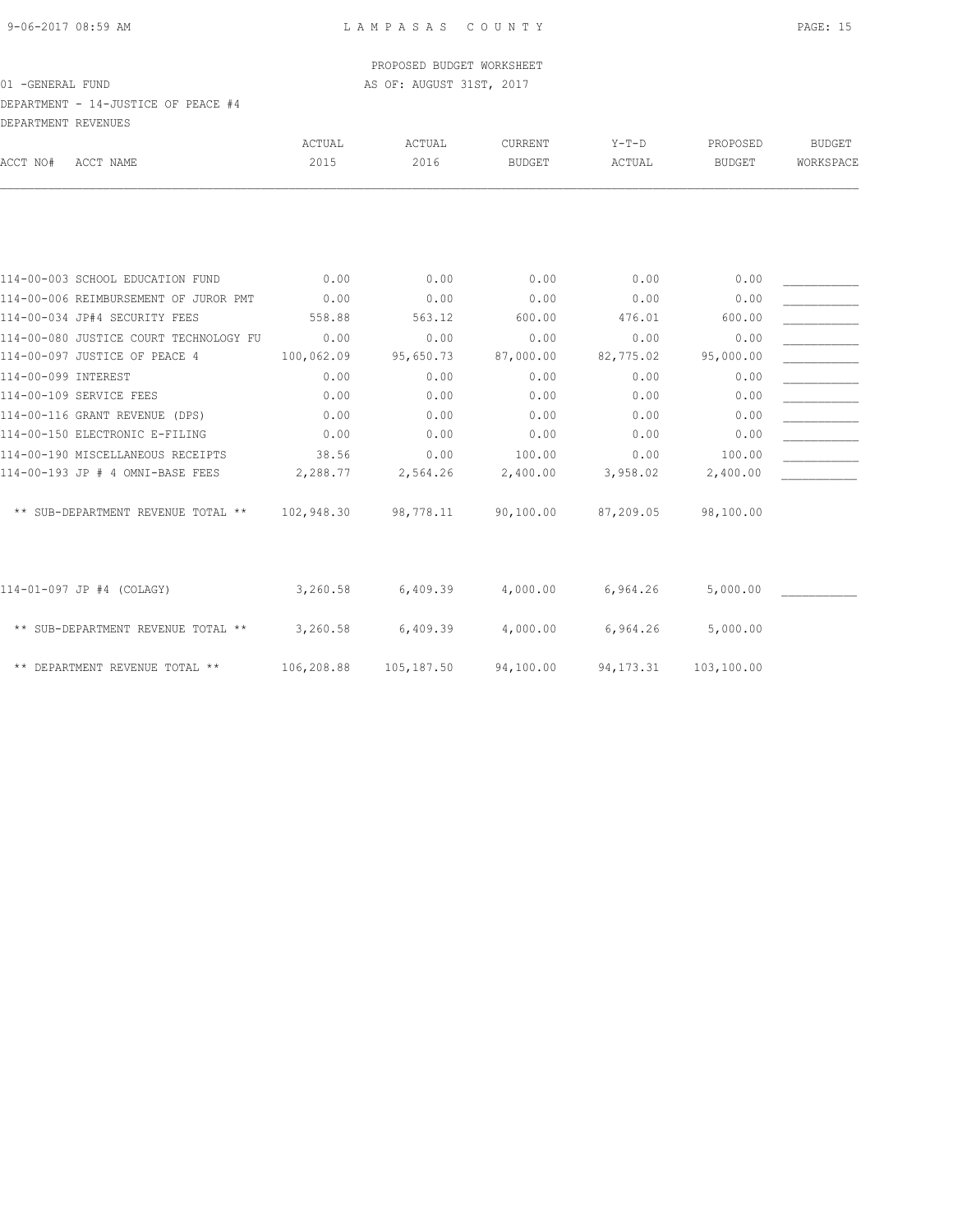PROPOSED BUDGET WORKSHEET

01 -GENERAL FUND — AS OF: AUGUST 31ST, 2017

DEPARTMENT - 14-JUSTICE OF PEACE #4

DEPARTMENT REVENUES

| ACCT NO# | ACCT NAME | ACTUAL 2015 | ACTUAL 2016 | CURRENT BUDGET | Y-T-D ACTUAL | PROPOSED BUDGET | BUDGET WORKSPACE |
|---|---|---|---|---|---|---|---|
| 114-00-003 | SCHOOL EDUCATION FUND | 0.00 | 0.00 | 0.00 | 0.00 | 0.00 | |
| 114-00-006 | REIMBURSEMENT OF JUROR PMT | 0.00 | 0.00 | 0.00 | 0.00 | 0.00 | |
| 114-00-034 | JP#4 SECURITY FEES | 558.88 | 563.12 | 600.00 | 476.01 | 600.00 | |
| 114-00-080 | JUSTICE COURT TECHNOLOGY FU | 0.00 | 0.00 | 0.00 | 0.00 | 0.00 | |
| 114-00-097 | JUSTICE OF PEACE 4 | 100,062.09 | 95,650.73 | 87,000.00 | 82,775.02 | 95,000.00 | |
| 114-00-099 | INTEREST | 0.00 | 0.00 | 0.00 | 0.00 | 0.00 | |
| 114-00-109 | SERVICE FEES | 0.00 | 0.00 | 0.00 | 0.00 | 0.00 | |
| 114-00-116 | GRANT REVENUE (DPS) | 0.00 | 0.00 | 0.00 | 0.00 | 0.00 | |
| 114-00-150 | ELECTRONIC E-FILING | 0.00 | 0.00 | 0.00 | 0.00 | 0.00 | |
| 114-00-190 | MISCELLANEOUS RECEIPTS | 38.56 | 0.00 | 100.00 | 0.00 | 100.00 | |
| 114-00-193 | JP # 4 OMNI-BASE FEES | 2,288.77 | 2,564.26 | 2,400.00 | 3,958.02 | 2,400.00 | |
| | ** SUB-DEPARTMENT REVENUE TOTAL ** | 102,948.30 | 98,778.11 | 90,100.00 | 87,209.05 | 98,100.00 | |
| 114-01-097 | JP #4 (COLAGY) | 3,260.58 | 6,409.39 | 4,000.00 | 6,964.26 | 5,000.00 | |
| | ** SUB-DEPARTMENT REVENUE TOTAL ** | 3,260.58 | 6,409.39 | 4,000.00 | 6,964.26 | 5,000.00 | |
| | ** DEPARTMENT REVENUE TOTAL ** | 106,208.88 | 105,187.50 | 94,100.00 | 94,173.31 | 103,100.00 | |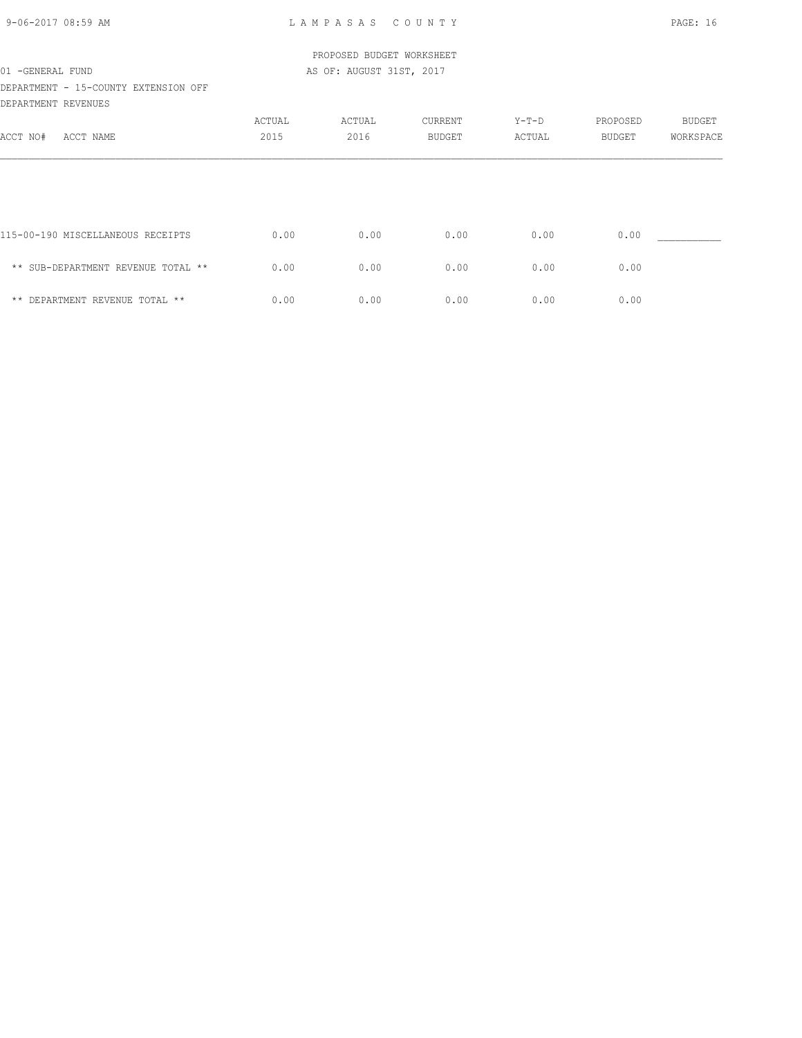PROPOSED BUDGET WORKSHEET

01 -GENERAL FUND AS OF: AUGUST 31ST, 2017

DEPARTMENT - 15-COUNTY EXTENSION OFF

DEPARTMENT REVENUES

| ACCT NO# ACCT NAME | ACTUAL 2015 | ACTUAL 2016 | CURRENT BUDGET | Y-T-D ACTUAL | PROPOSED BUDGET | BUDGET WORKSPACE |
|---|---|---|---|---|---|---|
| 115-00-190 MISCELLANEOUS RECEIPTS | 0.00 | 0.00 | 0.00 | 0.00 | 0.00 | ___________ |
| ** SUB-DEPARTMENT REVENUE TOTAL ** | 0.00 | 0.00 | 0.00 | 0.00 | 0.00 | |
| ** DEPARTMENT REVENUE TOTAL ** | 0.00 | 0.00 | 0.00 | 0.00 | 0.00 | |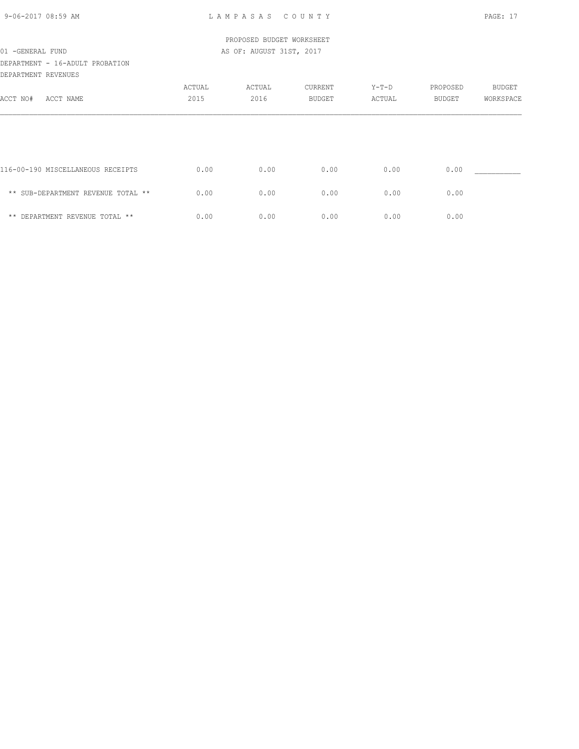PROPOSED BUDGET WORKSHEET

01 -GENERAL FUND AS OF: AUGUST 31ST, 2017

DEPARTMENT - 16-ADULT PROBATION

DEPARTMENT REVENUES

| ACCT NO# ACCT NAME | ACTUAL 2015 | ACTUAL 2016 | CURRENT BUDGET | Y-T-D ACTUAL | PROPOSED BUDGET | BUDGET WORKSPACE |
|---|---|---|---|---|---|---|
| 116-00-190 MISCELLANEOUS RECEIPTS | 0.00 | 0.00 | 0.00 | 0.00 | 0.00 | ___________ |
| ** SUB-DEPARTMENT REVENUE TOTAL ** | 0.00 | 0.00 | 0.00 | 0.00 | 0.00 | |
| ** DEPARTMENT REVENUE TOTAL ** | 0.00 | 0.00 | 0.00 | 0.00 | 0.00 | |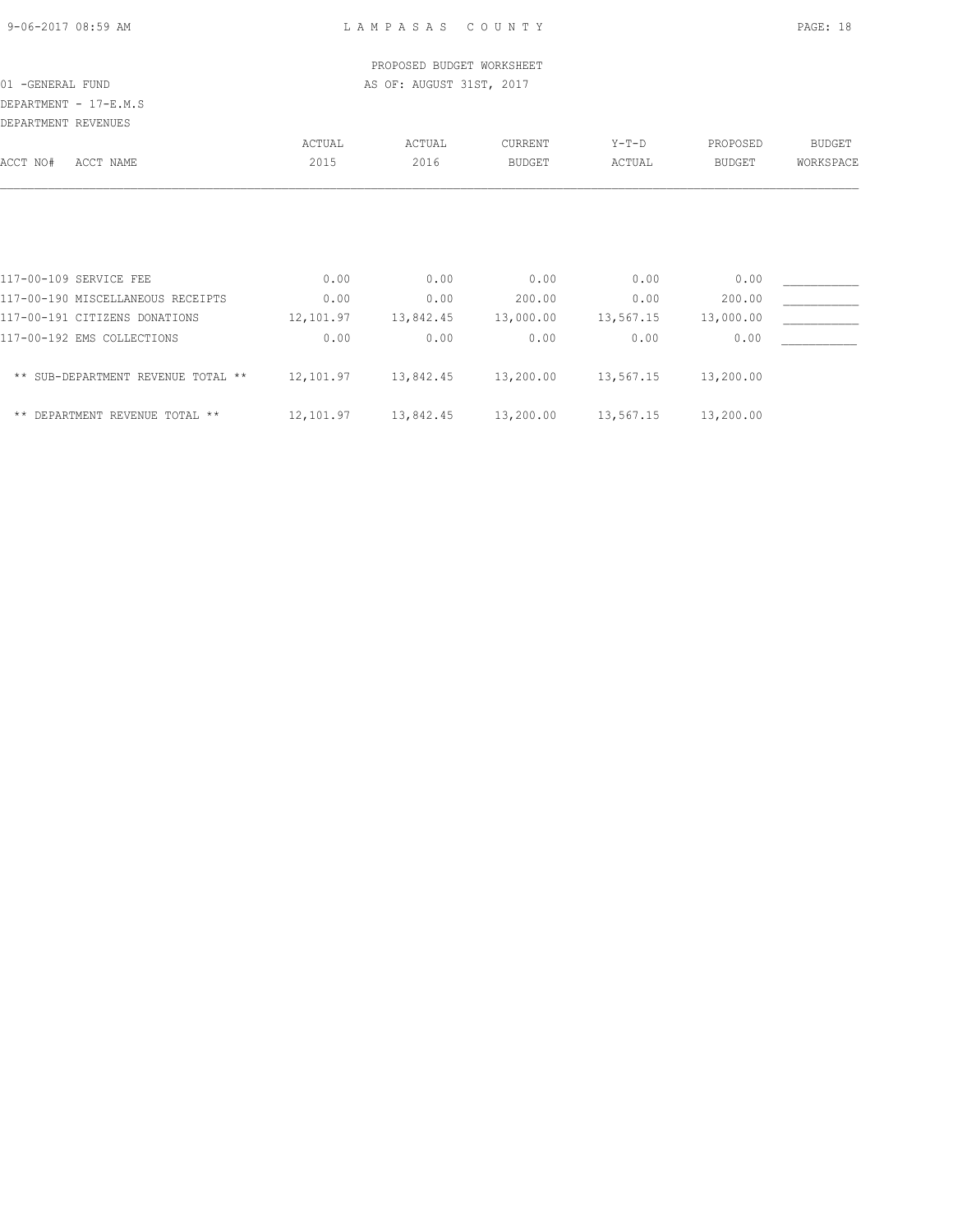PROPOSED BUDGET WORKSHEET

01 -GENERAL FUND — AS OF: AUGUST 31ST, 2017

DEPARTMENT - 17-E.M.S

DEPARTMENT REVENUES

| ACCT NO# ACCT NAME | ACTUAL 2015 | ACTUAL 2016 | CURRENT BUDGET | Y-T-D ACTUAL | PROPOSED BUDGET | BUDGET WORKSPACE |
|---|---|---|---|---|---|---|
| 117-00-109 SERVICE FEE | 0.00 | 0.00 | 0.00 | 0.00 | 0.00 | ___________ |
| 117-00-190 MISCELLANEOUS RECEIPTS | 0.00 | 0.00 | 200.00 | 0.00 | 200.00 | ___________ |
| 117-00-191 CITIZENS DONATIONS | 12,101.97 | 13,842.45 | 13,000.00 | 13,567.15 | 13,000.00 | ___________ |
| 117-00-192 EMS COLLECTIONS | 0.00 | 0.00 | 0.00 | 0.00 | 0.00 | ___________ |
| ** SUB-DEPARTMENT REVENUE TOTAL ** | 12,101.97 | 13,842.45 | 13,200.00 | 13,567.15 | 13,200.00 | |
| ** DEPARTMENT REVENUE TOTAL ** | 12,101.97 | 13,842.45 | 13,200.00 | 13,567.15 | 13,200.00 | |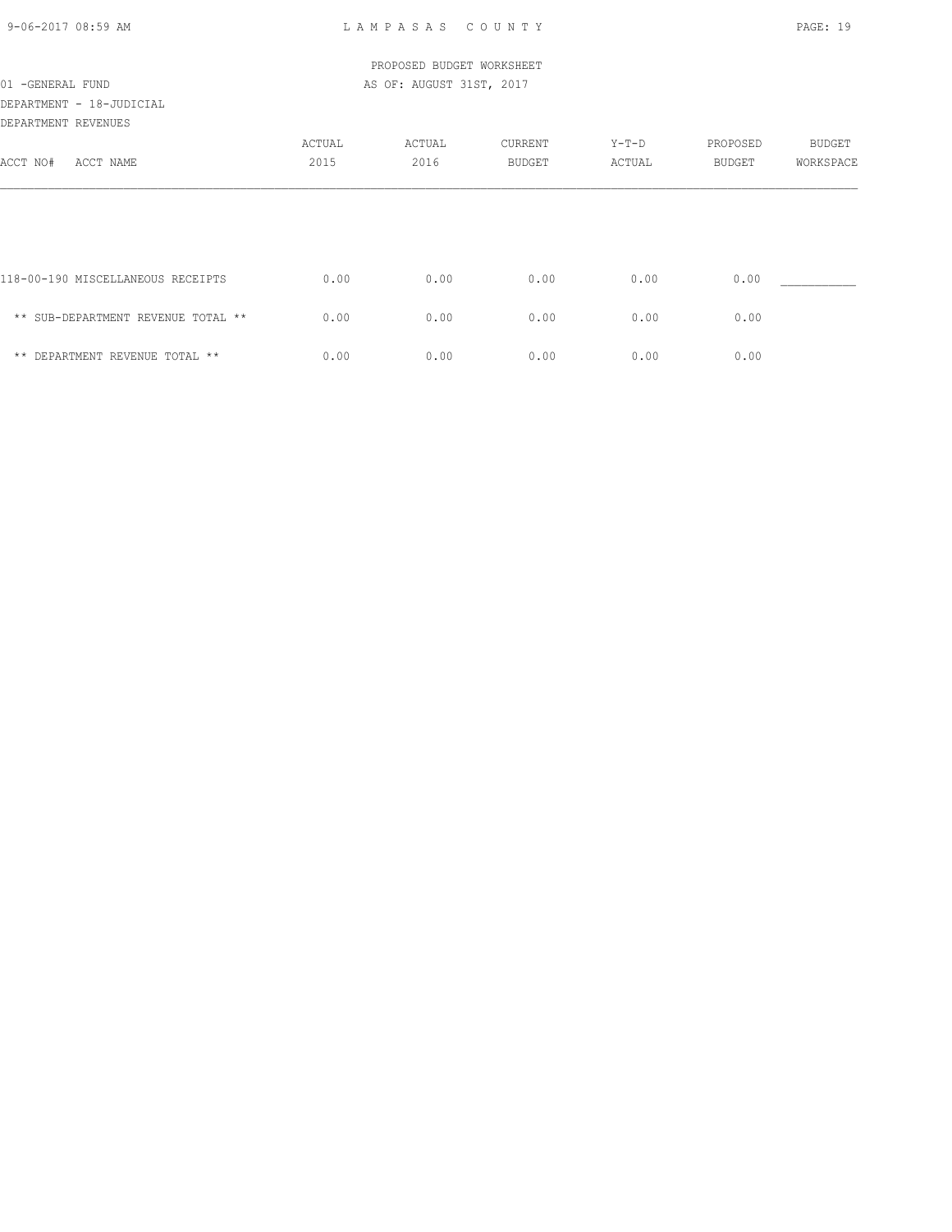PROPOSED BUDGET WORKSHEET

01 -GENERAL FUND AS OF: AUGUST 31ST, 2017

DEPARTMENT - 18-JUDICIAL

DEPARTMENT REVENUES

| ACCT NO# ACCT NAME | ACTUAL 2015 | ACTUAL 2016 | CURRENT BUDGET | Y-T-D ACTUAL | PROPOSED BUDGET | BUDGET WORKSPACE |
|---|---|---|---|---|---|---|
| 118-00-190 MISCELLANEOUS RECEIPTS | 0.00 | 0.00 | 0.00 | 0.00 | 0.00 | ___________ |
| ** SUB-DEPARTMENT REVENUE TOTAL ** | 0.00 | 0.00 | 0.00 | 0.00 | 0.00 | |
| ** DEPARTMENT REVENUE TOTAL ** | 0.00 | 0.00 | 0.00 | 0.00 | 0.00 | |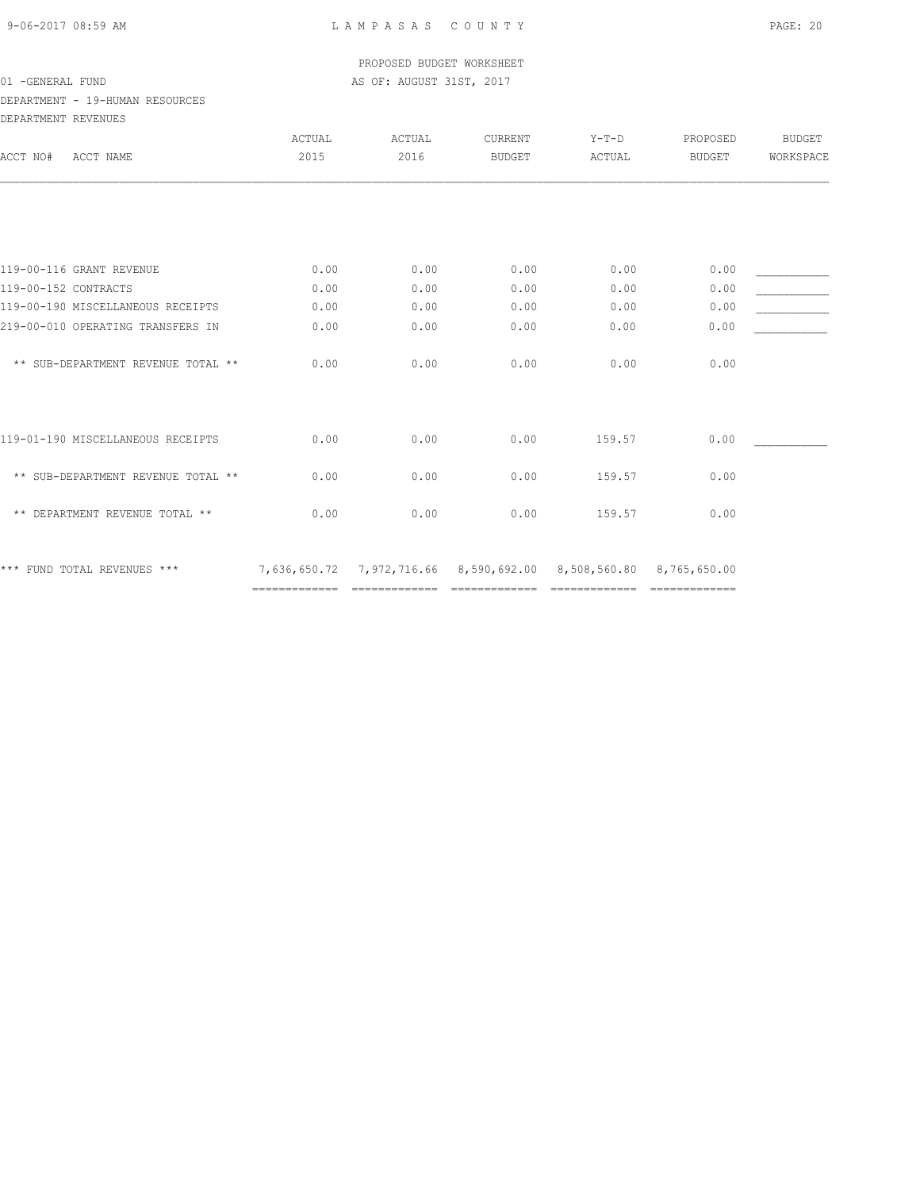PROPOSED BUDGET WORKSHEET

01 -GENERAL FUND — AS OF: AUGUST 31ST, 2017

DEPARTMENT - 19-HUMAN RESOURCES

DEPARTMENT REVENUES

| ACCT NO# ACCT NAME | ACTUAL 2015 | ACTUAL 2016 | CURRENT BUDGET | Y-T-D ACTUAL | PROPOSED BUDGET | BUDGET WORKSPACE |
|---|---|---|---|---|---|---|
| 119-00-116 GRANT REVENUE | 0.00 | 0.00 | 0.00 | 0.00 | 0.00 | ___________ |
| 119-00-152 CONTRACTS | 0.00 | 0.00 | 0.00 | 0.00 | 0.00 | ___________ |
| 119-00-190 MISCELLANEOUS RECEIPTS | 0.00 | 0.00 | 0.00 | 0.00 | 0.00 | ___________ |
| 219-00-010 OPERATING TRANSFERS IN | 0.00 | 0.00 | 0.00 | 0.00 | 0.00 | ___________ |
| ** SUB-DEPARTMENT REVENUE TOTAL ** | 0.00 | 0.00 | 0.00 | 0.00 | 0.00 | |
| 119-01-190 MISCELLANEOUS RECEIPTS | 0.00 | 0.00 | 0.00 | 159.57 | 0.00 | ___________ |
| ** SUB-DEPARTMENT REVENUE TOTAL ** | 0.00 | 0.00 | 0.00 | 159.57 | 0.00 | |
| ** DEPARTMENT REVENUE TOTAL ** | 0.00 | 0.00 | 0.00 | 159.57 | 0.00 | |
| *** FUND TOTAL REVENUES *** | 7,636,650.72 | 7,972,716.66 | 8,590,692.00 | 8,508,560.80 | 8,765,650.00 | |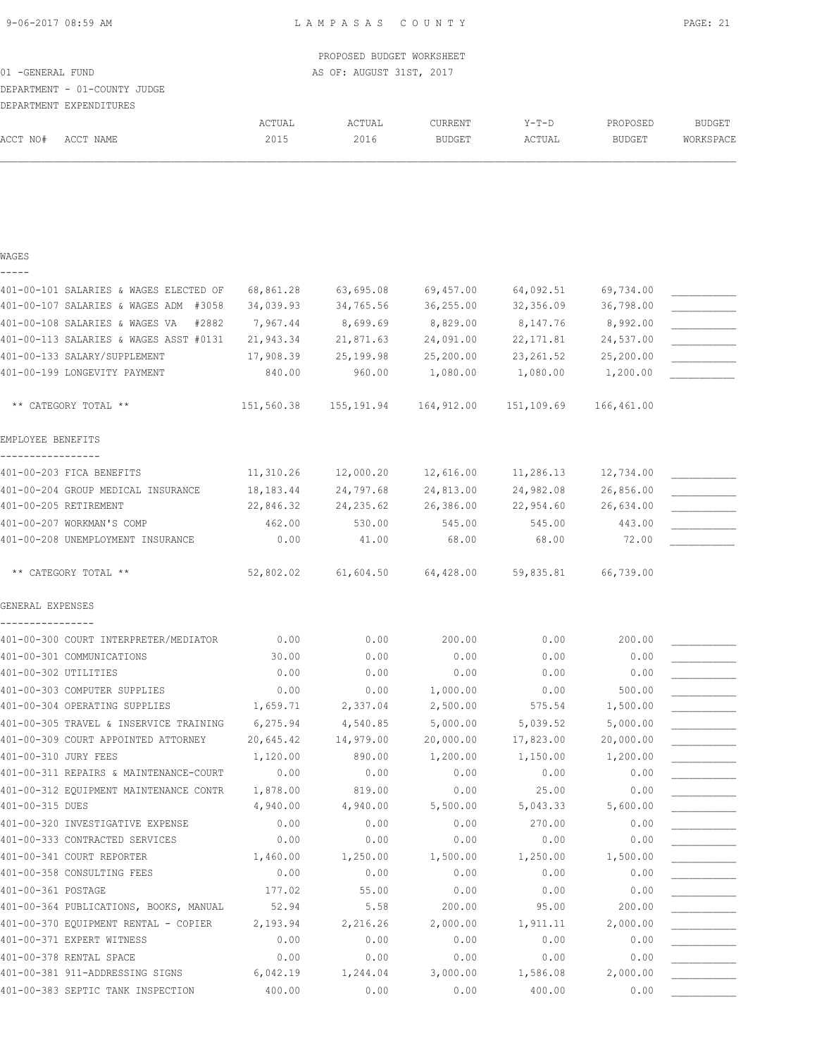PROPOSED BUDGET WORKSHEET

01 -GENERAL FUND — AS OF: AUGUST 31ST, 2017

DEPARTMENT - 01-COUNTY JUDGE

DEPARTMENT EXPENDITURES

| ACCT NO# ACCT NAME | ACTUAL 2015 | ACTUAL 2016 | CURRENT BUDGET | Y-T-D ACTUAL | PROPOSED BUDGET | BUDGET WORKSPACE |
|---|---|---|---|---|---|---|
| **WAGES** | | | | | | |
| 401-00-101 SALARIES & WAGES ELECTED OF | 68,861.28 | 63,695.08 | 69,457.00 | 64,092.51 | 69,734.00 | ___________ |
| 401-00-107 SALARIES & WAGES ADM #3058 | 34,039.93 | 34,765.56 | 36,255.00 | 32,356.09 | 36,798.00 | ___________ |
| 401-00-108 SALARIES & WAGES VA #2882 | 7,967.44 | 8,699.69 | 8,829.00 | 8,147.76 | 8,992.00 | ___________ |
| 401-00-113 SALARIES & WAGES ASST #0131 | 21,943.34 | 21,871.63 | 24,091.00 | 22,171.81 | 24,537.00 | ___________ |
| 401-00-133 SALARY/SUPPLEMENT | 17,908.39 | 25,199.98 | 25,200.00 | 23,261.52 | 25,200.00 | ___________ |
| 401-00-199 LONGEVITY PAYMENT | 840.00 | 960.00 | 1,080.00 | 1,080.00 | 1,200.00 | ___________ |
| ** CATEGORY TOTAL ** | 151,560.38 | 155,191.94 | 164,912.00 | 151,109.69 | 166,461.00 | |
| **EMPLOYEE BENEFITS** | | | | | | |
| 401-00-203 FICA BENEFITS | 11,310.26 | 12,000.20 | 12,616.00 | 11,286.13 | 12,734.00 | ___________ |
| 401-00-204 GROUP MEDICAL INSURANCE | 18,183.44 | 24,797.68 | 24,813.00 | 24,982.08 | 26,856.00 | ___________ |
| 401-00-205 RETIREMENT | 22,846.32 | 24,235.62 | 26,386.00 | 22,954.60 | 26,634.00 | ___________ |
| 401-00-207 WORKMAN'S COMP | 462.00 | 530.00 | 545.00 | 545.00 | 443.00 | ___________ |
| 401-00-208 UNEMPLOYMENT INSURANCE | 0.00 | 41.00 | 68.00 | 68.00 | 72.00 | ___________ |
| ** CATEGORY TOTAL ** | 52,802.02 | 61,604.50 | 64,428.00 | 59,835.81 | 66,739.00 | |
| **GENERAL EXPENSES** | | | | | | |
| 401-00-300 COURT INTERPRETER/MEDIATOR | 0.00 | 0.00 | 200.00 | 0.00 | 200.00 | ___________ |
| 401-00-301 COMMUNICATIONS | 30.00 | 0.00 | 0.00 | 0.00 | 0.00 | ___________ |
| 401-00-302 UTILITIES | 0.00 | 0.00 | 0.00 | 0.00 | 0.00 | ___________ |
| 401-00-303 COMPUTER SUPPLIES | 0.00 | 0.00 | 1,000.00 | 0.00 | 500.00 | ___________ |
| 401-00-304 OPERATING SUPPLIES | 1,659.71 | 2,337.04 | 2,500.00 | 575.54 | 1,500.00 | ___________ |
| 401-00-305 TRAVEL & INSERVICE TRAINING | 6,275.94 | 4,540.85 | 5,000.00 | 5,039.52 | 5,000.00 | ___________ |
| 401-00-309 COURT APPOINTED ATTORNEY | 20,645.42 | 14,979.00 | 20,000.00 | 17,823.00 | 20,000.00 | ___________ |
| 401-00-310 JURY FEES | 1,120.00 | 890.00 | 1,200.00 | 1,150.00 | 1,200.00 | ___________ |
| 401-00-311 REPAIRS & MAINTENANCE-COURT | 0.00 | 0.00 | 0.00 | 0.00 | 0.00 | ___________ |
| 401-00-312 EQUIPMENT MAINTENANCE CONTR | 1,878.00 | 819.00 | 0.00 | 25.00 | 0.00 | ___________ |
| 401-00-315 DUES | 4,940.00 | 4,940.00 | 5,500.00 | 5,043.33 | 5,600.00 | ___________ |
| 401-00-320 INVESTIGATIVE EXPENSE | 0.00 | 0.00 | 0.00 | 270.00 | 0.00 | ___________ |
| 401-00-333 CONTRACTED SERVICES | 0.00 | 0.00 | 0.00 | 0.00 | 0.00 | ___________ |
| 401-00-341 COURT REPORTER | 1,460.00 | 1,250.00 | 1,500.00 | 1,250.00 | 1,500.00 | ___________ |
| 401-00-358 CONSULTING FEES | 0.00 | 0.00 | 0.00 | 0.00 | 0.00 | ___________ |
| 401-00-361 POSTAGE | 177.02 | 55.00 | 0.00 | 0.00 | 0.00 | ___________ |
| 401-00-364 PUBLICATIONS, BOOKS, MANUAL | 52.94 | 5.58 | 200.00 | 95.00 | 200.00 | ___________ |
| 401-00-370 EQUIPMENT RENTAL - COPIER | 2,193.94 | 2,216.26 | 2,000.00 | 1,911.11 | 2,000.00 | ___________ |
| 401-00-371 EXPERT WITNESS | 0.00 | 0.00 | 0.00 | 0.00 | 0.00 | ___________ |
| 401-00-378 RENTAL SPACE | 0.00 | 0.00 | 0.00 | 0.00 | 0.00 | ___________ |
| 401-00-381 911-ADDRESSING SIGNS | 6,042.19 | 1,244.04 | 3,000.00 | 1,586.08 | 2,000.00 | ___________ |
| 401-00-383 SEPTIC TANK INSPECTION | 400.00 | 0.00 | 0.00 | 400.00 | 0.00 | ___________ |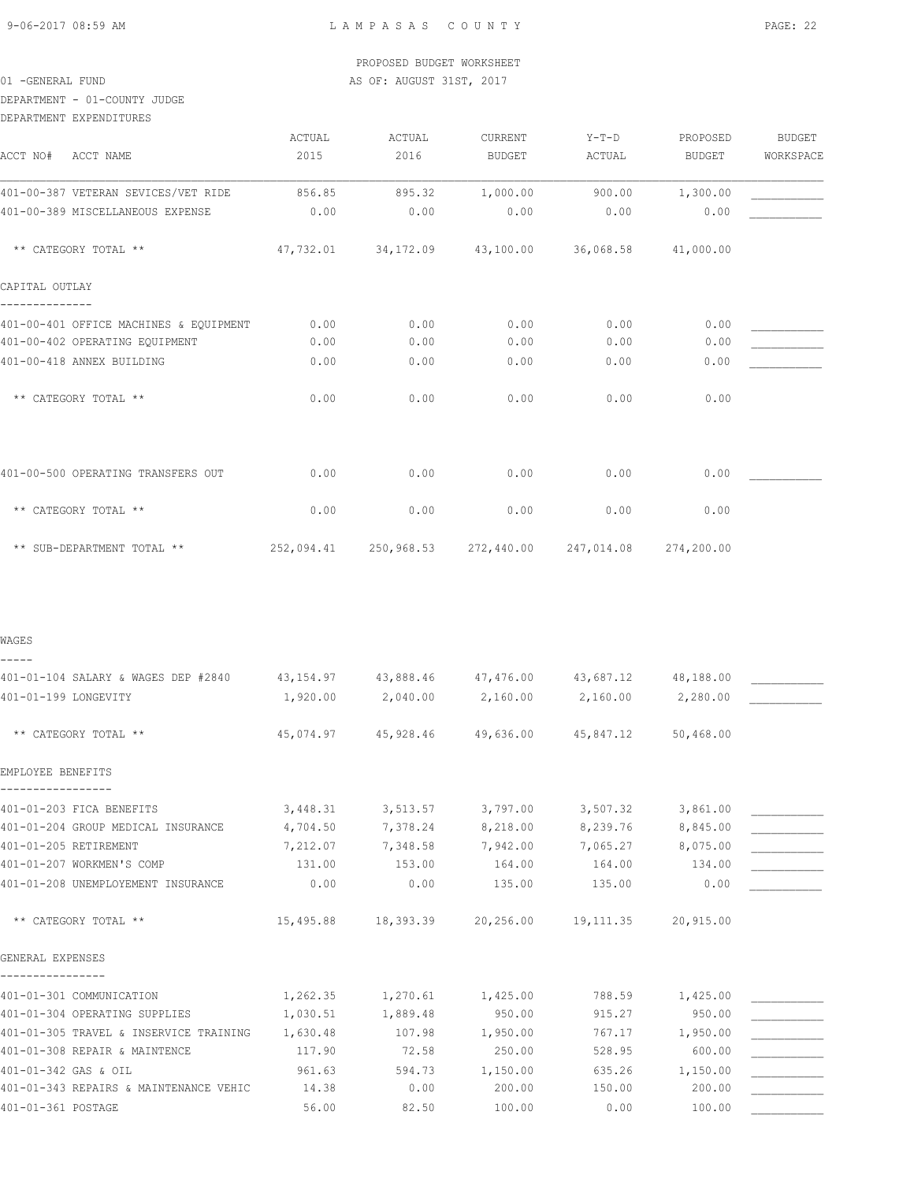PROPOSED BUDGET WORKSHEET

01 -GENERAL FUND

AS OF: AUGUST 31ST, 2017

DEPARTMENT - 01-COUNTY JUDGE

DEPARTMENT EXPENDITURES

| ACCT NO# ACCT NAME | ACTUAL 2015 | ACTUAL 2016 | CURRENT BUDGET | Y-T-D ACTUAL | PROPOSED BUDGET | BUDGET WORKSPACE |
|---|---|---|---|---|---|---|
| 401-00-387 VETERAN SEVICES/VET RIDE | 856.85 | 895.32 | 1,000.00 | 900.00 | 1,300.00 | ___________ |
| 401-00-389 MISCELLANEOUS EXPENSE | 0.00 | 0.00 | 0.00 | 0.00 | 0.00 | ___________ |
| ** CATEGORY TOTAL ** | 47,732.01 | 34,172.09 | 43,100.00 | 36,068.58 | 41,000.00 | |
| **CAPITAL OUTLAY** | | | | | | |
| 401-00-401 OFFICE MACHINES & EQUIPMENT | 0.00 | 0.00 | 0.00 | 0.00 | 0.00 | ___________ |
| 401-00-402 OPERATING EQUIPMENT | 0.00 | 0.00 | 0.00 | 0.00 | 0.00 | ___________ |
| 401-00-418 ANNEX BUILDING | 0.00 | 0.00 | 0.00 | 0.00 | 0.00 | ___________ |
| ** CATEGORY TOTAL ** | 0.00 | 0.00 | 0.00 | 0.00 | 0.00 | |
| 401-00-500 OPERATING TRANSFERS OUT | 0.00 | 0.00 | 0.00 | 0.00 | 0.00 | ___________ |
| ** CATEGORY TOTAL ** | 0.00 | 0.00 | 0.00 | 0.00 | 0.00 | |
| ** SUB-DEPARTMENT TOTAL ** | 252,094.41 | 250,968.53 | 272,440.00 | 247,014.08 | 274,200.00 | |

| ACCT NO# ACCT NAME | ACTUAL 2015 | ACTUAL 2016 | CURRENT BUDGET | Y-T-D ACTUAL | PROPOSED BUDGET | BUDGET WORKSPACE |
|---|---|---|---|---|---|---|
| **WAGES** | | | | | | |
| 401-01-104 SALARY & WAGES DEP #2840 | 43,154.97 | 43,888.46 | 47,476.00 | 43,687.12 | 48,188.00 | ___________ |
| 401-01-199 LONGEVITY | 1,920.00 | 2,040.00 | 2,160.00 | 2,160.00 | 2,280.00 | ___________ |
| ** CATEGORY TOTAL ** | 45,074.97 | 45,928.46 | 49,636.00 | 45,847.12 | 50,468.00 | |
| **EMPLOYEE BENEFITS** | | | | | | |
| 401-01-203 FICA BENEFITS | 3,448.31 | 3,513.57 | 3,797.00 | 3,507.32 | 3,861.00 | ___________ |
| 401-01-204 GROUP MEDICAL INSURANCE | 4,704.50 | 7,378.24 | 8,218.00 | 8,239.76 | 8,845.00 | ___________ |
| 401-01-205 RETIREMENT | 7,212.07 | 7,348.58 | 7,942.00 | 7,065.27 | 8,075.00 | ___________ |
| 401-01-207 WORKMEN'S COMP | 131.00 | 153.00 | 164.00 | 164.00 | 134.00 | ___________ |
| 401-01-208 UNEMPLOYEMENT INSURANCE | 0.00 | 0.00 | 135.00 | 135.00 | 0.00 | ___________ |
| ** CATEGORY TOTAL ** | 15,495.88 | 18,393.39 | 20,256.00 | 19,111.35 | 20,915.00 | |
| **GENERAL EXPENSES** | | | | | | |
| 401-01-301 COMMUNICATION | 1,262.35 | 1,270.61 | 1,425.00 | 788.59 | 1,425.00 | ___________ |
| 401-01-304 OPERATING SUPPLIES | 1,030.51 | 1,889.48 | 950.00 | 915.27 | 950.00 | ___________ |
| 401-01-305 TRAVEL & INSERVICE TRAINING | 1,630.48 | 107.98 | 1,950.00 | 767.17 | 1,950.00 | ___________ |
| 401-01-308 REPAIR & MAINTENCE | 117.90 | 72.58 | 250.00 | 528.95 | 600.00 | ___________ |
| 401-01-342 GAS & OIL | 961.63 | 594.73 | 1,150.00 | 635.26 | 1,150.00 | ___________ |
| 401-01-343 REPAIRS & MAINTENANCE VEHIC | 14.38 | 0.00 | 200.00 | 150.00 | 200.00 | ___________ |
| 401-01-361 POSTAGE | 56.00 | 82.50 | 100.00 | 0.00 | 100.00 | ___________ |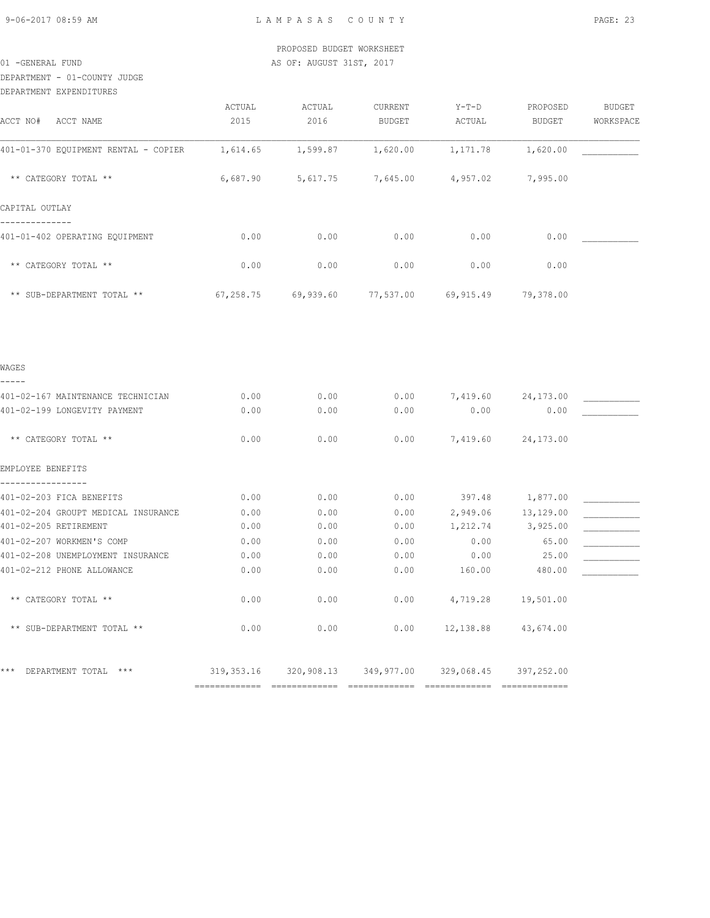PROPOSED BUDGET WORKSHEET

01 -GENERAL FUND AS OF: AUGUST 31ST, 2017

DEPARTMENT - 01-COUNTY JUDGE

DEPARTMENT EXPENDITURES

| ACCT NO# ACCT NAME | ACTUAL 2015 | ACTUAL 2016 | CURRENT BUDGET | Y-T-D ACTUAL | PROPOSED BUDGET | BUDGET WORKSPACE |
|---|---|---|---|---|---|---|
| 401-01-370 EQUIPMENT RENTAL - COPIER | 1,614.65 | 1,599.87 | 1,620.00 | 1,171.78 | 1,620.00 | ___________ |
| ** CATEGORY TOTAL ** | 6,687.90 | 5,617.75 | 7,645.00 | 4,957.02 | 7,995.00 | |
| CAPITAL OUTLAY | | | | | | |
| 401-01-402 OPERATING EQUIPMENT | 0.00 | 0.00 | 0.00 | 0.00 | 0.00 | ___________ |
| ** CATEGORY TOTAL ** | 0.00 | 0.00 | 0.00 | 0.00 | 0.00 | |
| ** SUB-DEPARTMENT TOTAL ** | 67,258.75 | 69,939.60 | 77,537.00 | 69,915.49 | 79,378.00 | |
| WAGES | | | | | | |
| 401-02-167 MAINTENANCE TECHNICIAN | 0.00 | 0.00 | 0.00 | 7,419.60 | 24,173.00 | ___________ |
| 401-02-199 LONGEVITY PAYMENT | 0.00 | 0.00 | 0.00 | 0.00 | 0.00 | ___________ |
| ** CATEGORY TOTAL ** | 0.00 | 0.00 | 0.00 | 7,419.60 | 24,173.00 | |
| EMPLOYEE BENEFITS | | | | | | |
| 401-02-203 FICA BENEFITS | 0.00 | 0.00 | 0.00 | 397.48 | 1,877.00 | ___________ |
| 401-02-204 GROUPT MEDICAL INSURANCE | 0.00 | 0.00 | 0.00 | 2,949.06 | 13,129.00 | ___________ |
| 401-02-205 RETIREMENT | 0.00 | 0.00 | 0.00 | 1,212.74 | 3,925.00 | ___________ |
| 401-02-207 WORKMEN'S COMP | 0.00 | 0.00 | 0.00 | 0.00 | 65.00 | ___________ |
| 401-02-208 UNEMPLOYMENT INSURANCE | 0.00 | 0.00 | 0.00 | 0.00 | 25.00 | ___________ |
| 401-02-212 PHONE ALLOWANCE | 0.00 | 0.00 | 0.00 | 160.00 | 480.00 | ___________ |
| ** CATEGORY TOTAL ** | 0.00 | 0.00 | 0.00 | 4,719.28 | 19,501.00 | |
| ** SUB-DEPARTMENT TOTAL ** | 0.00 | 0.00 | 0.00 | 12,138.88 | 43,674.00 | |
| *** DEPARTMENT TOTAL *** | 319,353.16 | 320,908.13 | 349,977.00 | 329,068.45 | 397,252.00 | |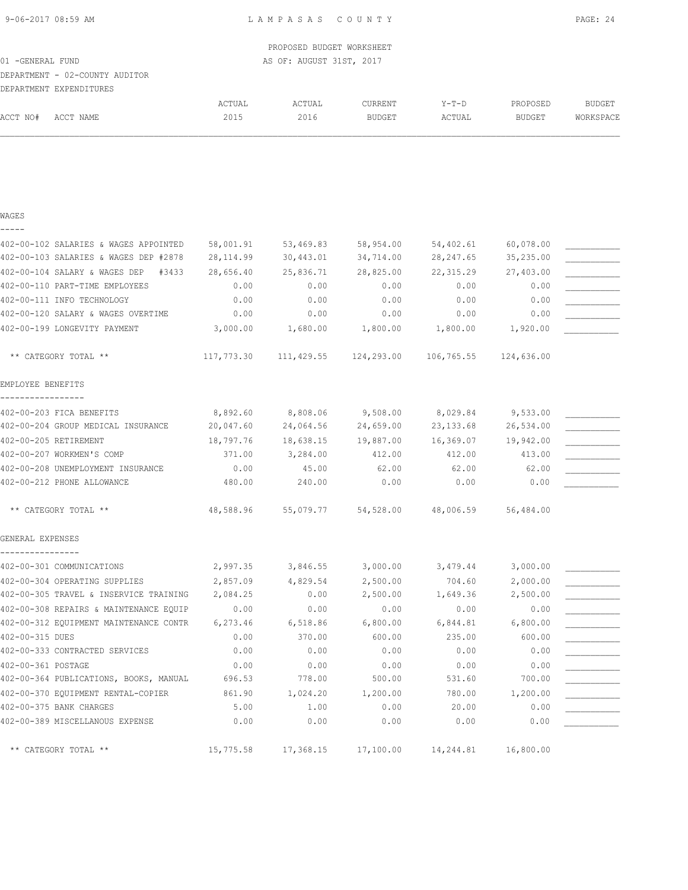LAMPASAS COUNTY

PROPOSED BUDGET WORKSHEET

01 -GENERAL FUND

AS OF: AUGUST 31ST, 2017

DEPARTMENT - 02-COUNTY AUDITOR

DEPARTMENT EXPENDITURES

| ACCT NO# | ACCT NAME | ACTUAL 2015 | ACTUAL 2016 | CURRENT BUDGET | Y-T-D ACTUAL | PROPOSED BUDGET | BUDGET WORKSPACE |
|---|---|---|---|---|---|---|---|
| **WAGES** | | | | | | | |
| 402-00-102 | SALARIES & WAGES APPOINTED | 58,001.91 | 53,469.83 | 58,954.00 | 54,402.61 | 60,078.00 | ___________ |
| 402-00-103 | SALARIES & WAGES DEP #2878 | 28,114.99 | 30,443.01 | 34,714.00 | 28,247.65 | 35,235.00 | ___________ |
| 402-00-104 | SALARY & WAGES DEP #3433 | 28,656.40 | 25,836.71 | 28,825.00 | 22,315.29 | 27,403.00 | ___________ |
| 402-00-110 | PART-TIME EMPLOYEES | 0.00 | 0.00 | 0.00 | 0.00 | 0.00 | ___________ |
| 402-00-111 | INFO TECHNOLOGY | 0.00 | 0.00 | 0.00 | 0.00 | 0.00 | ___________ |
| 402-00-120 | SALARY & WAGES OVERTIME | 0.00 | 0.00 | 0.00 | 0.00 | 0.00 | ___________ |
| 402-00-199 | LONGEVITY PAYMENT | 3,000.00 | 1,680.00 | 1,800.00 | 1,800.00 | 1,920.00 | ___________ |
| | ** CATEGORY TOTAL ** | 117,773.30 | 111,429.55 | 124,293.00 | 106,765.55 | 124,636.00 | |
| **EMPLOYEE BENEFITS** | | | | | | | |
| 402-00-203 | FICA BENEFITS | 8,892.60 | 8,808.06 | 9,508.00 | 8,029.84 | 9,533.00 | ___________ |
| 402-00-204 | GROUP MEDICAL INSURANCE | 20,047.60 | 24,064.56 | 24,659.00 | 23,133.68 | 26,534.00 | ___________ |
| 402-00-205 | RETIREMENT | 18,797.76 | 18,638.15 | 19,887.00 | 16,369.07 | 19,942.00 | ___________ |
| 402-00-207 | WORKMEN'S COMP | 371.00 | 3,284.00 | 412.00 | 412.00 | 413.00 | ___________ |
| 402-00-208 | UNEMPLOYMENT INSURANCE | 0.00 | 45.00 | 62.00 | 62.00 | 62.00 | ___________ |
| 402-00-212 | PHONE ALLOWANCE | 480.00 | 240.00 | 0.00 | 0.00 | 0.00 | ___________ |
| | ** CATEGORY TOTAL ** | 48,588.96 | 55,079.77 | 54,528.00 | 48,006.59 | 56,484.00 | |
| **GENERAL EXPENSES** | | | | | | | |
| 402-00-301 | COMMUNICATIONS | 2,997.35 | 3,846.55 | 3,000.00 | 3,479.44 | 3,000.00 | ___________ |
| 402-00-304 | OPERATING SUPPLIES | 2,857.09 | 4,829.54 | 2,500.00 | 704.60 | 2,000.00 | ___________ |
| 402-00-305 | TRAVEL & INSERVICE TRAINING | 2,084.25 | 0.00 | 2,500.00 | 1,649.36 | 2,500.00 | ___________ |
| 402-00-308 | REPAIRS & MAINTENANCE EQUIP | 0.00 | 0.00 | 0.00 | 0.00 | 0.00 | ___________ |
| 402-00-312 | EQUIPMENT MAINTENANCE CONTR | 6,273.46 | 6,518.86 | 6,800.00 | 6,844.81 | 6,800.00 | ___________ |
| 402-00-315 | DUES | 0.00 | 370.00 | 600.00 | 235.00 | 600.00 | ___________ |
| 402-00-333 | CONTRACTED SERVICES | 0.00 | 0.00 | 0.00 | 0.00 | 0.00 | ___________ |
| 402-00-361 | POSTAGE | 0.00 | 0.00 | 0.00 | 0.00 | 0.00 | ___________ |
| 402-00-364 | PUBLICATIONS, BOOKS, MANUAL | 696.53 | 778.00 | 500.00 | 531.60 | 700.00 | ___________ |
| 402-00-370 | EQUIPMENT RENTAL-COPIER | 861.90 | 1,024.20 | 1,200.00 | 780.00 | 1,200.00 | ___________ |
| 402-00-375 | BANK CHARGES | 5.00 | 1.00 | 0.00 | 20.00 | 0.00 | ___________ |
| 402-00-389 | MISCELLANOUS EXPENSE | 0.00 | 0.00 | 0.00 | 0.00 | 0.00 | ___________ |
| | ** CATEGORY TOTAL ** | 15,775.58 | 17,368.15 | 17,100.00 | 14,244.81 | 16,800.00 | |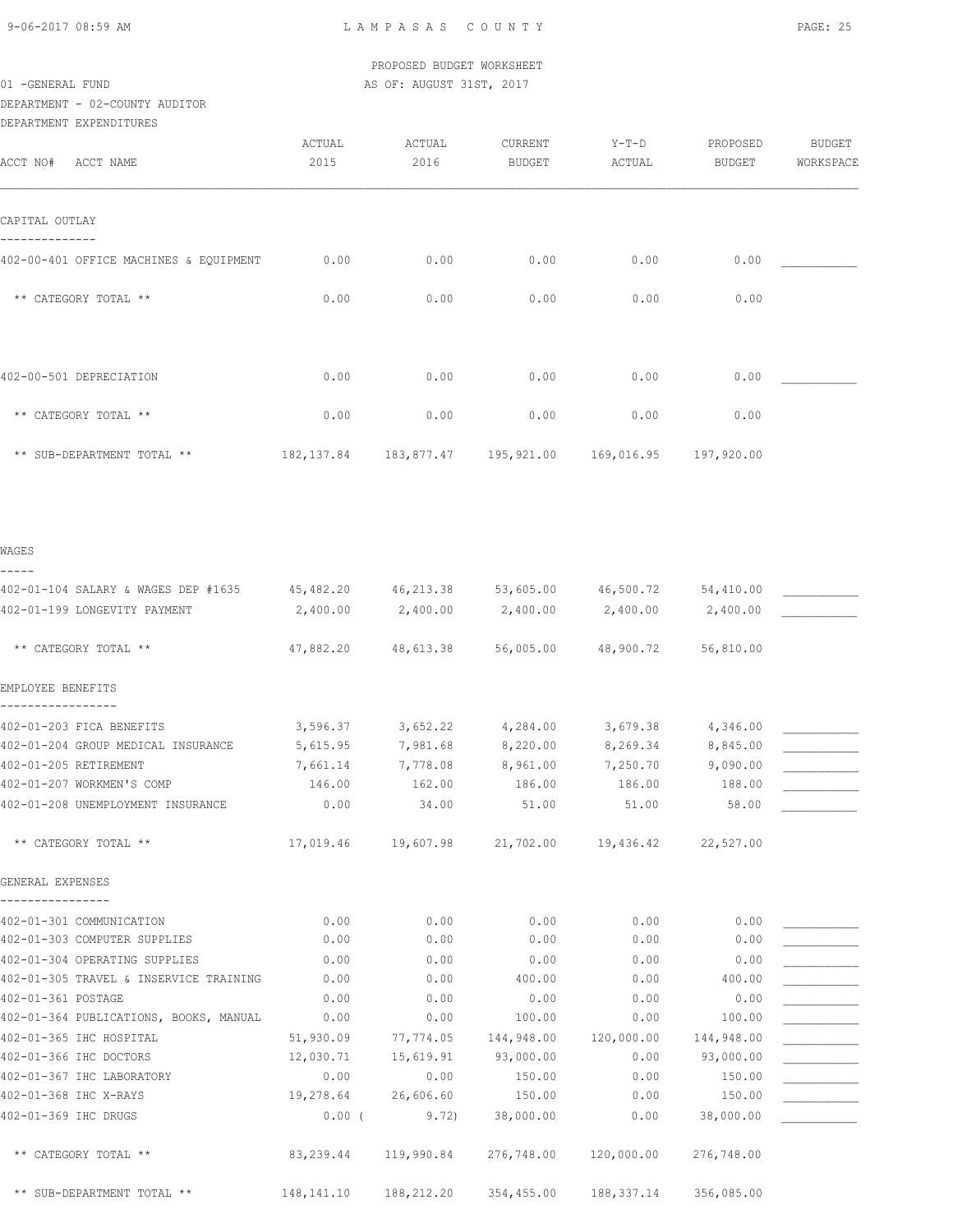LAMPASAS COUNTY

PROPOSED BUDGET WORKSHEET

01 -GENERAL FUND — AS OF: AUGUST 31ST, 2017

DEPARTMENT - 02-COUNTY AUDITOR

DEPARTMENT EXPENDITURES

| ACCT NO# ACCT NAME | ACTUAL 2015 | ACTUAL 2016 | CURRENT BUDGET | Y-T-D ACTUAL | PROPOSED BUDGET | BUDGET WORKSPACE |
|---|---|---|---|---|---|---|
| **CAPITAL OUTLAY** | | | | | | |
| 402-00-401 OFFICE MACHINES & EQUIPMENT | 0.00 | 0.00 | 0.00 | 0.00 | 0.00 | ___________ |
| ** CATEGORY TOTAL ** | 0.00 | 0.00 | 0.00 | 0.00 | 0.00 | |
| 402-00-501 DEPRECIATION | 0.00 | 0.00 | 0.00 | 0.00 | 0.00 | ___________ |
| ** CATEGORY TOTAL ** | 0.00 | 0.00 | 0.00 | 0.00 | 0.00 | |
| ** SUB-DEPARTMENT TOTAL ** | 182,137.84 | 183,877.47 | 195,921.00 | 169,016.95 | 197,920.00 | |
| **WAGES** | | | | | | |
| 402-01-104 SALARY & WAGES DEP #1635 | 45,482.20 | 46,213.38 | 53,605.00 | 46,500.72 | 54,410.00 | ___________ |
| 402-01-199 LONGEVITY PAYMENT | 2,400.00 | 2,400.00 | 2,400.00 | 2,400.00 | 2,400.00 | ___________ |
| ** CATEGORY TOTAL ** | 47,882.20 | 48,613.38 | 56,005.00 | 48,900.72 | 56,810.00 | |
| **EMPLOYEE BENEFITS** | | | | | | |
| 402-01-203 FICA BENEFITS | 3,596.37 | 3,652.22 | 4,284.00 | 3,679.38 | 4,346.00 | ___________ |
| 402-01-204 GROUP MEDICAL INSURANCE | 5,615.95 | 7,981.68 | 8,220.00 | 8,269.34 | 8,845.00 | ___________ |
| 402-01-205 RETIREMENT | 7,661.14 | 7,778.08 | 8,961.00 | 7,250.70 | 9,090.00 | ___________ |
| 402-01-207 WORKMEN'S COMP | 146.00 | 162.00 | 186.00 | 186.00 | 188.00 | ___________ |
| 402-01-208 UNEMPLOYMENT INSURANCE | 0.00 | 34.00 | 51.00 | 51.00 | 58.00 | ___________ |
| ** CATEGORY TOTAL ** | 17,019.46 | 19,607.98 | 21,702.00 | 19,436.42 | 22,527.00 | |
| **GENERAL EXPENSES** | | | | | | |
| 402-01-301 COMMUNICATION | 0.00 | 0.00 | 0.00 | 0.00 | 0.00 | ___________ |
| 402-01-303 COMPUTER SUPPLIES | 0.00 | 0.00 | 0.00 | 0.00 | 0.00 | ___________ |
| 402-01-304 OPERATING SUPPLIES | 0.00 | 0.00 | 0.00 | 0.00 | 0.00 | ___________ |
| 402-01-305 TRAVEL & INSERVICE TRAINING | 0.00 | 0.00 | 400.00 | 0.00 | 400.00 | ___________ |
| 402-01-361 POSTAGE | 0.00 | 0.00 | 0.00 | 0.00 | 0.00 | ___________ |
| 402-01-364 PUBLICATIONS, BOOKS, MANUAL | 0.00 | 0.00 | 100.00 | 0.00 | 100.00 | ___________ |
| 402-01-365 IHC HOSPITAL | 51,930.09 | 77,774.05 | 144,948.00 | 120,000.00 | 144,948.00 | ___________ |
| 402-01-366 IHC DOCTORS | 12,030.71 | 15,619.91 | 93,000.00 | 0.00 | 93,000.00 | ___________ |
| 402-01-367 IHC LABORATORY | 0.00 | 0.00 | 150.00 | 0.00 | 150.00 | ___________ |
| 402-01-368 IHC X-RAYS | 19,278.64 | 26,606.60 | 150.00 | 0.00 | 150.00 | ___________ |
| 402-01-369 IHC DRUGS | 0.00 | ( 9.72) | 38,000.00 | 0.00 | 38,000.00 | ___________ |
| ** CATEGORY TOTAL ** | 83,239.44 | 119,990.84 | 276,748.00 | 120,000.00 | 276,748.00 | |
| ** SUB-DEPARTMENT TOTAL ** | 148,141.10 | 188,212.20 | 354,455.00 | 188,337.14 | 356,085.00 | |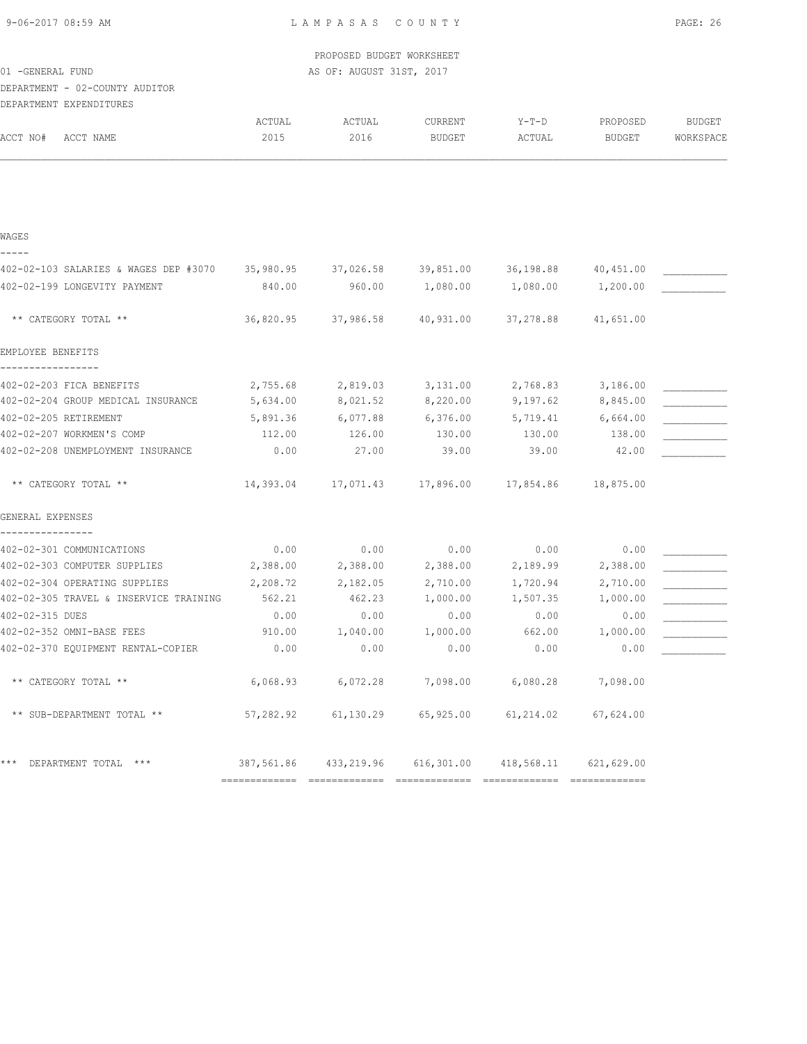PROPOSED BUDGET WORKSHEET

01 -GENERAL FUND

AS OF: AUGUST 31ST, 2017

DEPARTMENT - 02-COUNTY AUDITOR

DEPARTMENT EXPENDITURES

| ACCT NO# ACCT NAME | ACTUAL 2015 | ACTUAL 2016 | CURRENT BUDGET | Y-T-D ACTUAL | PROPOSED BUDGET | BUDGET WORKSPACE |
|---|---|---|---|---|---|---|
| **WAGES** | | | | | | |
| 402-02-103 SALARIES & WAGES DEP #3070 | 35,980.95 | 37,026.58 | 39,851.00 | 36,198.88 | 40,451.00 | ___________ |
| 402-02-199 LONGEVITY PAYMENT | 840.00 | 960.00 | 1,080.00 | 1,080.00 | 1,200.00 | ___________ |
| ** CATEGORY TOTAL ** | 36,820.95 | 37,986.58 | 40,931.00 | 37,278.88 | 41,651.00 | |
| **EMPLOYEE BENEFITS** | | | | | | |
| 402-02-203 FICA BENEFITS | 2,755.68 | 2,819.03 | 3,131.00 | 2,768.83 | 3,186.00 | ___________ |
| 402-02-204 GROUP MEDICAL INSURANCE | 5,634.00 | 8,021.52 | 8,220.00 | 9,197.62 | 8,845.00 | ___________ |
| 402-02-205 RETIREMENT | 5,891.36 | 6,077.88 | 6,376.00 | 5,719.41 | 6,664.00 | ___________ |
| 402-02-207 WORKMEN'S COMP | 112.00 | 126.00 | 130.00 | 130.00 | 138.00 | ___________ |
| 402-02-208 UNEMPLOYMENT INSURANCE | 0.00 | 27.00 | 39.00 | 39.00 | 42.00 | ___________ |
| ** CATEGORY TOTAL ** | 14,393.04 | 17,071.43 | 17,896.00 | 17,854.86 | 18,875.00 | |
| **GENERAL EXPENSES** | | | | | | |
| 402-02-301 COMMUNICATIONS | 0.00 | 0.00 | 0.00 | 0.00 | 0.00 | ___________ |
| 402-02-303 COMPUTER SUPPLIES | 2,388.00 | 2,388.00 | 2,388.00 | 2,189.99 | 2,388.00 | ___________ |
| 402-02-304 OPERATING SUPPLIES | 2,208.72 | 2,182.05 | 2,710.00 | 1,720.94 | 2,710.00 | ___________ |
| 402-02-305 TRAVEL & INSERVICE TRAINING | 562.21 | 462.23 | 1,000.00 | 1,507.35 | 1,000.00 | ___________ |
| 402-02-315 DUES | 0.00 | 0.00 | 0.00 | 0.00 | 0.00 | ___________ |
| 402-02-352 OMNI-BASE FEES | 910.00 | 1,040.00 | 1,000.00 | 662.00 | 1,000.00 | ___________ |
| 402-02-370 EQUIPMENT RENTAL-COPIER | 0.00 | 0.00 | 0.00 | 0.00 | 0.00 | ___________ |
| ** CATEGORY TOTAL ** | 6,068.93 | 6,072.28 | 7,098.00 | 6,080.28 | 7,098.00 | |
| ** SUB-DEPARTMENT TOTAL ** | 57,282.92 | 61,130.29 | 65,925.00 | 61,214.02 | 67,624.00 | |
| *** DEPARTMENT TOTAL *** | 387,561.86 | 433,219.96 | 616,301.00 | 418,568.11 | 621,629.00 | |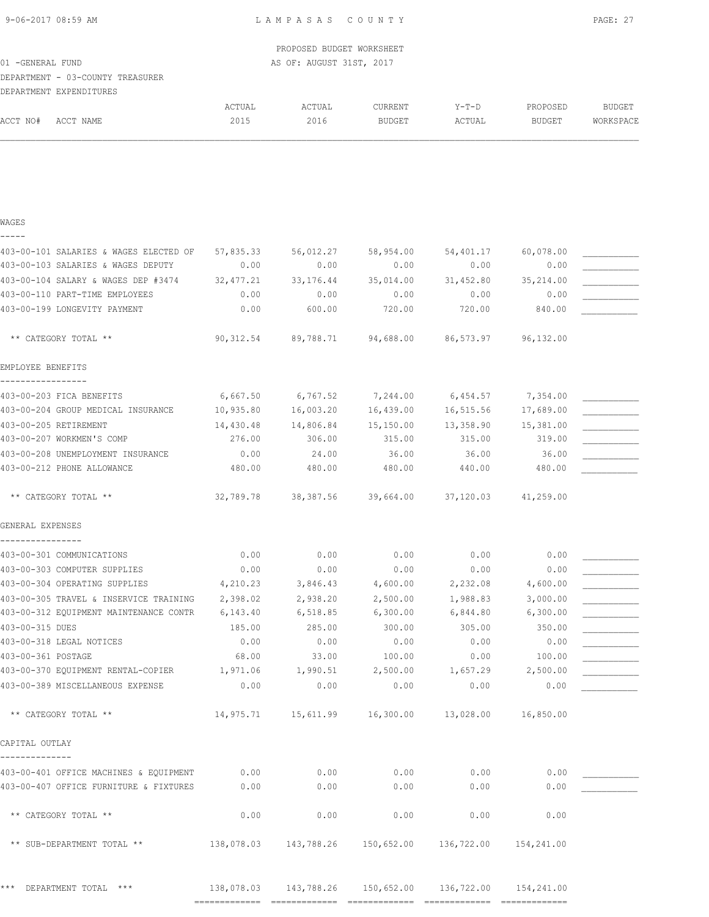PROPOSED BUDGET WORKSHEET

01 -GENERAL FUND — AS OF: AUGUST 31ST, 2017

DEPARTMENT - 03-COUNTY TREASURER

DEPARTMENT EXPENDITURES

| ACCT NO# ACCT NAME | ACTUAL 2015 | ACTUAL 2016 | CURRENT BUDGET | Y-T-D ACTUAL | PROPOSED BUDGET | BUDGET WORKSPACE |
|---|---|---|---|---|---|---|
| **WAGES** | | | | | | |
| 403-00-101 SALARIES & WAGES ELECTED OF | 57,835.33 | 56,012.27 | 58,954.00 | 54,401.17 | 60,078.00 | ___________ |
| 403-00-103 SALARIES & WAGES DEPUTY | 0.00 | 0.00 | 0.00 | 0.00 | 0.00 | ___________ |
| 403-00-104 SALARY & WAGES DEP #3474 | 32,477.21 | 33,176.44 | 35,014.00 | 31,452.80 | 35,214.00 | ___________ |
| 403-00-110 PART-TIME EMPLOYEES | 0.00 | 0.00 | 0.00 | 0.00 | 0.00 | ___________ |
| 403-00-199 LONGEVITY PAYMENT | 0.00 | 600.00 | 720.00 | 720.00 | 840.00 | ___________ |
| ** CATEGORY TOTAL ** | 90,312.54 | 89,788.71 | 94,688.00 | 86,573.97 | 96,132.00 | |
| **EMPLOYEE BENEFITS** | | | | | | |
| 403-00-203 FICA BENEFITS | 6,667.50 | 6,767.52 | 7,244.00 | 6,454.57 | 7,354.00 | ___________ |
| 403-00-204 GROUP MEDICAL INSURANCE | 10,935.80 | 16,003.20 | 16,439.00 | 16,515.56 | 17,689.00 | ___________ |
| 403-00-205 RETIREMENT | 14,430.48 | 14,806.84 | 15,150.00 | 13,358.90 | 15,381.00 | ___________ |
| 403-00-207 WORKMEN'S COMP | 276.00 | 306.00 | 315.00 | 315.00 | 319.00 | ___________ |
| 403-00-208 UNEMPLOYMENT INSURANCE | 0.00 | 24.00 | 36.00 | 36.00 | 36.00 | ___________ |
| 403-00-212 PHONE ALLOWANCE | 480.00 | 480.00 | 480.00 | 440.00 | 480.00 | ___________ |
| ** CATEGORY TOTAL ** | 32,789.78 | 38,387.56 | 39,664.00 | 37,120.03 | 41,259.00 | |
| **GENERAL EXPENSES** | | | | | | |
| 403-00-301 COMMUNICATIONS | 0.00 | 0.00 | 0.00 | 0.00 | 0.00 | ___________ |
| 403-00-303 COMPUTER SUPPLIES | 0.00 | 0.00 | 0.00 | 0.00 | 0.00 | ___________ |
| 403-00-304 OPERATING SUPPLIES | 4,210.23 | 3,846.43 | 4,600.00 | 2,232.08 | 4,600.00 | ___________ |
| 403-00-305 TRAVEL & INSERVICE TRAINING | 2,398.02 | 2,938.20 | 2,500.00 | 1,988.83 | 3,000.00 | ___________ |
| 403-00-312 EQUIPMENT MAINTENANCE CONTR | 6,143.40 | 6,518.85 | 6,300.00 | 6,844.80 | 6,300.00 | ___________ |
| 403-00-315 DUES | 185.00 | 285.00 | 300.00 | 305.00 | 350.00 | ___________ |
| 403-00-318 LEGAL NOTICES | 0.00 | 0.00 | 0.00 | 0.00 | 0.00 | ___________ |
| 403-00-361 POSTAGE | 68.00 | 33.00 | 100.00 | 0.00 | 100.00 | ___________ |
| 403-00-370 EQUIPMENT RENTAL-COPIER | 1,971.06 | 1,990.51 | 2,500.00 | 1,657.29 | 2,500.00 | ___________ |
| 403-00-389 MISCELLANEOUS EXPENSE | 0.00 | 0.00 | 0.00 | 0.00 | 0.00 | ___________ |
| ** CATEGORY TOTAL ** | 14,975.71 | 15,611.99 | 16,300.00 | 13,028.00 | 16,850.00 | |
| **CAPITAL OUTLAY** | | | | | | |
| 403-00-401 OFFICE MACHINES & EQUIPMENT | 0.00 | 0.00 | 0.00 | 0.00 | 0.00 | ___________ |
| 403-00-407 OFFICE FURNITURE & FIXTURES | 0.00 | 0.00 | 0.00 | 0.00 | 0.00 | ___________ |
| ** CATEGORY TOTAL ** | 0.00 | 0.00 | 0.00 | 0.00 | 0.00 | |
| ** SUB-DEPARTMENT TOTAL ** | 138,078.03 | 143,788.26 | 150,652.00 | 136,722.00 | 154,241.00 | |
| *** DEPARTMENT TOTAL *** | 138,078.03 | 143,788.26 | 150,652.00 | 136,722.00 | 154,241.00 | |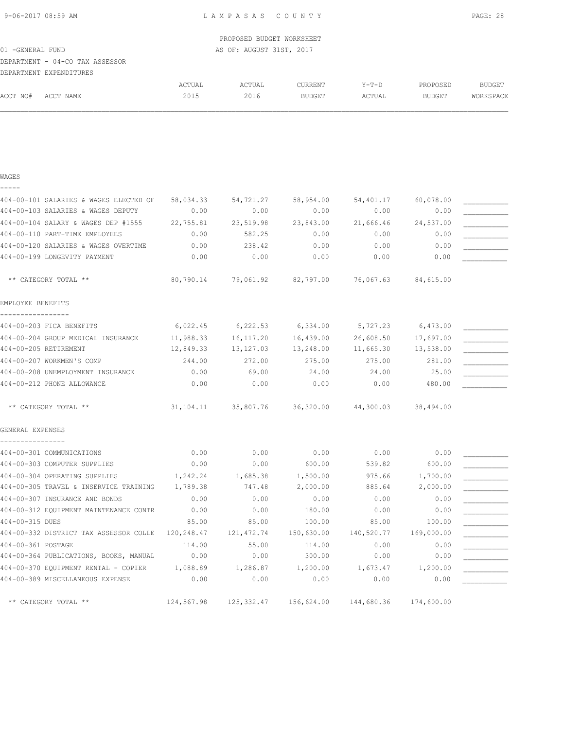LAMPASAS COUNTY

PROPOSED BUDGET WORKSHEET

AS OF: AUGUST 31ST, 2017

01 -GENERAL FUND

DEPARTMENT - 04-CO TAX ASSESSOR

DEPARTMENT EXPENDITURES

| ACCT NO# ACCT NAME | ACTUAL 2015 | ACTUAL 2016 | CURRENT BUDGET | Y-T-D ACTUAL | PROPOSED BUDGET | BUDGET WORKSPACE |
|---|---|---|---|---|---|---|
| **WAGES** | | | | | | |
| 404-00-101 SALARIES & WAGES ELECTED OF | 58,034.33 | 54,721.27 | 58,954.00 | 54,401.17 | 60,078.00 | ___________ |
| 404-00-103 SALARIES & WAGES DEPUTY | 0.00 | 0.00 | 0.00 | 0.00 | 0.00 | ___________ |
| 404-00-104 SALARY & WAGES DEP #1555 | 22,755.81 | 23,519.98 | 23,843.00 | 21,666.46 | 24,537.00 | ___________ |
| 404-00-110 PART-TIME EMPLOYEES | 0.00 | 582.25 | 0.00 | 0.00 | 0.00 | ___________ |
| 404-00-120 SALARIES & WAGES OVERTIME | 0.00 | 238.42 | 0.00 | 0.00 | 0.00 | ___________ |
| 404-00-199 LONGEVITY PAYMENT | 0.00 | 0.00 | 0.00 | 0.00 | 0.00 | ___________ |
| ** CATEGORY TOTAL ** | 80,790.14 | 79,061.92 | 82,797.00 | 76,067.63 | 84,615.00 | |
| **EMPLOYEE BENEFITS** | | | | | | |
| 404-00-203 FICA BENEFITS | 6,022.45 | 6,222.53 | 6,334.00 | 5,727.23 | 6,473.00 | ___________ |
| 404-00-204 GROUP MEDICAL INSURANCE | 11,988.33 | 16,117.20 | 16,439.00 | 26,608.50 | 17,697.00 | ___________ |
| 404-00-205 RETIREMENT | 12,849.33 | 13,127.03 | 13,248.00 | 11,665.30 | 13,538.00 | ___________ |
| 404-00-207 WORKMEN'S COMP | 244.00 | 272.00 | 275.00 | 275.00 | 281.00 | ___________ |
| 404-00-208 UNEMPLOYMENT INSURANCE | 0.00 | 69.00 | 24.00 | 24.00 | 25.00 | ___________ |
| 404-00-212 PHONE ALLOWANCE | 0.00 | 0.00 | 0.00 | 0.00 | 480.00 | ___________ |
| ** CATEGORY TOTAL ** | 31,104.11 | 35,807.76 | 36,320.00 | 44,300.03 | 38,494.00 | |
| **GENERAL EXPENSES** | | | | | | |
| 404-00-301 COMMUNICATIONS | 0.00 | 0.00 | 0.00 | 0.00 | 0.00 | ___________ |
| 404-00-303 COMPUTER SUPPLIES | 0.00 | 0.00 | 600.00 | 539.82 | 600.00 | ___________ |
| 404-00-304 OPERATING SUPPLIES | 1,242.24 | 1,685.38 | 1,500.00 | 975.66 | 1,700.00 | ___________ |
| 404-00-305 TRAVEL & INSERVICE TRAINING | 1,789.38 | 747.48 | 2,000.00 | 885.64 | 2,000.00 | ___________ |
| 404-00-307 INSURANCE AND BONDS | 0.00 | 0.00 | 0.00 | 0.00 | 0.00 | ___________ |
| 404-00-312 EQUIPMENT MAINTENANCE CONTR | 0.00 | 0.00 | 180.00 | 0.00 | 0.00 | ___________ |
| 404-00-315 DUES | 85.00 | 85.00 | 100.00 | 85.00 | 100.00 | ___________ |
| 404-00-332 DISTRICT TAX ASSESSOR COLLE | 120,248.47 | 121,472.74 | 150,630.00 | 140,520.77 | 169,000.00 | ___________ |
| 404-00-361 POSTAGE | 114.00 | 55.00 | 114.00 | 0.00 | 0.00 | ___________ |
| 404-00-364 PUBLICATIONS, BOOKS, MANUAL | 0.00 | 0.00 | 300.00 | 0.00 | 0.00 | ___________ |
| 404-00-370 EQUIPMENT RENTAL - COPIER | 1,088.89 | 1,286.87 | 1,200.00 | 1,673.47 | 1,200.00 | ___________ |
| 404-00-389 MISCELLANEOUS EXPENSE | 0.00 | 0.00 | 0.00 | 0.00 | 0.00 | ___________ |
| ** CATEGORY TOTAL ** | 124,567.98 | 125,332.47 | 156,624.00 | 144,680.36 | 174,600.00 | |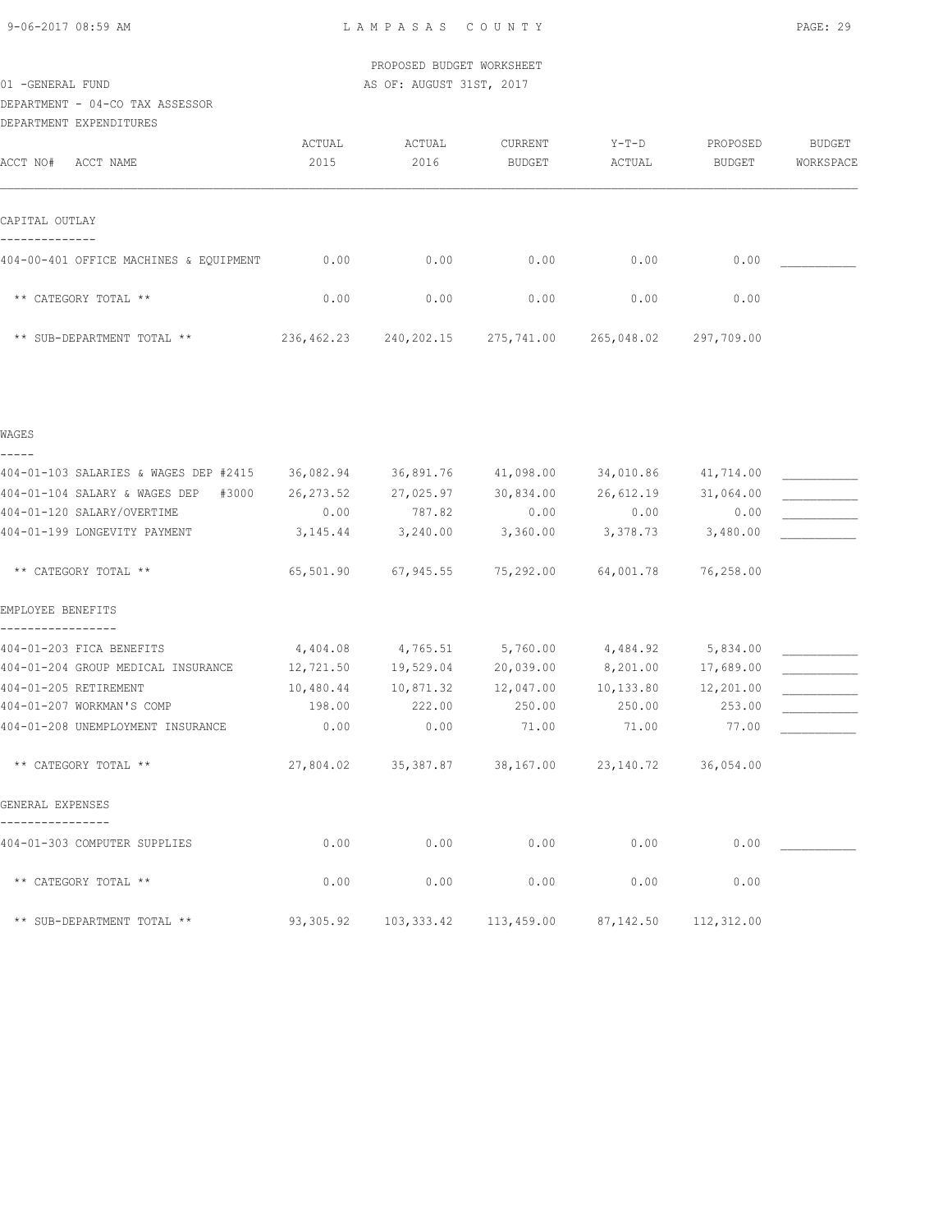PROPOSED BUDGET WORKSHEET

01 -GENERAL FUND AS OF: AUGUST 31ST, 2017

DEPARTMENT - 04-CO TAX ASSESSOR

DEPARTMENT EXPENDITURES

| ACCT NO# ACCT NAME | ACTUAL 2015 | ACTUAL 2016 | CURRENT BUDGET | Y-T-D ACTUAL | PROPOSED BUDGET | BUDGET WORKSPACE |
|---|---|---|---|---|---|---|
| **CAPITAL OUTLAY** | | | | | | |
| 404-00-401 OFFICE MACHINES & EQUIPMENT | 0.00 | 0.00 | 0.00 | 0.00 | 0.00 | ___________ |
| ** CATEGORY TOTAL ** | 0.00 | 0.00 | 0.00 | 0.00 | 0.00 | |
| ** SUB-DEPARTMENT TOTAL ** | 236,462.23 | 240,202.15 | 275,741.00 | 265,048.02 | 297,709.00 | |
| **WAGES** | | | | | | |
| 404-01-103 SALARIES & WAGES DEP #2415 | 36,082.94 | 36,891.76 | 41,098.00 | 34,010.86 | 41,714.00 | ___________ |
| 404-01-104 SALARY & WAGES DEP #3000 | 26,273.52 | 27,025.97 | 30,834.00 | 26,612.19 | 31,064.00 | ___________ |
| 404-01-120 SALARY/OVERTIME | 0.00 | 787.82 | 0.00 | 0.00 | 0.00 | ___________ |
| 404-01-199 LONGEVITY PAYMENT | 3,145.44 | 3,240.00 | 3,360.00 | 3,378.73 | 3,480.00 | ___________ |
| ** CATEGORY TOTAL ** | 65,501.90 | 67,945.55 | 75,292.00 | 64,001.78 | 76,258.00 | |
| **EMPLOYEE BENEFITS** | | | | | | |
| 404-01-203 FICA BENEFITS | 4,404.08 | 4,765.51 | 5,760.00 | 4,484.92 | 5,834.00 | ___________ |
| 404-01-204 GROUP MEDICAL INSURANCE | 12,721.50 | 19,529.04 | 20,039.00 | 8,201.00 | 17,689.00 | ___________ |
| 404-01-205 RETIREMENT | 10,480.44 | 10,871.32 | 12,047.00 | 10,133.80 | 12,201.00 | ___________ |
| 404-01-207 WORKMAN'S COMP | 198.00 | 222.00 | 250.00 | 250.00 | 253.00 | ___________ |
| 404-01-208 UNEMPLOYMENT INSURANCE | 0.00 | 0.00 | 71.00 | 71.00 | 77.00 | ___________ |
| ** CATEGORY TOTAL ** | 27,804.02 | 35,387.87 | 38,167.00 | 23,140.72 | 36,054.00 | |
| **GENERAL EXPENSES** | | | | | | |
| 404-01-303 COMPUTER SUPPLIES | 0.00 | 0.00 | 0.00 | 0.00 | 0.00 | ___________ |
| ** CATEGORY TOTAL ** | 0.00 | 0.00 | 0.00 | 0.00 | 0.00 | |
| ** SUB-DEPARTMENT TOTAL ** | 93,305.92 | 103,333.42 | 113,459.00 | 87,142.50 | 112,312.00 | |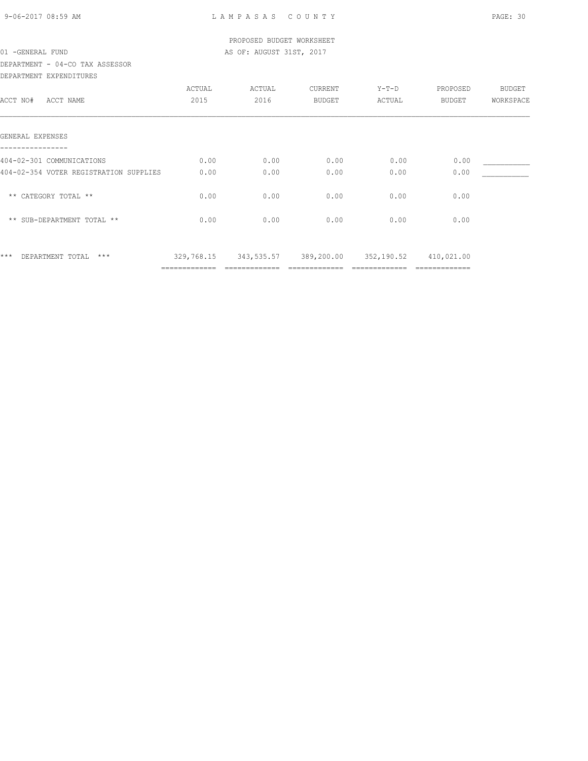PROPOSED BUDGET WORKSHEET

01 -GENERAL FUND AS OF: AUGUST 31ST, 2017

DEPARTMENT - 04-CO TAX ASSESSOR

DEPARTMENT EXPENDITURES

| ACCT NO# ACCT NAME | ACTUAL 2015 | ACTUAL 2016 | CURRENT BUDGET | Y-T-D ACTUAL | PROPOSED BUDGET | BUDGET WORKSPACE |
|---|---|---|---|---|---|---|
| **GENERAL EXPENSES** | | | | | | |
| 404-02-301 COMMUNICATIONS | 0.00 | 0.00 | 0.00 | 0.00 | 0.00 | ___________ |
| 404-02-354 VOTER REGISTRATION SUPPLIES | 0.00 | 0.00 | 0.00 | 0.00 | 0.00 | ___________ |
| ** CATEGORY TOTAL ** | 0.00 | 0.00 | 0.00 | 0.00 | 0.00 | |
| ** SUB-DEPARTMENT TOTAL ** | 0.00 | 0.00 | 0.00 | 0.00 | 0.00 | |
| *** DEPARTMENT TOTAL *** | 329,768.15 | 343,535.57 | 389,200.00 | 352,190.52 | 410,021.00 | |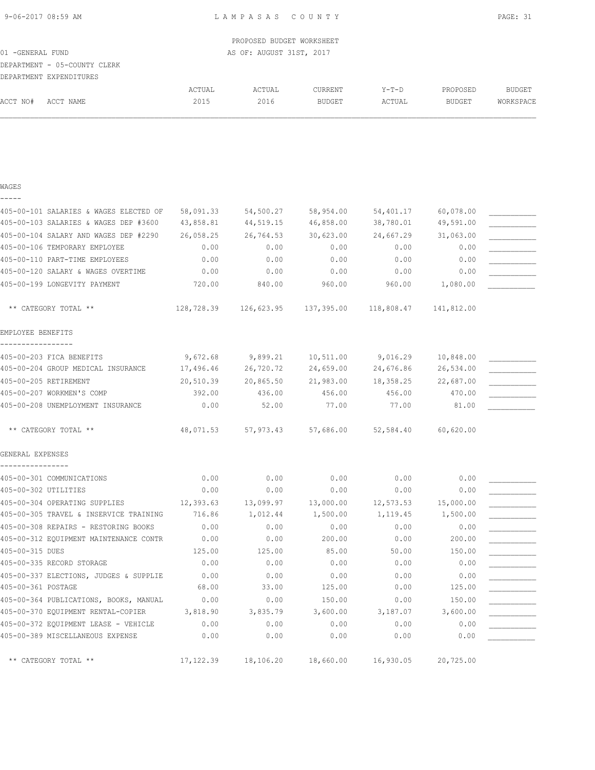PROPOSED BUDGET WORKSHEET

01 -GENERAL FUND — AS OF: AUGUST 31ST, 2017

DEPARTMENT - 05-COUNTY CLERK

DEPARTMENT EXPENDITURES

| ACCT NO# ACCT NAME | ACTUAL 2015 | ACTUAL 2016 | CURRENT BUDGET | Y-T-D ACTUAL | PROPOSED BUDGET | BUDGET WORKSPACE |
|---|---|---|---|---|---|---|
| **WAGES** | | | | | | |
| 405-00-101 SALARIES & WAGES ELECTED OF | 58,091.33 | 54,500.27 | 58,954.00 | 54,401.17 | 60,078.00 | ___________ |
| 405-00-103 SALARIES & WAGES DEP #3600 | 43,858.81 | 44,519.15 | 46,858.00 | 38,780.01 | 49,591.00 | ___________ |
| 405-00-104 SALARY AND WAGES DEP #2290 | 26,058.25 | 26,764.53 | 30,623.00 | 24,667.29 | 31,063.00 | ___________ |
| 405-00-106 TEMPORARY EMPLOYEE | 0.00 | 0.00 | 0.00 | 0.00 | 0.00 | ___________ |
| 405-00-110 PART-TIME EMPLOYEES | 0.00 | 0.00 | 0.00 | 0.00 | 0.00 | ___________ |
| 405-00-120 SALARY & WAGES OVERTIME | 0.00 | 0.00 | 0.00 | 0.00 | 0.00 | ___________ |
| 405-00-199 LONGEVITY PAYMENT | 720.00 | 840.00 | 960.00 | 960.00 | 1,080.00 | ___________ |
| ** CATEGORY TOTAL ** | 128,728.39 | 126,623.95 | 137,395.00 | 118,808.47 | 141,812.00 | |
| **EMPLOYEE BENEFITS** | | | | | | |
| 405-00-203 FICA BENEFITS | 9,672.68 | 9,899.21 | 10,511.00 | 9,016.29 | 10,848.00 | ___________ |
| 405-00-204 GROUP MEDICAL INSURANCE | 17,496.46 | 26,720.72 | 24,659.00 | 24,676.86 | 26,534.00 | ___________ |
| 405-00-205 RETIREMENT | 20,510.39 | 20,865.50 | 21,983.00 | 18,358.25 | 22,687.00 | ___________ |
| 405-00-207 WORKMEN'S COMP | 392.00 | 436.00 | 456.00 | 456.00 | 470.00 | ___________ |
| 405-00-208 UNEMPLOYMENT INSURANCE | 0.00 | 52.00 | 77.00 | 77.00 | 81.00 | ___________ |
| ** CATEGORY TOTAL ** | 48,071.53 | 57,973.43 | 57,686.00 | 52,584.40 | 60,620.00 | |
| **GENERAL EXPENSES** | | | | | | |
| 405-00-301 COMMUNICATIONS | 0.00 | 0.00 | 0.00 | 0.00 | 0.00 | ___________ |
| 405-00-302 UTILITIES | 0.00 | 0.00 | 0.00 | 0.00 | 0.00 | ___________ |
| 405-00-304 OPERATING SUPPLIES | 12,393.63 | 13,099.97 | 13,000.00 | 12,573.53 | 15,000.00 | ___________ |
| 405-00-305 TRAVEL & INSERVICE TRAINING | 716.86 | 1,012.44 | 1,500.00 | 1,119.45 | 1,500.00 | ___________ |
| 405-00-308 REPAIRS - RESTORING BOOKS | 0.00 | 0.00 | 0.00 | 0.00 | 0.00 | ___________ |
| 405-00-312 EQUIPMENT MAINTENANCE CONTR | 0.00 | 0.00 | 200.00 | 0.00 | 200.00 | ___________ |
| 405-00-315 DUES | 125.00 | 125.00 | 85.00 | 50.00 | 150.00 | ___________ |
| 405-00-335 RECORD STORAGE | 0.00 | 0.00 | 0.00 | 0.00 | 0.00 | ___________ |
| 405-00-337 ELECTIONS, JUDGES & SUPPLIE | 0.00 | 0.00 | 0.00 | 0.00 | 0.00 | ___________ |
| 405-00-361 POSTAGE | 68.00 | 33.00 | 125.00 | 0.00 | 125.00 | ___________ |
| 405-00-364 PUBLICATIONS, BOOKS, MANUAL | 0.00 | 0.00 | 150.00 | 0.00 | 150.00 | ___________ |
| 405-00-370 EQUIPMENT RENTAL-COPIER | 3,818.90 | 3,835.79 | 3,600.00 | 3,187.07 | 3,600.00 | ___________ |
| 405-00-372 EQUIPMENT LEASE - VEHICLE | 0.00 | 0.00 | 0.00 | 0.00 | 0.00 | ___________ |
| 405-00-389 MISCELLANEOUS EXPENSE | 0.00 | 0.00 | 0.00 | 0.00 | 0.00 | ___________ |
| ** CATEGORY TOTAL ** | 17,122.39 | 18,106.20 | 18,660.00 | 16,930.05 | 20,725.00 | |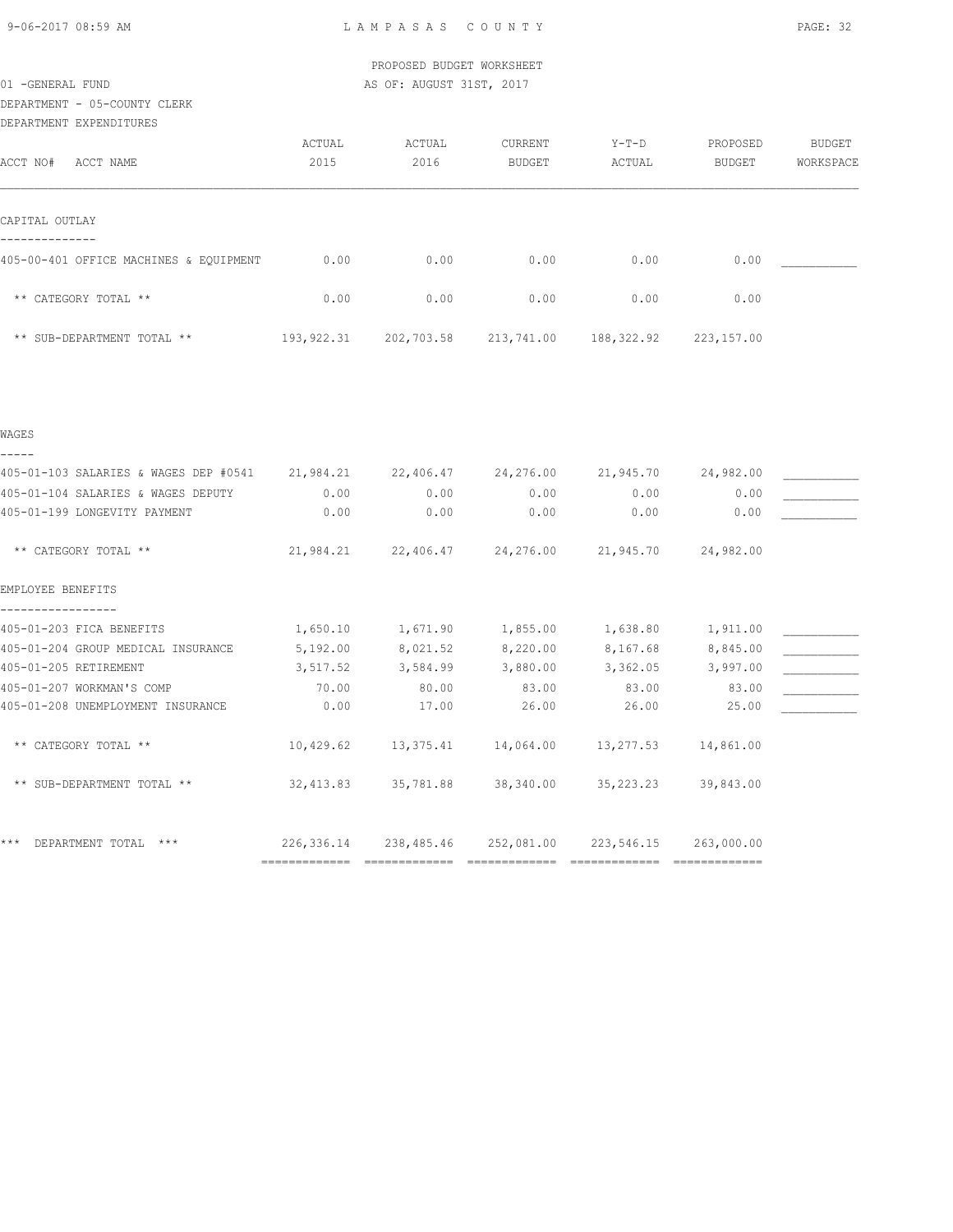PROPOSED BUDGET WORKSHEET

01 -GENERAL FUND — AS OF: AUGUST 31ST, 2017

DEPARTMENT - 05-COUNTY CLERK

DEPARTMENT EXPENDITURES

| ACCT NO# ACCT NAME | ACTUAL 2015 | ACTUAL 2016 | CURRENT BUDGET | Y-T-D ACTUAL | PROPOSED BUDGET | BUDGET WORKSPACE |
|---|---|---|---|---|---|---|
| **CAPITAL OUTLAY** | | | | | | |
| 405-00-401 OFFICE MACHINES & EQUIPMENT | 0.00 | 0.00 | 0.00 | 0.00 | 0.00 | ___________ |
| ** CATEGORY TOTAL ** | 0.00 | 0.00 | 0.00 | 0.00 | 0.00 | |
| ** SUB-DEPARTMENT TOTAL ** | 193,922.31 | 202,703.58 | 213,741.00 | 188,322.92 | 223,157.00 | |
| **WAGES** | | | | | | |
| 405-01-103 SALARIES & WAGES DEP #0541 | 21,984.21 | 22,406.47 | 24,276.00 | 21,945.70 | 24,982.00 | ___________ |
| 405-01-104 SALARIES & WAGES DEPUTY | 0.00 | 0.00 | 0.00 | 0.00 | 0.00 | ___________ |
| 405-01-199 LONGEVITY PAYMENT | 0.00 | 0.00 | 0.00 | 0.00 | 0.00 | ___________ |
| ** CATEGORY TOTAL ** | 21,984.21 | 22,406.47 | 24,276.00 | 21,945.70 | 24,982.00 | |
| **EMPLOYEE BENEFITS** | | | | | | |
| 405-01-203 FICA BENEFITS | 1,650.10 | 1,671.90 | 1,855.00 | 1,638.80 | 1,911.00 | ___________ |
| 405-01-204 GROUP MEDICAL INSURANCE | 5,192.00 | 8,021.52 | 8,220.00 | 8,167.68 | 8,845.00 | ___________ |
| 405-01-205 RETIREMENT | 3,517.52 | 3,584.99 | 3,880.00 | 3,362.05 | 3,997.00 | ___________ |
| 405-01-207 WORKMAN'S COMP | 70.00 | 80.00 | 83.00 | 83.00 | 83.00 | ___________ |
| 405-01-208 UNEMPLOYMENT INSURANCE | 0.00 | 17.00 | 26.00 | 26.00 | 25.00 | ___________ |
| ** CATEGORY TOTAL ** | 10,429.62 | 13,375.41 | 14,064.00 | 13,277.53 | 14,861.00 | |
| ** SUB-DEPARTMENT TOTAL ** | 32,413.83 | 35,781.88 | 38,340.00 | 35,223.23 | 39,843.00 | |
| *** DEPARTMENT TOTAL *** | 226,336.14 | 238,485.46 | 252,081.00 | 223,546.15 | 263,000.00 | |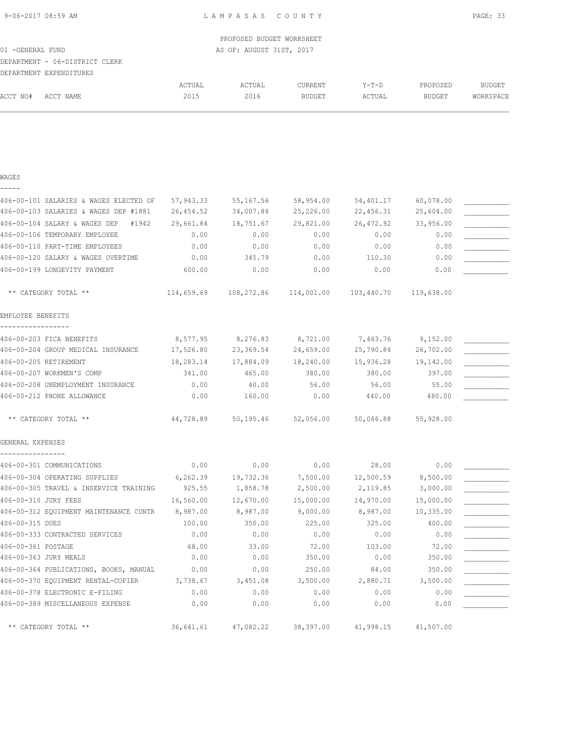PROPOSED BUDGET WORKSHEET

01 -GENERAL FUND — AS OF: AUGUST 31ST, 2017

DEPARTMENT - 06-DISTRICT CLERK

DEPARTMENT EXPENDITURES

| ACCT NO# ACCT NAME | ACTUAL 2015 | ACTUAL 2016 | CURRENT BUDGET | Y-T-D ACTUAL | PROPOSED BUDGET | BUDGET WORKSPACE |
|---|---|---|---|---|---|---|
| **WAGES** | | | | | | |
| 406-00-101 SALARIES & WAGES ELECTED OF | 57,943.33 | 55,167.56 | 58,954.00 | 54,401.17 | 60,078.00 | ___________ |
| 406-00-103 SALARIES & WAGES DEP #1881 | 26,454.52 | 34,007.84 | 25,226.00 | 22,456.31 | 25,604.00 | ___________ |
| 406-00-104 SALARY & WAGES DEP #1942 | 29,661.84 | 18,751.67 | 29,821.00 | 26,472.92 | 33,956.00 | ___________ |
| 406-00-106 TEMPORARY EMPLOYEE | 0.00 | 0.00 | 0.00 | 0.00 | 0.00 | ___________ |
| 406-00-110 PART-TIME EMPLOYEES | 0.00 | 0.00 | 0.00 | 0.00 | 0.00 | ___________ |
| 406-00-120 SALARY & WAGES OVERTIME | 0.00 | 345.79 | 0.00 | 110.30 | 0.00 | ___________ |
| 406-00-199 LONGEVITY PAYMENT | 600.00 | 0.00 | 0.00 | 0.00 | 0.00 | ___________ |
| ** CATEGORY TOTAL ** | 114,659.69 | 108,272.86 | 114,001.00 | 103,440.70 | 119,638.00 | |
| **EMPLOYEE BENEFITS** | | | | | | |
| 406-00-203 FICA BENEFITS | 8,577.95 | 8,276.83 | 8,721.00 | 7,463.76 | 9,152.00 | ___________ |
| 406-00-204 GROUP MEDICAL INSURANCE | 17,526.80 | 23,369.54 | 24,659.00 | 25,790.84 | 26,702.00 | ___________ |
| 406-00-205 RETIREMENT | 18,283.14 | 17,884.09 | 18,240.00 | 15,936.28 | 19,142.00 | ___________ |
| 406-00-207 WORKMEN'S COMP | 341.00 | 465.00 | 380.00 | 380.00 | 397.00 | ___________ |
| 406-00-208 UNEMPLOYMENT INSURANCE | 0.00 | 40.00 | 56.00 | 56.00 | 55.00 | ___________ |
| 406-00-212 PHONE ALLOWANCE | 0.00 | 160.00 | 0.00 | 440.00 | 480.00 | ___________ |
| ** CATEGORY TOTAL ** | 44,728.89 | 50,195.46 | 52,056.00 | 50,066.88 | 55,928.00 | |
| **GENERAL EXPENSES** | | | | | | |
| 406-00-301 COMMUNICATIONS | 0.00 | 0.00 | 0.00 | 28.00 | 0.00 | ___________ |
| 406-00-304 OPERATING SUPPLIES | 6,262.39 | 19,732.36 | 7,500.00 | 12,500.59 | 8,500.00 | ___________ |
| 406-00-305 TRAVEL & INSERVICE TRAINING | 925.55 | 1,858.78 | 2,500.00 | 2,119.85 | 3,000.00 | ___________ |
| 406-00-310 JURY FEES | 16,560.00 | 12,670.00 | 15,000.00 | 14,970.00 | 15,000.00 | ___________ |
| 406-00-312 EQUIPMENT MAINTENANCE CONTR | 8,987.00 | 8,987.00 | 9,000.00 | 8,987.00 | 10,335.00 | ___________ |
| 406-00-315 DUES | 100.00 | 350.00 | 225.00 | 325.00 | 400.00 | ___________ |
| 406-00-333 CONTRACTED SERVICES | 0.00 | 0.00 | 0.00 | 0.00 | 0.00 | ___________ |
| 406-00-361 POSTAGE | 68.00 | 33.00 | 72.00 | 103.00 | 72.00 | ___________ |
| 406-00-363 JURY MEALS | 0.00 | 0.00 | 350.00 | 0.00 | 350.00 | ___________ |
| 406-00-364 PUBLICATIONS, BOOKS, MANUAL | 0.00 | 0.00 | 250.00 | 84.00 | 350.00 | ___________ |
| 406-00-370 EQUIPMENT RENTAL-COPIER | 3,738.67 | 3,451.08 | 3,500.00 | 2,880.71 | 3,500.00 | ___________ |
| 406-00-378 ELECTRONIC E-FILING | 0.00 | 0.00 | 0.00 | 0.00 | 0.00 | ___________ |
| 406-00-389 MISCELLANEOUS EXPENSE | 0.00 | 0.00 | 0.00 | 0.00 | 0.00 | ___________ |
| ** CATEGORY TOTAL ** | 36,641.61 | 47,082.22 | 38,397.00 | 41,998.15 | 41,507.00 | |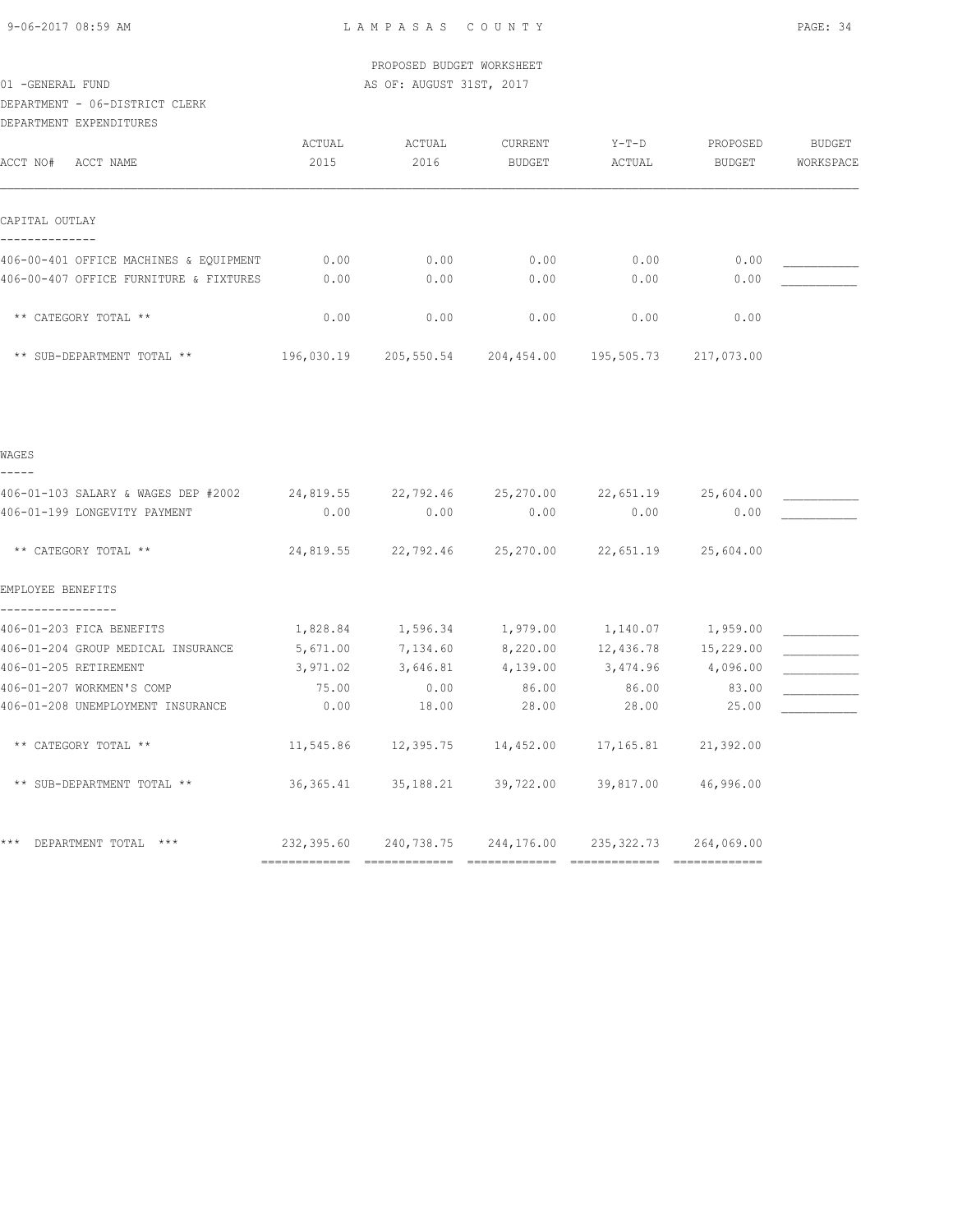PROPOSED BUDGET WORKSHEET

01 -GENERAL FUND — AS OF: AUGUST 31ST, 2017

DEPARTMENT - 06-DISTRICT CLERK

DEPARTMENT EXPENDITURES

| ACCT NO# ACCT NAME | ACTUAL 2015 | ACTUAL 2016 | CURRENT BUDGET | Y-T-D ACTUAL | PROPOSED BUDGET | BUDGET WORKSPACE |
|---|---|---|---|---|---|---|
| **CAPITAL OUTLAY** | | | | | | |
| 406-00-401 OFFICE MACHINES & EQUIPMENT | 0.00 | 0.00 | 0.00 | 0.00 | 0.00 | ___________ |
| 406-00-407 OFFICE FURNITURE & FIXTURES | 0.00 | 0.00 | 0.00 | 0.00 | 0.00 | ___________ |
| ** CATEGORY TOTAL ** | 0.00 | 0.00 | 0.00 | 0.00 | 0.00 | |
| ** SUB-DEPARTMENT TOTAL ** | 196,030.19 | 205,550.54 | 204,454.00 | 195,505.73 | 217,073.00 | |
| **WAGES** | | | | | | |
| 406-01-103 SALARY & WAGES DEP #2002 | 24,819.55 | 22,792.46 | 25,270.00 | 22,651.19 | 25,604.00 | ___________ |
| 406-01-199 LONGEVITY PAYMENT | 0.00 | 0.00 | 0.00 | 0.00 | 0.00 | ___________ |
| ** CATEGORY TOTAL ** | 24,819.55 | 22,792.46 | 25,270.00 | 22,651.19 | 25,604.00 | |
| **EMPLOYEE BENEFITS** | | | | | | |
| 406-01-203 FICA BENEFITS | 1,828.84 | 1,596.34 | 1,979.00 | 1,140.07 | 1,959.00 | ___________ |
| 406-01-204 GROUP MEDICAL INSURANCE | 5,671.00 | 7,134.60 | 8,220.00 | 12,436.78 | 15,229.00 | ___________ |
| 406-01-205 RETIREMENT | 3,971.02 | 3,646.81 | 4,139.00 | 3,474.96 | 4,096.00 | ___________ |
| 406-01-207 WORKMEN'S COMP | 75.00 | 0.00 | 86.00 | 86.00 | 83.00 | ___________ |
| 406-01-208 UNEMPLOYMENT INSURANCE | 0.00 | 18.00 | 28.00 | 28.00 | 25.00 | ___________ |
| ** CATEGORY TOTAL ** | 11,545.86 | 12,395.75 | 14,452.00 | 17,165.81 | 21,392.00 | |
| ** SUB-DEPARTMENT TOTAL ** | 36,365.41 | 35,188.21 | 39,722.00 | 39,817.00 | 46,996.00 | |
| *** DEPARTMENT TOTAL *** | 232,395.60 | 240,738.75 | 244,176.00 | 235,322.73 | 264,069.00 | |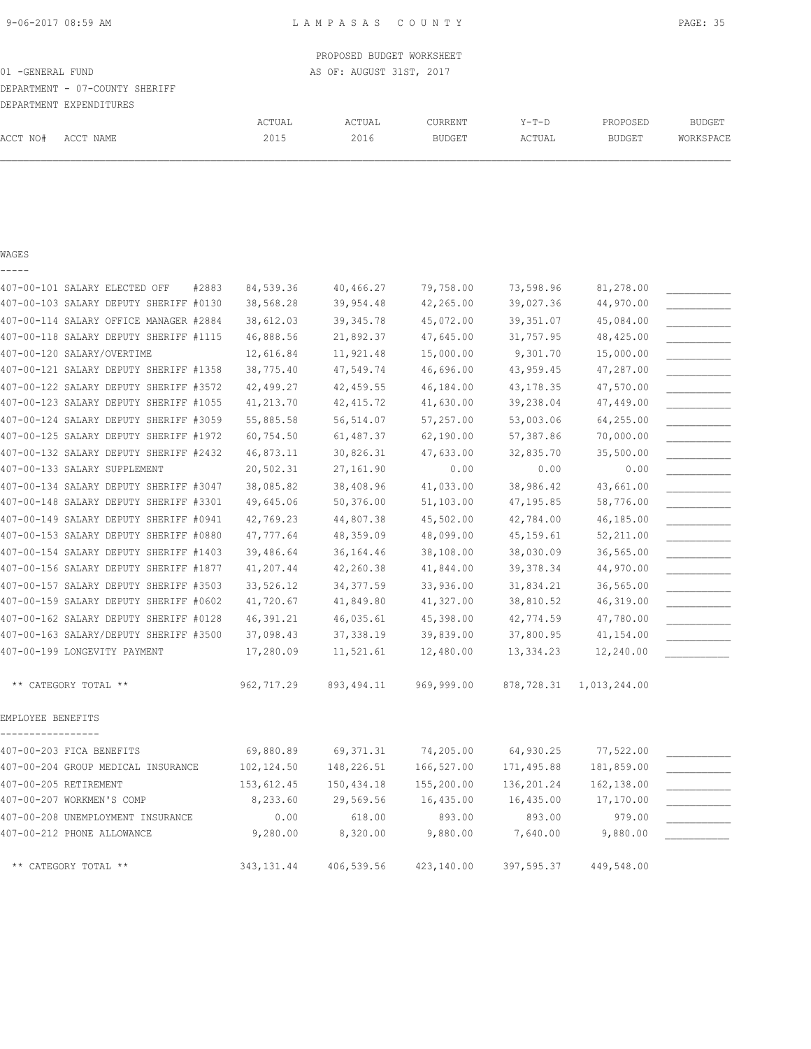PROPOSED BUDGET WORKSHEET

01 -GENERAL FUND — AS OF: AUGUST 31ST, 2017

DEPARTMENT - 07-COUNTY SHERIFF

DEPARTMENT EXPENDITURES

| ACCT NO# | ACCT NAME | ACTUAL 2015 | ACTUAL 2016 | CURRENT BUDGET | Y-T-D ACTUAL | PROPOSED BUDGET | BUDGET WORKSPACE |
|---|---|---|---|---|---|---|---|
| **WAGES** | | | | | | | |
| 407-00-101 | SALARY ELECTED OFF #2883 | 84,539.36 | 40,466.27 | 79,758.00 | 73,598.96 | 81,278.00 | ___________ |
| 407-00-103 | SALARY DEPUTY SHERIFF #0130 | 38,568.28 | 39,954.48 | 42,265.00 | 39,027.36 | 44,970.00 | ___________ |
| 407-00-114 | SALARY OFFICE MANAGER #2884 | 38,612.03 | 39,345.78 | 45,072.00 | 39,351.07 | 45,084.00 | ___________ |
| 407-00-118 | SALARY DEPUTY SHERIFF #1115 | 46,888.56 | 21,892.37 | 47,645.00 | 31,757.95 | 48,425.00 | ___________ |
| 407-00-120 | SALARY/OVERTIME | 12,616.84 | 11,921.48 | 15,000.00 | 9,301.70 | 15,000.00 | ___________ |
| 407-00-121 | SALARY DEPUTY SHERIFF #1358 | 38,775.40 | 47,549.74 | 46,696.00 | 43,959.45 | 47,287.00 | ___________ |
| 407-00-122 | SALARY DEPUTY SHERIFF #3572 | 42,499.27 | 42,459.55 | 46,184.00 | 43,178.35 | 47,570.00 | ___________ |
| 407-00-123 | SALARY DEPUTY SHERIFF #1055 | 41,213.70 | 42,415.72 | 41,630.00 | 39,238.04 | 47,449.00 | ___________ |
| 407-00-124 | SALARY DEPUTY SHERIFF #3059 | 55,885.58 | 56,514.07 | 57,257.00 | 53,003.06 | 64,255.00 | ___________ |
| 407-00-125 | SALARY DEPUTY SHERIFF #1972 | 60,754.50 | 61,487.37 | 62,190.00 | 57,387.86 | 70,000.00 | ___________ |
| 407-00-132 | SALARY DEPUTY SHERIFF #2432 | 46,873.11 | 30,826.31 | 47,633.00 | 32,835.70 | 35,500.00 | ___________ |
| 407-00-133 | SALARY SUPPLEMENT | 20,502.31 | 27,161.90 | 0.00 | 0.00 | 0.00 | ___________ |
| 407-00-134 | SALARY DEPUTY SHERIFF #3047 | 38,085.82 | 38,408.96 | 41,033.00 | 38,986.42 | 43,661.00 | ___________ |
| 407-00-148 | SALARY DEPUTY SHERIFF #3301 | 49,645.06 | 50,376.00 | 51,103.00 | 47,195.85 | 58,776.00 | ___________ |
| 407-00-149 | SALARY DEPUTY SHERIFF #0941 | 42,769.23 | 44,807.38 | 45,502.00 | 42,784.00 | 46,185.00 | ___________ |
| 407-00-153 | SALARY DEPUTY SHERIFF #0880 | 47,777.64 | 48,359.09 | 48,099.00 | 45,159.61 | 52,211.00 | ___________ |
| 407-00-154 | SALARY DEPUTY SHERIFF #1403 | 39,486.64 | 36,164.46 | 38,108.00 | 38,030.09 | 36,565.00 | ___________ |
| 407-00-156 | SALARY DEPUTY SHERIFF #1877 | 41,207.44 | 42,260.38 | 41,844.00 | 39,378.34 | 44,970.00 | ___________ |
| 407-00-157 | SALARY DEPUTY SHERIFF #3503 | 33,526.12 | 34,377.59 | 33,936.00 | 31,834.21 | 36,565.00 | ___________ |
| 407-00-159 | SALARY DEPUTY SHERIFF #0602 | 41,720.67 | 41,849.80 | 41,327.00 | 38,810.52 | 46,319.00 | ___________ |
| 407-00-162 | SALARY DEPUTY SHERIFF #0128 | 46,391.21 | 46,035.61 | 45,398.00 | 42,774.59 | 47,780.00 | ___________ |
| 407-00-163 | SALARY/DEPUTY SHERIFF #3500 | 37,098.43 | 37,338.19 | 39,839.00 | 37,800.95 | 41,154.00 | ___________ |
| 407-00-199 | LONGEVITY PAYMENT | 17,280.09 | 11,521.61 | 12,480.00 | 13,334.23 | 12,240.00 | ___________ |
| | ** CATEGORY TOTAL ** | 962,717.29 | 893,494.11 | 969,999.00 | 878,728.31 | 1,013,244.00 | |
| **EMPLOYEE BENEFITS** | | | | | | | |
| 407-00-203 | FICA BENEFITS | 69,880.89 | 69,371.31 | 74,205.00 | 64,930.25 | 77,522.00 | ___________ |
| 407-00-204 | GROUP MEDICAL INSURANCE | 102,124.50 | 148,226.51 | 166,527.00 | 171,495.88 | 181,859.00 | ___________ |
| 407-00-205 | RETIREMENT | 153,612.45 | 150,434.18 | 155,200.00 | 136,201.24 | 162,138.00 | ___________ |
| 407-00-207 | WORKMEN'S COMP | 8,233.60 | 29,569.56 | 16,435.00 | 16,435.00 | 17,170.00 | ___________ |
| 407-00-208 | UNEMPLOYMENT INSURANCE | 0.00 | 618.00 | 893.00 | 893.00 | 979.00 | ___________ |
| 407-00-212 | PHONE ALLOWANCE | 9,280.00 | 8,320.00 | 9,880.00 | 7,640.00 | 9,880.00 | ___________ |
| | ** CATEGORY TOTAL ** | 343,131.44 | 406,539.56 | 423,140.00 | 397,595.37 | 449,548.00 | |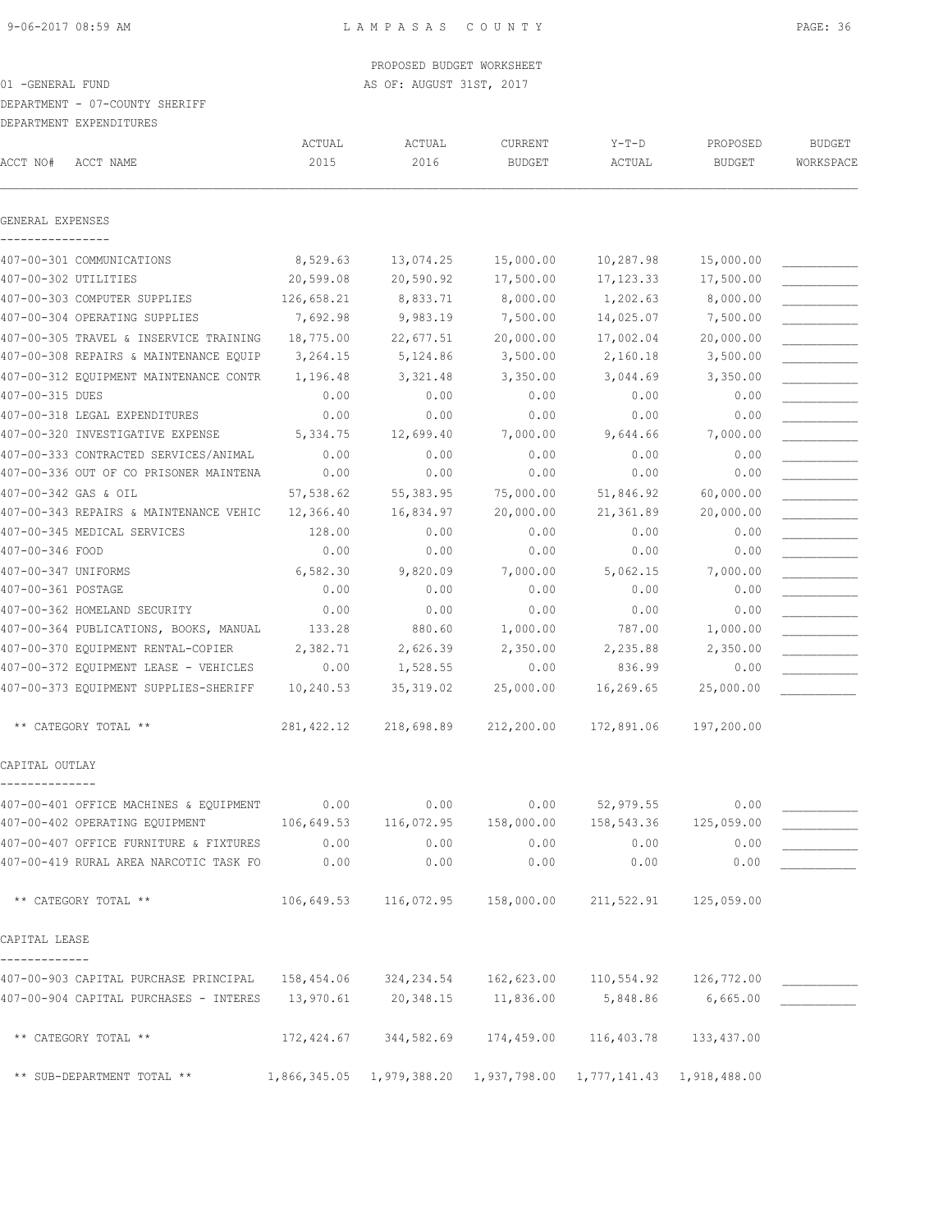LAMPASAS COUNTY

PROPOSED BUDGET WORKSHEET

01 -GENERAL FUND — AS OF: AUGUST 31ST, 2017

DEPARTMENT - 07-COUNTY SHERIFF

DEPARTMENT EXPENDITURES

| ACCT NO# ACCT NAME | ACTUAL 2015 | ACTUAL 2016 | CURRENT BUDGET | Y-T-D ACTUAL | PROPOSED BUDGET | BUDGET WORKSPACE |
|---|---|---|---|---|---|---|
| **GENERAL EXPENSES** | | | | | | |
| 407-00-301 COMMUNICATIONS | 8,529.63 | 13,074.25 | 15,000.00 | 10,287.98 | 15,000.00 | ___________ |
| 407-00-302 UTILITIES | 20,599.08 | 20,590.92 | 17,500.00 | 17,123.33 | 17,500.00 | ___________ |
| 407-00-303 COMPUTER SUPPLIES | 126,658.21 | 8,833.71 | 8,000.00 | 1,202.63 | 8,000.00 | ___________ |
| 407-00-304 OPERATING SUPPLIES | 7,692.98 | 9,983.19 | 7,500.00 | 14,025.07 | 7,500.00 | ___________ |
| 407-00-305 TRAVEL & INSERVICE TRAINING | 18,775.00 | 22,677.51 | 20,000.00 | 17,002.04 | 20,000.00 | ___________ |
| 407-00-308 REPAIRS & MAINTENANCE EQUIP | 3,264.15 | 5,124.86 | 3,500.00 | 2,160.18 | 3,500.00 | ___________ |
| 407-00-312 EQUIPMENT MAINTENANCE CONTR | 1,196.48 | 3,321.48 | 3,350.00 | 3,044.69 | 3,350.00 | ___________ |
| 407-00-315 DUES | 0.00 | 0.00 | 0.00 | 0.00 | 0.00 | ___________ |
| 407-00-318 LEGAL EXPENDITURES | 0.00 | 0.00 | 0.00 | 0.00 | 0.00 | ___________ |
| 407-00-320 INVESTIGATIVE EXPENSE | 5,334.75 | 12,699.40 | 7,000.00 | 9,644.66 | 7,000.00 | ___________ |
| 407-00-333 CONTRACTED SERVICES/ANIMAL | 0.00 | 0.00 | 0.00 | 0.00 | 0.00 | ___________ |
| 407-00-336 OUT OF CO PRISONER MAINTENA | 0.00 | 0.00 | 0.00 | 0.00 | 0.00 | ___________ |
| 407-00-342 GAS & OIL | 57,538.62 | 55,383.95 | 75,000.00 | 51,846.92 | 60,000.00 | ___________ |
| 407-00-343 REPAIRS & MAINTENANCE VEHIC | 12,366.40 | 16,834.97 | 20,000.00 | 21,361.89 | 20,000.00 | ___________ |
| 407-00-345 MEDICAL SERVICES | 128.00 | 0.00 | 0.00 | 0.00 | 0.00 | ___________ |
| 407-00-346 FOOD | 0.00 | 0.00 | 0.00 | 0.00 | 0.00 | ___________ |
| 407-00-347 UNIFORMS | 6,582.30 | 9,820.09 | 7,000.00 | 5,062.15 | 7,000.00 | ___________ |
| 407-00-361 POSTAGE | 0.00 | 0.00 | 0.00 | 0.00 | 0.00 | ___________ |
| 407-00-362 HOMELAND SECURITY | 0.00 | 0.00 | 0.00 | 0.00 | 0.00 | ___________ |
| 407-00-364 PUBLICATIONS, BOOKS, MANUAL | 133.28 | 880.60 | 1,000.00 | 787.00 | 1,000.00 | ___________ |
| 407-00-370 EQUIPMENT RENTAL-COPIER | 2,382.71 | 2,626.39 | 2,350.00 | 2,235.88 | 2,350.00 | ___________ |
| 407-00-372 EQUIPMENT LEASE - VEHICLES | 0.00 | 1,528.55 | 0.00 | 836.99 | 0.00 | ___________ |
| 407-00-373 EQUIPMENT SUPPLIES-SHERIFF | 10,240.53 | 35,319.02 | 25,000.00 | 16,269.65 | 25,000.00 | ___________ |
| ** CATEGORY TOTAL ** | 281,422.12 | 218,698.89 | 212,200.00 | 172,891.06 | 197,200.00 | |
| **CAPITAL OUTLAY** | | | | | | |
| 407-00-401 OFFICE MACHINES & EQUIPMENT | 0.00 | 0.00 | 0.00 | 52,979.55 | 0.00 | ___________ |
| 407-00-402 OPERATING EQUIPMENT | 106,649.53 | 116,072.95 | 158,000.00 | 158,543.36 | 125,059.00 | ___________ |
| 407-00-407 OFFICE FURNITURE & FIXTURES | 0.00 | 0.00 | 0.00 | 0.00 | 0.00 | ___________ |
| 407-00-419 RURAL AREA NARCOTIC TASK FO | 0.00 | 0.00 | 0.00 | 0.00 | 0.00 | ___________ |
| ** CATEGORY TOTAL ** | 106,649.53 | 116,072.95 | 158,000.00 | 211,522.91 | 125,059.00 | |
| **CAPITAL LEASE** | | | | | | |
| 407-00-903 CAPITAL PURCHASE PRINCIPAL | 158,454.06 | 324,234.54 | 162,623.00 | 110,554.92 | 126,772.00 | ___________ |
| 407-00-904 CAPITAL PURCHASES - INTERES | 13,970.61 | 20,348.15 | 11,836.00 | 5,848.86 | 6,665.00 | ___________ |
| ** CATEGORY TOTAL ** | 172,424.67 | 344,582.69 | 174,459.00 | 116,403.78 | 133,437.00 | |
| ** SUB-DEPARTMENT TOTAL ** | 1,866,345.05 | 1,979,388.20 | 1,937,798.00 | 1,777,141.43 | 1,918,488.00 | |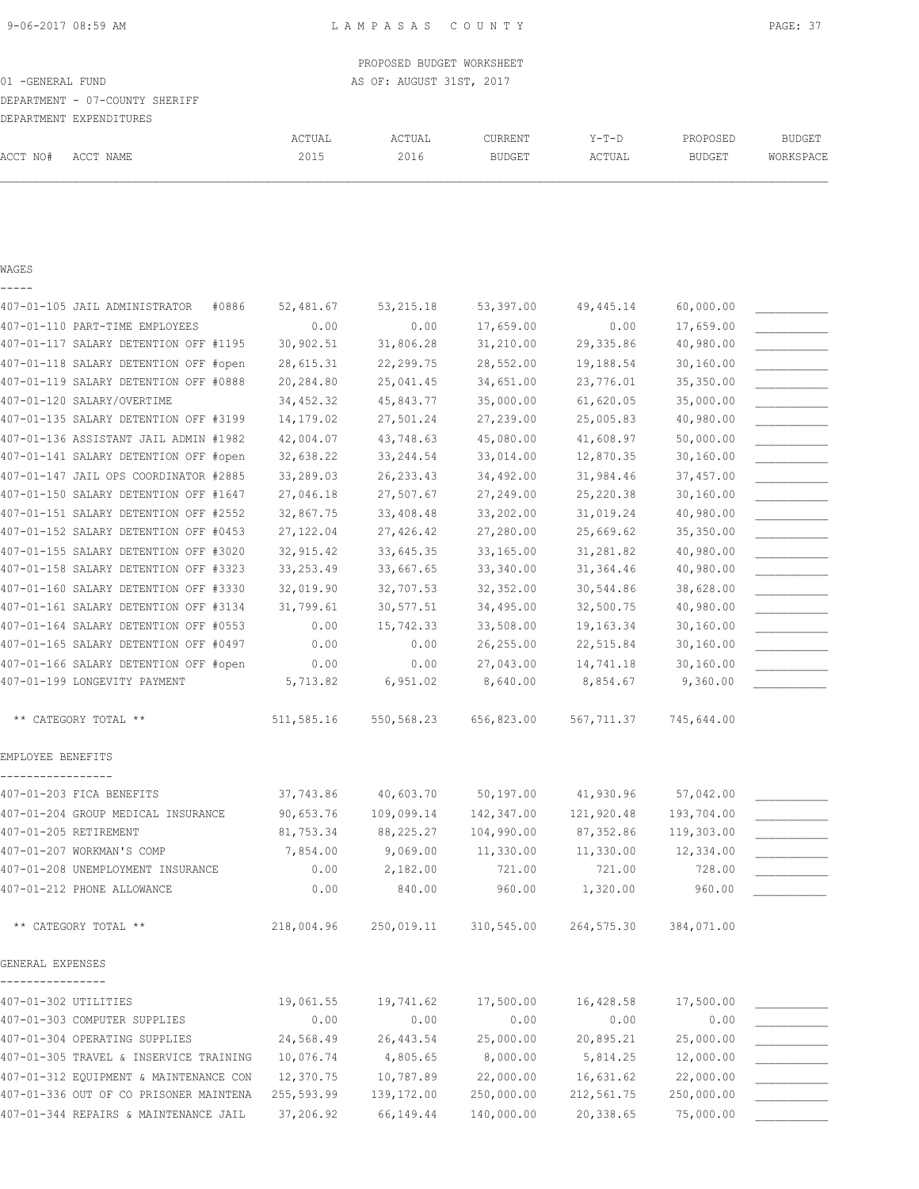PROPOSED BUDGET WORKSHEET

01 -GENERAL FUND — AS OF: AUGUST 31ST, 2017

DEPARTMENT - 07-COUNTY SHERIFF

DEPARTMENT EXPENDITURES

| ACCT NO# ACCT NAME | ACTUAL 2015 | ACTUAL 2016 | CURRENT BUDGET | Y-T-D ACTUAL | PROPOSED BUDGET | BUDGET WORKSPACE |
|---|---|---|---|---|---|---|
| **WAGES** | | | | | | |
| 407-01-105 JAIL ADMINISTRATOR #0886 | 52,481.67 | 53,215.18 | 53,397.00 | 49,445.14 | 60,000.00 | |
| 407-01-110 PART-TIME EMPLOYEES | 0.00 | 0.00 | 17,659.00 | 0.00 | 17,659.00 | |
| 407-01-117 SALARY DETENTION OFF #1195 | 30,902.51 | 31,806.28 | 31,210.00 | 29,335.86 | 40,980.00 | |
| 407-01-118 SALARY DETENTION OFF #open | 28,615.31 | 22,299.75 | 28,552.00 | 19,188.54 | 30,160.00 | |
| 407-01-119 SALARY DETENTION OFF #0888 | 20,284.80 | 25,041.45 | 34,651.00 | 23,776.01 | 35,350.00 | |
| 407-01-120 SALARY/OVERTIME | 34,452.32 | 45,843.77 | 35,000.00 | 61,620.05 | 35,000.00 | |
| 407-01-135 SALARY DETENTION OFF #3199 | 14,179.02 | 27,501.24 | 27,239.00 | 25,005.83 | 40,980.00 | |
| 407-01-136 ASSISTANT JAIL ADMIN #1982 | 42,004.07 | 43,748.63 | 45,080.00 | 41,608.97 | 50,000.00 | |
| 407-01-141 SALARY DETENTION OFF #open | 32,638.22 | 33,244.54 | 33,014.00 | 12,870.35 | 30,160.00 | |
| 407-01-147 JAIL OPS COORDINATOR #2885 | 33,289.03 | 26,233.43 | 34,492.00 | 31,984.46 | 37,457.00 | |
| 407-01-150 SALARY DETENTION OFF #1647 | 27,046.18 | 27,507.67 | 27,249.00 | 25,220.38 | 30,160.00 | |
| 407-01-151 SALARY DETENTION OFF #2552 | 32,867.75 | 33,408.48 | 33,202.00 | 31,019.24 | 40,980.00 | |
| 407-01-152 SALARY DETENTION OFF #0453 | 27,122.04 | 27,426.42 | 27,280.00 | 25,669.62 | 35,350.00 | |
| 407-01-155 SALARY DETENTION OFF #3020 | 32,915.42 | 33,645.35 | 33,165.00 | 31,281.82 | 40,980.00 | |
| 407-01-158 SALARY DETENTION OFF #3323 | 33,253.49 | 33,667.65 | 33,340.00 | 31,364.46 | 40,980.00 | |
| 407-01-160 SALARY DETENTION OFF #3330 | 32,019.90 | 32,707.53 | 32,352.00 | 30,544.86 | 38,628.00 | |
| 407-01-161 SALARY DETENTION OFF #3134 | 31,799.61 | 30,577.51 | 34,495.00 | 32,500.75 | 40,980.00 | |
| 407-01-164 SALARY DETENTION OFF #0553 | 0.00 | 15,742.33 | 33,508.00 | 19,163.34 | 30,160.00 | |
| 407-01-165 SALARY DETENTION OFF #0497 | 0.00 | 0.00 | 26,255.00 | 22,515.84 | 30,160.00 | |
| 407-01-166 SALARY DETENTION OFF #open | 0.00 | 0.00 | 27,043.00 | 14,741.18 | 30,160.00 | |
| 407-01-199 LONGEVITY PAYMENT | 5,713.82 | 6,951.02 | 8,640.00 | 8,854.67 | 9,360.00 | |
| ** CATEGORY TOTAL ** | 511,585.16 | 550,568.23 | 656,823.00 | 567,711.37 | 745,644.00 | |
| **EMPLOYEE BENEFITS** | | | | | | |
| 407-01-203 FICA BENEFITS | 37,743.86 | 40,603.70 | 50,197.00 | 41,930.96 | 57,042.00 | |
| 407-01-204 GROUP MEDICAL INSURANCE | 90,653.76 | 109,099.14 | 142,347.00 | 121,920.48 | 193,704.00 | |
| 407-01-205 RETIREMENT | 81,753.34 | 88,225.27 | 104,990.00 | 87,352.86 | 119,303.00 | |
| 407-01-207 WORKMAN'S COMP | 7,854.00 | 9,069.00 | 11,330.00 | 11,330.00 | 12,334.00 | |
| 407-01-208 UNEMPLOYMENT INSURANCE | 0.00 | 2,182.00 | 721.00 | 721.00 | 728.00 | |
| 407-01-212 PHONE ALLOWANCE | 0.00 | 840.00 | 960.00 | 1,320.00 | 960.00 | |
| ** CATEGORY TOTAL ** | 218,004.96 | 250,019.11 | 310,545.00 | 264,575.30 | 384,071.00 | |
| **GENERAL EXPENSES** | | | | | | |
| 407-01-302 UTILITIES | 19,061.55 | 19,741.62 | 17,500.00 | 16,428.58 | 17,500.00 | |
| 407-01-303 COMPUTER SUPPLIES | 0.00 | 0.00 | 0.00 | 0.00 | 0.00 | |
| 407-01-304 OPERATING SUPPLIES | 24,568.49 | 26,443.54 | 25,000.00 | 20,895.21 | 25,000.00 | |
| 407-01-305 TRAVEL & INSERVICE TRAINING | 10,076.74 | 4,805.65 | 8,000.00 | 5,814.25 | 12,000.00 | |
| 407-01-312 EQUIPMENT & MAINTENANCE CON | 12,370.75 | 10,787.89 | 22,000.00 | 16,631.62 | 22,000.00 | |
| 407-01-336 OUT OF CO PRISONER MAINTENA | 255,593.99 | 139,172.00 | 250,000.00 | 212,561.75 | 250,000.00 | |
| 407-01-344 REPAIRS & MAINTENANCE JAIL | 37,206.92 | 66,149.44 | 140,000.00 | 20,338.65 | 75,000.00 | |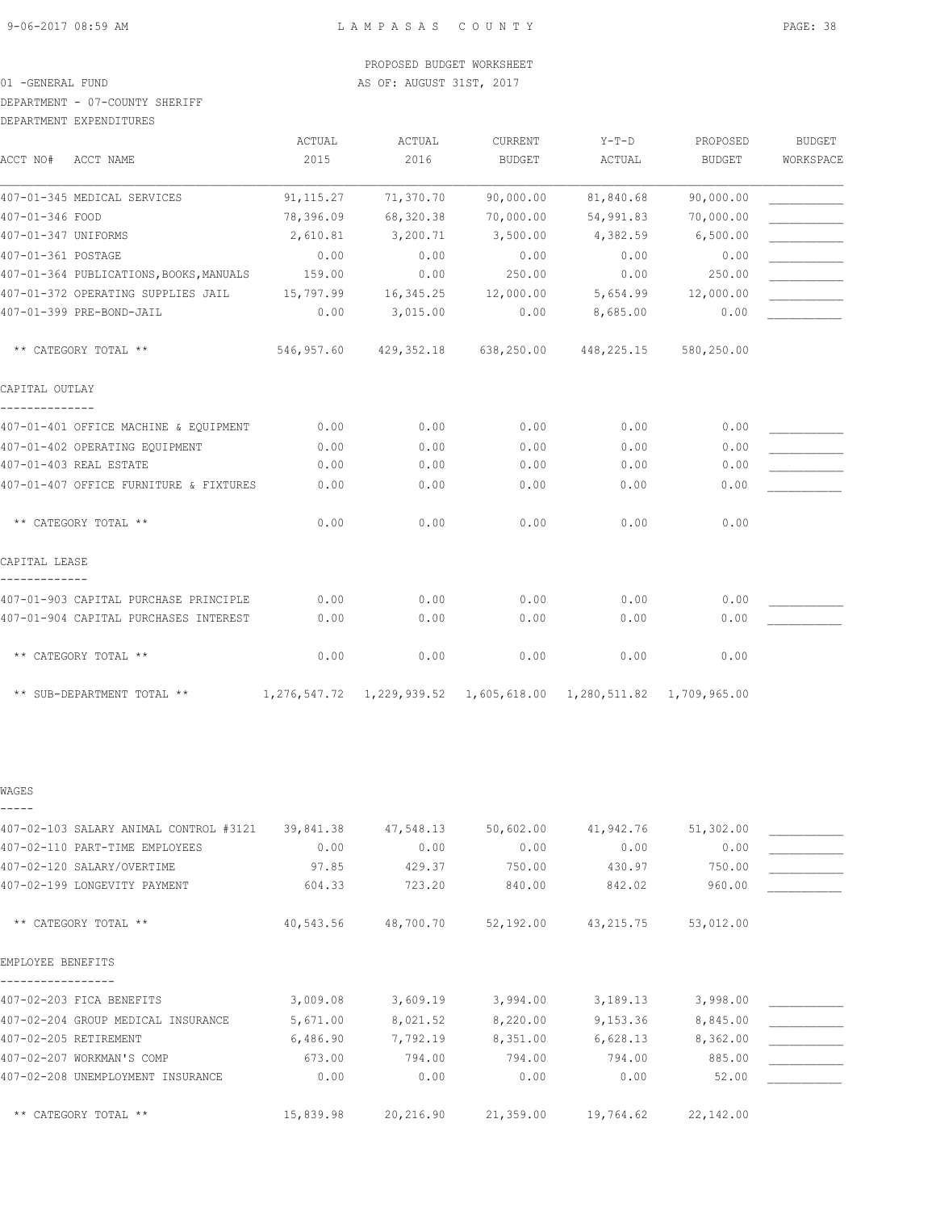PROPOSED BUDGET WORKSHEET

01 -GENERAL FUND AS OF: AUGUST 31ST, 2017

DEPARTMENT - 07-COUNTY SHERIFF

DEPARTMENT EXPENDITURES

| ACCT NO# ACCT NAME | ACTUAL 2015 | ACTUAL 2016 | CURRENT BUDGET | Y-T-D ACTUAL | PROPOSED BUDGET | BUDGET WORKSPACE |
|---|---|---|---|---|---|---|
| 407-01-345 MEDICAL SERVICES | 91,115.27 | 71,370.70 | 90,000.00 | 81,840.68 | 90,000.00 | ___________ |
| 407-01-346 FOOD | 78,396.09 | 68,320.38 | 70,000.00 | 54,991.83 | 70,000.00 | ___________ |
| 407-01-347 UNIFORMS | 2,610.81 | 3,200.71 | 3,500.00 | 4,382.59 | 6,500.00 | ___________ |
| 407-01-361 POSTAGE | 0.00 | 0.00 | 0.00 | 0.00 | 0.00 | ___________ |
| 407-01-364 PUBLICATIONS,BOOKS,MANUALS | 159.00 | 0.00 | 250.00 | 0.00 | 250.00 | ___________ |
| 407-01-372 OPERATING SUPPLIES JAIL | 15,797.99 | 16,345.25 | 12,000.00 | 5,654.99 | 12,000.00 | ___________ |
| 407-01-399 PRE-BOND-JAIL | 0.00 | 3,015.00 | 0.00 | 8,685.00 | 0.00 | ___________ |
| ** CATEGORY TOTAL ** | 546,957.60 | 429,352.18 | 638,250.00 | 448,225.15 | 580,250.00 | |
| **CAPITAL OUTLAY** | | | | | | |
| 407-01-401 OFFICE MACHINE & EQUIPMENT | 0.00 | 0.00 | 0.00 | 0.00 | 0.00 | ___________ |
| 407-01-402 OPERATING EQUIPMENT | 0.00 | 0.00 | 0.00 | 0.00 | 0.00 | ___________ |
| 407-01-403 REAL ESTATE | 0.00 | 0.00 | 0.00 | 0.00 | 0.00 | ___________ |
| 407-01-407 OFFICE FURNITURE & FIXTURES | 0.00 | 0.00 | 0.00 | 0.00 | 0.00 | ___________ |
| ** CATEGORY TOTAL ** | 0.00 | 0.00 | 0.00 | 0.00 | 0.00 | |
| **CAPITAL LEASE** | | | | | | |
| 407-01-903 CAPITAL PURCHASE PRINCIPLE | 0.00 | 0.00 | 0.00 | 0.00 | 0.00 | ___________ |
| 407-01-904 CAPITAL PURCHASES INTEREST | 0.00 | 0.00 | 0.00 | 0.00 | 0.00 | ___________ |
| ** CATEGORY TOTAL ** | 0.00 | 0.00 | 0.00 | 0.00 | 0.00 | |
| ** SUB-DEPARTMENT TOTAL ** | 1,276,547.72 | 1,229,939.52 | 1,605,618.00 | 1,280,511.82 | 1,709,965.00 | |

| ACCT NO# ACCT NAME | ACTUAL 2015 | ACTUAL 2016 | CURRENT BUDGET | Y-T-D ACTUAL | PROPOSED BUDGET | BUDGET WORKSPACE |
|---|---|---|---|---|---|---|
| **WAGES** | | | | | | |
| 407-02-103 SALARY ANIMAL CONTROL #3121 | 39,841.38 | 47,548.13 | 50,602.00 | 41,942.76 | 51,302.00 | ___________ |
| 407-02-110 PART-TIME EMPLOYEES | 0.00 | 0.00 | 0.00 | 0.00 | 0.00 | ___________ |
| 407-02-120 SALARY/OVERTIME | 97.85 | 429.37 | 750.00 | 430.97 | 750.00 | ___________ |
| 407-02-199 LONGEVITY PAYMENT | 604.33 | 723.20 | 840.00 | 842.02 | 960.00 | ___________ |
| ** CATEGORY TOTAL ** | 40,543.56 | 48,700.70 | 52,192.00 | 43,215.75 | 53,012.00 | |
| **EMPLOYEE BENEFITS** | | | | | | |
| 407-02-203 FICA BENEFITS | 3,009.08 | 3,609.19 | 3,994.00 | 3,189.13 | 3,998.00 | ___________ |
| 407-02-204 GROUP MEDICAL INSURANCE | 5,671.00 | 8,021.52 | 8,220.00 | 9,153.36 | 8,845.00 | ___________ |
| 407-02-205 RETIREMENT | 6,486.90 | 7,792.19 | 8,351.00 | 6,628.13 | 8,362.00 | ___________ |
| 407-02-207 WORKMAN'S COMP | 673.00 | 794.00 | 794.00 | 794.00 | 885.00 | ___________ |
| 407-02-208 UNEMPLOYMENT INSURANCE | 0.00 | 0.00 | 0.00 | 0.00 | 52.00 | ___________ |
| ** CATEGORY TOTAL ** | 15,839.98 | 20,216.90 | 21,359.00 | 19,764.62 | 22,142.00 | |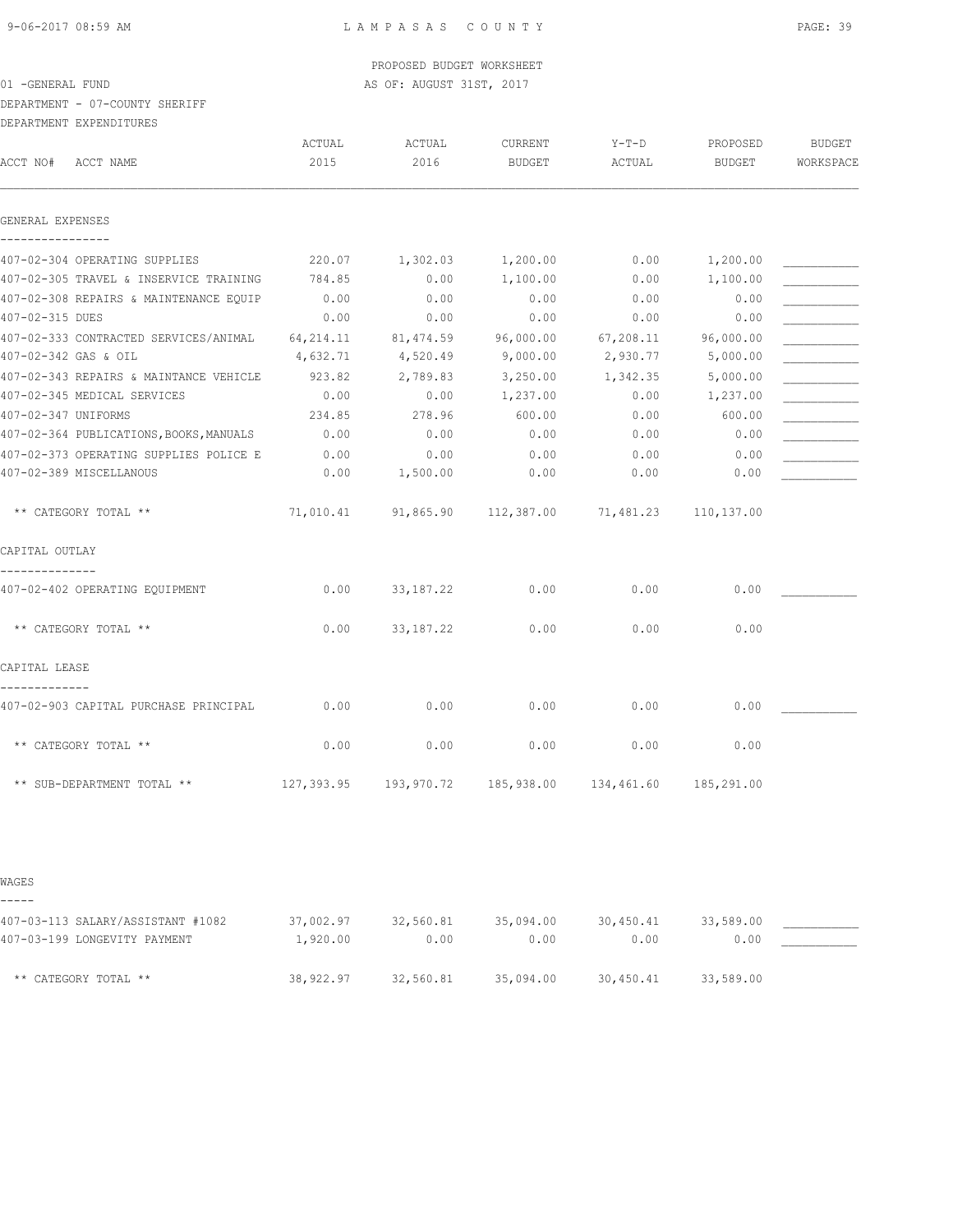PROPOSED BUDGET WORKSHEET

01 -GENERAL FUND AS OF: AUGUST 31ST, 2017

DEPARTMENT - 07-COUNTY SHERIFF

DEPARTMENT EXPENDITURES

| ACCT NO# ACCT NAME | ACTUAL 2015 | ACTUAL 2016 | CURRENT BUDGET | Y-T-D ACTUAL | PROPOSED BUDGET | BUDGET WORKSPACE |
|---|---|---|---|---|---|---|
| **GENERAL EXPENSES** | | | | | | |
| 407-02-304 OPERATING SUPPLIES | 220.07 | 1,302.03 | 1,200.00 | 0.00 | 1,200.00 | ___________ |
| 407-02-305 TRAVEL & INSERVICE TRAINING | 784.85 | 0.00 | 1,100.00 | 0.00 | 1,100.00 | ___________ |
| 407-02-308 REPAIRS & MAINTENANCE EQUIP | 0.00 | 0.00 | 0.00 | 0.00 | 0.00 | ___________ |
| 407-02-315 DUES | 0.00 | 0.00 | 0.00 | 0.00 | 0.00 | ___________ |
| 407-02-333 CONTRACTED SERVICES/ANIMAL | 64,214.11 | 81,474.59 | 96,000.00 | 67,208.11 | 96,000.00 | ___________ |
| 407-02-342 GAS & OIL | 4,632.71 | 4,520.49 | 9,000.00 | 2,930.77 | 5,000.00 | ___________ |
| 407-02-343 REPAIRS & MAINTANCE VEHICLE | 923.82 | 2,789.83 | 3,250.00 | 1,342.35 | 5,000.00 | ___________ |
| 407-02-345 MEDICAL SERVICES | 0.00 | 0.00 | 1,237.00 | 0.00 | 1,237.00 | ___________ |
| 407-02-347 UNIFORMS | 234.85 | 278.96 | 600.00 | 0.00 | 600.00 | ___________ |
| 407-02-364 PUBLICATIONS,BOOKS,MANUALS | 0.00 | 0.00 | 0.00 | 0.00 | 0.00 | ___________ |
| 407-02-373 OPERATING SUPPLIES POLICE E | 0.00 | 0.00 | 0.00 | 0.00 | 0.00 | ___________ |
| 407-02-389 MISCELLANOUS | 0.00 | 1,500.00 | 0.00 | 0.00 | 0.00 | ___________ |
| ** CATEGORY TOTAL ** | 71,010.41 | 91,865.90 | 112,387.00 | 71,481.23 | 110,137.00 | |
| **CAPITAL OUTLAY** | | | | | | |
| 407-02-402 OPERATING EQUIPMENT | 0.00 | 33,187.22 | 0.00 | 0.00 | 0.00 | ___________ |
| ** CATEGORY TOTAL ** | 0.00 | 33,187.22 | 0.00 | 0.00 | 0.00 | |
| **CAPITAL LEASE** | | | | | | |
| 407-02-903 CAPITAL PURCHASE PRINCIPAL | 0.00 | 0.00 | 0.00 | 0.00 | 0.00 | ___________ |
| ** CATEGORY TOTAL ** | 0.00 | 0.00 | 0.00 | 0.00 | 0.00 | |
| ** SUB-DEPARTMENT TOTAL ** | 127,393.95 | 193,970.72 | 185,938.00 | 134,461.60 | 185,291.00 | |
| **WAGES** | | | | | | |
| 407-03-113 SALARY/ASSISTANT #1082 | 37,002.97 | 32,560.81 | 35,094.00 | 30,450.41 | 33,589.00 | ___________ |
| 407-03-199 LONGEVITY PAYMENT | 1,920.00 | 0.00 | 0.00 | 0.00 | 0.00 | ___________ |
| ** CATEGORY TOTAL ** | 38,922.97 | 32,560.81 | 35,094.00 | 30,450.41 | 33,589.00 | |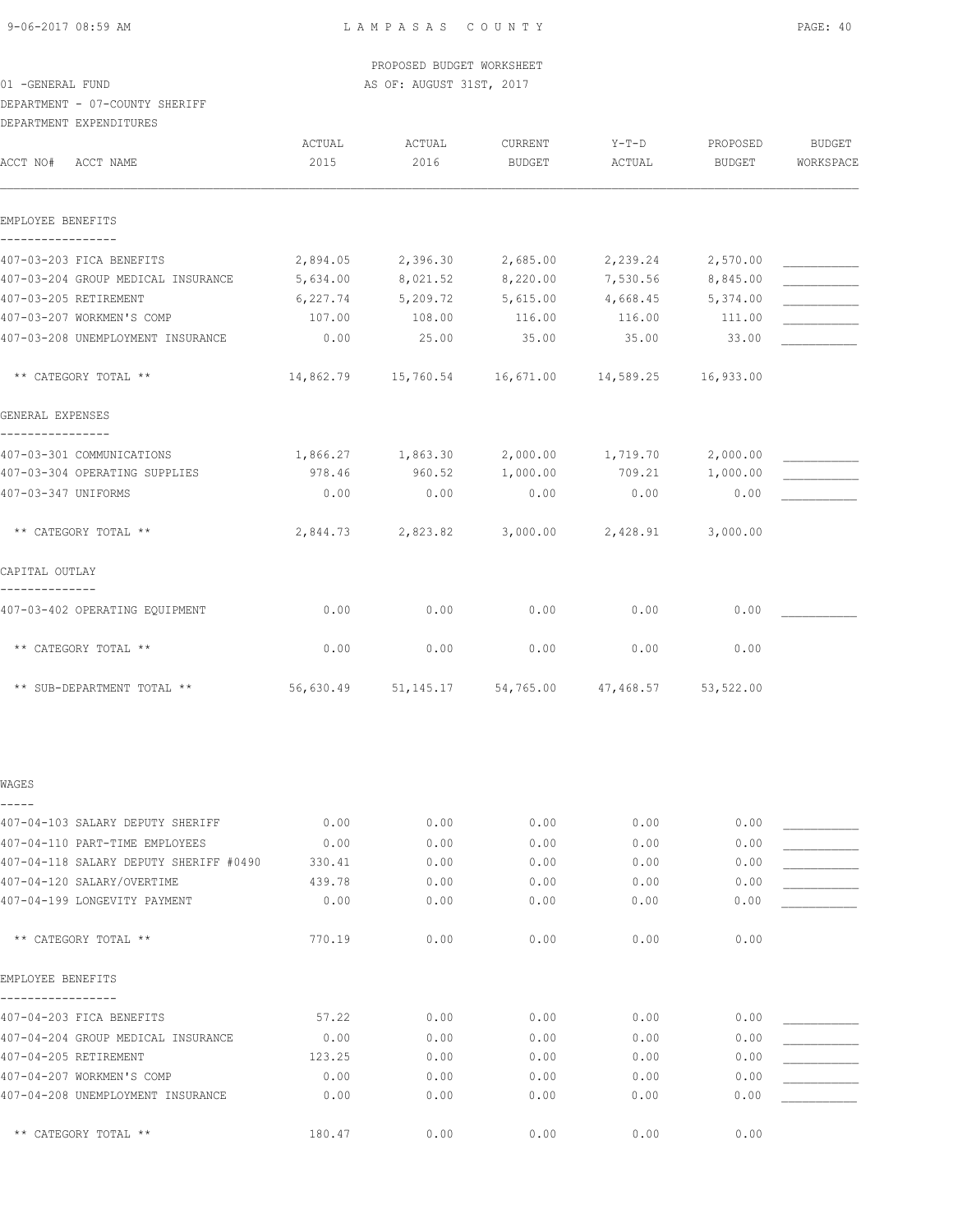PROPOSED BUDGET WORKSHEET

01 -GENERAL FUND

AS OF: AUGUST 31ST, 2017

DEPARTMENT - 07-COUNTY SHERIFF

DEPARTMENT EXPENDITURES

| ACCT NO# ACCT NAME | ACTUAL 2015 | ACTUAL 2016 | CURRENT BUDGET | Y-T-D ACTUAL | PROPOSED BUDGET | BUDGET WORKSPACE |
|---|---|---|---|---|---|---|
| **EMPLOYEE BENEFITS** | | | | | | |
| 407-03-203 FICA BENEFITS | 2,894.05 | 2,396.30 | 2,685.00 | 2,239.24 | 2,570.00 | ___________ |
| 407-03-204 GROUP MEDICAL INSURANCE | 5,634.00 | 8,021.52 | 8,220.00 | 7,530.56 | 8,845.00 | ___________ |
| 407-03-205 RETIREMENT | 6,227.74 | 5,209.72 | 5,615.00 | 4,668.45 | 5,374.00 | ___________ |
| 407-03-207 WORKMEN'S COMP | 107.00 | 108.00 | 116.00 | 116.00 | 111.00 | ___________ |
| 407-03-208 UNEMPLOYMENT INSURANCE | 0.00 | 25.00 | 35.00 | 35.00 | 33.00 | ___________ |
| ** CATEGORY TOTAL ** | 14,862.79 | 15,760.54 | 16,671.00 | 14,589.25 | 16,933.00 | |
| **GENERAL EXPENSES** | | | | | | |
| 407-03-301 COMMUNICATIONS | 1,866.27 | 1,863.30 | 2,000.00 | 1,719.70 | 2,000.00 | ___________ |
| 407-03-304 OPERATING SUPPLIES | 978.46 | 960.52 | 1,000.00 | 709.21 | 1,000.00 | ___________ |
| 407-03-347 UNIFORMS | 0.00 | 0.00 | 0.00 | 0.00 | 0.00 | ___________ |
| ** CATEGORY TOTAL ** | 2,844.73 | 2,823.82 | 3,000.00 | 2,428.91 | 3,000.00 | |
| **CAPITAL OUTLAY** | | | | | | |
| 407-03-402 OPERATING EQUIPMENT | 0.00 | 0.00 | 0.00 | 0.00 | 0.00 | ___________ |
| ** CATEGORY TOTAL ** | 0.00 | 0.00 | 0.00 | 0.00 | 0.00 | |
| ** SUB-DEPARTMENT TOTAL ** | 56,630.49 | 51,145.17 | 54,765.00 | 47,468.57 | 53,522.00 | |
| **WAGES** | | | | | | |
| 407-04-103 SALARY DEPUTY SHERIFF | 0.00 | 0.00 | 0.00 | 0.00 | 0.00 | ___________ |
| 407-04-110 PART-TIME EMPLOYEES | 0.00 | 0.00 | 0.00 | 0.00 | 0.00 | ___________ |
| 407-04-118 SALARY DEPUTY SHERIFF #0490 | 330.41 | 0.00 | 0.00 | 0.00 | 0.00 | ___________ |
| 407-04-120 SALARY/OVERTIME | 439.78 | 0.00 | 0.00 | 0.00 | 0.00 | ___________ |
| 407-04-199 LONGEVITY PAYMENT | 0.00 | 0.00 | 0.00 | 0.00 | 0.00 | ___________ |
| ** CATEGORY TOTAL ** | 770.19 | 0.00 | 0.00 | 0.00 | 0.00 | |
| **EMPLOYEE BENEFITS** | | | | | | |
| 407-04-203 FICA BENEFITS | 57.22 | 0.00 | 0.00 | 0.00 | 0.00 | ___________ |
| 407-04-204 GROUP MEDICAL INSURANCE | 0.00 | 0.00 | 0.00 | 0.00 | 0.00 | ___________ |
| 407-04-205 RETIREMENT | 123.25 | 0.00 | 0.00 | 0.00 | 0.00 | ___________ |
| 407-04-207 WORKMEN'S COMP | 0.00 | 0.00 | 0.00 | 0.00 | 0.00 | ___________ |
| 407-04-208 UNEMPLOYMENT INSURANCE | 0.00 | 0.00 | 0.00 | 0.00 | 0.00 | ___________ |
| ** CATEGORY TOTAL ** | 180.47 | 0.00 | 0.00 | 0.00 | 0.00 | |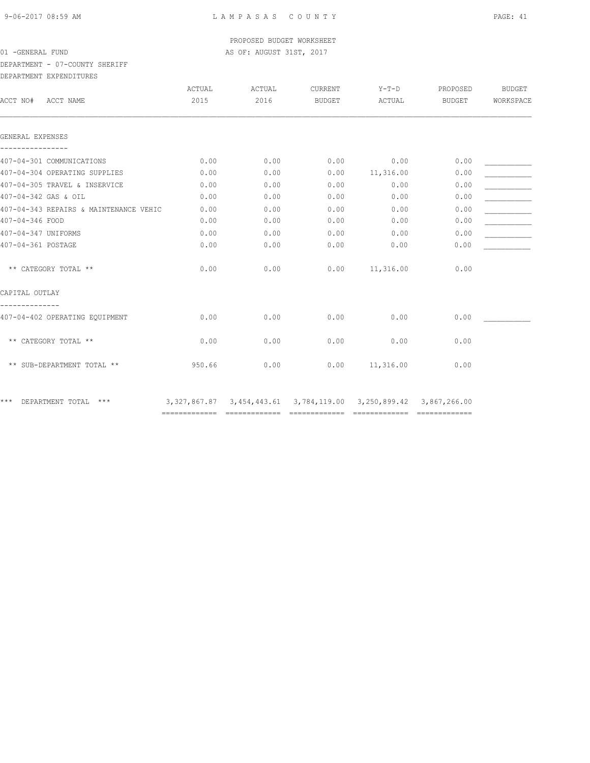PROPOSED BUDGET WORKSHEET

01 -GENERAL FUND AS OF: AUGUST 31ST, 2017

DEPARTMENT - 07-COUNTY SHERIFF

DEPARTMENT EXPENDITURES

| ACCT NO# ACCT NAME | ACTUAL 2015 | ACTUAL 2016 | CURRENT BUDGET | Y-T-D ACTUAL | PROPOSED BUDGET | BUDGET WORKSPACE |
|---|---|---|---|---|---|---|
| **GENERAL EXPENSES** | | | | | | |
| 407-04-301 COMMUNICATIONS | 0.00 | 0.00 | 0.00 | 0.00 | 0.00 | ___________ |
| 407-04-304 OPERATING SUPPLIES | 0.00 | 0.00 | 0.00 | 11,316.00 | 0.00 | ___________ |
| 407-04-305 TRAVEL & INSERVICE | 0.00 | 0.00 | 0.00 | 0.00 | 0.00 | ___________ |
| 407-04-342 GAS & OIL | 0.00 | 0.00 | 0.00 | 0.00 | 0.00 | ___________ |
| 407-04-343 REPAIRS & MAINTENANCE VEHIC | 0.00 | 0.00 | 0.00 | 0.00 | 0.00 | ___________ |
| 407-04-346 FOOD | 0.00 | 0.00 | 0.00 | 0.00 | 0.00 | ___________ |
| 407-04-347 UNIFORMS | 0.00 | 0.00 | 0.00 | 0.00 | 0.00 | ___________ |
| 407-04-361 POSTAGE | 0.00 | 0.00 | 0.00 | 0.00 | 0.00 | ___________ |
| ** CATEGORY TOTAL ** | 0.00 | 0.00 | 0.00 | 11,316.00 | 0.00 | |
| **CAPITAL OUTLAY** | | | | | | |
| 407-04-402 OPERATING EQUIPMENT | 0.00 | 0.00 | 0.00 | 0.00 | 0.00 | ___________ |
| ** CATEGORY TOTAL ** | 0.00 | 0.00 | 0.00 | 0.00 | 0.00 | |
| ** SUB-DEPARTMENT TOTAL ** | 950.66 | 0.00 | 0.00 | 11,316.00 | 0.00 | |
| *** DEPARTMENT TOTAL *** | 3,327,867.87 | 3,454,443.61 | 3,784,119.00 | 3,250,899.42 | 3,867,266.00 | |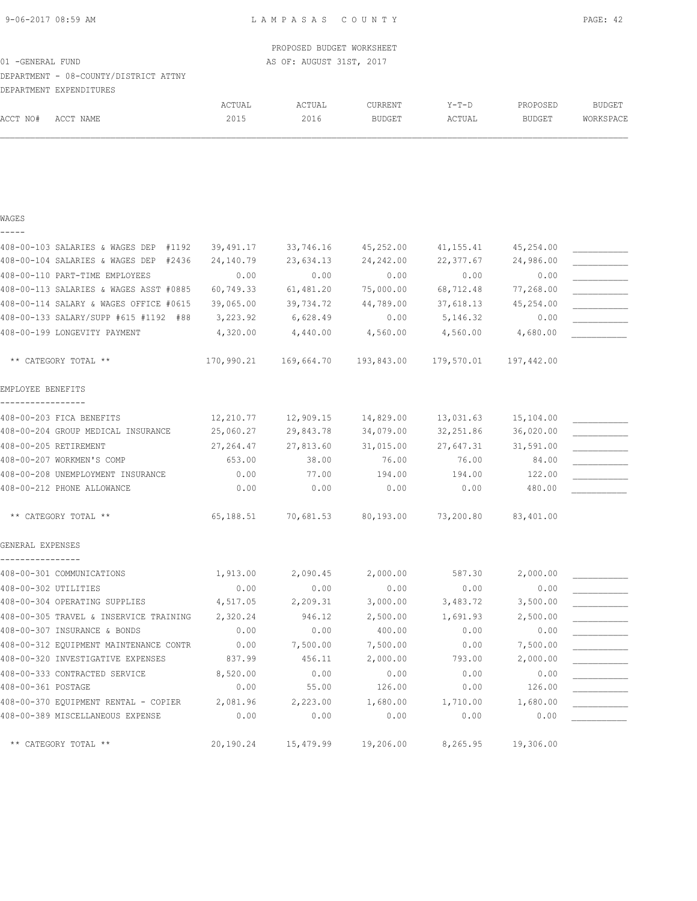LAMPASAS COUNTY

PROPOSED BUDGET WORKSHEET

AS OF: AUGUST 31ST, 2017

01 -GENERAL FUND

DEPARTMENT - 08-COUNTY/DISTRICT ATTNY

DEPARTMENT EXPENDITURES

| ACCT NO# | ACCT NAME | ACTUAL 2015 | ACTUAL 2016 | CURRENT BUDGET | Y-T-D ACTUAL | PROPOSED BUDGET | BUDGET WORKSPACE |
|---|---|---|---|---|---|---|---|
| **WAGES** | | | | | | | |
| 408-00-103 | SALARIES & WAGES DEP #1192 | 39,491.17 | 33,746.16 | 45,252.00 | 41,155.41 | 45,254.00 | ___________ |
| 408-00-104 | SALARIES & WAGES DEP #2436 | 24,140.79 | 23,634.13 | 24,242.00 | 22,377.67 | 24,986.00 | ___________ |
| 408-00-110 | PART-TIME EMPLOYEES | 0.00 | 0.00 | 0.00 | 0.00 | 0.00 | ___________ |
| 408-00-113 | SALARIES & WAGES ASST #0885 | 60,749.33 | 61,481.20 | 75,000.00 | 68,712.48 | 77,268.00 | ___________ |
| 408-00-114 | SALARY & WAGES OFFICE #0615 | 39,065.00 | 39,734.72 | 44,789.00 | 37,618.13 | 45,254.00 | ___________ |
| 408-00-133 | SALARY/SUPP #615 #1192 #88 | 3,223.92 | 6,628.49 | 0.00 | 5,146.32 | 0.00 | ___________ |
| 408-00-199 | LONGEVITY PAYMENT | 4,320.00 | 4,440.00 | 4,560.00 | 4,560.00 | 4,680.00 | ___________ |
| | ** CATEGORY TOTAL ** | 170,990.21 | 169,664.70 | 193,843.00 | 179,570.01 | 197,442.00 | |
| **EMPLOYEE BENEFITS** | | | | | | | |
| 408-00-203 | FICA BENEFITS | 12,210.77 | 12,909.15 | 14,829.00 | 13,031.63 | 15,104.00 | ___________ |
| 408-00-204 | GROUP MEDICAL INSURANCE | 25,060.27 | 29,843.78 | 34,079.00 | 32,251.86 | 36,020.00 | ___________ |
| 408-00-205 | RETIREMENT | 27,264.47 | 27,813.60 | 31,015.00 | 27,647.31 | 31,591.00 | ___________ |
| 408-00-207 | WORKMEN'S COMP | 653.00 | 38.00 | 76.00 | 76.00 | 84.00 | ___________ |
| 408-00-208 | UNEMPLOYMENT INSURANCE | 0.00 | 77.00 | 194.00 | 194.00 | 122.00 | ___________ |
| 408-00-212 | PHONE ALLOWANCE | 0.00 | 0.00 | 0.00 | 0.00 | 480.00 | ___________ |
| | ** CATEGORY TOTAL ** | 65,188.51 | 70,681.53 | 80,193.00 | 73,200.80 | 83,401.00 | |
| **GENERAL EXPENSES** | | | | | | | |
| 408-00-301 | COMMUNICATIONS | 1,913.00 | 2,090.45 | 2,000.00 | 587.30 | 2,000.00 | ___________ |
| 408-00-302 | UTILITIES | 0.00 | 0.00 | 0.00 | 0.00 | 0.00 | ___________ |
| 408-00-304 | OPERATING SUPPLIES | 4,517.05 | 2,209.31 | 3,000.00 | 3,483.72 | 3,500.00 | ___________ |
| 408-00-305 | TRAVEL & INSERVICE TRAINING | 2,320.24 | 946.12 | 2,500.00 | 1,691.93 | 2,500.00 | ___________ |
| 408-00-307 | INSURANCE & BONDS | 0.00 | 0.00 | 400.00 | 0.00 | 0.00 | ___________ |
| 408-00-312 | EQUIPMENT MAINTENANCE CONTR | 0.00 | 7,500.00 | 7,500.00 | 0.00 | 7,500.00 | ___________ |
| 408-00-320 | INVESTIGATIVE EXPENSES | 837.99 | 456.11 | 2,000.00 | 793.00 | 2,000.00 | ___________ |
| 408-00-333 | CONTRACTED SERVICE | 8,520.00 | 0.00 | 0.00 | 0.00 | 0.00 | ___________ |
| 408-00-361 | POSTAGE | 0.00 | 55.00 | 126.00 | 0.00 | 126.00 | ___________ |
| 408-00-370 | EQUIPMENT RENTAL - COPIER | 2,081.96 | 2,223.00 | 1,680.00 | 1,710.00 | 1,680.00 | ___________ |
| 408-00-389 | MISCELLANEOUS EXPENSE | 0.00 | 0.00 | 0.00 | 0.00 | 0.00 | ___________ |
| | ** CATEGORY TOTAL ** | 20,190.24 | 15,479.99 | 19,206.00 | 8,265.95 | 19,306.00 | |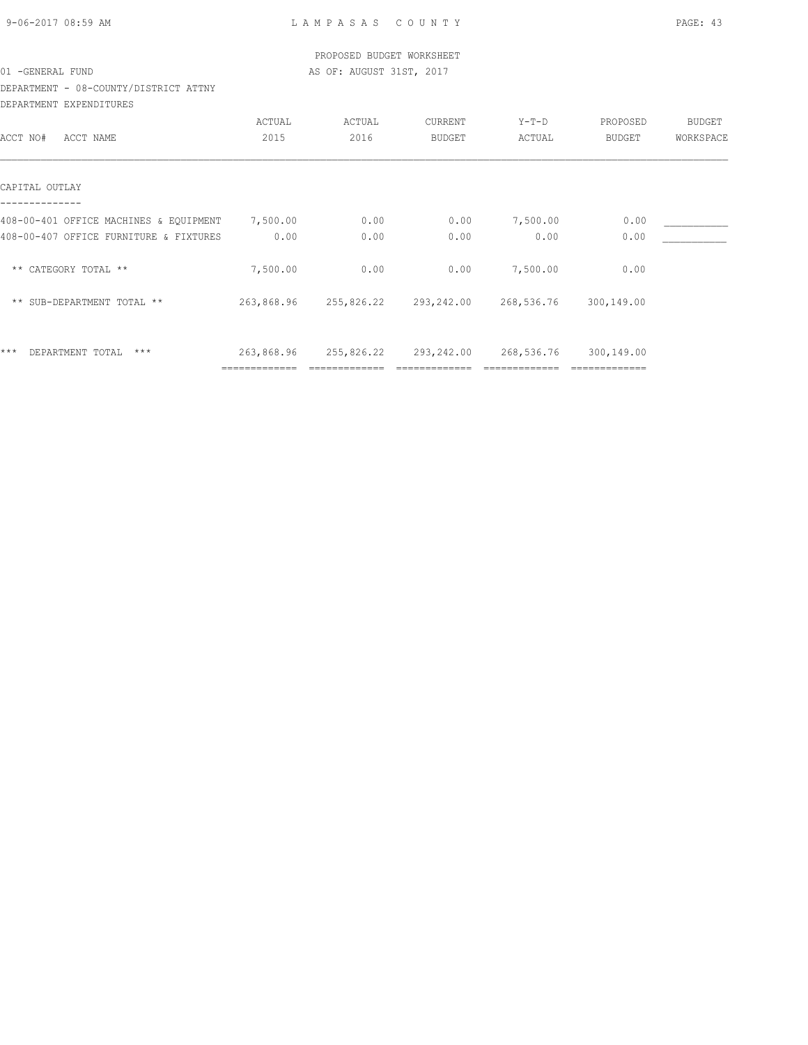PROPOSED BUDGET WORKSHEET

01 -GENERAL FUND AS OF: AUGUST 31ST, 2017

DEPARTMENT - 08-COUNTY/DISTRICT ATTNY

DEPARTMENT EXPENDITURES

| ACCT NO# ACCT NAME | ACTUAL 2015 | ACTUAL 2016 | CURRENT BUDGET | Y-T-D ACTUAL | PROPOSED BUDGET | BUDGET WORKSPACE |
|---|---|---|---|---|---|---|
| **CAPITAL OUTLAY** | | | | | | |
| 408-00-401 OFFICE MACHINES & EQUIPMENT | 7,500.00 | 0.00 | 0.00 | 7,500.00 | 0.00 | ___________ |
| 408-00-407 OFFICE FURNITURE & FIXTURES | 0.00 | 0.00 | 0.00 | 0.00 | 0.00 | ___________ |
| ** CATEGORY TOTAL ** | 7,500.00 | 0.00 | 0.00 | 7,500.00 | 0.00 | |
| ** SUB-DEPARTMENT TOTAL ** | 263,868.96 | 255,826.22 | 293,242.00 | 268,536.76 | 300,149.00 | |
| *** DEPARTMENT TOTAL *** | 263,868.96 | 255,826.22 | 293,242.00 | 268,536.76 | 300,149.00 | |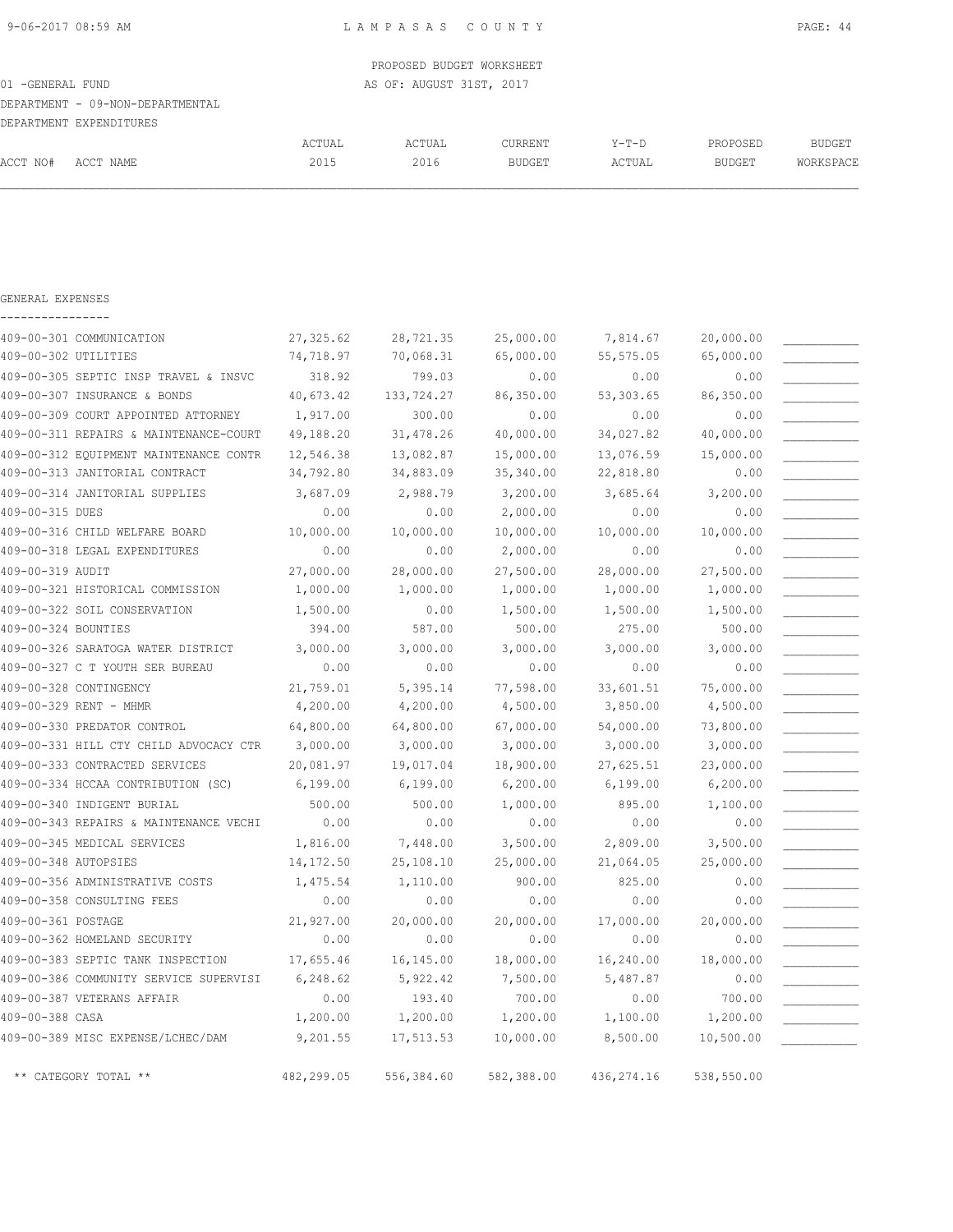PROPOSED BUDGET WORKSHEET

01 -GENERAL FUND

AS OF: AUGUST 31ST, 2017

DEPARTMENT - 09-NON-DEPARTMENTAL

DEPARTMENT EXPENDITURES

GENERAL EXPENSES

| ACCT NO# | ACCT NAME | ACTUAL 2015 | ACTUAL 2016 | CURRENT BUDGET | Y-T-D ACTUAL | PROPOSED BUDGET | BUDGET WORKSPACE |
|---|---|---|---|---|---|---|---|
| 409-00-301 | COMMUNICATION | 27,325.62 | 28,721.35 | 25,000.00 | 7,814.67 | 20,000.00 | ___________ |
| 409-00-302 | UTILITIES | 74,718.97 | 70,068.31 | 65,000.00 | 55,575.05 | 65,000.00 | ___________ |
| 409-00-305 | SEPTIC INSP TRAVEL & INSVC | 318.92 | 799.03 | 0.00 | 0.00 | 0.00 | ___________ |
| 409-00-307 | INSURANCE & BONDS | 40,673.42 | 133,724.27 | 86,350.00 | 53,303.65 | 86,350.00 | ___________ |
| 409-00-309 | COURT APPOINTED ATTORNEY | 1,917.00 | 300.00 | 0.00 | 0.00 | 0.00 | ___________ |
| 409-00-311 | REPAIRS & MAINTENANCE-COURT | 49,188.20 | 31,478.26 | 40,000.00 | 34,027.82 | 40,000.00 | ___________ |
| 409-00-312 | EQUIPMENT MAINTENANCE CONTR | 12,546.38 | 13,082.87 | 15,000.00 | 13,076.59 | 15,000.00 | ___________ |
| 409-00-313 | JANITORIAL CONTRACT | 34,792.80 | 34,883.09 | 35,340.00 | 22,818.80 | 0.00 | ___________ |
| 409-00-314 | JANITORIAL SUPPLIES | 3,687.09 | 2,988.79 | 3,200.00 | 3,685.64 | 3,200.00 | ___________ |
| 409-00-315 | DUES | 0.00 | 0.00 | 2,000.00 | 0.00 | 0.00 | ___________ |
| 409-00-316 | CHILD WELFARE BOARD | 10,000.00 | 10,000.00 | 10,000.00 | 10,000.00 | 10,000.00 | ___________ |
| 409-00-318 | LEGAL EXPENDITURES | 0.00 | 0.00 | 2,000.00 | 0.00 | 0.00 | ___________ |
| 409-00-319 | AUDIT | 27,000.00 | 28,000.00 | 27,500.00 | 28,000.00 | 27,500.00 | ___________ |
| 409-00-321 | HISTORICAL COMMISSION | 1,000.00 | 1,000.00 | 1,000.00 | 1,000.00 | 1,000.00 | ___________ |
| 409-00-322 | SOIL CONSERVATION | 1,500.00 | 0.00 | 1,500.00 | 1,500.00 | 1,500.00 | ___________ |
| 409-00-324 | BOUNTIES | 394.00 | 587.00 | 500.00 | 275.00 | 500.00 | ___________ |
| 409-00-326 | SARATOGA WATER DISTRICT | 3,000.00 | 3,000.00 | 3,000.00 | 3,000.00 | 3,000.00 | ___________ |
| 409-00-327 | C T YOUTH SER BUREAU | 0.00 | 0.00 | 0.00 | 0.00 | 0.00 | ___________ |
| 409-00-328 | CONTINGENCY | 21,759.01 | 5,395.14 | 77,598.00 | 33,601.51 | 75,000.00 | ___________ |
| 409-00-329 | RENT - MHMR | 4,200.00 | 4,200.00 | 4,500.00 | 3,850.00 | 4,500.00 | ___________ |
| 409-00-330 | PREDATOR CONTROL | 64,800.00 | 64,800.00 | 67,000.00 | 54,000.00 | 73,800.00 | ___________ |
| 409-00-331 | HILL CTY CHILD ADVOCACY CTR | 3,000.00 | 3,000.00 | 3,000.00 | 3,000.00 | 3,000.00 | ___________ |
| 409-00-333 | CONTRACTED SERVICES | 20,081.97 | 19,017.04 | 18,900.00 | 27,625.51 | 23,000.00 | ___________ |
| 409-00-334 | HCCAA CONTRIBUTION (SC) | 6,199.00 | 6,199.00 | 6,200.00 | 6,199.00 | 6,200.00 | ___________ |
| 409-00-340 | INDIGENT BURIAL | 500.00 | 500.00 | 1,000.00 | 895.00 | 1,100.00 | ___________ |
| 409-00-343 | REPAIRS & MAINTENANCE VECHI | 0.00 | 0.00 | 0.00 | 0.00 | 0.00 | ___________ |
| 409-00-345 | MEDICAL SERVICES | 1,816.00 | 7,448.00 | 3,500.00 | 2,809.00 | 3,500.00 | ___________ |
| 409-00-348 | AUTOPSIES | 14,172.50 | 25,108.10 | 25,000.00 | 21,064.05 | 25,000.00 | ___________ |
| 409-00-356 | ADMINISTRATIVE COSTS | 1,475.54 | 1,110.00 | 900.00 | 825.00 | 0.00 | ___________ |
| 409-00-358 | CONSULTING FEES | 0.00 | 0.00 | 0.00 | 0.00 | 0.00 | ___________ |
| 409-00-361 | POSTAGE | 21,927.00 | 20,000.00 | 20,000.00 | 17,000.00 | 20,000.00 | ___________ |
| 409-00-362 | HOMELAND SECURITY | 0.00 | 0.00 | 0.00 | 0.00 | 0.00 | ___________ |
| 409-00-383 | SEPTIC TANK INSPECTION | 17,655.46 | 16,145.00 | 18,000.00 | 16,240.00 | 18,000.00 | ___________ |
| 409-00-386 | COMMUNITY SERVICE SUPERVISI | 6,248.62 | 5,922.42 | 7,500.00 | 5,487.87 | 0.00 | ___________ |
| 409-00-387 | VETERANS AFFAIR | 0.00 | 193.40 | 700.00 | 0.00 | 700.00 | ___________ |
| 409-00-388 | CASA | 1,200.00 | 1,200.00 | 1,200.00 | 1,100.00 | 1,200.00 | ___________ |
| 409-00-389 | MISC EXPENSE/LCHEC/DAM | 9,201.55 | 17,513.53 | 10,000.00 | 8,500.00 | 10,500.00 | ___________ |
| | ** CATEGORY TOTAL ** | 482,299.05 | 556,384.60 | 582,388.00 | 436,274.16 | 538,550.00 | |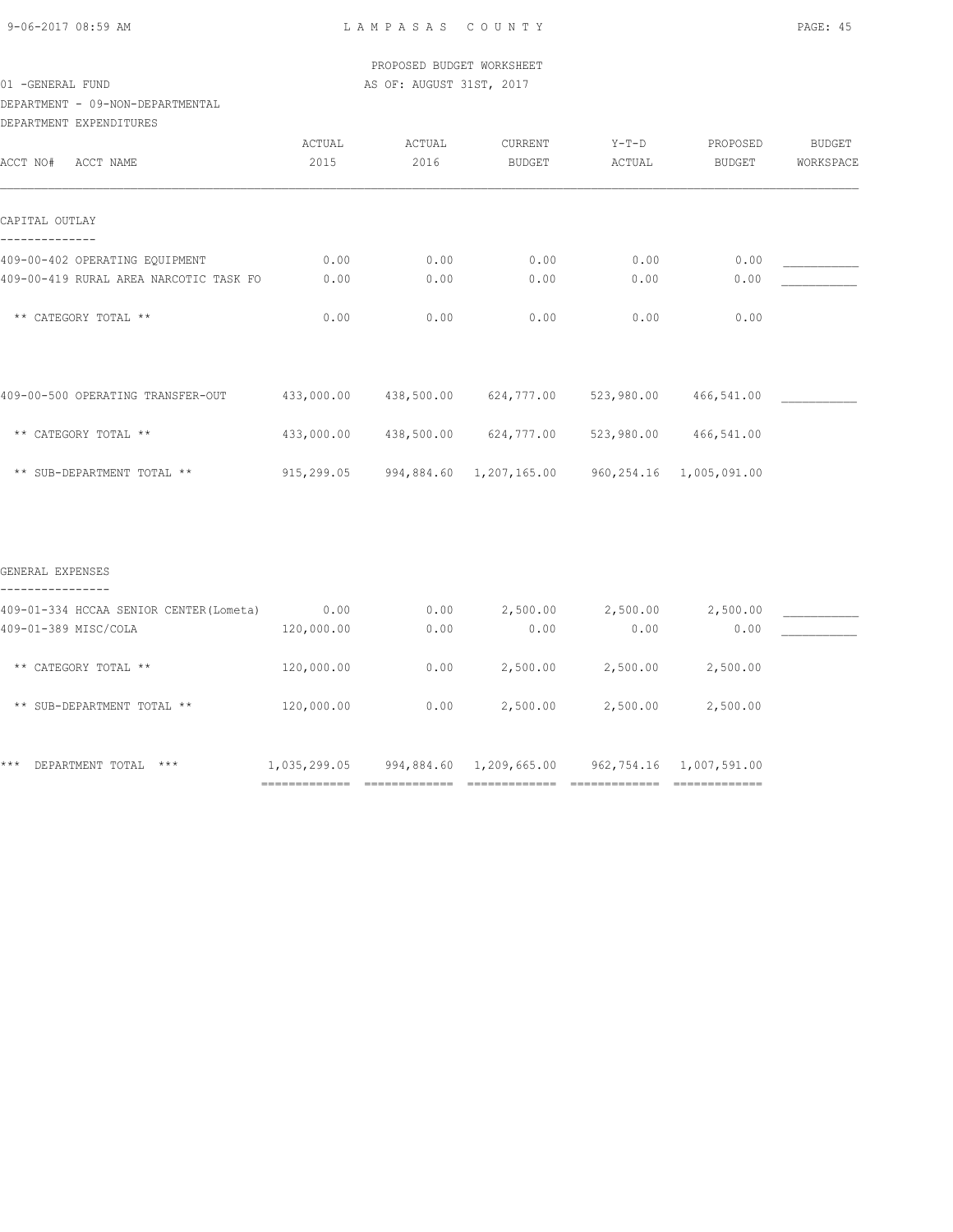PROPOSED BUDGET WORKSHEET

01 -GENERAL FUND — AS OF: AUGUST 31ST, 2017

DEPARTMENT - 09-NON-DEPARTMENTAL

DEPARTMENT EXPENDITURES

| ACCT NO# ACCT NAME | ACTUAL 2015 | ACTUAL 2016 | CURRENT BUDGET | Y-T-D ACTUAL | PROPOSED BUDGET | BUDGET WORKSPACE |
|---|---|---|---|---|---|---|
| **CAPITAL OUTLAY** | | | | | | |
| 409-00-402 OPERATING EQUIPMENT | 0.00 | 0.00 | 0.00 | 0.00 | 0.00 | ___________ |
| 409-00-419 RURAL AREA NARCOTIC TASK FO | 0.00 | 0.00 | 0.00 | 0.00 | 0.00 | ___________ |
| ** CATEGORY TOTAL ** | 0.00 | 0.00 | 0.00 | 0.00 | 0.00 | |
| 409-00-500 OPERATING TRANSFER-OUT | 433,000.00 | 438,500.00 | 624,777.00 | 523,980.00 | 466,541.00 | ___________ |
| ** CATEGORY TOTAL ** | 433,000.00 | 438,500.00 | 624,777.00 | 523,980.00 | 466,541.00 | |
| ** SUB-DEPARTMENT TOTAL ** | 915,299.05 | 994,884.60 | 1,207,165.00 | 960,254.16 | 1,005,091.00 | |
| **GENERAL EXPENSES** | | | | | | |
| 409-01-334 HCCAA SENIOR CENTER(Lometa) | 0.00 | 0.00 | 2,500.00 | 2,500.00 | 2,500.00 | ___________ |
| 409-01-389 MISC/COLA | 120,000.00 | 0.00 | 0.00 | 0.00 | 0.00 | ___________ |
| ** CATEGORY TOTAL ** | 120,000.00 | 0.00 | 2,500.00 | 2,500.00 | 2,500.00 | |
| ** SUB-DEPARTMENT TOTAL ** | 120,000.00 | 0.00 | 2,500.00 | 2,500.00 | 2,500.00 | |
| *** DEPARTMENT TOTAL *** | 1,035,299.05 | 994,884.60 | 1,209,665.00 | 962,754.16 | 1,007,591.00 | |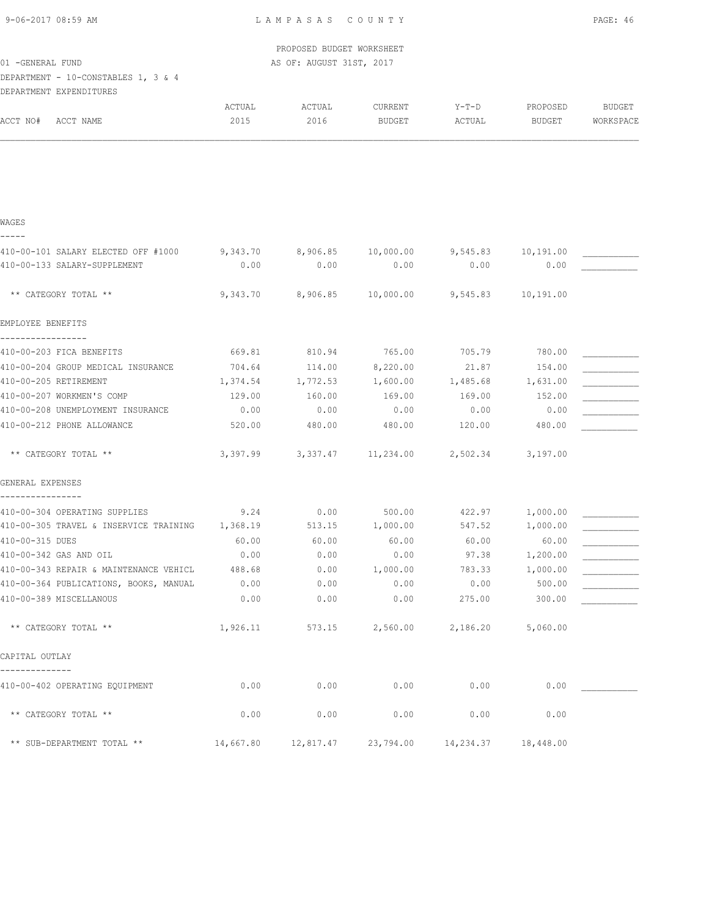PROPOSED BUDGET WORKSHEET

01 -GENERAL FUND AS OF: AUGUST 31ST, 2017

DEPARTMENT - 10-CONSTABLES 1, 3 & 4

DEPARTMENT EXPENDITURES

| ACCT NO# ACCT NAME | ACTUAL 2015 | ACTUAL 2016 | CURRENT BUDGET | Y-T-D ACTUAL | PROPOSED BUDGET | BUDGET WORKSPACE |
|---|---|---|---|---|---|---|
| **WAGES** | | | | | | |
| 410-00-101 SALARY ELECTED OFF #1000 | 9,343.70 | 8,906.85 | 10,000.00 | 9,545.83 | 10,191.00 | ___________ |
| 410-00-133 SALARY-SUPPLEMENT | 0.00 | 0.00 | 0.00 | 0.00 | 0.00 | ___________ |
| ** CATEGORY TOTAL ** | 9,343.70 | 8,906.85 | 10,000.00 | 9,545.83 | 10,191.00 | |
| **EMPLOYEE BENEFITS** | | | | | | |
| 410-00-203 FICA BENEFITS | 669.81 | 810.94 | 765.00 | 705.79 | 780.00 | ___________ |
| 410-00-204 GROUP MEDICAL INSURANCE | 704.64 | 114.00 | 8,220.00 | 21.87 | 154.00 | ___________ |
| 410-00-205 RETIREMENT | 1,374.54 | 1,772.53 | 1,600.00 | 1,485.68 | 1,631.00 | ___________ |
| 410-00-207 WORKMEN'S COMP | 129.00 | 160.00 | 169.00 | 169.00 | 152.00 | ___________ |
| 410-00-208 UNEMPLOYMENT INSURANCE | 0.00 | 0.00 | 0.00 | 0.00 | 0.00 | ___________ |
| 410-00-212 PHONE ALLOWANCE | 520.00 | 480.00 | 480.00 | 120.00 | 480.00 | ___________ |
| ** CATEGORY TOTAL ** | 3,397.99 | 3,337.47 | 11,234.00 | 2,502.34 | 3,197.00 | |
| **GENERAL EXPENSES** | | | | | | |
| 410-00-304 OPERATING SUPPLIES | 9.24 | 0.00 | 500.00 | 422.97 | 1,000.00 | ___________ |
| 410-00-305 TRAVEL & INSERVICE TRAINING | 1,368.19 | 513.15 | 1,000.00 | 547.52 | 1,000.00 | ___________ |
| 410-00-315 DUES | 60.00 | 60.00 | 60.00 | 60.00 | 60.00 | ___________ |
| 410-00-342 GAS AND OIL | 0.00 | 0.00 | 0.00 | 97.38 | 1,200.00 | ___________ |
| 410-00-343 REPAIR & MAINTENANCE VEHICL | 488.68 | 0.00 | 1,000.00 | 783.33 | 1,000.00 | ___________ |
| 410-00-364 PUBLICATIONS, BOOKS, MANUAL | 0.00 | 0.00 | 0.00 | 0.00 | 500.00 | ___________ |
| 410-00-389 MISCELLANOUS | 0.00 | 0.00 | 0.00 | 275.00 | 300.00 | ___________ |
| ** CATEGORY TOTAL ** | 1,926.11 | 573.15 | 2,560.00 | 2,186.20 | 5,060.00 | |
| **CAPITAL OUTLAY** | | | | | | |
| 410-00-402 OPERATING EQUIPMENT | 0.00 | 0.00 | 0.00 | 0.00 | 0.00 | ___________ |
| ** CATEGORY TOTAL ** | 0.00 | 0.00 | 0.00 | 0.00 | 0.00 | |
| ** SUB-DEPARTMENT TOTAL ** | 14,667.80 | 12,817.47 | 23,794.00 | 14,234.37 | 18,448.00 | |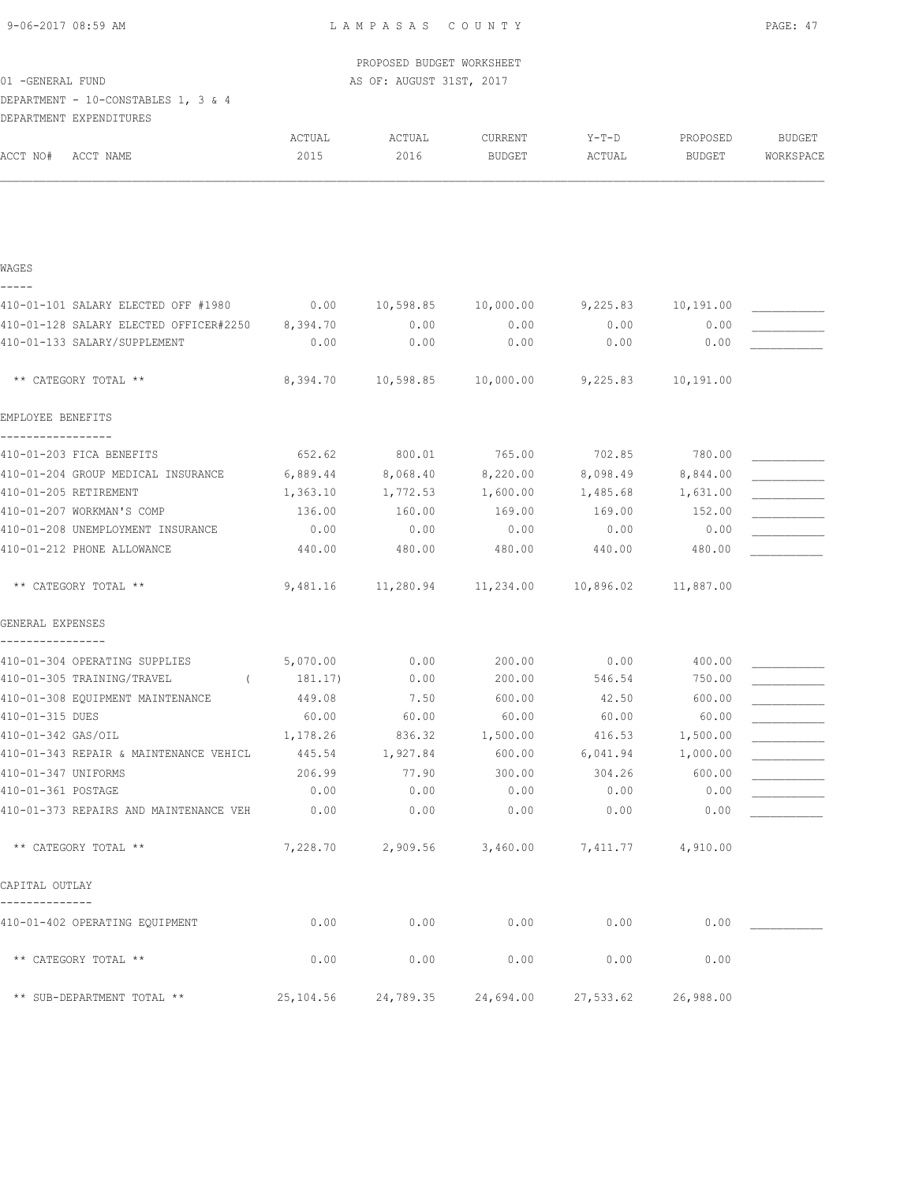LAMPASAS COUNTY

PROPOSED BUDGET WORKSHEET
AS OF: AUGUST 31ST, 2017

01 -GENERAL FUND
DEPARTMENT - 10-CONSTABLES 1, 3 & 4
DEPARTMENT EXPENDITURES

| ACCT NO# ACCT NAME | ACTUAL 2015 | ACTUAL 2016 | CURRENT BUDGET | Y-T-D ACTUAL | PROPOSED BUDGET | BUDGET WORKSPACE |
|---|---|---|---|---|---|---|
| **WAGES** | | | | | | |
| 410-01-101 SALARY ELECTED OFF #1980 | 0.00 | 10,598.85 | 10,000.00 | 9,225.83 | 10,191.00 | ___________ |
| 410-01-128 SALARY ELECTED OFFICER#2250 | 8,394.70 | 0.00 | 0.00 | 0.00 | 0.00 | ___________ |
| 410-01-133 SALARY/SUPPLEMENT | 0.00 | 0.00 | 0.00 | 0.00 | 0.00 | ___________ |
| ** CATEGORY TOTAL ** | 8,394.70 | 10,598.85 | 10,000.00 | 9,225.83 | 10,191.00 | |
| **EMPLOYEE BENEFITS** | | | | | | |
| 410-01-203 FICA BENEFITS | 652.62 | 800.01 | 765.00 | 702.85 | 780.00 | ___________ |
| 410-01-204 GROUP MEDICAL INSURANCE | 6,889.44 | 8,068.40 | 8,220.00 | 8,098.49 | 8,844.00 | ___________ |
| 410-01-205 RETIREMENT | 1,363.10 | 1,772.53 | 1,600.00 | 1,485.68 | 1,631.00 | ___________ |
| 410-01-207 WORKMAN'S COMP | 136.00 | 160.00 | 169.00 | 169.00 | 152.00 | ___________ |
| 410-01-208 UNEMPLOYMENT INSURANCE | 0.00 | 0.00 | 0.00 | 0.00 | 0.00 | ___________ |
| 410-01-212 PHONE ALLOWANCE | 440.00 | 480.00 | 480.00 | 440.00 | 480.00 | ___________ |
| ** CATEGORY TOTAL ** | 9,481.16 | 11,280.94 | 11,234.00 | 10,896.02 | 11,887.00 | |
| **GENERAL EXPENSES** | | | | | | |
| 410-01-304 OPERATING SUPPLIES | 5,070.00 | 0.00 | 200.00 | 0.00 | 400.00 | ___________ |
| 410-01-305 TRAINING/TRAVEL | ( 181.17) | 0.00 | 200.00 | 546.54 | 750.00 | ___________ |
| 410-01-308 EQUIPMENT MAINTENANCE | 449.08 | 7.50 | 600.00 | 42.50 | 600.00 | ___________ |
| 410-01-315 DUES | 60.00 | 60.00 | 60.00 | 60.00 | 60.00 | ___________ |
| 410-01-342 GAS/OIL | 1,178.26 | 836.32 | 1,500.00 | 416.53 | 1,500.00 | ___________ |
| 410-01-343 REPAIR & MAINTENANCE VEHICL | 445.54 | 1,927.84 | 600.00 | 6,041.94 | 1,000.00 | ___________ |
| 410-01-347 UNIFORMS | 206.99 | 77.90 | 300.00 | 304.26 | 600.00 | ___________ |
| 410-01-361 POSTAGE | 0.00 | 0.00 | 0.00 | 0.00 | 0.00 | ___________ |
| 410-01-373 REPAIRS AND MAINTENANCE VEH | 0.00 | 0.00 | 0.00 | 0.00 | 0.00 | ___________ |
| ** CATEGORY TOTAL ** | 7,228.70 | 2,909.56 | 3,460.00 | 7,411.77 | 4,910.00 | |
| **CAPITAL OUTLAY** | | | | | | |
| 410-01-402 OPERATING EQUIPMENT | 0.00 | 0.00 | 0.00 | 0.00 | 0.00 | ___________ |
| ** CATEGORY TOTAL ** | 0.00 | 0.00 | 0.00 | 0.00 | 0.00 | |
| ** SUB-DEPARTMENT TOTAL ** | 25,104.56 | 24,789.35 | 24,694.00 | 27,533.62 | 26,988.00 | |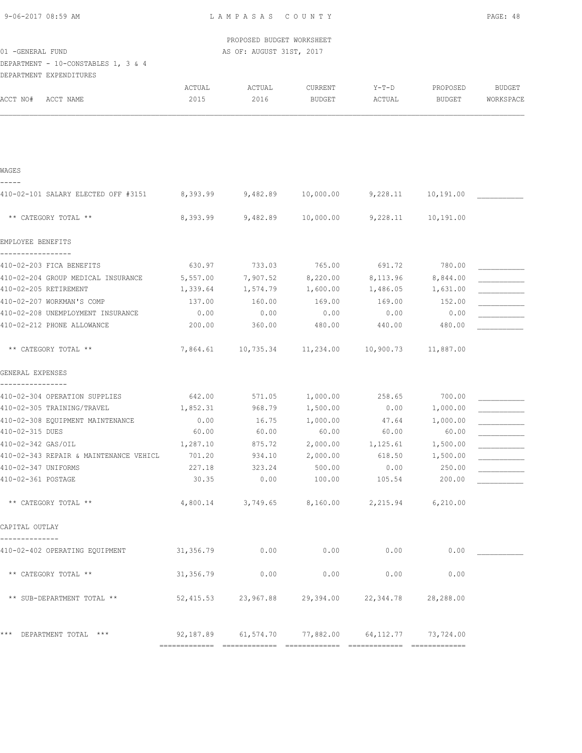PROPOSED BUDGET WORKSHEET

01 -GENERAL FUND — AS OF: AUGUST 31ST, 2017

DEPARTMENT - 10-CONSTABLES 1, 3 & 4

DEPARTMENT EXPENDITURES

| ACCT NO# ACCT NAME | ACTUAL 2015 | ACTUAL 2016 | CURRENT BUDGET | Y-T-D ACTUAL | PROPOSED BUDGET | BUDGET WORKSPACE |
|---|---|---|---|---|---|---|
| **WAGES** | | | | | | |
| 410-02-101 SALARY ELECTED OFF #3151 | 8,393.99 | 9,482.89 | 10,000.00 | 9,228.11 | 10,191.00 | ___________ |
| ** CATEGORY TOTAL ** | 8,393.99 | 9,482.89 | 10,000.00 | 9,228.11 | 10,191.00 | |
| **EMPLOYEE BENEFITS** | | | | | | |
| 410-02-203 FICA BENEFITS | 630.97 | 733.03 | 765.00 | 691.72 | 780.00 | ___________ |
| 410-02-204 GROUP MEDICAL INSURANCE | 5,557.00 | 7,907.52 | 8,220.00 | 8,113.96 | 8,844.00 | ___________ |
| 410-02-205 RETIREMENT | 1,339.64 | 1,574.79 | 1,600.00 | 1,486.05 | 1,631.00 | ___________ |
| 410-02-207 WORKMAN'S COMP | 137.00 | 160.00 | 169.00 | 169.00 | 152.00 | ___________ |
| 410-02-208 UNEMPLOYMENT INSURANCE | 0.00 | 0.00 | 0.00 | 0.00 | 0.00 | ___________ |
| 410-02-212 PHONE ALLOWANCE | 200.00 | 360.00 | 480.00 | 440.00 | 480.00 | ___________ |
| ** CATEGORY TOTAL ** | 7,864.61 | 10,735.34 | 11,234.00 | 10,900.73 | 11,887.00 | |
| **GENERAL EXPENSES** | | | | | | |
| 410-02-304 OPERATION SUPPLIES | 642.00 | 571.05 | 1,000.00 | 258.65 | 700.00 | ___________ |
| 410-02-305 TRAINING/TRAVEL | 1,852.31 | 968.79 | 1,500.00 | 0.00 | 1,000.00 | ___________ |
| 410-02-308 EQUIPMENT MAINTENANCE | 0.00 | 16.75 | 1,000.00 | 47.64 | 1,000.00 | ___________ |
| 410-02-315 DUES | 60.00 | 60.00 | 60.00 | 60.00 | 60.00 | ___________ |
| 410-02-342 GAS/OIL | 1,287.10 | 875.72 | 2,000.00 | 1,125.61 | 1,500.00 | ___________ |
| 410-02-343 REPAIR & MAINTENANCE VEHICL | 701.20 | 934.10 | 2,000.00 | 618.50 | 1,500.00 | ___________ |
| 410-02-347 UNIFORMS | 227.18 | 323.24 | 500.00 | 0.00 | 250.00 | ___________ |
| 410-02-361 POSTAGE | 30.35 | 0.00 | 100.00 | 105.54 | 200.00 | ___________ |
| ** CATEGORY TOTAL ** | 4,800.14 | 3,749.65 | 8,160.00 | 2,215.94 | 6,210.00 | |
| **CAPITAL OUTLAY** | | | | | | |
| 410-02-402 OPERATING EQUIPMENT | 31,356.79 | 0.00 | 0.00 | 0.00 | 0.00 | ___________ |
| ** CATEGORY TOTAL ** | 31,356.79 | 0.00 | 0.00 | 0.00 | 0.00 | |
| ** SUB-DEPARTMENT TOTAL ** | 52,415.53 | 23,967.88 | 29,394.00 | 22,344.78 | 28,288.00 | |
| *** DEPARTMENT TOTAL *** | 92,187.89 | 61,574.70 | 77,882.00 | 64,112.77 | 73,724.00 | |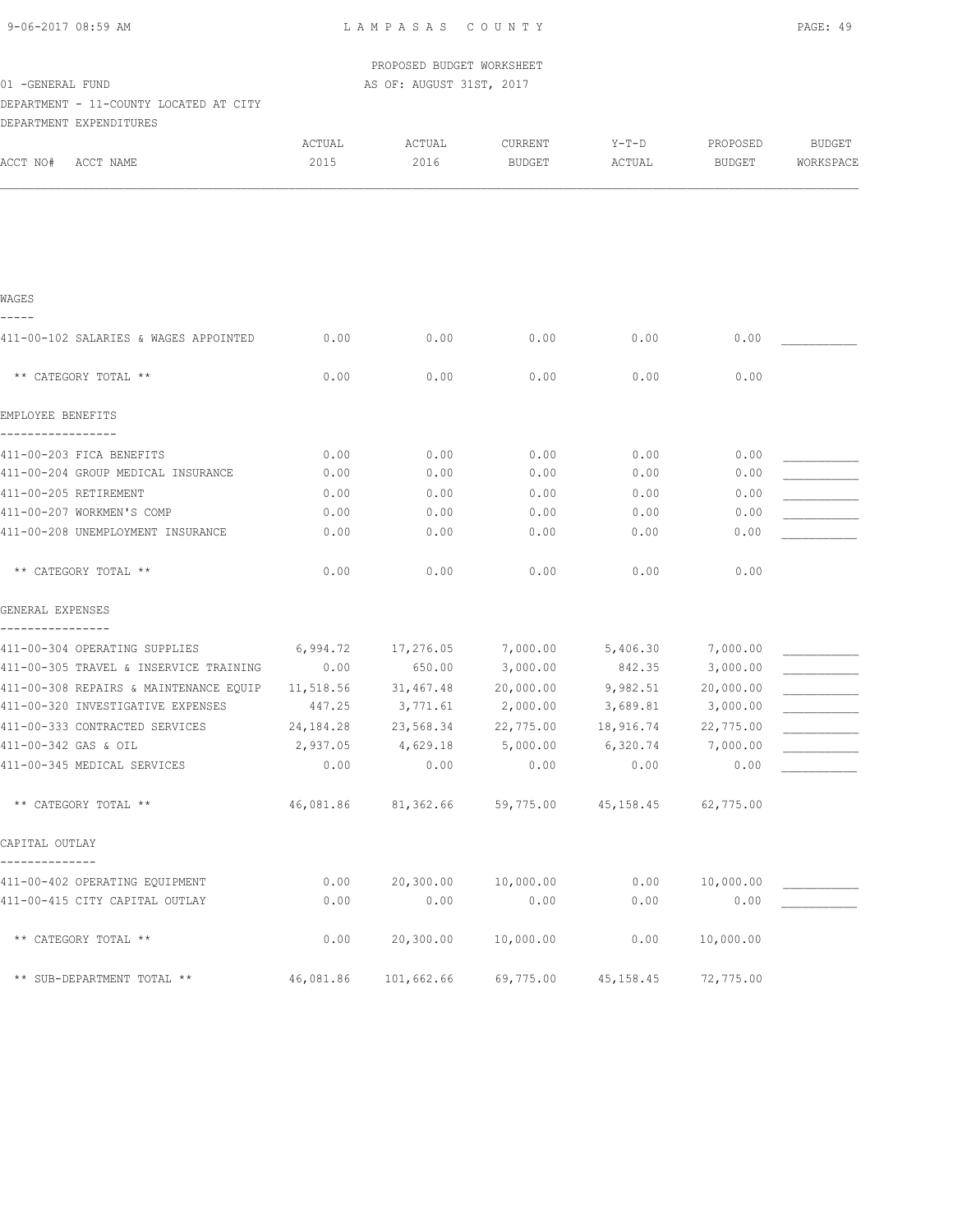PROPOSED BUDGET WORKSHEET

01 -GENERAL FUND — AS OF: AUGUST 31ST, 2017

DEPARTMENT - 11-COUNTY LOCATED AT CITY

DEPARTMENT EXPENDITURES

| ACCT NO# ACCT NAME | ACTUAL 2015 | ACTUAL 2016 | CURRENT BUDGET | Y-T-D ACTUAL | PROPOSED BUDGET | BUDGET WORKSPACE |
|---|---|---|---|---|---|---|
| **WAGES** | | | | | | |
| 411-00-102 SALARIES & WAGES APPOINTED | 0.00 | 0.00 | 0.00 | 0.00 | 0.00 | ___________ |
| ** CATEGORY TOTAL ** | 0.00 | 0.00 | 0.00 | 0.00 | 0.00 | |
| **EMPLOYEE BENEFITS** | | | | | | |
| 411-00-203 FICA BENEFITS | 0.00 | 0.00 | 0.00 | 0.00 | 0.00 | ___________ |
| 411-00-204 GROUP MEDICAL INSURANCE | 0.00 | 0.00 | 0.00 | 0.00 | 0.00 | ___________ |
| 411-00-205 RETIREMENT | 0.00 | 0.00 | 0.00 | 0.00 | 0.00 | ___________ |
| 411-00-207 WORKMEN'S COMP | 0.00 | 0.00 | 0.00 | 0.00 | 0.00 | ___________ |
| 411-00-208 UNEMPLOYMENT INSURANCE | 0.00 | 0.00 | 0.00 | 0.00 | 0.00 | ___________ |
| ** CATEGORY TOTAL ** | 0.00 | 0.00 | 0.00 | 0.00 | 0.00 | |
| **GENERAL EXPENSES** | | | | | | |
| 411-00-304 OPERATING SUPPLIES | 6,994.72 | 17,276.05 | 7,000.00 | 5,406.30 | 7,000.00 | ___________ |
| 411-00-305 TRAVEL & INSERVICE TRAINING | 0.00 | 650.00 | 3,000.00 | 842.35 | 3,000.00 | ___________ |
| 411-00-308 REPAIRS & MAINTENANCE EQUIP | 11,518.56 | 31,467.48 | 20,000.00 | 9,982.51 | 20,000.00 | ___________ |
| 411-00-320 INVESTIGATIVE EXPENSES | 447.25 | 3,771.61 | 2,000.00 | 3,689.81 | 3,000.00 | ___________ |
| 411-00-333 CONTRACTED SERVICES | 24,184.28 | 23,568.34 | 22,775.00 | 18,916.74 | 22,775.00 | ___________ |
| 411-00-342 GAS & OIL | 2,937.05 | 4,629.18 | 5,000.00 | 6,320.74 | 7,000.00 | ___________ |
| 411-00-345 MEDICAL SERVICES | 0.00 | 0.00 | 0.00 | 0.00 | 0.00 | ___________ |
| ** CATEGORY TOTAL ** | 46,081.86 | 81,362.66 | 59,775.00 | 45,158.45 | 62,775.00 | |
| **CAPITAL OUTLAY** | | | | | | |
| 411-00-402 OPERATING EQUIPMENT | 0.00 | 20,300.00 | 10,000.00 | 0.00 | 10,000.00 | ___________ |
| 411-00-415 CITY CAPITAL OUTLAY | 0.00 | 0.00 | 0.00 | 0.00 | 0.00 | ___________ |
| ** CATEGORY TOTAL ** | 0.00 | 20,300.00 | 10,000.00 | 0.00 | 10,000.00 | |
| ** SUB-DEPARTMENT TOTAL ** | 46,081.86 | 101,662.66 | 69,775.00 | 45,158.45 | 72,775.00 | |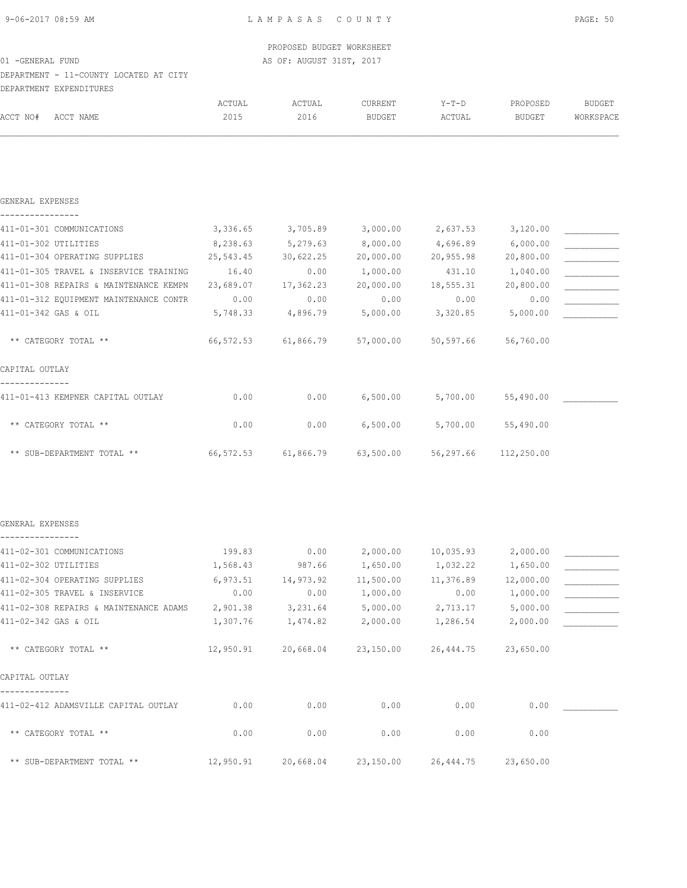PROPOSED BUDGET WORKSHEET

01 -GENERAL FUND — AS OF: AUGUST 31ST, 2017

DEPARTMENT - 11-COUNTY LOCATED AT CITY

DEPARTMENT EXPENDITURES

| ACCT NO# | ACCT NAME | ACTUAL 2015 | ACTUAL 2016 | CURRENT BUDGET | Y-T-D ACTUAL | PROPOSED BUDGET | BUDGET WORKSPACE |
|---|---|---|---|---|---|---|---|
| | **GENERAL EXPENSES** | | | | | | |
| 411-01-301 | COMMUNICATIONS | 3,336.65 | 3,705.89 | 3,000.00 | 2,637.53 | 3,120.00 | ___________ |
| 411-01-302 | UTILITIES | 8,238.63 | 5,279.63 | 8,000.00 | 4,696.89 | 6,000.00 | ___________ |
| 411-01-304 | OPERATING SUPPLIES | 25,543.45 | 30,622.25 | 20,000.00 | 20,955.98 | 20,800.00 | ___________ |
| 411-01-305 | TRAVEL & INSERVICE TRAINING | 16.40 | 0.00 | 1,000.00 | 431.10 | 1,040.00 | ___________ |
| 411-01-308 | REPAIRS & MAINTENANCE KEMPN | 23,689.07 | 17,362.23 | 20,000.00 | 18,555.31 | 20,800.00 | ___________ |
| 411-01-312 | EQUIPMENT MAINTENANCE CONTR | 0.00 | 0.00 | 0.00 | 0.00 | 0.00 | ___________ |
| 411-01-342 | GAS & OIL | 5,748.33 | 4,896.79 | 5,000.00 | 3,320.85 | 5,000.00 | ___________ |
| | ** CATEGORY TOTAL ** | 66,572.53 | 61,866.79 | 57,000.00 | 50,597.66 | 56,760.00 | |
| | **CAPITAL OUTLAY** | | | | | | |
| 411-01-413 | KEMPNER CAPITAL OUTLAY | 0.00 | 0.00 | 6,500.00 | 5,700.00 | 55,490.00 | ___________ |
| | ** CATEGORY TOTAL ** | 0.00 | 0.00 | 6,500.00 | 5,700.00 | 55,490.00 | |
| | ** SUB-DEPARTMENT TOTAL ** | 66,572.53 | 61,866.79 | 63,500.00 | 56,297.66 | 112,250.00 | |
| | **GENERAL EXPENSES** | | | | | | |
| 411-02-301 | COMMUNICATIONS | 199.83 | 0.00 | 2,000.00 | 10,035.93 | 2,000.00 | ___________ |
| 411-02-302 | UTILITIES | 1,568.43 | 987.66 | 1,650.00 | 1,032.22 | 1,650.00 | ___________ |
| 411-02-304 | OPERATING SUPPLIES | 6,973.51 | 14,973.92 | 11,500.00 | 11,376.89 | 12,000.00 | ___________ |
| 411-02-305 | TRAVEL & INSERVICE | 0.00 | 0.00 | 1,000.00 | 0.00 | 1,000.00 | ___________ |
| 411-02-308 | REPAIRS & MAINTENANCE ADAMS | 2,901.38 | 3,231.64 | 5,000.00 | 2,713.17 | 5,000.00 | ___________ |
| 411-02-342 | GAS & OIL | 1,307.76 | 1,474.82 | 2,000.00 | 1,286.54 | 2,000.00 | ___________ |
| | ** CATEGORY TOTAL ** | 12,950.91 | 20,668.04 | 23,150.00 | 26,444.75 | 23,650.00 | |
| | **CAPITAL OUTLAY** | | | | | | |
| 411-02-412 | ADAMSVILLE CAPITAL OUTLAY | 0.00 | 0.00 | 0.00 | 0.00 | 0.00 | ___________ |
| | ** CATEGORY TOTAL ** | 0.00 | 0.00 | 0.00 | 0.00 | 0.00 | |
| | ** SUB-DEPARTMENT TOTAL ** | 12,950.91 | 20,668.04 | 23,150.00 | 26,444.75 | 23,650.00 | |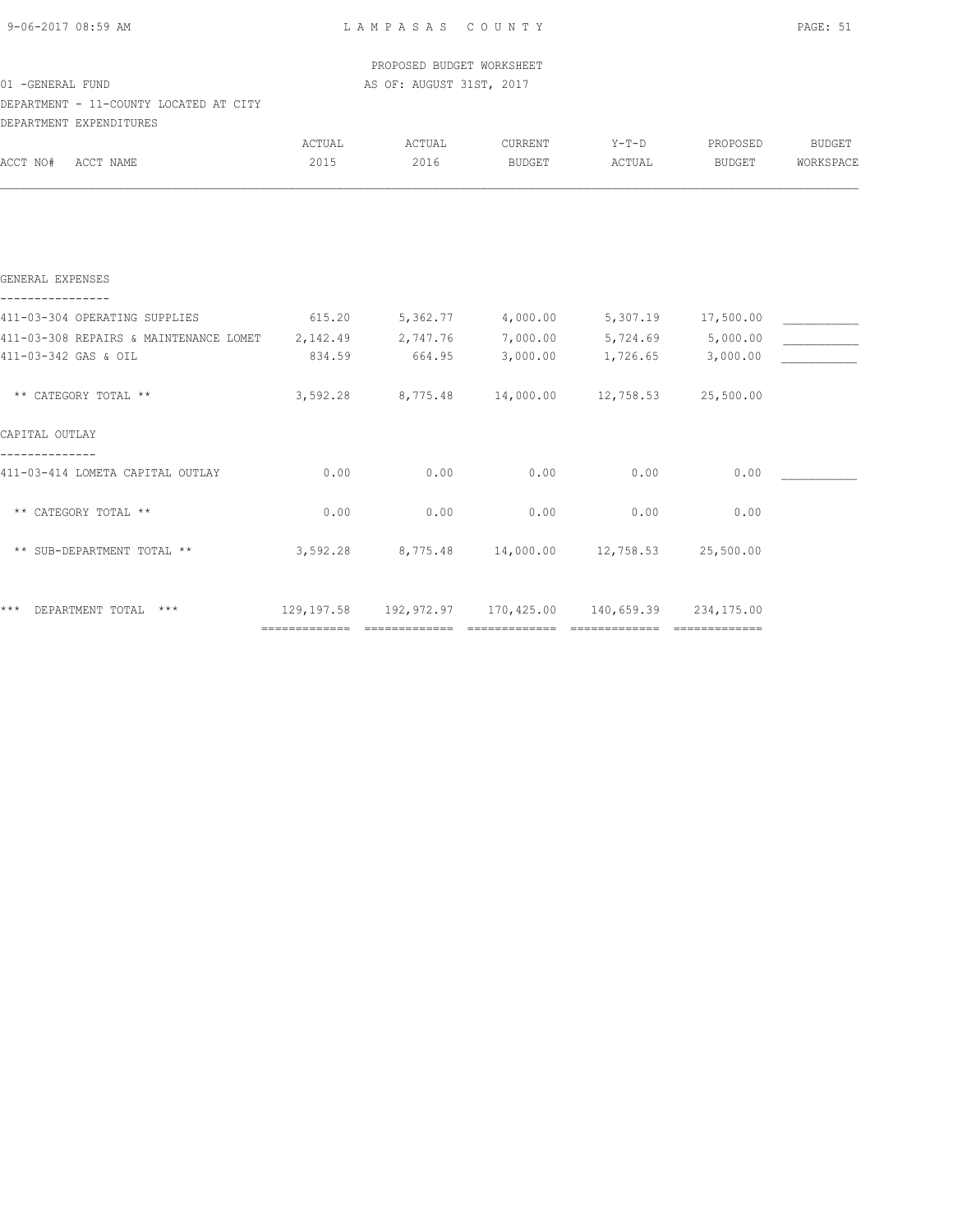PROPOSED BUDGET WORKSHEET

01 -GENERAL FUND — AS OF: AUGUST 31ST, 2017

DEPARTMENT - 11-COUNTY LOCATED AT CITY

DEPARTMENT EXPENDITURES

| ACCT NO# ACCT NAME | ACTUAL 2015 | ACTUAL 2016 | CURRENT BUDGET | Y-T-D ACTUAL | PROPOSED BUDGET | BUDGET WORKSPACE |
|---|---|---|---|---|---|---|
| **GENERAL EXPENSES** | | | | | | |
| 411-03-304 OPERATING SUPPLIES | 615.20 | 5,362.77 | 4,000.00 | 5,307.19 | 17,500.00 | ___________ |
| 411-03-308 REPAIRS & MAINTENANCE LOMET | 2,142.49 | 2,747.76 | 7,000.00 | 5,724.69 | 5,000.00 | ___________ |
| 411-03-342 GAS & OIL | 834.59 | 664.95 | 3,000.00 | 1,726.65 | 3,000.00 | ___________ |
| ** CATEGORY TOTAL ** | 3,592.28 | 8,775.48 | 14,000.00 | 12,758.53 | 25,500.00 | |
| **CAPITAL OUTLAY** | | | | | | |
| 411-03-414 LOMETA CAPITAL OUTLAY | 0.00 | 0.00 | 0.00 | 0.00 | 0.00 | ___________ |
| ** CATEGORY TOTAL ** | 0.00 | 0.00 | 0.00 | 0.00 | 0.00 | |
| ** SUB-DEPARTMENT TOTAL ** | 3,592.28 | 8,775.48 | 14,000.00 | 12,758.53 | 25,500.00 | |
| *** DEPARTMENT TOTAL *** | 129,197.58 | 192,972.97 | 170,425.00 | 140,659.39 | 234,175.00 | |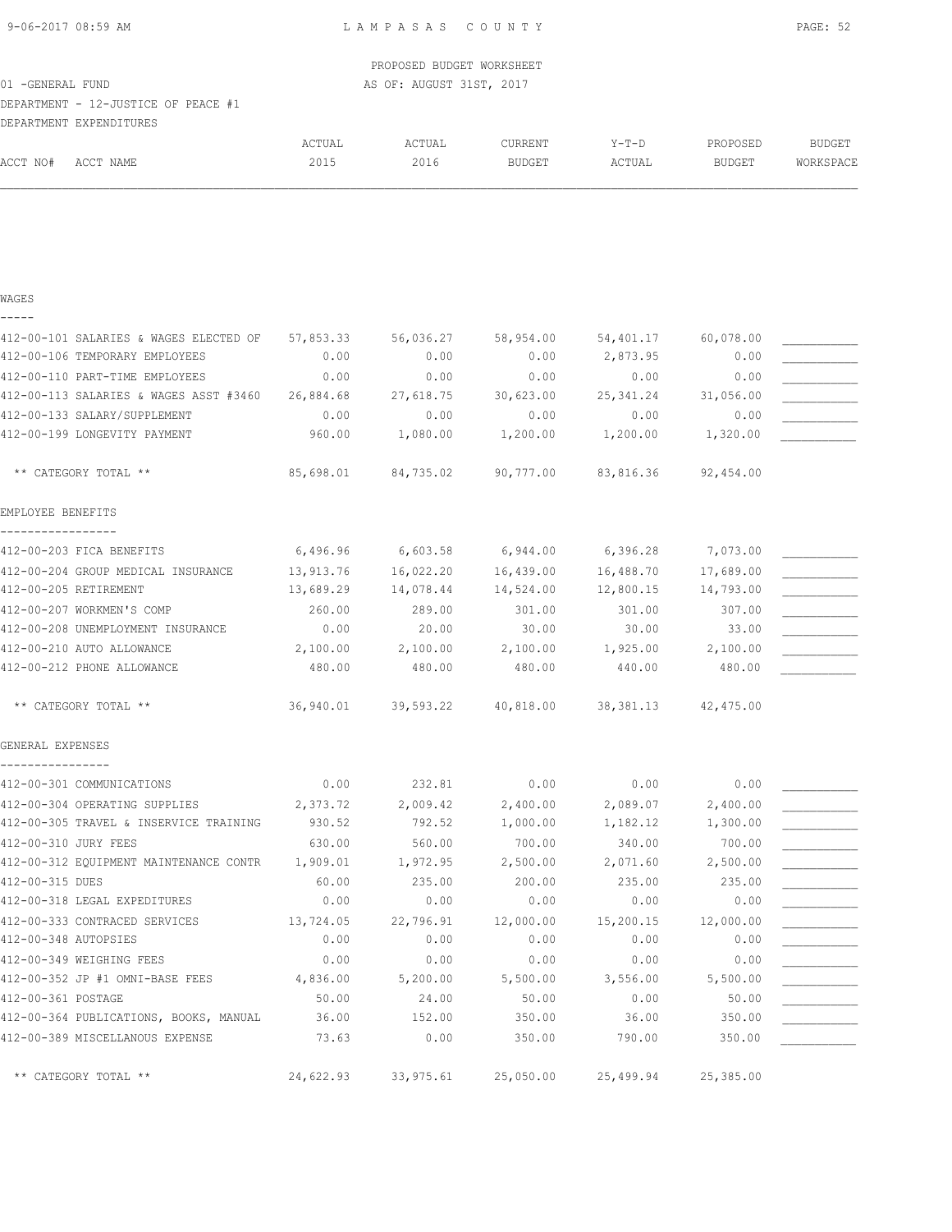PROPOSED BUDGET WORKSHEET

01 -GENERAL FUND AS OF: AUGUST 31ST, 2017

DEPARTMENT - 12-JUSTICE OF PEACE #1

DEPARTMENT EXPENDITURES

| ACCT NO# | ACCT NAME | ACTUAL 2015 | ACTUAL 2016 | CURRENT BUDGET | Y-T-D ACTUAL | PROPOSED BUDGET | BUDGET WORKSPACE |
|---|---|---|---|---|---|---|---|
| **WAGES** | | | | | | | |
| 412-00-101 | SALARIES & WAGES ELECTED OF | 57,853.33 | 56,036.27 | 58,954.00 | 54,401.17 | 60,078.00 | ___________ |
| 412-00-106 | TEMPORARY EMPLOYEES | 0.00 | 0.00 | 0.00 | 2,873.95 | 0.00 | ___________ |
| 412-00-110 | PART-TIME EMPLOYEES | 0.00 | 0.00 | 0.00 | 0.00 | 0.00 | ___________ |
| 412-00-113 | SALARIES & WAGES ASST #3460 | 26,884.68 | 27,618.75 | 30,623.00 | 25,341.24 | 31,056.00 | ___________ |
| 412-00-133 | SALARY/SUPPLEMENT | 0.00 | 0.00 | 0.00 | 0.00 | 0.00 | ___________ |
| 412-00-199 | LONGEVITY PAYMENT | 960.00 | 1,080.00 | 1,200.00 | 1,200.00 | 1,320.00 | ___________ |
| | ** CATEGORY TOTAL ** | 85,698.01 | 84,735.02 | 90,777.00 | 83,816.36 | 92,454.00 | |
| **EMPLOYEE BENEFITS** | | | | | | | |
| 412-00-203 | FICA BENEFITS | 6,496.96 | 6,603.58 | 6,944.00 | 6,396.28 | 7,073.00 | ___________ |
| 412-00-204 | GROUP MEDICAL INSURANCE | 13,913.76 | 16,022.20 | 16,439.00 | 16,488.70 | 17,689.00 | ___________ |
| 412-00-205 | RETIREMENT | 13,689.29 | 14,078.44 | 14,524.00 | 12,800.15 | 14,793.00 | ___________ |
| 412-00-207 | WORKMEN'S COMP | 260.00 | 289.00 | 301.00 | 301.00 | 307.00 | ___________ |
| 412-00-208 | UNEMPLOYMENT INSURANCE | 0.00 | 20.00 | 30.00 | 30.00 | 33.00 | ___________ |
| 412-00-210 | AUTO ALLOWANCE | 2,100.00 | 2,100.00 | 2,100.00 | 1,925.00 | 2,100.00 | ___________ |
| 412-00-212 | PHONE ALLOWANCE | 480.00 | 480.00 | 480.00 | 440.00 | 480.00 | ___________ |
| | ** CATEGORY TOTAL ** | 36,940.01 | 39,593.22 | 40,818.00 | 38,381.13 | 42,475.00 | |
| **GENERAL EXPENSES** | | | | | | | |
| 412-00-301 | COMMUNICATIONS | 0.00 | 232.81 | 0.00 | 0.00 | 0.00 | ___________ |
| 412-00-304 | OPERATING SUPPLIES | 2,373.72 | 2,009.42 | 2,400.00 | 2,089.07 | 2,400.00 | ___________ |
| 412-00-305 | TRAVEL & INSERVICE TRAINING | 930.52 | 792.52 | 1,000.00 | 1,182.12 | 1,300.00 | ___________ |
| 412-00-310 | JURY FEES | 630.00 | 560.00 | 700.00 | 340.00 | 700.00 | ___________ |
| 412-00-312 | EQUIPMENT MAINTENANCE CONTR | 1,909.01 | 1,972.95 | 2,500.00 | 2,071.60 | 2,500.00 | ___________ |
| 412-00-315 | DUES | 60.00 | 235.00 | 200.00 | 235.00 | 235.00 | ___________ |
| 412-00-318 | LEGAL EXPEDITURES | 0.00 | 0.00 | 0.00 | 0.00 | 0.00 | ___________ |
| 412-00-333 | CONTRACED SERVICES | 13,724.05 | 22,796.91 | 12,000.00 | 15,200.15 | 12,000.00 | ___________ |
| 412-00-348 | AUTOPSIES | 0.00 | 0.00 | 0.00 | 0.00 | 0.00 | ___________ |
| 412-00-349 | WEIGHING FEES | 0.00 | 0.00 | 0.00 | 0.00 | 0.00 | ___________ |
| 412-00-352 | JP #1 OMNI-BASE FEES | 4,836.00 | 5,200.00 | 5,500.00 | 3,556.00 | 5,500.00 | ___________ |
| 412-00-361 | POSTAGE | 50.00 | 24.00 | 50.00 | 0.00 | 50.00 | ___________ |
| 412-00-364 | PUBLICATIONS, BOOKS, MANUAL | 36.00 | 152.00 | 350.00 | 36.00 | 350.00 | ___________ |
| 412-00-389 | MISCELLANOUS EXPENSE | 73.63 | 0.00 | 350.00 | 790.00 | 350.00 | ___________ |
| | ** CATEGORY TOTAL ** | 24,622.93 | 33,975.61 | 25,050.00 | 25,499.94 | 25,385.00 | |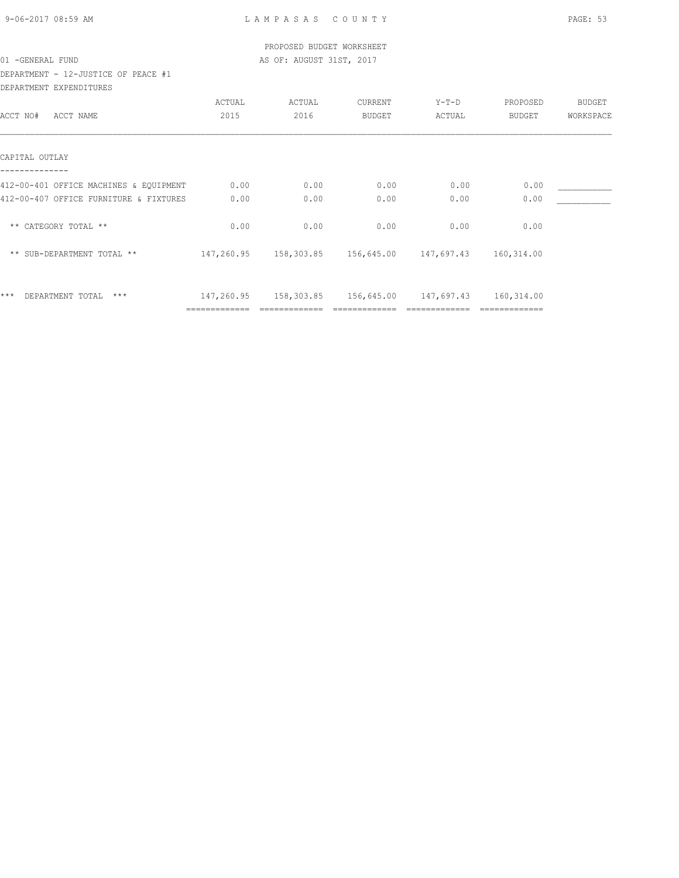PROPOSED BUDGET WORKSHEET

01 -GENERAL FUND AS OF: AUGUST 31ST, 2017

DEPARTMENT - 12-JUSTICE OF PEACE #1

DEPARTMENT EXPENDITURES

| ACCT NO# ACCT NAME | ACTUAL 2015 | ACTUAL 2016 | CURRENT BUDGET | Y-T-D ACTUAL | PROPOSED BUDGET | BUDGET WORKSPACE |
|---|---|---|---|---|---|---|
| **CAPITAL OUTLAY** | | | | | | |
| 412-00-401 OFFICE MACHINES & EQUIPMENT | 0.00 | 0.00 | 0.00 | 0.00 | 0.00 | ___________ |
| 412-00-407 OFFICE FURNITURE & FIXTURES | 0.00 | 0.00 | 0.00 | 0.00 | 0.00 | ___________ |
| ** CATEGORY TOTAL ** | 0.00 | 0.00 | 0.00 | 0.00 | 0.00 | |
| ** SUB-DEPARTMENT TOTAL ** | 147,260.95 | 158,303.85 | 156,645.00 | 147,697.43 | 160,314.00 | |
| *** DEPARTMENT TOTAL *** | 147,260.95 | 158,303.85 | 156,645.00 | 147,697.43 | 160,314.00 | |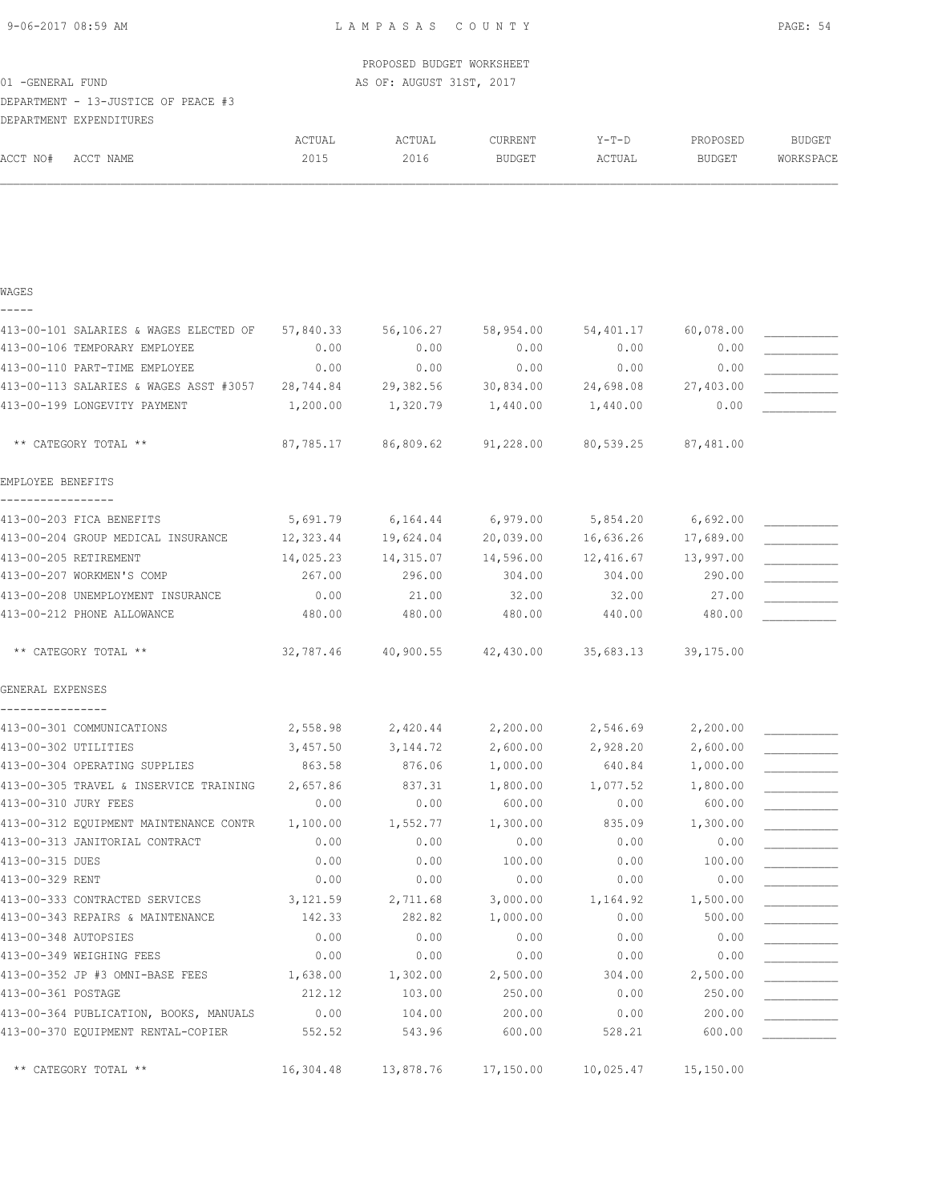PROPOSED BUDGET WORKSHEET

01 -GENERAL FUND — AS OF: AUGUST 31ST, 2017

DEPARTMENT - 13-JUSTICE OF PEACE #3

DEPARTMENT EXPENDITURES

| ACCT NO# | ACCT NAME | ACTUAL 2015 | ACTUAL 2016 | CURRENT BUDGET | Y-T-D ACTUAL | PROPOSED BUDGET | BUDGET WORKSPACE |
|---|---|---|---|---|---|---|---|
| **WAGES** | | | | | | | |
| 413-00-101 | SALARIES & WAGES ELECTED OF | 57,840.33 | 56,106.27 | 58,954.00 | 54,401.17 | 60,078.00 | ___________ |
| 413-00-106 | TEMPORARY EMPLOYEE | 0.00 | 0.00 | 0.00 | 0.00 | 0.00 | ___________ |
| 413-00-110 | PART-TIME EMPLOYEE | 0.00 | 0.00 | 0.00 | 0.00 | 0.00 | ___________ |
| 413-00-113 | SALARIES & WAGES ASST #3057 | 28,744.84 | 29,382.56 | 30,834.00 | 24,698.08 | 27,403.00 | ___________ |
| 413-00-199 | LONGEVITY PAYMENT | 1,200.00 | 1,320.79 | 1,440.00 | 1,440.00 | 0.00 | ___________ |
| | ** CATEGORY TOTAL ** | 87,785.17 | 86,809.62 | 91,228.00 | 80,539.25 | 87,481.00 | |
| **EMPLOYEE BENEFITS** | | | | | | | |
| 413-00-203 | FICA BENEFITS | 5,691.79 | 6,164.44 | 6,979.00 | 5,854.20 | 6,692.00 | ___________ |
| 413-00-204 | GROUP MEDICAL INSURANCE | 12,323.44 | 19,624.04 | 20,039.00 | 16,636.26 | 17,689.00 | ___________ |
| 413-00-205 | RETIREMENT | 14,025.23 | 14,315.07 | 14,596.00 | 12,416.67 | 13,997.00 | ___________ |
| 413-00-207 | WORKMEN'S COMP | 267.00 | 296.00 | 304.00 | 304.00 | 290.00 | ___________ |
| 413-00-208 | UNEMPLOYMENT INSURANCE | 0.00 | 21.00 | 32.00 | 32.00 | 27.00 | ___________ |
| 413-00-212 | PHONE ALLOWANCE | 480.00 | 480.00 | 480.00 | 440.00 | 480.00 | ___________ |
| | ** CATEGORY TOTAL ** | 32,787.46 | 40,900.55 | 42,430.00 | 35,683.13 | 39,175.00 | |
| **GENERAL EXPENSES** | | | | | | | |
| 413-00-301 | COMMUNICATIONS | 2,558.98 | 2,420.44 | 2,200.00 | 2,546.69 | 2,200.00 | ___________ |
| 413-00-302 | UTILITIES | 3,457.50 | 3,144.72 | 2,600.00 | 2,928.20 | 2,600.00 | ___________ |
| 413-00-304 | OPERATING SUPPLIES | 863.58 | 876.06 | 1,000.00 | 640.84 | 1,000.00 | ___________ |
| 413-00-305 | TRAVEL & INSERVICE TRAINING | 2,657.86 | 837.31 | 1,800.00 | 1,077.52 | 1,800.00 | ___________ |
| 413-00-310 | JURY FEES | 0.00 | 0.00 | 600.00 | 0.00 | 600.00 | ___________ |
| 413-00-312 | EQUIPMENT MAINTENANCE CONTR | 1,100.00 | 1,552.77 | 1,300.00 | 835.09 | 1,300.00 | ___________ |
| 413-00-313 | JANITORIAL CONTRACT | 0.00 | 0.00 | 0.00 | 0.00 | 0.00 | ___________ |
| 413-00-315 | DUES | 0.00 | 0.00 | 100.00 | 0.00 | 100.00 | ___________ |
| 413-00-329 | RENT | 0.00 | 0.00 | 0.00 | 0.00 | 0.00 | ___________ |
| 413-00-333 | CONTRACTED SERVICES | 3,121.59 | 2,711.68 | 3,000.00 | 1,164.92 | 1,500.00 | ___________ |
| 413-00-343 | REPAIRS & MAINTENANCE | 142.33 | 282.82 | 1,000.00 | 0.00 | 500.00 | ___________ |
| 413-00-348 | AUTOPSIES | 0.00 | 0.00 | 0.00 | 0.00 | 0.00 | ___________ |
| 413-00-349 | WEIGHING FEES | 0.00 | 0.00 | 0.00 | 0.00 | 0.00 | ___________ |
| 413-00-352 | JP #3 OMNI-BASE FEES | 1,638.00 | 1,302.00 | 2,500.00 | 304.00 | 2,500.00 | ___________ |
| 413-00-361 | POSTAGE | 212.12 | 103.00 | 250.00 | 0.00 | 250.00 | ___________ |
| 413-00-364 | PUBLICATION, BOOKS, MANUALS | 0.00 | 104.00 | 200.00 | 0.00 | 200.00 | ___________ |
| 413-00-370 | EQUIPMENT RENTAL-COPIER | 552.52 | 543.96 | 600.00 | 528.21 | 600.00 | ___________ |
| | ** CATEGORY TOTAL ** | 16,304.48 | 13,878.76 | 17,150.00 | 10,025.47 | 15,150.00 | |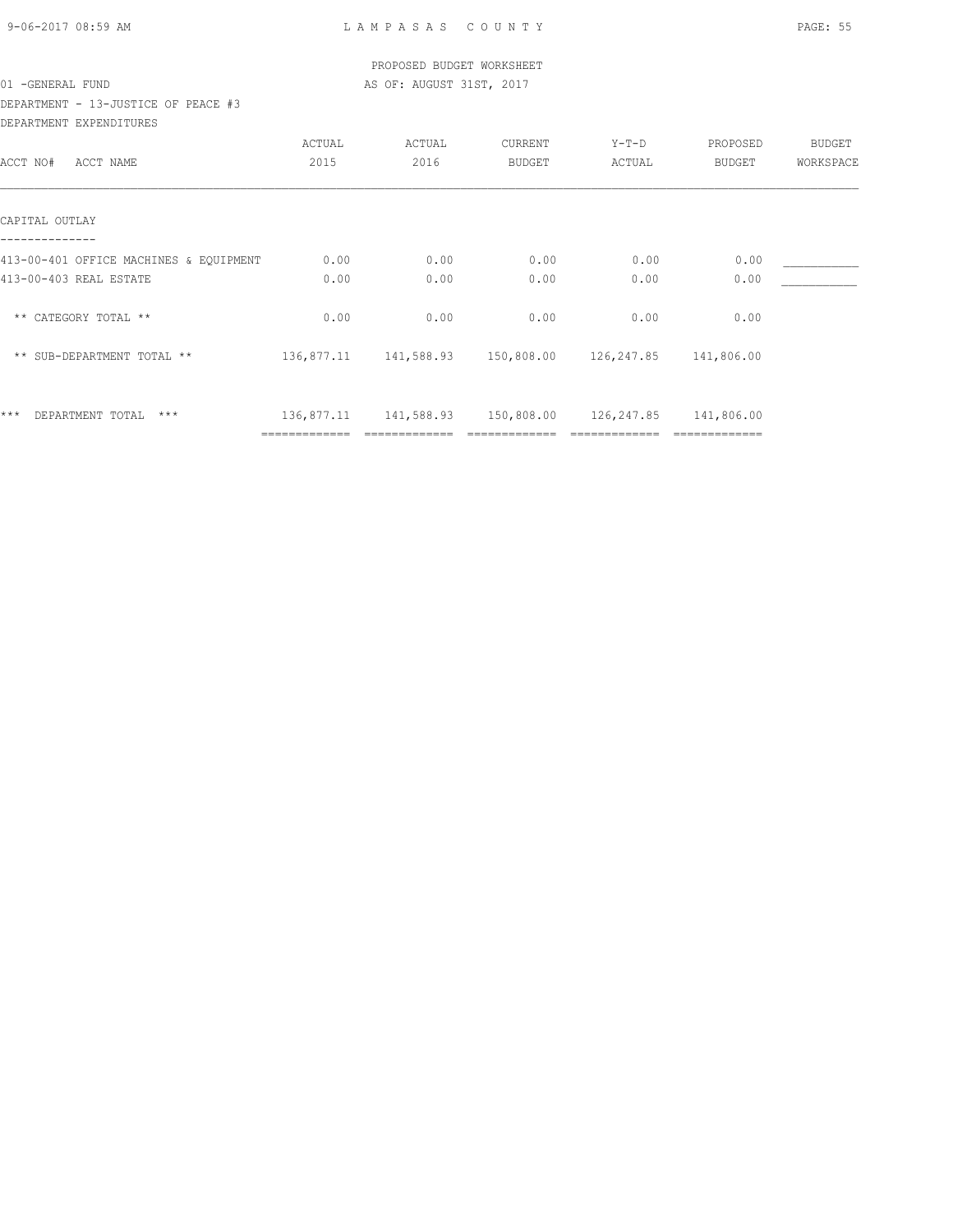PROPOSED BUDGET WORKSHEET

01 -GENERAL FUND — AS OF: AUGUST 31ST, 2017

DEPARTMENT - 13-JUSTICE OF PEACE #3

DEPARTMENT EXPENDITURES

| ACCT NO# ACCT NAME | ACTUAL 2015 | ACTUAL 2016 | CURRENT BUDGET | Y-T-D ACTUAL | PROPOSED BUDGET | BUDGET WORKSPACE |
|---|---|---|---|---|---|---|
| **CAPITAL OUTLAY** | | | | | | |
| 413-00-401 OFFICE MACHINES & EQUIPMENT | 0.00 | 0.00 | 0.00 | 0.00 | 0.00 | ___________ |
| 413-00-403 REAL ESTATE | 0.00 | 0.00 | 0.00 | 0.00 | 0.00 | ___________ |
| ** CATEGORY TOTAL ** | 0.00 | 0.00 | 0.00 | 0.00 | 0.00 | |
| ** SUB-DEPARTMENT TOTAL ** | 136,877.11 | 141,588.93 | 150,808.00 | 126,247.85 | 141,806.00 | |
| *** DEPARTMENT TOTAL *** | 136,877.11 | 141,588.93 | 150,808.00 | 126,247.85 | 141,806.00 | |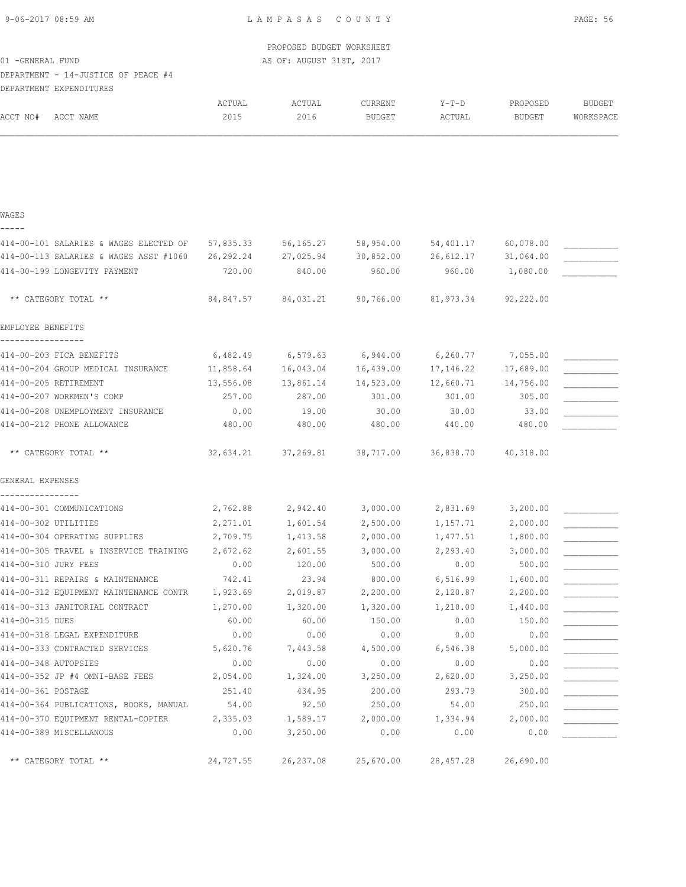PROPOSED BUDGET WORKSHEET

01 -GENERAL FUND — AS OF: AUGUST 31ST, 2017

DEPARTMENT - 14-JUSTICE OF PEACE #4

DEPARTMENT EXPENDITURES

| ACCT NO# ACCT NAME | ACTUAL 2015 | ACTUAL 2016 | CURRENT BUDGET | Y-T-D ACTUAL | PROPOSED BUDGET | BUDGET WORKSPACE |
|---|---|---|---|---|---|---|
| **WAGES** | | | | | | |
| 414-00-101 SALARIES & WAGES ELECTED OF | 57,835.33 | 56,165.27 | 58,954.00 | 54,401.17 | 60,078.00 | ___________ |
| 414-00-113 SALARIES & WAGES ASST #1060 | 26,292.24 | 27,025.94 | 30,852.00 | 26,612.17 | 31,064.00 | ___________ |
| 414-00-199 LONGEVITY PAYMENT | 720.00 | 840.00 | 960.00 | 960.00 | 1,080.00 | ___________ |
| ** CATEGORY TOTAL ** | 84,847.57 | 84,031.21 | 90,766.00 | 81,973.34 | 92,222.00 | |
| **EMPLOYEE BENEFITS** | | | | | | |
| 414-00-203 FICA BENEFITS | 6,482.49 | 6,579.63 | 6,944.00 | 6,260.77 | 7,055.00 | ___________ |
| 414-00-204 GROUP MEDICAL INSURANCE | 11,858.64 | 16,043.04 | 16,439.00 | 17,146.22 | 17,689.00 | ___________ |
| 414-00-205 RETIREMENT | 13,556.08 | 13,861.14 | 14,523.00 | 12,660.71 | 14,756.00 | ___________ |
| 414-00-207 WORKMEN'S COMP | 257.00 | 287.00 | 301.00 | 301.00 | 305.00 | ___________ |
| 414-00-208 UNEMPLOYMENT INSURANCE | 0.00 | 19.00 | 30.00 | 30.00 | 33.00 | ___________ |
| 414-00-212 PHONE ALLOWANCE | 480.00 | 480.00 | 480.00 | 440.00 | 480.00 | ___________ |
| ** CATEGORY TOTAL ** | 32,634.21 | 37,269.81 | 38,717.00 | 36,838.70 | 40,318.00 | |
| **GENERAL EXPENSES** | | | | | | |
| 414-00-301 COMMUNICATIONS | 2,762.88 | 2,942.40 | 3,000.00 | 2,831.69 | 3,200.00 | ___________ |
| 414-00-302 UTILITIES | 2,271.01 | 1,601.54 | 2,500.00 | 1,157.71 | 2,000.00 | ___________ |
| 414-00-304 OPERATING SUPPLIES | 2,709.75 | 1,413.58 | 2,000.00 | 1,477.51 | 1,800.00 | ___________ |
| 414-00-305 TRAVEL & INSERVICE TRAINING | 2,672.62 | 2,601.55 | 3,000.00 | 2,293.40 | 3,000.00 | ___________ |
| 414-00-310 JURY FEES | 0.00 | 120.00 | 500.00 | 0.00 | 500.00 | ___________ |
| 414-00-311 REPAIRS & MAINTENANCE | 742.41 | 23.94 | 800.00 | 6,516.99 | 1,600.00 | ___________ |
| 414-00-312 EQUIPMENT MAINTENANCE CONTR | 1,923.69 | 2,019.87 | 2,200.00 | 2,120.87 | 2,200.00 | ___________ |
| 414-00-313 JANITORIAL CONTRACT | 1,270.00 | 1,320.00 | 1,320.00 | 1,210.00 | 1,440.00 | ___________ |
| 414-00-315 DUES | 60.00 | 60.00 | 150.00 | 0.00 | 150.00 | ___________ |
| 414-00-318 LEGAL EXPENDITURE | 0.00 | 0.00 | 0.00 | 0.00 | 0.00 | ___________ |
| 414-00-333 CONTRACTED SERVICES | 5,620.76 | 7,443.58 | 4,500.00 | 6,546.38 | 5,000.00 | ___________ |
| 414-00-348 AUTOPSIES | 0.00 | 0.00 | 0.00 | 0.00 | 0.00 | ___________ |
| 414-00-352 JP #4 OMNI-BASE FEES | 2,054.00 | 1,324.00 | 3,250.00 | 2,620.00 | 3,250.00 | ___________ |
| 414-00-361 POSTAGE | 251.40 | 434.95 | 200.00 | 293.79 | 300.00 | ___________ |
| 414-00-364 PUBLICATIONS, BOOKS, MANUAL | 54.00 | 92.50 | 250.00 | 54.00 | 250.00 | ___________ |
| 414-00-370 EQUIPMENT RENTAL-COPIER | 2,335.03 | 1,589.17 | 2,000.00 | 1,334.94 | 2,000.00 | ___________ |
| 414-00-389 MISCELLANOUS | 0.00 | 3,250.00 | 0.00 | 0.00 | 0.00 | ___________ |
| ** CATEGORY TOTAL ** | 24,727.55 | 26,237.08 | 25,670.00 | 28,457.28 | 26,690.00 | |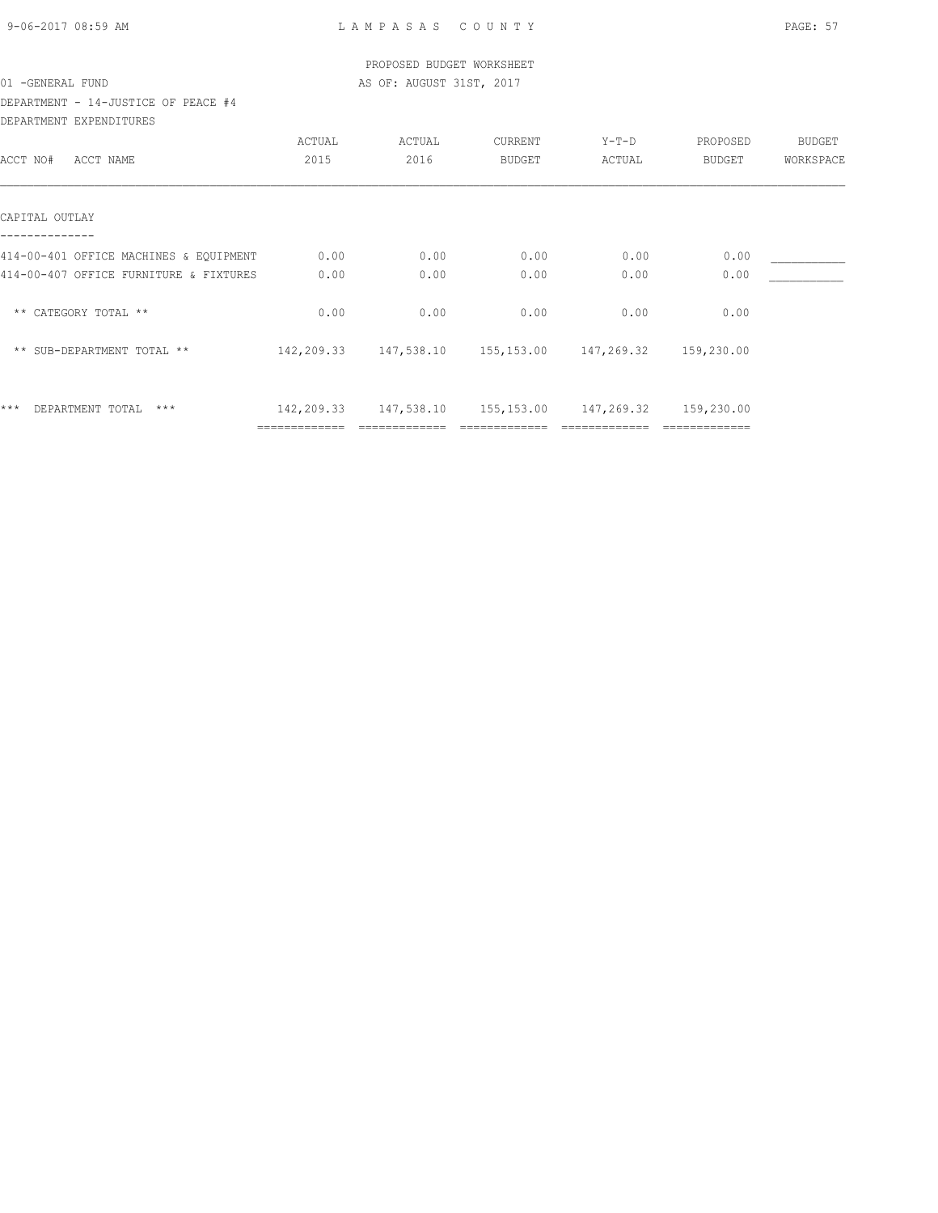PROPOSED BUDGET WORKSHEET

01 -GENERAL FUND — AS OF: AUGUST 31ST, 2017

DEPARTMENT - 14-JUSTICE OF PEACE #4

DEPARTMENT EXPENDITURES

| ACCT NO# ACCT NAME | ACTUAL 2015 | ACTUAL 2016 | CURRENT BUDGET | Y-T-D ACTUAL | PROPOSED BUDGET | BUDGET WORKSPACE |
|---|---|---|---|---|---|---|
| **CAPITAL OUTLAY** | | | | | | |
| 414-00-401 OFFICE MACHINES & EQUIPMENT | 0.00 | 0.00 | 0.00 | 0.00 | 0.00 | ___________ |
| 414-00-407 OFFICE FURNITURE & FIXTURES | 0.00 | 0.00 | 0.00 | 0.00 | 0.00 | ___________ |
| ** CATEGORY TOTAL ** | 0.00 | 0.00 | 0.00 | 0.00 | 0.00 | |
| ** SUB-DEPARTMENT TOTAL ** | 142,209.33 | 147,538.10 | 155,153.00 | 147,269.32 | 159,230.00 | |
| *** DEPARTMENT TOTAL *** | 142,209.33 | 147,538.10 | 155,153.00 | 147,269.32 | 159,230.00 | |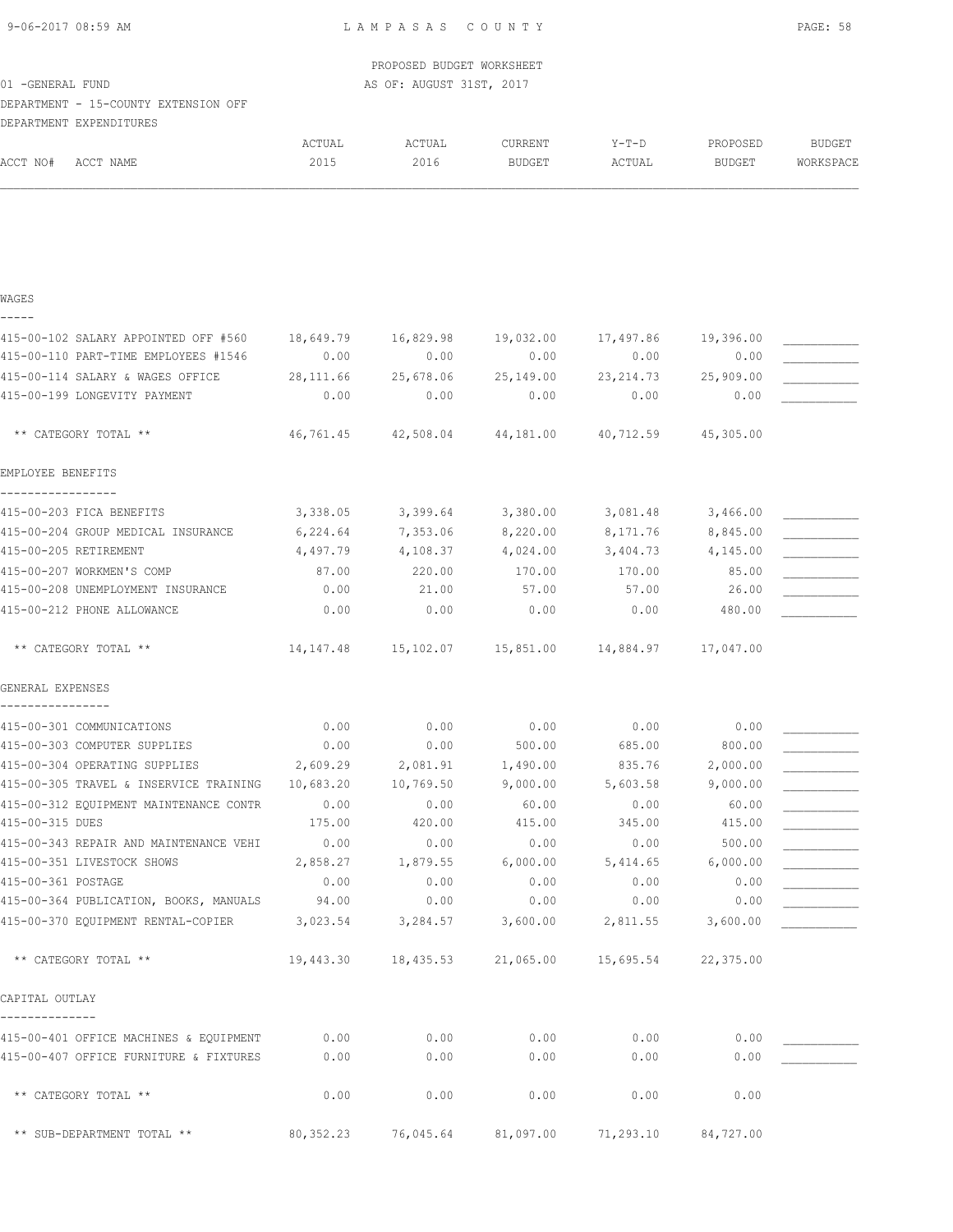PROPOSED BUDGET WORKSHEET

01 -GENERAL FUND — AS OF: AUGUST 31ST, 2017

DEPARTMENT - 15-COUNTY EXTENSION OFF

DEPARTMENT EXPENDITURES

| ACCT NO# ACCT NAME | ACTUAL 2015 | ACTUAL 2016 | CURRENT BUDGET | Y-T-D ACTUAL | PROPOSED BUDGET | BUDGET WORKSPACE |
|---|---|---|---|---|---|---|
| **WAGES** | | | | | | |
| 415-00-102 SALARY APPOINTED OFF #560 | 18,649.79 | 16,829.98 | 19,032.00 | 17,497.86 | 19,396.00 | ___________ |
| 415-00-110 PART-TIME EMPLOYEES #1546 | 0.00 | 0.00 | 0.00 | 0.00 | 0.00 | ___________ |
| 415-00-114 SALARY & WAGES OFFICE | 28,111.66 | 25,678.06 | 25,149.00 | 23,214.73 | 25,909.00 | ___________ |
| 415-00-199 LONGEVITY PAYMENT | 0.00 | 0.00 | 0.00 | 0.00 | 0.00 | ___________ |
| ** CATEGORY TOTAL ** | 46,761.45 | 42,508.04 | 44,181.00 | 40,712.59 | 45,305.00 | |
| **EMPLOYEE BENEFITS** | | | | | | |
| 415-00-203 FICA BENEFITS | 3,338.05 | 3,399.64 | 3,380.00 | 3,081.48 | 3,466.00 | ___________ |
| 415-00-204 GROUP MEDICAL INSURANCE | 6,224.64 | 7,353.06 | 8,220.00 | 8,171.76 | 8,845.00 | ___________ |
| 415-00-205 RETIREMENT | 4,497.79 | 4,108.37 | 4,024.00 | 3,404.73 | 4,145.00 | ___________ |
| 415-00-207 WORKMEN'S COMP | 87.00 | 220.00 | 170.00 | 170.00 | 85.00 | ___________ |
| 415-00-208 UNEMPLOYMENT INSURANCE | 0.00 | 21.00 | 57.00 | 57.00 | 26.00 | ___________ |
| 415-00-212 PHONE ALLOWANCE | 0.00 | 0.00 | 0.00 | 0.00 | 480.00 | ___________ |
| ** CATEGORY TOTAL ** | 14,147.48 | 15,102.07 | 15,851.00 | 14,884.97 | 17,047.00 | |
| **GENERAL EXPENSES** | | | | | | |
| 415-00-301 COMMUNICATIONS | 0.00 | 0.00 | 0.00 | 0.00 | 0.00 | ___________ |
| 415-00-303 COMPUTER SUPPLIES | 0.00 | 0.00 | 500.00 | 685.00 | 800.00 | ___________ |
| 415-00-304 OPERATING SUPPLIES | 2,609.29 | 2,081.91 | 1,490.00 | 835.76 | 2,000.00 | ___________ |
| 415-00-305 TRAVEL & INSERVICE TRAINING | 10,683.20 | 10,769.50 | 9,000.00 | 5,603.58 | 9,000.00 | ___________ |
| 415-00-312 EQUIPMENT MAINTENANCE CONTR | 0.00 | 0.00 | 60.00 | 0.00 | 60.00 | ___________ |
| 415-00-315 DUES | 175.00 | 420.00 | 415.00 | 345.00 | 415.00 | ___________ |
| 415-00-343 REPAIR AND MAINTENANCE VEHI | 0.00 | 0.00 | 0.00 | 0.00 | 500.00 | ___________ |
| 415-00-351 LIVESTOCK SHOWS | 2,858.27 | 1,879.55 | 6,000.00 | 5,414.65 | 6,000.00 | ___________ |
| 415-00-361 POSTAGE | 0.00 | 0.00 | 0.00 | 0.00 | 0.00 | ___________ |
| 415-00-364 PUBLICATION, BOOKS, MANUALS | 94.00 | 0.00 | 0.00 | 0.00 | 0.00 | ___________ |
| 415-00-370 EQUIPMENT RENTAL-COPIER | 3,023.54 | 3,284.57 | 3,600.00 | 2,811.55 | 3,600.00 | ___________ |
| ** CATEGORY TOTAL ** | 19,443.30 | 18,435.53 | 21,065.00 | 15,695.54 | 22,375.00 | |
| **CAPITAL OUTLAY** | | | | | | |
| 415-00-401 OFFICE MACHINES & EQUIPMENT | 0.00 | 0.00 | 0.00 | 0.00 | 0.00 | ___________ |
| 415-00-407 OFFICE FURNITURE & FIXTURES | 0.00 | 0.00 | 0.00 | 0.00 | 0.00 | ___________ |
| ** CATEGORY TOTAL ** | 0.00 | 0.00 | 0.00 | 0.00 | 0.00 | |
| ** SUB-DEPARTMENT TOTAL ** | 80,352.23 | 76,045.64 | 81,097.00 | 71,293.10 | 84,727.00 | |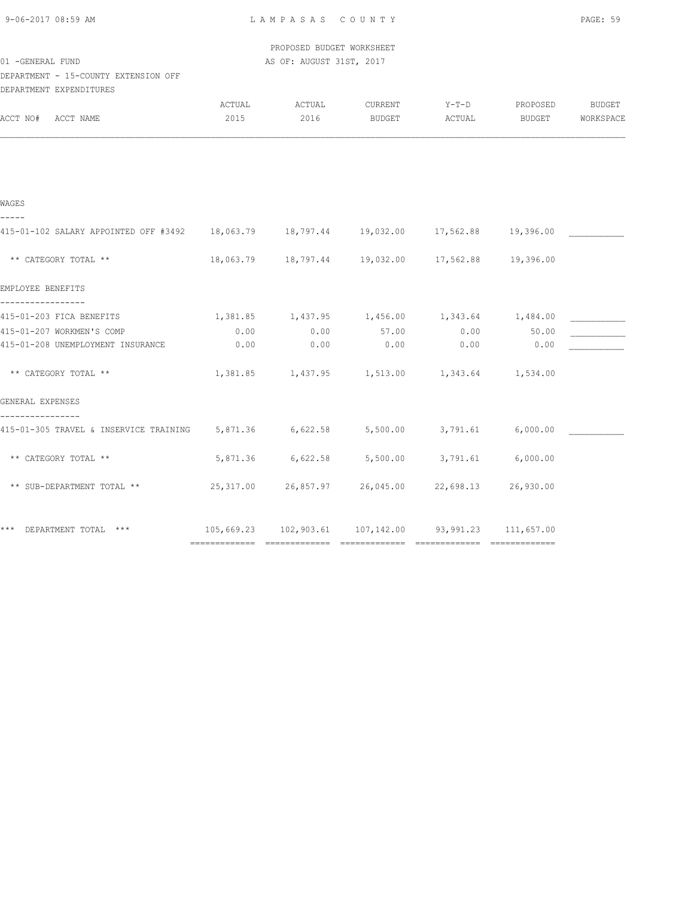PROPOSED BUDGET WORKSHEET

01 -GENERAL FUND — AS OF: AUGUST 31ST, 2017

DEPARTMENT - 15-COUNTY EXTENSION OFF

DEPARTMENT EXPENDITURES

| ACCT NO# ACCT NAME | ACTUAL 2015 | ACTUAL 2016 | CURRENT BUDGET | Y-T-D ACTUAL | PROPOSED BUDGET | BUDGET WORKSPACE |
|---|---|---|---|---|---|---|
| **WAGES** | | | | | | |
| 415-01-102 SALARY APPOINTED OFF #3492 | 18,063.79 | 18,797.44 | 19,032.00 | 17,562.88 | 19,396.00 | ___________ |
| ** CATEGORY TOTAL ** | 18,063.79 | 18,797.44 | 19,032.00 | 17,562.88 | 19,396.00 | |
| **EMPLOYEE BENEFITS** | | | | | | |
| 415-01-203 FICA BENEFITS | 1,381.85 | 1,437.95 | 1,456.00 | 1,343.64 | 1,484.00 | ___________ |
| 415-01-207 WORKMEN'S COMP | 0.00 | 0.00 | 57.00 | 0.00 | 50.00 | ___________ |
| 415-01-208 UNEMPLOYMENT INSURANCE | 0.00 | 0.00 | 0.00 | 0.00 | 0.00 | ___________ |
| ** CATEGORY TOTAL ** | 1,381.85 | 1,437.95 | 1,513.00 | 1,343.64 | 1,534.00 | |
| **GENERAL EXPENSES** | | | | | | |
| 415-01-305 TRAVEL & INSERVICE TRAINING | 5,871.36 | 6,622.58 | 5,500.00 | 3,791.61 | 6,000.00 | ___________ |
| ** CATEGORY TOTAL ** | 5,871.36 | 6,622.58 | 5,500.00 | 3,791.61 | 6,000.00 | |
| ** SUB-DEPARTMENT TOTAL ** | 25,317.00 | 26,857.97 | 26,045.00 | 22,698.13 | 26,930.00 | |
| *** DEPARTMENT TOTAL *** | 105,669.23 | 102,903.61 | 107,142.00 | 93,991.23 | 111,657.00 | |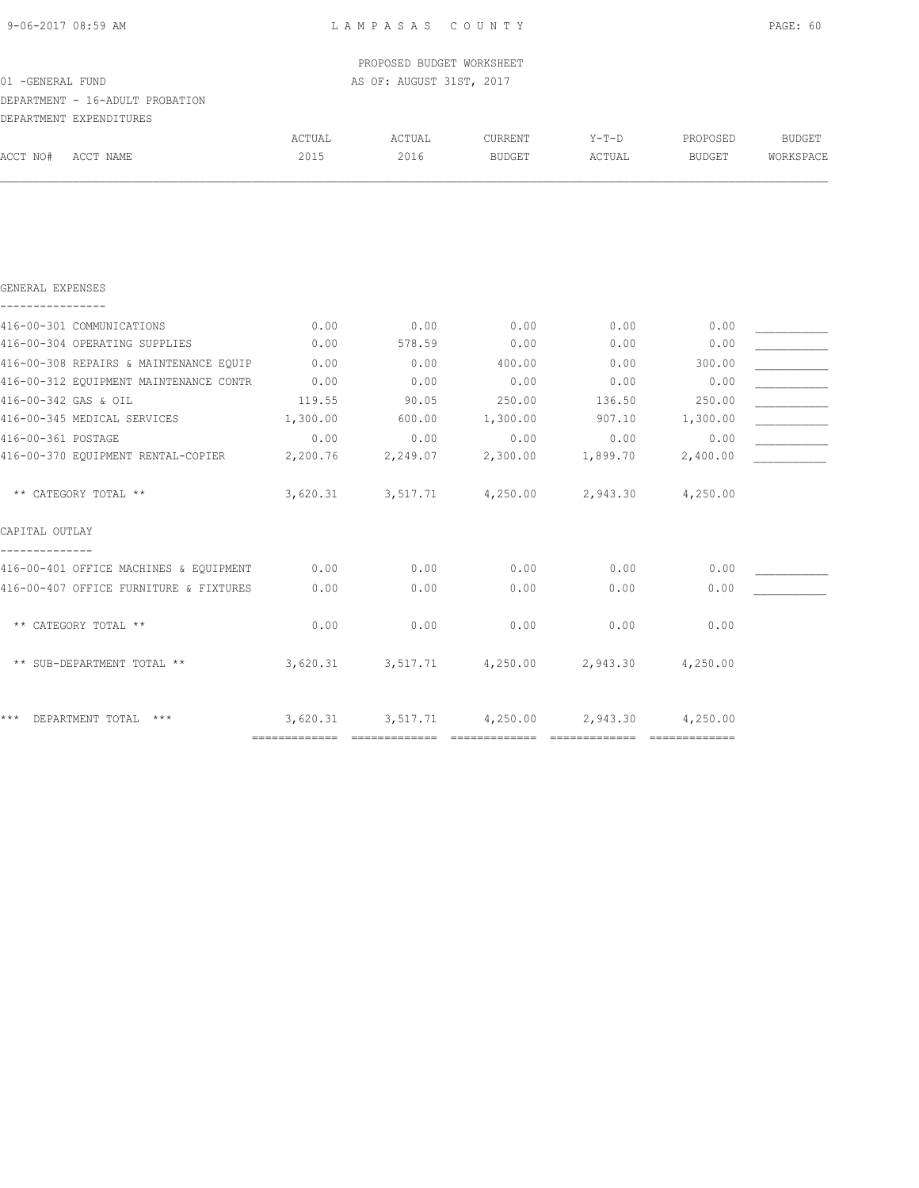PROPOSED BUDGET WORKSHEET

01 -GENERAL FUND — AS OF: AUGUST 31ST, 2017

DEPARTMENT - 16-ADULT PROBATION

DEPARTMENT EXPENDITURES

| ACCT NO# | ACCT NAME | ACTUAL 2015 | ACTUAL 2016 | CURRENT BUDGET | Y-T-D ACTUAL | PROPOSED BUDGET | BUDGET WORKSPACE |
|---|---|---|---|---|---|---|---|
| **GENERAL EXPENSES** | | | | | | | |
| 416-00-301 | COMMUNICATIONS | 0.00 | 0.00 | 0.00 | 0.00 | 0.00 | ___________ |
| 416-00-304 | OPERATING SUPPLIES | 0.00 | 578.59 | 0.00 | 0.00 | 0.00 | ___________ |
| 416-00-308 | REPAIRS & MAINTENANCE EQUIP | 0.00 | 0.00 | 400.00 | 0.00 | 300.00 | ___________ |
| 416-00-312 | EQUIPMENT MAINTENANCE CONTR | 0.00 | 0.00 | 0.00 | 0.00 | 0.00 | ___________ |
| 416-00-342 | GAS & OIL | 119.55 | 90.05 | 250.00 | 136.50 | 250.00 | ___________ |
| 416-00-345 | MEDICAL SERVICES | 1,300.00 | 600.00 | 1,300.00 | 907.10 | 1,300.00 | ___________ |
| 416-00-361 | POSTAGE | 0.00 | 0.00 | 0.00 | 0.00 | 0.00 | ___________ |
| 416-00-370 | EQUIPMENT RENTAL-COPIER | 2,200.76 | 2,249.07 | 2,300.00 | 1,899.70 | 2,400.00 | ___________ |
| | ** CATEGORY TOTAL ** | 3,620.31 | 3,517.71 | 4,250.00 | 2,943.30 | 4,250.00 | |
| **CAPITAL OUTLAY** | | | | | | | |
| 416-00-401 | OFFICE MACHINES & EQUIPMENT | 0.00 | 0.00 | 0.00 | 0.00 | 0.00 | ___________ |
| 416-00-407 | OFFICE FURNITURE & FIXTURES | 0.00 | 0.00 | 0.00 | 0.00 | 0.00 | ___________ |
| | ** CATEGORY TOTAL ** | 0.00 | 0.00 | 0.00 | 0.00 | 0.00 | |
| | ** SUB-DEPARTMENT TOTAL ** | 3,620.31 | 3,517.71 | 4,250.00 | 2,943.30 | 4,250.00 | |
| | *** DEPARTMENT TOTAL *** | 3,620.31 | 3,517.71 | 4,250.00 | 2,943.30 | 4,250.00 | |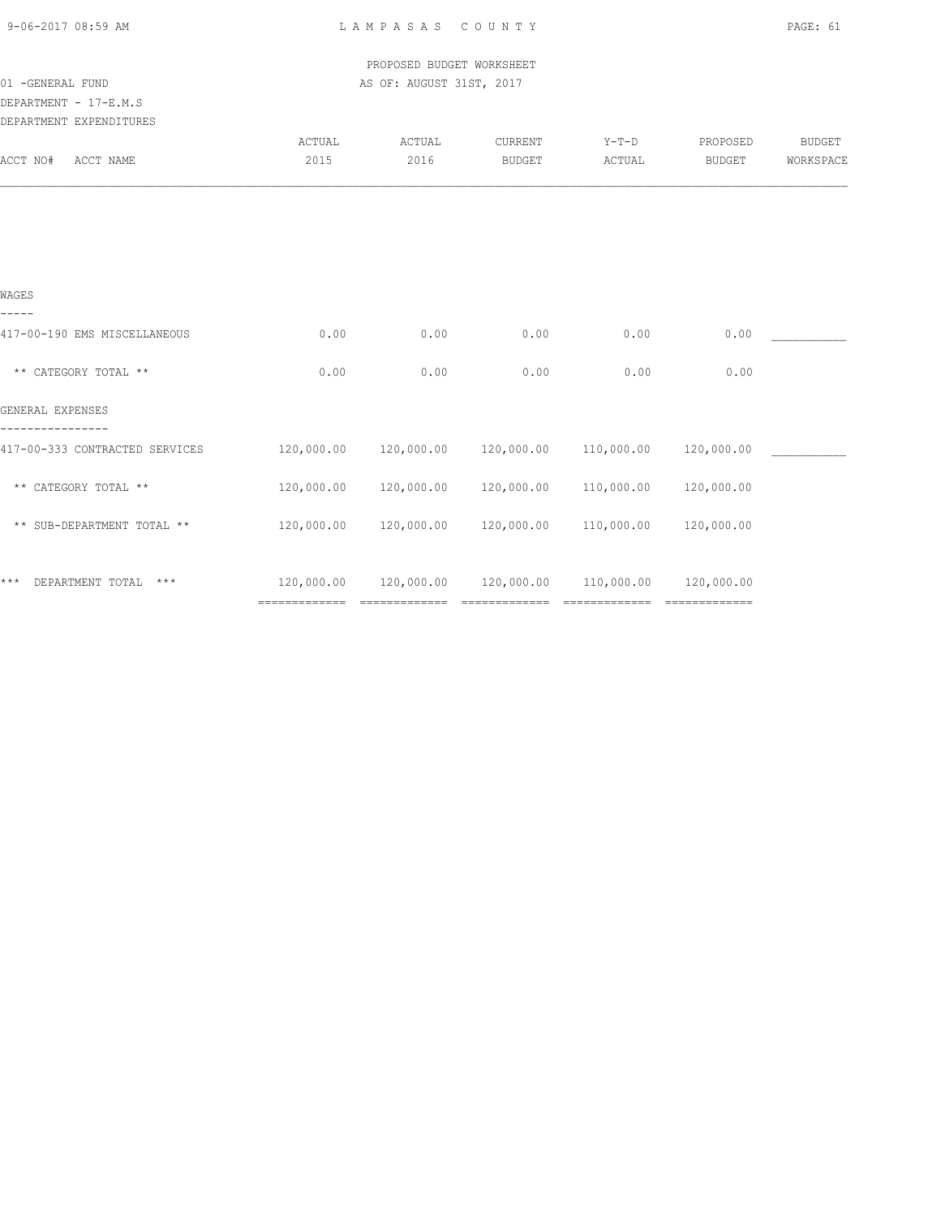LAMPASAS COUNTY

PROPOSED BUDGET WORKSHEET

01 -GENERAL FUND

AS OF: AUGUST 31ST, 2017

DEPARTMENT - 17-E.M.S

DEPARTMENT EXPENDITURES

| ACCT NO# ACCT NAME | ACTUAL 2015 | ACTUAL 2016 | CURRENT BUDGET | Y-T-D ACTUAL | PROPOSED BUDGET | BUDGET WORKSPACE |
|---|---|---|---|---|---|---|
| **WAGES** | | | | | | |
| 417-00-190 EMS MISCELLANEOUS | 0.00 | 0.00 | 0.00 | 0.00 | 0.00 | ___________ |
| ** CATEGORY TOTAL ** | 0.00 | 0.00 | 0.00 | 0.00 | 0.00 | |
| **GENERAL EXPENSES** | | | | | | |
| 417-00-333 CONTRACTED SERVICES | 120,000.00 | 120,000.00 | 120,000.00 | 110,000.00 | 120,000.00 | ___________ |
| ** CATEGORY TOTAL ** | 120,000.00 | 120,000.00 | 120,000.00 | 110,000.00 | 120,000.00 | |
| ** SUB-DEPARTMENT TOTAL ** | 120,000.00 | 120,000.00 | 120,000.00 | 110,000.00 | 120,000.00 | |
| *** DEPARTMENT TOTAL *** | 120,000.00 | 120,000.00 | 120,000.00 | 110,000.00 | 120,000.00 | |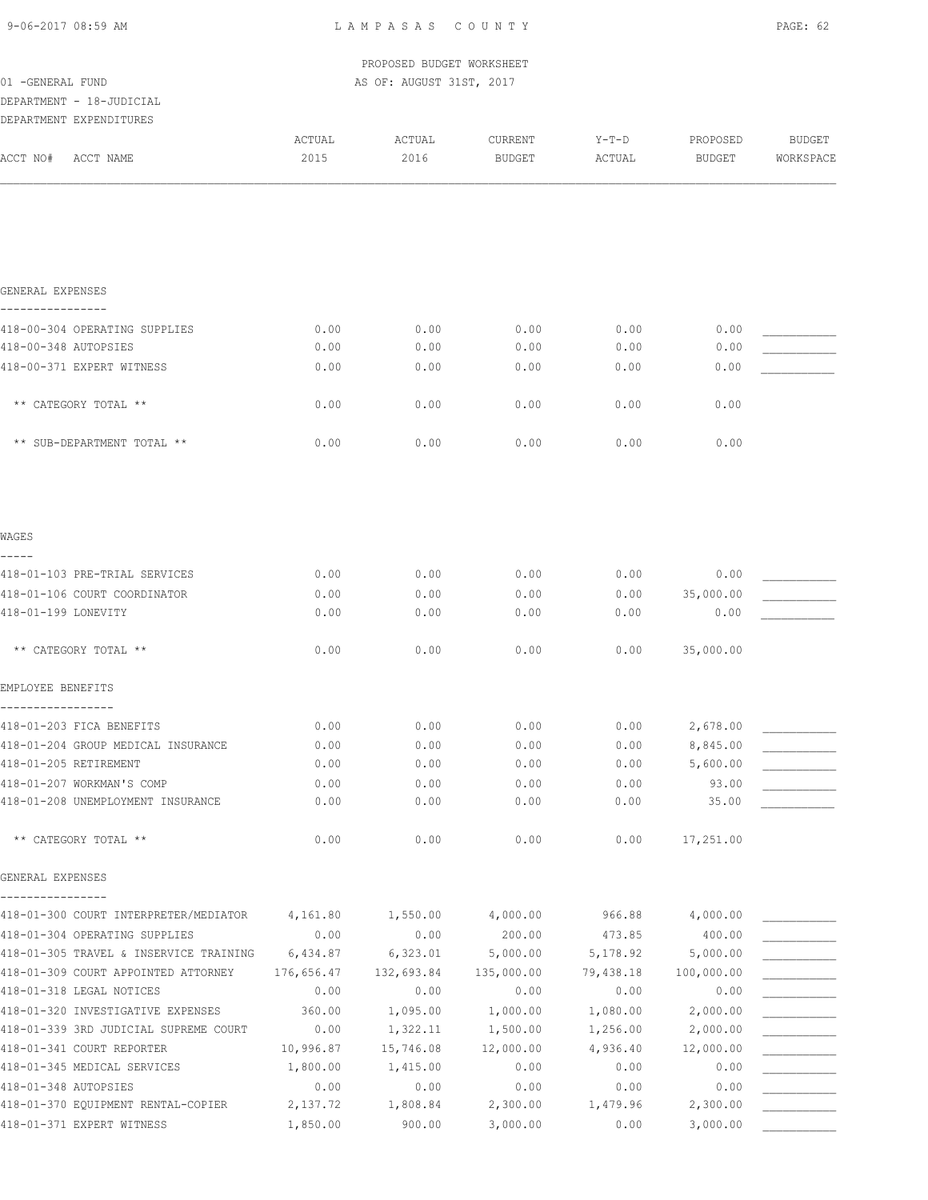PROPOSED BUDGET WORKSHEET

01 -GENERAL FUND — AS OF: AUGUST 31ST, 2017

DEPARTMENT - 18-JUDICIAL

DEPARTMENT EXPENDITURES

| ACCT NO# | ACCT NAME | ACTUAL 2015 | ACTUAL 2016 | CURRENT BUDGET | Y-T-D ACTUAL | PROPOSED BUDGET | BUDGET WORKSPACE |
|---|---|---|---|---|---|---|---|
| **GENERAL EXPENSES** | | | | | | | |
| 418-00-304 | OPERATING SUPPLIES | 0.00 | 0.00 | 0.00 | 0.00 | 0.00 | ___________ |
| 418-00-348 | AUTOPSIES | 0.00 | 0.00 | 0.00 | 0.00 | 0.00 | ___________ |
| 418-00-371 | EXPERT WITNESS | 0.00 | 0.00 | 0.00 | 0.00 | 0.00 | ___________ |
| | ** CATEGORY TOTAL ** | 0.00 | 0.00 | 0.00 | 0.00 | 0.00 | |
| | ** SUB-DEPARTMENT TOTAL ** | 0.00 | 0.00 | 0.00 | 0.00 | 0.00 | |
| **WAGES** | | | | | | | |
| 418-01-103 | PRE-TRIAL SERVICES | 0.00 | 0.00 | 0.00 | 0.00 | 0.00 | ___________ |
| 418-01-106 | COURT COORDINATOR | 0.00 | 0.00 | 0.00 | 0.00 | 35,000.00 | ___________ |
| 418-01-199 | LONEVITY | 0.00 | 0.00 | 0.00 | 0.00 | 0.00 | ___________ |
| | ** CATEGORY TOTAL ** | 0.00 | 0.00 | 0.00 | 0.00 | 35,000.00 | |
| **EMPLOYEE BENEFITS** | | | | | | | |
| 418-01-203 | FICA BENEFITS | 0.00 | 0.00 | 0.00 | 0.00 | 2,678.00 | ___________ |
| 418-01-204 | GROUP MEDICAL INSURANCE | 0.00 | 0.00 | 0.00 | 0.00 | 8,845.00 | ___________ |
| 418-01-205 | RETIREMENT | 0.00 | 0.00 | 0.00 | 0.00 | 5,600.00 | ___________ |
| 418-01-207 | WORKMAN'S COMP | 0.00 | 0.00 | 0.00 | 0.00 | 93.00 | ___________ |
| 418-01-208 | UNEMPLOYMENT INSURANCE | 0.00 | 0.00 | 0.00 | 0.00 | 35.00 | ___________ |
| | ** CATEGORY TOTAL ** | 0.00 | 0.00 | 0.00 | 0.00 | 17,251.00 | |
| **GENERAL EXPENSES** | | | | | | | |
| 418-01-300 | COURT INTERPRETER/MEDIATOR | 4,161.80 | 1,550.00 | 4,000.00 | 966.88 | 4,000.00 | ___________ |
| 418-01-304 | OPERATING SUPPLIES | 0.00 | 0.00 | 200.00 | 473.85 | 400.00 | ___________ |
| 418-01-305 | TRAVEL & INSERVICE TRAINING | 6,434.87 | 6,323.01 | 5,000.00 | 5,178.92 | 5,000.00 | ___________ |
| 418-01-309 | COURT APPOINTED ATTORNEY | 176,656.47 | 132,693.84 | 135,000.00 | 79,438.18 | 100,000.00 | ___________ |
| 418-01-318 | LEGAL NOTICES | 0.00 | 0.00 | 0.00 | 0.00 | 0.00 | ___________ |
| 418-01-320 | INVESTIGATIVE EXPENSES | 360.00 | 1,095.00 | 1,000.00 | 1,080.00 | 2,000.00 | ___________ |
| 418-01-339 | 3RD JUDICIAL SUPREME COURT | 0.00 | 1,322.11 | 1,500.00 | 1,256.00 | 2,000.00 | ___________ |
| 418-01-341 | COURT REPORTER | 10,996.87 | 15,746.08 | 12,000.00 | 4,936.40 | 12,000.00 | ___________ |
| 418-01-345 | MEDICAL SERVICES | 1,800.00 | 1,415.00 | 0.00 | 0.00 | 0.00 | ___________ |
| 418-01-348 | AUTOPSIES | 0.00 | 0.00 | 0.00 | 0.00 | 0.00 | ___________ |
| 418-01-370 | EQUIPMENT RENTAL-COPIER | 2,137.72 | 1,808.84 | 2,300.00 | 1,479.96 | 2,300.00 | ___________ |
| 418-01-371 | EXPERT WITNESS | 1,850.00 | 900.00 | 3,000.00 | 0.00 | 3,000.00 | ___________ |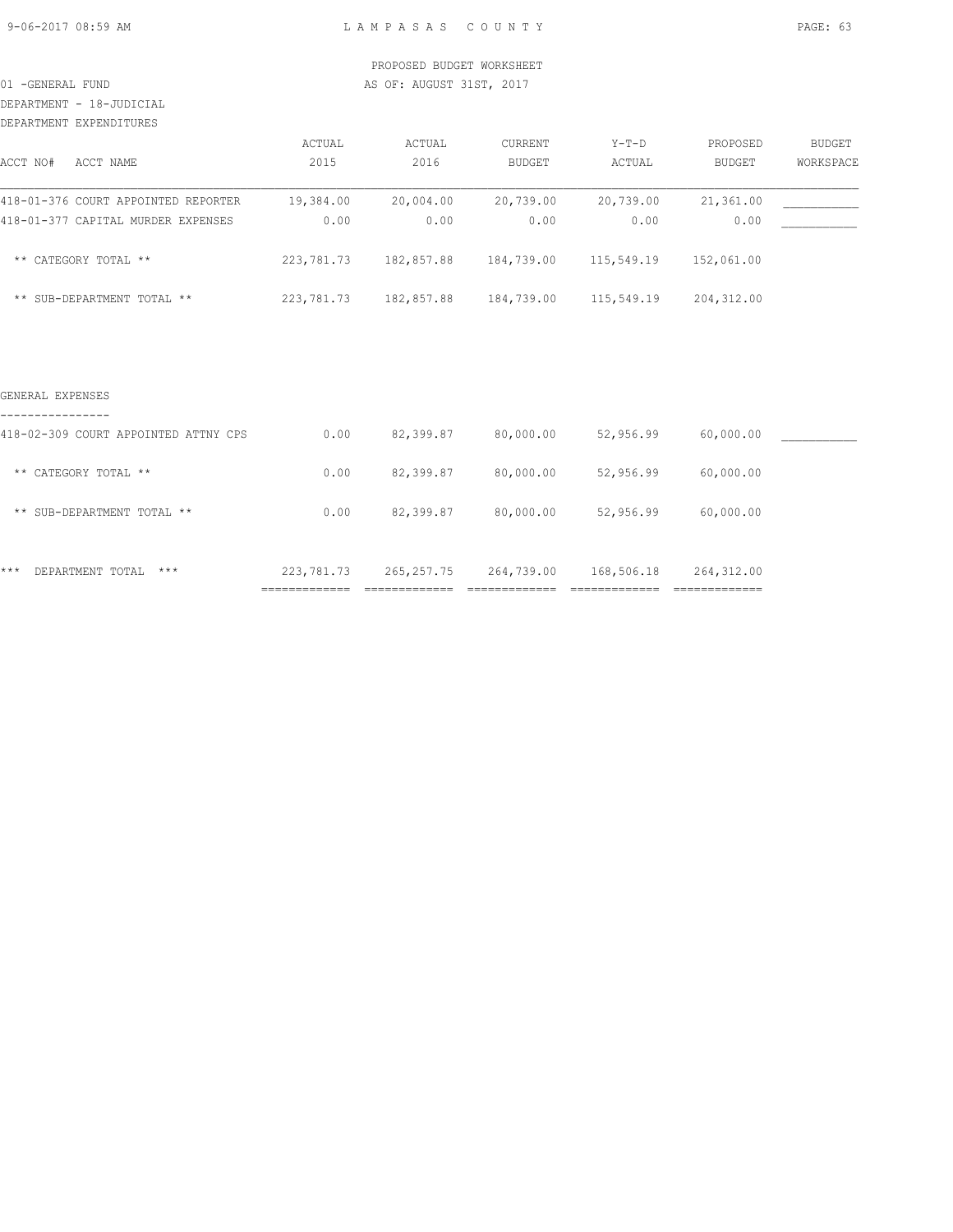PROPOSED BUDGET WORKSHEET

01 -GENERAL FUND — AS OF: AUGUST 31ST, 2017

DEPARTMENT - 18-JUDICIAL

DEPARTMENT EXPENDITURES

| ACCT NO# ACCT NAME | ACTUAL 2015 | ACTUAL 2016 | CURRENT BUDGET | Y-T-D ACTUAL | PROPOSED BUDGET | BUDGET WORKSPACE |
|---|---|---|---|---|---|---|
| 418-01-376 COURT APPOINTED REPORTER | 19,384.00 | 20,004.00 | 20,739.00 | 20,739.00 | 21,361.00 | ___________ |
| 418-01-377 CAPITAL MURDER EXPENSES | 0.00 | 0.00 | 0.00 | 0.00 | 0.00 | ___________ |
| ** CATEGORY TOTAL ** | 223,781.73 | 182,857.88 | 184,739.00 | 115,549.19 | 152,061.00 | |
| ** SUB-DEPARTMENT TOTAL ** | 223,781.73 | 182,857.88 | 184,739.00 | 115,549.19 | 204,312.00 | |

GENERAL EXPENSES

| ACCT NO# ACCT NAME | ACTUAL 2015 | ACTUAL 2016 | CURRENT BUDGET | Y-T-D ACTUAL | PROPOSED BUDGET | BUDGET WORKSPACE |
|---|---|---|---|---|---|---|
| 418-02-309 COURT APPOINTED ATTNY CPS | 0.00 | 82,399.87 | 80,000.00 | 52,956.99 | 60,000.00 | ___________ |
| ** CATEGORY TOTAL ** | 0.00 | 82,399.87 | 80,000.00 | 52,956.99 | 60,000.00 | |
| ** SUB-DEPARTMENT TOTAL ** | 0.00 | 82,399.87 | 80,000.00 | 52,956.99 | 60,000.00 | |
| *** DEPARTMENT TOTAL *** | 223,781.73 | 265,257.75 | 264,739.00 | 168,506.18 | 264,312.00 | |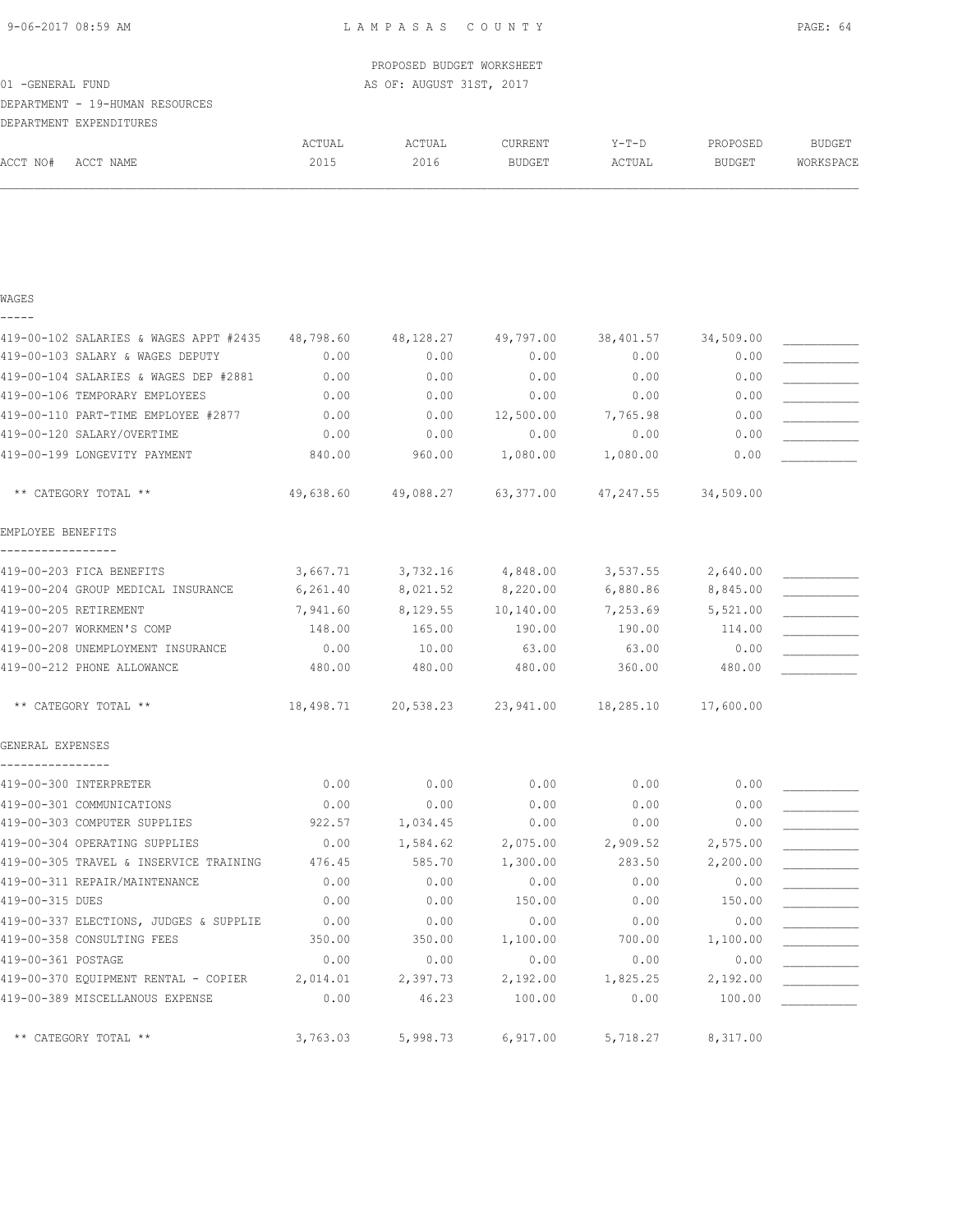PROPOSED BUDGET WORKSHEET

01 -GENERAL FUND — AS OF: AUGUST 31ST, 2017

DEPARTMENT - 19-HUMAN RESOURCES

DEPARTMENT EXPENDITURES

| ACCT NO# | ACCT NAME | ACTUAL 2015 | ACTUAL 2016 | CURRENT BUDGET | Y-T-D ACTUAL | PROPOSED BUDGET | BUDGET WORKSPACE |
|---|---|---|---|---|---|---|---|
| **WAGES** | | | | | | | |
| 419-00-102 | SALARIES & WAGES APPT #2435 | 48,798.60 | 48,128.27 | 49,797.00 | 38,401.57 | 34,509.00 | ___________ |
| 419-00-103 | SALARY & WAGES DEPUTY | 0.00 | 0.00 | 0.00 | 0.00 | 0.00 | ___________ |
| 419-00-104 | SALARIES & WAGES DEP #2881 | 0.00 | 0.00 | 0.00 | 0.00 | 0.00 | ___________ |
| 419-00-106 | TEMPORARY EMPLOYEES | 0.00 | 0.00 | 0.00 | 0.00 | 0.00 | ___________ |
| 419-00-110 | PART-TIME EMPLOYEE #2877 | 0.00 | 0.00 | 12,500.00 | 7,765.98 | 0.00 | ___________ |
| 419-00-120 | SALARY/OVERTIME | 0.00 | 0.00 | 0.00 | 0.00 | 0.00 | ___________ |
| 419-00-199 | LONGEVITY PAYMENT | 840.00 | 960.00 | 1,080.00 | 1,080.00 | 0.00 | ___________ |
| | ** CATEGORY TOTAL ** | 49,638.60 | 49,088.27 | 63,377.00 | 47,247.55 | 34,509.00 | |
| **EMPLOYEE BENEFITS** | | | | | | | |
| 419-00-203 | FICA BENEFITS | 3,667.71 | 3,732.16 | 4,848.00 | 3,537.55 | 2,640.00 | ___________ |
| 419-00-204 | GROUP MEDICAL INSURANCE | 6,261.40 | 8,021.52 | 8,220.00 | 6,880.86 | 8,845.00 | ___________ |
| 419-00-205 | RETIREMENT | 7,941.60 | 8,129.55 | 10,140.00 | 7,253.69 | 5,521.00 | ___________ |
| 419-00-207 | WORKMEN'S COMP | 148.00 | 165.00 | 190.00 | 190.00 | 114.00 | ___________ |
| 419-00-208 | UNEMPLOYMENT INSURANCE | 0.00 | 10.00 | 63.00 | 63.00 | 0.00 | ___________ |
| 419-00-212 | PHONE ALLOWANCE | 480.00 | 480.00 | 480.00 | 360.00 | 480.00 | ___________ |
| | ** CATEGORY TOTAL ** | 18,498.71 | 20,538.23 | 23,941.00 | 18,285.10 | 17,600.00 | |
| **GENERAL EXPENSES** | | | | | | | |
| 419-00-300 | INTERPRETER | 0.00 | 0.00 | 0.00 | 0.00 | 0.00 | ___________ |
| 419-00-301 | COMMUNICATIONS | 0.00 | 0.00 | 0.00 | 0.00 | 0.00 | ___________ |
| 419-00-303 | COMPUTER SUPPLIES | 922.57 | 1,034.45 | 0.00 | 0.00 | 0.00 | ___________ |
| 419-00-304 | OPERATING SUPPLIES | 0.00 | 1,584.62 | 2,075.00 | 2,909.52 | 2,575.00 | ___________ |
| 419-00-305 | TRAVEL & INSERVICE TRAINING | 476.45 | 585.70 | 1,300.00 | 283.50 | 2,200.00 | ___________ |
| 419-00-311 | REPAIR/MAINTENANCE | 0.00 | 0.00 | 0.00 | 0.00 | 0.00 | ___________ |
| 419-00-315 | DUES | 0.00 | 0.00 | 150.00 | 0.00 | 150.00 | ___________ |
| 419-00-337 | ELECTIONS, JUDGES & SUPPLIE | 0.00 | 0.00 | 0.00 | 0.00 | 0.00 | ___________ |
| 419-00-358 | CONSULTING FEES | 350.00 | 350.00 | 1,100.00 | 700.00 | 1,100.00 | ___________ |
| 419-00-361 | POSTAGE | 0.00 | 0.00 | 0.00 | 0.00 | 0.00 | ___________ |
| 419-00-370 | EQUIPMENT RENTAL - COPIER | 2,014.01 | 2,397.73 | 2,192.00 | 1,825.25 | 2,192.00 | ___________ |
| 419-00-389 | MISCELLANOUS EXPENSE | 0.00 | 46.23 | 100.00 | 0.00 | 100.00 | ___________ |
| | ** CATEGORY TOTAL ** | 3,763.03 | 5,998.73 | 6,917.00 | 5,718.27 | 8,317.00 | |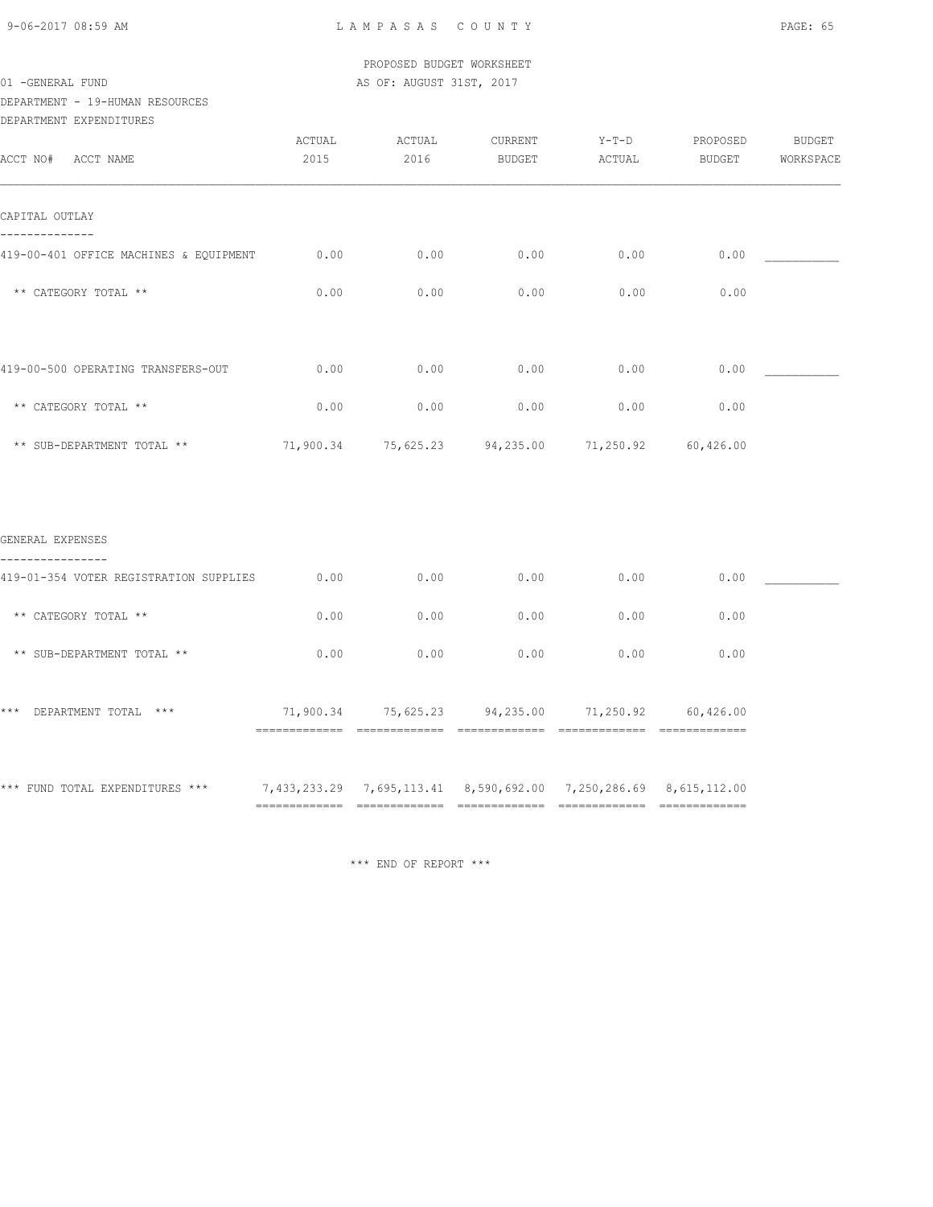PROPOSED BUDGET WORKSHEET

01 -GENERAL FUND — AS OF: AUGUST 31ST, 2017

DEPARTMENT - 19-HUMAN RESOURCES

DEPARTMENT EXPENDITURES

| ACCT NO# ACCT NAME | ACTUAL 2015 | ACTUAL 2016 | CURRENT BUDGET | Y-T-D ACTUAL | PROPOSED BUDGET | BUDGET WORKSPACE |
|---|---|---|---|---|---|---|
| **CAPITAL OUTLAY** | | | | | | |
| 419-00-401 OFFICE MACHINES & EQUIPMENT | 0.00 | 0.00 | 0.00 | 0.00 | 0.00 | ___________ |
| ** CATEGORY TOTAL ** | 0.00 | 0.00 | 0.00 | 0.00 | 0.00 | |
| 419-00-500 OPERATING TRANSFERS-OUT | 0.00 | 0.00 | 0.00 | 0.00 | 0.00 | ___________ |
| ** CATEGORY TOTAL ** | 0.00 | 0.00 | 0.00 | 0.00 | 0.00 | |
| ** SUB-DEPARTMENT TOTAL ** | 71,900.34 | 75,625.23 | 94,235.00 | 71,250.92 | 60,426.00 | |
| **GENERAL EXPENSES** | | | | | | |
| 419-01-354 VOTER REGISTRATION SUPPLIES | 0.00 | 0.00 | 0.00 | 0.00 | 0.00 | ___________ |
| ** CATEGORY TOTAL ** | 0.00 | 0.00 | 0.00 | 0.00 | 0.00 | |
| ** SUB-DEPARTMENT TOTAL ** | 0.00 | 0.00 | 0.00 | 0.00 | 0.00 | |
| *** DEPARTMENT TOTAL *** | 71,900.34 | 75,625.23 | 94,235.00 | 71,250.92 | 60,426.00 | |
| *** FUND TOTAL EXPENDITURES *** | 7,433,233.29 | 7,695,113.41 | 8,590,692.00 | 7,250,286.69 | 8,615,112.00 | |

*** END OF REPORT ***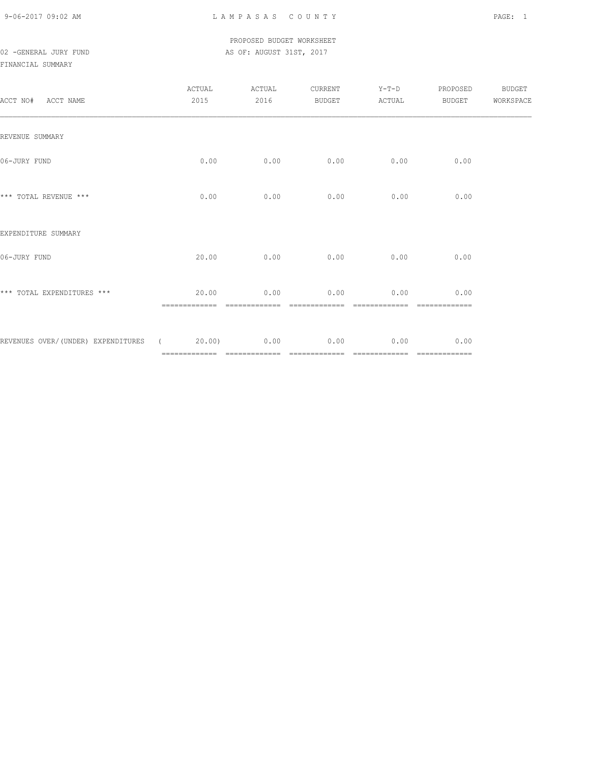PROPOSED BUDGET WORKSHEET

02 -GENERAL JURY FUND

AS OF: AUGUST 31ST, 2017

FINANCIAL SUMMARY

| ACCT NO# ACCT NAME | ACTUAL 2015 | ACTUAL 2016 | CURRENT BUDGET | Y-T-D ACTUAL | PROPOSED BUDGET | BUDGET WORKSPACE |
|---|---|---|---|---|---|---|
| REVENUE SUMMARY | | | | | | |
| 06-JURY FUND | 0.00 | 0.00 | 0.00 | 0.00 | 0.00 | |
| *** TOTAL REVENUE *** | 0.00 | 0.00 | 0.00 | 0.00 | 0.00 | |
| EXPENDITURE SUMMARY | | | | | | |
| 06-JURY FUND | 20.00 | 0.00 | 0.00 | 0.00 | 0.00 | |
| *** TOTAL EXPENDITURES *** | 20.00 | 0.00 | 0.00 | 0.00 | 0.00 | |
| REVENUES OVER/(UNDER) EXPENDITURES | ( 20.00) | 0.00 | 0.00 | 0.00 | 0.00 | |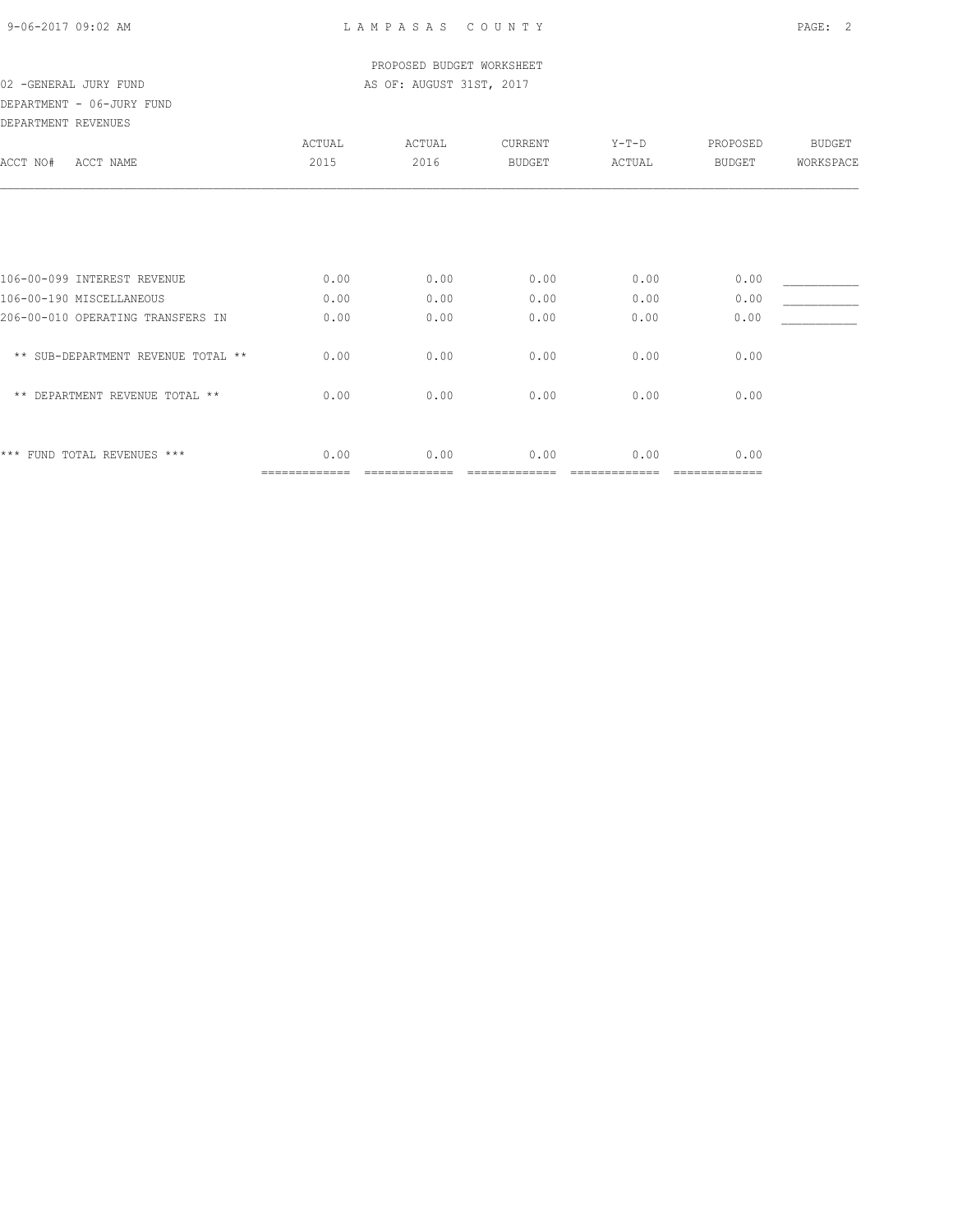PROPOSED BUDGET WORKSHEET

02 -GENERAL JURY FUND AS OF: AUGUST 31ST, 2017

DEPARTMENT - 06-JURY FUND

DEPARTMENT REVENUES

| ACCT NO# ACCT NAME | ACTUAL 2015 | ACTUAL 2016 | CURRENT BUDGET | Y-T-D ACTUAL | PROPOSED BUDGET | BUDGET WORKSPACE |
|---|---|---|---|---|---|---|
| 106-00-099 INTEREST REVENUE | 0.00 | 0.00 | 0.00 | 0.00 | 0.00 | ___________ |
| 106-00-190 MISCELLANEOUS | 0.00 | 0.00 | 0.00 | 0.00 | 0.00 | ___________ |
| 206-00-010 OPERATING TRANSFERS IN | 0.00 | 0.00 | 0.00 | 0.00 | 0.00 | ___________ |
| ** SUB-DEPARTMENT REVENUE TOTAL ** | 0.00 | 0.00 | 0.00 | 0.00 | 0.00 | |
| ** DEPARTMENT REVENUE TOTAL ** | 0.00 | 0.00 | 0.00 | 0.00 | 0.00 | |
| *** FUND TOTAL REVENUES *** | 0.00 | 0.00 | 0.00 | 0.00 | 0.00 | |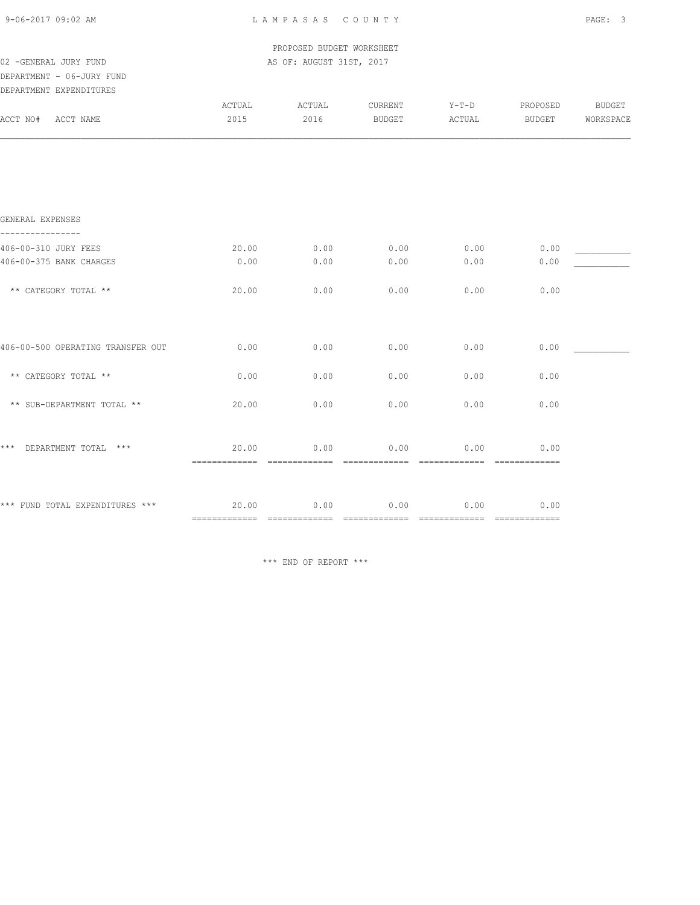PROPOSED BUDGET WORKSHEET

02 -GENERAL JURY FUND — AS OF: AUGUST 31ST, 2017

DEPARTMENT - 06-JURY FUND

DEPARTMENT EXPENDITURES

| ACCT NO# ACCT NAME | ACTUAL 2015 | ACTUAL 2016 | CURRENT BUDGET | Y-T-D ACTUAL | PROPOSED BUDGET | BUDGET WORKSPACE |
|---|---|---|---|---|---|---|
| **GENERAL EXPENSES** | | | | | | |
| 406-00-310 JURY FEES | 20.00 | 0.00 | 0.00 | 0.00 | 0.00 | ___________ |
| 406-00-375 BANK CHARGES | 0.00 | 0.00 | 0.00 | 0.00 | 0.00 | ___________ |
| ** CATEGORY TOTAL ** | 20.00 | 0.00 | 0.00 | 0.00 | 0.00 | |
| 406-00-500 OPERATING TRANSFER OUT | 0.00 | 0.00 | 0.00 | 0.00 | 0.00 | ___________ |
| ** CATEGORY TOTAL ** | 0.00 | 0.00 | 0.00 | 0.00 | 0.00 | |
| ** SUB-DEPARTMENT TOTAL ** | 20.00 | 0.00 | 0.00 | 0.00 | 0.00 | |
| *** DEPARTMENT TOTAL *** | 20.00 | 0.00 | 0.00 | 0.00 | 0.00 | |
| *** FUND TOTAL EXPENDITURES *** | 20.00 | 0.00 | 0.00 | 0.00 | 0.00 | |

*** END OF REPORT ***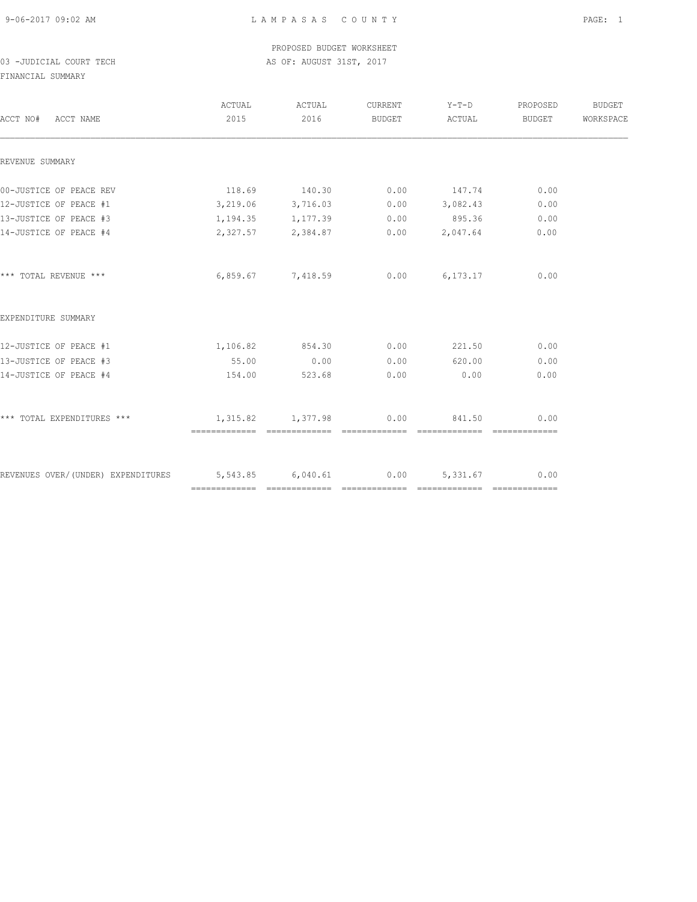LAMPASAS COUNTY

PROPOSED BUDGET WORKSHEET

03 -JUDICIAL COURT TECH

AS OF: AUGUST 31ST, 2017

FINANCIAL SUMMARY

| ACCT NO# ACCT NAME | ACTUAL 2015 | ACTUAL 2016 | CURRENT BUDGET | Y-T-D ACTUAL | PROPOSED BUDGET | BUDGET WORKSPACE |
|---|---|---|---|---|---|---|
| REVENUE SUMMARY | | | | | | |
| 00-JUSTICE OF PEACE REV | 118.69 | 140.30 | 0.00 | 147.74 | 0.00 | |
| 12-JUSTICE OF PEACE #1 | 3,219.06 | 3,716.03 | 0.00 | 3,082.43 | 0.00 | |
| 13-JUSTICE OF PEACE #3 | 1,194.35 | 1,177.39 | 0.00 | 895.36 | 0.00 | |
| 14-JUSTICE OF PEACE #4 | 2,327.57 | 2,384.87 | 0.00 | 2,047.64 | 0.00 | |
| *** TOTAL REVENUE *** | 6,859.67 | 7,418.59 | 0.00 | 6,173.17 | 0.00 | |
| EXPENDITURE SUMMARY | | | | | | |
| 12-JUSTICE OF PEACE #1 | 1,106.82 | 854.30 | 0.00 | 221.50 | 0.00 | |
| 13-JUSTICE OF PEACE #3 | 55.00 | 0.00 | 0.00 | 620.00 | 0.00 | |
| 14-JUSTICE OF PEACE #4 | 154.00 | 523.68 | 0.00 | 0.00 | 0.00 | |
| *** TOTAL EXPENDITURES *** | 1,315.82 | 1,377.98 | 0.00 | 841.50 | 0.00 | |
| REVENUES OVER/(UNDER) EXPENDITURES | 5,543.85 | 6,040.61 | 0.00 | 5,331.67 | 0.00 | |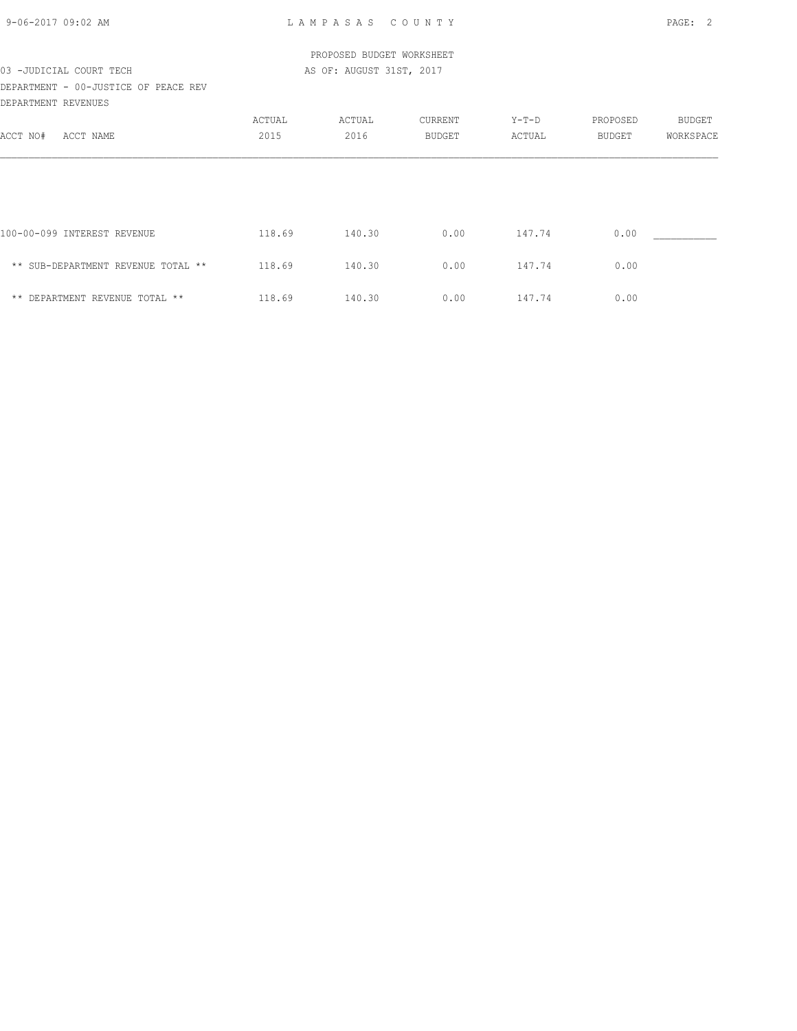PROPOSED BUDGET WORKSHEET

03 -JUDICIAL COURT TECH — AS OF: AUGUST 31ST, 2017

DEPARTMENT - 00-JUSTICE OF PEACE REV

DEPARTMENT REVENUES

| ACCT NO# ACCT NAME | ACTUAL 2015 | ACTUAL 2016 | CURRENT BUDGET | Y-T-D ACTUAL | PROPOSED BUDGET | BUDGET WORKSPACE |
|---|---|---|---|---|---|---|
| 100-00-099 INTEREST REVENUE | 118.69 | 140.30 | 0.00 | 147.74 | 0.00 | ___________ |
| ** SUB-DEPARTMENT REVENUE TOTAL ** | 118.69 | 140.30 | 0.00 | 147.74 | 0.00 | |
| ** DEPARTMENT REVENUE TOTAL ** | 118.69 | 140.30 | 0.00 | 147.74 | 0.00 | |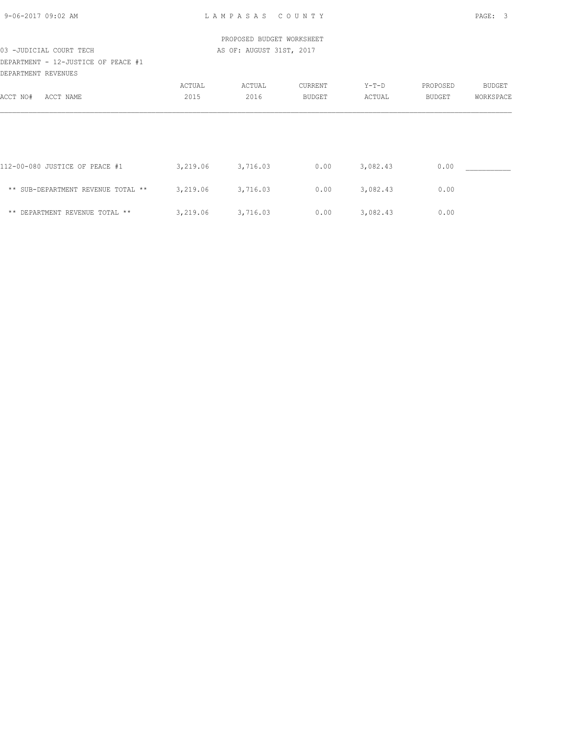PROPOSED BUDGET WORKSHEET

03 -JUDICIAL COURT TECH — AS OF: AUGUST 31ST, 2017

DEPARTMENT - 12-JUSTICE OF PEACE #1

DEPARTMENT REVENUES

| ACCT NO# ACCT NAME | ACTUAL 2015 | ACTUAL 2016 | CURRENT BUDGET | Y-T-D ACTUAL | PROPOSED BUDGET | BUDGET WORKSPACE |
|---|---|---|---|---|---|---|
| 112-00-080 JUSTICE OF PEACE #1 | 3,219.06 | 3,716.03 | 0.00 | 3,082.43 | 0.00 | ___________ |
| ** SUB-DEPARTMENT REVENUE TOTAL ** | 3,219.06 | 3,716.03 | 0.00 | 3,082.43 | 0.00 | |
| ** DEPARTMENT REVENUE TOTAL ** | 3,219.06 | 3,716.03 | 0.00 | 3,082.43 | 0.00 | |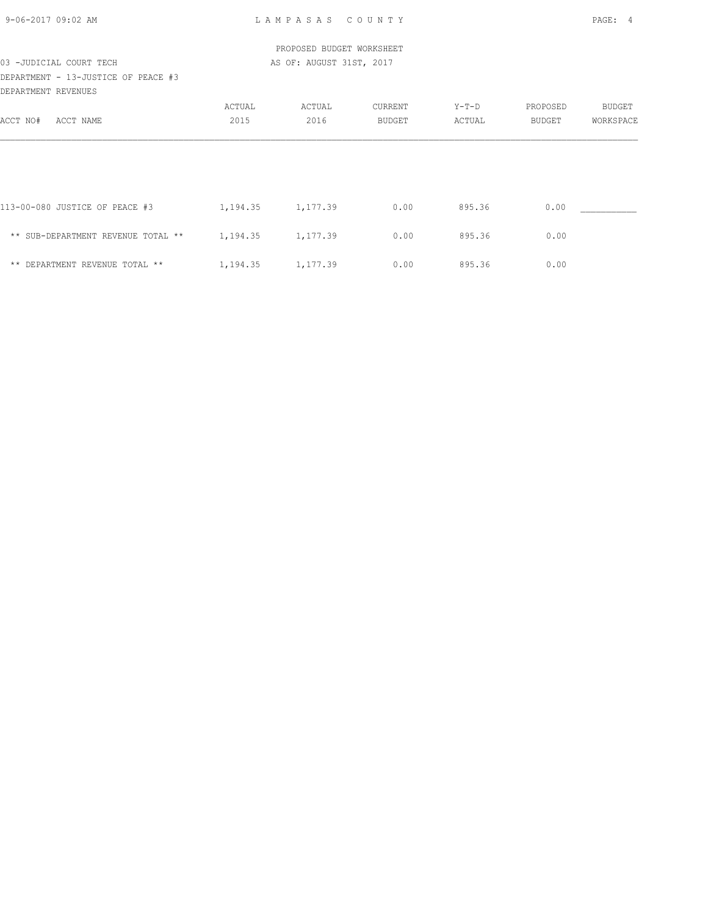PROPOSED BUDGET WORKSHEET

AS OF: AUGUST 31ST, 2017

03 -JUDICIAL COURT TECH

DEPARTMENT - 13-JUSTICE OF PEACE #3

DEPARTMENT REVENUES

| ACCT NO# ACCT NAME | ACTUAL 2015 | ACTUAL 2016 | CURRENT BUDGET | Y-T-D ACTUAL | PROPOSED BUDGET | BUDGET WORKSPACE |
|---|---|---|---|---|---|---|
| 113-00-080 JUSTICE OF PEACE #3 | 1,194.35 | 1,177.39 | 0.00 | 895.36 | 0.00 | ___________ |
| ** SUB-DEPARTMENT REVENUE TOTAL ** | 1,194.35 | 1,177.39 | 0.00 | 895.36 | 0.00 | |
| ** DEPARTMENT REVENUE TOTAL ** | 1,194.35 | 1,177.39 | 0.00 | 895.36 | 0.00 | |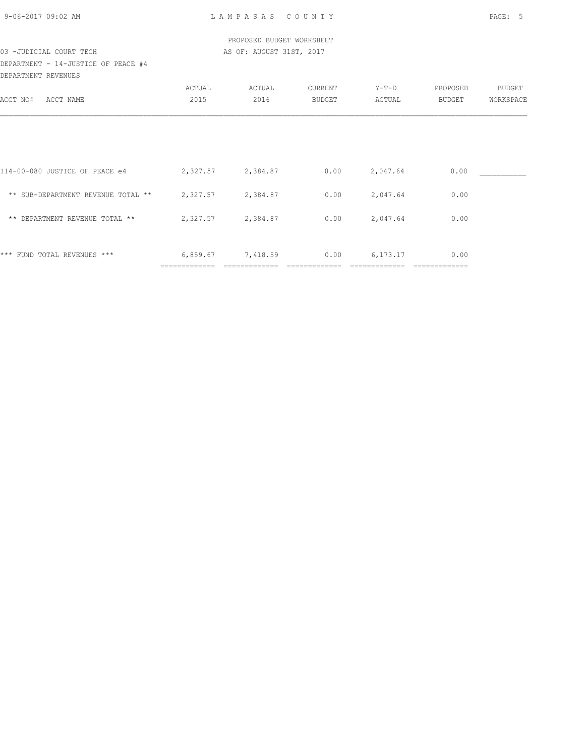PROPOSED BUDGET WORKSHEET

03 -JUDICIAL COURT TECH — AS OF: AUGUST 31ST, 2017

DEPARTMENT - 14-JUSTICE OF PEACE #4

DEPARTMENT REVENUES

| ACCT NO# ACCT NAME | ACTUAL 2015 | ACTUAL 2016 | CURRENT BUDGET | Y-T-D ACTUAL | PROPOSED BUDGET | BUDGET WORKSPACE |
|---|---|---|---|---|---|---|
| 114-00-080 JUSTICE OF PEACE e4 | 2,327.57 | 2,384.87 | 0.00 | 2,047.64 | 0.00 | ___________ |
| ** SUB-DEPARTMENT REVENUE TOTAL ** | 2,327.57 | 2,384.87 | 0.00 | 2,047.64 | 0.00 | |
| ** DEPARTMENT REVENUE TOTAL ** | 2,327.57 | 2,384.87 | 0.00 | 2,047.64 | 0.00 | |
| *** FUND TOTAL REVENUES *** | 6,859.67 | 7,418.59 | 0.00 | 6,173.17 | 0.00 | |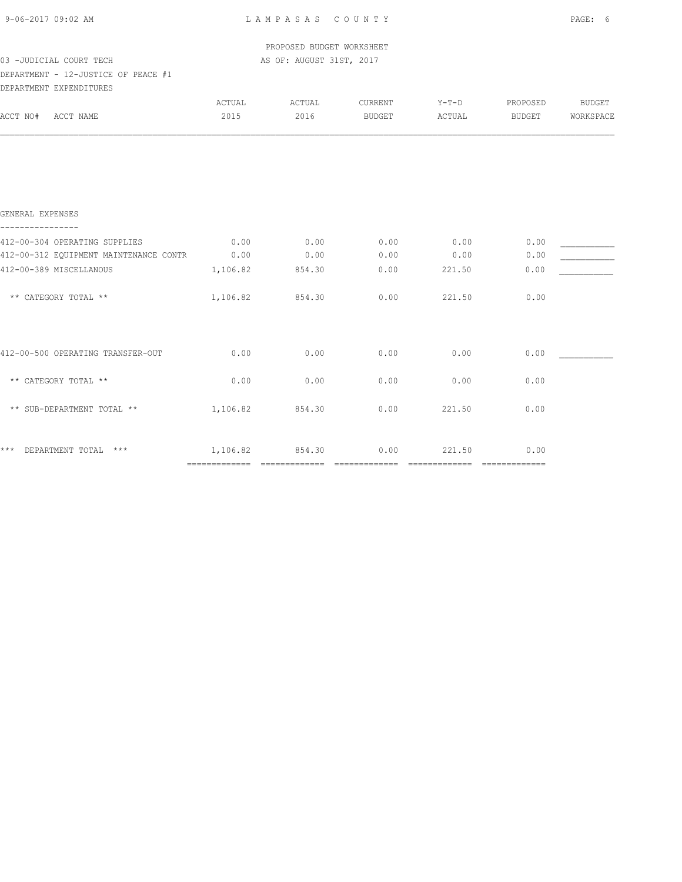LAMPASAS COUNTY

PROPOSED BUDGET WORKSHEET

03 -JUDICIAL COURT TECH — AS OF: AUGUST 31ST, 2017

DEPARTMENT - 12-JUSTICE OF PEACE #1

DEPARTMENT EXPENDITURES

| ACCT NO# ACCT NAME | ACTUAL 2015 | ACTUAL 2016 | CURRENT BUDGET | Y-T-D ACTUAL | PROPOSED BUDGET | BUDGET WORKSPACE |
|---|---|---|---|---|---|---|
| **GENERAL EXPENSES** | | | | | | |
| 412-00-304 OPERATING SUPPLIES | 0.00 | 0.00 | 0.00 | 0.00 | 0.00 | ___________ |
| 412-00-312 EQUIPMENT MAINTENANCE CONTR | 0.00 | 0.00 | 0.00 | 0.00 | 0.00 | ___________ |
| 412-00-389 MISCELLANOUS | 1,106.82 | 854.30 | 0.00 | 221.50 | 0.00 | ___________ |
| ** CATEGORY TOTAL ** | 1,106.82 | 854.30 | 0.00 | 221.50 | 0.00 | |
| 412-00-500 OPERATING TRANSFER-OUT | 0.00 | 0.00 | 0.00 | 0.00 | 0.00 | ___________ |
| ** CATEGORY TOTAL ** | 0.00 | 0.00 | 0.00 | 0.00 | 0.00 | |
| ** SUB-DEPARTMENT TOTAL ** | 1,106.82 | 854.30 | 0.00 | 221.50 | 0.00 | |
| *** DEPARTMENT TOTAL *** | 1,106.82 | 854.30 | 0.00 | 221.50 | 0.00 | |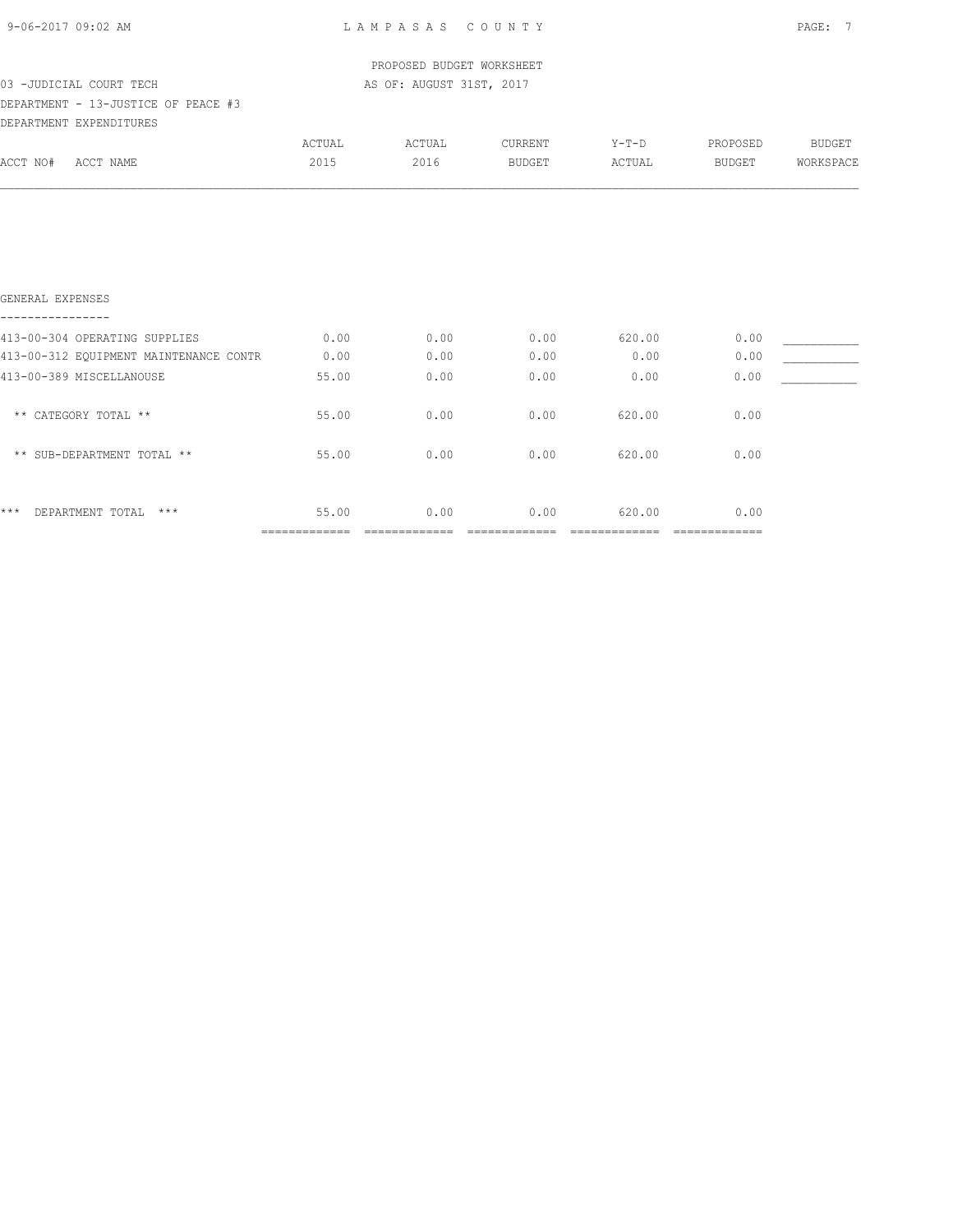PROPOSED BUDGET WORKSHEET

03 -JUDICIAL COURT TECH — AS OF: AUGUST 31ST, 2017

DEPARTMENT - 13-JUSTICE OF PEACE #3

DEPARTMENT EXPENDITURES

| ACCT NO# ACCT NAME | ACTUAL 2015 | ACTUAL 2016 | CURRENT BUDGET | Y-T-D ACTUAL | PROPOSED BUDGET | BUDGET WORKSPACE |
|---|---|---|---|---|---|---|
| **GENERAL EXPENSES** | | | | | | |
| 413-00-304 OPERATING SUPPLIES | 0.00 | 0.00 | 0.00 | 620.00 | 0.00 | ___________ |
| 413-00-312 EQUIPMENT MAINTENANCE CONTR | 0.00 | 0.00 | 0.00 | 0.00 | 0.00 | ___________ |
| 413-00-389 MISCELLANOUSE | 55.00 | 0.00 | 0.00 | 0.00 | 0.00 | ___________ |
| ** CATEGORY TOTAL ** | 55.00 | 0.00 | 0.00 | 620.00 | 0.00 | |
| ** SUB-DEPARTMENT TOTAL ** | 55.00 | 0.00 | 0.00 | 620.00 | 0.00 | |
| *** DEPARTMENT TOTAL *** | 55.00 | 0.00 | 0.00 | 620.00 | 0.00 | |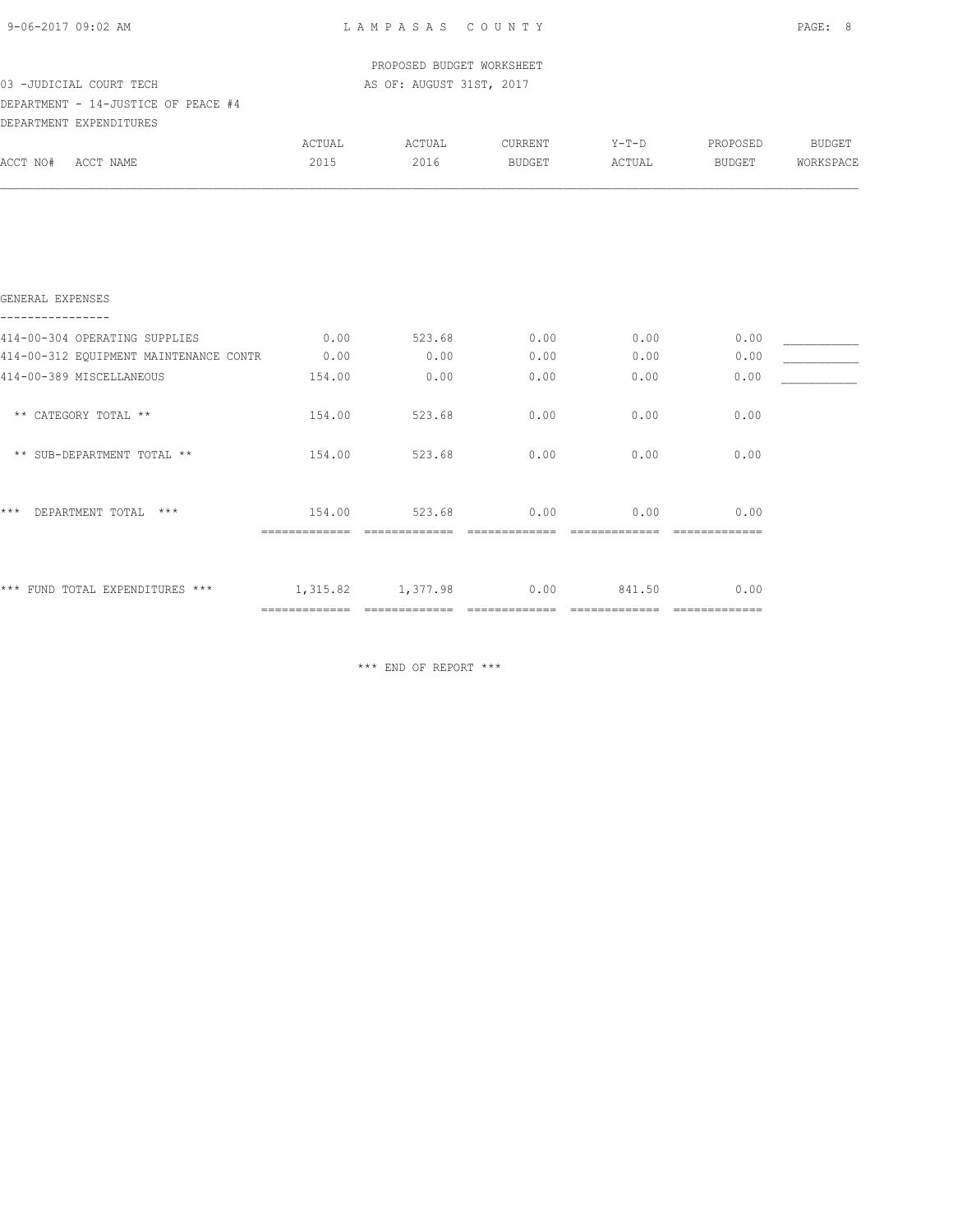PROPOSED BUDGET WORKSHEET

03 -JUDICIAL COURT TECH

AS OF: AUGUST 31ST, 2017

DEPARTMENT - 14-JUSTICE OF PEACE #4

DEPARTMENT EXPENDITURES

| ACCT NO# ACCT NAME | ACTUAL 2015 | ACTUAL 2016 | CURRENT BUDGET | Y-T-D ACTUAL | PROPOSED BUDGET | BUDGET WORKSPACE |
|---|---|---|---|---|---|---|
| **GENERAL EXPENSES** | | | | | | |
| 414-00-304 OPERATING SUPPLIES | 0.00 | 523.68 | 0.00 | 0.00 | 0.00 | ___________ |
| 414-00-312 EQUIPMENT MAINTENANCE CONTR | 0.00 | 0.00 | 0.00 | 0.00 | 0.00 | ___________ |
| 414-00-389 MISCELLANEOUS | 154.00 | 0.00 | 0.00 | 0.00 | 0.00 | ___________ |
| ** CATEGORY TOTAL ** | 154.00 | 523.68 | 0.00 | 0.00 | 0.00 | |
| ** SUB-DEPARTMENT TOTAL ** | 154.00 | 523.68 | 0.00 | 0.00 | 0.00 | |
| *** DEPARTMENT TOTAL *** | 154.00 | 523.68 | 0.00 | 0.00 | 0.00 | |
| *** FUND TOTAL EXPENDITURES *** | 1,315.82 | 1,377.98 | 0.00 | 841.50 | 0.00 | |

*** END OF REPORT ***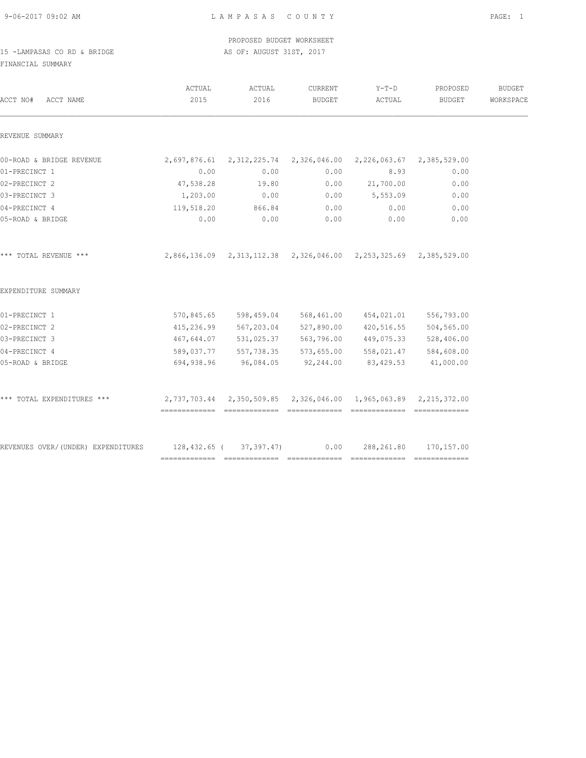LAMPASAS COUNTY

PROPOSED BUDGET WORKSHEET

15 -LAMPASAS CO RD & BRIDGE

AS OF: AUGUST 31ST, 2017

FINANCIAL SUMMARY

| ACCT NO# ACCT NAME | ACTUAL 2015 | ACTUAL 2016 | CURRENT BUDGET | Y-T-D ACTUAL | PROPOSED BUDGET | BUDGET WORKSPACE |
|---|---|---|---|---|---|---|
| REVENUE SUMMARY | | | | | | |
| 00-ROAD & BRIDGE REVENUE | 2,697,876.61 | 2,312,225.74 | 2,326,046.00 | 2,226,063.67 | 2,385,529.00 | |
| 01-PRECINCT 1 | 0.00 | 0.00 | 0.00 | 8.93 | 0.00 | |
| 02-PRECINCT 2 | 47,538.28 | 19.80 | 0.00 | 21,700.00 | 0.00 | |
| 03-PRECINCT 3 | 1,203.00 | 0.00 | 0.00 | 5,553.09 | 0.00 | |
| 04-PRECINCT 4 | 119,518.20 | 866.84 | 0.00 | 0.00 | 0.00 | |
| 05-ROAD & BRIDGE | 0.00 | 0.00 | 0.00 | 0.00 | 0.00 | |
| *** TOTAL REVENUE *** | 2,866,136.09 | 2,313,112.38 | 2,326,046.00 | 2,253,325.69 | 2,385,529.00 | |
| EXPENDITURE SUMMARY | | | | | | |
| 01-PRECINCT 1 | 570,845.65 | 598,459.04 | 568,461.00 | 454,021.01 | 556,793.00 | |
| 02-PRECINCT 2 | 415,236.99 | 567,203.04 | 527,890.00 | 420,516.55 | 504,565.00 | |
| 03-PRECINCT 3 | 467,644.07 | 531,025.37 | 563,796.00 | 449,075.33 | 528,406.00 | |
| 04-PRECINCT 4 | 589,037.77 | 557,738.35 | 573,655.00 | 558,021.47 | 584,608.00 | |
| 05-ROAD & BRIDGE | 694,938.96 | 96,084.05 | 92,244.00 | 83,429.53 | 41,000.00 | |
| *** TOTAL EXPENDITURES *** | 2,737,703.44 | 2,350,509.85 | 2,326,046.00 | 1,965,063.89 | 2,215,372.00 | |
| REVENUES OVER/(UNDER) EXPENDITURES | 128,432.65 | ( 37,397.47) | 0.00 | 288,261.80 | 170,157.00 | |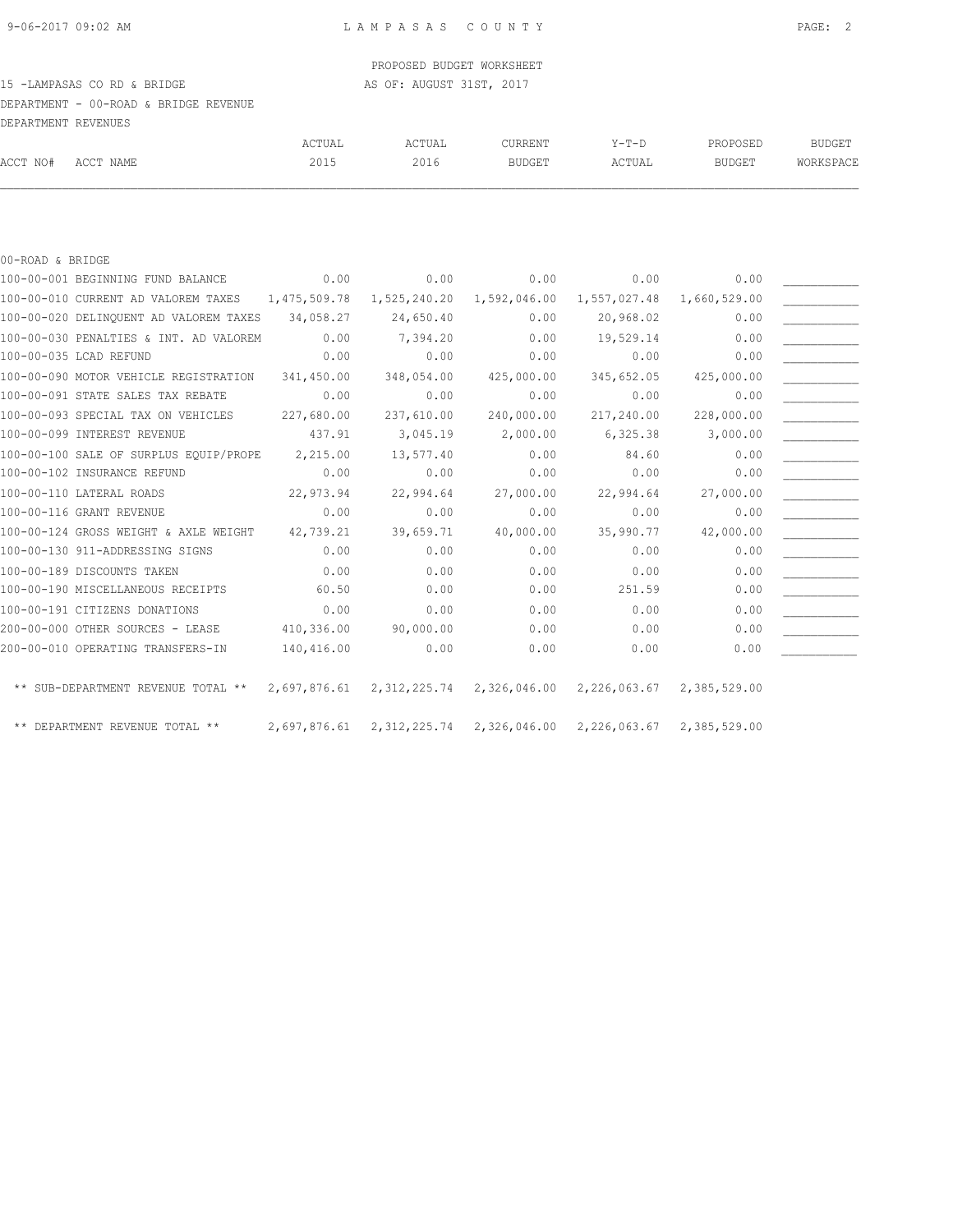PROPOSED BUDGET WORKSHEET

15 -LAMPASAS CO RD & BRIDGE — AS OF: AUGUST 31ST, 2017

DEPARTMENT - 00-ROAD & BRIDGE REVENUE

DEPARTMENT REVENUES

| ACCT NO# | ACCT NAME | ACTUAL 2015 | ACTUAL 2016 | CURRENT BUDGET | Y-T-D ACTUAL | PROPOSED BUDGET | BUDGET WORKSPACE |
|---|---|---|---|---|---|---|---|
| 00-ROAD & BRIDGE | | | | | | | |
| 100-00-001 | BEGINNING FUND BALANCE | 0.00 | 0.00 | 0.00 | 0.00 | 0.00 | ___________ |
| 100-00-010 | CURRENT AD VALOREM TAXES | 1,475,509.78 | 1,525,240.20 | 1,592,046.00 | 1,557,027.48 | 1,660,529.00 | ___________ |
| 100-00-020 | DELINQUENT AD VALOREM TAXES | 34,058.27 | 24,650.40 | 0.00 | 20,968.02 | 0.00 | ___________ |
| 100-00-030 | PENALTIES & INT. AD VALOREM | 0.00 | 7,394.20 | 0.00 | 19,529.14 | 0.00 | ___________ |
| 100-00-035 | LCAD REFUND | 0.00 | 0.00 | 0.00 | 0.00 | 0.00 | ___________ |
| 100-00-090 | MOTOR VEHICLE REGISTRATION | 341,450.00 | 348,054.00 | 425,000.00 | 345,652.05 | 425,000.00 | ___________ |
| 100-00-091 | STATE SALES TAX REBATE | 0.00 | 0.00 | 0.00 | 0.00 | 0.00 | ___________ |
| 100-00-093 | SPECIAL TAX ON VEHICLES | 227,680.00 | 237,610.00 | 240,000.00 | 217,240.00 | 228,000.00 | ___________ |
| 100-00-099 | INTEREST REVENUE | 437.91 | 3,045.19 | 2,000.00 | 6,325.38 | 3,000.00 | ___________ |
| 100-00-100 | SALE OF SURPLUS EQUIP/PROPE | 2,215.00 | 13,577.40 | 0.00 | 84.60 | 0.00 | ___________ |
| 100-00-102 | INSURANCE REFUND | 0.00 | 0.00 | 0.00 | 0.00 | 0.00 | ___________ |
| 100-00-110 | LATERAL ROADS | 22,973.94 | 22,994.64 | 27,000.00 | 22,994.64 | 27,000.00 | ___________ |
| 100-00-116 | GRANT REVENUE | 0.00 | 0.00 | 0.00 | 0.00 | 0.00 | ___________ |
| 100-00-124 | GROSS WEIGHT & AXLE WEIGHT | 42,739.21 | 39,659.71 | 40,000.00 | 35,990.77 | 42,000.00 | ___________ |
| 100-00-130 | 911-ADDRESSING SIGNS | 0.00 | 0.00 | 0.00 | 0.00 | 0.00 | ___________ |
| 100-00-189 | DISCOUNTS TAKEN | 0.00 | 0.00 | 0.00 | 0.00 | 0.00 | ___________ |
| 100-00-190 | MISCELLANEOUS RECEIPTS | 60.50 | 0.00 | 0.00 | 251.59 | 0.00 | ___________ |
| 100-00-191 | CITIZENS DONATIONS | 0.00 | 0.00 | 0.00 | 0.00 | 0.00 | ___________ |
| 200-00-000 | OTHER SOURCES - LEASE | 410,336.00 | 90,000.00 | 0.00 | 0.00 | 0.00 | ___________ |
| 200-00-010 | OPERATING TRANSFERS-IN | 140,416.00 | 0.00 | 0.00 | 0.00 | 0.00 | ___________ |
| ** SUB-DEPARTMENT REVENUE TOTAL ** | | 2,697,876.61 | 2,312,225.74 | 2,326,046.00 | 2,226,063.67 | 2,385,529.00 | |
| ** DEPARTMENT REVENUE TOTAL ** | | 2,697,876.61 | 2,312,225.74 | 2,326,046.00 | 2,226,063.67 | 2,385,529.00 | |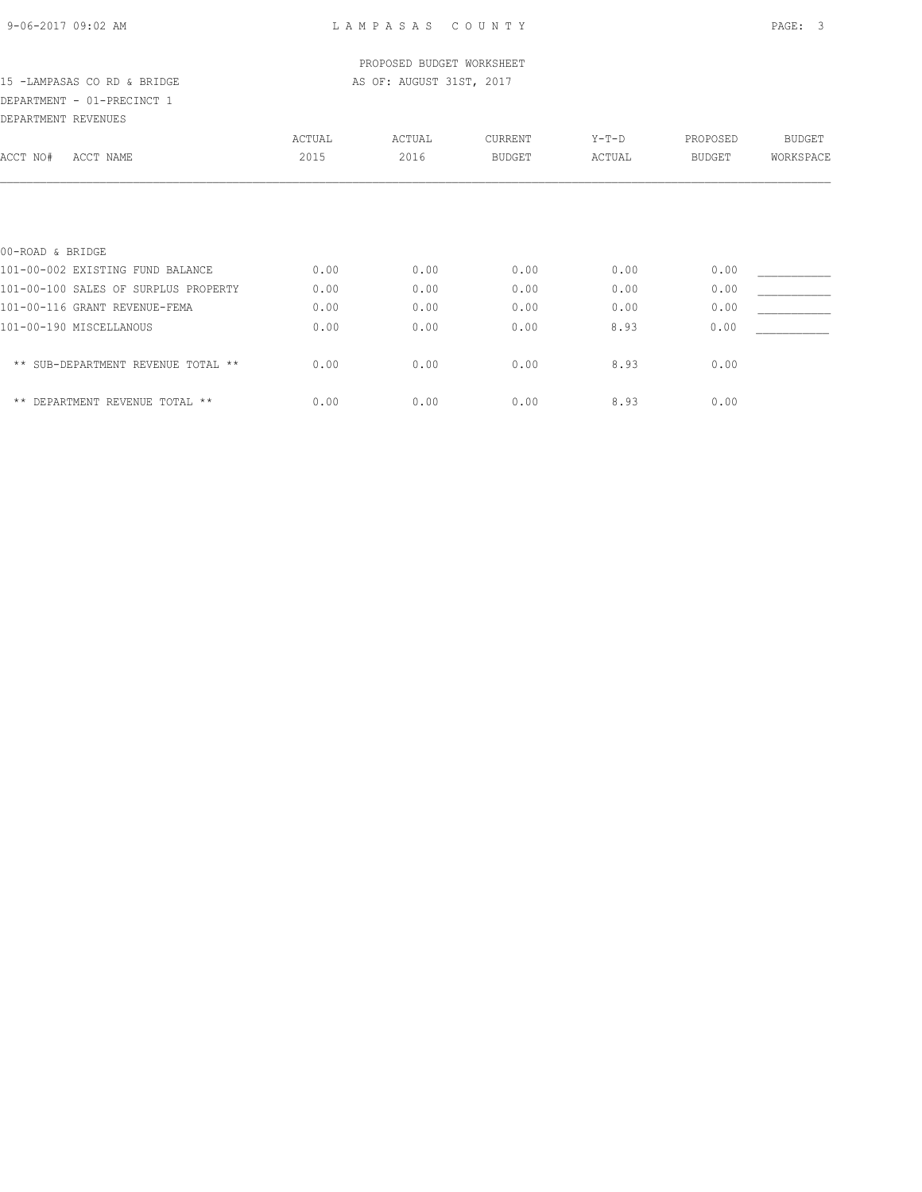PROPOSED BUDGET WORKSHEET

15 -LAMPASAS CO RD & BRIDGE — AS OF: AUGUST 31ST, 2017

DEPARTMENT - 01-PRECINCT 1

DEPARTMENT REVENUES

| ACCT NO# ACCT NAME | ACTUAL 2015 | ACTUAL 2016 | CURRENT BUDGET | Y-T-D ACTUAL | PROPOSED BUDGET | BUDGET WORKSPACE |
|---|---|---|---|---|---|---|
| 00-ROAD & BRIDGE | | | | | | |
| 101-00-002 EXISTING FUND BALANCE | 0.00 | 0.00 | 0.00 | 0.00 | 0.00 | ___________ |
| 101-00-100 SALES OF SURPLUS PROPERTY | 0.00 | 0.00 | 0.00 | 0.00 | 0.00 | ___________ |
| 101-00-116 GRANT REVENUE-FEMA | 0.00 | 0.00 | 0.00 | 0.00 | 0.00 | ___________ |
| 101-00-190 MISCELLANOUS | 0.00 | 0.00 | 0.00 | 8.93 | 0.00 | ___________ |
| ** SUB-DEPARTMENT REVENUE TOTAL ** | 0.00 | 0.00 | 0.00 | 8.93 | 0.00 | |
| ** DEPARTMENT REVENUE TOTAL ** | 0.00 | 0.00 | 0.00 | 8.93 | 0.00 | |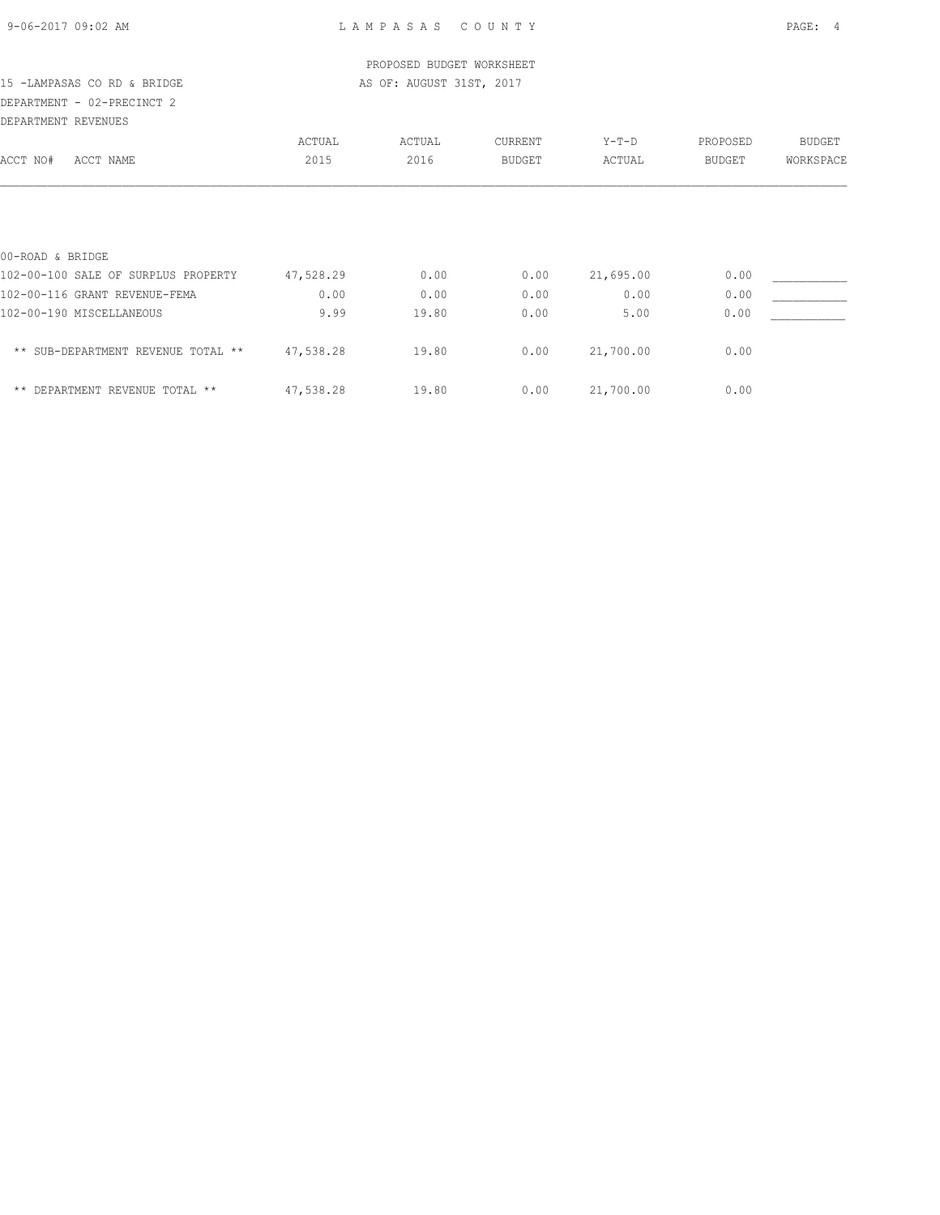PROPOSED BUDGET WORKSHEET

15 -LAMPASAS CO RD & BRIDGE AS OF: AUGUST 31ST, 2017

DEPARTMENT - 02-PRECINCT 2

DEPARTMENT REVENUES

| ACCT NO# ACCT NAME | ACTUAL 2015 | ACTUAL 2016 | CURRENT BUDGET | Y-T-D ACTUAL | PROPOSED BUDGET | BUDGET WORKSPACE |
|---|---|---|---|---|---|---|
| 00-ROAD & BRIDGE | | | | | | |
| 102-00-100 SALE OF SURPLUS PROPERTY | 47,528.29 | 0.00 | 0.00 | 21,695.00 | 0.00 | ___________ |
| 102-00-116 GRANT REVENUE-FEMA | 0.00 | 0.00 | 0.00 | 0.00 | 0.00 | ___________ |
| 102-00-190 MISCELLANEOUS | 9.99 | 19.80 | 0.00 | 5.00 | 0.00 | ___________ |
| ** SUB-DEPARTMENT REVENUE TOTAL ** | 47,538.28 | 19.80 | 0.00 | 21,700.00 | 0.00 | |
| ** DEPARTMENT REVENUE TOTAL ** | 47,538.28 | 19.80 | 0.00 | 21,700.00 | 0.00 | |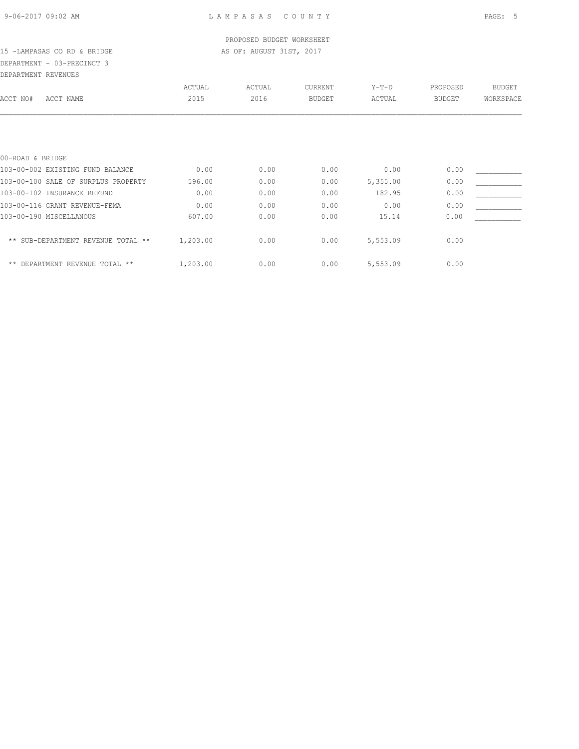PROPOSED BUDGET WORKSHEET

15 -LAMPASAS CO RD & BRIDGE — AS OF: AUGUST 31ST, 2017

DEPARTMENT - 03-PRECINCT 3

DEPARTMENT REVENUES

| ACCT NO# ACCT NAME | ACTUAL 2015 | ACTUAL 2016 | CURRENT BUDGET | Y-T-D ACTUAL | PROPOSED BUDGET | BUDGET WORKSPACE |
|---|---|---|---|---|---|---|
| 00-ROAD & BRIDGE | | | | | | |
| 103-00-002 EXISTING FUND BALANCE | 0.00 | 0.00 | 0.00 | 0.00 | 0.00 | ___________ |
| 103-00-100 SALE OF SURPLUS PROPERTY | 596.00 | 0.00 | 0.00 | 5,355.00 | 0.00 | ___________ |
| 103-00-102 INSURANCE REFUND | 0.00 | 0.00 | 0.00 | 182.95 | 0.00 | ___________ |
| 103-00-116 GRANT REVENUE-FEMA | 0.00 | 0.00 | 0.00 | 0.00 | 0.00 | ___________ |
| 103-00-190 MISCELLANOUS | 607.00 | 0.00 | 0.00 | 15.14 | 0.00 | ___________ |
| ** SUB-DEPARTMENT REVENUE TOTAL ** | 1,203.00 | 0.00 | 0.00 | 5,553.09 | 0.00 | |
| ** DEPARTMENT REVENUE TOTAL ** | 1,203.00 | 0.00 | 0.00 | 5,553.09 | 0.00 | |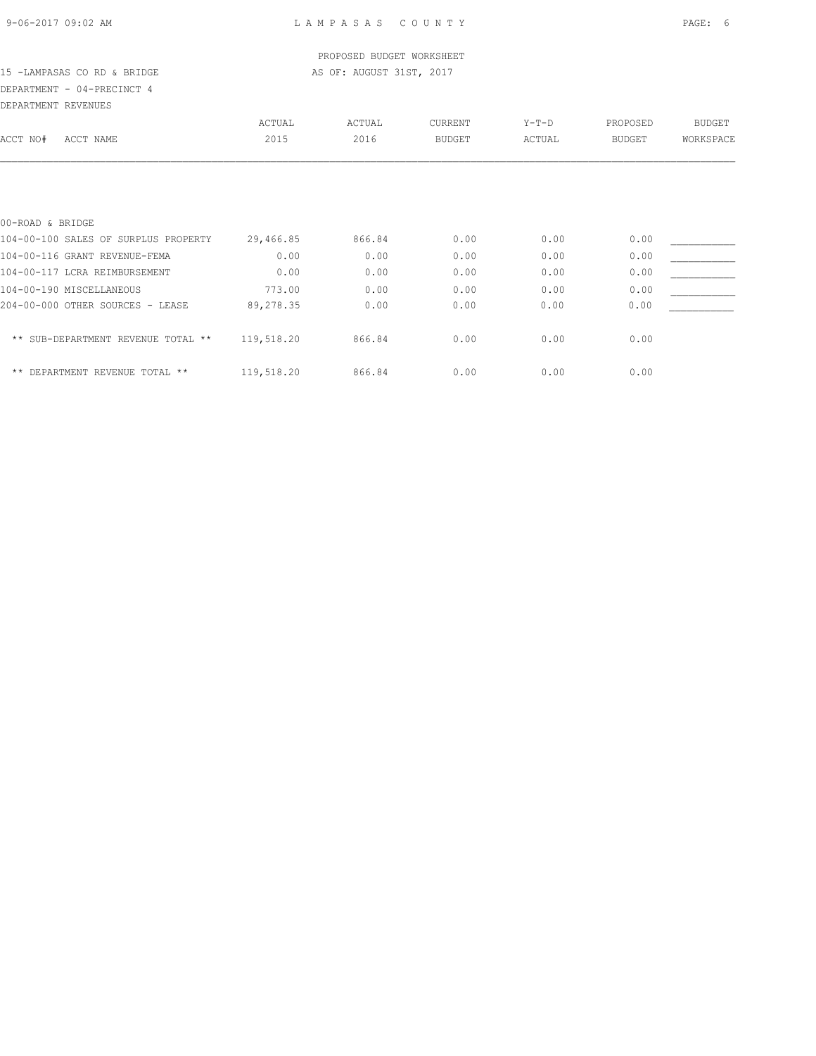PROPOSED BUDGET WORKSHEET

15 -LAMPASAS CO RD & BRIDGE — AS OF: AUGUST 31ST, 2017

DEPARTMENT - 04-PRECINCT 4

DEPARTMENT REVENUES

| ACCT NO# ACCT NAME | ACTUAL 2015 | ACTUAL 2016 | CURRENT BUDGET | Y-T-D ACTUAL | PROPOSED BUDGET | BUDGET WORKSPACE |
|---|---|---|---|---|---|---|
| 00-ROAD & BRIDGE | | | | | | |
| 104-00-100 SALES OF SURPLUS PROPERTY | 29,466.85 | 866.84 | 0.00 | 0.00 | 0.00 | ___________ |
| 104-00-116 GRANT REVENUE-FEMA | 0.00 | 0.00 | 0.00 | 0.00 | 0.00 | ___________ |
| 104-00-117 LCRA REIMBURSEMENT | 0.00 | 0.00 | 0.00 | 0.00 | 0.00 | ___________ |
| 104-00-190 MISCELLANEOUS | 773.00 | 0.00 | 0.00 | 0.00 | 0.00 | ___________ |
| 204-00-000 OTHER SOURCES - LEASE | 89,278.35 | 0.00 | 0.00 | 0.00 | 0.00 | ___________ |
| ** SUB-DEPARTMENT REVENUE TOTAL ** | 119,518.20 | 866.84 | 0.00 | 0.00 | 0.00 | |
| ** DEPARTMENT REVENUE TOTAL ** | 119,518.20 | 866.84 | 0.00 | 0.00 | 0.00 | |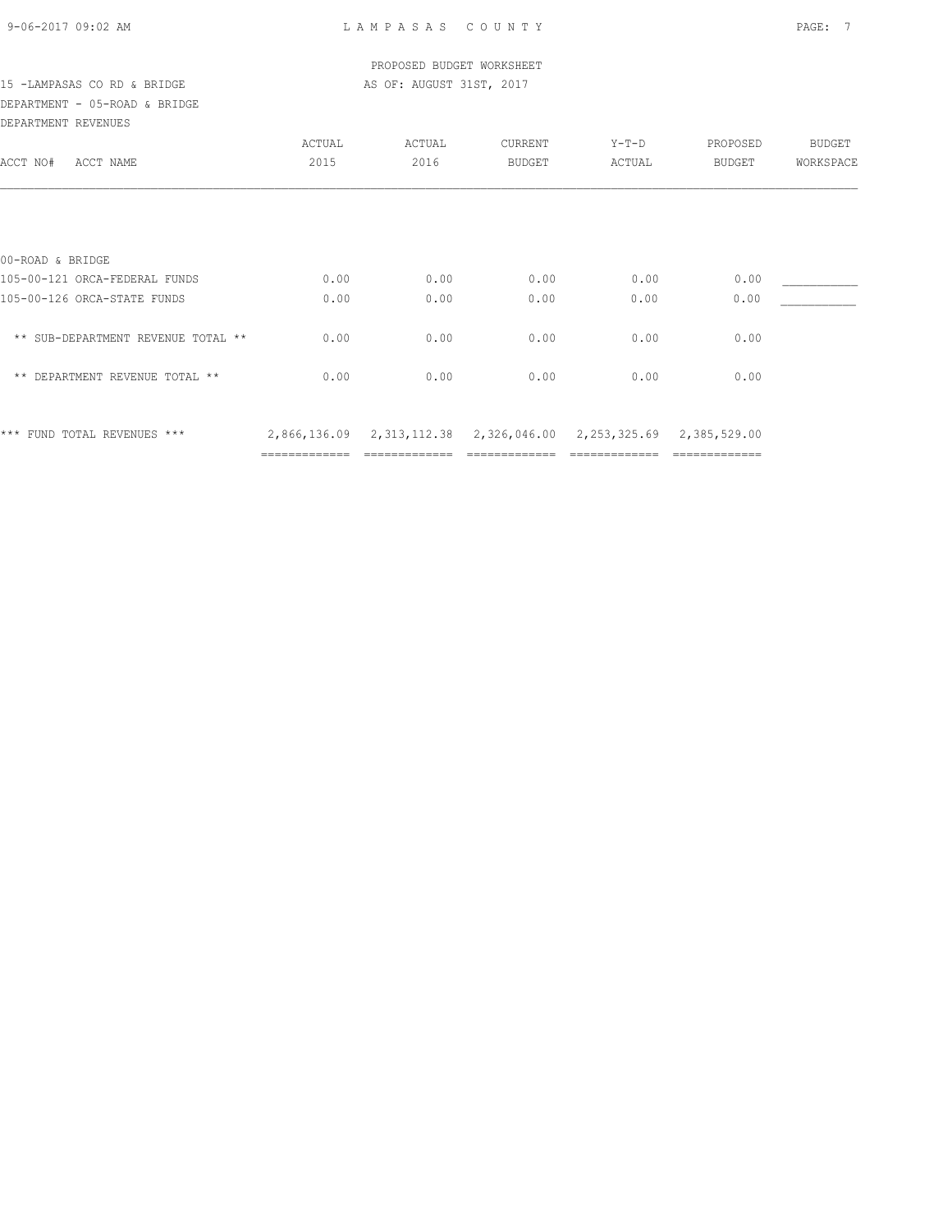PROPOSED BUDGET WORKSHEET

15 -LAMPASAS CO RD & BRIDGE — AS OF: AUGUST 31ST, 2017

DEPARTMENT - 05-ROAD & BRIDGE

DEPARTMENT REVENUES

| ACCT NO# ACCT NAME | ACTUAL 2015 | ACTUAL 2016 | CURRENT BUDGET | Y-T-D ACTUAL | PROPOSED BUDGET | BUDGET WORKSPACE |
|---|---|---|---|---|---|---|
| 00-ROAD & BRIDGE | | | | | | |
| 105-00-121 ORCA-FEDERAL FUNDS | 0.00 | 0.00 | 0.00 | 0.00 | 0.00 | ___________ |
| 105-00-126 ORCA-STATE FUNDS | 0.00 | 0.00 | 0.00 | 0.00 | 0.00 | ___________ |
| ** SUB-DEPARTMENT REVENUE TOTAL ** | 0.00 | 0.00 | 0.00 | 0.00 | 0.00 | |
| ** DEPARTMENT REVENUE TOTAL ** | 0.00 | 0.00 | 0.00 | 0.00 | 0.00 | |
| *** FUND TOTAL REVENUES *** | 2,866,136.09 | 2,313,112.38 | 2,326,046.00 | 2,253,325.69 | 2,385,529.00 | |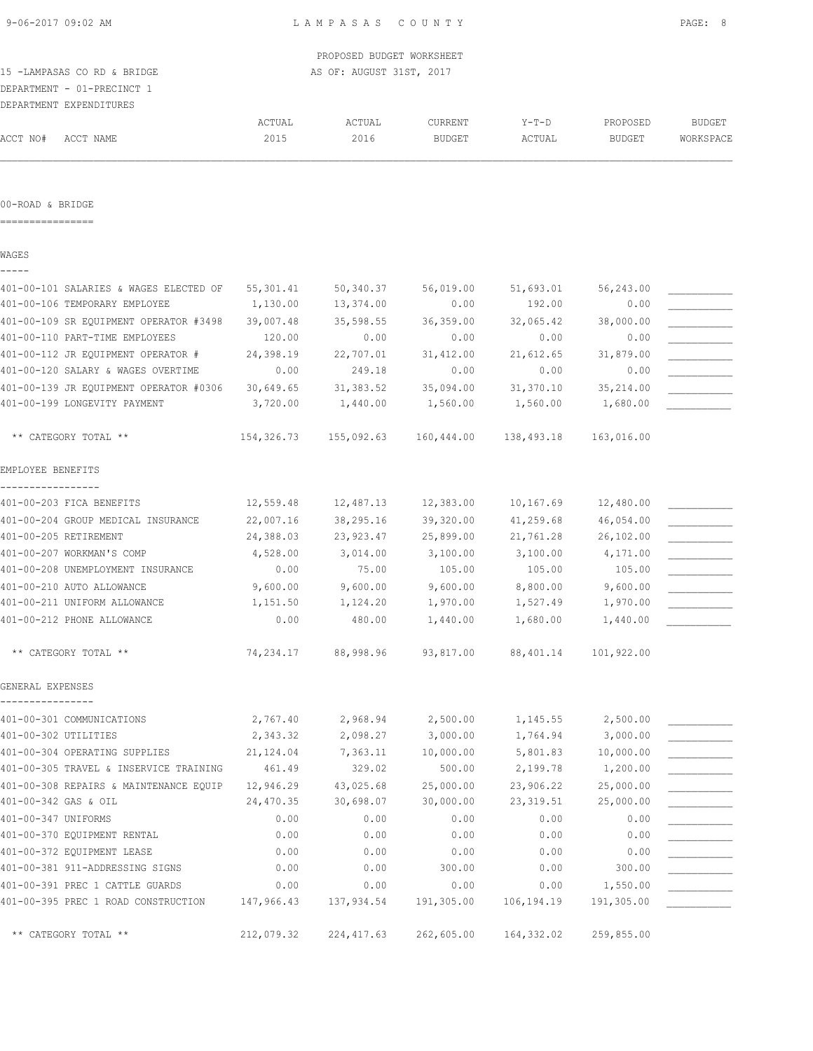LAMPASAS COUNTY

PROPOSED BUDGET WORKSHEET

15 -LAMPASAS CO RD & BRIDGE AS OF: AUGUST 31ST, 2017

DEPARTMENT - 01-PRECINCT 1

DEPARTMENT EXPENDITURES

| ACCT NO# ACCT NAME | ACTUAL 2015 | ACTUAL 2016 | CURRENT BUDGET | Y-T-D ACTUAL | PROPOSED BUDGET | BUDGET WORKSPACE |
|---|---|---|---|---|---|---|
| **00-ROAD & BRIDGE** | | | | | | |
| **WAGES** | | | | | | |
| 401-00-101 SALARIES & WAGES ELECTED OF | 55,301.41 | 50,340.37 | 56,019.00 | 51,693.01 | 56,243.00 | ___________ |
| 401-00-106 TEMPORARY EMPLOYEE | 1,130.00 | 13,374.00 | 0.00 | 192.00 | 0.00 | ___________ |
| 401-00-109 SR EQUIPMENT OPERATOR #3498 | 39,007.48 | 35,598.55 | 36,359.00 | 32,065.42 | 38,000.00 | ___________ |
| 401-00-110 PART-TIME EMPLOYEES | 120.00 | 0.00 | 0.00 | 0.00 | 0.00 | ___________ |
| 401-00-112 JR EQUIPMENT OPERATOR # | 24,398.19 | 22,707.01 | 31,412.00 | 21,612.65 | 31,879.00 | ___________ |
| 401-00-120 SALARY & WAGES OVERTIME | 0.00 | 249.18 | 0.00 | 0.00 | 0.00 | ___________ |
| 401-00-139 JR EQUIPMENT OPERATOR #0306 | 30,649.65 | 31,383.52 | 35,094.00 | 31,370.10 | 35,214.00 | ___________ |
| 401-00-199 LONGEVITY PAYMENT | 3,720.00 | 1,440.00 | 1,560.00 | 1,560.00 | 1,680.00 | ___________ |
| ** CATEGORY TOTAL ** | 154,326.73 | 155,092.63 | 160,444.00 | 138,493.18 | 163,016.00 | |
| **EMPLOYEE BENEFITS** | | | | | | |
| 401-00-203 FICA BENEFITS | 12,559.48 | 12,487.13 | 12,383.00 | 10,167.69 | 12,480.00 | ___________ |
| 401-00-204 GROUP MEDICAL INSURANCE | 22,007.16 | 38,295.16 | 39,320.00 | 41,259.68 | 46,054.00 | ___________ |
| 401-00-205 RETIREMENT | 24,388.03 | 23,923.47 | 25,899.00 | 21,761.28 | 26,102.00 | ___________ |
| 401-00-207 WORKMAN'S COMP | 4,528.00 | 3,014.00 | 3,100.00 | 3,100.00 | 4,171.00 | ___________ |
| 401-00-208 UNEMPLOYMENT INSURANCE | 0.00 | 75.00 | 105.00 | 105.00 | 105.00 | ___________ |
| 401-00-210 AUTO ALLOWANCE | 9,600.00 | 9,600.00 | 9,600.00 | 8,800.00 | 9,600.00 | ___________ |
| 401-00-211 UNIFORM ALLOWANCE | 1,151.50 | 1,124.20 | 1,970.00 | 1,527.49 | 1,970.00 | ___________ |
| 401-00-212 PHONE ALLOWANCE | 0.00 | 480.00 | 1,440.00 | 1,680.00 | 1,440.00 | ___________ |
| ** CATEGORY TOTAL ** | 74,234.17 | 88,998.96 | 93,817.00 | 88,401.14 | 101,922.00 | |
| **GENERAL EXPENSES** | | | | | | |
| 401-00-301 COMMUNICATIONS | 2,767.40 | 2,968.94 | 2,500.00 | 1,145.55 | 2,500.00 | ___________ |
| 401-00-302 UTILITIES | 2,343.32 | 2,098.27 | 3,000.00 | 1,764.94 | 3,000.00 | ___________ |
| 401-00-304 OPERATING SUPPLIES | 21,124.04 | 7,363.11 | 10,000.00 | 5,801.83 | 10,000.00 | ___________ |
| 401-00-305 TRAVEL & INSERVICE TRAINING | 461.49 | 329.02 | 500.00 | 2,199.78 | 1,200.00 | ___________ |
| 401-00-308 REPAIRS & MAINTENANCE EQUIP | 12,946.29 | 43,025.68 | 25,000.00 | 23,906.22 | 25,000.00 | ___________ |
| 401-00-342 GAS & OIL | 24,470.35 | 30,698.07 | 30,000.00 | 23,319.51 | 25,000.00 | ___________ |
| 401-00-347 UNIFORMS | 0.00 | 0.00 | 0.00 | 0.00 | 0.00 | ___________ |
| 401-00-370 EQUIPMENT RENTAL | 0.00 | 0.00 | 0.00 | 0.00 | 0.00 | ___________ |
| 401-00-372 EQUIPMENT LEASE | 0.00 | 0.00 | 0.00 | 0.00 | 0.00 | ___________ |
| 401-00-381 911-ADDRESSING SIGNS | 0.00 | 0.00 | 300.00 | 0.00 | 300.00 | ___________ |
| 401-00-391 PREC 1 CATTLE GUARDS | 0.00 | 0.00 | 0.00 | 0.00 | 1,550.00 | ___________ |
| 401-00-395 PREC 1 ROAD CONSTRUCTION | 147,966.43 | 137,934.54 | 191,305.00 | 106,194.19 | 191,305.00 | ___________ |
| ** CATEGORY TOTAL ** | 212,079.32 | 224,417.63 | 262,605.00 | 164,332.02 | 259,855.00 | |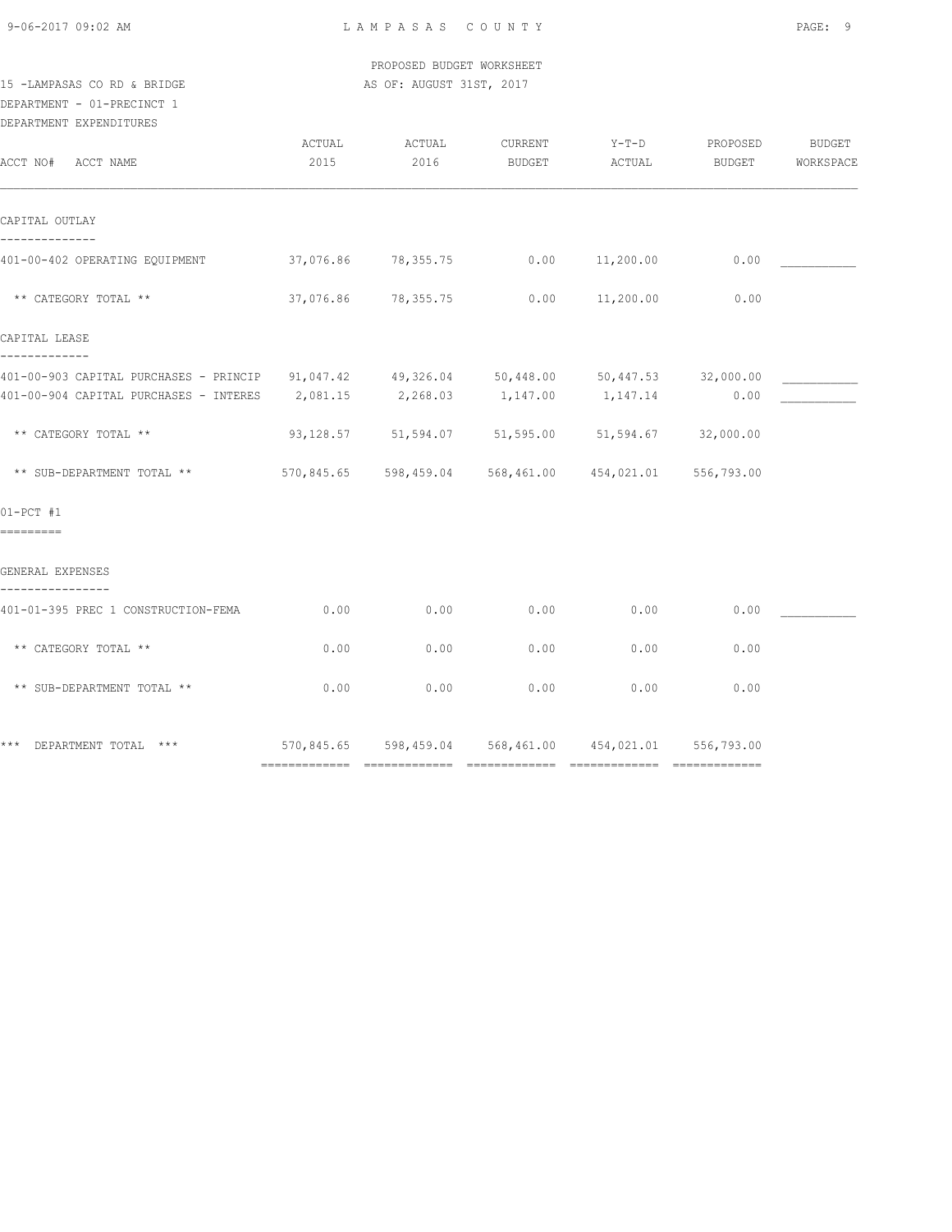PROPOSED BUDGET WORKSHEET

15 -LAMPASAS CO RD & BRIDGE — AS OF: AUGUST 31ST, 2017

DEPARTMENT - 01-PRECINCT 1

DEPARTMENT EXPENDITURES

| ACCT NO# ACCT NAME | ACTUAL 2015 | ACTUAL 2016 | CURRENT BUDGET | Y-T-D ACTUAL | PROPOSED BUDGET | BUDGET WORKSPACE |
|---|---|---|---|---|---|---|
| **CAPITAL OUTLAY** | | | | | | |
| 401-00-402 OPERATING EQUIPMENT | 37,076.86 | 78,355.75 | 0.00 | 11,200.00 | 0.00 | ___________ |
| ** CATEGORY TOTAL ** | 37,076.86 | 78,355.75 | 0.00 | 11,200.00 | 0.00 | |
| **CAPITAL LEASE** | | | | | | |
| 401-00-903 CAPITAL PURCHASES - PRINCIP | 91,047.42 | 49,326.04 | 50,448.00 | 50,447.53 | 32,000.00 | ___________ |
| 401-00-904 CAPITAL PURCHASES - INTERES | 2,081.15 | 2,268.03 | 1,147.00 | 1,147.14 | 0.00 | ___________ |
| ** CATEGORY TOTAL ** | 93,128.57 | 51,594.07 | 51,595.00 | 51,594.67 | 32,000.00 | |
| ** SUB-DEPARTMENT TOTAL ** | 570,845.65 | 598,459.04 | 568,461.00 | 454,021.01 | 556,793.00 | |
| **01-PCT #1** | | | | | | |
| **GENERAL EXPENSES** | | | | | | |
| 401-01-395 PREC 1 CONSTRUCTION-FEMA | 0.00 | 0.00 | 0.00 | 0.00 | 0.00 | ___________ |
| ** CATEGORY TOTAL ** | 0.00 | 0.00 | 0.00 | 0.00 | 0.00 | |
| ** SUB-DEPARTMENT TOTAL ** | 0.00 | 0.00 | 0.00 | 0.00 | 0.00 | |
| *** DEPARTMENT TOTAL *** | 570,845.65 | 598,459.04 | 568,461.00 | 454,021.01 | 556,793.00 | |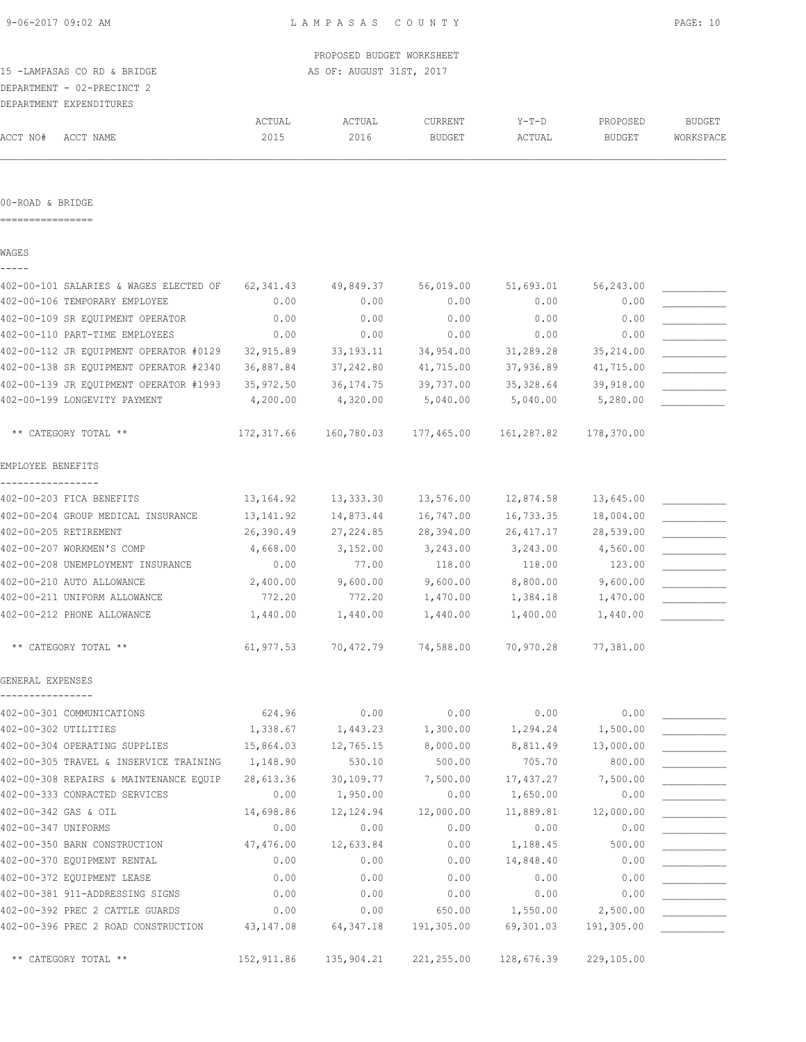PROPOSED BUDGET WORKSHEET

15 -LAMPASAS CO RD & BRIDGE — AS OF: AUGUST 31ST, 2017

DEPARTMENT - 02-PRECINCT 2

DEPARTMENT EXPENDITURES

## 00-ROAD & BRIDGE

### WAGES

| ACCT NO# ACCT NAME | ACTUAL 2015 | ACTUAL 2016 | CURRENT BUDGET | Y-T-D ACTUAL | PROPOSED BUDGET | BUDGET WORKSPACE |
|---|---|---|---|---|---|---|
| 402-00-101 SALARIES & WAGES ELECTED OF | 62,341.43 | 49,849.37 | 56,019.00 | 51,693.01 | 56,243.00 | ___________ |
| 402-00-106 TEMPORARY EMPLOYEE | 0.00 | 0.00 | 0.00 | 0.00 | 0.00 | ___________ |
| 402-00-109 SR EQUIPMENT OPERATOR | 0.00 | 0.00 | 0.00 | 0.00 | 0.00 | ___________ |
| 402-00-110 PART-TIME EMPLOYEES | 0.00 | 0.00 | 0.00 | 0.00 | 0.00 | ___________ |
| 402-00-112 JR EQUIPMENT OPERATOR #0129 | 32,915.89 | 33,193.11 | 34,954.00 | 31,289.28 | 35,214.00 | ___________ |
| 402-00-138 SR EQUIPMENT OPERATOR #2340 | 36,887.84 | 37,242.80 | 41,715.00 | 37,936.89 | 41,715.00 | ___________ |
| 402-00-139 JR EQUIPMENT OPERATOR #1993 | 35,972.50 | 36,174.75 | 39,737.00 | 35,328.64 | 39,918.00 | ___________ |
| 402-00-199 LONGEVITY PAYMENT | 4,200.00 | 4,320.00 | 5,040.00 | 5,040.00 | 5,280.00 | ___________ |
| ** CATEGORY TOTAL ** | 172,317.66 | 160,780.03 | 177,465.00 | 161,287.82 | 178,370.00 | |

### EMPLOYEE BENEFITS

| ACCT NO# ACCT NAME | ACTUAL 2015 | ACTUAL 2016 | CURRENT BUDGET | Y-T-D ACTUAL | PROPOSED BUDGET | BUDGET WORKSPACE |
|---|---|---|---|---|---|---|
| 402-00-203 FICA BENEFITS | 13,164.92 | 13,333.30 | 13,576.00 | 12,874.58 | 13,645.00 | ___________ |
| 402-00-204 GROUP MEDICAL INSURANCE | 13,141.92 | 14,873.44 | 16,747.00 | 16,733.35 | 18,004.00 | ___________ |
| 402-00-205 RETIREMENT | 26,390.49 | 27,224.85 | 28,394.00 | 26,417.17 | 28,539.00 | ___________ |
| 402-00-207 WORKMEN'S COMP | 4,668.00 | 3,152.00 | 3,243.00 | 3,243.00 | 4,560.00 | ___________ |
| 402-00-208 UNEMPLOYMENT INSURANCE | 0.00 | 77.00 | 118.00 | 118.00 | 123.00 | ___________ |
| 402-00-210 AUTO ALLOWANCE | 2,400.00 | 9,600.00 | 9,600.00 | 8,800.00 | 9,600.00 | ___________ |
| 402-00-211 UNIFORM ALLOWANCE | 772.20 | 772.20 | 1,470.00 | 1,384.18 | 1,470.00 | ___________ |
| 402-00-212 PHONE ALLOWANCE | 1,440.00 | 1,440.00 | 1,440.00 | 1,400.00 | 1,440.00 | ___________ |
| ** CATEGORY TOTAL ** | 61,977.53 | 70,472.79 | 74,588.00 | 70,970.28 | 77,381.00 | |

### GENERAL EXPENSES

| ACCT NO# ACCT NAME | ACTUAL 2015 | ACTUAL 2016 | CURRENT BUDGET | Y-T-D ACTUAL | PROPOSED BUDGET | BUDGET WORKSPACE |
|---|---|---|---|---|---|---|
| 402-00-301 COMMUNICATIONS | 624.96 | 0.00 | 0.00 | 0.00 | 0.00 | ___________ |
| 402-00-302 UTILITIES | 1,338.67 | 1,443.23 | 1,300.00 | 1,294.24 | 1,500.00 | ___________ |
| 402-00-304 OPERATING SUPPLIES | 15,864.03 | 12,765.15 | 8,000.00 | 8,811.49 | 13,000.00 | ___________ |
| 402-00-305 TRAVEL & INSERVICE TRAINING | 1,148.90 | 530.10 | 500.00 | 705.70 | 800.00 | ___________ |
| 402-00-308 REPAIRS & MAINTENANCE EQUIP | 28,613.36 | 30,109.77 | 7,500.00 | 17,437.27 | 7,500.00 | ___________ |
| 402-00-333 CONRACTED SERVICES | 0.00 | 1,950.00 | 0.00 | 1,650.00 | 0.00 | ___________ |
| 402-00-342 GAS & OIL | 14,698.86 | 12,124.94 | 12,000.00 | 11,889.81 | 12,000.00 | ___________ |
| 402-00-347 UNIFORMS | 0.00 | 0.00 | 0.00 | 0.00 | 0.00 | ___________ |
| 402-00-350 BARN CONSTRUCTION | 47,476.00 | 12,633.84 | 0.00 | 1,188.45 | 500.00 | ___________ |
| 402-00-370 EQUIPMENT RENTAL | 0.00 | 0.00 | 0.00 | 14,848.40 | 0.00 | ___________ |
| 402-00-372 EQUIPMENT LEASE | 0.00 | 0.00 | 0.00 | 0.00 | 0.00 | ___________ |
| 402-00-381 911-ADDRESSING SIGNS | 0.00 | 0.00 | 0.00 | 0.00 | 0.00 | ___________ |
| 402-00-392 PREC 2 CATTLE GUARDS | 0.00 | 0.00 | 650.00 | 1,550.00 | 2,500.00 | ___________ |
| 402-00-396 PREC 2 ROAD CONSTRUCTION | 43,147.08 | 64,347.18 | 191,305.00 | 69,301.03 | 191,305.00 | ___________ |
| ** CATEGORY TOTAL ** | 152,911.86 | 135,904.21 | 221,255.00 | 128,676.39 | 229,105.00 | |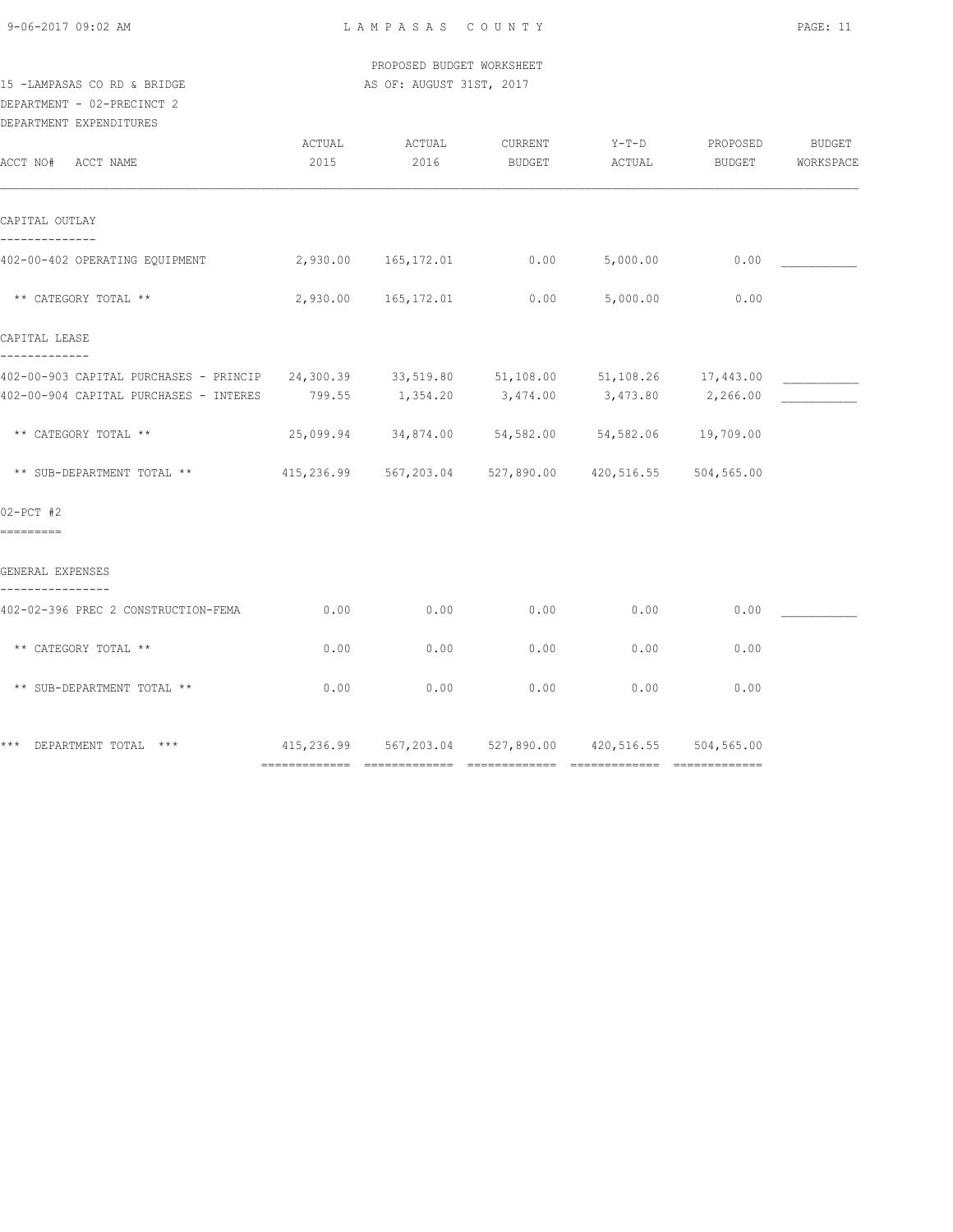PROPOSED BUDGET WORKSHEET

15 -LAMPASAS CO RD & BRIDGE — AS OF: AUGUST 31ST, 2017

DEPARTMENT - 02-PRECINCT 2

DEPARTMENT EXPENDITURES

| ACCT NO# ACCT NAME | ACTUAL 2015 | ACTUAL 2016 | CURRENT BUDGET | Y-T-D ACTUAL | PROPOSED BUDGET | BUDGET WORKSPACE |
|---|---|---|---|---|---|---|
| **CAPITAL OUTLAY** | | | | | | |
| 402-00-402 OPERATING EQUIPMENT | 2,930.00 | 165,172.01 | 0.00 | 5,000.00 | 0.00 | ___________ |
| ** CATEGORY TOTAL ** | 2,930.00 | 165,172.01 | 0.00 | 5,000.00 | 0.00 | |
| **CAPITAL LEASE** | | | | | | |
| 402-00-903 CAPITAL PURCHASES - PRINCIP | 24,300.39 | 33,519.80 | 51,108.00 | 51,108.26 | 17,443.00 | ___________ |
| 402-00-904 CAPITAL PURCHASES - INTERES | 799.55 | 1,354.20 | 3,474.00 | 3,473.80 | 2,266.00 | ___________ |
| ** CATEGORY TOTAL ** | 25,099.94 | 34,874.00 | 54,582.00 | 54,582.06 | 19,709.00 | |
| ** SUB-DEPARTMENT TOTAL ** | 415,236.99 | 567,203.04 | 527,890.00 | 420,516.55 | 504,565.00 | |
| **02-PCT #2** | | | | | | |
| **GENERAL EXPENSES** | | | | | | |
| 402-02-396 PREC 2 CONSTRUCTION-FEMA | 0.00 | 0.00 | 0.00 | 0.00 | 0.00 | ___________ |
| ** CATEGORY TOTAL ** | 0.00 | 0.00 | 0.00 | 0.00 | 0.00 | |
| ** SUB-DEPARTMENT TOTAL ** | 0.00 | 0.00 | 0.00 | 0.00 | 0.00 | |
| *** DEPARTMENT TOTAL *** | 415,236.99 | 567,203.04 | 527,890.00 | 420,516.55 | 504,565.00 | |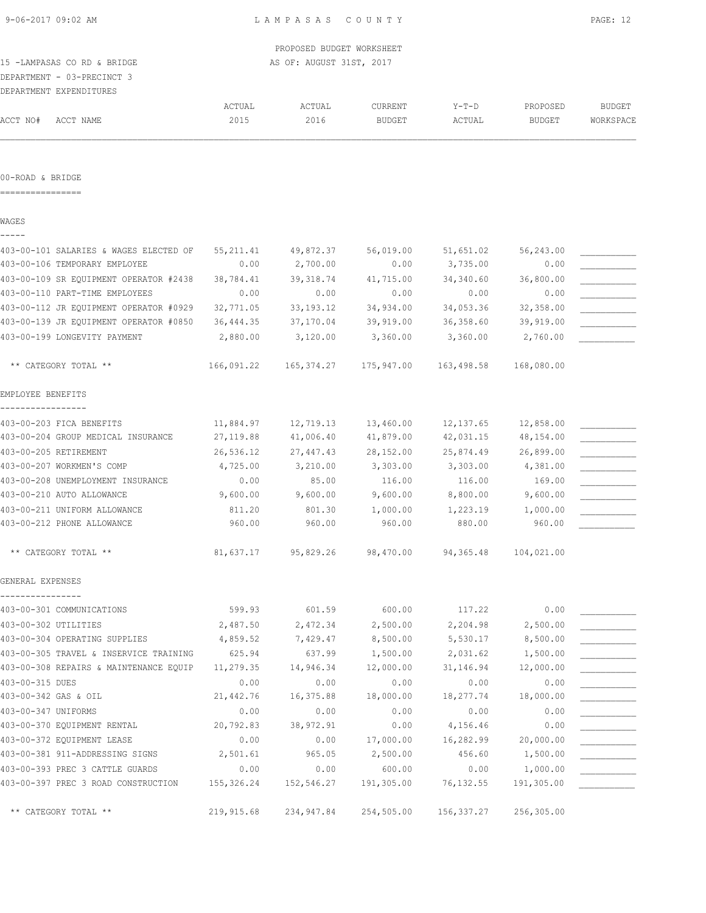PROPOSED BUDGET WORKSHEET

15 -LAMPASAS CO RD & BRIDGE AS OF: AUGUST 31ST, 2017

DEPARTMENT - 03-PRECINCT 3

DEPARTMENT EXPENDITURES

| ACCT NO# ACCT NAME | ACTUAL 2015 | ACTUAL 2016 | CURRENT BUDGET | Y-T-D ACTUAL | PROPOSED BUDGET | BUDGET WORKSPACE |
|---|---|---|---|---|---|---|
| **00-ROAD & BRIDGE** | | | | | | |
| **WAGES** | | | | | | |
| 403-00-101 SALARIES & WAGES ELECTED OF | 55,211.41 | 49,872.37 | 56,019.00 | 51,651.02 | 56,243.00 | ___________ |
| 403-00-106 TEMPORARY EMPLOYEE | 0.00 | 2,700.00 | 0.00 | 3,735.00 | 0.00 | ___________ |
| 403-00-109 SR EQUIPMENT OPERATOR #2438 | 38,784.41 | 39,318.74 | 41,715.00 | 34,340.60 | 36,800.00 | ___________ |
| 403-00-110 PART-TIME EMPLOYEES | 0.00 | 0.00 | 0.00 | 0.00 | 0.00 | ___________ |
| 403-00-112 JR EQUIPMENT OPERATOR #0929 | 32,771.05 | 33,193.12 | 34,934.00 | 34,053.36 | 32,358.00 | ___________ |
| 403-00-139 JR EQUIPMENT OPERATOR #0850 | 36,444.35 | 37,170.04 | 39,919.00 | 36,358.60 | 39,919.00 | ___________ |
| 403-00-199 LONGEVITY PAYMENT | 2,880.00 | 3,120.00 | 3,360.00 | 3,360.00 | 2,760.00 | ___________ |
| ** CATEGORY TOTAL ** | 166,091.22 | 165,374.27 | 175,947.00 | 163,498.58 | 168,080.00 | |
| **EMPLOYEE BENEFITS** | | | | | | |
| 403-00-203 FICA BENEFITS | 11,884.97 | 12,719.13 | 13,460.00 | 12,137.65 | 12,858.00 | ___________ |
| 403-00-204 GROUP MEDICAL INSURANCE | 27,119.88 | 41,006.40 | 41,879.00 | 42,031.15 | 48,154.00 | ___________ |
| 403-00-205 RETIREMENT | 26,536.12 | 27,447.43 | 28,152.00 | 25,874.49 | 26,899.00 | ___________ |
| 403-00-207 WORKMEN'S COMP | 4,725.00 | 3,210.00 | 3,303.00 | 3,303.00 | 4,381.00 | ___________ |
| 403-00-208 UNEMPLOYMENT INSURANCE | 0.00 | 85.00 | 116.00 | 116.00 | 169.00 | ___________ |
| 403-00-210 AUTO ALLOWANCE | 9,600.00 | 9,600.00 | 9,600.00 | 8,800.00 | 9,600.00 | ___________ |
| 403-00-211 UNIFORM ALLOWANCE | 811.20 | 801.30 | 1,000.00 | 1,223.19 | 1,000.00 | ___________ |
| 403-00-212 PHONE ALLOWANCE | 960.00 | 960.00 | 960.00 | 880.00 | 960.00 | ___________ |
| ** CATEGORY TOTAL ** | 81,637.17 | 95,829.26 | 98,470.00 | 94,365.48 | 104,021.00 | |
| **GENERAL EXPENSES** | | | | | | |
| 403-00-301 COMMUNICATIONS | 599.93 | 601.59 | 600.00 | 117.22 | 0.00 | ___________ |
| 403-00-302 UTILITIES | 2,487.50 | 2,472.34 | 2,500.00 | 2,204.98 | 2,500.00 | ___________ |
| 403-00-304 OPERATING SUPPLIES | 4,859.52 | 7,429.47 | 8,500.00 | 5,530.17 | 8,500.00 | ___________ |
| 403-00-305 TRAVEL & INSERVICE TRAINING | 625.94 | 637.99 | 1,500.00 | 2,031.62 | 1,500.00 | ___________ |
| 403-00-308 REPAIRS & MAINTENANCE EQUIP | 11,279.35 | 14,946.34 | 12,000.00 | 31,146.94 | 12,000.00 | ___________ |
| 403-00-315 DUES | 0.00 | 0.00 | 0.00 | 0.00 | 0.00 | ___________ |
| 403-00-342 GAS & OIL | 21,442.76 | 16,375.88 | 18,000.00 | 18,277.74 | 18,000.00 | ___________ |
| 403-00-347 UNIFORMS | 0.00 | 0.00 | 0.00 | 0.00 | 0.00 | ___________ |
| 403-00-370 EQUIPMENT RENTAL | 20,792.83 | 38,972.91 | 0.00 | 4,156.46 | 0.00 | ___________ |
| 403-00-372 EQUIPMENT LEASE | 0.00 | 0.00 | 17,000.00 | 16,282.99 | 20,000.00 | ___________ |
| 403-00-381 911-ADDRESSING SIGNS | 2,501.61 | 965.05 | 2,500.00 | 456.60 | 1,500.00 | ___________ |
| 403-00-393 PREC 3 CATTLE GUARDS | 0.00 | 0.00 | 600.00 | 0.00 | 1,000.00 | ___________ |
| 403-00-397 PREC 3 ROAD CONSTRUCTION | 155,326.24 | 152,546.27 | 191,305.00 | 76,132.55 | 191,305.00 | ___________ |
| ** CATEGORY TOTAL ** | 219,915.68 | 234,947.84 | 254,505.00 | 156,337.27 | 256,305.00 | |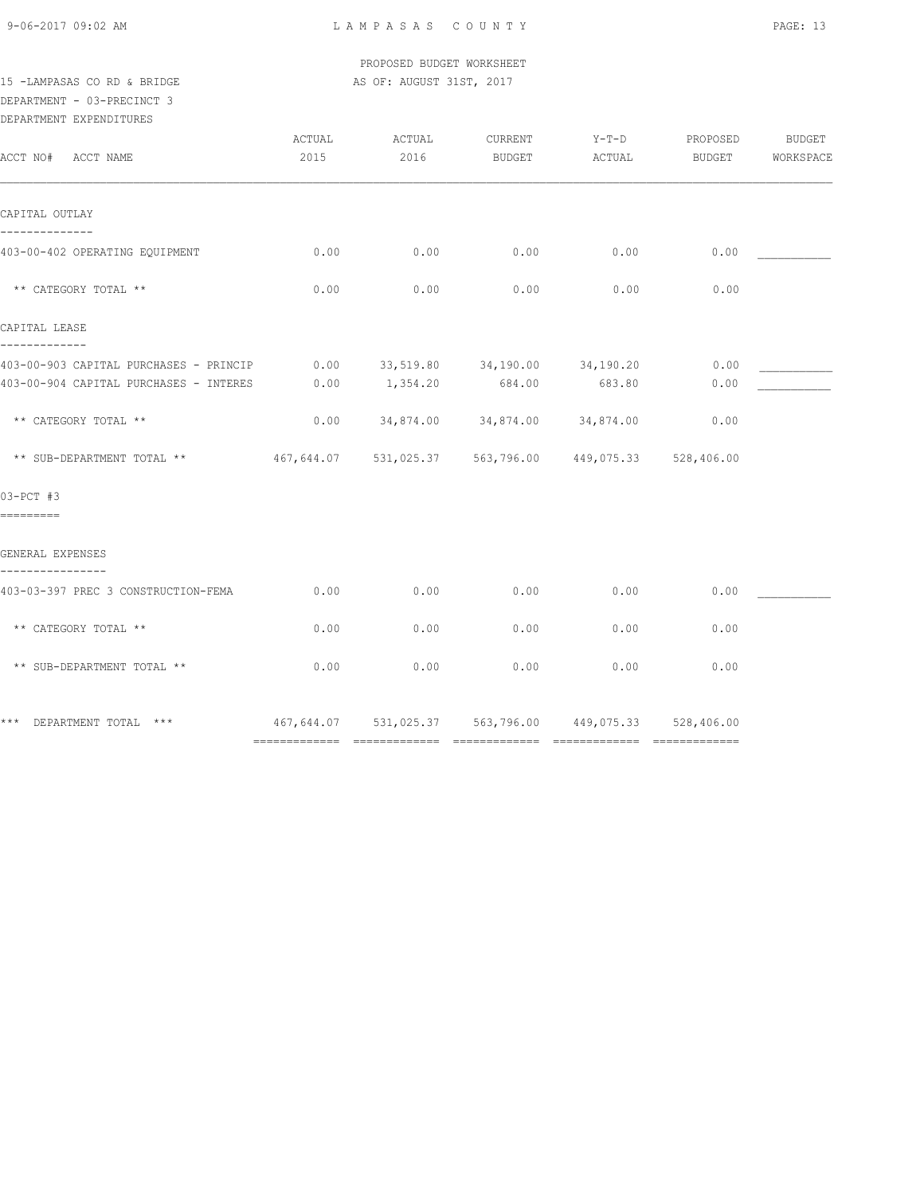PROPOSED BUDGET WORKSHEET

15 -LAMPASAS CO RD & BRIDGE — AS OF: AUGUST 31ST, 2017

DEPARTMENT - 03-PRECINCT 3

DEPARTMENT EXPENDITURES

| ACCT NO# ACCT NAME | ACTUAL 2015 | ACTUAL 2016 | CURRENT BUDGET | Y-T-D ACTUAL | PROPOSED BUDGET | BUDGET WORKSPACE |
|---|---|---|---|---|---|---|
| **CAPITAL OUTLAY** | | | | | | |
| 403-00-402 OPERATING EQUIPMENT | 0.00 | 0.00 | 0.00 | 0.00 | 0.00 | ___________ |
| ** CATEGORY TOTAL ** | 0.00 | 0.00 | 0.00 | 0.00 | 0.00 | |
| **CAPITAL LEASE** | | | | | | |
| 403-00-903 CAPITAL PURCHASES - PRINCIP | 0.00 | 33,519.80 | 34,190.00 | 34,190.20 | 0.00 | ___________ |
| 403-00-904 CAPITAL PURCHASES - INTERES | 0.00 | 1,354.20 | 684.00 | 683.80 | 0.00 | ___________ |
| ** CATEGORY TOTAL ** | 0.00 | 34,874.00 | 34,874.00 | 34,874.00 | 0.00 | |
| ** SUB-DEPARTMENT TOTAL ** | 467,644.07 | 531,025.37 | 563,796.00 | 449,075.33 | 528,406.00 | |
| **03-PCT #3** | | | | | | |
| **GENERAL EXPENSES** | | | | | | |
| 403-03-397 PREC 3 CONSTRUCTION-FEMA | 0.00 | 0.00 | 0.00 | 0.00 | 0.00 | ___________ |
| ** CATEGORY TOTAL ** | 0.00 | 0.00 | 0.00 | 0.00 | 0.00 | |
| ** SUB-DEPARTMENT TOTAL ** | 0.00 | 0.00 | 0.00 | 0.00 | 0.00 | |
| *** DEPARTMENT TOTAL *** | 467,644.07 | 531,025.37 | 563,796.00 | 449,075.33 | 528,406.00 | |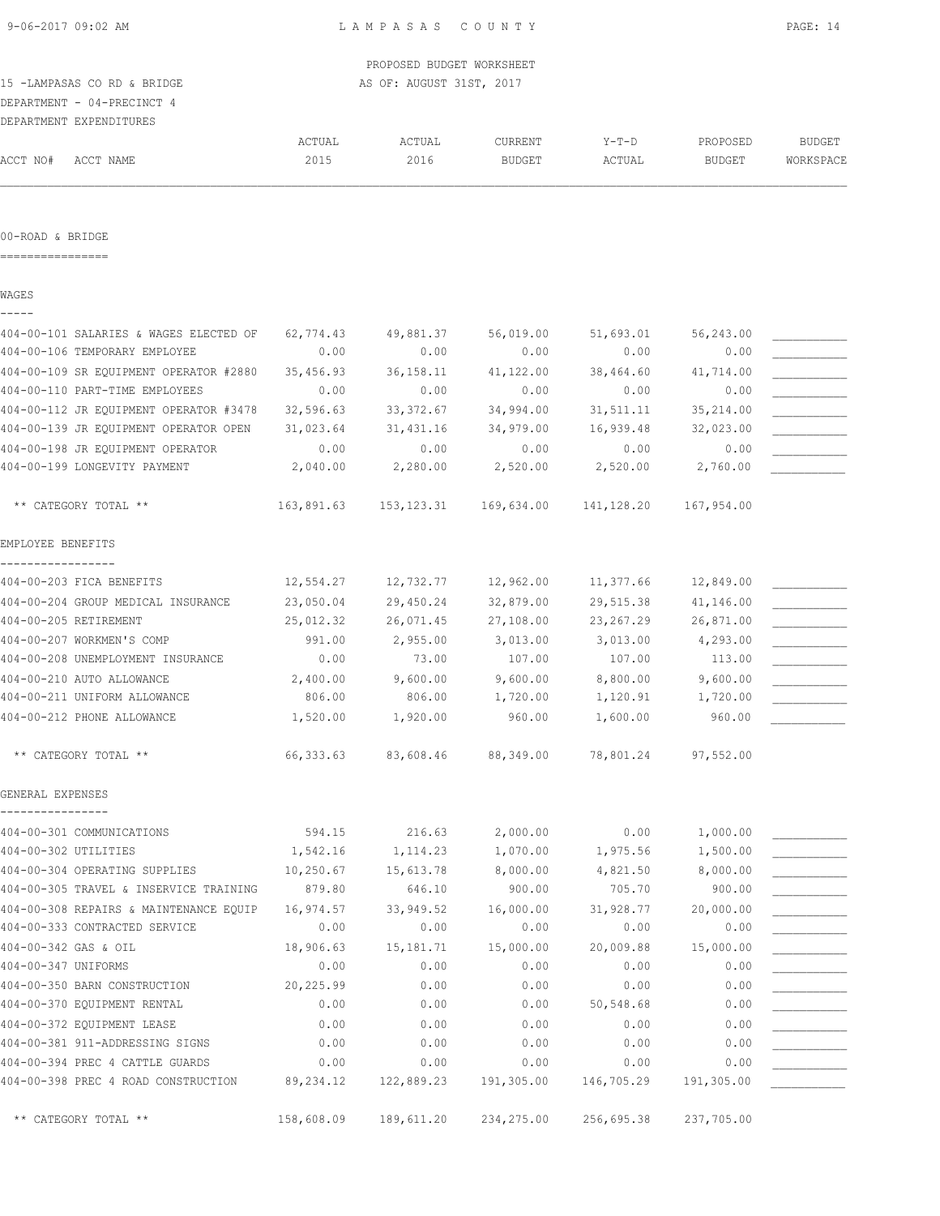PROPOSED BUDGET WORKSHEET

15 -LAMPASAS CO RD & BRIDGE — AS OF: AUGUST 31ST, 2017

DEPARTMENT - 04-PRECINCT 4

DEPARTMENT EXPENDITURES

| ACCT NO# | ACCT NAME | ACTUAL 2015 | ACTUAL 2016 | CURRENT BUDGET | Y-T-D ACTUAL | PROPOSED BUDGET | BUDGET WORKSPACE |
|---|---|---|---|---|---|---|---|
| **00-ROAD & BRIDGE** | | | | | | | |
| **WAGES** | | | | | | | |
| 404-00-101 | SALARIES & WAGES ELECTED OF | 62,774.43 | 49,881.37 | 56,019.00 | 51,693.01 | 56,243.00 | ___________ |
| 404-00-106 | TEMPORARY EMPLOYEE | 0.00 | 0.00 | 0.00 | 0.00 | 0.00 | ___________ |
| 404-00-109 | SR EQUIPMENT OPERATOR #2880 | 35,456.93 | 36,158.11 | 41,122.00 | 38,464.60 | 41,714.00 | ___________ |
| 404-00-110 | PART-TIME EMPLOYEES | 0.00 | 0.00 | 0.00 | 0.00 | 0.00 | ___________ |
| 404-00-112 | JR EQUIPMENT OPERATOR #3478 | 32,596.63 | 33,372.67 | 34,994.00 | 31,511.11 | 35,214.00 | ___________ |
| 404-00-139 | JR EQUIPMENT OPERATOR OPEN | 31,023.64 | 31,431.16 | 34,979.00 | 16,939.48 | 32,023.00 | ___________ |
| 404-00-198 | JR EQUIPMENT OPERATOR | 0.00 | 0.00 | 0.00 | 0.00 | 0.00 | ___________ |
| 404-00-199 | LONGEVITY PAYMENT | 2,040.00 | 2,280.00 | 2,520.00 | 2,520.00 | 2,760.00 | ___________ |
| | ** CATEGORY TOTAL ** | 163,891.63 | 153,123.31 | 169,634.00 | 141,128.20 | 167,954.00 | |
| **EMPLOYEE BENEFITS** | | | | | | | |
| 404-00-203 | FICA BENEFITS | 12,554.27 | 12,732.77 | 12,962.00 | 11,377.66 | 12,849.00 | ___________ |
| 404-00-204 | GROUP MEDICAL INSURANCE | 23,050.04 | 29,450.24 | 32,879.00 | 29,515.38 | 41,146.00 | ___________ |
| 404-00-205 | RETIREMENT | 25,012.32 | 26,071.45 | 27,108.00 | 23,267.29 | 26,871.00 | ___________ |
| 404-00-207 | WORKMEN'S COMP | 991.00 | 2,955.00 | 3,013.00 | 3,013.00 | 4,293.00 | ___________ |
| 404-00-208 | UNEMPLOYMENT INSURANCE | 0.00 | 73.00 | 107.00 | 107.00 | 113.00 | ___________ |
| 404-00-210 | AUTO ALLOWANCE | 2,400.00 | 9,600.00 | 9,600.00 | 8,800.00 | 9,600.00 | ___________ |
| 404-00-211 | UNIFORM ALLOWANCE | 806.00 | 806.00 | 1,720.00 | 1,120.91 | 1,720.00 | ___________ |
| 404-00-212 | PHONE ALLOWANCE | 1,520.00 | 1,920.00 | 960.00 | 1,600.00 | 960.00 | ___________ |
| | ** CATEGORY TOTAL ** | 66,333.63 | 83,608.46 | 88,349.00 | 78,801.24 | 97,552.00 | |
| **GENERAL EXPENSES** | | | | | | | |
| 404-00-301 | COMMUNICATIONS | 594.15 | 216.63 | 2,000.00 | 0.00 | 1,000.00 | ___________ |
| 404-00-302 | UTILITIES | 1,542.16 | 1,114.23 | 1,070.00 | 1,975.56 | 1,500.00 | ___________ |
| 404-00-304 | OPERATING SUPPLIES | 10,250.67 | 15,613.78 | 8,000.00 | 4,821.50 | 8,000.00 | ___________ |
| 404-00-305 | TRAVEL & INSERVICE TRAINING | 879.80 | 646.10 | 900.00 | 705.70 | 900.00 | ___________ |
| 404-00-308 | REPAIRS & MAINTENANCE EQUIP | 16,974.57 | 33,949.52 | 16,000.00 | 31,928.77 | 20,000.00 | ___________ |
| 404-00-333 | CONTRACTED SERVICE | 0.00 | 0.00 | 0.00 | 0.00 | 0.00 | ___________ |
| 404-00-342 | GAS & OIL | 18,906.63 | 15,181.71 | 15,000.00 | 20,009.88 | 15,000.00 | ___________ |
| 404-00-347 | UNIFORMS | 0.00 | 0.00 | 0.00 | 0.00 | 0.00 | ___________ |
| 404-00-350 | BARN CONSTRUCTION | 20,225.99 | 0.00 | 0.00 | 0.00 | 0.00 | ___________ |
| 404-00-370 | EQUIPMENT RENTAL | 0.00 | 0.00 | 0.00 | 50,548.68 | 0.00 | ___________ |
| 404-00-372 | EQUIPMENT LEASE | 0.00 | 0.00 | 0.00 | 0.00 | 0.00 | ___________ |
| 404-00-381 | 911-ADDRESSING SIGNS | 0.00 | 0.00 | 0.00 | 0.00 | 0.00 | ___________ |
| 404-00-394 | PREC 4 CATTLE GUARDS | 0.00 | 0.00 | 0.00 | 0.00 | 0.00 | ___________ |
| 404-00-398 | PREC 4 ROAD CONSTRUCTION | 89,234.12 | 122,889.23 | 191,305.00 | 146,705.29 | 191,305.00 | ___________ |
| | ** CATEGORY TOTAL ** | 158,608.09 | 189,611.20 | 234,275.00 | 256,695.38 | 237,705.00 | |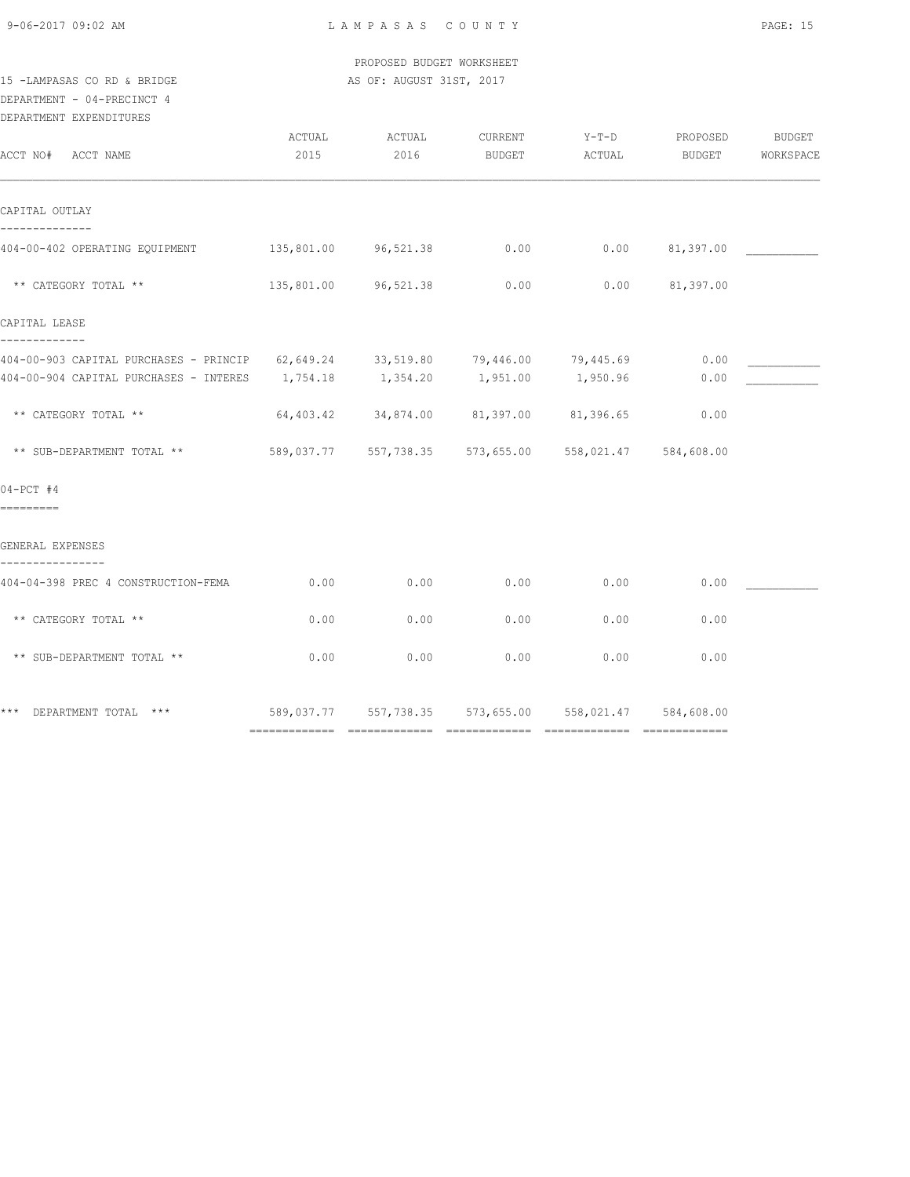PROPOSED BUDGET WORKSHEET

15 -LAMPASAS CO RD & BRIDGE — AS OF: AUGUST 31ST, 2017

DEPARTMENT - 04-PRECINCT 4

DEPARTMENT EXPENDITURES

| ACCT NO# ACCT NAME | ACTUAL 2015 | ACTUAL 2016 | CURRENT BUDGET | Y-T-D ACTUAL | PROPOSED BUDGET | BUDGET WORKSPACE |
|---|---|---|---|---|---|---|
| **CAPITAL OUTLAY** | | | | | | |
| 404-00-402 OPERATING EQUIPMENT | 135,801.00 | 96,521.38 | 0.00 | 0.00 | 81,397.00 | ___________ |
| ** CATEGORY TOTAL ** | 135,801.00 | 96,521.38 | 0.00 | 0.00 | 81,397.00 | |
| **CAPITAL LEASE** | | | | | | |
| 404-00-903 CAPITAL PURCHASES - PRINCIP | 62,649.24 | 33,519.80 | 79,446.00 | 79,445.69 | 0.00 | ___________ |
| 404-00-904 CAPITAL PURCHASES - INTERES | 1,754.18 | 1,354.20 | 1,951.00 | 1,950.96 | 0.00 | ___________ |
| ** CATEGORY TOTAL ** | 64,403.42 | 34,874.00 | 81,397.00 | 81,396.65 | 0.00 | |
| ** SUB-DEPARTMENT TOTAL ** | 589,037.77 | 557,738.35 | 573,655.00 | 558,021.47 | 584,608.00 | |
| **04-PCT #4** | | | | | | |
| **GENERAL EXPENSES** | | | | | | |
| 404-04-398 PREC 4 CONSTRUCTION-FEMA | 0.00 | 0.00 | 0.00 | 0.00 | 0.00 | ___________ |
| ** CATEGORY TOTAL ** | 0.00 | 0.00 | 0.00 | 0.00 | 0.00 | |
| ** SUB-DEPARTMENT TOTAL ** | 0.00 | 0.00 | 0.00 | 0.00 | 0.00 | |
| *** DEPARTMENT TOTAL *** | 589,037.77 | 557,738.35 | 573,655.00 | 558,021.47 | 584,608.00 | |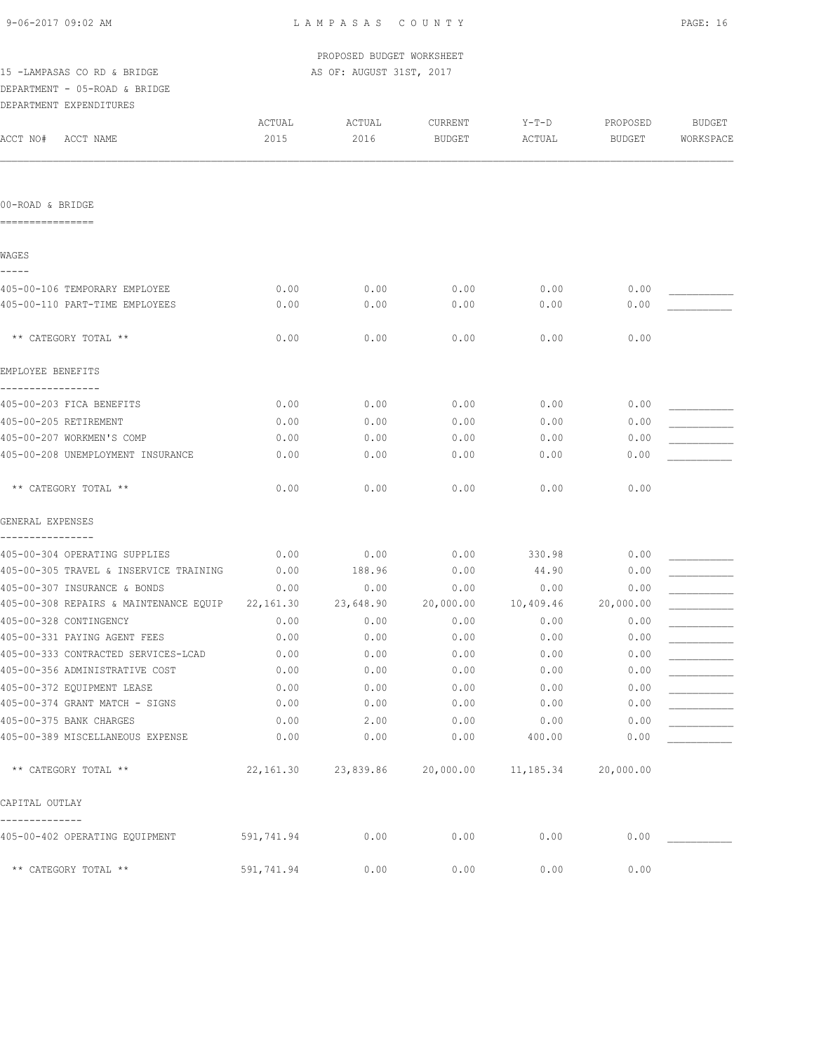PROPOSED BUDGET WORKSHEET

15 -LAMPASAS CO RD & BRIDGE — AS OF: AUGUST 31ST, 2017

DEPARTMENT - 05-ROAD & BRIDGE

DEPARTMENT EXPENDITURES

| ACCT NO# ACCT NAME | ACTUAL 2015 | ACTUAL 2016 | CURRENT BUDGET | Y-T-D ACTUAL | PROPOSED BUDGET | BUDGET WORKSPACE |
|---|---|---|---|---|---|---|
| **00-ROAD & BRIDGE** | | | | | | |
| **WAGES** | | | | | | |
| 405-00-106 TEMPORARY EMPLOYEE | 0.00 | 0.00 | 0.00 | 0.00 | 0.00 | ___________ |
| 405-00-110 PART-TIME EMPLOYEES | 0.00 | 0.00 | 0.00 | 0.00 | 0.00 | ___________ |
| ** CATEGORY TOTAL ** | 0.00 | 0.00 | 0.00 | 0.00 | 0.00 | |
| **EMPLOYEE BENEFITS** | | | | | | |
| 405-00-203 FICA BENEFITS | 0.00 | 0.00 | 0.00 | 0.00 | 0.00 | ___________ |
| 405-00-205 RETIREMENT | 0.00 | 0.00 | 0.00 | 0.00 | 0.00 | ___________ |
| 405-00-207 WORKMEN'S COMP | 0.00 | 0.00 | 0.00 | 0.00 | 0.00 | ___________ |
| 405-00-208 UNEMPLOYMENT INSURANCE | 0.00 | 0.00 | 0.00 | 0.00 | 0.00 | ___________ |
| ** CATEGORY TOTAL ** | 0.00 | 0.00 | 0.00 | 0.00 | 0.00 | |
| **GENERAL EXPENSES** | | | | | | |
| 405-00-304 OPERATING SUPPLIES | 0.00 | 0.00 | 0.00 | 330.98 | 0.00 | ___________ |
| 405-00-305 TRAVEL & INSERVICE TRAINING | 0.00 | 188.96 | 0.00 | 44.90 | 0.00 | ___________ |
| 405-00-307 INSURANCE & BONDS | 0.00 | 0.00 | 0.00 | 0.00 | 0.00 | ___________ |
| 405-00-308 REPAIRS & MAINTENANCE EQUIP | 22,161.30 | 23,648.90 | 20,000.00 | 10,409.46 | 20,000.00 | ___________ |
| 405-00-328 CONTINGENCY | 0.00 | 0.00 | 0.00 | 0.00 | 0.00 | ___________ |
| 405-00-331 PAYING AGENT FEES | 0.00 | 0.00 | 0.00 | 0.00 | 0.00 | ___________ |
| 405-00-333 CONTRACTED SERVICES-LCAD | 0.00 | 0.00 | 0.00 | 0.00 | 0.00 | ___________ |
| 405-00-356 ADMINISTRATIVE COST | 0.00 | 0.00 | 0.00 | 0.00 | 0.00 | ___________ |
| 405-00-372 EQUIPMENT LEASE | 0.00 | 0.00 | 0.00 | 0.00 | 0.00 | ___________ |
| 405-00-374 GRANT MATCH - SIGNS | 0.00 | 0.00 | 0.00 | 0.00 | 0.00 | ___________ |
| 405-00-375 BANK CHARGES | 0.00 | 2.00 | 0.00 | 0.00 | 0.00 | ___________ |
| 405-00-389 MISCELLANEOUS EXPENSE | 0.00 | 0.00 | 0.00 | 400.00 | 0.00 | ___________ |
| ** CATEGORY TOTAL ** | 22,161.30 | 23,839.86 | 20,000.00 | 11,185.34 | 20,000.00 | |
| **CAPITAL OUTLAY** | | | | | | |
| 405-00-402 OPERATING EQUIPMENT | 591,741.94 | 0.00 | 0.00 | 0.00 | 0.00 | ___________ |
| ** CATEGORY TOTAL ** | 591,741.94 | 0.00 | 0.00 | 0.00 | 0.00 | |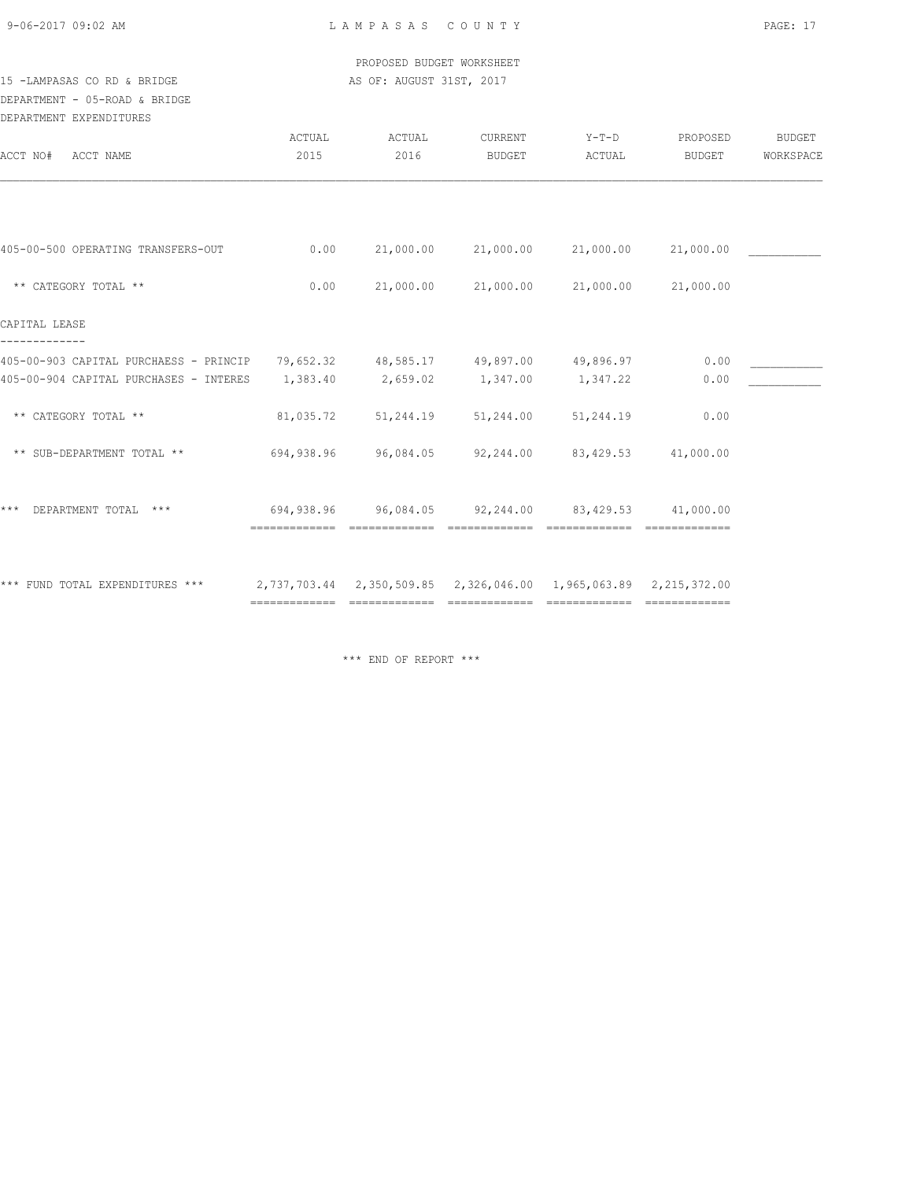PROPOSED BUDGET WORKSHEET

15 -LAMPASAS CO RD & BRIDGE — AS OF: AUGUST 31ST, 2017

DEPARTMENT - 05-ROAD & BRIDGE

DEPARTMENT EXPENDITURES

| ACCT NO# ACCT NAME | ACTUAL 2015 | ACTUAL 2016 | CURRENT BUDGET | Y-T-D ACTUAL | PROPOSED BUDGET | BUDGET WORKSPACE |
|---|---|---|---|---|---|---|
| 405-00-500 OPERATING TRANSFERS-OUT | 0.00 | 21,000.00 | 21,000.00 | 21,000.00 | 21,000.00 | ___________ |
| ** CATEGORY TOTAL ** | 0.00 | 21,000.00 | 21,000.00 | 21,000.00 | 21,000.00 | |
| CAPITAL LEASE | | | | | | |
| 405-00-903 CAPITAL PURCHAESS - PRINCIP | 79,652.32 | 48,585.17 | 49,897.00 | 49,896.97 | 0.00 | ___________ |
| 405-00-904 CAPITAL PURCHASES - INTERES | 1,383.40 | 2,659.02 | 1,347.00 | 1,347.22 | 0.00 | ___________ |
| ** CATEGORY TOTAL ** | 81,035.72 | 51,244.19 | 51,244.00 | 51,244.19 | 0.00 | |
| ** SUB-DEPARTMENT TOTAL ** | 694,938.96 | 96,084.05 | 92,244.00 | 83,429.53 | 41,000.00 | |
| *** DEPARTMENT TOTAL *** | 694,938.96 | 96,084.05 | 92,244.00 | 83,429.53 | 41,000.00 | |
| *** FUND TOTAL EXPENDITURES *** | 2,737,703.44 | 2,350,509.85 | 2,326,046.00 | 1,965,063.89 | 2,215,372.00 | |

*** END OF REPORT ***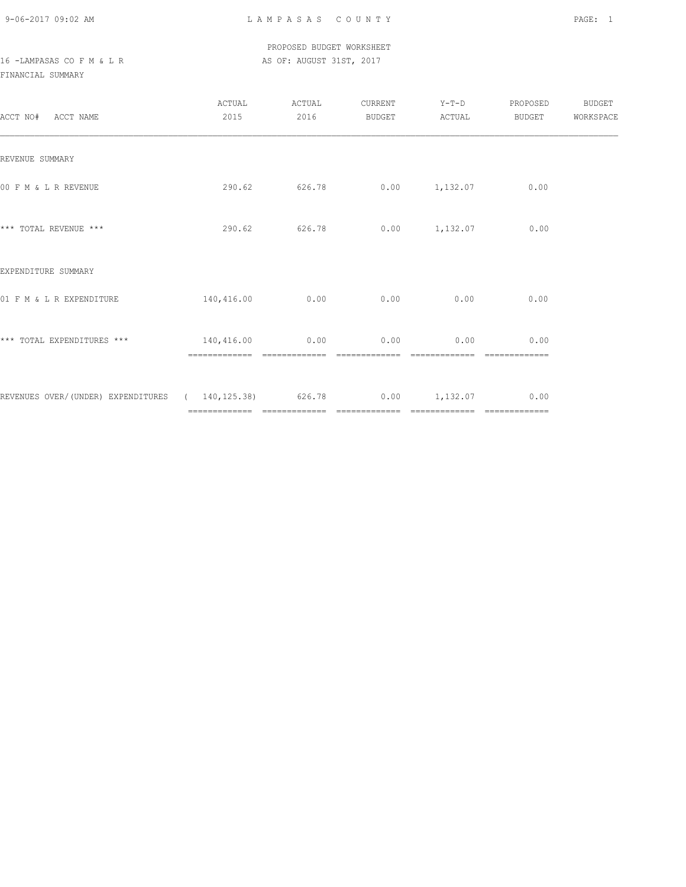PROPOSED BUDGET WORKSHEET

16 -LAMPASAS CO F M & L R — AS OF: AUGUST 31ST, 2017

FINANCIAL SUMMARY

| ACCT NO# ACCT NAME | ACTUAL 2015 | ACTUAL 2016 | CURRENT BUDGET | Y-T-D ACTUAL | PROPOSED BUDGET | BUDGET WORKSPACE |
|---|---|---|---|---|---|---|
| REVENUE SUMMARY | | | | | | |
| 00 F M & L R REVENUE | 290.62 | 626.78 | 0.00 | 1,132.07 | 0.00 | |
| *** TOTAL REVENUE *** | 290.62 | 626.78 | 0.00 | 1,132.07 | 0.00 | |
| EXPENDITURE SUMMARY | | | | | | |
| 01 F M & L R EXPENDITURE | 140,416.00 | 0.00 | 0.00 | 0.00 | 0.00 | |
| *** TOTAL EXPENDITURES *** | 140,416.00 | 0.00 | 0.00 | 0.00 | 0.00 | |
| REVENUES OVER/(UNDER) EXPENDITURES | ( 140,125.38) | 626.78 | 0.00 | 1,132.07 | 0.00 | |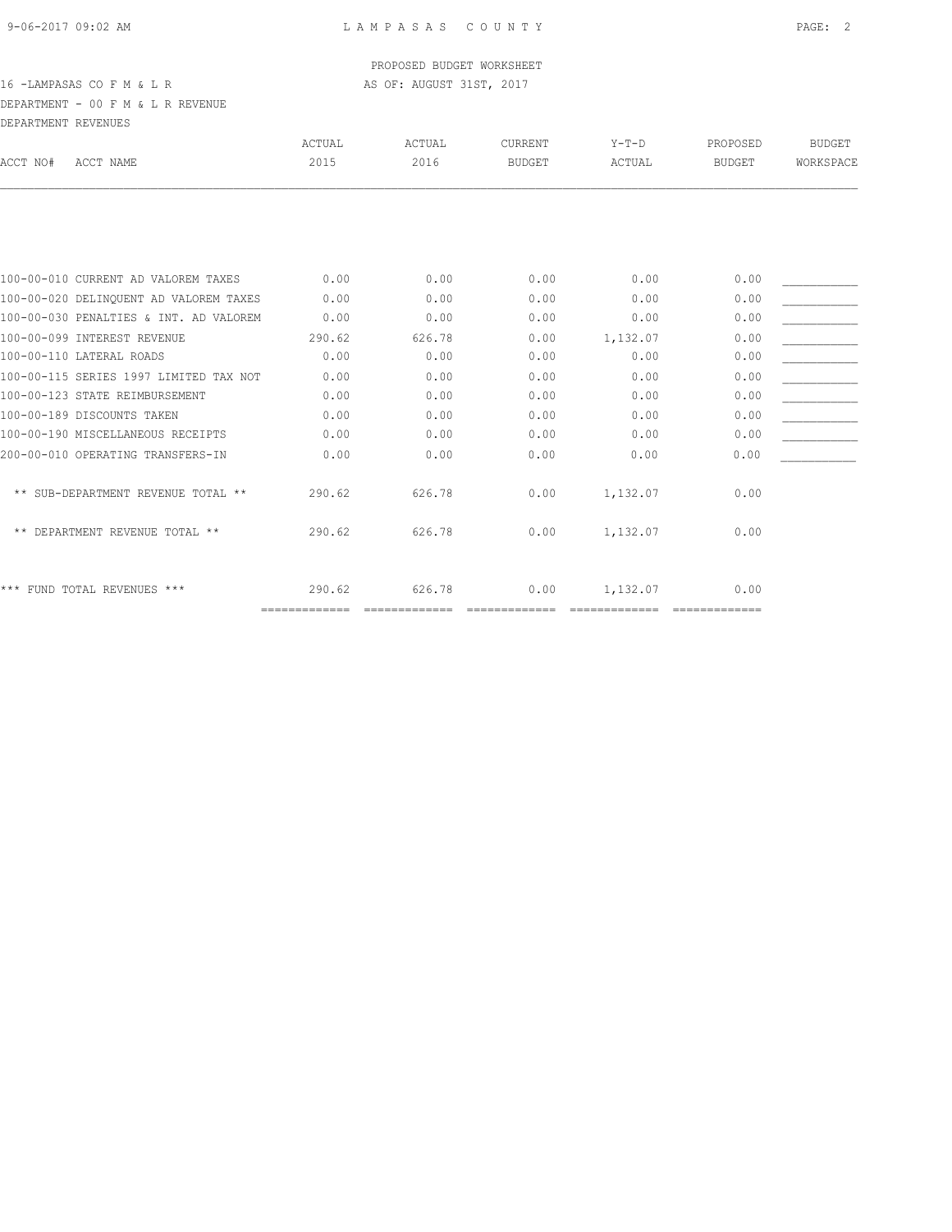PROPOSED BUDGET WORKSHEET

16 -LAMPASAS CO F M & L R — AS OF: AUGUST 31ST, 2017

DEPARTMENT - 00 F M & L R REVENUE

DEPARTMENT REVENUES

| ACCT NO# | ACCT NAME | ACTUAL 2015 | ACTUAL 2016 | CURRENT BUDGET | Y-T-D ACTUAL | PROPOSED BUDGET | BUDGET WORKSPACE |
|---|---|---|---|---|---|---|---|
| 100-00-010 | CURRENT AD VALOREM TAXES | 0.00 | 0.00 | 0.00 | 0.00 | 0.00 | ___________ |
| 100-00-020 | DELINQUENT AD VALOREM TAXES | 0.00 | 0.00 | 0.00 | 0.00 | 0.00 | ___________ |
| 100-00-030 | PENALTIES & INT. AD VALOREM | 0.00 | 0.00 | 0.00 | 0.00 | 0.00 | ___________ |
| 100-00-099 | INTEREST REVENUE | 290.62 | 626.78 | 0.00 | 1,132.07 | 0.00 | ___________ |
| 100-00-110 | LATERAL ROADS | 0.00 | 0.00 | 0.00 | 0.00 | 0.00 | ___________ |
| 100-00-115 | SERIES 1997 LIMITED TAX NOT | 0.00 | 0.00 | 0.00 | 0.00 | 0.00 | ___________ |
| 100-00-123 | STATE REIMBURSEMENT | 0.00 | 0.00 | 0.00 | 0.00 | 0.00 | ___________ |
| 100-00-189 | DISCOUNTS TAKEN | 0.00 | 0.00 | 0.00 | 0.00 | 0.00 | ___________ |
| 100-00-190 | MISCELLANEOUS RECEIPTS | 0.00 | 0.00 | 0.00 | 0.00 | 0.00 | ___________ |
| 200-00-010 | OPERATING TRANSFERS-IN | 0.00 | 0.00 | 0.00 | 0.00 | 0.00 | ___________ |
| | ** SUB-DEPARTMENT REVENUE TOTAL ** | 290.62 | 626.78 | 0.00 | 1,132.07 | 0.00 | |
| | ** DEPARTMENT REVENUE TOTAL ** | 290.62 | 626.78 | 0.00 | 1,132.07 | 0.00 | |
| | *** FUND TOTAL REVENUES *** | 290.62 | 626.78 | 0.00 | 1,132.07 | 0.00 | |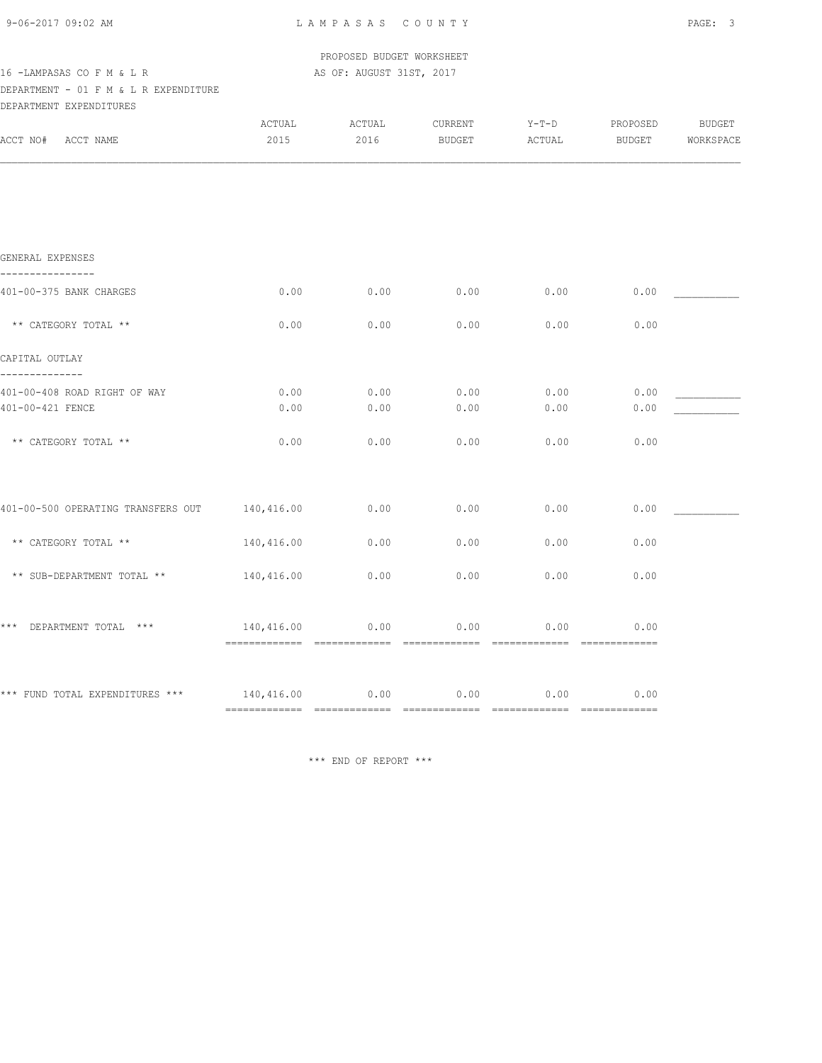PROPOSED BUDGET WORKSHEET

16 -LAMPASAS CO F M & L R AS OF: AUGUST 31ST, 2017

DEPARTMENT - 01 F M & L R EXPENDITURE

DEPARTMENT EXPENDITURES

| ACCT NO# ACCT NAME | ACTUAL 2015 | ACTUAL 2016 | CURRENT BUDGET | Y-T-D ACTUAL | PROPOSED BUDGET | BUDGET WORKSPACE |
|---|---|---|---|---|---|---|
| **GENERAL EXPENSES** | | | | | | |
| 401-00-375 BANK CHARGES | 0.00 | 0.00 | 0.00 | 0.00 | 0.00 | ___________ |
| ** CATEGORY TOTAL ** | 0.00 | 0.00 | 0.00 | 0.00 | 0.00 | |
| **CAPITAL OUTLAY** | | | | | | |
| 401-00-408 ROAD RIGHT OF WAY | 0.00 | 0.00 | 0.00 | 0.00 | 0.00 | ___________ |
| 401-00-421 FENCE | 0.00 | 0.00 | 0.00 | 0.00 | 0.00 | ___________ |
| ** CATEGORY TOTAL ** | 0.00 | 0.00 | 0.00 | 0.00 | 0.00 | |
| 401-00-500 OPERATING TRANSFERS OUT | 140,416.00 | 0.00 | 0.00 | 0.00 | 0.00 | ___________ |
| ** CATEGORY TOTAL ** | 140,416.00 | 0.00 | 0.00 | 0.00 | 0.00 | |
| ** SUB-DEPARTMENT TOTAL ** | 140,416.00 | 0.00 | 0.00 | 0.00 | 0.00 | |
| *** DEPARTMENT TOTAL *** | 140,416.00 | 0.00 | 0.00 | 0.00 | 0.00 | |
| *** FUND TOTAL EXPENDITURES *** | 140,416.00 | 0.00 | 0.00 | 0.00 | 0.00 | |

*** END OF REPORT ***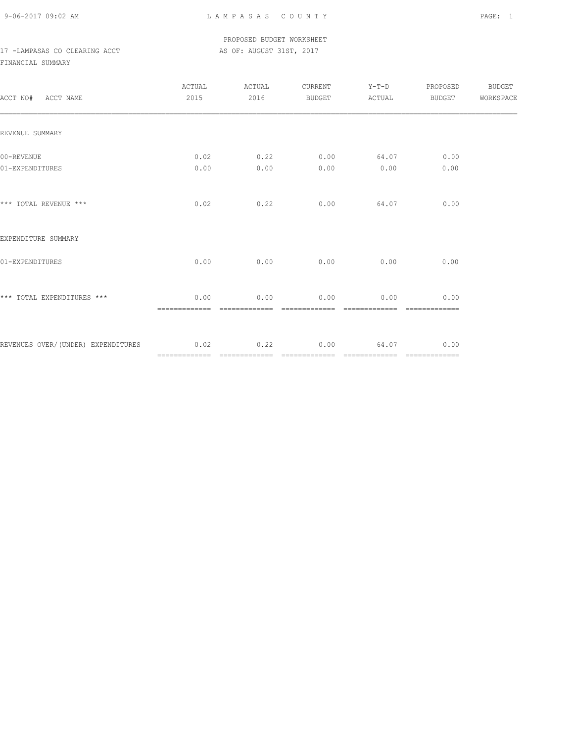PROPOSED BUDGET WORKSHEET

17 -LAMPASAS CO CLEARING ACCT — AS OF: AUGUST 31ST, 2017

FINANCIAL SUMMARY

| ACCT NO# ACCT NAME | ACTUAL 2015 | ACTUAL 2016 | CURRENT BUDGET | Y-T-D ACTUAL | PROPOSED BUDGET | BUDGET WORKSPACE |
|---|---|---|---|---|---|---|
| REVENUE SUMMARY | | | | | | |
| 00-REVENUE | 0.02 | 0.22 | 0.00 | 64.07 | 0.00 | |
| 01-EXPENDITURES | 0.00 | 0.00 | 0.00 | 0.00 | 0.00 | |
| *** TOTAL REVENUE *** | 0.02 | 0.22 | 0.00 | 64.07 | 0.00 | |
| EXPENDITURE SUMMARY | | | | | | |
| 01-EXPENDITURES | 0.00 | 0.00 | 0.00 | 0.00 | 0.00 | |
| *** TOTAL EXPENDITURES *** | 0.00 | 0.00 | 0.00 | 0.00 | 0.00 | |
| REVENUES OVER/(UNDER) EXPENDITURES | 0.02 | 0.22 | 0.00 | 64.07 | 0.00 | |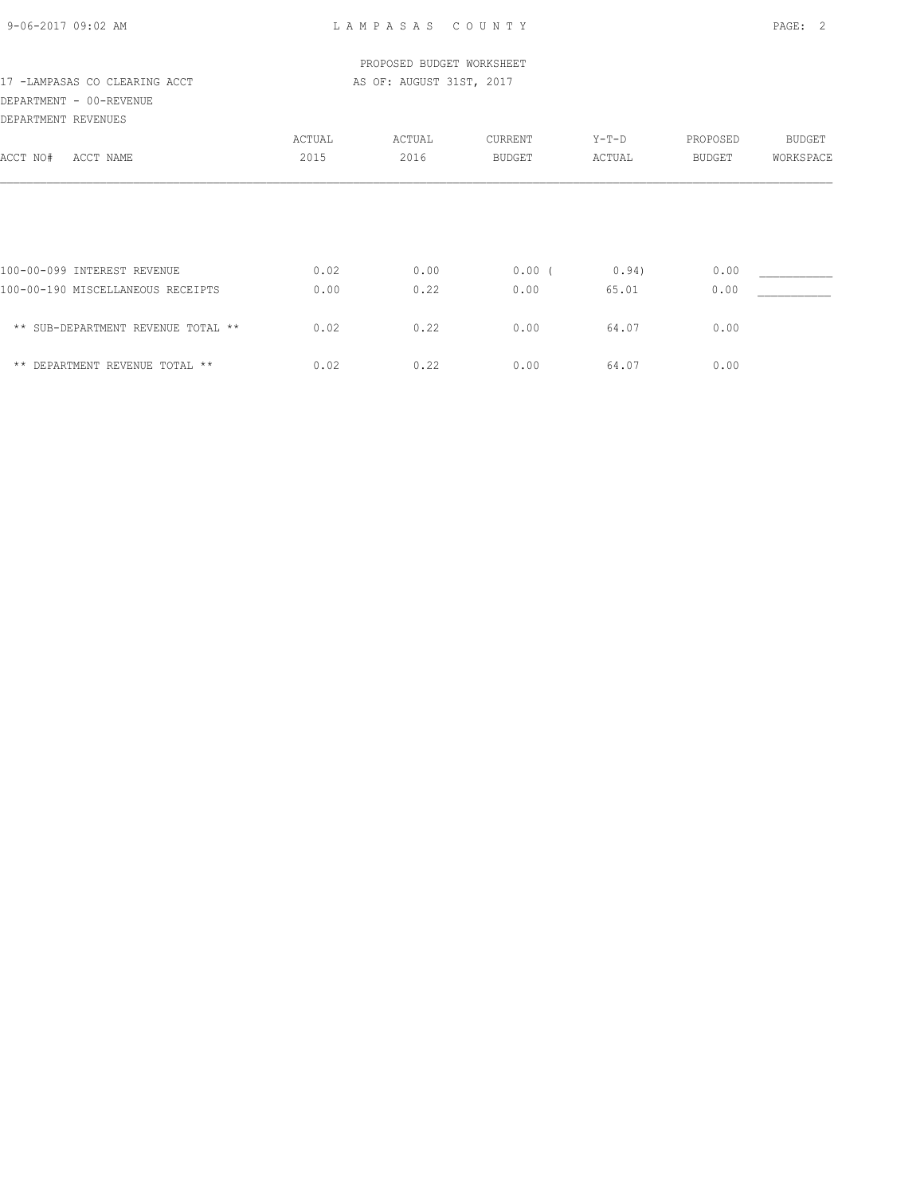PROPOSED BUDGET WORKSHEET

17 -LAMPASAS CO CLEARING ACCT — AS OF: AUGUST 31ST, 2017

DEPARTMENT - 00-REVENUE

DEPARTMENT REVENUES

| ACCT NO# ACCT NAME | ACTUAL 2015 | ACTUAL 2016 | CURRENT BUDGET | Y-T-D ACTUAL | PROPOSED BUDGET | BUDGET WORKSPACE |
|---|---|---|---|---|---|---|
| 100-00-099 INTEREST REVENUE | 0.02 | 0.00 | 0.00 | (0.94) | 0.00 | ___________ |
| 100-00-190 MISCELLANEOUS RECEIPTS | 0.00 | 0.22 | 0.00 | 65.01 | 0.00 | ___________ |
| ** SUB-DEPARTMENT REVENUE TOTAL ** | 0.02 | 0.22 | 0.00 | 64.07 | 0.00 | |
| ** DEPARTMENT REVENUE TOTAL ** | 0.02 | 0.22 | 0.00 | 64.07 | 0.00 | |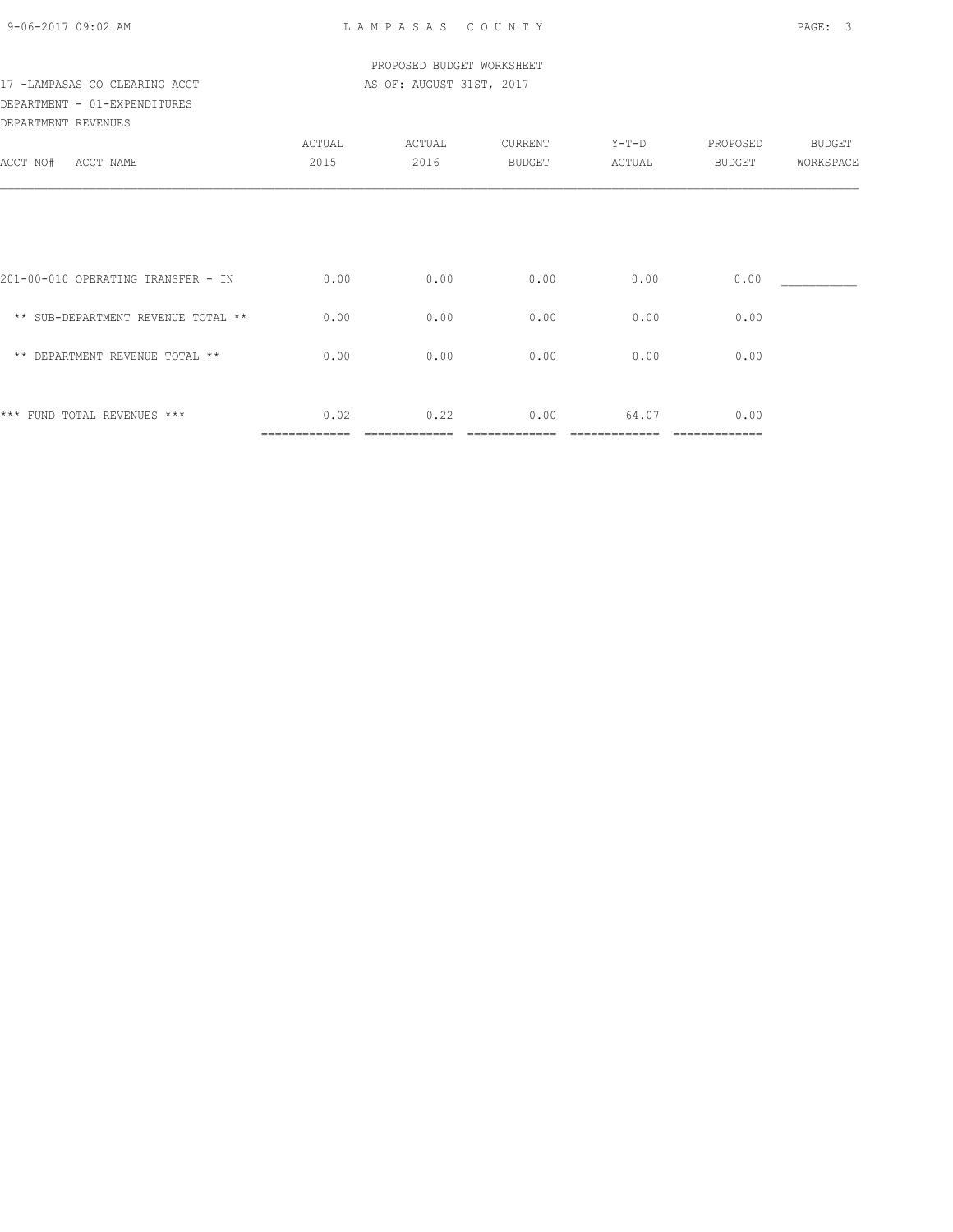PROPOSED BUDGET WORKSHEET

17 -LAMPASAS CO CLEARING ACCT — AS OF: AUGUST 31ST, 2017

DEPARTMENT - 01-EXPENDITURES

DEPARTMENT REVENUES

| ACCT NO# ACCT NAME | ACTUAL 2015 | ACTUAL 2016 | CURRENT BUDGET | Y-T-D ACTUAL | PROPOSED BUDGET | BUDGET WORKSPACE |
|---|---|---|---|---|---|---|
| 201-00-010 OPERATING TRANSFER - IN | 0.00 | 0.00 | 0.00 | 0.00 | 0.00 | ___________ |
| ** SUB-DEPARTMENT REVENUE TOTAL ** | 0.00 | 0.00 | 0.00 | 0.00 | 0.00 | |
| ** DEPARTMENT REVENUE TOTAL ** | 0.00 | 0.00 | 0.00 | 0.00 | 0.00 | |
| *** FUND TOTAL REVENUES *** | 0.02 | 0.22 | 0.00 | 64.07 | 0.00 | |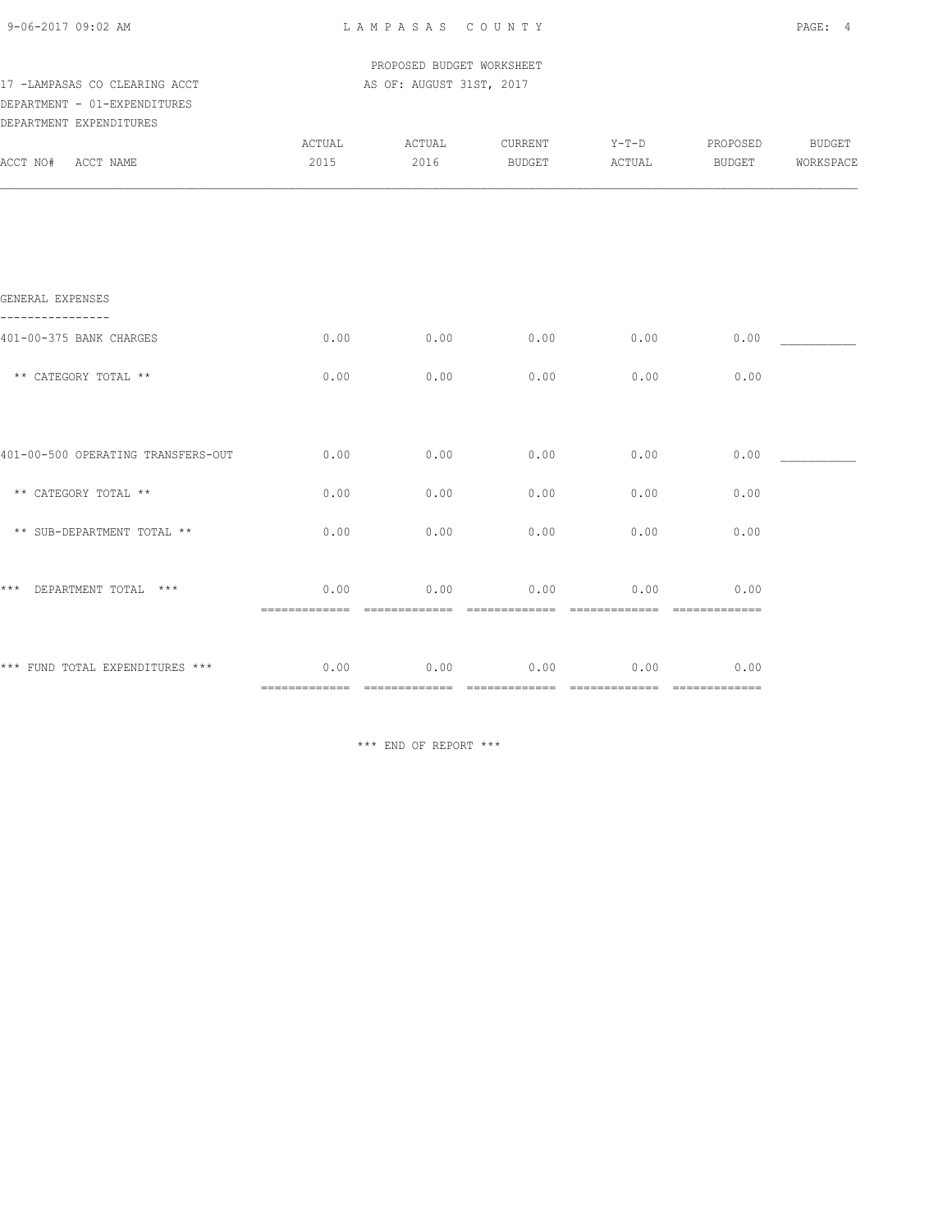LAMPASAS COUNTY

PROPOSED BUDGET WORKSHEET

17 -LAMPASAS CO CLEARING ACCT — AS OF: AUGUST 31ST, 2017

DEPARTMENT - 01-EXPENDITURES

DEPARTMENT EXPENDITURES

| ACCT NO# ACCT NAME | ACTUAL 2015 | ACTUAL 2016 | CURRENT BUDGET | Y-T-D ACTUAL | PROPOSED BUDGET | BUDGET WORKSPACE |
|---|---|---|---|---|---|---|
| **GENERAL EXPENSES** | | | | | | |
| 401-00-375 BANK CHARGES | 0.00 | 0.00 | 0.00 | 0.00 | 0.00 | ___________ |
| ** CATEGORY TOTAL ** | 0.00 | 0.00 | 0.00 | 0.00 | 0.00 | |
| 401-00-500 OPERATING TRANSFERS-OUT | 0.00 | 0.00 | 0.00 | 0.00 | 0.00 | ___________ |
| ** CATEGORY TOTAL ** | 0.00 | 0.00 | 0.00 | 0.00 | 0.00 | |
| ** SUB-DEPARTMENT TOTAL ** | 0.00 | 0.00 | 0.00 | 0.00 | 0.00 | |
| *** DEPARTMENT TOTAL *** | 0.00 | 0.00 | 0.00 | 0.00 | 0.00 | |
| *** FUND TOTAL EXPENDITURES *** | 0.00 | 0.00 | 0.00 | 0.00 | 0.00 | |

*** END OF REPORT ***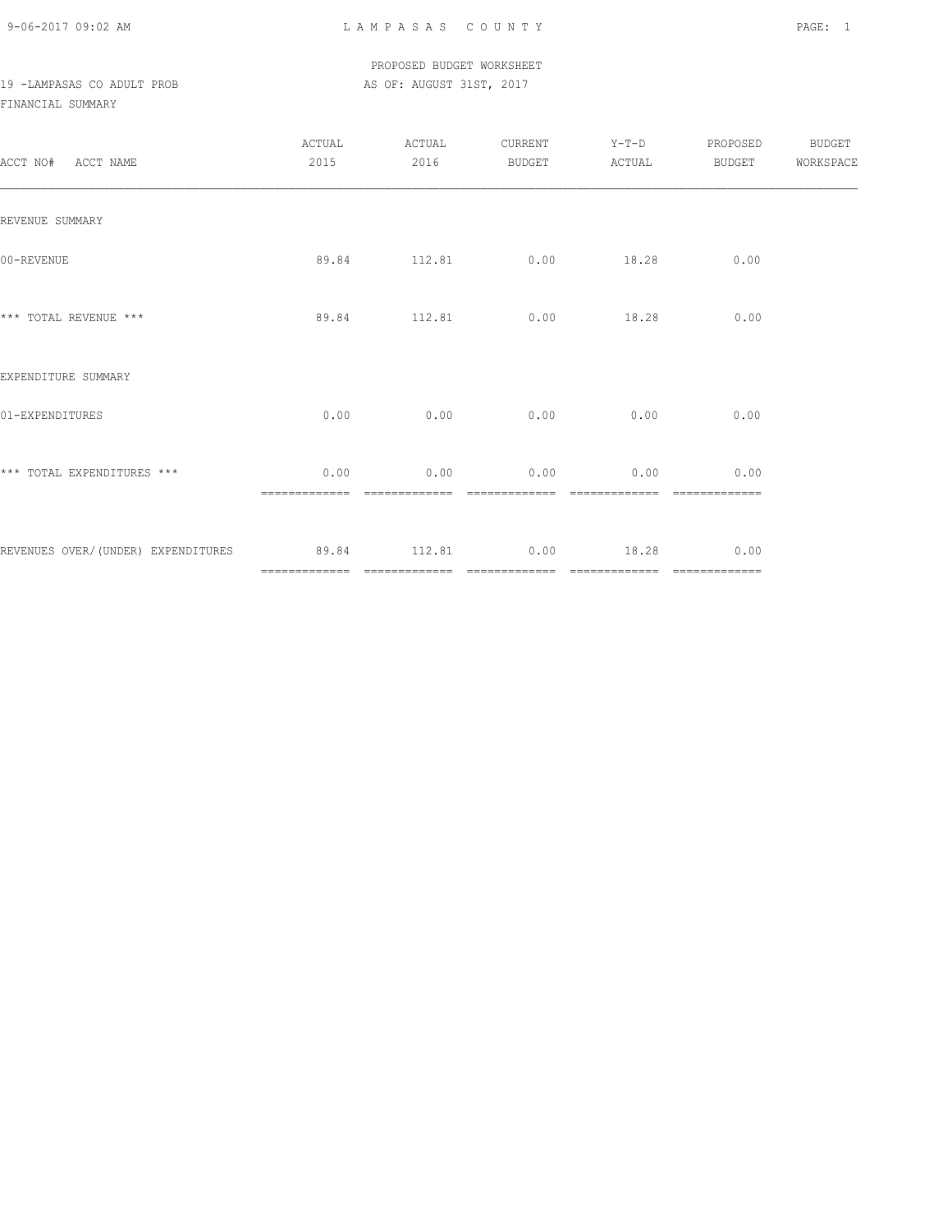PROPOSED BUDGET WORKSHEET

19 -LAMPASAS CO ADULT PROB AS OF: AUGUST 31ST, 2017

FINANCIAL SUMMARY

| ACCT NO# ACCT NAME | ACTUAL 2015 | ACTUAL 2016 | CURRENT BUDGET | Y-T-D ACTUAL | PROPOSED BUDGET | BUDGET WORKSPACE |
|---|---|---|---|---|---|---|
| REVENUE SUMMARY | | | | | | |
| 00-REVENUE | 89.84 | 112.81 | 0.00 | 18.28 | 0.00 | |
| *** TOTAL REVENUE *** | 89.84 | 112.81 | 0.00 | 18.28 | 0.00 | |
| EXPENDITURE SUMMARY | | | | | | |
| 01-EXPENDITURES | 0.00 | 0.00 | 0.00 | 0.00 | 0.00 | |
| *** TOTAL EXPENDITURES *** | 0.00 | 0.00 | 0.00 | 0.00 | 0.00 | |
| REVENUES OVER/(UNDER) EXPENDITURES | 89.84 | 112.81 | 0.00 | 18.28 | 0.00 | |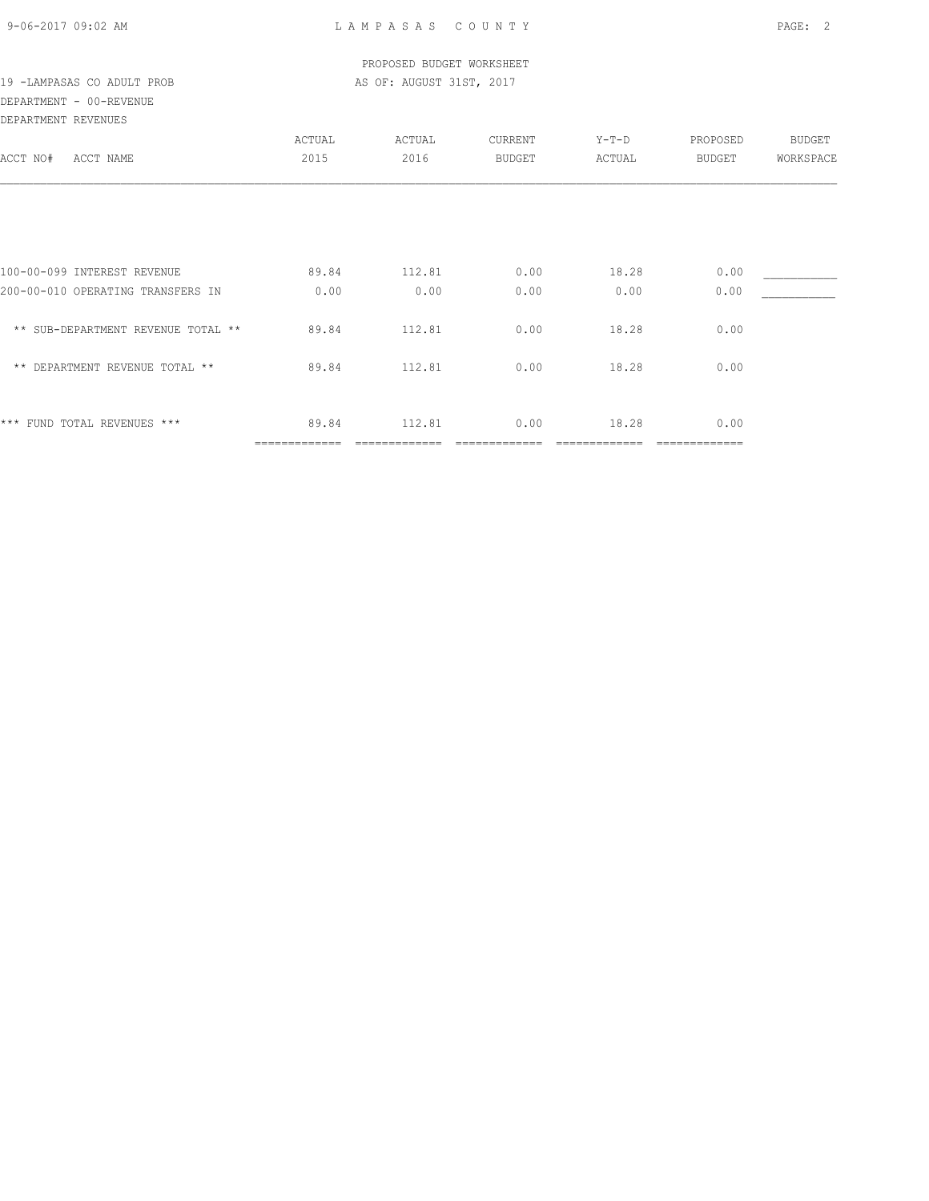PROPOSED BUDGET WORKSHEET

19 -LAMPASAS CO ADULT PROB — AS OF: AUGUST 31ST, 2017

DEPARTMENT - 00-REVENUE

DEPARTMENT REVENUES

| ACCT NO# ACCT NAME | ACTUAL 2015 | ACTUAL 2016 | CURRENT BUDGET | Y-T-D ACTUAL | PROPOSED BUDGET | BUDGET WORKSPACE |
|---|---|---|---|---|---|---|
| 100-00-099 INTEREST REVENUE | 89.84 | 112.81 | 0.00 | 18.28 | 0.00 | ___________ |
| 200-00-010 OPERATING TRANSFERS IN | 0.00 | 0.00 | 0.00 | 0.00 | 0.00 | ___________ |
| ** SUB-DEPARTMENT REVENUE TOTAL ** | 89.84 | 112.81 | 0.00 | 18.28 | 0.00 | |
| ** DEPARTMENT REVENUE TOTAL ** | 89.84 | 112.81 | 0.00 | 18.28 | 0.00 | |
| *** FUND TOTAL REVENUES *** | 89.84 | 112.81 | 0.00 | 18.28 | 0.00 | |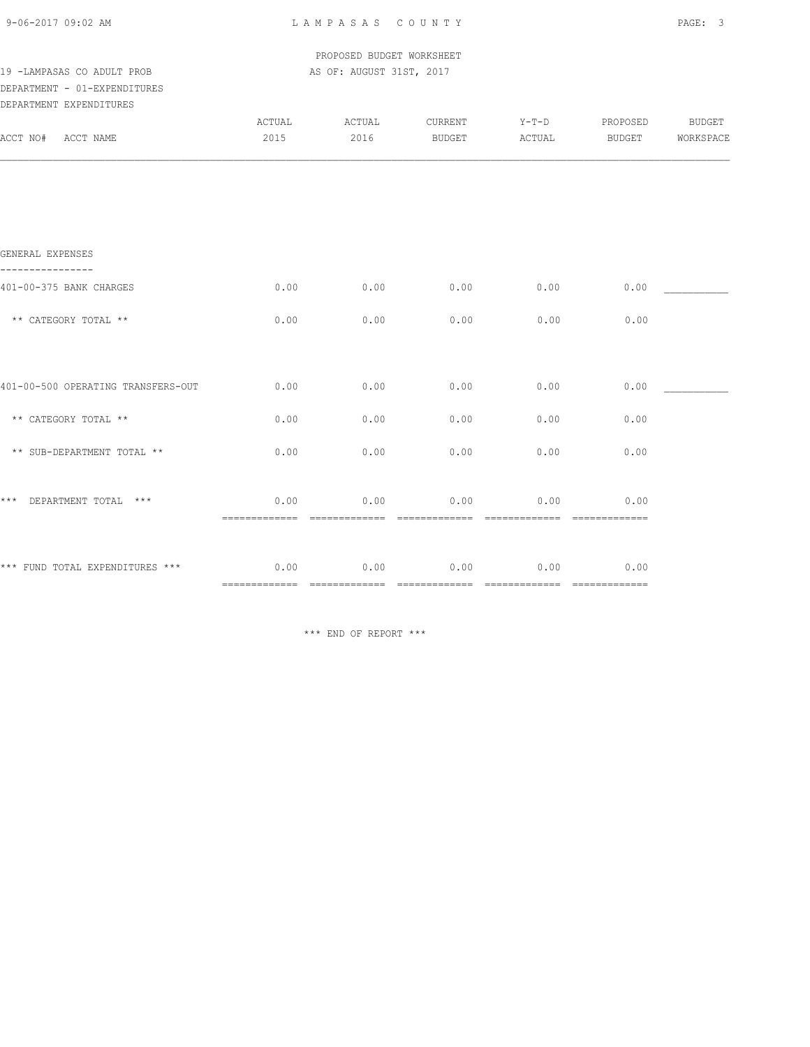PROPOSED BUDGET WORKSHEET

19 -LAMPASAS CO ADULT PROB — AS OF: AUGUST 31ST, 2017

DEPARTMENT - 01-EXPENDITURES

DEPARTMENT EXPENDITURES

| ACCT NO# ACCT NAME | ACTUAL 2015 | ACTUAL 2016 | CURRENT BUDGET | Y-T-D ACTUAL | PROPOSED BUDGET | BUDGET WORKSPACE |
|---|---|---|---|---|---|---|
| **GENERAL EXPENSES** | | | | | | |
| 401-00-375 BANK CHARGES | 0.00 | 0.00 | 0.00 | 0.00 | 0.00 | ___________ |
| ** CATEGORY TOTAL ** | 0.00 | 0.00 | 0.00 | 0.00 | 0.00 | |
| 401-00-500 OPERATING TRANSFERS-OUT | 0.00 | 0.00 | 0.00 | 0.00 | 0.00 | ___________ |
| ** CATEGORY TOTAL ** | 0.00 | 0.00 | 0.00 | 0.00 | 0.00 | |
| ** SUB-DEPARTMENT TOTAL ** | 0.00 | 0.00 | 0.00 | 0.00 | 0.00 | |
| *** DEPARTMENT TOTAL *** | 0.00 | 0.00 | 0.00 | 0.00 | 0.00 | |
| *** FUND TOTAL EXPENDITURES *** | 0.00 | 0.00 | 0.00 | 0.00 | 0.00 | |

*** END OF REPORT ***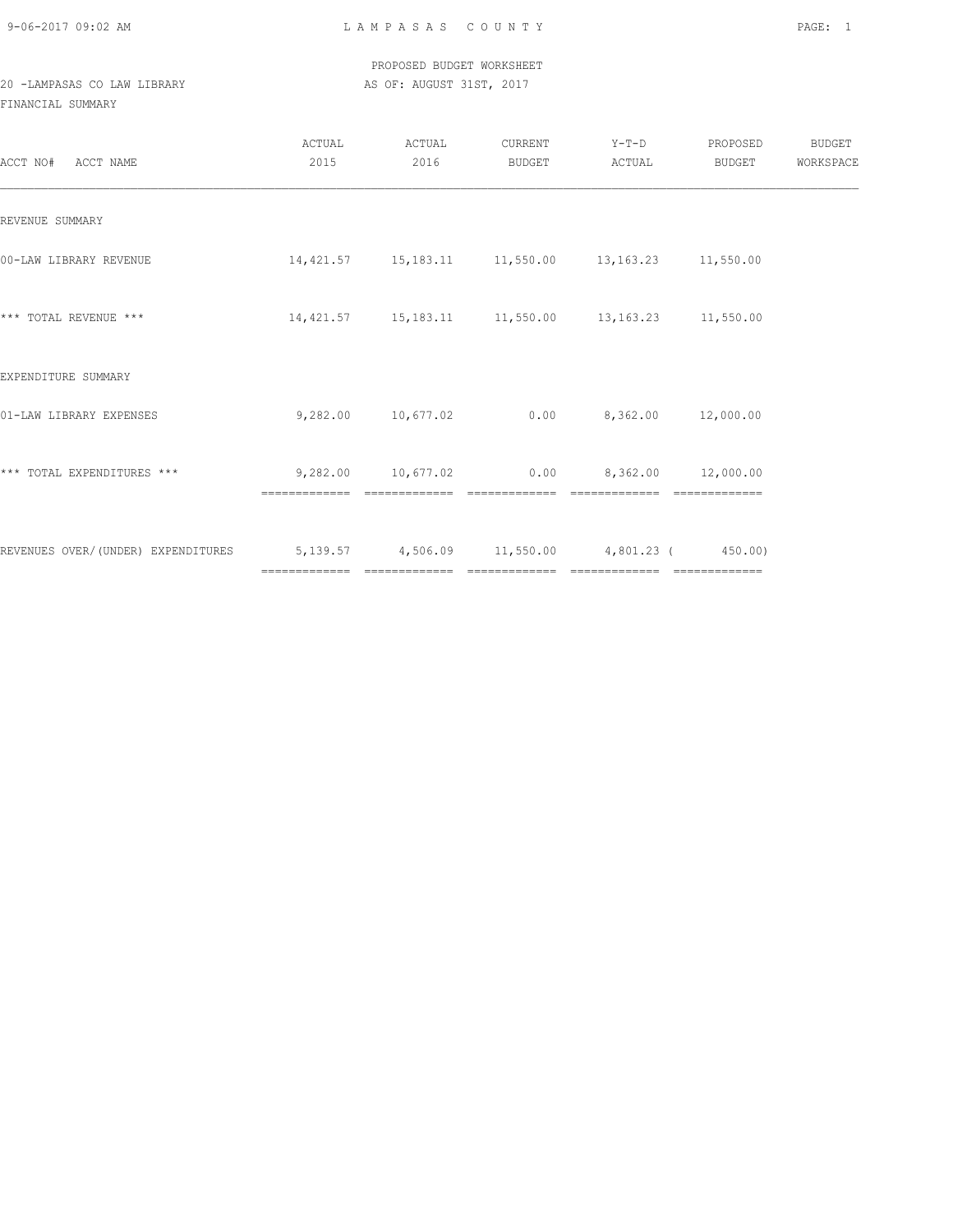PROPOSED BUDGET WORKSHEET

20 -LAMPASAS CO LAW LIBRARY — AS OF: AUGUST 31ST, 2017

FINANCIAL SUMMARY

| ACCT NO# ACCT NAME | ACTUAL 2015 | ACTUAL 2016 | CURRENT BUDGET | Y-T-D ACTUAL | PROPOSED BUDGET | BUDGET WORKSPACE |
|---|---|---|---|---|---|---|
| REVENUE SUMMARY | | | | | | |
| 00-LAW LIBRARY REVENUE | 14,421.57 | 15,183.11 | 11,550.00 | 13,163.23 | 11,550.00 | |
| *** TOTAL REVENUE *** | 14,421.57 | 15,183.11 | 11,550.00 | 13,163.23 | 11,550.00 | |
| EXPENDITURE SUMMARY | | | | | | |
| 01-LAW LIBRARY EXPENSES | 9,282.00 | 10,677.02 | 0.00 | 8,362.00 | 12,000.00 | |
| *** TOTAL EXPENDITURES *** | 9,282.00 | 10,677.02 | 0.00 | 8,362.00 | 12,000.00 | |
| REVENUES OVER/(UNDER) EXPENDITURES | 5,139.57 | 4,506.09 | 11,550.00 | 4,801.23 | ( 450.00) | |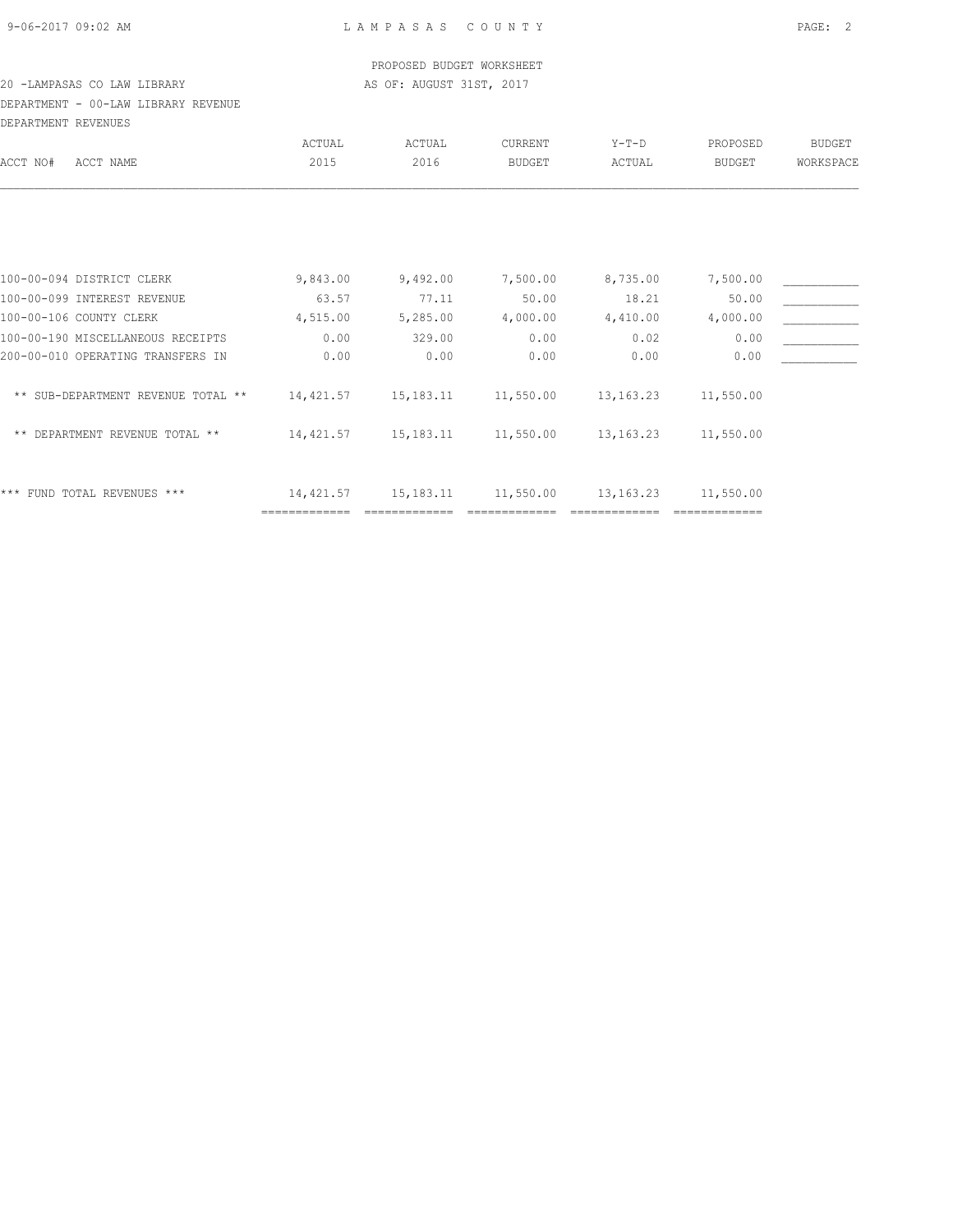PROPOSED BUDGET WORKSHEET

20 -LAMPASAS CO LAW LIBRARY — AS OF: AUGUST 31ST, 2017

DEPARTMENT - 00-LAW LIBRARY REVENUE

DEPARTMENT REVENUES

| ACCT NO# ACCT NAME | ACTUAL 2015 | ACTUAL 2016 | CURRENT BUDGET | Y-T-D ACTUAL | PROPOSED BUDGET | BUDGET WORKSPACE |
|---|---|---|---|---|---|---|
| 100-00-094 DISTRICT CLERK | 9,843.00 | 9,492.00 | 7,500.00 | 8,735.00 | 7,500.00 | ___________ |
| 100-00-099 INTEREST REVENUE | 63.57 | 77.11 | 50.00 | 18.21 | 50.00 | ___________ |
| 100-00-106 COUNTY CLERK | 4,515.00 | 5,285.00 | 4,000.00 | 4,410.00 | 4,000.00 | ___________ |
| 100-00-190 MISCELLANEOUS RECEIPTS | 0.00 | 329.00 | 0.00 | 0.02 | 0.00 | ___________ |
| 200-00-010 OPERATING TRANSFERS IN | 0.00 | 0.00 | 0.00 | 0.00 | 0.00 | ___________ |
| ** SUB-DEPARTMENT REVENUE TOTAL ** | 14,421.57 | 15,183.11 | 11,550.00 | 13,163.23 | 11,550.00 | |
| ** DEPARTMENT REVENUE TOTAL ** | 14,421.57 | 15,183.11 | 11,550.00 | 13,163.23 | 11,550.00 | |
| *** FUND TOTAL REVENUES *** | 14,421.57 | 15,183.11 | 11,550.00 | 13,163.23 | 11,550.00 | |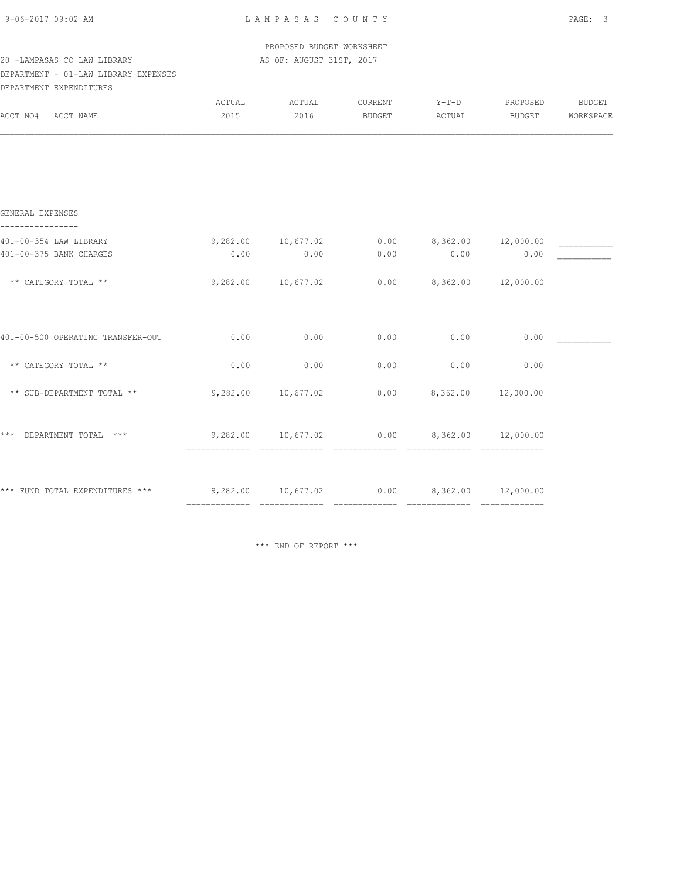PROPOSED BUDGET WORKSHEET

20 -LAMPASAS CO LAW LIBRARY AS OF: AUGUST 31ST, 2017

DEPARTMENT - 01-LAW LIBRARY EXPENSES

DEPARTMENT EXPENDITURES

| ACCT NO# ACCT NAME | ACTUAL 2015 | ACTUAL 2016 | CURRENT BUDGET | Y-T-D ACTUAL | PROPOSED BUDGET | BUDGET WORKSPACE |
|---|---|---|---|---|---|---|
| **GENERAL EXPENSES** | | | | | | |
| 401-00-354 LAW LIBRARY | 9,282.00 | 10,677.02 | 0.00 | 8,362.00 | 12,000.00 | ___________ |
| 401-00-375 BANK CHARGES | 0.00 | 0.00 | 0.00 | 0.00 | 0.00 | ___________ |
| ** CATEGORY TOTAL ** | 9,282.00 | 10,677.02 | 0.00 | 8,362.00 | 12,000.00 | |
| 401-00-500 OPERATING TRANSFER-OUT | 0.00 | 0.00 | 0.00 | 0.00 | 0.00 | ___________ |
| ** CATEGORY TOTAL ** | 0.00 | 0.00 | 0.00 | 0.00 | 0.00 | |
| ** SUB-DEPARTMENT TOTAL ** | 9,282.00 | 10,677.02 | 0.00 | 8,362.00 | 12,000.00 | |
| *** DEPARTMENT TOTAL *** | 9,282.00 | 10,677.02 | 0.00 | 8,362.00 | 12,000.00 | |
| *** FUND TOTAL EXPENDITURES *** | 9,282.00 | 10,677.02 | 0.00 | 8,362.00 | 12,000.00 | |

*** END OF REPORT ***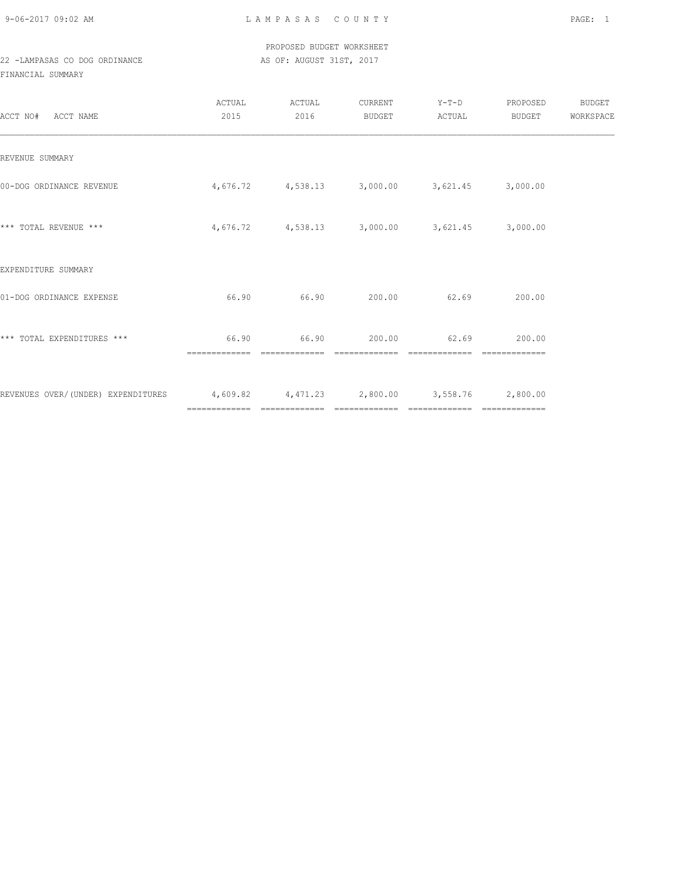LAMPASAS COUNTY

PROPOSED BUDGET WORKSHEET

22 -LAMPASAS CO DOG ORDINANCE AS OF: AUGUST 31ST, 2017

FINANCIAL SUMMARY

| ACCT NO# ACCT NAME | ACTUAL 2015 | ACTUAL 2016 | CURRENT BUDGET | Y-T-D ACTUAL | PROPOSED BUDGET | BUDGET WORKSPACE |
|---|---|---|---|---|---|---|
| REVENUE SUMMARY | | | | | | |
| 00-DOG ORDINANCE REVENUE | 4,676.72 | 4,538.13 | 3,000.00 | 3,621.45 | 3,000.00 | |
| *** TOTAL REVENUE *** | 4,676.72 | 4,538.13 | 3,000.00 | 3,621.45 | 3,000.00 | |
| EXPENDITURE SUMMARY | | | | | | |
| 01-DOG ORDINANCE EXPENSE | 66.90 | 66.90 | 200.00 | 62.69 | 200.00 | |
| *** TOTAL EXPENDITURES *** | 66.90 | 66.90 | 200.00 | 62.69 | 200.00 | |
| REVENUES OVER/(UNDER) EXPENDITURES | 4,609.82 | 4,471.23 | 2,800.00 | 3,558.76 | 2,800.00 | |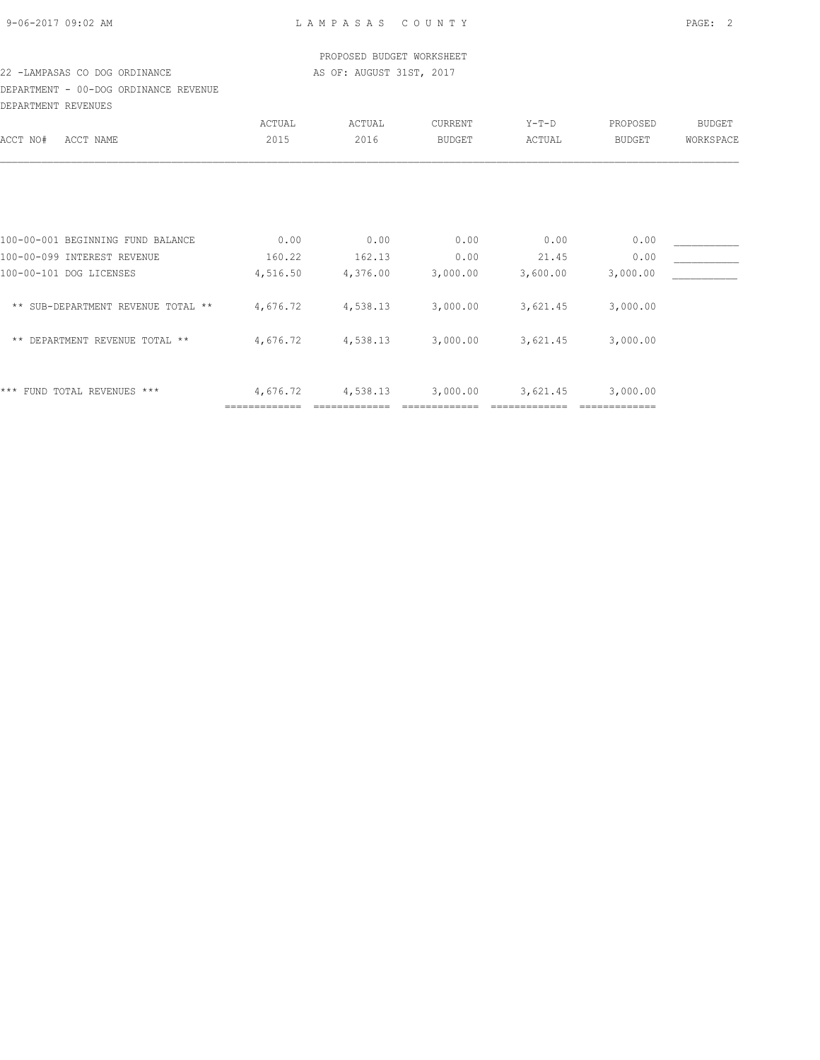PROPOSED BUDGET WORKSHEET

22 -LAMPASAS CO DOG ORDINANCE AS OF: AUGUST 31ST, 2017

DEPARTMENT - 00-DOG ORDINANCE REVENUE

DEPARTMENT REVENUES

| ACCT NO# ACCT NAME | ACTUAL 2015 | ACTUAL 2016 | CURRENT BUDGET | Y-T-D ACTUAL | PROPOSED BUDGET | BUDGET WORKSPACE |
|---|---|---|---|---|---|---|
| 100-00-001 BEGINNING FUND BALANCE | 0.00 | 0.00 | 0.00 | 0.00 | 0.00 | ___________ |
| 100-00-099 INTEREST REVENUE | 160.22 | 162.13 | 0.00 | 21.45 | 0.00 | ___________ |
| 100-00-101 DOG LICENSES | 4,516.50 | 4,376.00 | 3,000.00 | 3,600.00 | 3,000.00 | ___________ |
| ** SUB-DEPARTMENT REVENUE TOTAL ** | 4,676.72 | 4,538.13 | 3,000.00 | 3,621.45 | 3,000.00 | |
| ** DEPARTMENT REVENUE TOTAL ** | 4,676.72 | 4,538.13 | 3,000.00 | 3,621.45 | 3,000.00 | |
| *** FUND TOTAL REVENUES *** | 4,676.72 | 4,538.13 | 3,000.00 | 3,621.45 | 3,000.00 | |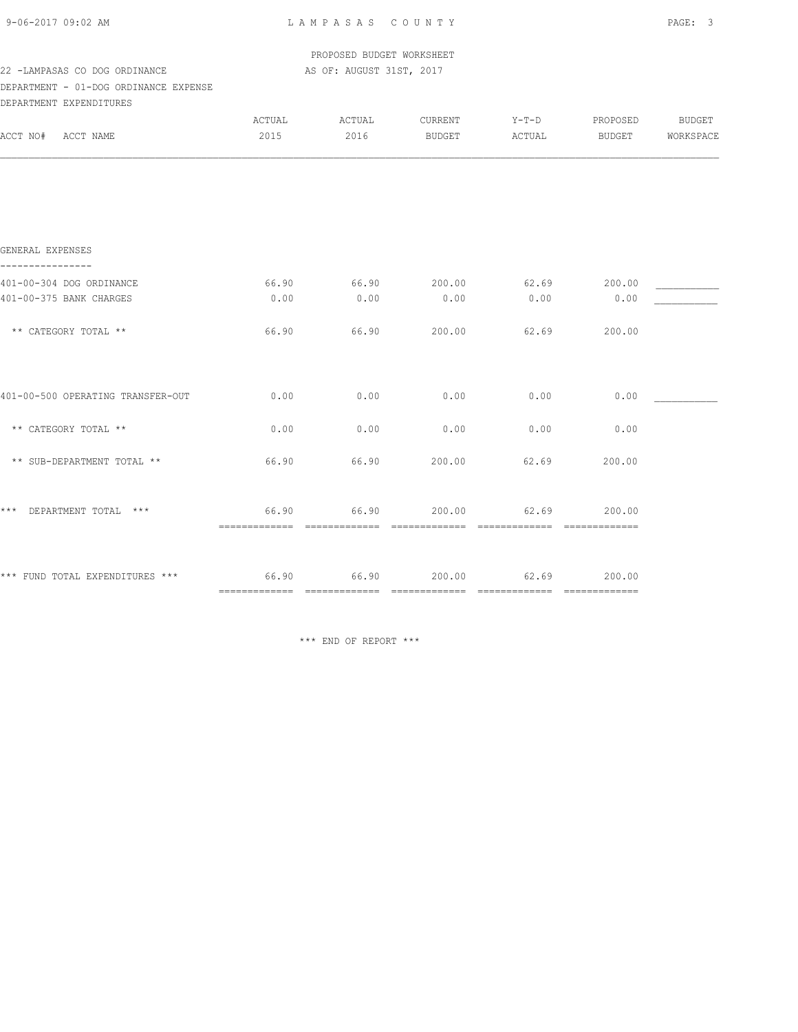PROPOSED BUDGET WORKSHEET

22 -LAMPASAS CO DOG ORDINANCE — AS OF: AUGUST 31ST, 2017

DEPARTMENT - 01-DOG ORDINANCE EXPENSE

DEPARTMENT EXPENDITURES

| ACCT NO# ACCT NAME | ACTUAL 2015 | ACTUAL 2016 | CURRENT BUDGET | Y-T-D ACTUAL | PROPOSED BUDGET | BUDGET WORKSPACE |
|---|---|---|---|---|---|---|
| **GENERAL EXPENSES** | | | | | | |
| 401-00-304 DOG ORDINANCE | 66.90 | 66.90 | 200.00 | 62.69 | 200.00 | ___________ |
| 401-00-375 BANK CHARGES | 0.00 | 0.00 | 0.00 | 0.00 | 0.00 | ___________ |
| ** CATEGORY TOTAL ** | 66.90 | 66.90 | 200.00 | 62.69 | 200.00 | |
| 401-00-500 OPERATING TRANSFER-OUT | 0.00 | 0.00 | 0.00 | 0.00 | 0.00 | ___________ |
| ** CATEGORY TOTAL ** | 0.00 | 0.00 | 0.00 | 0.00 | 0.00 | |
| ** SUB-DEPARTMENT TOTAL ** | 66.90 | 66.90 | 200.00 | 62.69 | 200.00 | |
| *** DEPARTMENT TOTAL *** | 66.90 | 66.90 | 200.00 | 62.69 | 200.00 | |
| *** FUND TOTAL EXPENDITURES *** | 66.90 | 66.90 | 200.00 | 62.69 | 200.00 | |

*** END OF REPORT ***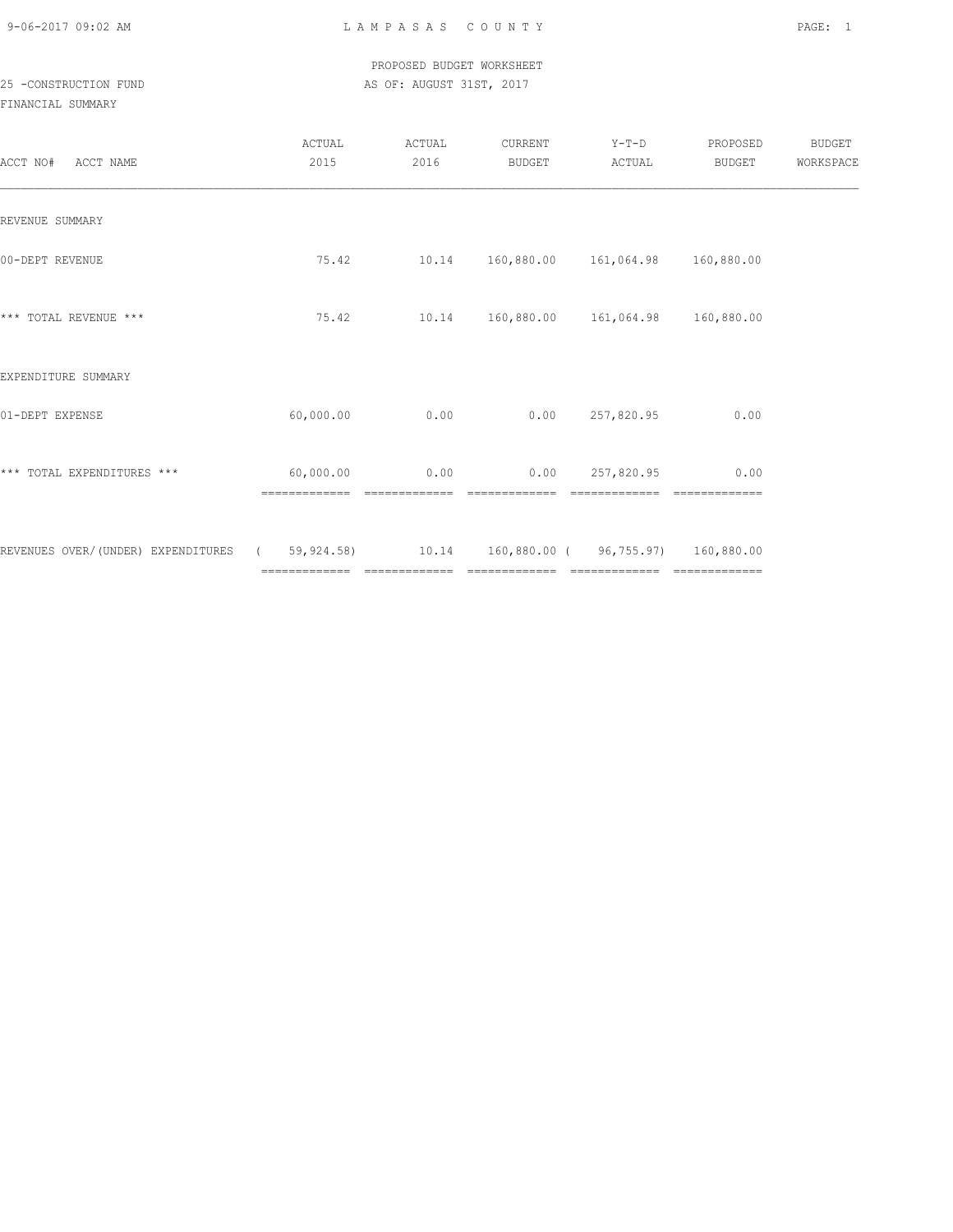PROPOSED BUDGET WORKSHEET

25 -CONSTRUCTION FUND

AS OF: AUGUST 31ST, 2017

FINANCIAL SUMMARY

| ACCT NO# ACCT NAME | ACTUAL 2015 | ACTUAL 2016 | CURRENT BUDGET | Y-T-D ACTUAL | PROPOSED BUDGET | BUDGET WORKSPACE |
|---|---|---|---|---|---|---|
| REVENUE SUMMARY | | | | | | |
| 00-DEPT REVENUE | 75.42 | 10.14 | 160,880.00 | 161,064.98 | 160,880.00 | |
| *** TOTAL REVENUE *** | 75.42 | 10.14 | 160,880.00 | 161,064.98 | 160,880.00 | |
| EXPENDITURE SUMMARY | | | | | | |
| 01-DEPT EXPENSE | 60,000.00 | 0.00 | 0.00 | 257,820.95 | 0.00 | |
| *** TOTAL EXPENDITURES *** | 60,000.00 | 0.00 | 0.00 | 257,820.95 | 0.00 | |
| REVENUES OVER/(UNDER) EXPENDITURES | ( 59,924.58) | 10.14 | 160,880.00 | ( 96,755.97) | 160,880.00 | |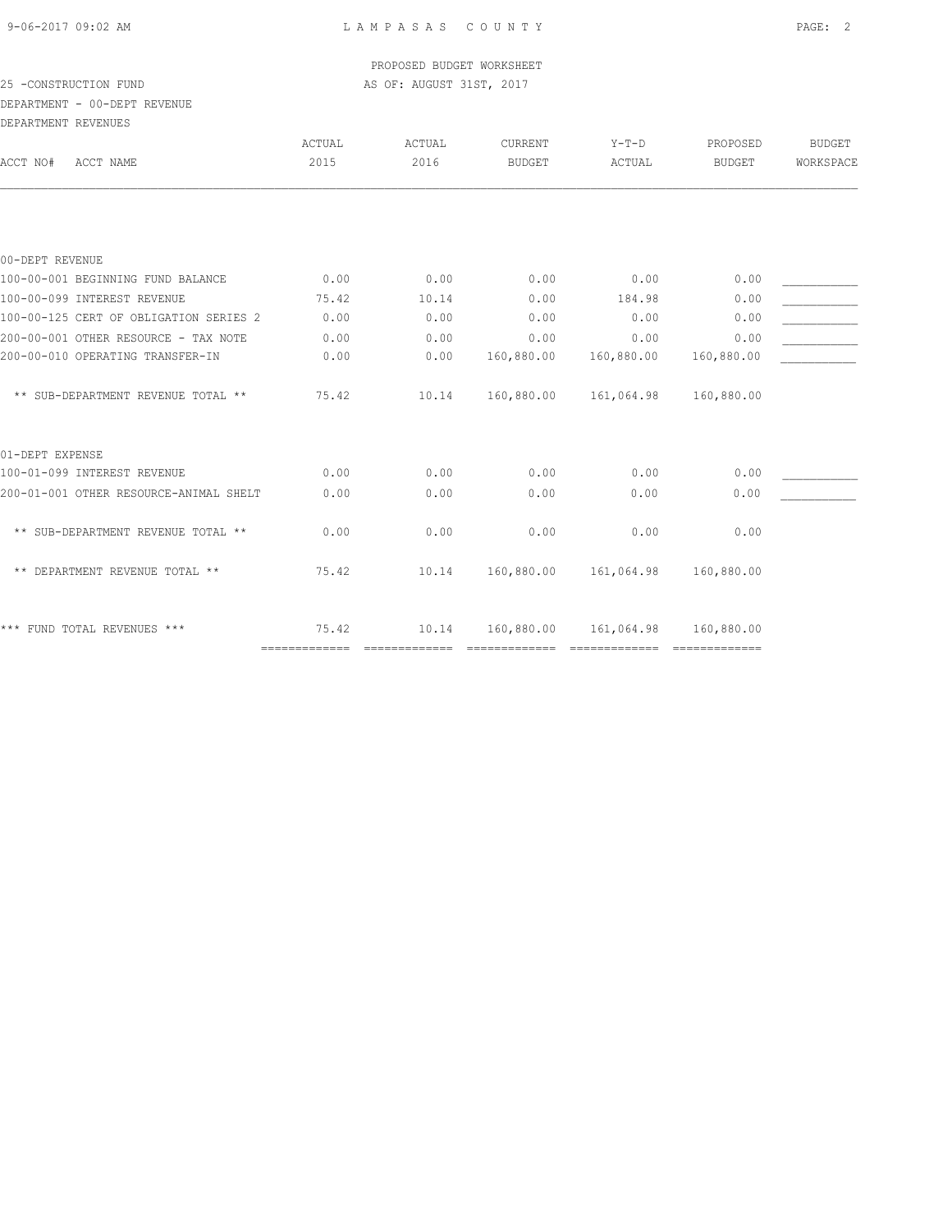PROPOSED BUDGET WORKSHEET

25 -CONSTRUCTION FUND

AS OF: AUGUST 31ST, 2017

DEPARTMENT - 00-DEPT REVENUE

DEPARTMENT REVENUES

| ACCT NO# ACCT NAME | ACTUAL 2015 | ACTUAL 2016 | CURRENT BUDGET | Y-T-D ACTUAL | PROPOSED BUDGET | BUDGET WORKSPACE |
|---|---|---|---|---|---|---|
| **00-DEPT REVENUE** | | | | | | |
| 100-00-001 BEGINNING FUND BALANCE | 0.00 | 0.00 | 0.00 | 0.00 | 0.00 | ___________ |
| 100-00-099 INTEREST REVENUE | 75.42 | 10.14 | 0.00 | 184.98 | 0.00 | ___________ |
| 100-00-125 CERT OF OBLIGATION SERIES 2 | 0.00 | 0.00 | 0.00 | 0.00 | 0.00 | ___________ |
| 200-00-001 OTHER RESOURCE - TAX NOTE | 0.00 | 0.00 | 0.00 | 0.00 | 0.00 | ___________ |
| 200-00-010 OPERATING TRANSFER-IN | 0.00 | 0.00 | 160,880.00 | 160,880.00 | 160,880.00 | ___________ |
| ** SUB-DEPARTMENT REVENUE TOTAL ** | 75.42 | 10.14 | 160,880.00 | 161,064.98 | 160,880.00 | |
| **01-DEPT EXPENSE** | | | | | | |
| 100-01-099 INTEREST REVENUE | 0.00 | 0.00 | 0.00 | 0.00 | 0.00 | ___________ |
| 200-01-001 OTHER RESOURCE-ANIMAL SHELT | 0.00 | 0.00 | 0.00 | 0.00 | 0.00 | ___________ |
| ** SUB-DEPARTMENT REVENUE TOTAL ** | 0.00 | 0.00 | 0.00 | 0.00 | 0.00 | |
| ** DEPARTMENT REVENUE TOTAL ** | 75.42 | 10.14 | 160,880.00 | 161,064.98 | 160,880.00 | |
| *** FUND TOTAL REVENUES *** | 75.42 | 10.14 | 160,880.00 | 161,064.98 | 160,880.00 | |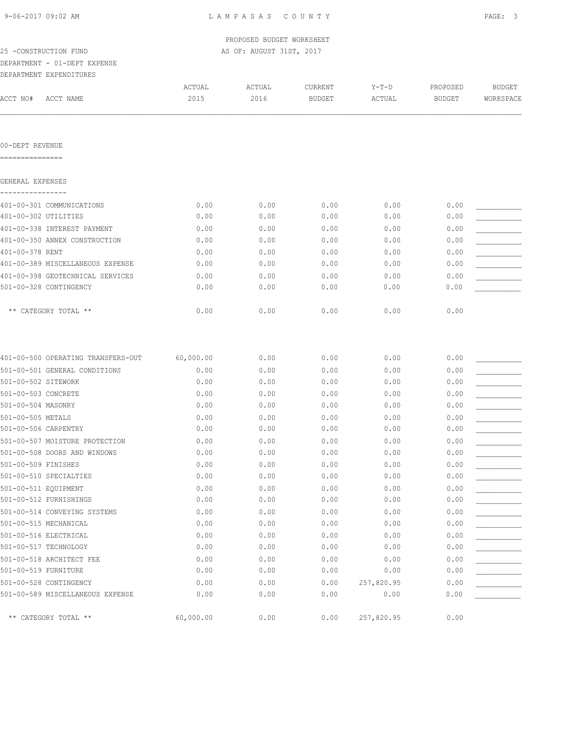LAMPASAS COUNTY

PROPOSED BUDGET WORKSHEET
AS OF: AUGUST 31ST, 2017

25 -CONSTRUCTION FUND
DEPARTMENT - 01-DEPT EXPENSE
DEPARTMENT EXPENDITURES

| ACCT NO# ACCT NAME | ACTUAL 2015 | ACTUAL 2016 | CURRENT BUDGET | Y-T-D ACTUAL | PROPOSED BUDGET | BUDGET WORKSPACE |
|---|---|---|---|---|---|---|
| **00-DEPT REVENUE** | | | | | | |
| **GENERAL EXPENSES** | | | | | | |
| 401-00-301 COMMUNICATIONS | 0.00 | 0.00 | 0.00 | 0.00 | 0.00 | ___________ |
| 401-00-302 UTILITIES | 0.00 | 0.00 | 0.00 | 0.00 | 0.00 | ___________ |
| 401-00-338 INTEREST PAYMENT | 0.00 | 0.00 | 0.00 | 0.00 | 0.00 | ___________ |
| 401-00-350 ANNEX CONSTRUCTION | 0.00 | 0.00 | 0.00 | 0.00 | 0.00 | ___________ |
| 401-00-378 RENT | 0.00 | 0.00 | 0.00 | 0.00 | 0.00 | ___________ |
| 401-00-389 MISCELLANEOUS EXPENSE | 0.00 | 0.00 | 0.00 | 0.00 | 0.00 | ___________ |
| 401-00-398 GEOTECHNICAL SERVICES | 0.00 | 0.00 | 0.00 | 0.00 | 0.00 | ___________ |
| 501-00-328 CONTINGENCY | 0.00 | 0.00 | 0.00 | 0.00 | 0.00 | ___________ |
| ** CATEGORY TOTAL ** | 0.00 | 0.00 | 0.00 | 0.00 | 0.00 | |
| 401-00-500 OPERATING TRANSFERS-OUT | 60,000.00 | 0.00 | 0.00 | 0.00 | 0.00 | ___________ |
| 501-00-501 GENERAL CONDITIONS | 0.00 | 0.00 | 0.00 | 0.00 | 0.00 | ___________ |
| 501-00-502 SITEWORK | 0.00 | 0.00 | 0.00 | 0.00 | 0.00 | ___________ |
| 501-00-503 CONCRETE | 0.00 | 0.00 | 0.00 | 0.00 | 0.00 | ___________ |
| 501-00-504 MASONRY | 0.00 | 0.00 | 0.00 | 0.00 | 0.00 | ___________ |
| 501-00-505 METALS | 0.00 | 0.00 | 0.00 | 0.00 | 0.00 | ___________ |
| 501-00-506 CARPENTRY | 0.00 | 0.00 | 0.00 | 0.00 | 0.00 | ___________ |
| 501-00-507 MOISTURE PROTECTION | 0.00 | 0.00 | 0.00 | 0.00 | 0.00 | ___________ |
| 501-00-508 DOORS AND WINDOWS | 0.00 | 0.00 | 0.00 | 0.00 | 0.00 | ___________ |
| 501-00-509 FINISHES | 0.00 | 0.00 | 0.00 | 0.00 | 0.00 | ___________ |
| 501-00-510 SPECIALTIES | 0.00 | 0.00 | 0.00 | 0.00 | 0.00 | ___________ |
| 501-00-511 EQUIPMENT | 0.00 | 0.00 | 0.00 | 0.00 | 0.00 | ___________ |
| 501-00-512 FURNISHINGS | 0.00 | 0.00 | 0.00 | 0.00 | 0.00 | ___________ |
| 501-00-514 CONVEYING SYSTEMS | 0.00 | 0.00 | 0.00 | 0.00 | 0.00 | ___________ |
| 501-00-515 MECHANICAL | 0.00 | 0.00 | 0.00 | 0.00 | 0.00 | ___________ |
| 501-00-516 ELECTRICAL | 0.00 | 0.00 | 0.00 | 0.00 | 0.00 | ___________ |
| 501-00-517 TECHNOLOGY | 0.00 | 0.00 | 0.00 | 0.00 | 0.00 | ___________ |
| 501-00-518 ARCHITECT FEE | 0.00 | 0.00 | 0.00 | 0.00 | 0.00 | ___________ |
| 501-00-519 FURNITURE | 0.00 | 0.00 | 0.00 | 0.00 | 0.00 | ___________ |
| 501-00-528 CONTINGENCY | 0.00 | 0.00 | 0.00 | 257,820.95 | 0.00 | ___________ |
| 501-00-589 MISCELLANEOUS EXPENSE | 0.00 | 0.00 | 0.00 | 0.00 | 0.00 | ___________ |
| ** CATEGORY TOTAL ** | 60,000.00 | 0.00 | 0.00 | 257,820.95 | 0.00 | |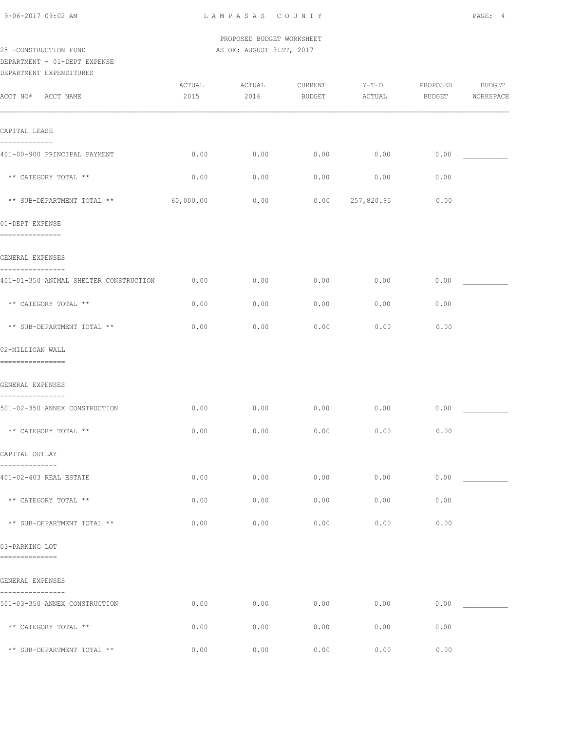PROPOSED BUDGET WORKSHEET

25 -CONSTRUCTION FUND — AS OF: AUGUST 31ST, 2017

DEPARTMENT - 01-DEPT EXPENSE

DEPARTMENT EXPENDITURES

| ACCT NO# ACCT NAME | ACTUAL 2015 | ACTUAL 2016 | CURRENT BUDGET | Y-T-D ACTUAL | PROPOSED BUDGET | BUDGET WORKSPACE |
|---|---|---|---|---|---|---|
| **CAPITAL LEASE** | | | | | | |
| 401-00-900 PRINCIPAL PAYMENT | 0.00 | 0.00 | 0.00 | 0.00 | 0.00 | ___________ |
| ** CATEGORY TOTAL ** | 0.00 | 0.00 | 0.00 | 0.00 | 0.00 | |
| ** SUB-DEPARTMENT TOTAL ** | 60,000.00 | 0.00 | 0.00 | 257,820.95 | 0.00 | |
| **01-DEPT EXPENSE** | | | | | | |
| **GENERAL EXPENSES** | | | | | | |
| 401-01-350 ANIMAL SHELTER CONSTRUCTION | 0.00 | 0.00 | 0.00 | 0.00 | 0.00 | ___________ |
| ** CATEGORY TOTAL ** | 0.00 | 0.00 | 0.00 | 0.00 | 0.00 | |
| ** SUB-DEPARTMENT TOTAL ** | 0.00 | 0.00 | 0.00 | 0.00 | 0.00 | |
| **02-MILLICAN WALL** | | | | | | |
| **GENERAL EXPENSES** | | | | | | |
| 501-02-350 ANNEX CONSTRUCTION | 0.00 | 0.00 | 0.00 | 0.00 | 0.00 | ___________ |
| ** CATEGORY TOTAL ** | 0.00 | 0.00 | 0.00 | 0.00 | 0.00 | |
| **CAPITAL OUTLAY** | | | | | | |
| 401-02-403 REAL ESTATE | 0.00 | 0.00 | 0.00 | 0.00 | 0.00 | ___________ |
| ** CATEGORY TOTAL ** | 0.00 | 0.00 | 0.00 | 0.00 | 0.00 | |
| ** SUB-DEPARTMENT TOTAL ** | 0.00 | 0.00 | 0.00 | 0.00 | 0.00 | |
| **03-PARKING LOT** | | | | | | |
| **GENERAL EXPENSES** | | | | | | |
| 501-03-350 ANNEX CONSTRUCTION | 0.00 | 0.00 | 0.00 | 0.00 | 0.00 | ___________ |
| ** CATEGORY TOTAL ** | 0.00 | 0.00 | 0.00 | 0.00 | 0.00 | |
| ** SUB-DEPARTMENT TOTAL ** | 0.00 | 0.00 | 0.00 | 0.00 | 0.00 | |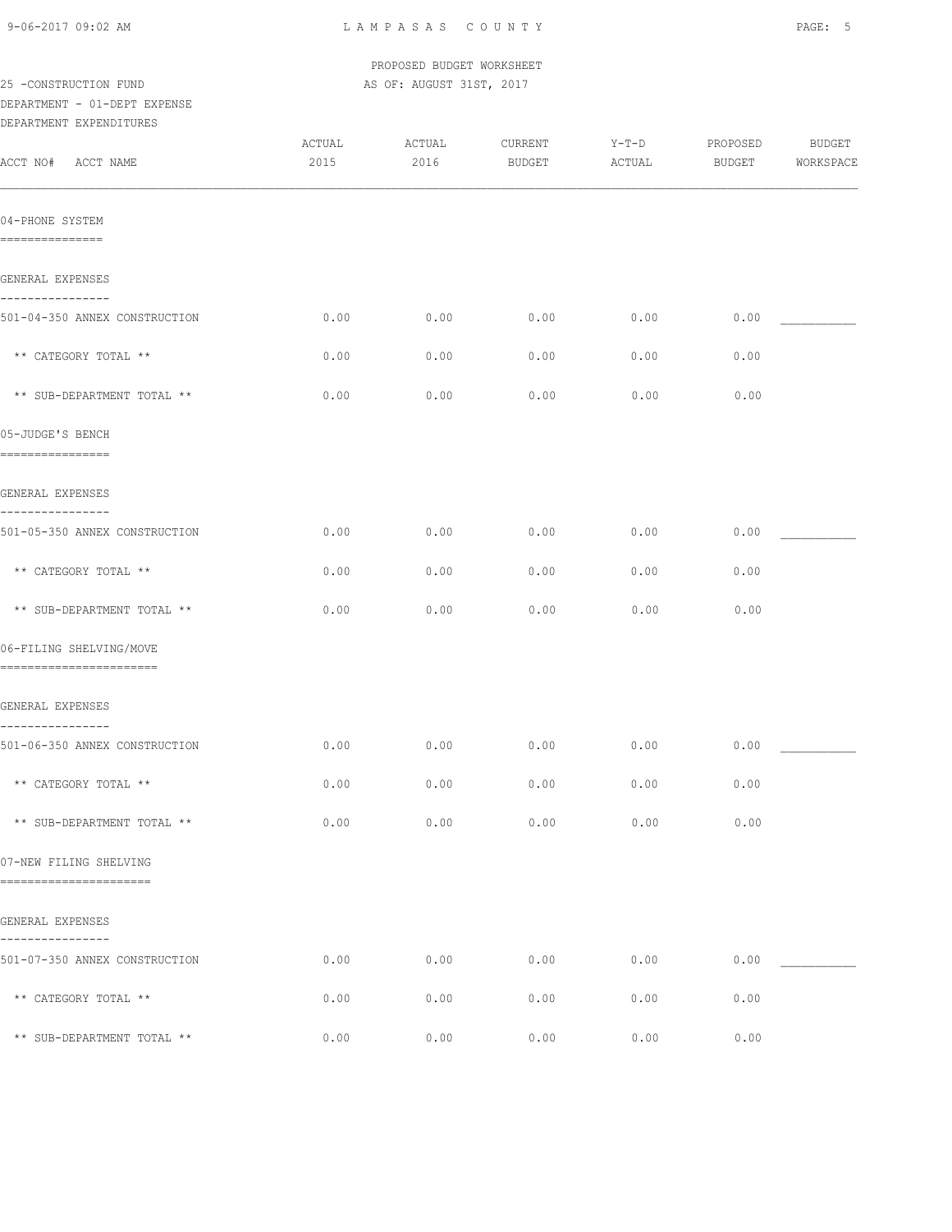PROPOSED BUDGET WORKSHEET

25 -CONSTRUCTION FUND AS OF: AUGUST 31ST, 2017

DEPARTMENT - 01-DEPT EXPENSE

DEPARTMENT EXPENDITURES

| ACCT NO# ACCT NAME | ACTUAL 2015 | ACTUAL 2016 | CURRENT BUDGET | Y-T-D ACTUAL | PROPOSED BUDGET | BUDGET WORKSPACE |
|---|---|---|---|---|---|---|
| **04-PHONE SYSTEM** | | | | | | |
| GENERAL EXPENSES | | | | | | |
| 501-04-350 ANNEX CONSTRUCTION | 0.00 | 0.00 | 0.00 | 0.00 | 0.00 | ___________ |
| ** CATEGORY TOTAL ** | 0.00 | 0.00 | 0.00 | 0.00 | 0.00 | |
| ** SUB-DEPARTMENT TOTAL ** | 0.00 | 0.00 | 0.00 | 0.00 | 0.00 | |
| **05-JUDGE'S BENCH** | | | | | | |
| GENERAL EXPENSES | | | | | | |
| 501-05-350 ANNEX CONSTRUCTION | 0.00 | 0.00 | 0.00 | 0.00 | 0.00 | ___________ |
| ** CATEGORY TOTAL ** | 0.00 | 0.00 | 0.00 | 0.00 | 0.00 | |
| ** SUB-DEPARTMENT TOTAL ** | 0.00 | 0.00 | 0.00 | 0.00 | 0.00 | |
| **06-FILING SHELVING/MOVE** | | | | | | |
| GENERAL EXPENSES | | | | | | |
| 501-06-350 ANNEX CONSTRUCTION | 0.00 | 0.00 | 0.00 | 0.00 | 0.00 | ___________ |
| ** CATEGORY TOTAL ** | 0.00 | 0.00 | 0.00 | 0.00 | 0.00 | |
| ** SUB-DEPARTMENT TOTAL ** | 0.00 | 0.00 | 0.00 | 0.00 | 0.00 | |
| **07-NEW FILING SHELVING** | | | | | | |
| GENERAL EXPENSES | | | | | | |
| 501-07-350 ANNEX CONSTRUCTION | 0.00 | 0.00 | 0.00 | 0.00 | 0.00 | ___________ |
| ** CATEGORY TOTAL ** | 0.00 | 0.00 | 0.00 | 0.00 | 0.00 | |
| ** SUB-DEPARTMENT TOTAL ** | 0.00 | 0.00 | 0.00 | 0.00 | 0.00 | |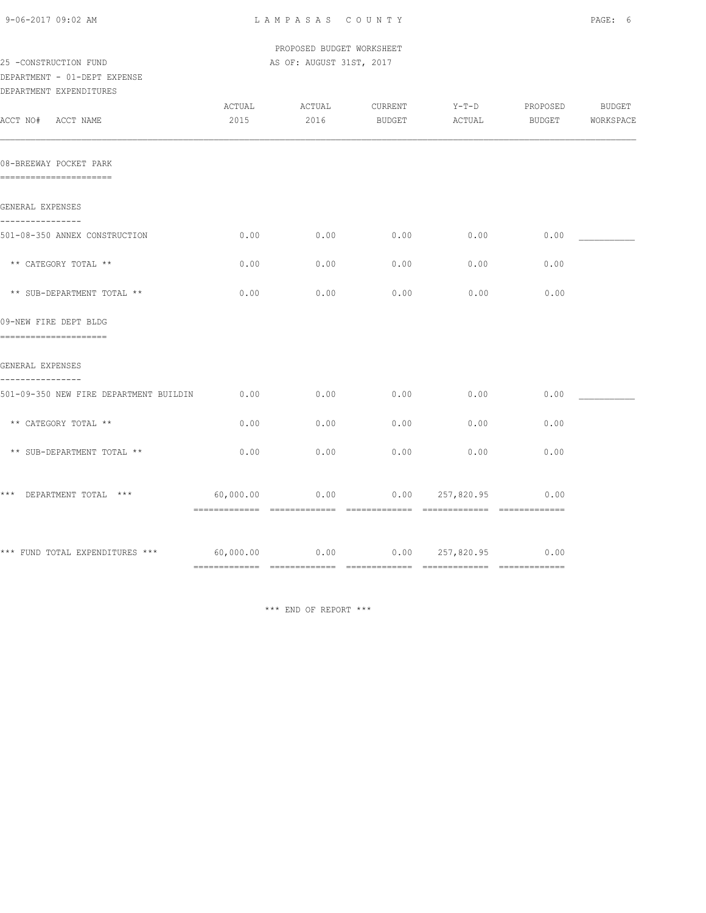PROPOSED BUDGET WORKSHEET

25 -CONSTRUCTION FUND AS OF: AUGUST 31ST, 2017

DEPARTMENT - 01-DEPT EXPENSE

DEPARTMENT EXPENDITURES

| ACCT NO# ACCT NAME | ACTUAL 2015 | ACTUAL 2016 | CURRENT BUDGET | Y-T-D ACTUAL | PROPOSED BUDGET | BUDGET WORKSPACE |
|---|---|---|---|---|---|---|
| **08-BREEWAY POCKET PARK** | | | | | | |
| GENERAL EXPENSES | | | | | | |
| 501-08-350 ANNEX CONSTRUCTION | 0.00 | 0.00 | 0.00 | 0.00 | 0.00 | ___________ |
| ** CATEGORY TOTAL ** | 0.00 | 0.00 | 0.00 | 0.00 | 0.00 | |
| ** SUB-DEPARTMENT TOTAL ** | 0.00 | 0.00 | 0.00 | 0.00 | 0.00 | |
| **09-NEW FIRE DEPT BLDG** | | | | | | |
| GENERAL EXPENSES | | | | | | |
| 501-09-350 NEW FIRE DEPARTMENT BUILDIN | 0.00 | 0.00 | 0.00 | 0.00 | 0.00 | ___________ |
| ** CATEGORY TOTAL ** | 0.00 | 0.00 | 0.00 | 0.00 | 0.00 | |
| ** SUB-DEPARTMENT TOTAL ** | 0.00 | 0.00 | 0.00 | 0.00 | 0.00 | |
| *** DEPARTMENT TOTAL *** | 60,000.00 | 0.00 | 0.00 | 257,820.95 | 0.00 | |
| *** FUND TOTAL EXPENDITURES *** | 60,000.00 | 0.00 | 0.00 | 257,820.95 | 0.00 | |

*** END OF REPORT ***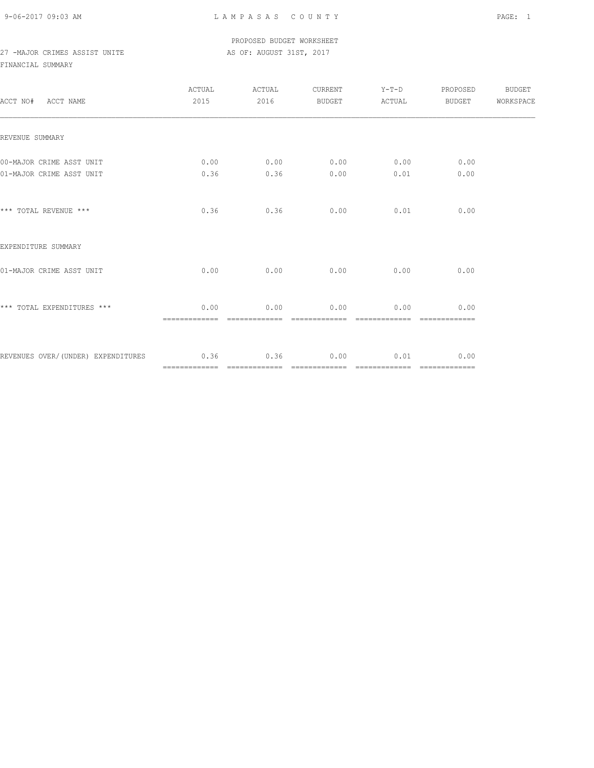PROPOSED BUDGET WORKSHEET

27 -MAJOR CRIMES ASSIST UNITE AS OF: AUGUST 31ST, 2017

FINANCIAL SUMMARY

| ACCT NO# ACCT NAME | ACTUAL 2015 | ACTUAL 2016 | CURRENT BUDGET | Y-T-D ACTUAL | PROPOSED BUDGET | BUDGET WORKSPACE |
|---|---|---|---|---|---|---|
| REVENUE SUMMARY | | | | | | |
| 00-MAJOR CRIME ASST UNIT | 0.00 | 0.00 | 0.00 | 0.00 | 0.00 | |
| 01-MAJOR CRIME ASST UNIT | 0.36 | 0.36 | 0.00 | 0.01 | 0.00 | |
| *** TOTAL REVENUE *** | 0.36 | 0.36 | 0.00 | 0.01 | 0.00 | |
| EXPENDITURE SUMMARY | | | | | | |
| 01-MAJOR CRIME ASST UNIT | 0.00 | 0.00 | 0.00 | 0.00 | 0.00 | |
| *** TOTAL EXPENDITURES *** | 0.00 | 0.00 | 0.00 | 0.00 | 0.00 | |
| REVENUES OVER/(UNDER) EXPENDITURES | 0.36 | 0.36 | 0.00 | 0.01 | 0.00 | |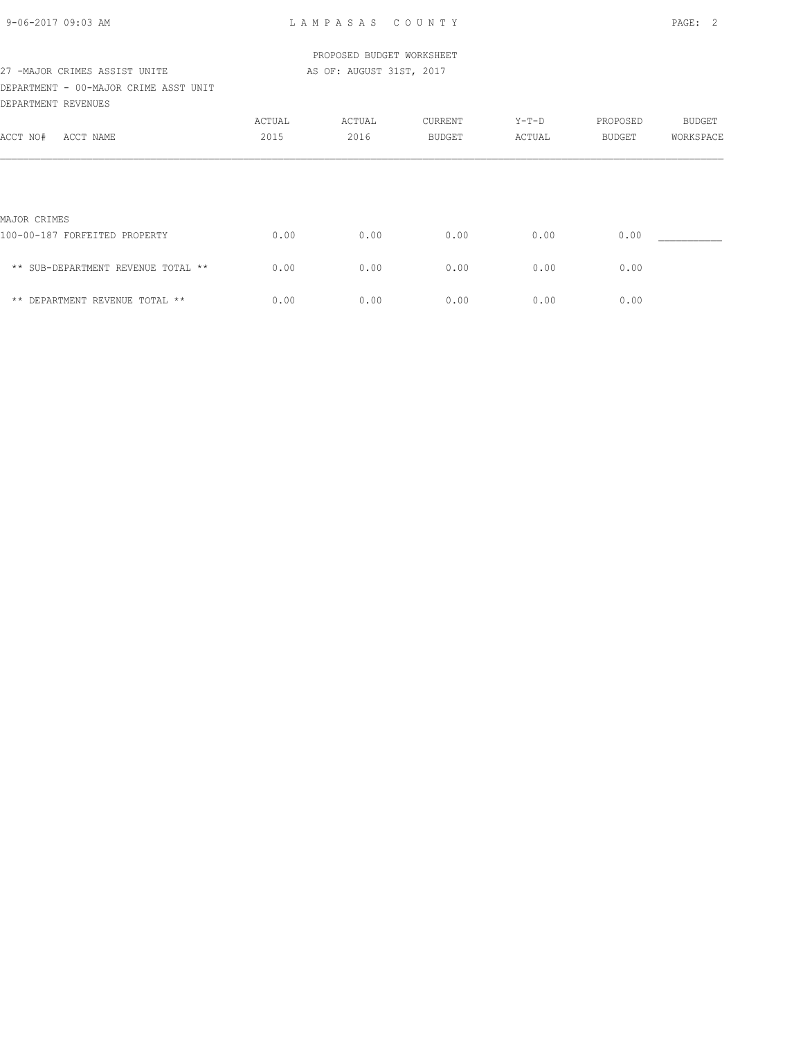PROPOSED BUDGET WORKSHEET

27 -MAJOR CRIMES ASSIST UNITE — AS OF: AUGUST 31ST, 2017

DEPARTMENT - 00-MAJOR CRIME ASST UNIT

DEPARTMENT REVENUES

| ACCT NO# ACCT NAME | ACTUAL 2015 | ACTUAL 2016 | CURRENT BUDGET | Y-T-D ACTUAL | PROPOSED BUDGET | BUDGET WORKSPACE |
|---|---|---|---|---|---|---|
| MAJOR CRIMES | | | | | | |
| 100-00-187 FORFEITED PROPERTY | 0.00 | 0.00 | 0.00 | 0.00 | 0.00 | ___________ |
| ** SUB-DEPARTMENT REVENUE TOTAL ** | 0.00 | 0.00 | 0.00 | 0.00 | 0.00 | |
| ** DEPARTMENT REVENUE TOTAL ** | 0.00 | 0.00 | 0.00 | 0.00 | 0.00 | |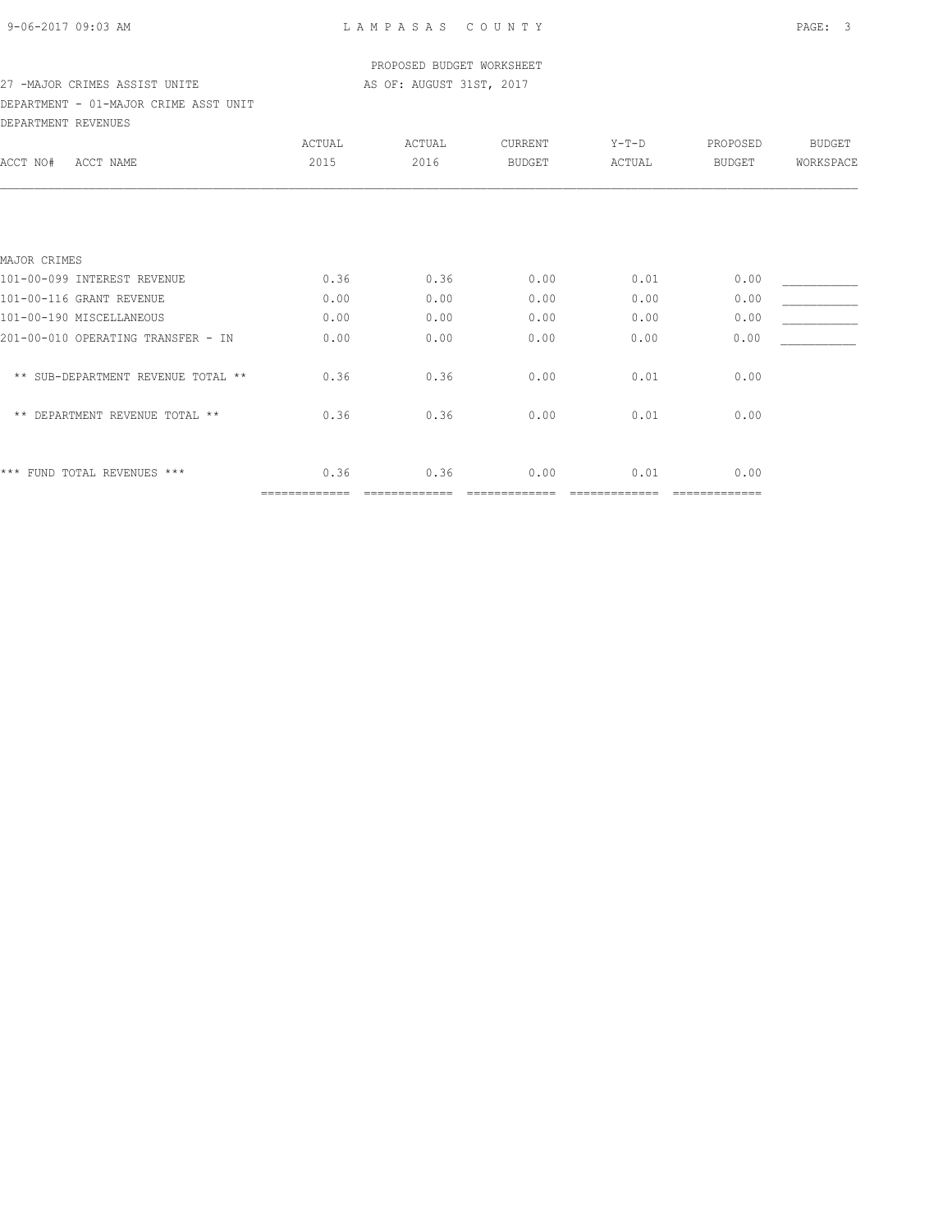PROPOSED BUDGET WORKSHEET

27 -MAJOR CRIMES ASSIST UNITE — AS OF: AUGUST 31ST, 2017

DEPARTMENT - 01-MAJOR CRIME ASST UNIT

DEPARTMENT REVENUES

| ACCT NO# ACCT NAME | ACTUAL 2015 | ACTUAL 2016 | CURRENT BUDGET | Y-T-D ACTUAL | PROPOSED BUDGET | BUDGET WORKSPACE |
|---|---|---|---|---|---|---|
| MAJOR CRIMES | | | | | | |
| 101-00-099 INTEREST REVENUE | 0.36 | 0.36 | 0.00 | 0.01 | 0.00 | ___________ |
| 101-00-116 GRANT REVENUE | 0.00 | 0.00 | 0.00 | 0.00 | 0.00 | ___________ |
| 101-00-190 MISCELLANEOUS | 0.00 | 0.00 | 0.00 | 0.00 | 0.00 | ___________ |
| 201-00-010 OPERATING TRANSFER - IN | 0.00 | 0.00 | 0.00 | 0.00 | 0.00 | ___________ |
| ** SUB-DEPARTMENT REVENUE TOTAL ** | 0.36 | 0.36 | 0.00 | 0.01 | 0.00 | |
| ** DEPARTMENT REVENUE TOTAL ** | 0.36 | 0.36 | 0.00 | 0.01 | 0.00 | |
| *** FUND TOTAL REVENUES *** | 0.36 | 0.36 | 0.00 | 0.01 | 0.00 | |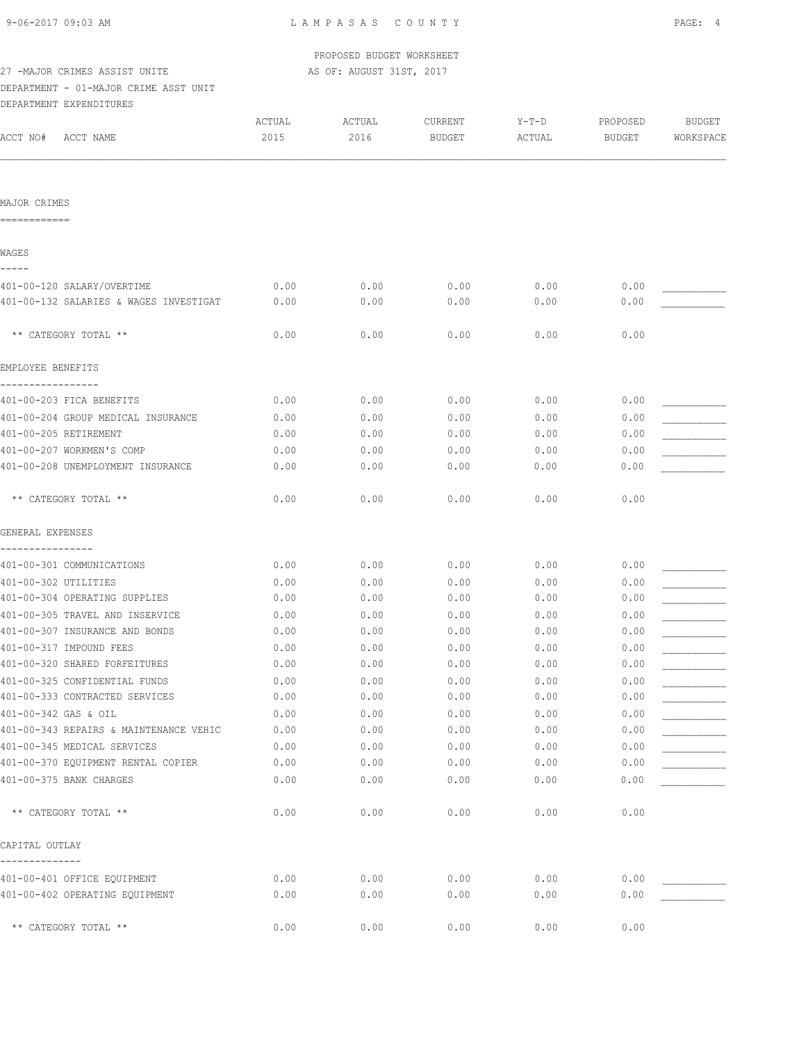PROPOSED BUDGET WORKSHEET

27 -MAJOR CRIMES ASSIST UNITE AS OF: AUGUST 31ST, 2017

DEPARTMENT - 01-MAJOR CRIME ASST UNIT

DEPARTMENT EXPENDITURES

| ACCT NO# | ACCT NAME | ACTUAL 2015 | ACTUAL 2016 | CURRENT BUDGET | Y-T-D ACTUAL | PROPOSED BUDGET | BUDGET WORKSPACE |
|---|---|---|---|---|---|---|---|
| **MAJOR CRIMES** | | | | | | | |
| **WAGES** | | | | | | | |
| 401-00-120 | SALARY/OVERTIME | 0.00 | 0.00 | 0.00 | 0.00 | 0.00 | ___________ |
| 401-00-132 | SALARIES & WAGES INVESTIGAT | 0.00 | 0.00 | 0.00 | 0.00 | 0.00 | ___________ |
| | ** CATEGORY TOTAL ** | 0.00 | 0.00 | 0.00 | 0.00 | 0.00 | |
| **EMPLOYEE BENEFITS** | | | | | | | |
| 401-00-203 | FICA BENEFITS | 0.00 | 0.00 | 0.00 | 0.00 | 0.00 | ___________ |
| 401-00-204 | GROUP MEDICAL INSURANCE | 0.00 | 0.00 | 0.00 | 0.00 | 0.00 | ___________ |
| 401-00-205 | RETIREMENT | 0.00 | 0.00 | 0.00 | 0.00 | 0.00 | ___________ |
| 401-00-207 | WORKMEN'S COMP | 0.00 | 0.00 | 0.00 | 0.00 | 0.00 | ___________ |
| 401-00-208 | UNEMPLOYMENT INSURANCE | 0.00 | 0.00 | 0.00 | 0.00 | 0.00 | ___________ |
| | ** CATEGORY TOTAL ** | 0.00 | 0.00 | 0.00 | 0.00 | 0.00 | |
| **GENERAL EXPENSES** | | | | | | | |
| 401-00-301 | COMMUNICATIONS | 0.00 | 0.00 | 0.00 | 0.00 | 0.00 | ___________ |
| 401-00-302 | UTILITIES | 0.00 | 0.00 | 0.00 | 0.00 | 0.00 | ___________ |
| 401-00-304 | OPERATING SUPPLIES | 0.00 | 0.00 | 0.00 | 0.00 | 0.00 | ___________ |
| 401-00-305 | TRAVEL AND INSERVICE | 0.00 | 0.00 | 0.00 | 0.00 | 0.00 | ___________ |
| 401-00-307 | INSURANCE AND BONDS | 0.00 | 0.00 | 0.00 | 0.00 | 0.00 | ___________ |
| 401-00-317 | IMPOUND FEES | 0.00 | 0.00 | 0.00 | 0.00 | 0.00 | ___________ |
| 401-00-320 | SHARED FORFEITURES | 0.00 | 0.00 | 0.00 | 0.00 | 0.00 | ___________ |
| 401-00-325 | CONFIDENTIAL FUNDS | 0.00 | 0.00 | 0.00 | 0.00 | 0.00 | ___________ |
| 401-00-333 | CONTRACTED SERVICES | 0.00 | 0.00 | 0.00 | 0.00 | 0.00 | ___________ |
| 401-00-342 | GAS & OIL | 0.00 | 0.00 | 0.00 | 0.00 | 0.00 | ___________ |
| 401-00-343 | REPAIRS & MAINTENANCE VEHIC | 0.00 | 0.00 | 0.00 | 0.00 | 0.00 | ___________ |
| 401-00-345 | MEDICAL SERVICES | 0.00 | 0.00 | 0.00 | 0.00 | 0.00 | ___________ |
| 401-00-370 | EQUIPMENT RENTAL COPIER | 0.00 | 0.00 | 0.00 | 0.00 | 0.00 | ___________ |
| 401-00-375 | BANK CHARGES | 0.00 | 0.00 | 0.00 | 0.00 | 0.00 | ___________ |
| | ** CATEGORY TOTAL ** | 0.00 | 0.00 | 0.00 | 0.00 | 0.00 | |
| **CAPITAL OUTLAY** | | | | | | | |
| 401-00-401 | OFFICE EQUIPMENT | 0.00 | 0.00 | 0.00 | 0.00 | 0.00 | ___________ |
| 401-00-402 | OPERATING EQUIPMENT | 0.00 | 0.00 | 0.00 | 0.00 | 0.00 | ___________ |
| | ** CATEGORY TOTAL ** | 0.00 | 0.00 | 0.00 | 0.00 | 0.00 | |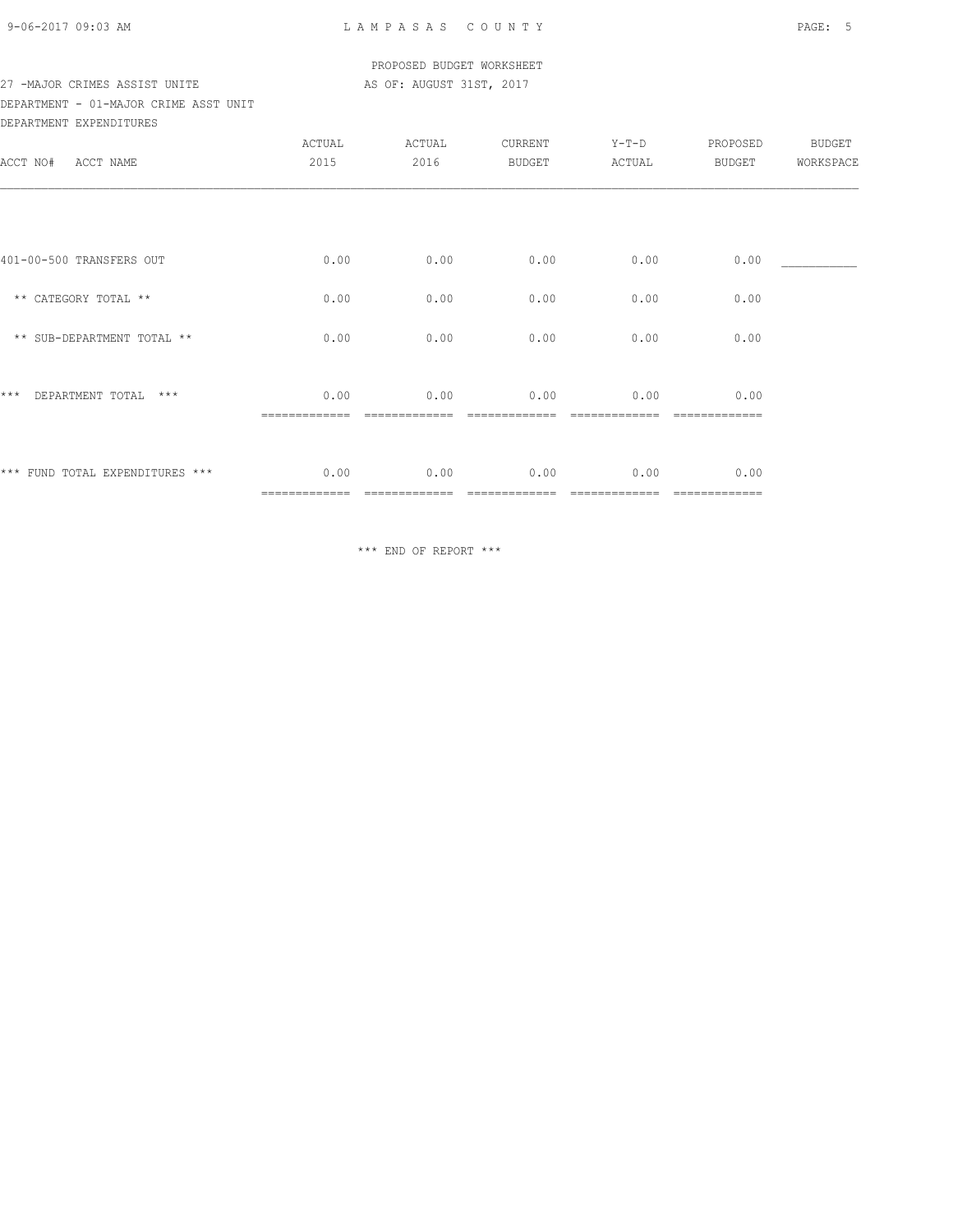PROPOSED BUDGET WORKSHEET

27 -MAJOR CRIMES ASSIST UNITE — AS OF: AUGUST 31ST, 2017

DEPARTMENT - 01-MAJOR CRIME ASST UNIT

DEPARTMENT EXPENDITURES

| ACCT NO# ACCT NAME | ACTUAL 2015 | ACTUAL 2016 | CURRENT BUDGET | Y-T-D ACTUAL | PROPOSED BUDGET | BUDGET WORKSPACE |
|---|---|---|---|---|---|---|
| 401-00-500 TRANSFERS OUT | 0.00 | 0.00 | 0.00 | 0.00 | 0.00 | ___________ |
| ** CATEGORY TOTAL ** | 0.00 | 0.00 | 0.00 | 0.00 | 0.00 | |
| ** SUB-DEPARTMENT TOTAL ** | 0.00 | 0.00 | 0.00 | 0.00 | 0.00 | |
| *** DEPARTMENT TOTAL *** | 0.00 | 0.00 | 0.00 | 0.00 | 0.00 | |
| *** FUND TOTAL EXPENDITURES *** | 0.00 | 0.00 | 0.00 | 0.00 | 0.00 | |

*** END OF REPORT ***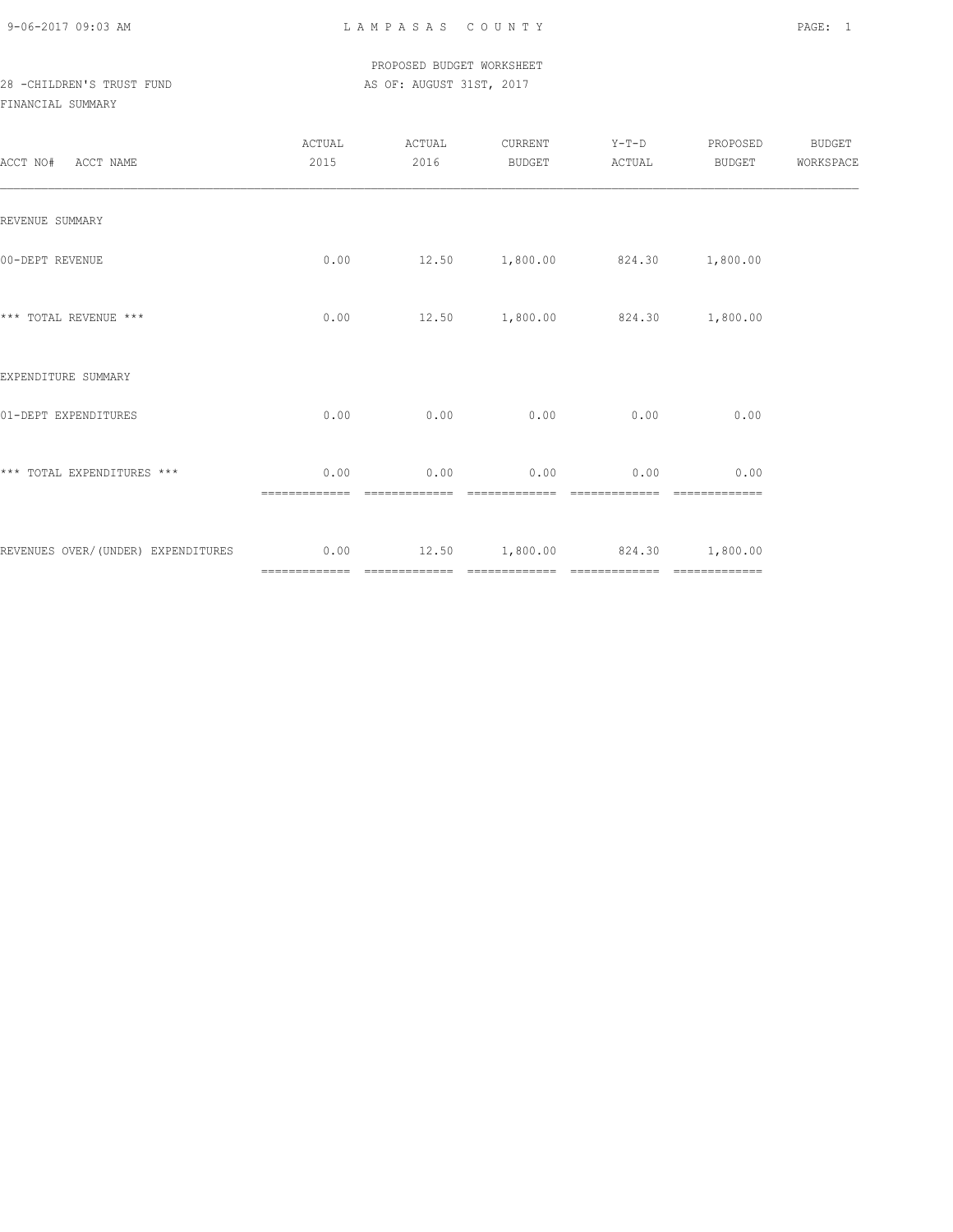LAMPASAS COUNTY

PROPOSED BUDGET WORKSHEET
28 -CHILDREN'S TRUST FUND AS OF: AUGUST 31ST, 2017
FINANCIAL SUMMARY

| ACCT NO# ACCT NAME | ACTUAL 2015 | ACTUAL 2016 | CURRENT BUDGET | Y-T-D ACTUAL | PROPOSED BUDGET | BUDGET WORKSPACE |
|---|---|---|---|---|---|---|
| REVENUE SUMMARY | | | | | | |
| 00-DEPT REVENUE | 0.00 | 12.50 | 1,800.00 | 824.30 | 1,800.00 | |
| *** TOTAL REVENUE *** | 0.00 | 12.50 | 1,800.00 | 824.30 | 1,800.00 | |
| EXPENDITURE SUMMARY | | | | | | |
| 01-DEPT EXPENDITURES | 0.00 | 0.00 | 0.00 | 0.00 | 0.00 | |
| *** TOTAL EXPENDITURES *** | 0.00 | 0.00 | 0.00 | 0.00 | 0.00 | |
| REVENUES OVER/(UNDER) EXPENDITURES | 0.00 | 12.50 | 1,800.00 | 824.30 | 1,800.00 | |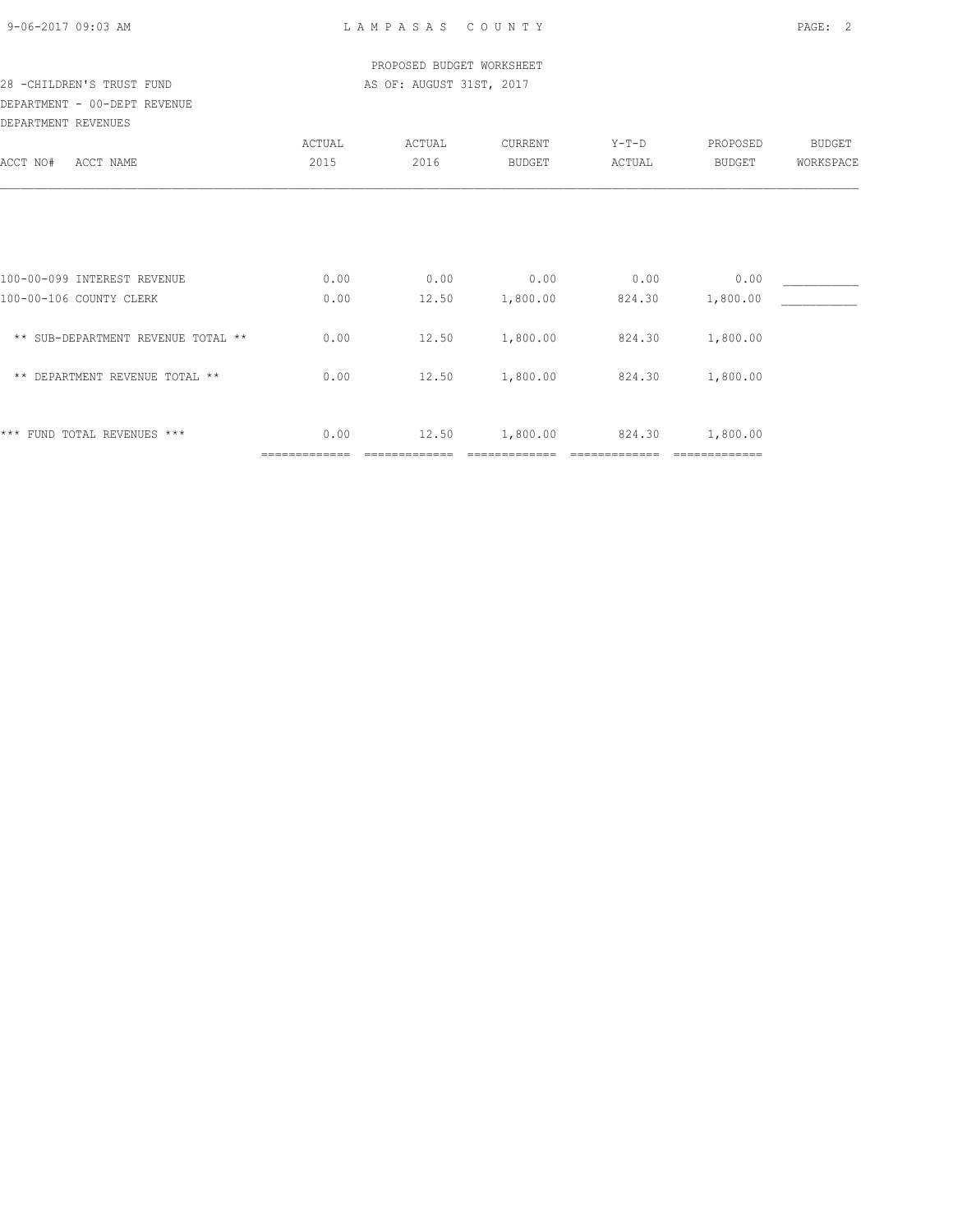PROPOSED BUDGET WORKSHEET

28 -CHILDREN'S TRUST FUND — AS OF: AUGUST 31ST, 2017

DEPARTMENT - 00-DEPT REVENUE

DEPARTMENT REVENUES

| ACCT NO# ACCT NAME | ACTUAL 2015 | ACTUAL 2016 | CURRENT BUDGET | Y-T-D ACTUAL | PROPOSED BUDGET | BUDGET WORKSPACE |
|---|---|---|---|---|---|---|
| 100-00-099 INTEREST REVENUE | 0.00 | 0.00 | 0.00 | 0.00 | 0.00 | ___________ |
| 100-00-106 COUNTY CLERK | 0.00 | 12.50 | 1,800.00 | 824.30 | 1,800.00 | ___________ |
| ** SUB-DEPARTMENT REVENUE TOTAL ** | 0.00 | 12.50 | 1,800.00 | 824.30 | 1,800.00 | |
| ** DEPARTMENT REVENUE TOTAL ** | 0.00 | 12.50 | 1,800.00 | 824.30 | 1,800.00 | |
| *** FUND TOTAL REVENUES *** | 0.00 | 12.50 | 1,800.00 | 824.30 | 1,800.00 | |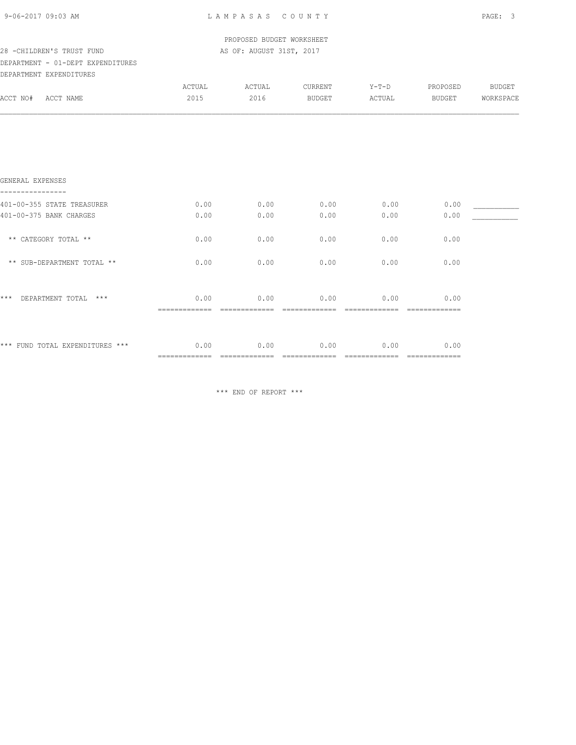LAMPASAS COUNTY

PROPOSED BUDGET WORKSHEET

28 -CHILDREN'S TRUST FUND AS OF: AUGUST 31ST, 2017

DEPARTMENT - 01-DEPT EXPENDITURES

DEPARTMENT EXPENDITURES

| ACCT NO# ACCT NAME | ACTUAL 2015 | ACTUAL 2016 | CURRENT BUDGET | Y-T-D ACTUAL | PROPOSED BUDGET | BUDGET WORKSPACE |
|---|---|---|---|---|---|---|
| **GENERAL EXPENSES** | | | | | | |
| 401-00-355 STATE TREASURER | 0.00 | 0.00 | 0.00 | 0.00 | 0.00 | ___________ |
| 401-00-375 BANK CHARGES | 0.00 | 0.00 | 0.00 | 0.00 | 0.00 | ___________ |
| ** CATEGORY TOTAL ** | 0.00 | 0.00 | 0.00 | 0.00 | 0.00 | |
| ** SUB-DEPARTMENT TOTAL ** | 0.00 | 0.00 | 0.00 | 0.00 | 0.00 | |
| *** DEPARTMENT TOTAL *** | 0.00 | 0.00 | 0.00 | 0.00 | 0.00 | |
| *** FUND TOTAL EXPENDITURES *** | 0.00 | 0.00 | 0.00 | 0.00 | 0.00 | |

*** END OF REPORT ***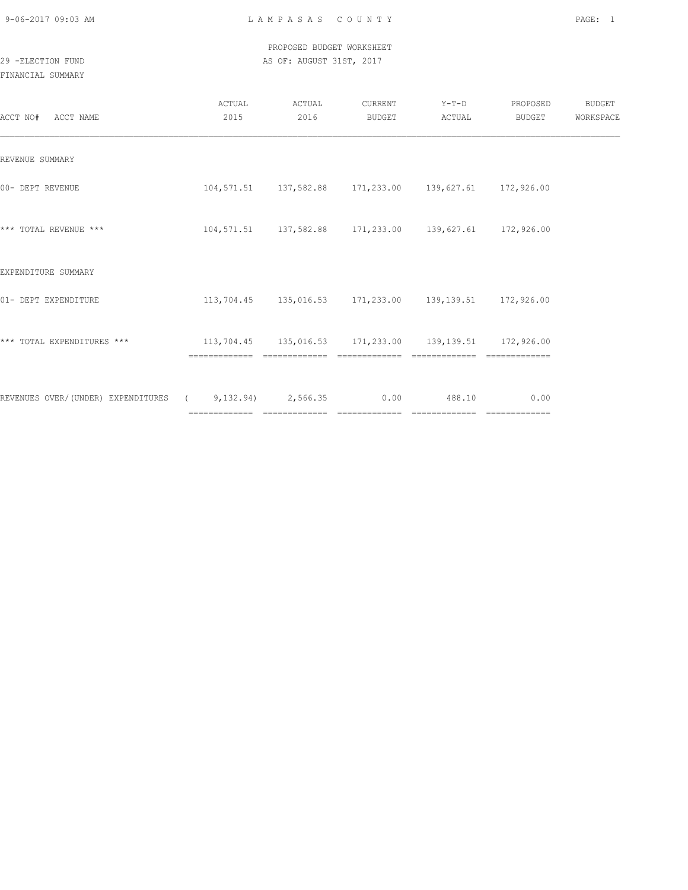# LAMPASAS COUNTY

PROPOSED BUDGET WORKSHEET

29 -ELECTION FUND

AS OF: AUGUST 31ST, 2017

FINANCIAL SUMMARY

| ACCT NO# ACCT NAME | ACTUAL 2015 | ACTUAL 2016 | CURRENT BUDGET | Y-T-D ACTUAL | PROPOSED BUDGET | BUDGET WORKSPACE |
|---|---|---|---|---|---|---|
| REVENUE SUMMARY | | | | | | |
| 00- DEPT REVENUE | 104,571.51 | 137,582.88 | 171,233.00 | 139,627.61 | 172,926.00 | |
| *** TOTAL REVENUE *** | 104,571.51 | 137,582.88 | 171,233.00 | 139,627.61 | 172,926.00 | |
| EXPENDITURE SUMMARY | | | | | | |
| 01- DEPT EXPENDITURE | 113,704.45 | 135,016.53 | 171,233.00 | 139,139.51 | 172,926.00 | |
| *** TOTAL EXPENDITURES *** | 113,704.45 | 135,016.53 | 171,233.00 | 139,139.51 | 172,926.00 | |
| REVENUES OVER/(UNDER) EXPENDITURES | ( 9,132.94) | 2,566.35 | 0.00 | 488.10 | 0.00 | |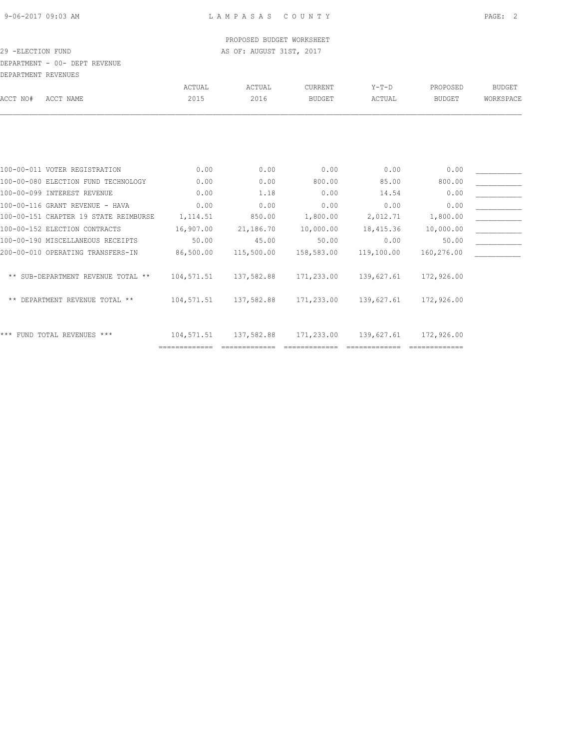PROPOSED BUDGET WORKSHEET

29 -ELECTION FUND — AS OF: AUGUST 31ST, 2017

DEPARTMENT - 00- DEPT REVENUE

DEPARTMENT REVENUES

| ACCT NO# | ACCT NAME | ACTUAL 2015 | ACTUAL 2016 | CURRENT BUDGET | Y-T-D ACTUAL | PROPOSED BUDGET | BUDGET WORKSPACE |
|---|---|---|---|---|---|---|---|
| 100-00-011 | VOTER REGISTRATION | 0.00 | 0.00 | 0.00 | 0.00 | 0.00 | ___________ |
| 100-00-080 | ELECTION FUND TECHNOLOGY | 0.00 | 0.00 | 800.00 | 85.00 | 800.00 | ___________ |
| 100-00-099 | INTEREST REVENUE | 0.00 | 1.18 | 0.00 | 14.54 | 0.00 | ___________ |
| 100-00-116 | GRANT REVENUE - HAVA | 0.00 | 0.00 | 0.00 | 0.00 | 0.00 | ___________ |
| 100-00-151 | CHAPTER 19 STATE REIMBURSE | 1,114.51 | 850.00 | 1,800.00 | 2,012.71 | 1,800.00 | ___________ |
| 100-00-152 | ELECTION CONTRACTS | 16,907.00 | 21,186.70 | 10,000.00 | 18,415.36 | 10,000.00 | ___________ |
| 100-00-190 | MISCELLANEOUS RECEIPTS | 50.00 | 45.00 | 50.00 | 0.00 | 50.00 | ___________ |
| 200-00-010 | OPERATING TRANSFERS-IN | 86,500.00 | 115,500.00 | 158,583.00 | 119,100.00 | 160,276.00 | ___________ |
| | ** SUB-DEPARTMENT REVENUE TOTAL ** | 104,571.51 | 137,582.88 | 171,233.00 | 139,627.61 | 172,926.00 | |
| | ** DEPARTMENT REVENUE TOTAL ** | 104,571.51 | 137,582.88 | 171,233.00 | 139,627.61 | 172,926.00 | |
| | *** FUND TOTAL REVENUES *** | 104,571.51 | 137,582.88 | 171,233.00 | 139,627.61 | 172,926.00 | |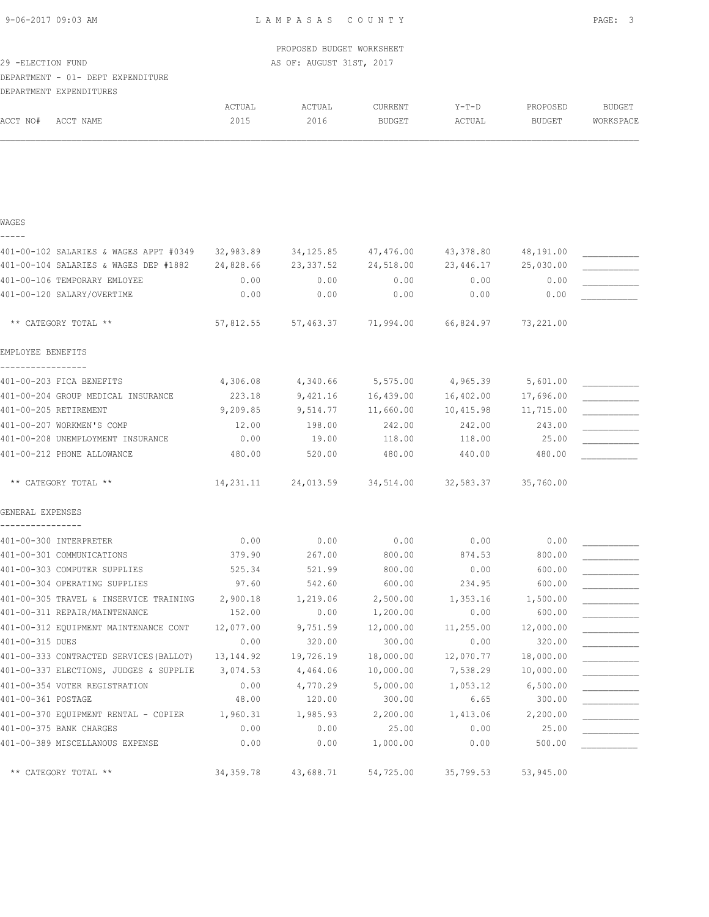PROPOSED BUDGET WORKSHEET

29 -ELECTION FUND

AS OF: AUGUST 31ST, 2017

DEPARTMENT - 01- DEPT EXPENDITURE

DEPARTMENT EXPENDITURES

| ACCT NO# ACCT NAME | ACTUAL 2015 | ACTUAL 2016 | CURRENT BUDGET | Y-T-D ACTUAL | PROPOSED BUDGET | BUDGET WORKSPACE |
|---|---|---|---|---|---|---|
| **WAGES** | | | | | | |
| 401-00-102 SALARIES & WAGES APPT #0349 | 32,983.89 | 34,125.85 | 47,476.00 | 43,378.80 | 48,191.00 | ___________ |
| 401-00-104 SALARIES & WAGES DEP #1882 | 24,828.66 | 23,337.52 | 24,518.00 | 23,446.17 | 25,030.00 | ___________ |
| 401-00-106 TEMPORARY EMLOYEE | 0.00 | 0.00 | 0.00 | 0.00 | 0.00 | ___________ |
| 401-00-120 SALARY/OVERTIME | 0.00 | 0.00 | 0.00 | 0.00 | 0.00 | ___________ |
| ** CATEGORY TOTAL ** | 57,812.55 | 57,463.37 | 71,994.00 | 66,824.97 | 73,221.00 | |
| **EMPLOYEE BENEFITS** | | | | | | |
| 401-00-203 FICA BENEFITS | 4,306.08 | 4,340.66 | 5,575.00 | 4,965.39 | 5,601.00 | ___________ |
| 401-00-204 GROUP MEDICAL INSURANCE | 223.18 | 9,421.16 | 16,439.00 | 16,402.00 | 17,696.00 | ___________ |
| 401-00-205 RETIREMENT | 9,209.85 | 9,514.77 | 11,660.00 | 10,415.98 | 11,715.00 | ___________ |
| 401-00-207 WORKMEN'S COMP | 12.00 | 198.00 | 242.00 | 242.00 | 243.00 | ___________ |
| 401-00-208 UNEMPLOYMENT INSURANCE | 0.00 | 19.00 | 118.00 | 118.00 | 25.00 | ___________ |
| 401-00-212 PHONE ALLOWANCE | 480.00 | 520.00 | 480.00 | 440.00 | 480.00 | ___________ |
| ** CATEGORY TOTAL ** | 14,231.11 | 24,013.59 | 34,514.00 | 32,583.37 | 35,760.00 | |
| **GENERAL EXPENSES** | | | | | | |
| 401-00-300 INTERPRETER | 0.00 | 0.00 | 0.00 | 0.00 | 0.00 | ___________ |
| 401-00-301 COMMUNICATIONS | 379.90 | 267.00 | 800.00 | 874.53 | 800.00 | ___________ |
| 401-00-303 COMPUTER SUPPLIES | 525.34 | 521.99 | 800.00 | 0.00 | 600.00 | ___________ |
| 401-00-304 OPERATING SUPPLIES | 97.60 | 542.60 | 600.00 | 234.95 | 600.00 | ___________ |
| 401-00-305 TRAVEL & INSERVICE TRAINING | 2,900.18 | 1,219.06 | 2,500.00 | 1,353.16 | 1,500.00 | ___________ |
| 401-00-311 REPAIR/MAINTENANCE | 152.00 | 0.00 | 1,200.00 | 0.00 | 600.00 | ___________ |
| 401-00-312 EQUIPMENT MAINTENANCE CONT | 12,077.00 | 9,751.59 | 12,000.00 | 11,255.00 | 12,000.00 | ___________ |
| 401-00-315 DUES | 0.00 | 320.00 | 300.00 | 0.00 | 320.00 | ___________ |
| 401-00-333 CONTRACTED SERVICES(BALLOT) | 13,144.92 | 19,726.19 | 18,000.00 | 12,070.77 | 18,000.00 | ___________ |
| 401-00-337 ELECTIONS, JUDGES & SUPPLIE | 3,074.53 | 4,464.06 | 10,000.00 | 7,538.29 | 10,000.00 | ___________ |
| 401-00-354 VOTER REGISTRATION | 0.00 | 4,770.29 | 5,000.00 | 1,053.12 | 6,500.00 | ___________ |
| 401-00-361 POSTAGE | 48.00 | 120.00 | 300.00 | 6.65 | 300.00 | ___________ |
| 401-00-370 EQUIPMENT RENTAL - COPIER | 1,960.31 | 1,985.93 | 2,200.00 | 1,413.06 | 2,200.00 | ___________ |
| 401-00-375 BANK CHARGES | 0.00 | 0.00 | 25.00 | 0.00 | 25.00 | ___________ |
| 401-00-389 MISCELLANOUS EXPENSE | 0.00 | 0.00 | 1,000.00 | 0.00 | 500.00 | ___________ |
| ** CATEGORY TOTAL ** | 34,359.78 | 43,688.71 | 54,725.00 | 35,799.53 | 53,945.00 | |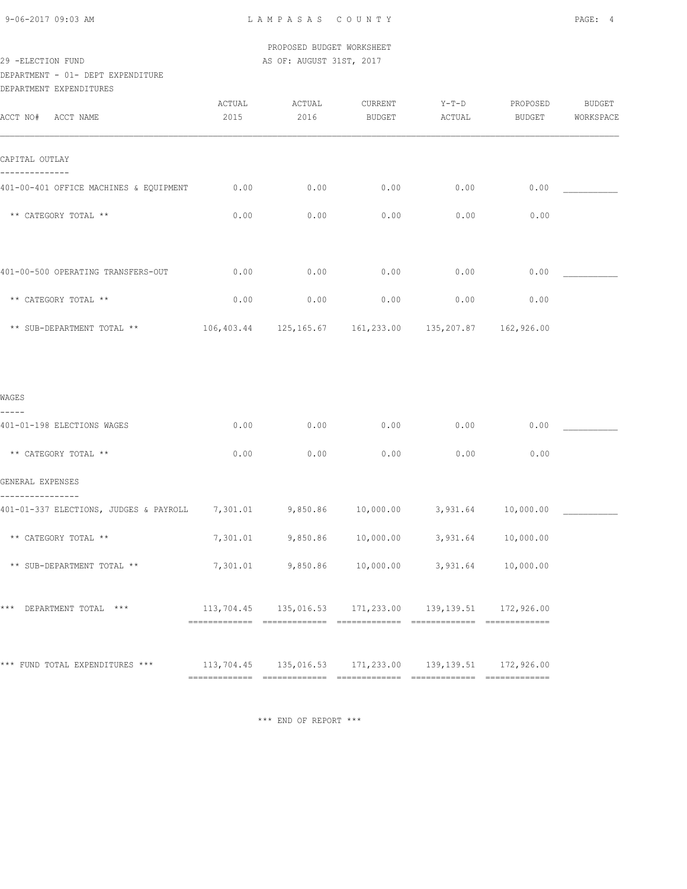LAMPASAS COUNTY

PROPOSED BUDGET WORKSHEET

29 -ELECTION FUND AS OF: AUGUST 31ST, 2017

DEPARTMENT - 01- DEPT EXPENDITURE

DEPARTMENT EXPENDITURES

| ACCT NO# ACCT NAME | ACTUAL 2015 | ACTUAL 2016 | CURRENT BUDGET | Y-T-D ACTUAL | PROPOSED BUDGET | BUDGET WORKSPACE |
|---|---|---|---|---|---|---|
| **CAPITAL OUTLAY** | | | | | | |
| 401-00-401 OFFICE MACHINES & EQUIPMENT | 0.00 | 0.00 | 0.00 | 0.00 | 0.00 | ___________ |
| ** CATEGORY TOTAL ** | 0.00 | 0.00 | 0.00 | 0.00 | 0.00 | |
| 401-00-500 OPERATING TRANSFERS-OUT | 0.00 | 0.00 | 0.00 | 0.00 | 0.00 | ___________ |
| ** CATEGORY TOTAL ** | 0.00 | 0.00 | 0.00 | 0.00 | 0.00 | |
| ** SUB-DEPARTMENT TOTAL ** | 106,403.44 | 125,165.67 | 161,233.00 | 135,207.87 | 162,926.00 | |
| **WAGES** | | | | | | |
| 401-01-198 ELECTIONS WAGES | 0.00 | 0.00 | 0.00 | 0.00 | 0.00 | ___________ |
| ** CATEGORY TOTAL ** | 0.00 | 0.00 | 0.00 | 0.00 | 0.00 | |
| **GENERAL EXPENSES** | | | | | | |
| 401-01-337 ELECTIONS, JUDGES & PAYROLL | 7,301.01 | 9,850.86 | 10,000.00 | 3,931.64 | 10,000.00 | ___________ |
| ** CATEGORY TOTAL ** | 7,301.01 | 9,850.86 | 10,000.00 | 3,931.64 | 10,000.00 | |
| ** SUB-DEPARTMENT TOTAL ** | 7,301.01 | 9,850.86 | 10,000.00 | 3,931.64 | 10,000.00 | |
| *** DEPARTMENT TOTAL *** | 113,704.45 | 135,016.53 | 171,233.00 | 139,139.51 | 172,926.00 | |
| *** FUND TOTAL EXPENDITURES *** | 113,704.45 | 135,016.53 | 171,233.00 | 139,139.51 | 172,926.00 | |

*** END OF REPORT ***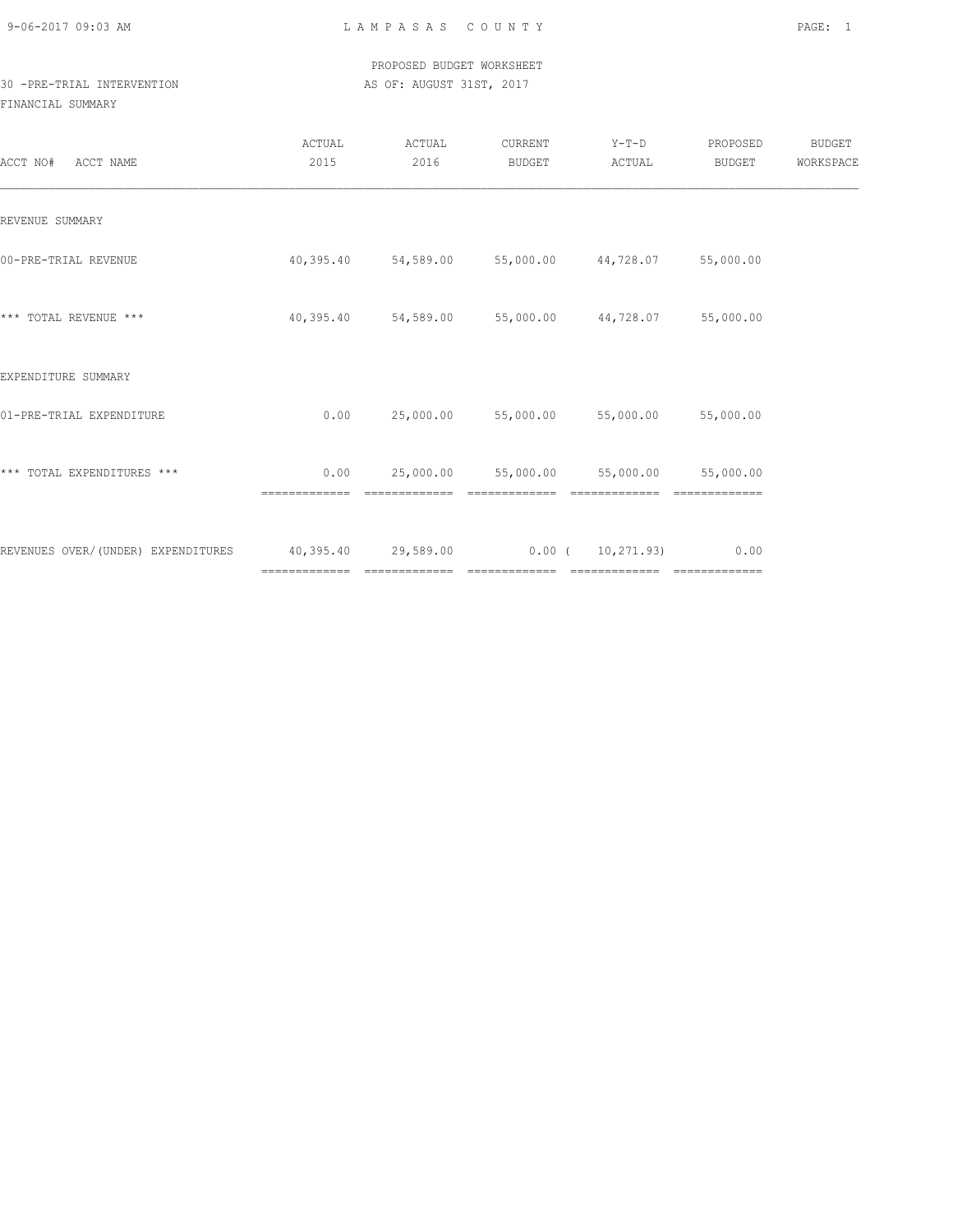PROPOSED BUDGET WORKSHEET

30 -PRE-TRIAL INTERVENTION AS OF: AUGUST 31ST, 2017

FINANCIAL SUMMARY

| ACCT NO# ACCT NAME | ACTUAL 2015 | ACTUAL 2016 | CURRENT BUDGET | Y-T-D ACTUAL | PROPOSED BUDGET | BUDGET WORKSPACE |
|---|---|---|---|---|---|---|
| REVENUE SUMMARY | | | | | | |
| 00-PRE-TRIAL REVENUE | 40,395.40 | 54,589.00 | 55,000.00 | 44,728.07 | 55,000.00 | |
| *** TOTAL REVENUE *** | 40,395.40 | 54,589.00 | 55,000.00 | 44,728.07 | 55,000.00 | |
| EXPENDITURE SUMMARY | | | | | | |
| 01-PRE-TRIAL EXPENDITURE | 0.00 | 25,000.00 | 55,000.00 | 55,000.00 | 55,000.00 | |
| *** TOTAL EXPENDITURES *** | 0.00 | 25,000.00 | 55,000.00 | 55,000.00 | 55,000.00 | |
| REVENUES OVER/(UNDER) EXPENDITURES | 40,395.40 | 29,589.00 | 0.00 | ( 10,271.93) | 0.00 | |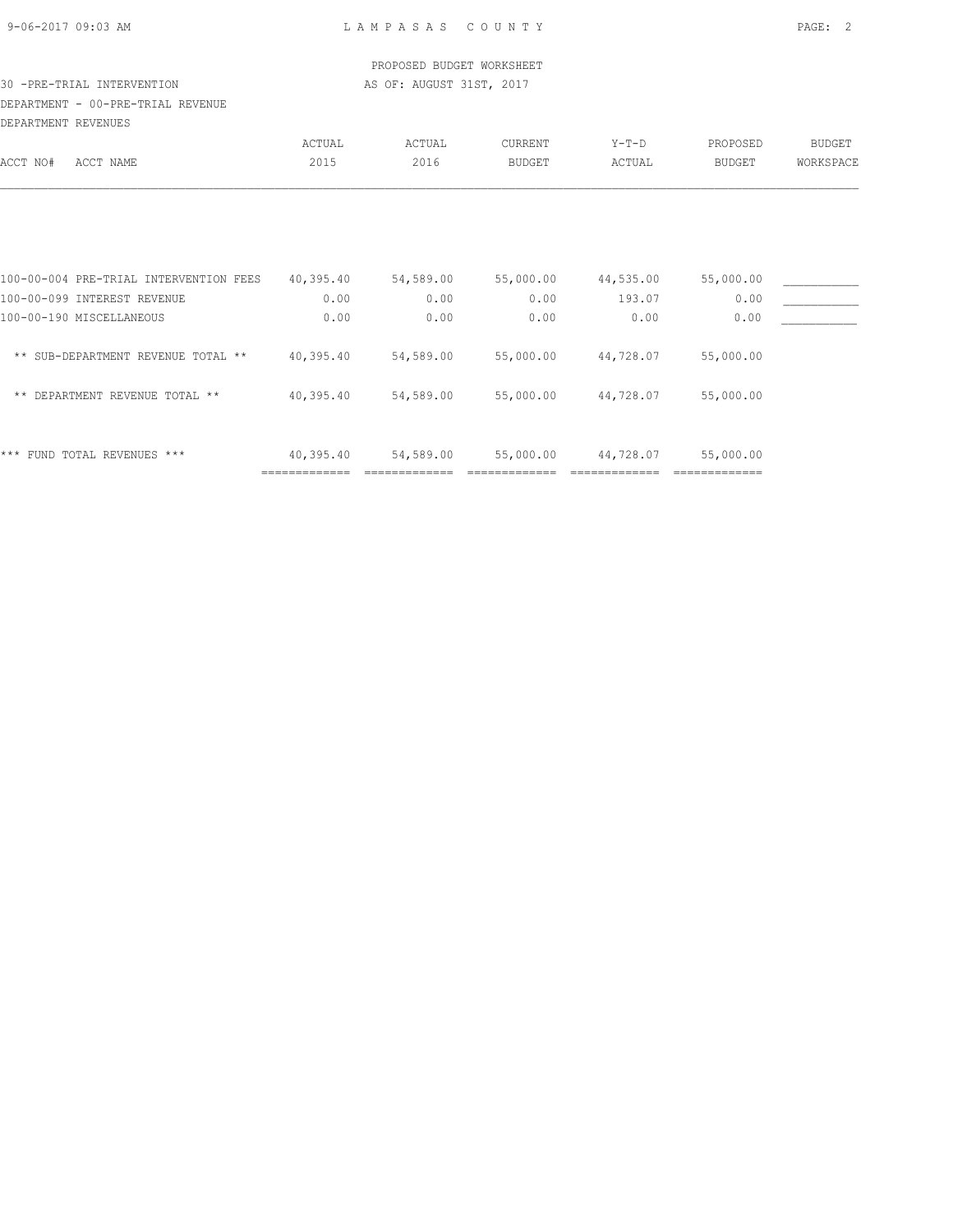PROPOSED BUDGET WORKSHEET

30 -PRE-TRIAL INTERVENTION — AS OF: AUGUST 31ST, 2017

DEPARTMENT - 00-PRE-TRIAL REVENUE

DEPARTMENT REVENUES

| ACCT NO# ACCT NAME | ACTUAL 2015 | ACTUAL 2016 | CURRENT BUDGET | Y-T-D ACTUAL | PROPOSED BUDGET | BUDGET WORKSPACE |
|---|---|---|---|---|---|---|
| 100-00-004 PRE-TRIAL INTERVENTION FEES | 40,395.40 | 54,589.00 | 55,000.00 | 44,535.00 | 55,000.00 | ___________ |
| 100-00-099 INTEREST REVENUE | 0.00 | 0.00 | 0.00 | 193.07 | 0.00 | ___________ |
| 100-00-190 MISCELLANEOUS | 0.00 | 0.00 | 0.00 | 0.00 | 0.00 | ___________ |
| ** SUB-DEPARTMENT REVENUE TOTAL ** | 40,395.40 | 54,589.00 | 55,000.00 | 44,728.07 | 55,000.00 | |
| ** DEPARTMENT REVENUE TOTAL ** | 40,395.40 | 54,589.00 | 55,000.00 | 44,728.07 | 55,000.00 | |
| *** FUND TOTAL REVENUES *** | 40,395.40 | 54,589.00 | 55,000.00 | 44,728.07 | 55,000.00 | |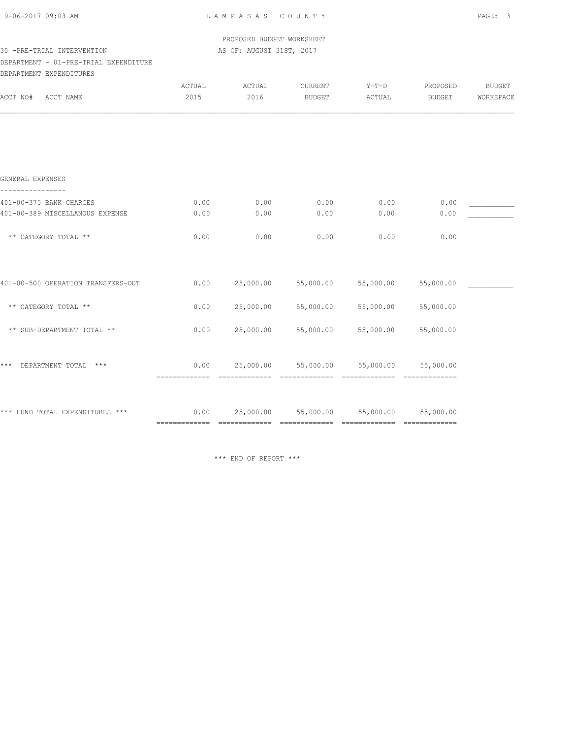LAMPASAS COUNTY

PROPOSED BUDGET WORKSHEET

AS OF: AUGUST 31ST, 2017

30 -PRE-TRIAL INTERVENTION

DEPARTMENT - 01-PRE-TRIAL EXPENDITURE

DEPARTMENT EXPENDITURES

| ACCT NO# ACCT NAME | ACTUAL 2015 | ACTUAL 2016 | CURRENT BUDGET | Y-T-D ACTUAL | PROPOSED BUDGET | BUDGET WORKSPACE |
|---|---|---|---|---|---|---|
| **GENERAL EXPENSES** | | | | | | |
| 401-00-375 BANK CHARGES | 0.00 | 0.00 | 0.00 | 0.00 | 0.00 | ___________ |
| 401-00-389 MISCELLANOUS EXPENSE | 0.00 | 0.00 | 0.00 | 0.00 | 0.00 | ___________ |
| ** CATEGORY TOTAL ** | 0.00 | 0.00 | 0.00 | 0.00 | 0.00 | |
| 401-00-500 OPERATION TRANSFERS-OUT | 0.00 | 25,000.00 | 55,000.00 | 55,000.00 | 55,000.00 | ___________ |
| ** CATEGORY TOTAL ** | 0.00 | 25,000.00 | 55,000.00 | 55,000.00 | 55,000.00 | |
| ** SUB-DEPARTMENT TOTAL ** | 0.00 | 25,000.00 | 55,000.00 | 55,000.00 | 55,000.00 | |
| *** DEPARTMENT TOTAL *** | 0.00 | 25,000.00 | 55,000.00 | 55,000.00 | 55,000.00 | |
| *** FUND TOTAL EXPENDITURES *** | 0.00 | 25,000.00 | 55,000.00 | 55,000.00 | 55,000.00 | |

*** END OF REPORT ***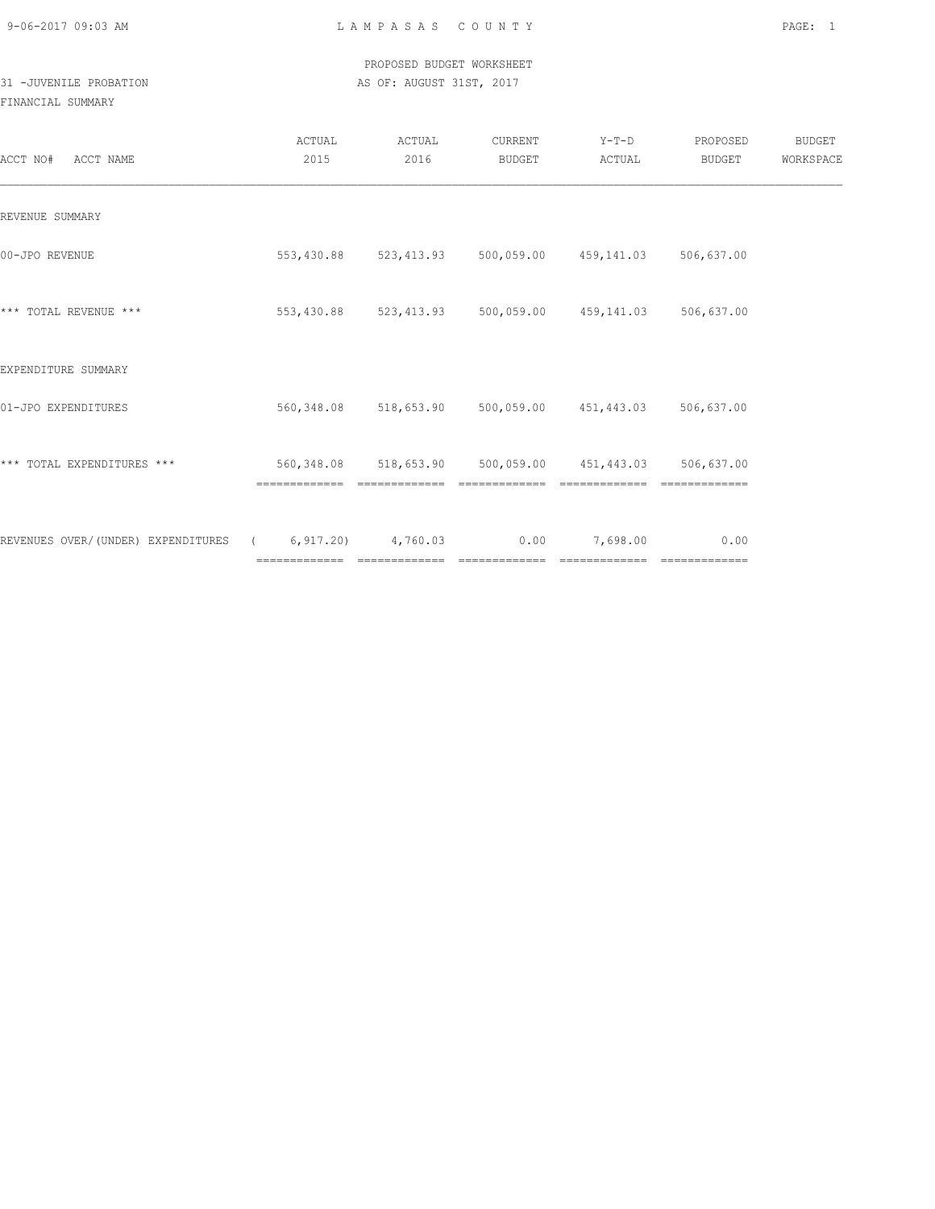PROPOSED BUDGET WORKSHEET

31 -JUVENILE PROBATION

AS OF: AUGUST 31ST, 2017

FINANCIAL SUMMARY

| ACCT NO# ACCT NAME | ACTUAL 2015 | ACTUAL 2016 | CURRENT BUDGET | Y-T-D ACTUAL | PROPOSED BUDGET | BUDGET WORKSPACE |
|---|---|---|---|---|---|---|
| REVENUE SUMMARY | | | | | | |
| 00-JPO REVENUE | 553,430.88 | 523,413.93 | 500,059.00 | 459,141.03 | 506,637.00 | |
| *** TOTAL REVENUE *** | 553,430.88 | 523,413.93 | 500,059.00 | 459,141.03 | 506,637.00 | |
| EXPENDITURE SUMMARY | | | | | | |
| 01-JPO EXPENDITURES | 560,348.08 | 518,653.90 | 500,059.00 | 451,443.03 | 506,637.00 | |
| *** TOTAL EXPENDITURES *** | 560,348.08 | 518,653.90 | 500,059.00 | 451,443.03 | 506,637.00 | |
| REVENUES OVER/(UNDER) EXPENDITURES | ( 6,917.20) | 4,760.03 | 0.00 | 7,698.00 | 0.00 | |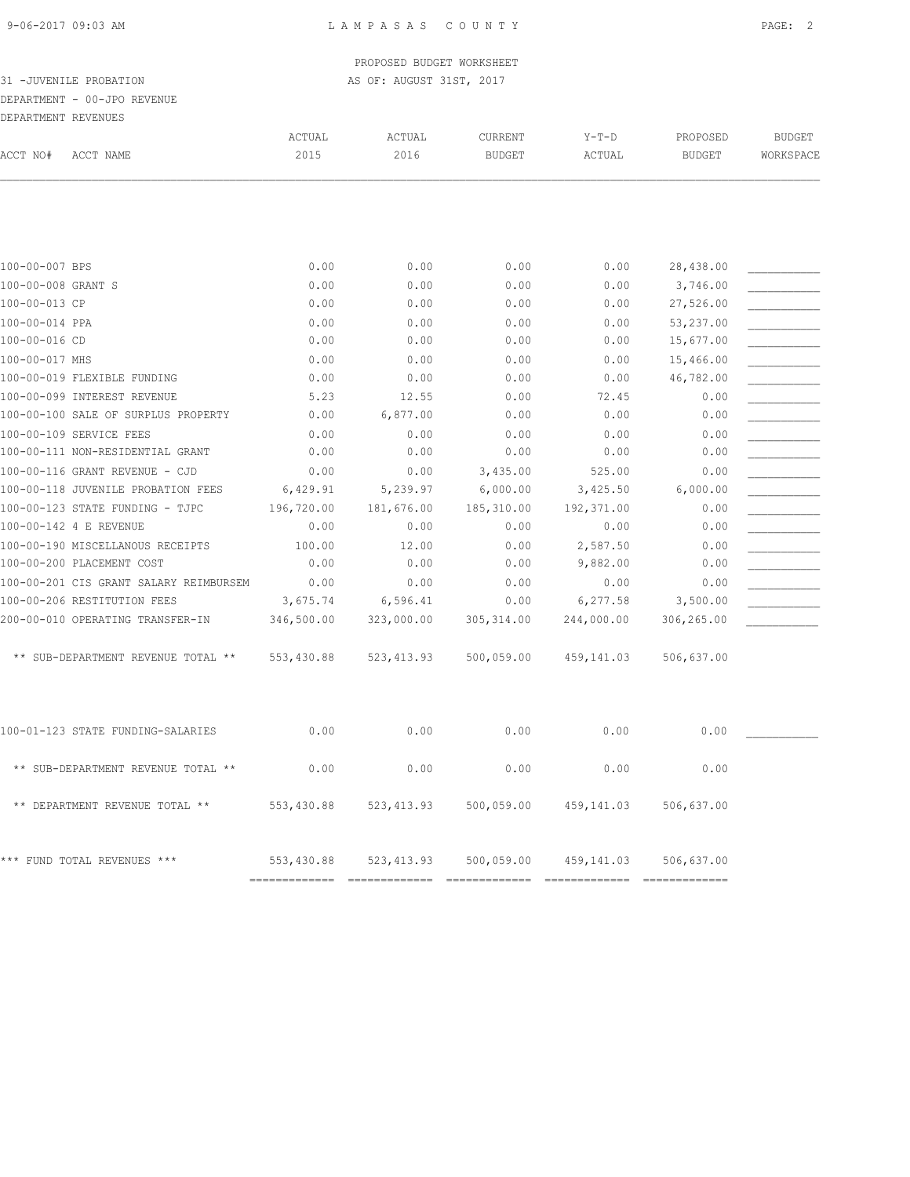PROPOSED BUDGET WORKSHEET

31 -JUVENILE PROBATION AS OF: AUGUST 31ST, 2017

DEPARTMENT - 00-JPO REVENUE

DEPARTMENT REVENUES

| ACCT NO# | ACCT NAME | ACTUAL 2015 | ACTUAL 2016 | CURRENT BUDGET | Y-T-D ACTUAL | PROPOSED BUDGET | BUDGET WORKSPACE |
|---|---|---|---|---|---|---|---|
| 100-00-007 | BPS | 0.00 | 0.00 | 0.00 | 0.00 | 28,438.00 | ___________ |
| 100-00-008 | GRANT S | 0.00 | 0.00 | 0.00 | 0.00 | 3,746.00 | ___________ |
| 100-00-013 | CP | 0.00 | 0.00 | 0.00 | 0.00 | 27,526.00 | ___________ |
| 100-00-014 | PPA | 0.00 | 0.00 | 0.00 | 0.00 | 53,237.00 | ___________ |
| 100-00-016 | CD | 0.00 | 0.00 | 0.00 | 0.00 | 15,677.00 | ___________ |
| 100-00-017 | MHS | 0.00 | 0.00 | 0.00 | 0.00 | 15,466.00 | ___________ |
| 100-00-019 | FLEXIBLE FUNDING | 0.00 | 0.00 | 0.00 | 0.00 | 46,782.00 | ___________ |
| 100-00-099 | INTEREST REVENUE | 5.23 | 12.55 | 0.00 | 72.45 | 0.00 | ___________ |
| 100-00-100 | SALE OF SURPLUS PROPERTY | 0.00 | 6,877.00 | 0.00 | 0.00 | 0.00 | ___________ |
| 100-00-109 | SERVICE FEES | 0.00 | 0.00 | 0.00 | 0.00 | 0.00 | ___________ |
| 100-00-111 | NON-RESIDENTIAL GRANT | 0.00 | 0.00 | 0.00 | 0.00 | 0.00 | ___________ |
| 100-00-116 | GRANT REVENUE - CJD | 0.00 | 0.00 | 3,435.00 | 525.00 | 0.00 | ___________ |
| 100-00-118 | JUVENILE PROBATION FEES | 6,429.91 | 5,239.97 | 6,000.00 | 3,425.50 | 6,000.00 | ___________ |
| 100-00-123 | STATE FUNDING - TJPC | 196,720.00 | 181,676.00 | 185,310.00 | 192,371.00 | 0.00 | ___________ |
| 100-00-142 | 4 E REVENUE | 0.00 | 0.00 | 0.00 | 0.00 | 0.00 | ___________ |
| 100-00-190 | MISCELLANOUS RECEIPTS | 100.00 | 12.00 | 0.00 | 2,587.50 | 0.00 | ___________ |
| 100-00-200 | PLACEMENT COST | 0.00 | 0.00 | 0.00 | 9,882.00 | 0.00 | ___________ |
| 100-00-201 | CIS GRANT SALARY REIMBURSEM | 0.00 | 0.00 | 0.00 | 0.00 | 0.00 | ___________ |
| 100-00-206 | RESTITUTION FEES | 3,675.74 | 6,596.41 | 0.00 | 6,277.58 | 3,500.00 | ___________ |
| 200-00-010 | OPERATING TRANSFER-IN | 346,500.00 | 323,000.00 | 305,314.00 | 244,000.00 | 306,265.00 | ___________ |
| | ** SUB-DEPARTMENT REVENUE TOTAL ** | 553,430.88 | 523,413.93 | 500,059.00 | 459,141.03 | 506,637.00 | |
| 100-01-123 | STATE FUNDING-SALARIES | 0.00 | 0.00 | 0.00 | 0.00 | 0.00 | ___________ |
| | ** SUB-DEPARTMENT REVENUE TOTAL ** | 0.00 | 0.00 | 0.00 | 0.00 | 0.00 | |
| | ** DEPARTMENT REVENUE TOTAL ** | 553,430.88 | 523,413.93 | 500,059.00 | 459,141.03 | 506,637.00 | |
| | *** FUND TOTAL REVENUES *** | 553,430.88 | 523,413.93 | 500,059.00 | 459,141.03 | 506,637.00 | |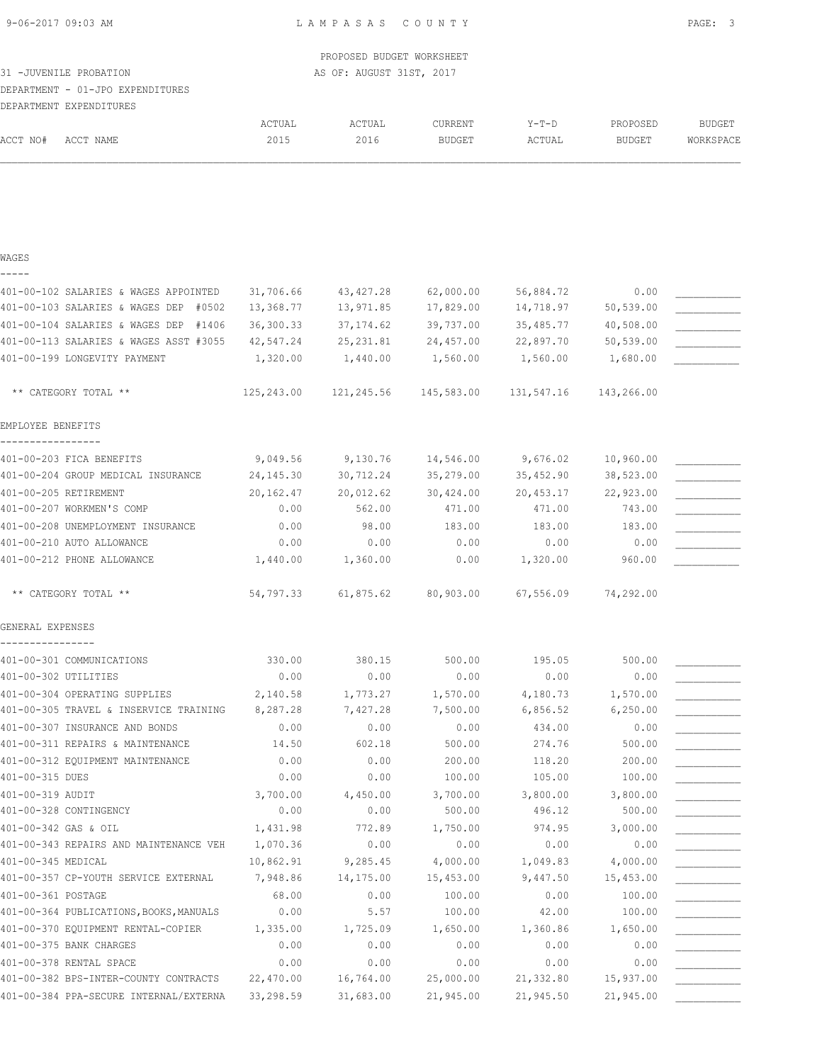PROPOSED BUDGET WORKSHEET

31 -JUVENILE PROBATION AS OF: AUGUST 31ST, 2017

DEPARTMENT - 01-JPO EXPENDITURES

DEPARTMENT EXPENDITURES

| ACCT NO# ACCT NAME | ACTUAL 2015 | ACTUAL 2016 | CURRENT BUDGET | Y-T-D ACTUAL | PROPOSED BUDGET | BUDGET WORKSPACE |
|---|---|---|---|---|---|---|
| **WAGES** | | | | | | |
| 401-00-102 SALARIES & WAGES APPOINTED | 31,706.66 | 43,427.28 | 62,000.00 | 56,884.72 | 0.00 | ___________ |
| 401-00-103 SALARIES & WAGES DEP #0502 | 13,368.77 | 13,971.85 | 17,829.00 | 14,718.97 | 50,539.00 | ___________ |
| 401-00-104 SALARIES & WAGES DEP #1406 | 36,300.33 | 37,174.62 | 39,737.00 | 35,485.77 | 40,508.00 | ___________ |
| 401-00-113 SALARIES & WAGES ASST #3055 | 42,547.24 | 25,231.81 | 24,457.00 | 22,897.70 | 50,539.00 | ___________ |
| 401-00-199 LONGEVITY PAYMENT | 1,320.00 | 1,440.00 | 1,560.00 | 1,560.00 | 1,680.00 | ___________ |
| ** CATEGORY TOTAL ** | 125,243.00 | 121,245.56 | 145,583.00 | 131,547.16 | 143,266.00 | |
| **EMPLOYEE BENEFITS** | | | | | | |
| 401-00-203 FICA BENEFITS | 9,049.56 | 9,130.76 | 14,546.00 | 9,676.02 | 10,960.00 | ___________ |
| 401-00-204 GROUP MEDICAL INSURANCE | 24,145.30 | 30,712.24 | 35,279.00 | 35,452.90 | 38,523.00 | ___________ |
| 401-00-205 RETIREMENT | 20,162.47 | 20,012.62 | 30,424.00 | 20,453.17 | 22,923.00 | ___________ |
| 401-00-207 WORKMEN'S COMP | 0.00 | 562.00 | 471.00 | 471.00 | 743.00 | ___________ |
| 401-00-208 UNEMPLOYMENT INSURANCE | 0.00 | 98.00 | 183.00 | 183.00 | 183.00 | ___________ |
| 401-00-210 AUTO ALLOWANCE | 0.00 | 0.00 | 0.00 | 0.00 | 0.00 | ___________ |
| 401-00-212 PHONE ALLOWANCE | 1,440.00 | 1,360.00 | 0.00 | 1,320.00 | 960.00 | ___________ |
| ** CATEGORY TOTAL ** | 54,797.33 | 61,875.62 | 80,903.00 | 67,556.09 | 74,292.00 | |
| **GENERAL EXPENSES** | | | | | | |
| 401-00-301 COMMUNICATIONS | 330.00 | 380.15 | 500.00 | 195.05 | 500.00 | ___________ |
| 401-00-302 UTILITIES | 0.00 | 0.00 | 0.00 | 0.00 | 0.00 | ___________ |
| 401-00-304 OPERATING SUPPLIES | 2,140.58 | 1,773.27 | 1,570.00 | 4,180.73 | 1,570.00 | ___________ |
| 401-00-305 TRAVEL & INSERVICE TRAINING | 8,287.28 | 7,427.28 | 7,500.00 | 6,856.52 | 6,250.00 | ___________ |
| 401-00-307 INSURANCE AND BONDS | 0.00 | 0.00 | 0.00 | 434.00 | 0.00 | ___________ |
| 401-00-311 REPAIRS & MAINTENANCE | 14.50 | 602.18 | 500.00 | 274.76 | 500.00 | ___________ |
| 401-00-312 EQUIPMENT MAINTENANCE | 0.00 | 0.00 | 200.00 | 118.20 | 200.00 | ___________ |
| 401-00-315 DUES | 0.00 | 0.00 | 100.00 | 105.00 | 100.00 | ___________ |
| 401-00-319 AUDIT | 3,700.00 | 4,450.00 | 3,700.00 | 3,800.00 | 3,800.00 | ___________ |
| 401-00-328 CONTINGENCY | 0.00 | 0.00 | 500.00 | 496.12 | 500.00 | ___________ |
| 401-00-342 GAS & OIL | 1,431.98 | 772.89 | 1,750.00 | 974.95 | 3,000.00 | ___________ |
| 401-00-343 REPAIRS AND MAINTENANCE VEH | 1,070.36 | 0.00 | 0.00 | 0.00 | 0.00 | ___________ |
| 401-00-345 MEDICAL | 10,862.91 | 9,285.45 | 4,000.00 | 1,049.83 | 4,000.00 | ___________ |
| 401-00-357 CP-YOUTH SERVICE EXTERNAL | 7,948.86 | 14,175.00 | 15,453.00 | 9,447.50 | 15,453.00 | ___________ |
| 401-00-361 POSTAGE | 68.00 | 0.00 | 100.00 | 0.00 | 100.00 | ___________ |
| 401-00-364 PUBLICATIONS,BOOKS,MANUALS | 0.00 | 5.57 | 100.00 | 42.00 | 100.00 | ___________ |
| 401-00-370 EQUIPMENT RENTAL-COPIER | 1,335.00 | 1,725.09 | 1,650.00 | 1,360.86 | 1,650.00 | ___________ |
| 401-00-375 BANK CHARGES | 0.00 | 0.00 | 0.00 | 0.00 | 0.00 | ___________ |
| 401-00-378 RENTAL SPACE | 0.00 | 0.00 | 0.00 | 0.00 | 0.00 | ___________ |
| 401-00-382 BPS-INTER-COUNTY CONTRACTS | 22,470.00 | 16,764.00 | 25,000.00 | 21,332.80 | 15,937.00 | ___________ |
| 401-00-384 PPA-SECURE INTERNAL/EXTERNA | 33,298.59 | 31,683.00 | 21,945.00 | 21,945.50 | 21,945.00 | ___________ |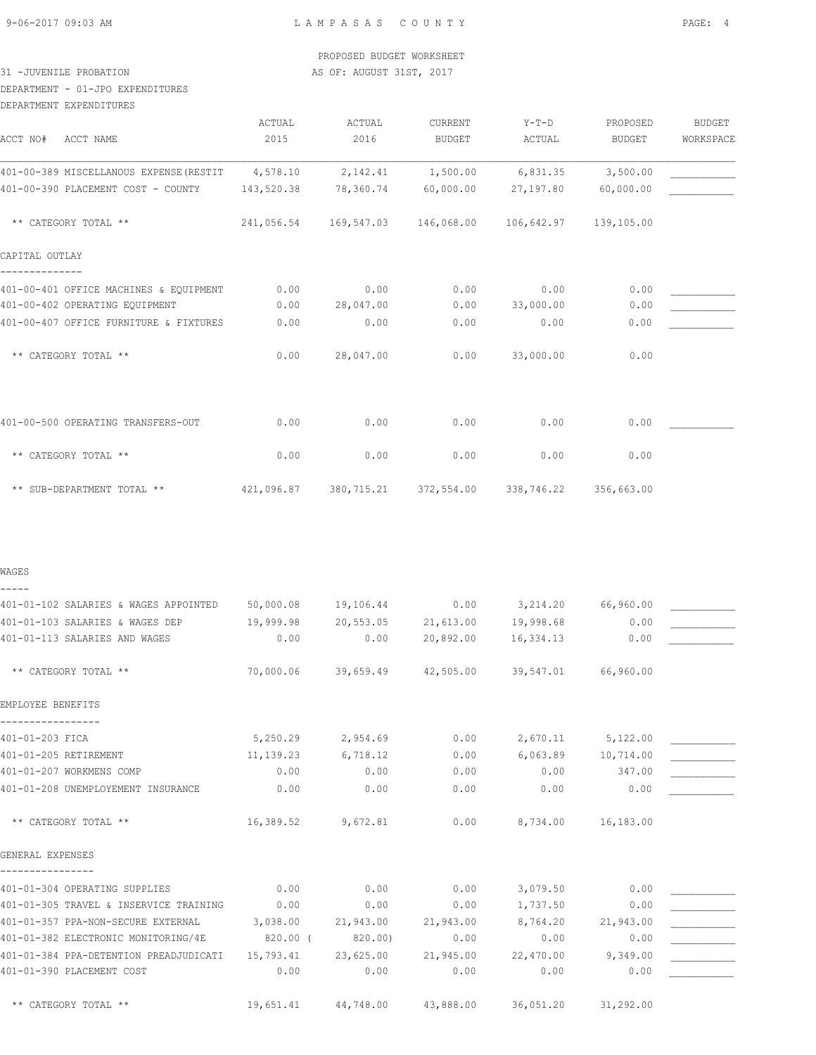PROPOSED BUDGET WORKSHEET

31 -JUVENILE PROBATION AS OF: AUGUST 31ST, 2017

DEPARTMENT - 01-JPO EXPENDITURES

DEPARTMENT EXPENDITURES

| ACCT NO# ACCT NAME | ACTUAL 2015 | ACTUAL 2016 | CURRENT BUDGET | Y-T-D ACTUAL | PROPOSED BUDGET | BUDGET WORKSPACE |
|---|---|---|---|---|---|---|
| 401-00-389 MISCELLANOUS EXPENSE(RESTIT | 4,578.10 | 2,142.41 | 1,500.00 | 6,831.35 | 3,500.00 | ___________ |
| 401-00-390 PLACEMENT COST - COUNTY | 143,520.38 | 78,360.74 | 60,000.00 | 27,197.80 | 60,000.00 | ___________ |
| ** CATEGORY TOTAL ** | 241,056.54 | 169,547.03 | 146,068.00 | 106,642.97 | 139,105.00 | |
| **CAPITAL OUTLAY** | | | | | | |
| 401-00-401 OFFICE MACHINES & EQUIPMENT | 0.00 | 0.00 | 0.00 | 0.00 | 0.00 | ___________ |
| 401-00-402 OPERATING EQUIPMENT | 0.00 | 28,047.00 | 0.00 | 33,000.00 | 0.00 | ___________ |
| 401-00-407 OFFICE FURNITURE & FIXTURES | 0.00 | 0.00 | 0.00 | 0.00 | 0.00 | ___________ |
| ** CATEGORY TOTAL ** | 0.00 | 28,047.00 | 0.00 | 33,000.00 | 0.00 | |
| 401-00-500 OPERATING TRANSFERS-OUT | 0.00 | 0.00 | 0.00 | 0.00 | 0.00 | ___________ |
| ** CATEGORY TOTAL ** | 0.00 | 0.00 | 0.00 | 0.00 | 0.00 | |
| ** SUB-DEPARTMENT TOTAL ** | 421,096.87 | 380,715.21 | 372,554.00 | 338,746.22 | 356,663.00 | |
| **WAGES** | | | | | | |
| 401-01-102 SALARIES & WAGES APPOINTED | 50,000.08 | 19,106.44 | 0.00 | 3,214.20 | 66,960.00 | ___________ |
| 401-01-103 SALARIES & WAGES DEP | 19,999.98 | 20,553.05 | 21,613.00 | 19,998.68 | 0.00 | ___________ |
| 401-01-113 SALARIES AND WAGES | 0.00 | 0.00 | 20,892.00 | 16,334.13 | 0.00 | ___________ |
| ** CATEGORY TOTAL ** | 70,000.06 | 39,659.49 | 42,505.00 | 39,547.01 | 66,960.00 | |
| **EMPLOYEE BENEFITS** | | | | | | |
| 401-01-203 FICA | 5,250.29 | 2,954.69 | 0.00 | 2,670.11 | 5,122.00 | ___________ |
| 401-01-205 RETIREMENT | 11,139.23 | 6,718.12 | 0.00 | 6,063.89 | 10,714.00 | ___________ |
| 401-01-207 WORKMENS COMP | 0.00 | 0.00 | 0.00 | 0.00 | 347.00 | ___________ |
| 401-01-208 UNEMPLOYEMENT INSURANCE | 0.00 | 0.00 | 0.00 | 0.00 | 0.00 | ___________ |
| ** CATEGORY TOTAL ** | 16,389.52 | 9,672.81 | 0.00 | 8,734.00 | 16,183.00 | |
| **GENERAL EXPENSES** | | | | | | |
| 401-01-304 OPERATING SUPPLIES | 0.00 | 0.00 | 0.00 | 3,079.50 | 0.00 | ___________ |
| 401-01-305 TRAVEL & INSERVICE TRAINING | 0.00 | 0.00 | 0.00 | 1,737.50 | 0.00 | ___________ |
| 401-01-357 PPA-NON-SECURE EXTERNAL | 3,038.00 | 21,943.00 | 21,943.00 | 8,764.20 | 21,943.00 | ___________ |
| 401-01-382 ELECTRONIC MONITORING/4E | 820.00 | (820.00) | 0.00 | 0.00 | 0.00 | ___________ |
| 401-01-384 PPA-DETENTION PREADJUDICATI | 15,793.41 | 23,625.00 | 21,945.00 | 22,470.00 | 9,349.00 | ___________ |
| 401-01-390 PLACEMENT COST | 0.00 | 0.00 | 0.00 | 0.00 | 0.00 | ___________ |
| ** CATEGORY TOTAL ** | 19,651.41 | 44,748.00 | 43,888.00 | 36,051.20 | 31,292.00 | |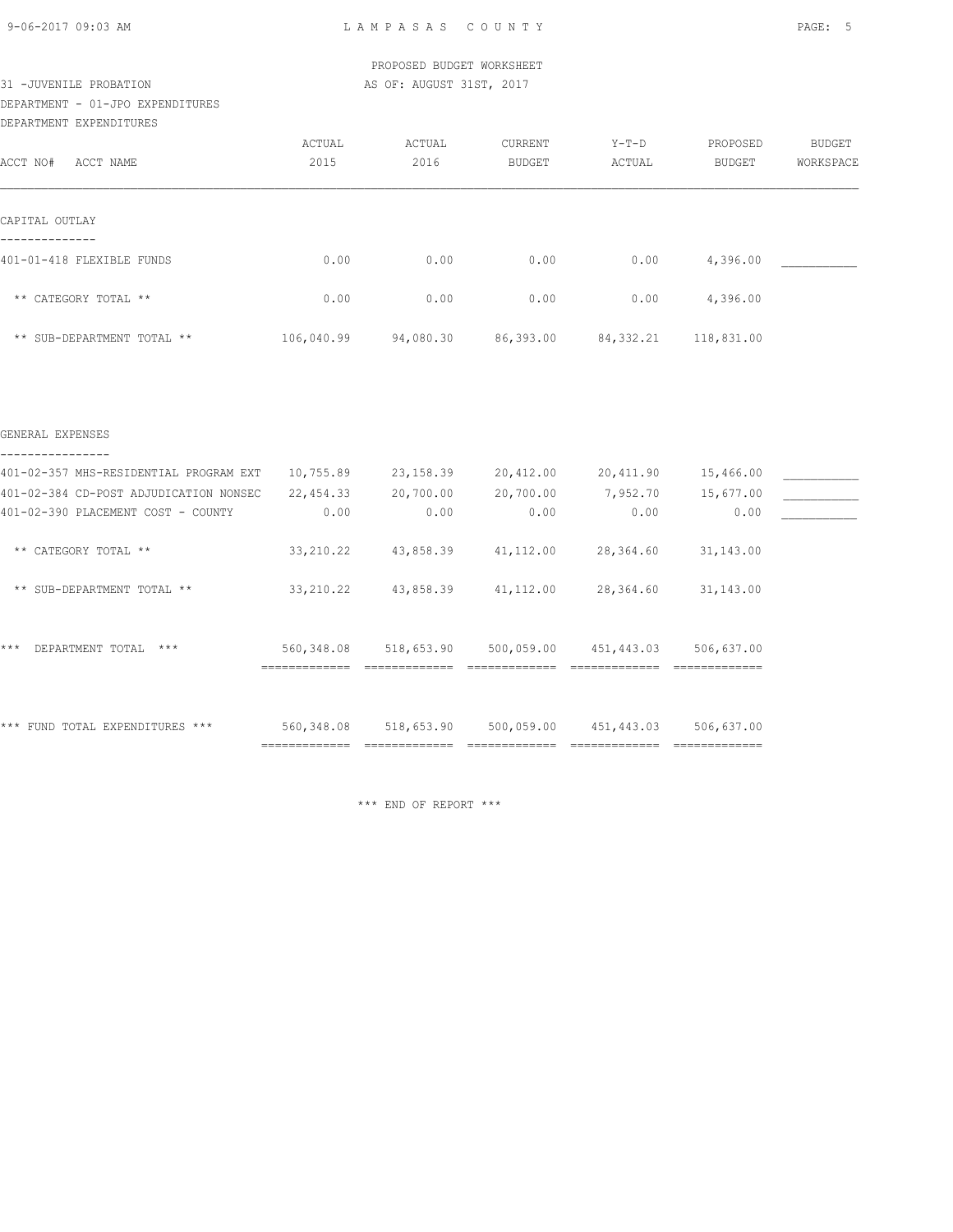PROPOSED BUDGET WORKSHEET

31 -JUVENILE PROBATION — AS OF: AUGUST 31ST, 2017

DEPARTMENT - 01-JPO EXPENDITURES

DEPARTMENT EXPENDITURES

| ACCT NO# ACCT NAME | ACTUAL 2015 | ACTUAL 2016 | CURRENT BUDGET | Y-T-D ACTUAL | PROPOSED BUDGET | BUDGET WORKSPACE |
|---|---|---|---|---|---|---|
| **CAPITAL OUTLAY** | | | | | | |
| 401-01-418 FLEXIBLE FUNDS | 0.00 | 0.00 | 0.00 | 0.00 | 4,396.00 | ___________ |
| ** CATEGORY TOTAL ** | 0.00 | 0.00 | 0.00 | 0.00 | 4,396.00 | |
| ** SUB-DEPARTMENT TOTAL ** | 106,040.99 | 94,080.30 | 86,393.00 | 84,332.21 | 118,831.00 | |
| **GENERAL EXPENSES** | | | | | | |
| 401-02-357 MHS-RESIDENTIAL PROGRAM EXT | 10,755.89 | 23,158.39 | 20,412.00 | 20,411.90 | 15,466.00 | ___________ |
| 401-02-384 CD-POST ADJUDICATION NONSEC | 22,454.33 | 20,700.00 | 20,700.00 | 7,952.70 | 15,677.00 | ___________ |
| 401-02-390 PLACEMENT COST - COUNTY | 0.00 | 0.00 | 0.00 | 0.00 | 0.00 | ___________ |
| ** CATEGORY TOTAL ** | 33,210.22 | 43,858.39 | 41,112.00 | 28,364.60 | 31,143.00 | |
| ** SUB-DEPARTMENT TOTAL ** | 33,210.22 | 43,858.39 | 41,112.00 | 28,364.60 | 31,143.00 | |
| *** DEPARTMENT TOTAL *** | 560,348.08 | 518,653.90 | 500,059.00 | 451,443.03 | 506,637.00 | |
| *** FUND TOTAL EXPENDITURES *** | 560,348.08 | 518,653.90 | 500,059.00 | 451,443.03 | 506,637.00 | |

*** END OF REPORT ***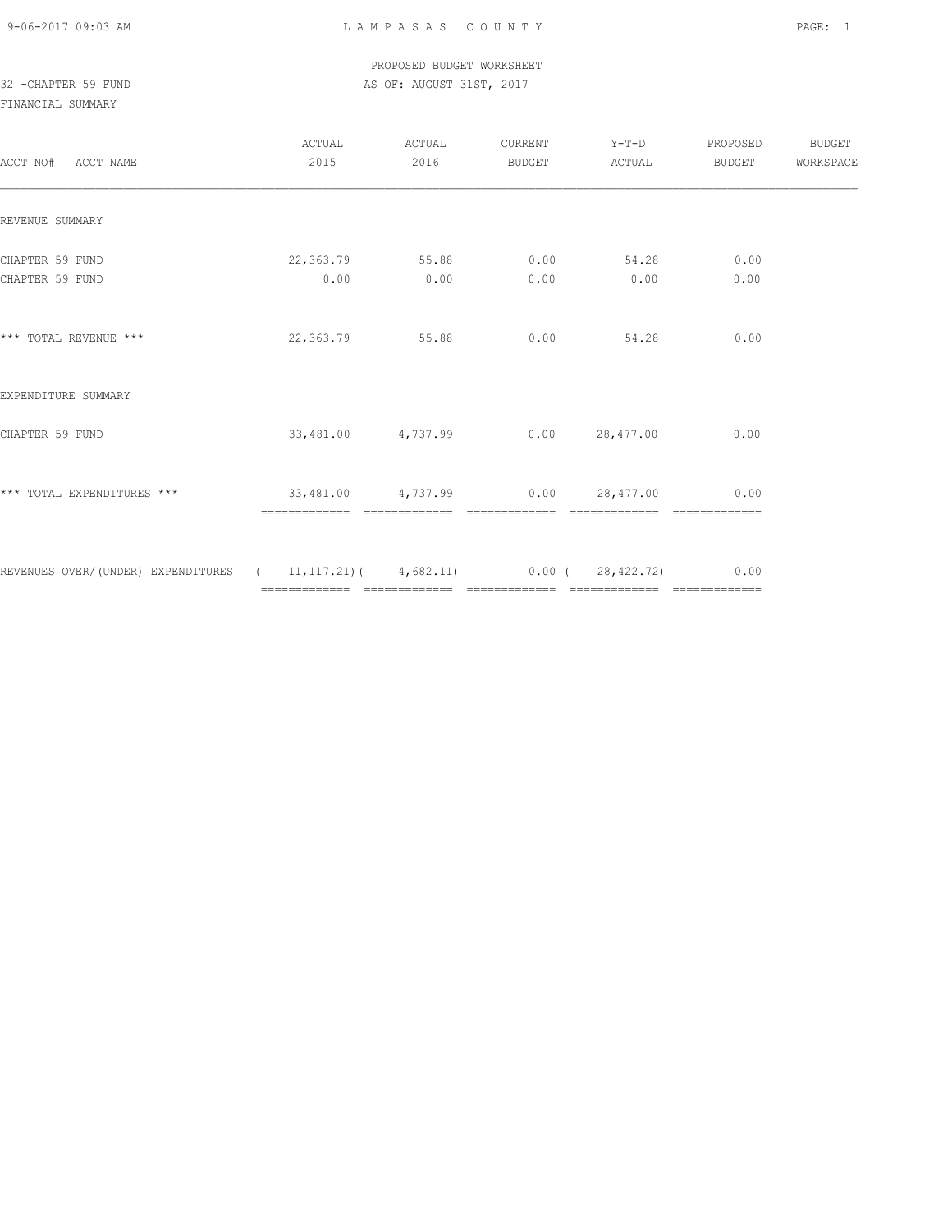LAMPASAS COUNTY

PROPOSED BUDGET WORKSHEET

32 -CHAPTER 59 FUND

AS OF: AUGUST 31ST, 2017

FINANCIAL SUMMARY

| ACCT NO# ACCT NAME | ACTUAL 2015 | ACTUAL 2016 | CURRENT BUDGET | Y-T-D ACTUAL | PROPOSED BUDGET | BUDGET WORKSPACE |
|---|---|---|---|---|---|---|
| REVENUE SUMMARY | | | | | | |
| CHAPTER 59 FUND | 22,363.79 | 55.88 | 0.00 | 54.28 | 0.00 | |
| CHAPTER 59 FUND | 0.00 | 0.00 | 0.00 | 0.00 | 0.00 | |
| *** TOTAL REVENUE *** | 22,363.79 | 55.88 | 0.00 | 54.28 | 0.00 | |
| EXPENDITURE SUMMARY | | | | | | |
| CHAPTER 59 FUND | 33,481.00 | 4,737.99 | 0.00 | 28,477.00 | 0.00 | |
| *** TOTAL EXPENDITURES *** | 33,481.00 | 4,737.99 | 0.00 | 28,477.00 | 0.00 | |
| REVENUES OVER/(UNDER) EXPENDITURES | ( 11,117.21) | ( 4,682.11) | 0.00 | ( 28,422.72) | 0.00 | |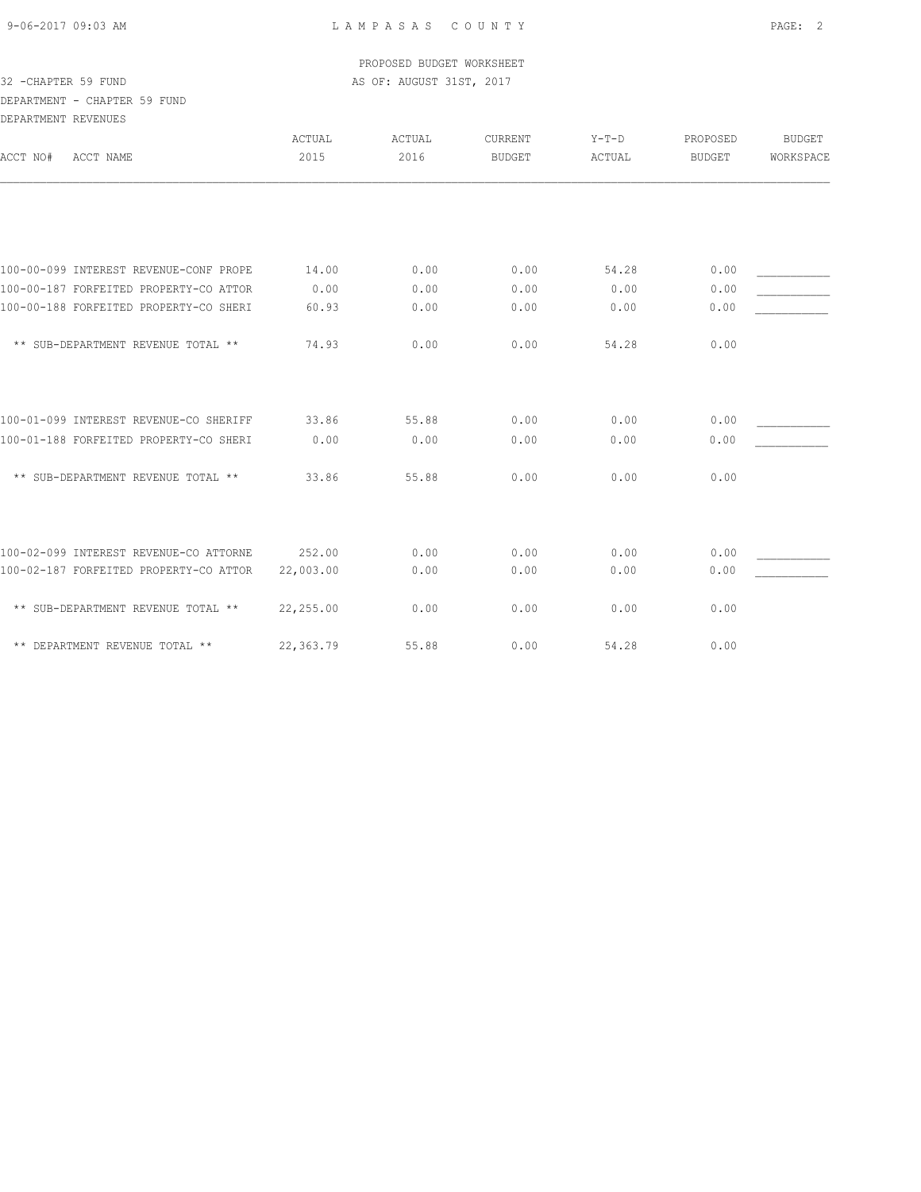LAMPASAS COUNTY

PROPOSED BUDGET WORKSHEET

AS OF: AUGUST 31ST, 2017

32 -CHAPTER 59 FUND

DEPARTMENT - CHAPTER 59 FUND

DEPARTMENT REVENUES

| ACCT NO# ACCT NAME | ACTUAL 2015 | ACTUAL 2016 | CURRENT BUDGET | Y-T-D ACTUAL | PROPOSED BUDGET | BUDGET WORKSPACE |
|---|---|---|---|---|---|---|
| 100-00-099 INTEREST REVENUE-CONF PROPE | 14.00 | 0.00 | 0.00 | 54.28 | 0.00 | ___________ |
| 100-00-187 FORFEITED PROPERTY-CO ATTOR | 0.00 | 0.00 | 0.00 | 0.00 | 0.00 | ___________ |
| 100-00-188 FORFEITED PROPERTY-CO SHERI | 60.93 | 0.00 | 0.00 | 0.00 | 0.00 | ___________ |
| ** SUB-DEPARTMENT REVENUE TOTAL ** | 74.93 | 0.00 | 0.00 | 54.28 | 0.00 | |
| 100-01-099 INTEREST REVENUE-CO SHERIFF | 33.86 | 55.88 | 0.00 | 0.00 | 0.00 | ___________ |
| 100-01-188 FORFEITED PROPERTY-CO SHERI | 0.00 | 0.00 | 0.00 | 0.00 | 0.00 | ___________ |
| ** SUB-DEPARTMENT REVENUE TOTAL ** | 33.86 | 55.88 | 0.00 | 0.00 | 0.00 | |
| 100-02-099 INTEREST REVENUE-CO ATTORNE | 252.00 | 0.00 | 0.00 | 0.00 | 0.00 | ___________ |
| 100-02-187 FORFEITED PROPERTY-CO ATTOR | 22,003.00 | 0.00 | 0.00 | 0.00 | 0.00 | ___________ |
| ** SUB-DEPARTMENT REVENUE TOTAL ** | 22,255.00 | 0.00 | 0.00 | 0.00 | 0.00 | |
| ** DEPARTMENT REVENUE TOTAL ** | 22,363.79 | 55.88 | 0.00 | 54.28 | 0.00 | |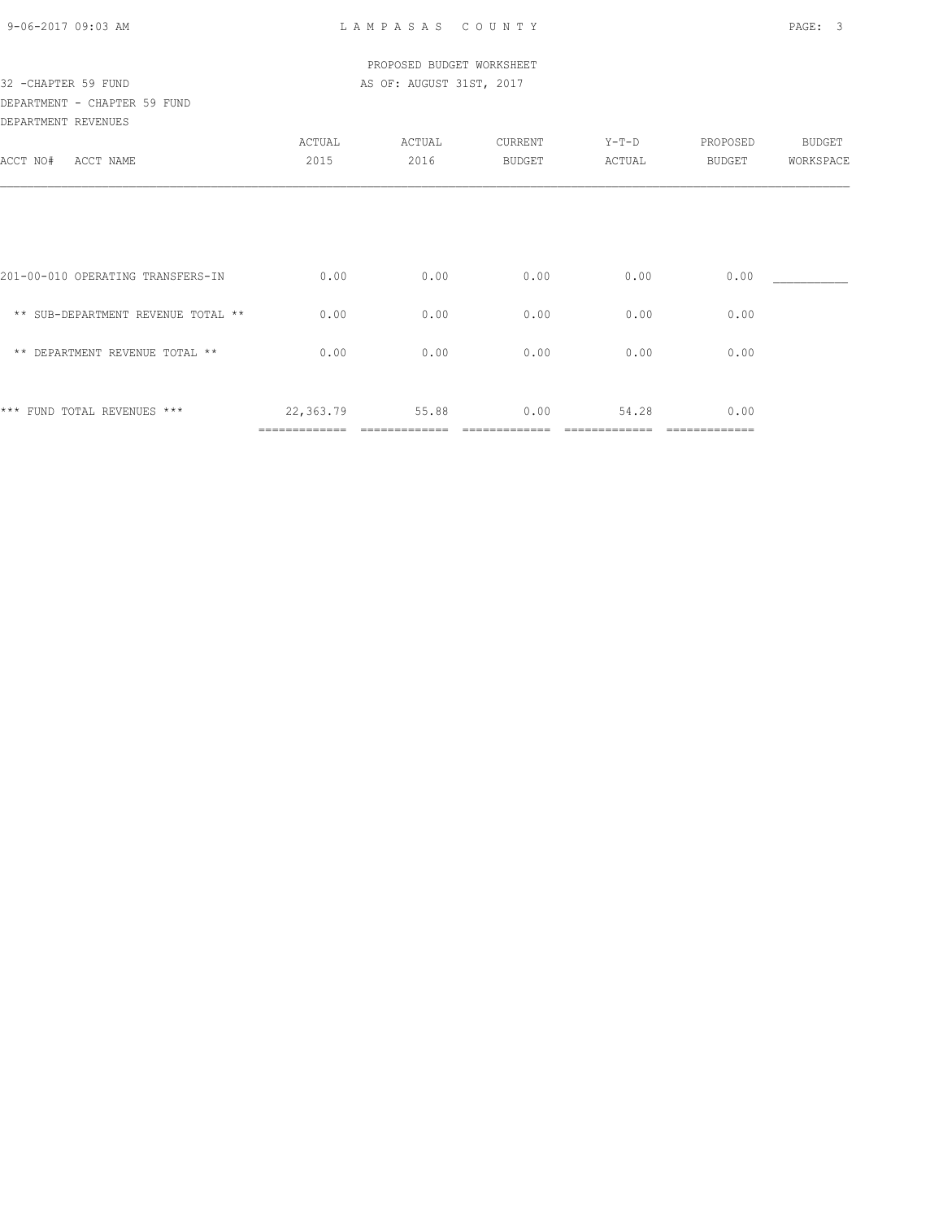PROPOSED BUDGET WORKSHEET

32 -CHAPTER 59 FUND AS OF: AUGUST 31ST, 2017

DEPARTMENT - CHAPTER 59 FUND

DEPARTMENT REVENUES

| ACCT NO# ACCT NAME | ACTUAL 2015 | ACTUAL 2016 | CURRENT BUDGET | Y-T-D ACTUAL | PROPOSED BUDGET | BUDGET WORKSPACE |
|---|---|---|---|---|---|---|
| 201-00-010 OPERATING TRANSFERS-IN | 0.00 | 0.00 | 0.00 | 0.00 | 0.00 | ___________ |
| ** SUB-DEPARTMENT REVENUE TOTAL ** | 0.00 | 0.00 | 0.00 | 0.00 | 0.00 | |
| ** DEPARTMENT REVENUE TOTAL ** | 0.00 | 0.00 | 0.00 | 0.00 | 0.00 | |
| *** FUND TOTAL REVENUES *** | 22,363.79 | 55.88 | 0.00 | 54.28 | 0.00 | |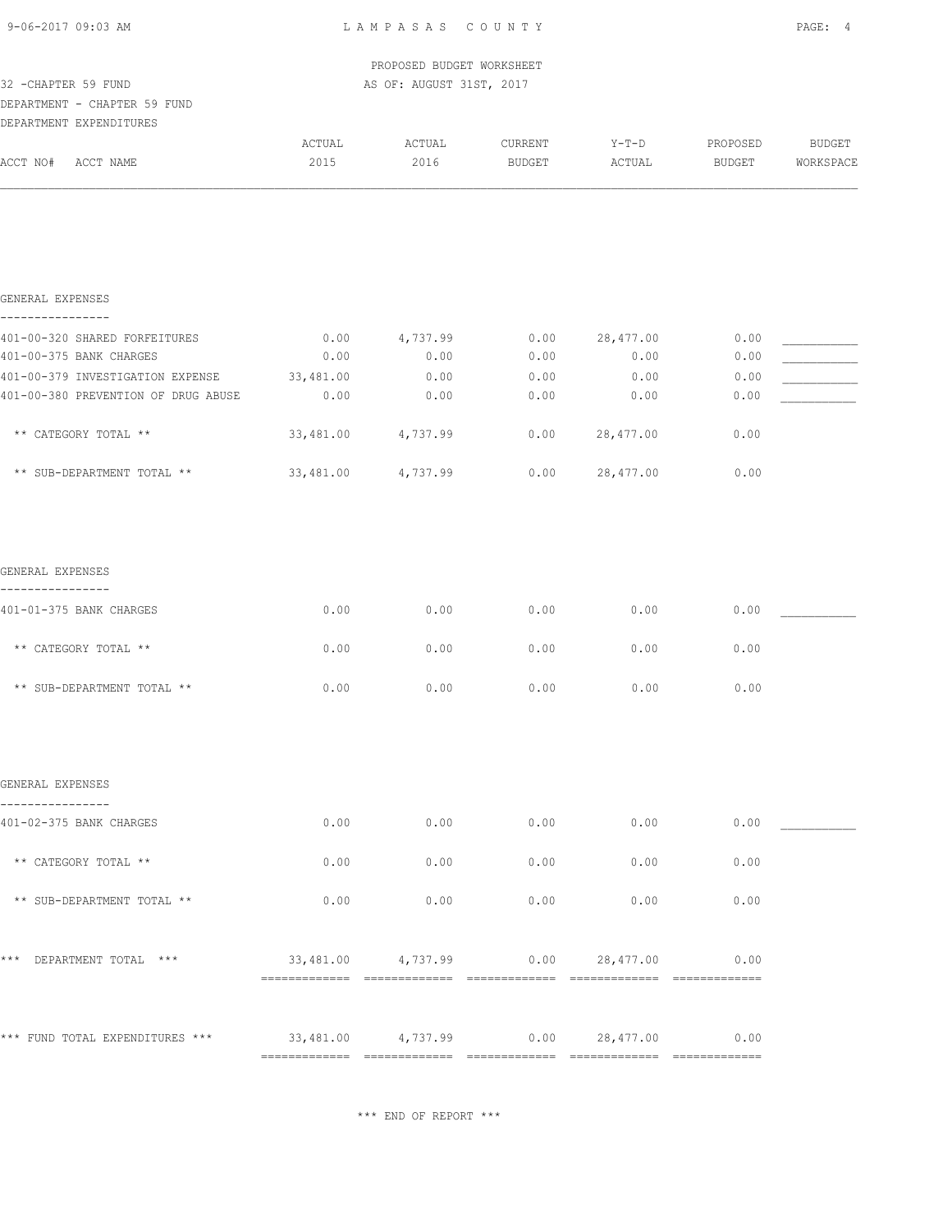PROPOSED BUDGET WORKSHEET

32 -CHAPTER 59 FUND — AS OF: AUGUST 31ST, 2017

DEPARTMENT - CHAPTER 59 FUND

DEPARTMENT EXPENDITURES

| ACCT NO# ACCT NAME | ACTUAL 2015 | ACTUAL 2016 | CURRENT BUDGET | Y-T-D ACTUAL | PROPOSED BUDGET | BUDGET WORKSPACE |
|---|---|---|---|---|---|---|
| **GENERAL EXPENSES** | | | | | | |
| 401-00-320 SHARED FORFEITURES | 0.00 | 4,737.99 | 0.00 | 28,477.00 | 0.00 | ___________ |
| 401-00-375 BANK CHARGES | 0.00 | 0.00 | 0.00 | 0.00 | 0.00 | ___________ |
| 401-00-379 INVESTIGATION EXPENSE | 33,481.00 | 0.00 | 0.00 | 0.00 | 0.00 | ___________ |
| 401-00-380 PREVENTION OF DRUG ABUSE | 0.00 | 0.00 | 0.00 | 0.00 | 0.00 | ___________ |
| ** CATEGORY TOTAL ** | 33,481.00 | 4,737.99 | 0.00 | 28,477.00 | 0.00 | |
| ** SUB-DEPARTMENT TOTAL ** | 33,481.00 | 4,737.99 | 0.00 | 28,477.00 | 0.00 | |
| **GENERAL EXPENSES** | | | | | | |
| 401-01-375 BANK CHARGES | 0.00 | 0.00 | 0.00 | 0.00 | 0.00 | ___________ |
| ** CATEGORY TOTAL ** | 0.00 | 0.00 | 0.00 | 0.00 | 0.00 | |
| ** SUB-DEPARTMENT TOTAL ** | 0.00 | 0.00 | 0.00 | 0.00 | 0.00 | |
| **GENERAL EXPENSES** | | | | | | |
| 401-02-375 BANK CHARGES | 0.00 | 0.00 | 0.00 | 0.00 | 0.00 | ___________ |
| ** CATEGORY TOTAL ** | 0.00 | 0.00 | 0.00 | 0.00 | 0.00 | |
| ** SUB-DEPARTMENT TOTAL ** | 0.00 | 0.00 | 0.00 | 0.00 | 0.00 | |
| *** DEPARTMENT TOTAL *** | 33,481.00 | 4,737.99 | 0.00 | 28,477.00 | 0.00 | |
| *** FUND TOTAL EXPENDITURES *** | 33,481.00 | 4,737.99 | 0.00 | 28,477.00 | 0.00 | |

*** END OF REPORT ***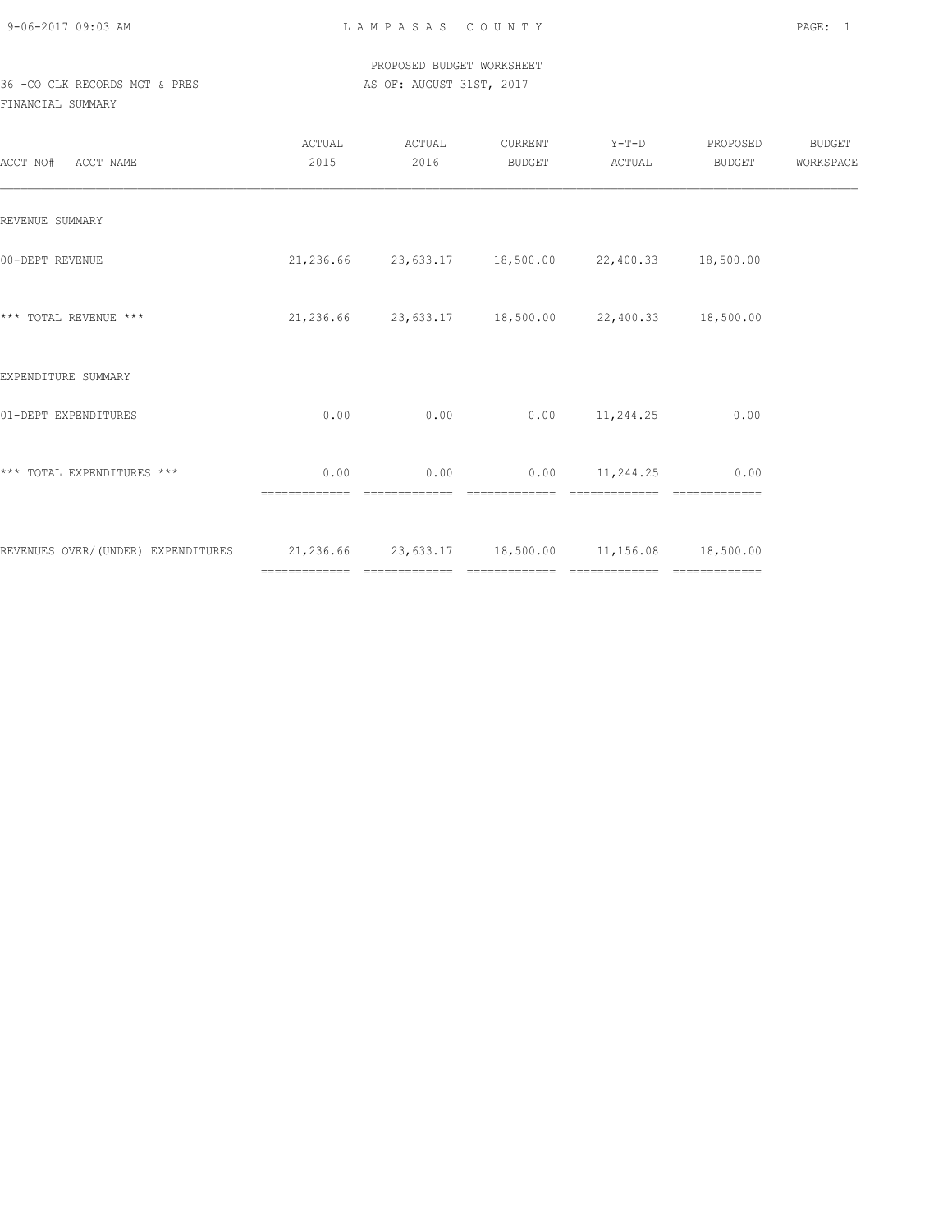# LAMPASAS COUNTY

PROPOSED BUDGET WORKSHEET

36 -CO CLK RECORDS MGT & PRES — AS OF: AUGUST 31ST, 2017

FINANCIAL SUMMARY

| ACCT NO# ACCT NAME | ACTUAL 2015 | ACTUAL 2016 | CURRENT BUDGET | Y-T-D ACTUAL | PROPOSED BUDGET | BUDGET WORKSPACE |
|---|---|---|---|---|---|---|
| REVENUE SUMMARY | | | | | | |
| 00-DEPT REVENUE | 21,236.66 | 23,633.17 | 18,500.00 | 22,400.33 | 18,500.00 | |
| *** TOTAL REVENUE *** | 21,236.66 | 23,633.17 | 18,500.00 | 22,400.33 | 18,500.00 | |
| EXPENDITURE SUMMARY | | | | | | |
| 01-DEPT EXPENDITURES | 0.00 | 0.00 | 0.00 | 11,244.25 | 0.00 | |
| *** TOTAL EXPENDITURES *** | 0.00 | 0.00 | 0.00 | 11,244.25 | 0.00 | |
| REVENUES OVER/(UNDER) EXPENDITURES | 21,236.66 | 23,633.17 | 18,500.00 | 11,156.08 | 18,500.00 | |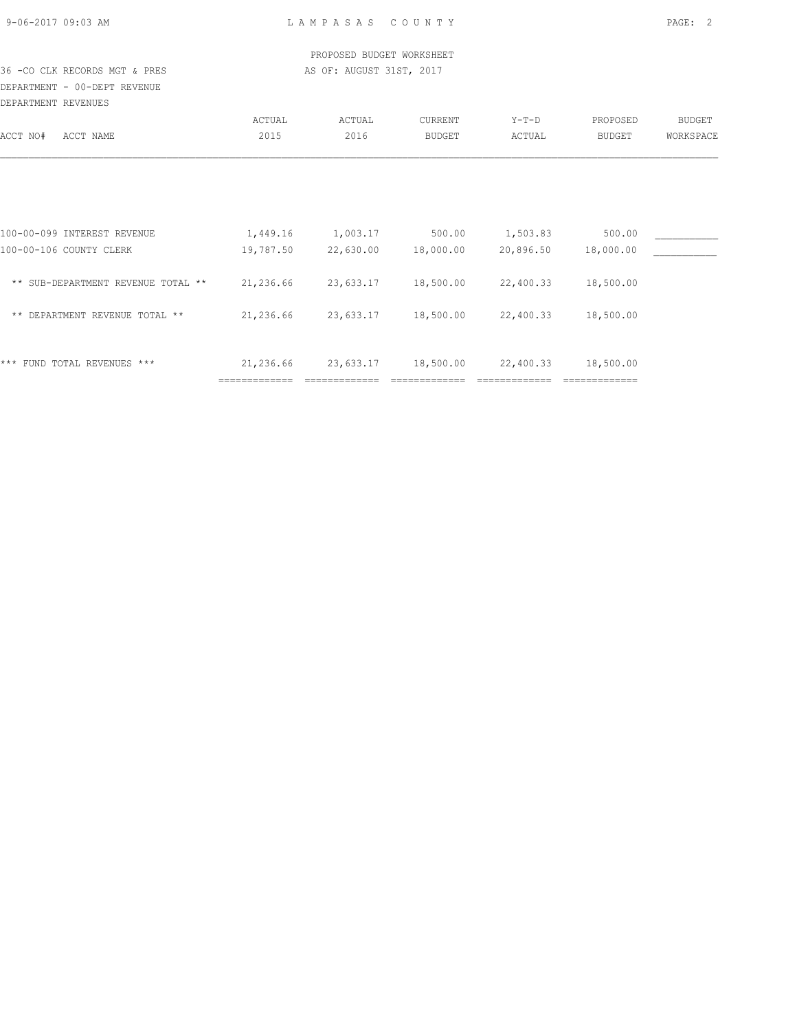LAMPASAS COUNTY

PROPOSED BUDGET WORKSHEET

36 -CO CLK RECORDS MGT & PRES — AS OF: AUGUST 31ST, 2017

DEPARTMENT - 00-DEPT REVENUE

DEPARTMENT REVENUES

| ACCT NO# ACCT NAME | ACTUAL 2015 | ACTUAL 2016 | CURRENT BUDGET | Y-T-D ACTUAL | PROPOSED BUDGET | BUDGET WORKSPACE |
|---|---|---|---|---|---|---|
| 100-00-099 INTEREST REVENUE | 1,449.16 | 1,003.17 | 500.00 | 1,503.83 | 500.00 | ___________ |
| 100-00-106 COUNTY CLERK | 19,787.50 | 22,630.00 | 18,000.00 | 20,896.50 | 18,000.00 | ___________ |
| ** SUB-DEPARTMENT REVENUE TOTAL ** | 21,236.66 | 23,633.17 | 18,500.00 | 22,400.33 | 18,500.00 | |
| ** DEPARTMENT REVENUE TOTAL ** | 21,236.66 | 23,633.17 | 18,500.00 | 22,400.33 | 18,500.00 | |
| *** FUND TOTAL REVENUES *** | 21,236.66 | 23,633.17 | 18,500.00 | 22,400.33 | 18,500.00 | |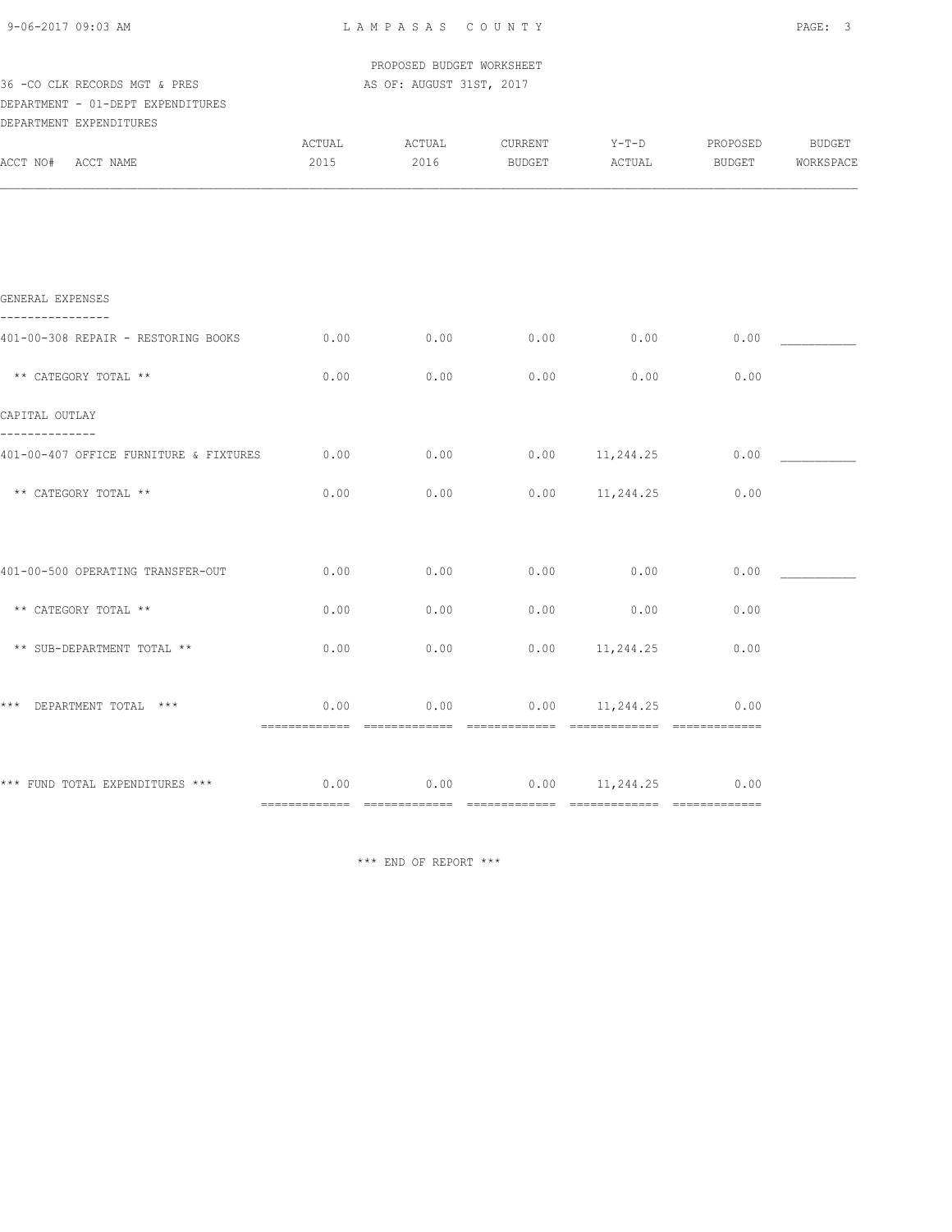PROPOSED BUDGET WORKSHEET

36 -CO CLK RECORDS MGT & PRES — AS OF: AUGUST 31ST, 2017

DEPARTMENT - 01-DEPT EXPENDITURES

DEPARTMENT EXPENDITURES

| ACCT NO# ACCT NAME | ACTUAL 2015 | ACTUAL 2016 | CURRENT BUDGET | Y-T-D ACTUAL | PROPOSED BUDGET | BUDGET WORKSPACE |
|---|---|---|---|---|---|---|
| **GENERAL EXPENSES** | | | | | | |
| 401-00-308 REPAIR - RESTORING BOOKS | 0.00 | 0.00 | 0.00 | 0.00 | 0.00 | ___________ |
| ** CATEGORY TOTAL ** | 0.00 | 0.00 | 0.00 | 0.00 | 0.00 | |
| **CAPITAL OUTLAY** | | | | | | |
| 401-00-407 OFFICE FURNITURE & FIXTURES | 0.00 | 0.00 | 0.00 | 11,244.25 | 0.00 | ___________ |
| ** CATEGORY TOTAL ** | 0.00 | 0.00 | 0.00 | 11,244.25 | 0.00 | |
| 401-00-500 OPERATING TRANSFER-OUT | 0.00 | 0.00 | 0.00 | 0.00 | 0.00 | ___________ |
| ** CATEGORY TOTAL ** | 0.00 | 0.00 | 0.00 | 0.00 | 0.00 | |
| ** SUB-DEPARTMENT TOTAL ** | 0.00 | 0.00 | 0.00 | 11,244.25 | 0.00 | |
| *** DEPARTMENT TOTAL *** | 0.00 | 0.00 | 0.00 | 11,244.25 | 0.00 | |
| *** FUND TOTAL EXPENDITURES *** | 0.00 | 0.00 | 0.00 | 11,244.25 | 0.00 | |

*** END OF REPORT ***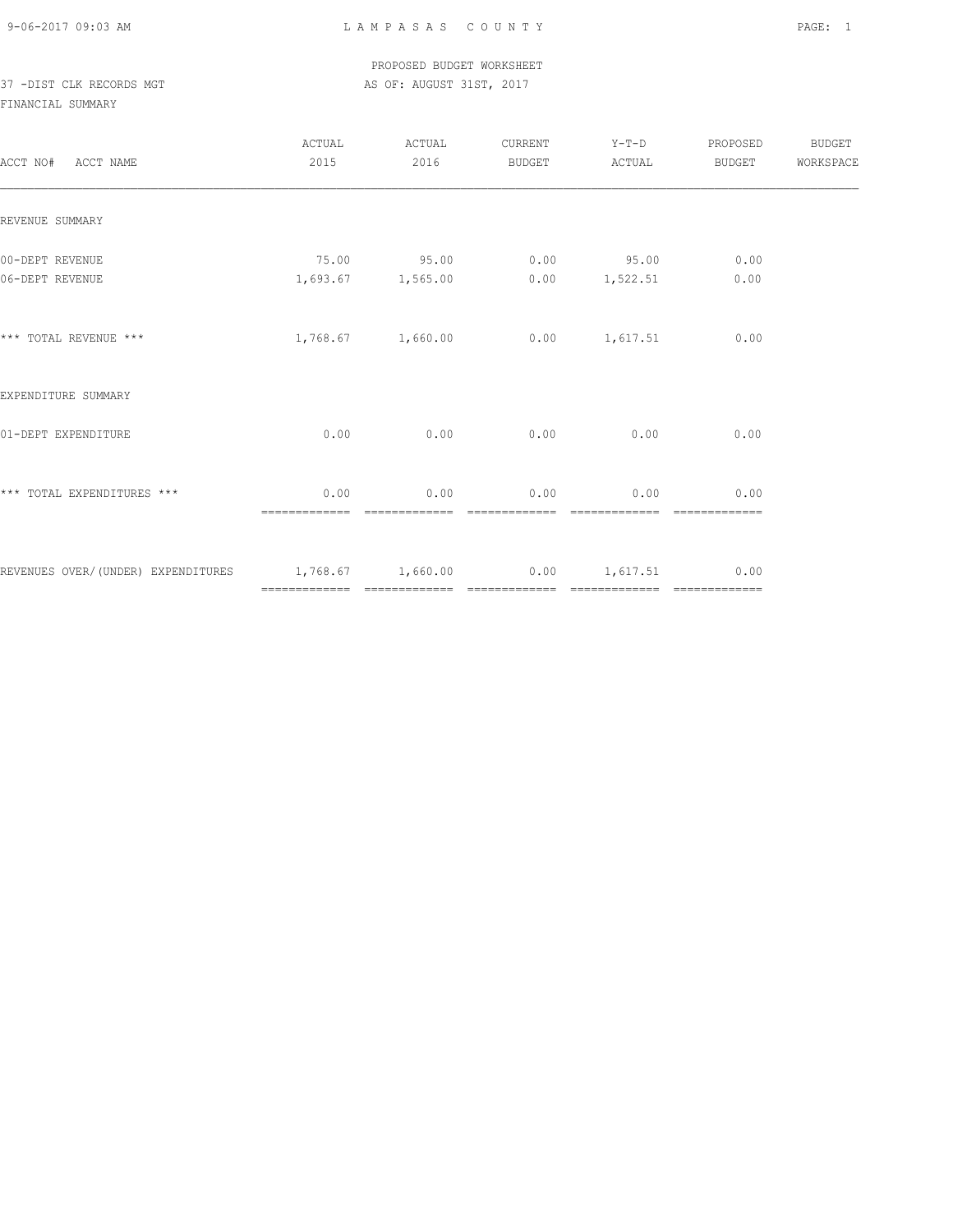PROPOSED BUDGET WORKSHEET

37 -DIST CLK RECORDS MGT AS OF: AUGUST 31ST, 2017

FINANCIAL SUMMARY

| ACCT NO# ACCT NAME | ACTUAL 2015 | ACTUAL 2016 | CURRENT BUDGET | Y-T-D ACTUAL | PROPOSED BUDGET | BUDGET WORKSPACE |
|---|---|---|---|---|---|---|
| REVENUE SUMMARY | | | | | | |
| 00-DEPT REVENUE | 75.00 | 95.00 | 0.00 | 95.00 | 0.00 | |
| 06-DEPT REVENUE | 1,693.67 | 1,565.00 | 0.00 | 1,522.51 | 0.00 | |
| *** TOTAL REVENUE *** | 1,768.67 | 1,660.00 | 0.00 | 1,617.51 | 0.00 | |
| EXPENDITURE SUMMARY | | | | | | |
| 01-DEPT EXPENDITURE | 0.00 | 0.00 | 0.00 | 0.00 | 0.00 | |
| *** TOTAL EXPENDITURES *** | 0.00 | 0.00 | 0.00 | 0.00 | 0.00 | |
| REVENUES OVER/(UNDER) EXPENDITURES | 1,768.67 | 1,660.00 | 0.00 | 1,617.51 | 0.00 | |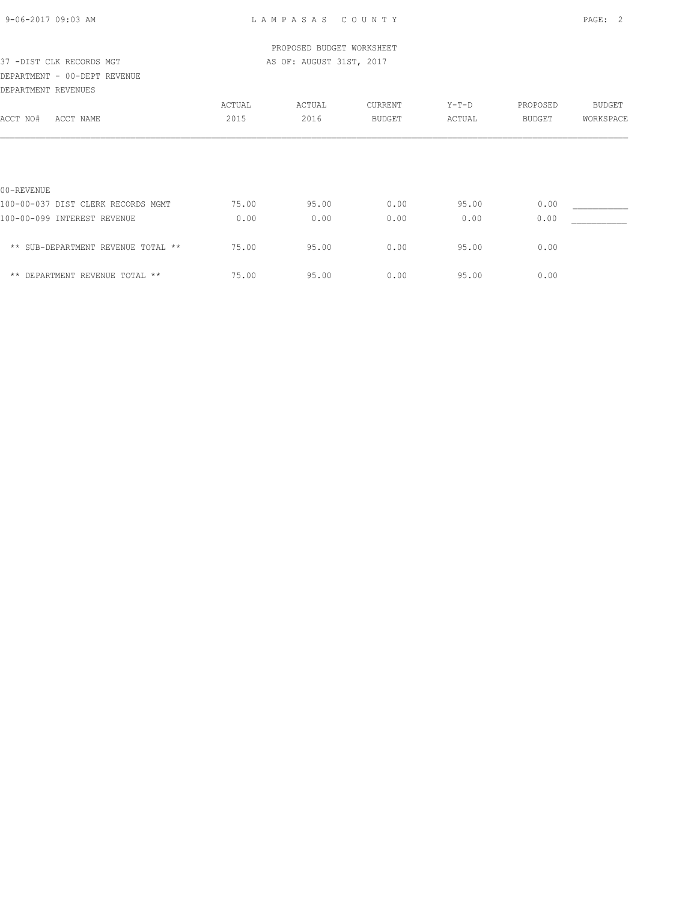PROPOSED BUDGET WORKSHEET

37 -DIST CLK RECORDS MGT — AS OF: AUGUST 31ST, 2017

DEPARTMENT - 00-DEPT REVENUE

DEPARTMENT REVENUES

| ACCT NO# ACCT NAME | ACTUAL 2015 | ACTUAL 2016 | CURRENT BUDGET | Y-T-D ACTUAL | PROPOSED BUDGET | BUDGET WORKSPACE |
|---|---|---|---|---|---|---|
| 00-REVENUE | | | | | | |
| 100-00-037 DIST CLERK RECORDS MGMT | 75.00 | 95.00 | 0.00 | 95.00 | 0.00 | ___________ |
| 100-00-099 INTEREST REVENUE | 0.00 | 0.00 | 0.00 | 0.00 | 0.00 | ___________ |
| ** SUB-DEPARTMENT REVENUE TOTAL ** | 75.00 | 95.00 | 0.00 | 95.00 | 0.00 | |
| ** DEPARTMENT REVENUE TOTAL ** | 75.00 | 95.00 | 0.00 | 95.00 | 0.00 | |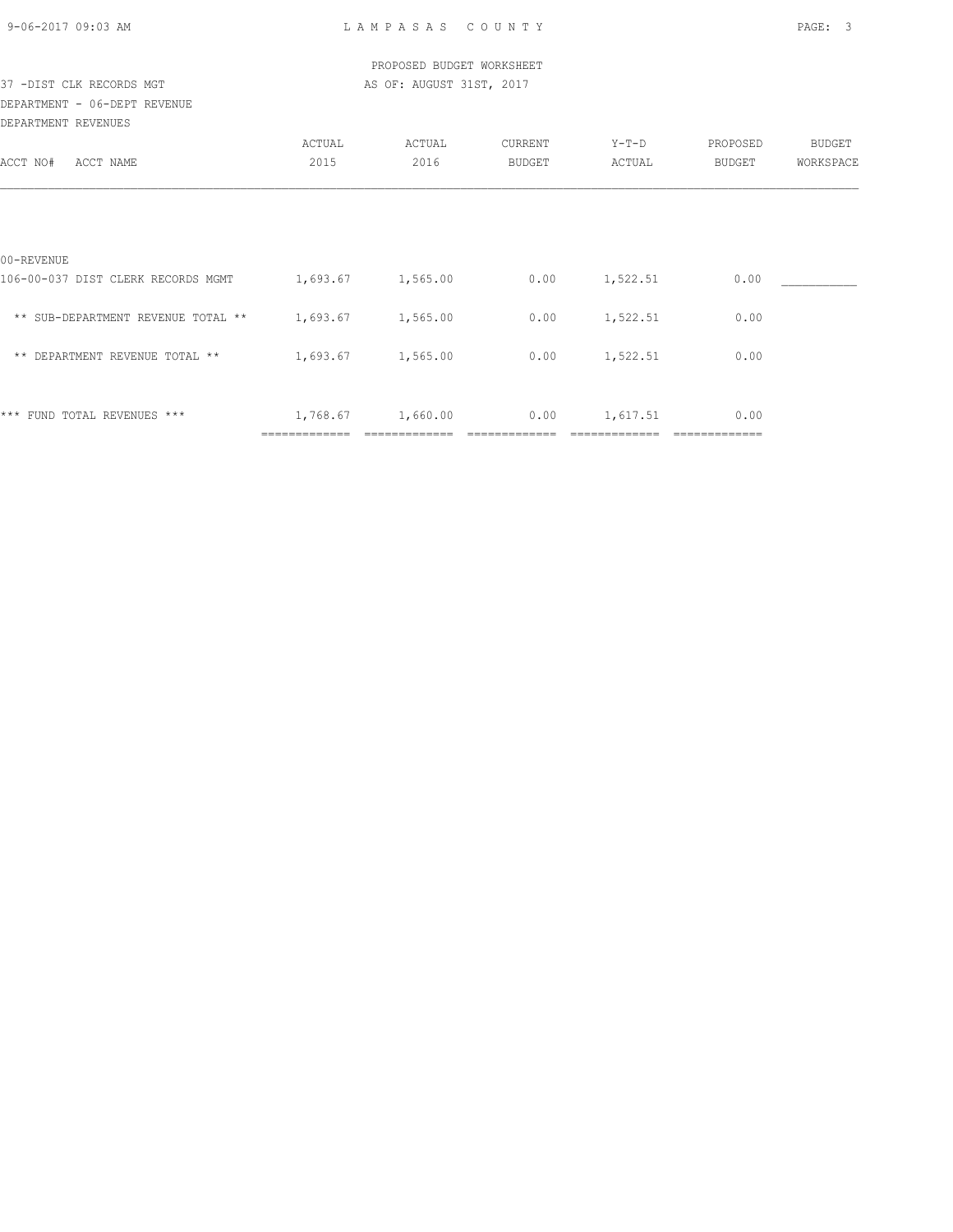PROPOSED BUDGET WORKSHEET

37 -DIST CLK RECORDS MGT — AS OF: AUGUST 31ST, 2017

DEPARTMENT - 06-DEPT REVENUE

DEPARTMENT REVENUES

| ACCT NO# ACCT NAME | ACTUAL 2015 | ACTUAL 2016 | CURRENT BUDGET | Y-T-D ACTUAL | PROPOSED BUDGET | BUDGET WORKSPACE |
|---|---|---|---|---|---|---|
| 00-REVENUE | | | | | | |
| 106-00-037 DIST CLERK RECORDS MGMT | 1,693.67 | 1,565.00 | 0.00 | 1,522.51 | 0.00 | ___________ |
| ** SUB-DEPARTMENT REVENUE TOTAL ** | 1,693.67 | 1,565.00 | 0.00 | 1,522.51 | 0.00 | |
| ** DEPARTMENT REVENUE TOTAL ** | 1,693.67 | 1,565.00 | 0.00 | 1,522.51 | 0.00 | |
| *** FUND TOTAL REVENUES *** | 1,768.67 | 1,660.00 | 0.00 | 1,617.51 | 0.00 | |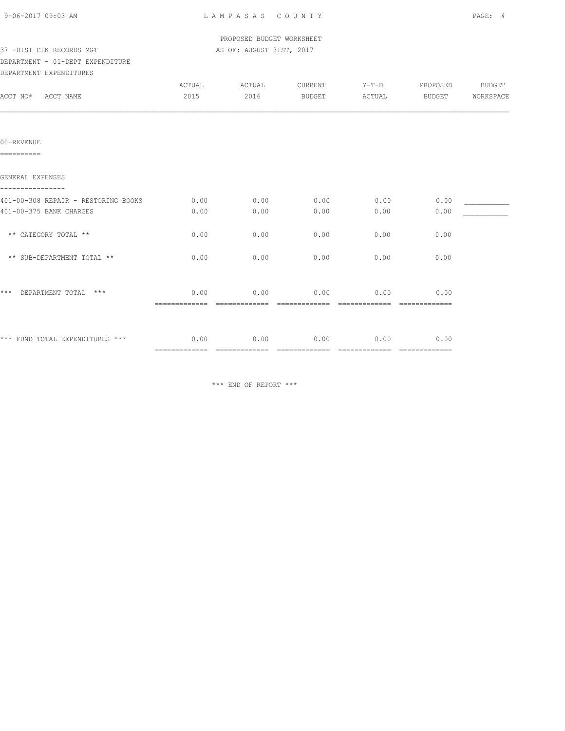PROPOSED BUDGET WORKSHEET

37 -DIST CLK RECORDS MGT AS OF: AUGUST 31ST, 2017

DEPARTMENT - 01-DEPT EXPENDITURE

DEPARTMENT EXPENDITURES

| ACCT NO# ACCT NAME | ACTUAL 2015 | ACTUAL 2016 | CURRENT BUDGET | Y-T-D ACTUAL | PROPOSED BUDGET | BUDGET WORKSPACE |
|---|---|---|---|---|---|---|
| **00-REVENUE** | | | | | | |
| **GENERAL EXPENSES** | | | | | | |
| 401-00-308 REPAIR - RESTORING BOOKS | 0.00 | 0.00 | 0.00 | 0.00 | 0.00 | ___________ |
| 401-00-375 BANK CHARGES | 0.00 | 0.00 | 0.00 | 0.00 | 0.00 | ___________ |
| ** CATEGORY TOTAL ** | 0.00 | 0.00 | 0.00 | 0.00 | 0.00 | |
| ** SUB-DEPARTMENT TOTAL ** | 0.00 | 0.00 | 0.00 | 0.00 | 0.00 | |
| *** DEPARTMENT TOTAL *** | 0.00 | 0.00 | 0.00 | 0.00 | 0.00 | |
| *** FUND TOTAL EXPENDITURES *** | 0.00 | 0.00 | 0.00 | 0.00 | 0.00 | |

*** END OF REPORT ***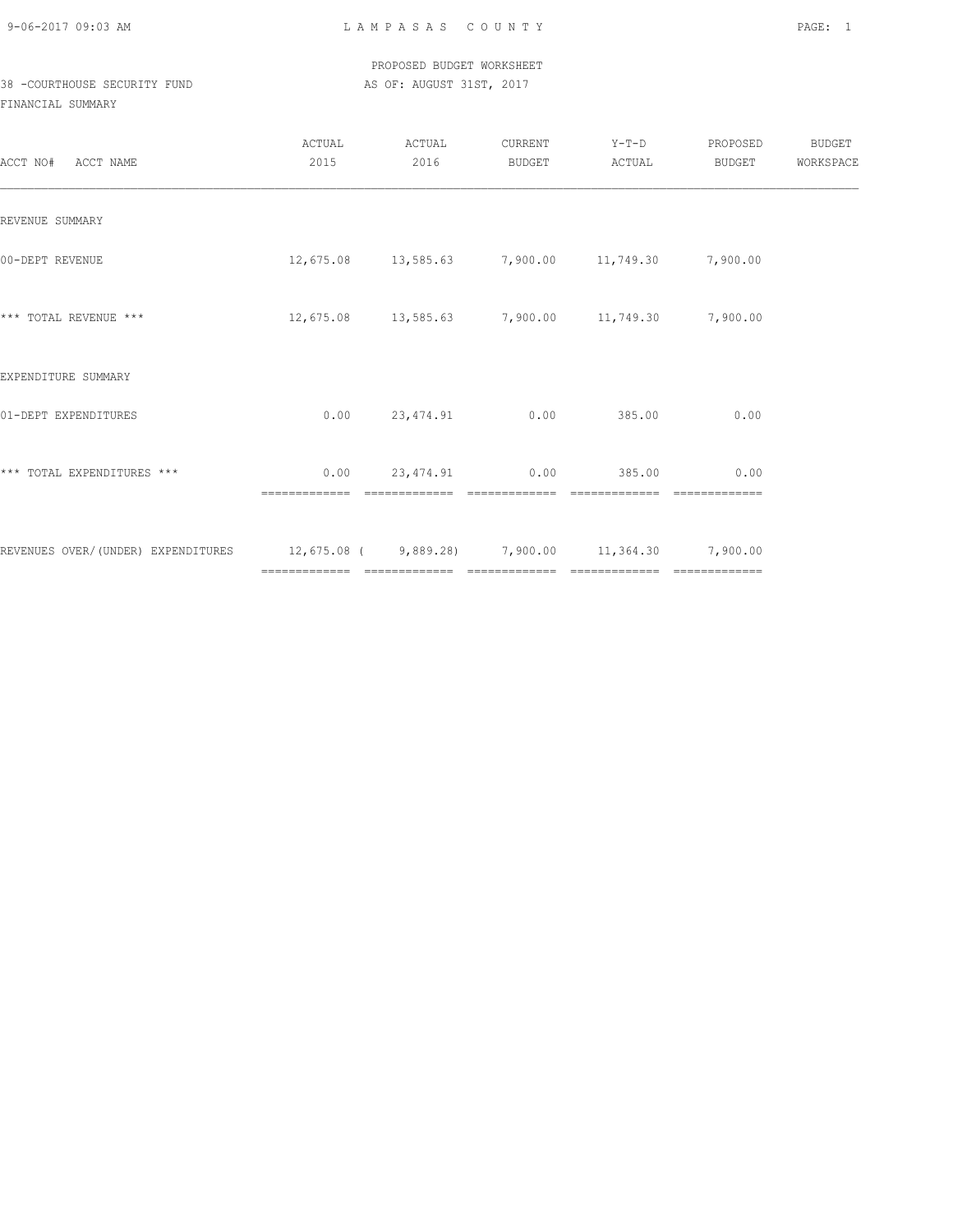LAMPASAS COUNTY

PROPOSED BUDGET WORKSHEET

38 -COURTHOUSE SECURITY FUND

AS OF: AUGUST 31ST, 2017

FINANCIAL SUMMARY

| ACCT NO# ACCT NAME | ACTUAL 2015 | ACTUAL 2016 | CURRENT BUDGET | Y-T-D ACTUAL | PROPOSED BUDGET | BUDGET WORKSPACE |
|---|---|---|---|---|---|---|
| REVENUE SUMMARY | | | | | | |
| 00-DEPT REVENUE | 12,675.08 | 13,585.63 | 7,900.00 | 11,749.30 | 7,900.00 | |
| *** TOTAL REVENUE *** | 12,675.08 | 13,585.63 | 7,900.00 | 11,749.30 | 7,900.00 | |
| EXPENDITURE SUMMARY | | | | | | |
| 01-DEPT EXPENDITURES | 0.00 | 23,474.91 | 0.00 | 385.00 | 0.00 | |
| *** TOTAL EXPENDITURES *** | 0.00 | 23,474.91 | 0.00 | 385.00 | 0.00 | |
| REVENUES OVER/(UNDER) EXPENDITURES | 12,675.08 | ( 9,889.28) | 7,900.00 | 11,364.30 | 7,900.00 | |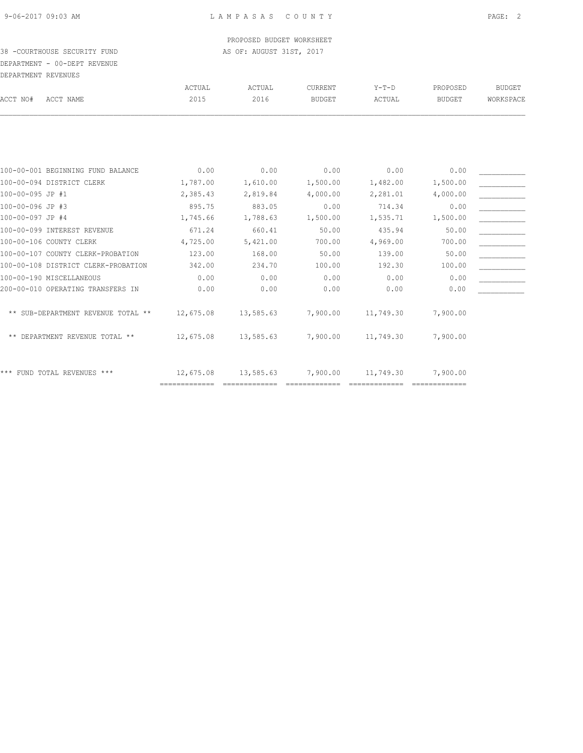PROPOSED BUDGET WORKSHEET

38 -COURTHOUSE SECURITY FUND — AS OF: AUGUST 31ST, 2017

DEPARTMENT - 00-DEPT REVENUE

DEPARTMENT REVENUES

| ACCT NO# | ACCT NAME | ACTUAL 2015 | ACTUAL 2016 | CURRENT BUDGET | Y-T-D ACTUAL | PROPOSED BUDGET | BUDGET WORKSPACE |
|---|---|---|---|---|---|---|---|
| 100-00-001 | BEGINNING FUND BALANCE | 0.00 | 0.00 | 0.00 | 0.00 | 0.00 | ___________ |
| 100-00-094 | DISTRICT CLERK | 1,787.00 | 1,610.00 | 1,500.00 | 1,482.00 | 1,500.00 | ___________ |
| 100-00-095 | JP #1 | 2,385.43 | 2,819.84 | 4,000.00 | 2,281.01 | 4,000.00 | ___________ |
| 100-00-096 | JP #3 | 895.75 | 883.05 | 0.00 | 714.34 | 0.00 | ___________ |
| 100-00-097 | JP #4 | 1,745.66 | 1,788.63 | 1,500.00 | 1,535.71 | 1,500.00 | ___________ |
| 100-00-099 | INTEREST REVENUE | 671.24 | 660.41 | 50.00 | 435.94 | 50.00 | ___________ |
| 100-00-106 | COUNTY CLERK | 4,725.00 | 5,421.00 | 700.00 | 4,969.00 | 700.00 | ___________ |
| 100-00-107 | COUNTY CLERK-PROBATION | 123.00 | 168.00 | 50.00 | 139.00 | 50.00 | ___________ |
| 100-00-108 | DISTRICT CLERK-PROBATION | 342.00 | 234.70 | 100.00 | 192.30 | 100.00 | ___________ |
| 100-00-190 | MISCELLANEOUS | 0.00 | 0.00 | 0.00 | 0.00 | 0.00 | ___________ |
| 200-00-010 | OPERATING TRANSFERS IN | 0.00 | 0.00 | 0.00 | 0.00 | 0.00 | ___________ |
| | ** SUB-DEPARTMENT REVENUE TOTAL ** | 12,675.08 | 13,585.63 | 7,900.00 | 11,749.30 | 7,900.00 | |
| | ** DEPARTMENT REVENUE TOTAL ** | 12,675.08 | 13,585.63 | 7,900.00 | 11,749.30 | 7,900.00 | |
| | *** FUND TOTAL REVENUES *** | 12,675.08 | 13,585.63 | 7,900.00 | 11,749.30 | 7,900.00 | |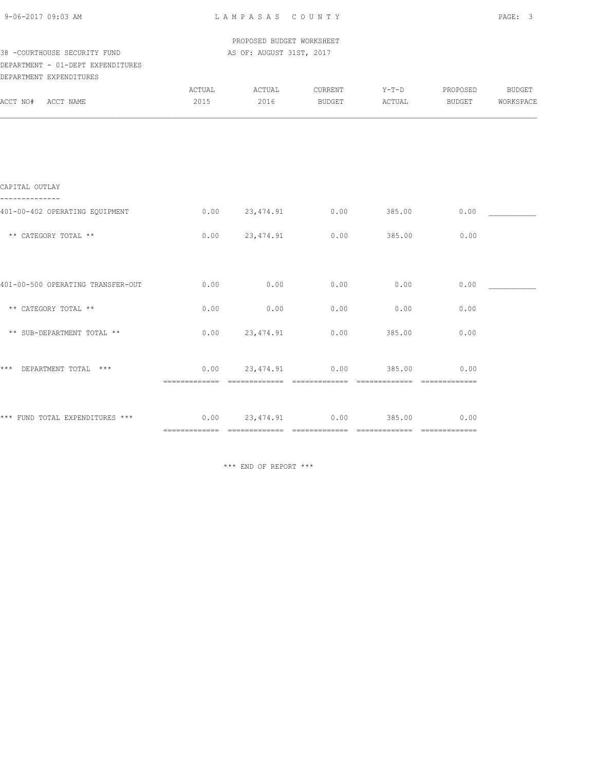LAMPASAS COUNTY

PROPOSED BUDGET WORKSHEET

38 -COURTHOUSE SECURITY FUND AS OF: AUGUST 31ST, 2017

DEPARTMENT - 01-DEPT EXPENDITURES

DEPARTMENT EXPENDITURES

| ACCT NO# ACCT NAME | ACTUAL 2015 | ACTUAL 2016 | CURRENT BUDGET | Y-T-D ACTUAL | PROPOSED BUDGET | BUDGET WORKSPACE |
|---|---|---|---|---|---|---|
| CAPITAL OUTLAY | | | | | | |
| 401-00-402 OPERATING EQUIPMENT | 0.00 | 23,474.91 | 0.00 | 385.00 | 0.00 | ___________ |
| ** CATEGORY TOTAL ** | 0.00 | 23,474.91 | 0.00 | 385.00 | 0.00 | |
| 401-00-500 OPERATING TRANSFER-OUT | 0.00 | 0.00 | 0.00 | 0.00 | 0.00 | ___________ |
| ** CATEGORY TOTAL ** | 0.00 | 0.00 | 0.00 | 0.00 | 0.00 | |
| ** SUB-DEPARTMENT TOTAL ** | 0.00 | 23,474.91 | 0.00 | 385.00 | 0.00 | |
| *** DEPARTMENT TOTAL *** | 0.00 | 23,474.91 | 0.00 | 385.00 | 0.00 | |
| *** FUND TOTAL EXPENDITURES *** | 0.00 | 23,474.91 | 0.00 | 385.00 | 0.00 | |

*** END OF REPORT ***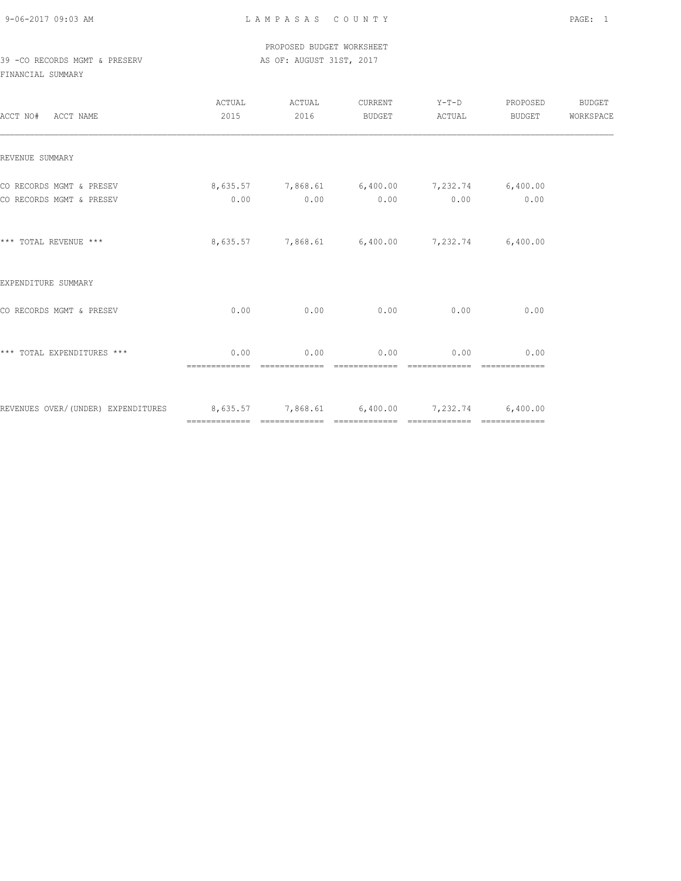LAMPASAS COUNTY

PROPOSED BUDGET WORKSHEET

39 -CO RECORDS MGMT & PRESERV AS OF: AUGUST 31ST, 2017

FINANCIAL SUMMARY

| ACCT NO# ACCT NAME | ACTUAL 2015 | ACTUAL 2016 | CURRENT BUDGET | Y-T-D ACTUAL | PROPOSED BUDGET | BUDGET WORKSPACE |
|---|---|---|---|---|---|---|
| REVENUE SUMMARY | | | | | | |
| CO RECORDS MGMT & PRESEV | 8,635.57 | 7,868.61 | 6,400.00 | 7,232.74 | 6,400.00 | |
| CO RECORDS MGMT & PRESEV | 0.00 | 0.00 | 0.00 | 0.00 | 0.00 | |
| *** TOTAL REVENUE *** | 8,635.57 | 7,868.61 | 6,400.00 | 7,232.74 | 6,400.00 | |
| EXPENDITURE SUMMARY | | | | | | |
| CO RECORDS MGMT & PRESEV | 0.00 | 0.00 | 0.00 | 0.00 | 0.00 | |
| *** TOTAL EXPENDITURES *** | 0.00 | 0.00 | 0.00 | 0.00 | 0.00 | |
| REVENUES OVER/(UNDER) EXPENDITURES | 8,635.57 | 7,868.61 | 6,400.00 | 7,232.74 | 6,400.00 | |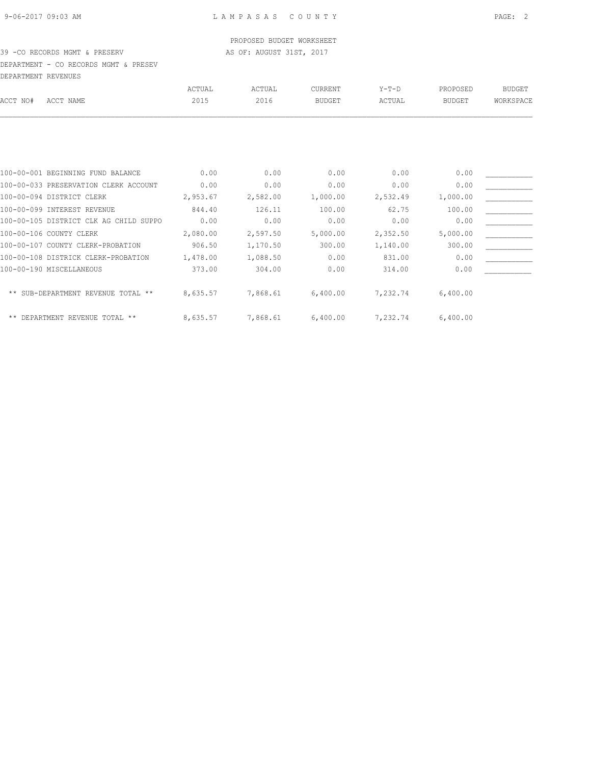PROPOSED BUDGET WORKSHEET

39 -CO RECORDS MGMT & PRESERV AS OF: AUGUST 31ST, 2017

DEPARTMENT - CO RECORDS MGMT & PRESEV

DEPARTMENT REVENUES

| ACCT NO# ACCT NAME | ACTUAL 2015 | ACTUAL 2016 | CURRENT BUDGET | Y-T-D ACTUAL | PROPOSED BUDGET | BUDGET WORKSPACE |
|---|---|---|---|---|---|---|
| 100-00-001 BEGINNING FUND BALANCE | 0.00 | 0.00 | 0.00 | 0.00 | 0.00 | ___________ |
| 100-00-033 PRESERVATION CLERK ACCOUNT | 0.00 | 0.00 | 0.00 | 0.00 | 0.00 | ___________ |
| 100-00-094 DISTRICT CLERK | 2,953.67 | 2,582.00 | 1,000.00 | 2,532.49 | 1,000.00 | ___________ |
| 100-00-099 INTEREST REVENUE | 844.40 | 126.11 | 100.00 | 62.75 | 100.00 | ___________ |
| 100-00-105 DISTRICT CLK AG CHILD SUPPO | 0.00 | 0.00 | 0.00 | 0.00 | 0.00 | ___________ |
| 100-00-106 COUNTY CLERK | 2,080.00 | 2,597.50 | 5,000.00 | 2,352.50 | 5,000.00 | ___________ |
| 100-00-107 COUNTY CLERK-PROBATION | 906.50 | 1,170.50 | 300.00 | 1,140.00 | 300.00 | ___________ |
| 100-00-108 DISTRICK CLERK-PROBATION | 1,478.00 | 1,088.50 | 0.00 | 831.00 | 0.00 | ___________ |
| 100-00-190 MISCELLANEOUS | 373.00 | 304.00 | 0.00 | 314.00 | 0.00 | ___________ |
| ** SUB-DEPARTMENT REVENUE TOTAL ** | 8,635.57 | 7,868.61 | 6,400.00 | 7,232.74 | 6,400.00 | |
| ** DEPARTMENT REVENUE TOTAL ** | 8,635.57 | 7,868.61 | 6,400.00 | 7,232.74 | 6,400.00 | |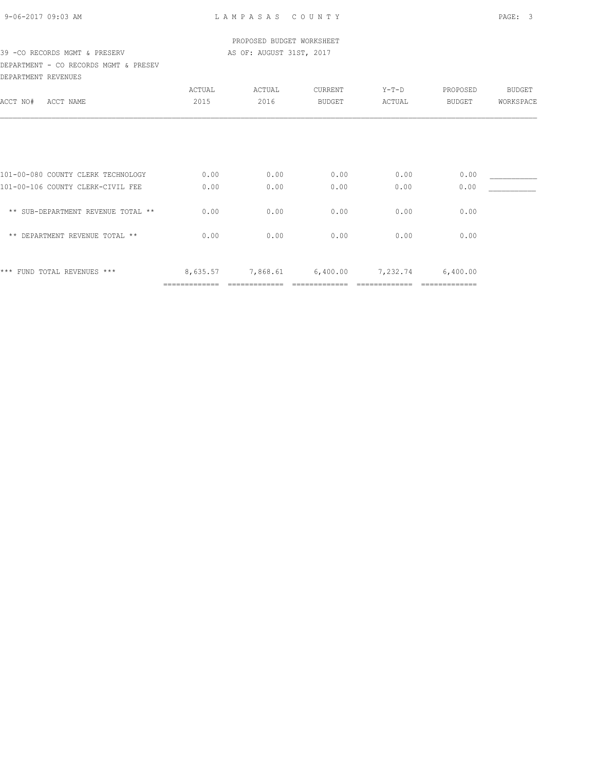LAMPASAS COUNTY

PROPOSED BUDGET WORKSHEET

39 -CO RECORDS MGMT & PRESERV — AS OF: AUGUST 31ST, 2017

DEPARTMENT - CO RECORDS MGMT & PRESEV

DEPARTMENT REVENUES

| ACCT NO# ACCT NAME | ACTUAL 2015 | ACTUAL 2016 | CURRENT BUDGET | Y-T-D ACTUAL | PROPOSED BUDGET | BUDGET WORKSPACE |
|---|---|---|---|---|---|---|
| 101-00-080 COUNTY CLERK TECHNOLOGY | 0.00 | 0.00 | 0.00 | 0.00 | 0.00 | ___________ |
| 101-00-106 COUNTY CLERK-CIVIL FEE | 0.00 | 0.00 | 0.00 | 0.00 | 0.00 | ___________ |
| ** SUB-DEPARTMENT REVENUE TOTAL ** | 0.00 | 0.00 | 0.00 | 0.00 | 0.00 | |
| ** DEPARTMENT REVENUE TOTAL ** | 0.00 | 0.00 | 0.00 | 0.00 | 0.00 | |
| *** FUND TOTAL REVENUES *** | 8,635.57 | 7,868.61 | 6,400.00 | 7,232.74 | 6,400.00 | |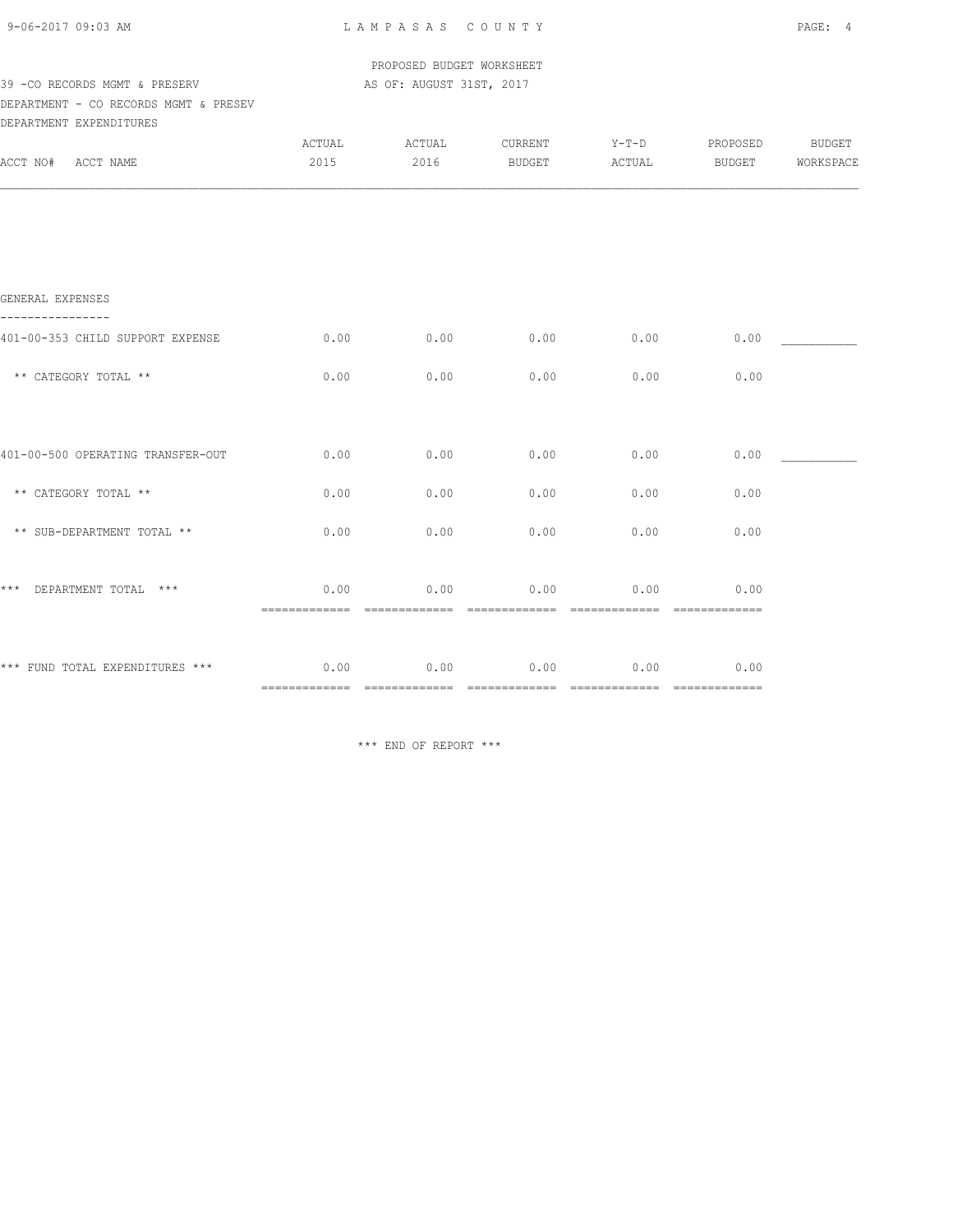PROPOSED BUDGET WORKSHEET

39 -CO RECORDS MGMT & PRESERV — AS OF: AUGUST 31ST, 2017

DEPARTMENT - CO RECORDS MGMT & PRESEV

DEPARTMENT EXPENDITURES

| ACCT NO# ACCT NAME | ACTUAL 2015 | ACTUAL 2016 | CURRENT BUDGET | Y-T-D ACTUAL | PROPOSED BUDGET | BUDGET WORKSPACE |
|---|---|---|---|---|---|---|
| **GENERAL EXPENSES** | | | | | | |
| 401-00-353 CHILD SUPPORT EXPENSE | 0.00 | 0.00 | 0.00 | 0.00 | 0.00 | ___________ |
| ** CATEGORY TOTAL ** | 0.00 | 0.00 | 0.00 | 0.00 | 0.00 | |
| 401-00-500 OPERATING TRANSFER-OUT | 0.00 | 0.00 | 0.00 | 0.00 | 0.00 | ___________ |
| ** CATEGORY TOTAL ** | 0.00 | 0.00 | 0.00 | 0.00 | 0.00 | |
| ** SUB-DEPARTMENT TOTAL ** | 0.00 | 0.00 | 0.00 | 0.00 | 0.00 | |
| *** DEPARTMENT TOTAL *** | 0.00 | 0.00 | 0.00 | 0.00 | 0.00 | |
| *** FUND TOTAL EXPENDITURES *** | 0.00 | 0.00 | 0.00 | 0.00 | 0.00 | |

*** END OF REPORT ***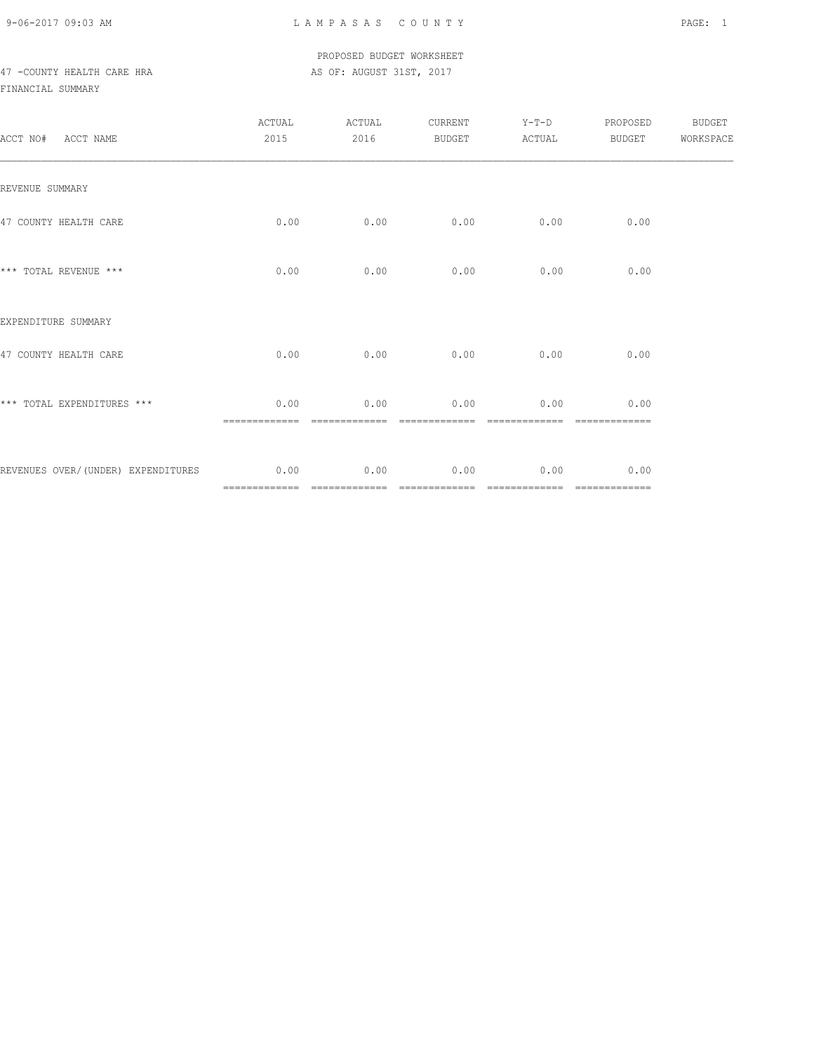PROPOSED BUDGET WORKSHEET

47 -COUNTY HEALTH CARE HRA AS OF: AUGUST 31ST, 2017

FINANCIAL SUMMARY

| ACCT NO# ACCT NAME | ACTUAL 2015 | ACTUAL 2016 | CURRENT BUDGET | Y-T-D ACTUAL | PROPOSED BUDGET | BUDGET WORKSPACE |
|---|---|---|---|---|---|---|
| REVENUE SUMMARY | | | | | | |
| 47 COUNTY HEALTH CARE | 0.00 | 0.00 | 0.00 | 0.00 | 0.00 | |
| *** TOTAL REVENUE *** | 0.00 | 0.00 | 0.00 | 0.00 | 0.00 | |
| EXPENDITURE SUMMARY | | | | | | |
| 47 COUNTY HEALTH CARE | 0.00 | 0.00 | 0.00 | 0.00 | 0.00 | |
| *** TOTAL EXPENDITURES *** | 0.00 | 0.00 | 0.00 | 0.00 | 0.00 | |
| REVENUES OVER/(UNDER) EXPENDITURES | 0.00 | 0.00 | 0.00 | 0.00 | 0.00 | |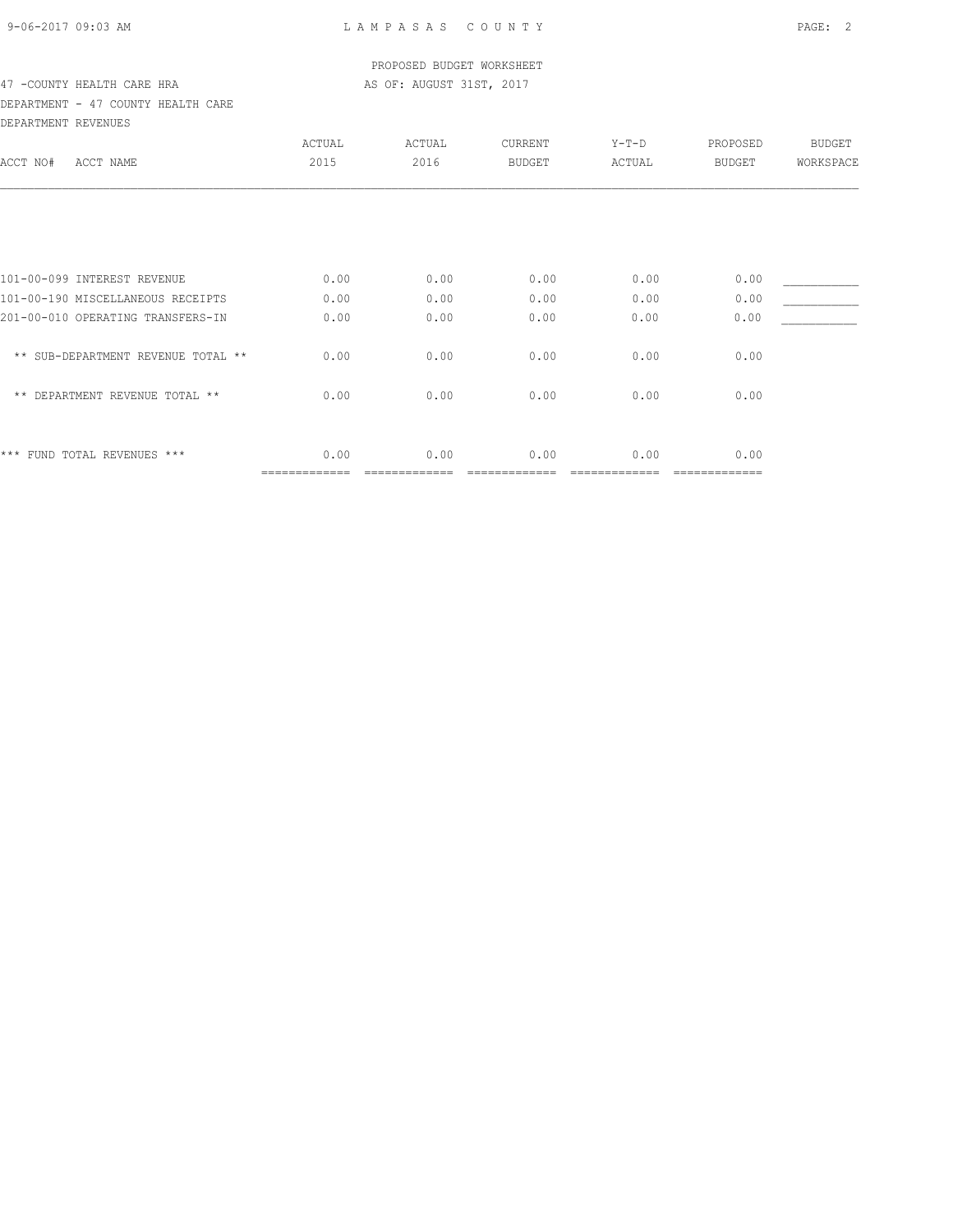PROPOSED BUDGET WORKSHEET

47 -COUNTY HEALTH CARE HRA — AS OF: AUGUST 31ST, 2017

DEPARTMENT - 47 COUNTY HEALTH CARE

DEPARTMENT REVENUES

| ACCT NO# | ACCT NAME | ACTUAL 2015 | ACTUAL 2016 | CURRENT BUDGET | Y-T-D ACTUAL | PROPOSED BUDGET | BUDGET WORKSPACE |
|---|---|---|---|---|---|---|---|
| 101-00-099 | INTEREST REVENUE | 0.00 | 0.00 | 0.00 | 0.00 | 0.00 | ___________ |
| 101-00-190 | MISCELLANEOUS RECEIPTS | 0.00 | 0.00 | 0.00 | 0.00 | 0.00 | ___________ |
| 201-00-010 | OPERATING TRANSFERS-IN | 0.00 | 0.00 | 0.00 | 0.00 | 0.00 | ___________ |
| | ** SUB-DEPARTMENT REVENUE TOTAL ** | 0.00 | 0.00 | 0.00 | 0.00 | 0.00 | |
| | ** DEPARTMENT REVENUE TOTAL ** | 0.00 | 0.00 | 0.00 | 0.00 | 0.00 | |
| | *** FUND TOTAL REVENUES *** | 0.00 | 0.00 | 0.00 | 0.00 | 0.00 | |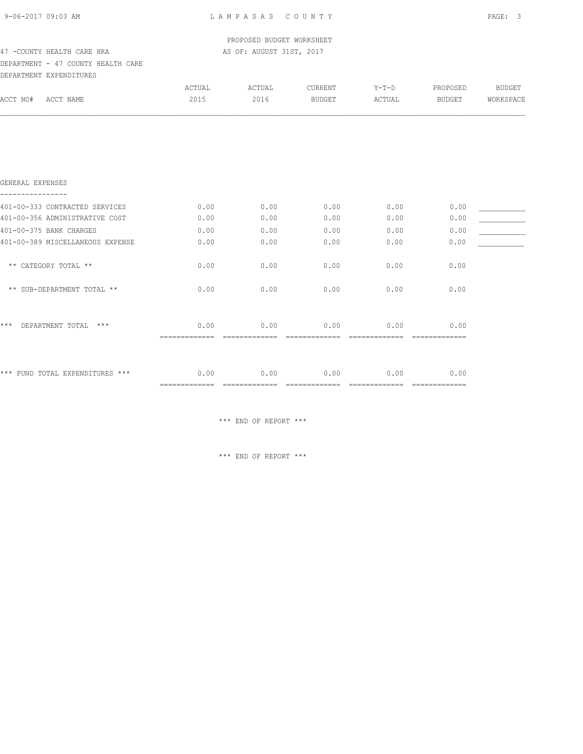PROPOSED BUDGET WORKSHEET

47 -COUNTY HEALTH CARE HRA — AS OF: AUGUST 31ST, 2017

DEPARTMENT - 47 COUNTY HEALTH CARE

DEPARTMENT EXPENDITURES

| ACCT NO# ACCT NAME | ACTUAL 2015 | ACTUAL 2016 | CURRENT BUDGET | Y-T-D ACTUAL | PROPOSED BUDGET | BUDGET WORKSPACE |
|---|---|---|---|---|---|---|
| **GENERAL EXPENSES** | | | | | | |
| 401-00-333 CONTRACTED SERVICES | 0.00 | 0.00 | 0.00 | 0.00 | 0.00 | ___________ |
| 401-00-356 ADMINISTRATIVE COST | 0.00 | 0.00 | 0.00 | 0.00 | 0.00 | ___________ |
| 401-00-375 BANK CHARGES | 0.00 | 0.00 | 0.00 | 0.00 | 0.00 | ___________ |
| 401-00-389 MISCELLANEOUS EXPENSE | 0.00 | 0.00 | 0.00 | 0.00 | 0.00 | ___________ |
| ** CATEGORY TOTAL ** | 0.00 | 0.00 | 0.00 | 0.00 | 0.00 | |
| ** SUB-DEPARTMENT TOTAL ** | 0.00 | 0.00 | 0.00 | 0.00 | 0.00 | |
| *** DEPARTMENT TOTAL *** | 0.00 | 0.00 | 0.00 | 0.00 | 0.00 | |
| *** FUND TOTAL EXPENDITURES *** | 0.00 | 0.00 | 0.00 | 0.00 | 0.00 | |

*** END OF REPORT ***

*** END OF REPORT ***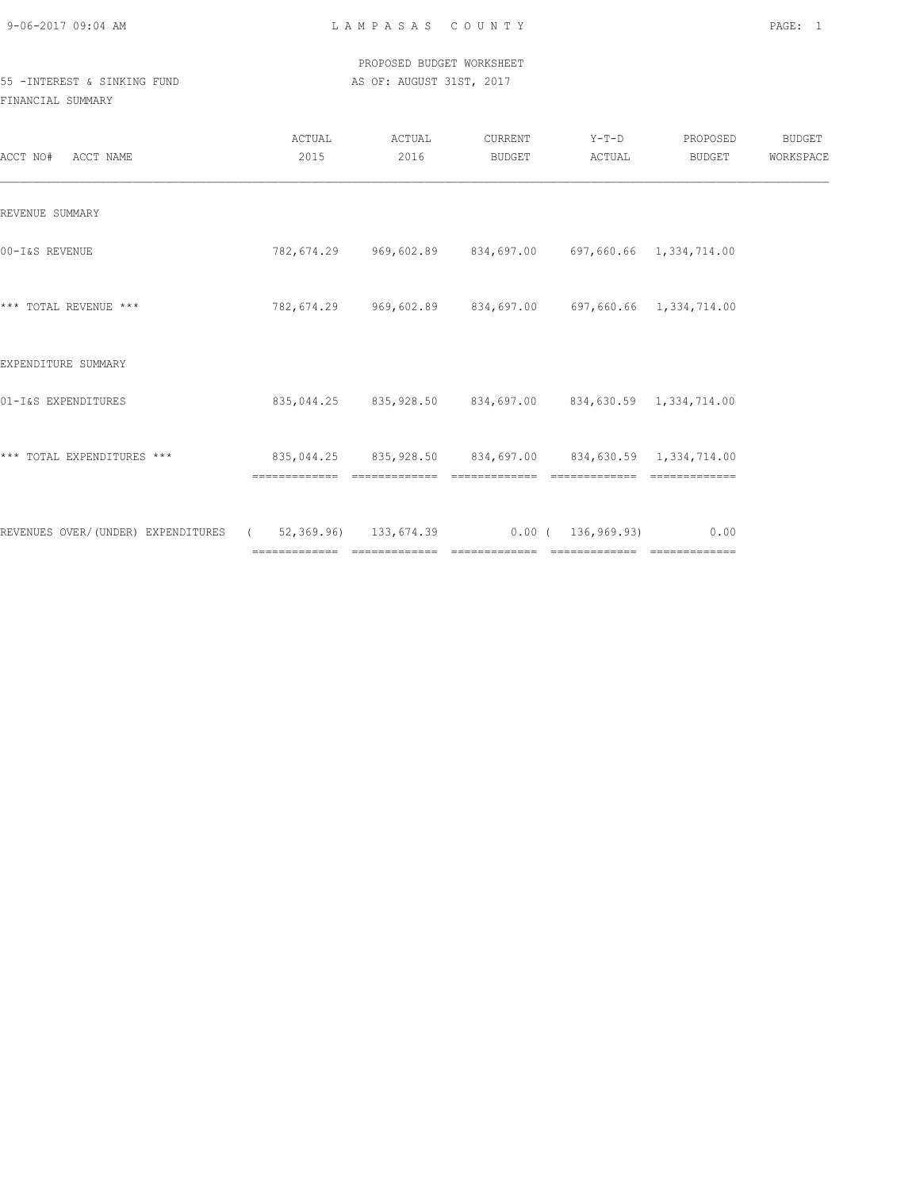PROPOSED BUDGET WORKSHEET

55 -INTEREST & SINKING FUND — AS OF: AUGUST 31ST, 2017

FINANCIAL SUMMARY

| ACCT NO# ACCT NAME | ACTUAL 2015 | ACTUAL 2016 | CURRENT BUDGET | Y-T-D ACTUAL | PROPOSED BUDGET | BUDGET WORKSPACE |
|---|---|---|---|---|---|---|
| REVENUE SUMMARY | | | | | | |
| 00-I&S REVENUE | 782,674.29 | 969,602.89 | 834,697.00 | 697,660.66 | 1,334,714.00 | |
| *** TOTAL REVENUE *** | 782,674.29 | 969,602.89 | 834,697.00 | 697,660.66 | 1,334,714.00 | |
| EXPENDITURE SUMMARY | | | | | | |
| 01-I&S EXPENDITURES | 835,044.25 | 835,928.50 | 834,697.00 | 834,630.59 | 1,334,714.00 | |
| *** TOTAL EXPENDITURES *** | 835,044.25 | 835,928.50 | 834,697.00 | 834,630.59 | 1,334,714.00 | |
| REVENUES OVER/(UNDER) EXPENDITURES | ( 52,369.96) | 133,674.39 | 0.00 | ( 136,969.93) | 0.00 | |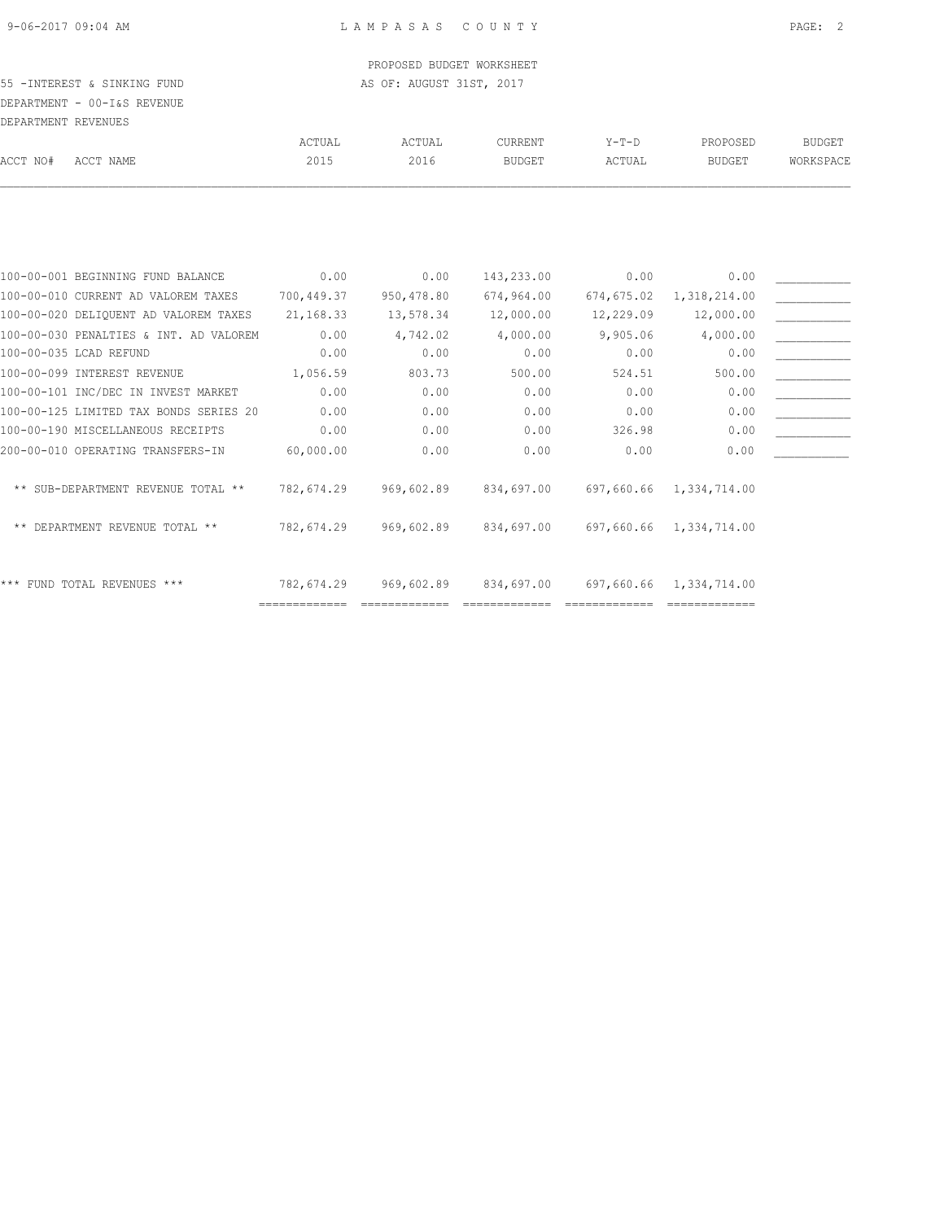PROPOSED BUDGET WORKSHEET

55 -INTEREST & SINKING FUND — AS OF: AUGUST 31ST, 2017

DEPARTMENT - 00-I&S REVENUE

DEPARTMENT REVENUES

| ACCT NO# | ACCT NAME | ACTUAL 2015 | ACTUAL 2016 | CURRENT BUDGET | Y-T-D ACTUAL | PROPOSED BUDGET | BUDGET WORKSPACE |
|---|---|---|---|---|---|---|---|
| 100-00-001 | BEGINNING FUND BALANCE | 0.00 | 0.00 | 143,233.00 | 0.00 | 0.00 | ___________ |
| 100-00-010 | CURRENT AD VALOREM TAXES | 700,449.37 | 950,478.80 | 674,964.00 | 674,675.02 | 1,318,214.00 | ___________ |
| 100-00-020 | DELIQUENT AD VALOREM TAXES | 21,168.33 | 13,578.34 | 12,000.00 | 12,229.09 | 12,000.00 | ___________ |
| 100-00-030 | PENALTIES & INT. AD VALOREM | 0.00 | 4,742.02 | 4,000.00 | 9,905.06 | 4,000.00 | ___________ |
| 100-00-035 | LCAD REFUND | 0.00 | 0.00 | 0.00 | 0.00 | 0.00 | ___________ |
| 100-00-099 | INTEREST REVENUE | 1,056.59 | 803.73 | 500.00 | 524.51 | 500.00 | ___________ |
| 100-00-101 | INC/DEC IN INVEST MARKET | 0.00 | 0.00 | 0.00 | 0.00 | 0.00 | ___________ |
| 100-00-125 | LIMITED TAX BONDS SERIES 20 | 0.00 | 0.00 | 0.00 | 0.00 | 0.00 | ___________ |
| 100-00-190 | MISCELLANEOUS RECEIPTS | 0.00 | 0.00 | 0.00 | 326.98 | 0.00 | ___________ |
| 200-00-010 | OPERATING TRANSFERS-IN | 60,000.00 | 0.00 | 0.00 | 0.00 | 0.00 | ___________ |
| | ** SUB-DEPARTMENT REVENUE TOTAL ** | 782,674.29 | 969,602.89 | 834,697.00 | 697,660.66 | 1,334,714.00 | |
| | ** DEPARTMENT REVENUE TOTAL ** | 782,674.29 | 969,602.89 | 834,697.00 | 697,660.66 | 1,334,714.00 | |
| | *** FUND TOTAL REVENUES *** | 782,674.29 | 969,602.89 | 834,697.00 | 697,660.66 | 1,334,714.00 | |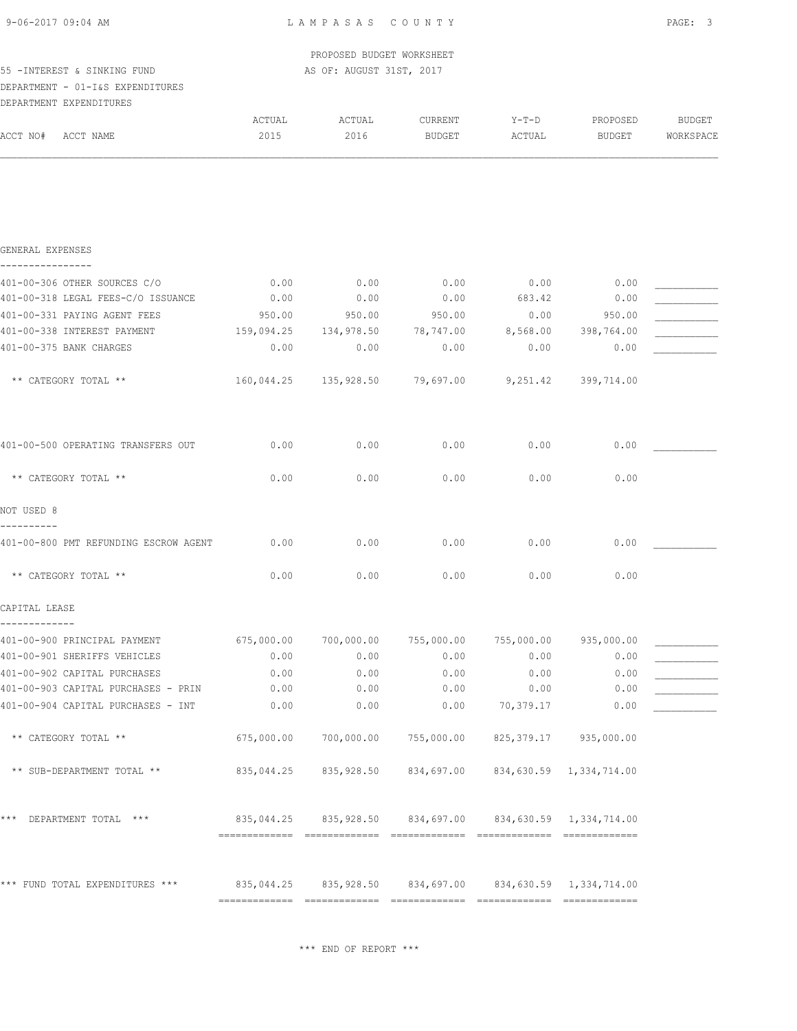LAMPASAS COUNTY

PROPOSED BUDGET WORKSHEET
AS OF: AUGUST 31ST, 2017

55 -INTEREST & SINKING FUND
DEPARTMENT - 01-I&S EXPENDITURES
DEPARTMENT EXPENDITURES

| ACCT NO# ACCT NAME | ACTUAL 2015 | ACTUAL 2016 | CURRENT BUDGET | Y-T-D ACTUAL | PROPOSED BUDGET | BUDGET WORKSPACE |
|---|---|---|---|---|---|---|
| **GENERAL EXPENSES** | | | | | | |
| 401-00-306 OTHER SOURCES C/O | 0.00 | 0.00 | 0.00 | 0.00 | 0.00 | ___________ |
| 401-00-318 LEGAL FEES-C/O ISSUANCE | 0.00 | 0.00 | 0.00 | 683.42 | 0.00 | ___________ |
| 401-00-331 PAYING AGENT FEES | 950.00 | 950.00 | 950.00 | 0.00 | 950.00 | ___________ |
| 401-00-338 INTEREST PAYMENT | 159,094.25 | 134,978.50 | 78,747.00 | 8,568.00 | 398,764.00 | ___________ |
| 401-00-375 BANK CHARGES | 0.00 | 0.00 | 0.00 | 0.00 | 0.00 | ___________ |
| ** CATEGORY TOTAL ** | 160,044.25 | 135,928.50 | 79,697.00 | 9,251.42 | 399,714.00 | |
| 401-00-500 OPERATING TRANSFERS OUT | 0.00 | 0.00 | 0.00 | 0.00 | 0.00 | ___________ |
| ** CATEGORY TOTAL ** | 0.00 | 0.00 | 0.00 | 0.00 | 0.00 | |
| **NOT USED 8** | | | | | | |
| 401-00-800 PMT REFUNDING ESCROW AGENT | 0.00 | 0.00 | 0.00 | 0.00 | 0.00 | ___________ |
| ** CATEGORY TOTAL ** | 0.00 | 0.00 | 0.00 | 0.00 | 0.00 | |
| **CAPITAL LEASE** | | | | | | |
| 401-00-900 PRINCIPAL PAYMENT | 675,000.00 | 700,000.00 | 755,000.00 | 755,000.00 | 935,000.00 | ___________ |
| 401-00-901 SHERIFFS VEHICLES | 0.00 | 0.00 | 0.00 | 0.00 | 0.00 | ___________ |
| 401-00-902 CAPITAL PURCHASES | 0.00 | 0.00 | 0.00 | 0.00 | 0.00 | ___________ |
| 401-00-903 CAPITAL PURCHASES - PRIN | 0.00 | 0.00 | 0.00 | 0.00 | 0.00 | ___________ |
| 401-00-904 CAPITAL PURCHASES - INT | 0.00 | 0.00 | 0.00 | 70,379.17 | 0.00 | ___________ |
| ** CATEGORY TOTAL ** | 675,000.00 | 700,000.00 | 755,000.00 | 825,379.17 | 935,000.00 | |
| ** SUB-DEPARTMENT TOTAL ** | 835,044.25 | 835,928.50 | 834,697.00 | 834,630.59 | 1,334,714.00 | |
| *** DEPARTMENT TOTAL *** | 835,044.25 | 835,928.50 | 834,697.00 | 834,630.59 | 1,334,714.00 | |
| *** FUND TOTAL EXPENDITURES *** | 835,044.25 | 835,928.50 | 834,697.00 | 834,630.59 | 1,334,714.00 | |

*** END OF REPORT ***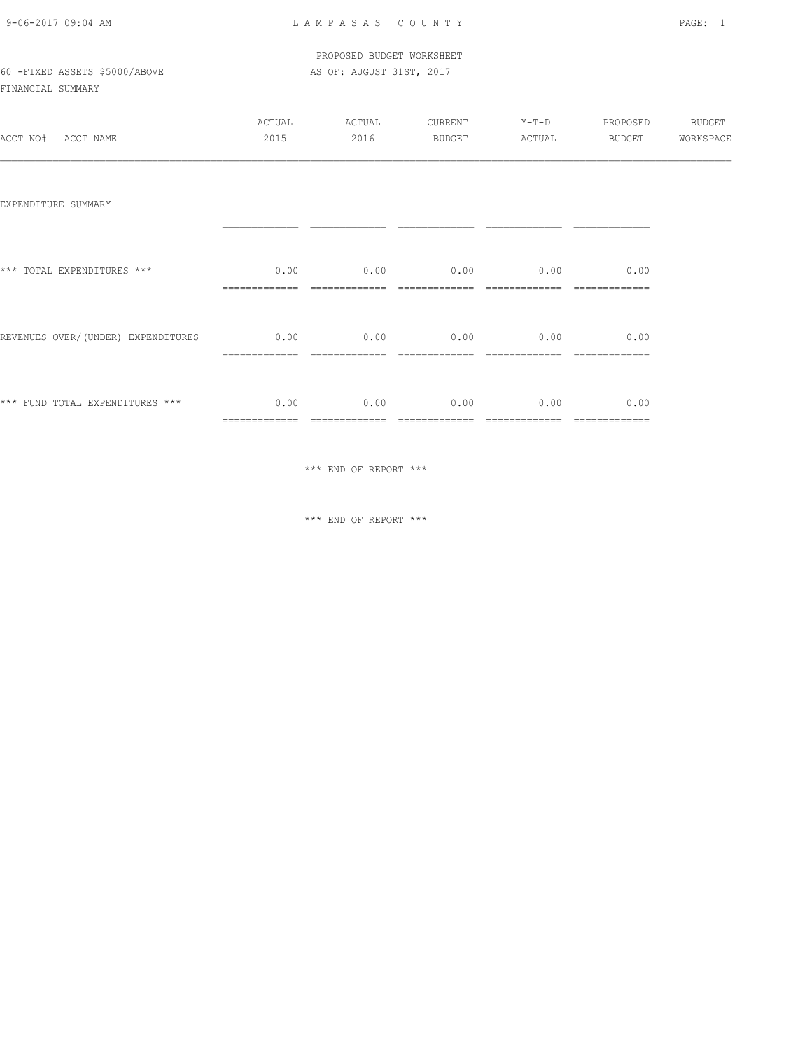PROPOSED BUDGET WORKSHEET

60 -FIXED ASSETS $5000/ABOVE AS OF: AUGUST 31ST, 2017

FINANCIAL SUMMARY

| ACCT NO# ACCT NAME | ACTUAL 2015 | ACTUAL 2016 | CURRENT BUDGET | Y-T-D ACTUAL | PROPOSED BUDGET | BUDGET WORKSPACE |
|---|---|---|---|---|---|---|
| EXPENDITURE SUMMARY | | | | | | |
| *** TOTAL EXPENDITURES *** | 0.00 | 0.00 | 0.00 | 0.00 | 0.00 | |
| REVENUES OVER/(UNDER) EXPENDITURES | 0.00 | 0.00 | 0.00 | 0.00 | 0.00 | |
| *** FUND TOTAL EXPENDITURES *** | 0.00 | 0.00 | 0.00 | 0.00 | 0.00 | |

*** END OF REPORT ***

*** END OF REPORT ***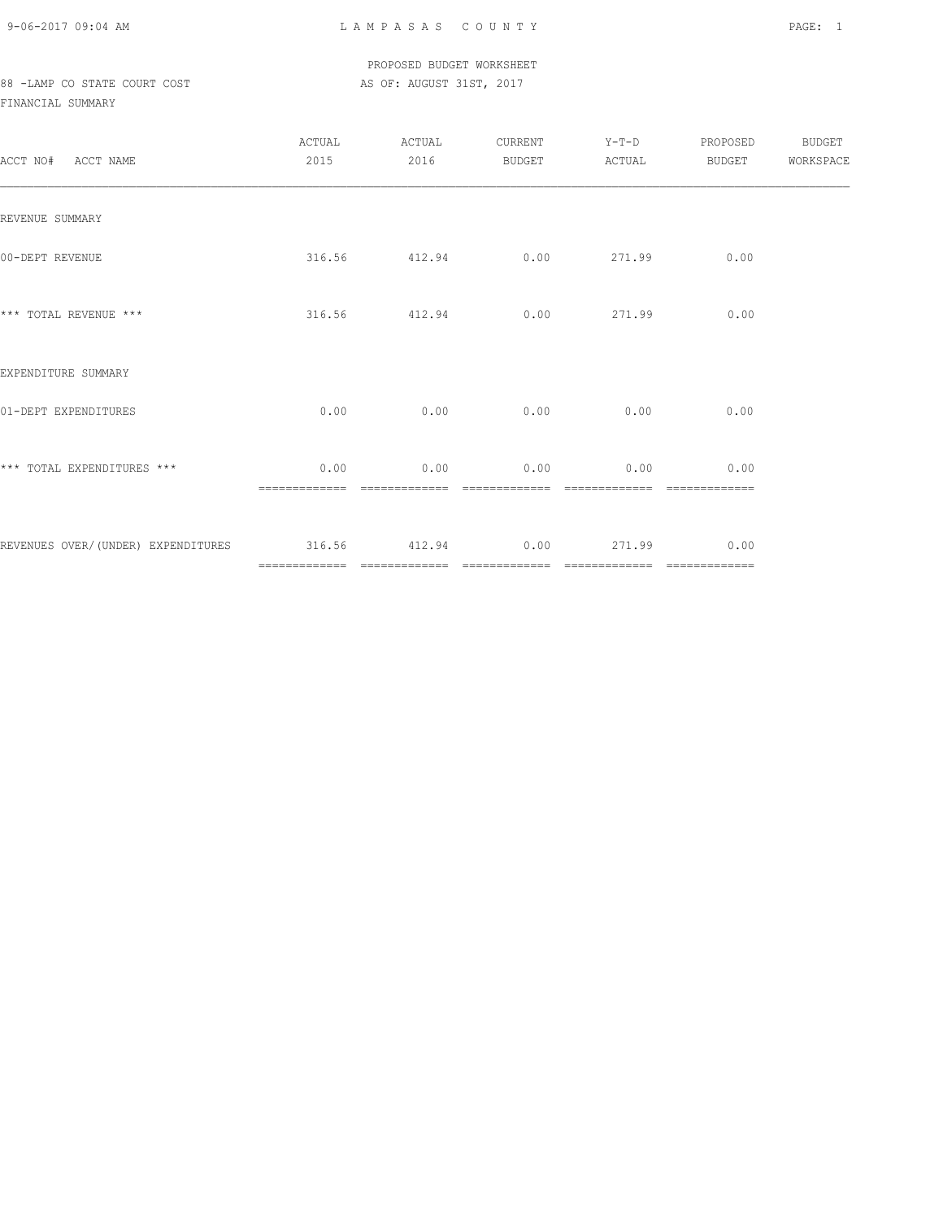LAMPASAS COUNTY

PROPOSED BUDGET WORKSHEET

88 -LAMP CO STATE COURT COST AS OF: AUGUST 31ST, 2017

FINANCIAL SUMMARY

| ACCT NO# ACCT NAME | ACTUAL 2015 | ACTUAL 2016 | CURRENT BUDGET | Y-T-D ACTUAL | PROPOSED BUDGET | BUDGET WORKSPACE |
|---|---|---|---|---|---|---|
| REVENUE SUMMARY | | | | | | |
| 00-DEPT REVENUE | 316.56 | 412.94 | 0.00 | 271.99 | 0.00 | |
| *** TOTAL REVENUE *** | 316.56 | 412.94 | 0.00 | 271.99 | 0.00 | |
| EXPENDITURE SUMMARY | | | | | | |
| 01-DEPT EXPENDITURES | 0.00 | 0.00 | 0.00 | 0.00 | 0.00 | |
| *** TOTAL EXPENDITURES *** | 0.00 | 0.00 | 0.00 | 0.00 | 0.00 | |
| REVENUES OVER/(UNDER) EXPENDITURES | 316.56 | 412.94 | 0.00 | 271.99 | 0.00 | |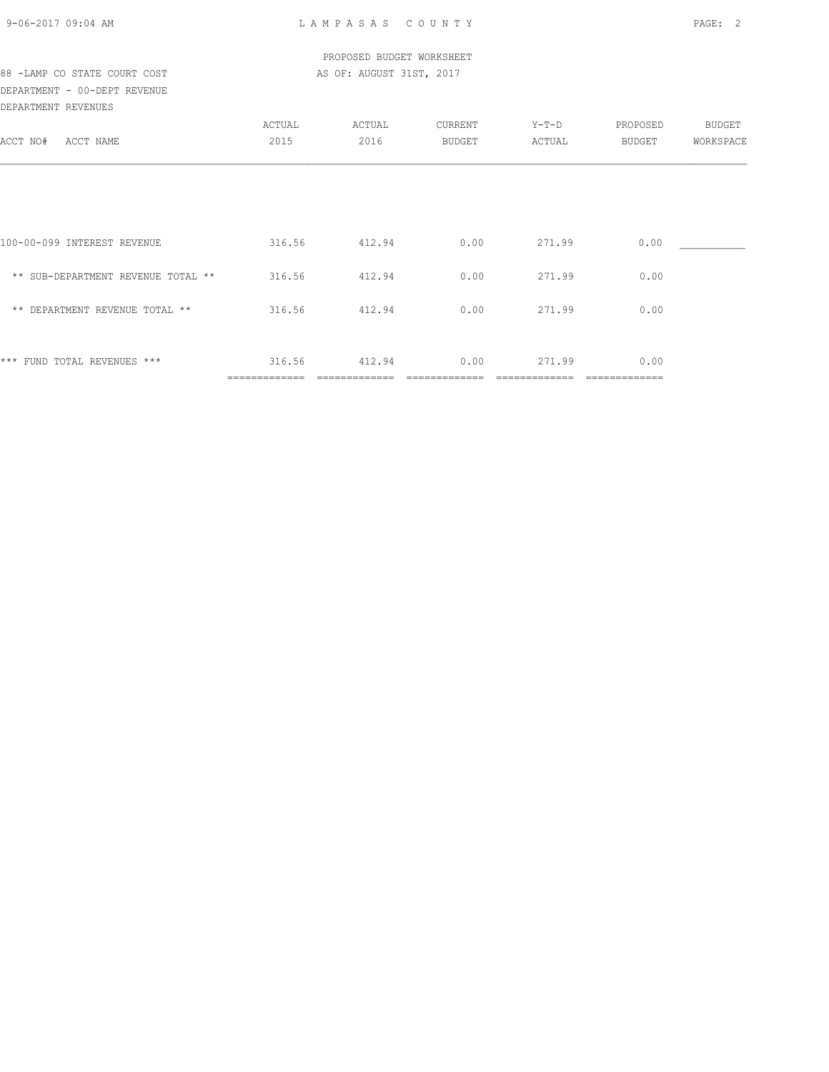PROPOSED BUDGET WORKSHEET

88 -LAMP CO STATE COURT COST — AS OF: AUGUST 31ST, 2017

DEPARTMENT - 00-DEPT REVENUE

DEPARTMENT REVENUES

| ACCT NO# ACCT NAME | ACTUAL 2015 | ACTUAL 2016 | CURRENT BUDGET | Y-T-D ACTUAL | PROPOSED BUDGET | BUDGET WORKSPACE |
|---|---|---|---|---|---|---|
| 100-00-099 INTEREST REVENUE | 316.56 | 412.94 | 0.00 | 271.99 | 0.00 | ___________ |
| ** SUB-DEPARTMENT REVENUE TOTAL ** | 316.56 | 412.94 | 0.00 | 271.99 | 0.00 | |
| ** DEPARTMENT REVENUE TOTAL ** | 316.56 | 412.94 | 0.00 | 271.99 | 0.00 | |
| *** FUND TOTAL REVENUES *** | 316.56 | 412.94 | 0.00 | 271.99 | 0.00 | |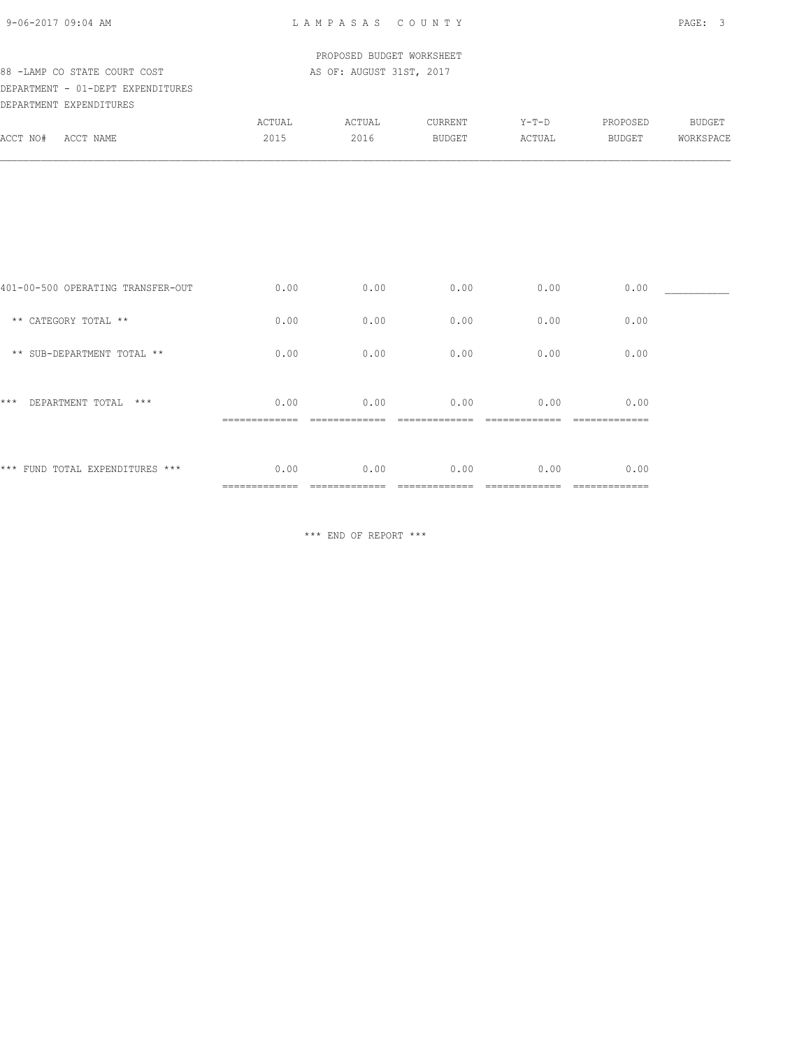PROPOSED BUDGET WORKSHEET

88 -LAMP CO STATE COURT COST AS OF: AUGUST 31ST, 2017

DEPARTMENT - 01-DEPT EXPENDITURES

DEPARTMENT EXPENDITURES

| ACCT NO# ACCT NAME | ACTUAL 2015 | ACTUAL 2016 | CURRENT BUDGET | Y-T-D ACTUAL | PROPOSED BUDGET | BUDGET WORKSPACE |
|---|---|---|---|---|---|---|
| 401-00-500 OPERATING TRANSFER-OUT | 0.00 | 0.00 | 0.00 | 0.00 | 0.00 | ___________ |
| ** CATEGORY TOTAL ** | 0.00 | 0.00 | 0.00 | 0.00 | 0.00 | |
| ** SUB-DEPARTMENT TOTAL ** | 0.00 | 0.00 | 0.00 | 0.00 | 0.00 | |
| *** DEPARTMENT TOTAL *** | 0.00 | 0.00 | 0.00 | 0.00 | 0.00 | |
| *** FUND TOTAL EXPENDITURES *** | 0.00 | 0.00 | 0.00 | 0.00 | 0.00 | |

*** END OF REPORT ***